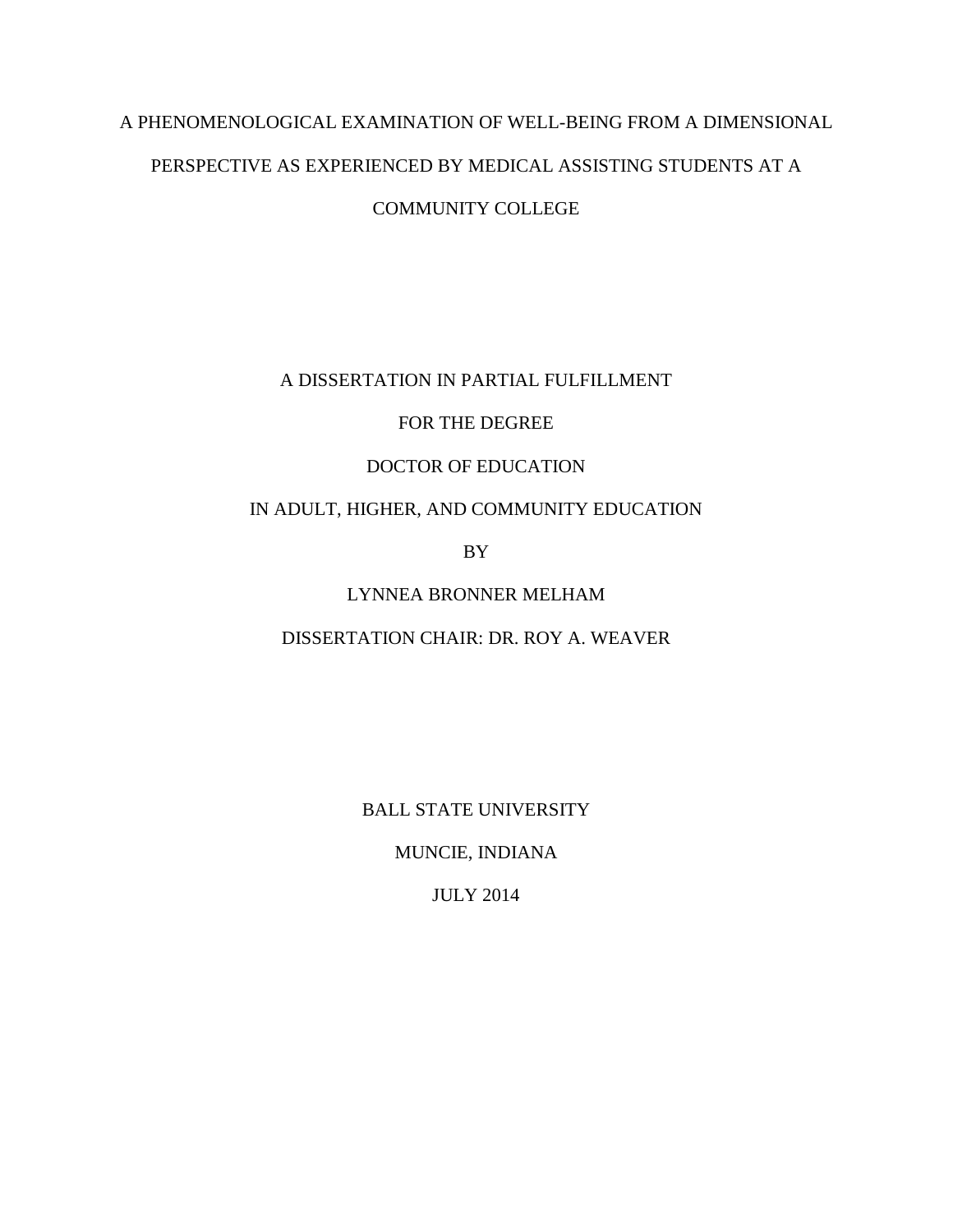# A PHENOMENOLOGICAL EXAMINATION OF WELL-BEING FROM A DIMENSIONAL PERSPECTIVE AS EXPERIENCED BY MEDICAL ASSISTING STUDENTS AT A COMMUNITY COLLEGE

A DISSERTATION IN PARTIAL FULFILLMENT

FOR THE DEGREE

DOCTOR OF EDUCATION

IN ADULT, HIGHER, AND COMMUNITY EDUCATION

BY

LYNNEA BRONNER MELHAM

DISSERTATION CHAIR: DR. ROY A. WEAVER

BALL STATE UNIVERSITY

MUNCIE, INDIANA

JULY 2014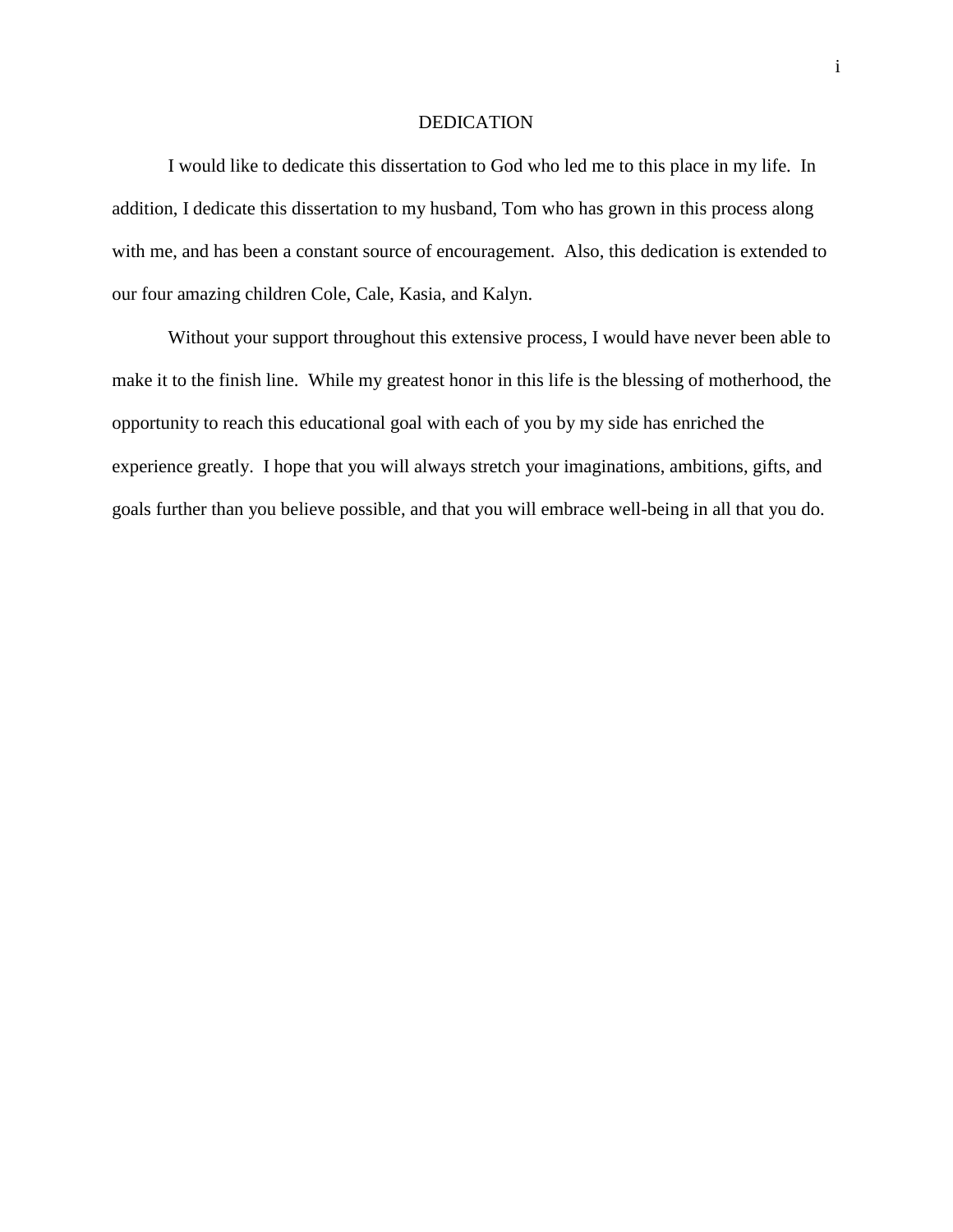# DEDICATION

I would like to dedicate this dissertation to God who led me to this place in my life. In addition, I dedicate this dissertation to my husband, Tom who has grown in this process along with me, and has been a constant source of encouragement. Also, this dedication is extended to our four amazing children Cole, Cale, Kasia, and Kalyn.

Without your support throughout this extensive process, I would have never been able to make it to the finish line. While my greatest honor in this life is the blessing of motherhood, the opportunity to reach this educational goal with each of you by my side has enriched the experience greatly. I hope that you will always stretch your imaginations, ambitions, gifts, and goals further than you believe possible, and that you will embrace well-being in all that you do.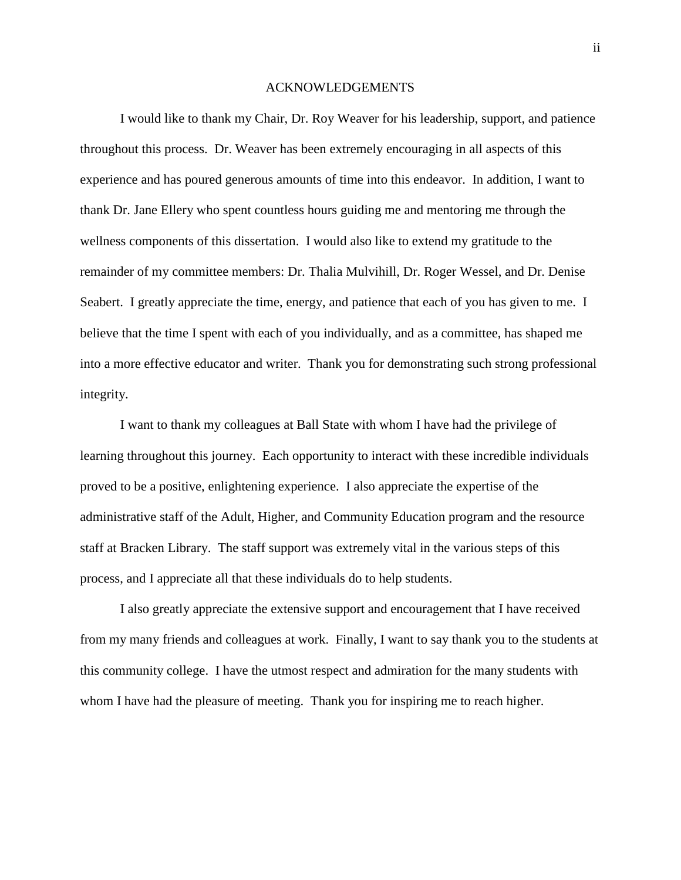# ACKNOWLEDGEMENTS

I would like to thank my Chair, Dr. Roy Weaver for his leadership, support, and patience throughout this process. Dr. Weaver has been extremely encouraging in all aspects of this experience and has poured generous amounts of time into this endeavor. In addition, I want to thank Dr. Jane Ellery who spent countless hours guiding me and mentoring me through the wellness components of this dissertation. I would also like to extend my gratitude to the remainder of my committee members: Dr. Thalia Mulvihill, Dr. Roger Wessel, and Dr. Denise Seabert. I greatly appreciate the time, energy, and patience that each of you has given to me. I believe that the time I spent with each of you individually, and as a committee, has shaped me into a more effective educator and writer. Thank you for demonstrating such strong professional integrity.

I want to thank my colleagues at Ball State with whom I have had the privilege of learning throughout this journey. Each opportunity to interact with these incredible individuals proved to be a positive, enlightening experience. I also appreciate the expertise of the administrative staff of the Adult, Higher, and Community Education program and the resource staff at Bracken Library. The staff support was extremely vital in the various steps of this process, and I appreciate all that these individuals do to help students.

I also greatly appreciate the extensive support and encouragement that I have received from my many friends and colleagues at work. Finally, I want to say thank you to the students at this community college. I have the utmost respect and admiration for the many students with whom I have had the pleasure of meeting. Thank you for inspiring me to reach higher.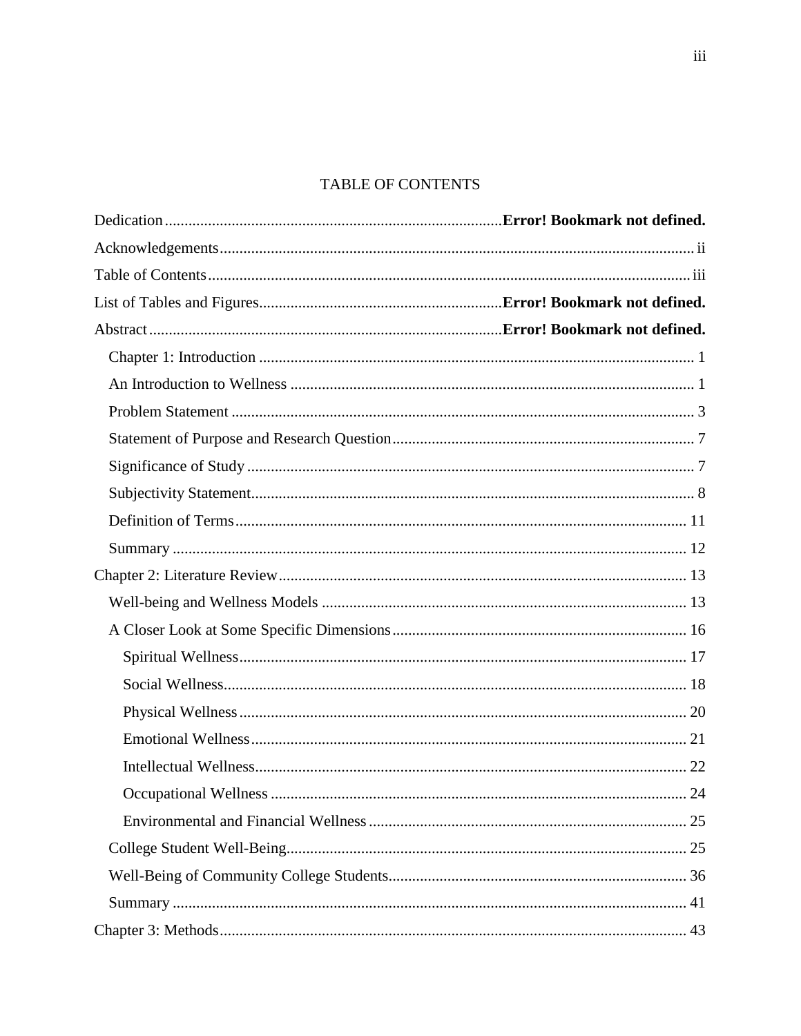# TABLE OF CONTENTS

Dedication .................................................. **Error! Bookmark not defined.**

Acknowledgements .................................................. ii

Table of Contents .................................................. iii

List of Tables and Figures .................................................. **Error! Bookmark not defined.**

Abstract .................................................. **Error! Bookmark not defined.**

- Chapter 1: Introduction .................................................. 1
- An Introduction to Wellness .................................................. 1
- Problem Statement .................................................. 3
- Statement of Purpose and Research Question .................................................. 7
- Significance of Study .................................................. 7
- Subjectivity Statement .................................................. 8
- Definition of Terms .................................................. 11
- Summary .................................................. 12

Chapter 2: Literature Review .................................................. 13

- Well-being and Wellness Models .................................................. 13
- A Closer Look at Some Specific Dimensions .................................................. 16
  - Spiritual Wellness .................................................. 17
  - Social Wellness .................................................. 18
  - Physical Wellness .................................................. 20
  - Emotional Wellness .................................................. 21
  - Intellectual Wellness .................................................. 22
  - Occupational Wellness .................................................. 24
  - Environmental and Financial Wellness .................................................. 25
- College Student Well-Being .................................................. 25
- Well-Being of Community College Students .................................................. 36
- Summary .................................................. 41

Chapter 3: Methods .................................................. 43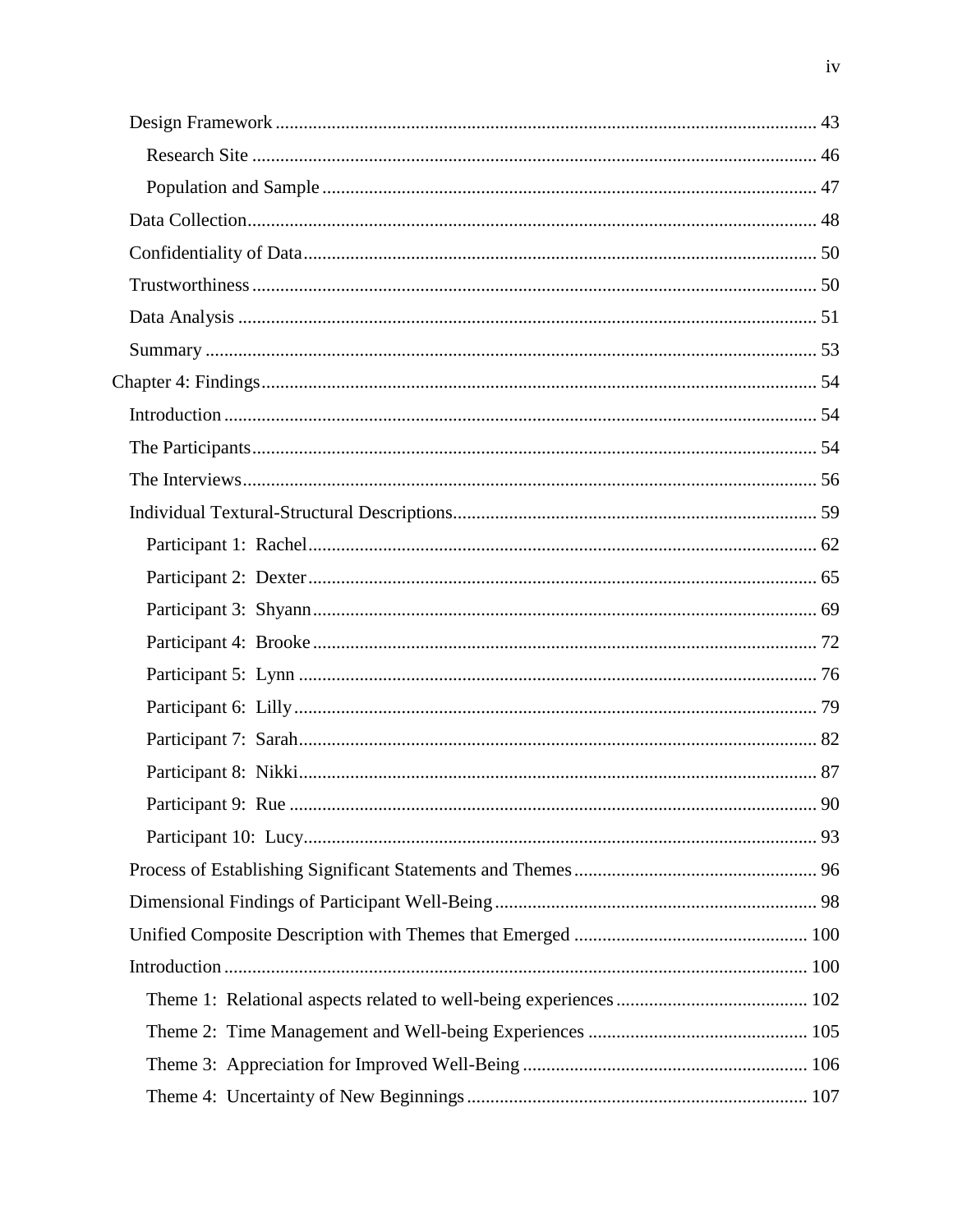Design Framework ................................................................................................. 43

Research Site ................................................................................................. 46

Population and Sample ................................................................................. 47

Data Collection ..................................................................................................... 48

Confidentiality of Data .......................................................................................... 50

Trustworthiness ..................................................................................................... 50

Data Analysis ........................................................................................................ 51

Summary ............................................................................................................... 53

Chapter 4: Findings ...................................................................................................... 54

Introduction ........................................................................................................... 54

The Participants ..................................................................................................... 54

The Interviews ....................................................................................................... 56

Individual Textural-Structural Descriptions ........................................................... 59

Participant 1: Rachel ...................................................................................... 62

Participant 2: Dexter ...................................................................................... 65

Participant 3: Shyann ..................................................................................... 69

Participant 4: Brooke ..................................................................................... 72

Participant 5: Lynn ......................................................................................... 76

Participant 6: Lilly .......................................................................................... 79

Participant 7: Sarah ........................................................................................ 82

Participant 8: Nikki ........................................................................................ 87

Participant 9: Rue ........................................................................................... 90

Participant 10: Lucy ........................................................................................ 93

Process of Establishing Significant Statements and Themes ................................. 96

Dimensional Findings of Participant Well-Being ................................................... 98

Unified Composite Description with Themes that Emerged ................................. 100

Introduction ........................................................................................................... 100

Theme 1: Relational aspects related to well-being experiences ...................... 102

Theme 2: Time Management and Well-being Experiences ............................. 105

Theme 3: Appreciation for Improved Well-Being ........................................... 106

Theme 4: Uncertainty of New Beginnings ...................................................... 107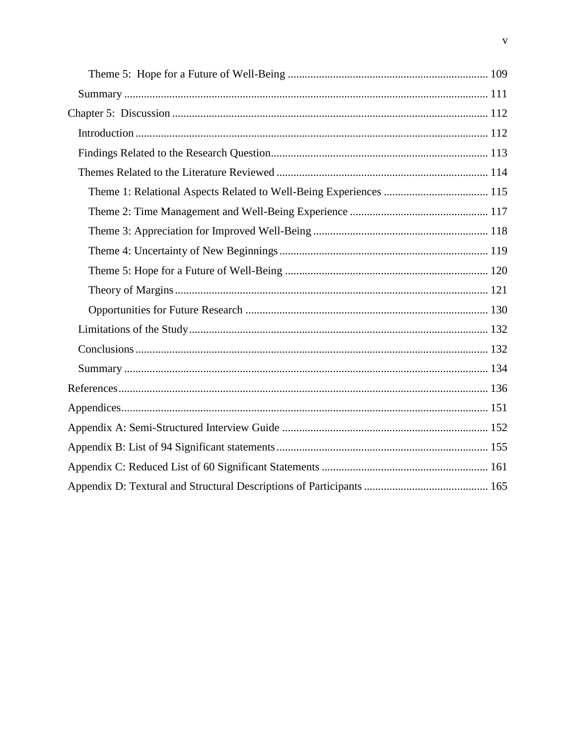Theme 5: Hope for a Future of Well-Being ........................................................................ 109

Summary ................................................................................................................... 111

Chapter 5: Discussion ..................................................................................................... 112

Introduction ................................................................................................................ 112

Findings Related to the Research Question ............................................................... 113

Themes Related to the Literature Reviewed .............................................................. 114

Theme 1: Relational Aspects Related to Well-Being Experiences ........................ 115

Theme 2: Time Management and Well-Being Experience .................................... 117

Theme 3: Appreciation for Improved Well-Being ................................................. 118

Theme 4: Uncertainty of New Beginnings ............................................................ 119

Theme 5: Hope for a Future of Well-Being ........................................................... 120

Theory of Margins .................................................................................................. 121

Opportunities for Future Research ......................................................................... 130

Limitations of the Study .............................................................................................. 132

Conclusions ................................................................................................................. 132

Summary ..................................................................................................................... 134

References ........................................................................................................................ 136

Appendices ....................................................................................................................... 151

Appendix A: Semi-Structured Interview Guide ............................................................ 152

Appendix B: List of 94 Significant statements .............................................................. 155

Appendix C: Reduced List of 60 Significant Statements .............................................. 161

Appendix D: Textural and Structural Descriptions of Participants ................................ 165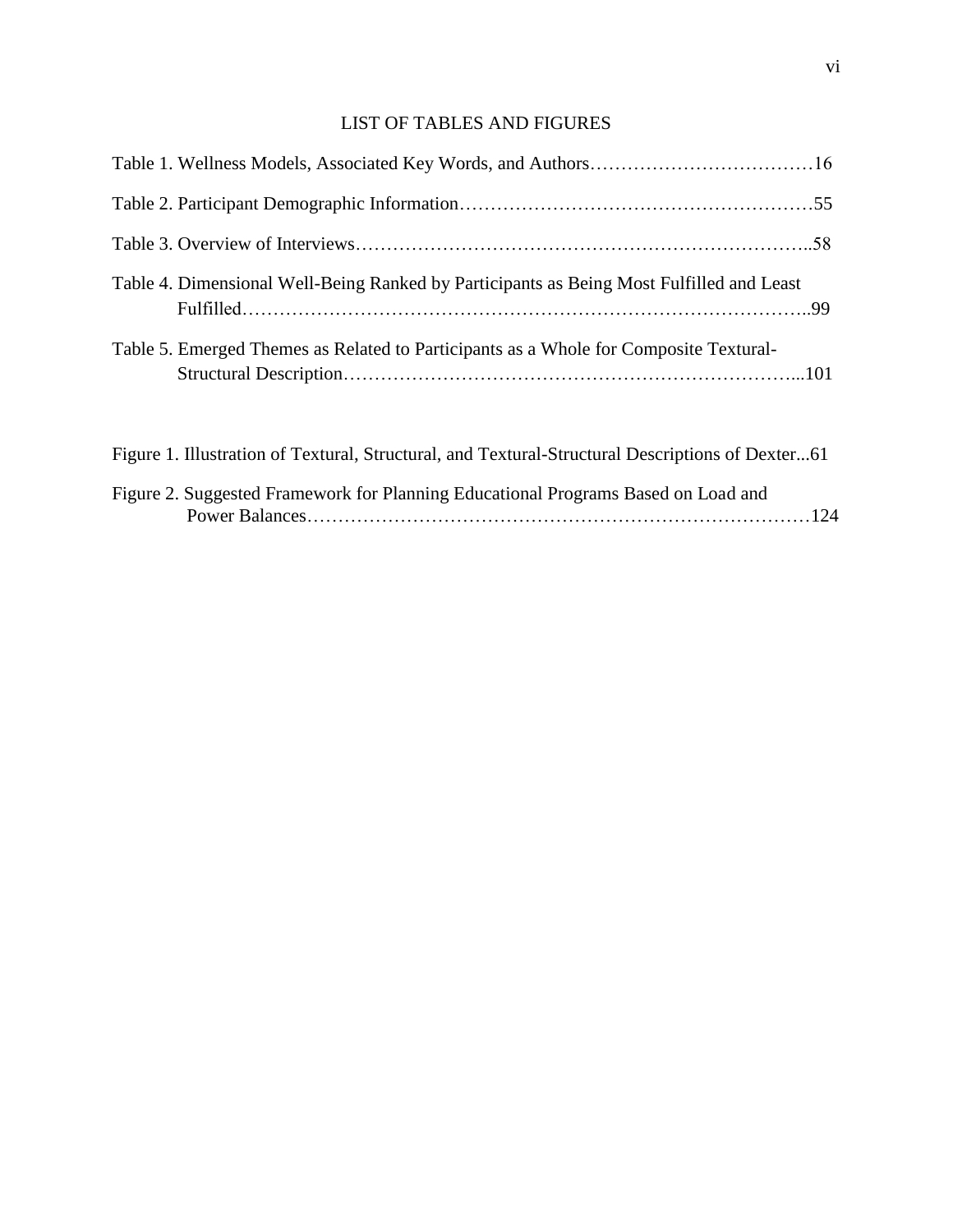# LIST OF TABLES AND FIGURES

Table 1. Wellness Models, Associated Key Words, and Authors……………………………16

Table 2. Participant Demographic Information…………………………………………….55

Table 3. Overview of Interviews……………………………………………………………..58

Table 4. Dimensional Well-Being Ranked by Participants as Being Most Fulfilled and Least Fulfilled…………………………………………………………………………..99

Table 5. Emerged Themes as Related to Participants as a Whole for Composite Textural-Structural Description…………………………………………………………...101

Figure 1. Illustration of Textural, Structural, and Textural-Structural Descriptions of Dexter...61

Figure 2. Suggested Framework for Planning Educational Programs Based on Load and Power Balances……………………………………………………………………124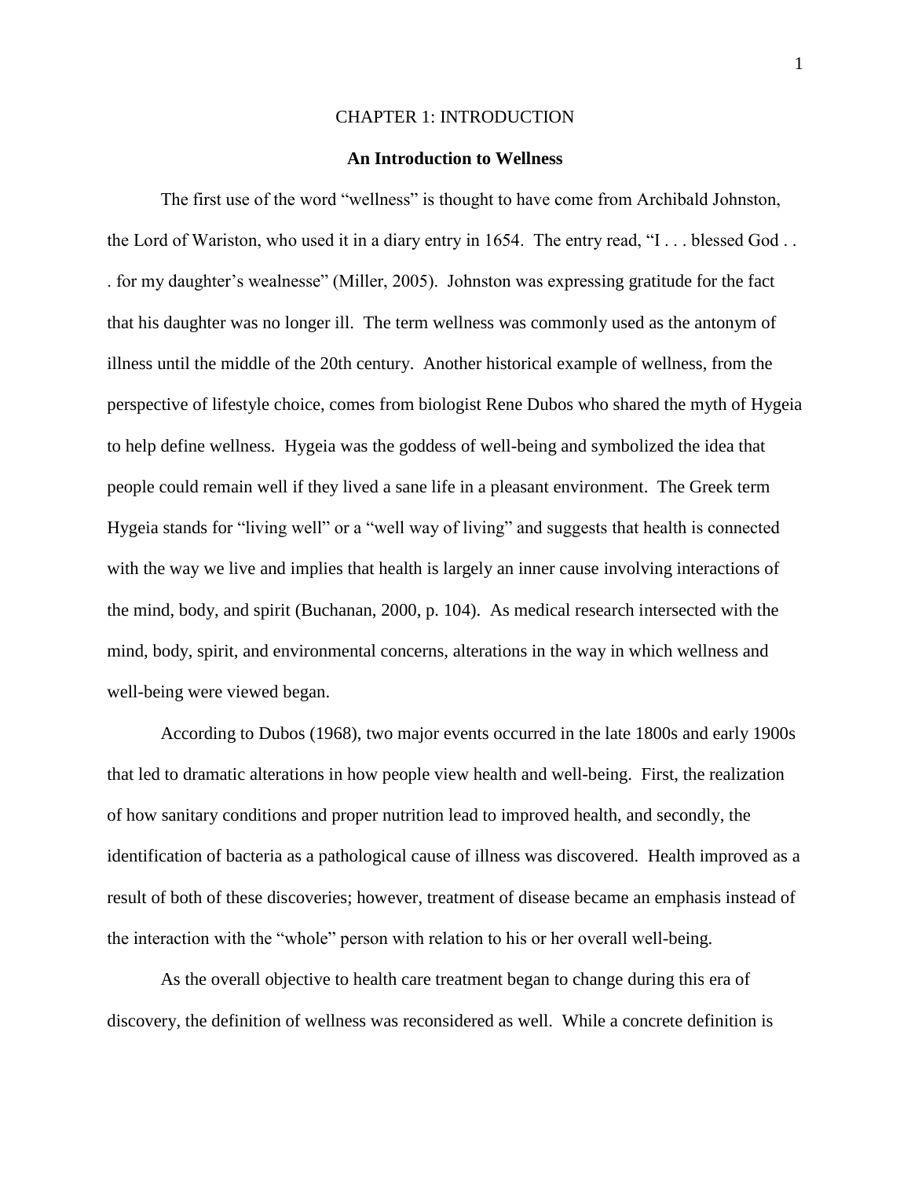# CHAPTER 1: INTRODUCTION

## An Introduction to Wellness

The first use of the word "wellness" is thought to have come from Archibald Johnston, the Lord of Wariston, who used it in a diary entry in 1654. The entry read, "I . . . blessed God . . . for my daughter's wealnesse" (Miller, 2005). Johnston was expressing gratitude for the fact that his daughter was no longer ill. The term wellness was commonly used as the antonym of illness until the middle of the 20th century. Another historical example of wellness, from the perspective of lifestyle choice, comes from biologist Rene Dubos who shared the myth of Hygeia to help define wellness. Hygeia was the goddess of well-being and symbolized the idea that people could remain well if they lived a sane life in a pleasant environment. The Greek term Hygeia stands for "living well" or a "well way of living" and suggests that health is connected with the way we live and implies that health is largely an inner cause involving interactions of the mind, body, and spirit (Buchanan, 2000, p. 104). As medical research intersected with the mind, body, spirit, and environmental concerns, alterations in the way in which wellness and well-being were viewed began.

According to Dubos (1968), two major events occurred in the late 1800s and early 1900s that led to dramatic alterations in how people view health and well-being. First, the realization of how sanitary conditions and proper nutrition lead to improved health, and secondly, the identification of bacteria as a pathological cause of illness was discovered. Health improved as a result of both of these discoveries; however, treatment of disease became an emphasis instead of the interaction with the "whole" person with relation to his or her overall well-being.

As the overall objective to health care treatment began to change during this era of discovery, the definition of wellness was reconsidered as well. While a concrete definition is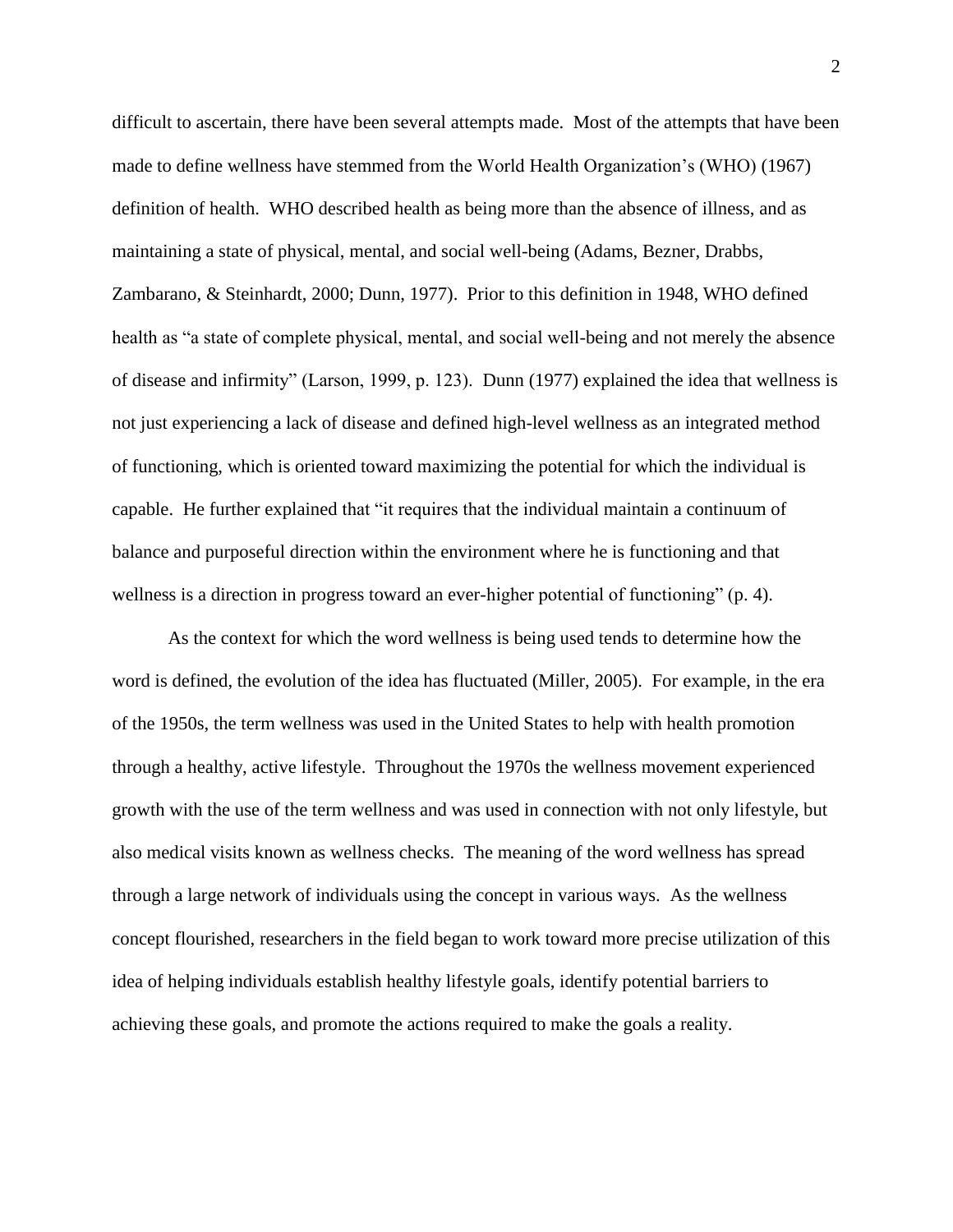difficult to ascertain, there have been several attempts made. Most of the attempts that have been made to define wellness have stemmed from the World Health Organization's (WHO) (1967) definition of health. WHO described health as being more than the absence of illness, and as maintaining a state of physical, mental, and social well-being (Adams, Bezner, Drabbs, Zambarano, & Steinhardt, 2000; Dunn, 1977). Prior to this definition in 1948, WHO defined health as "a state of complete physical, mental, and social well-being and not merely the absence of disease and infirmity" (Larson, 1999, p. 123). Dunn (1977) explained the idea that wellness is not just experiencing a lack of disease and defined high-level wellness as an integrated method of functioning, which is oriented toward maximizing the potential for which the individual is capable. He further explained that "it requires that the individual maintain a continuum of balance and purposeful direction within the environment where he is functioning and that wellness is a direction in progress toward an ever-higher potential of functioning" (p. 4).

As the context for which the word wellness is being used tends to determine how the word is defined, the evolution of the idea has fluctuated (Miller, 2005). For example, in the era of the 1950s, the term wellness was used in the United States to help with health promotion through a healthy, active lifestyle. Throughout the 1970s the wellness movement experienced growth with the use of the term wellness and was used in connection with not only lifestyle, but also medical visits known as wellness checks. The meaning of the word wellness has spread through a large network of individuals using the concept in various ways. As the wellness concept flourished, researchers in the field began to work toward more precise utilization of this idea of helping individuals establish healthy lifestyle goals, identify potential barriers to achieving these goals, and promote the actions required to make the goals a reality.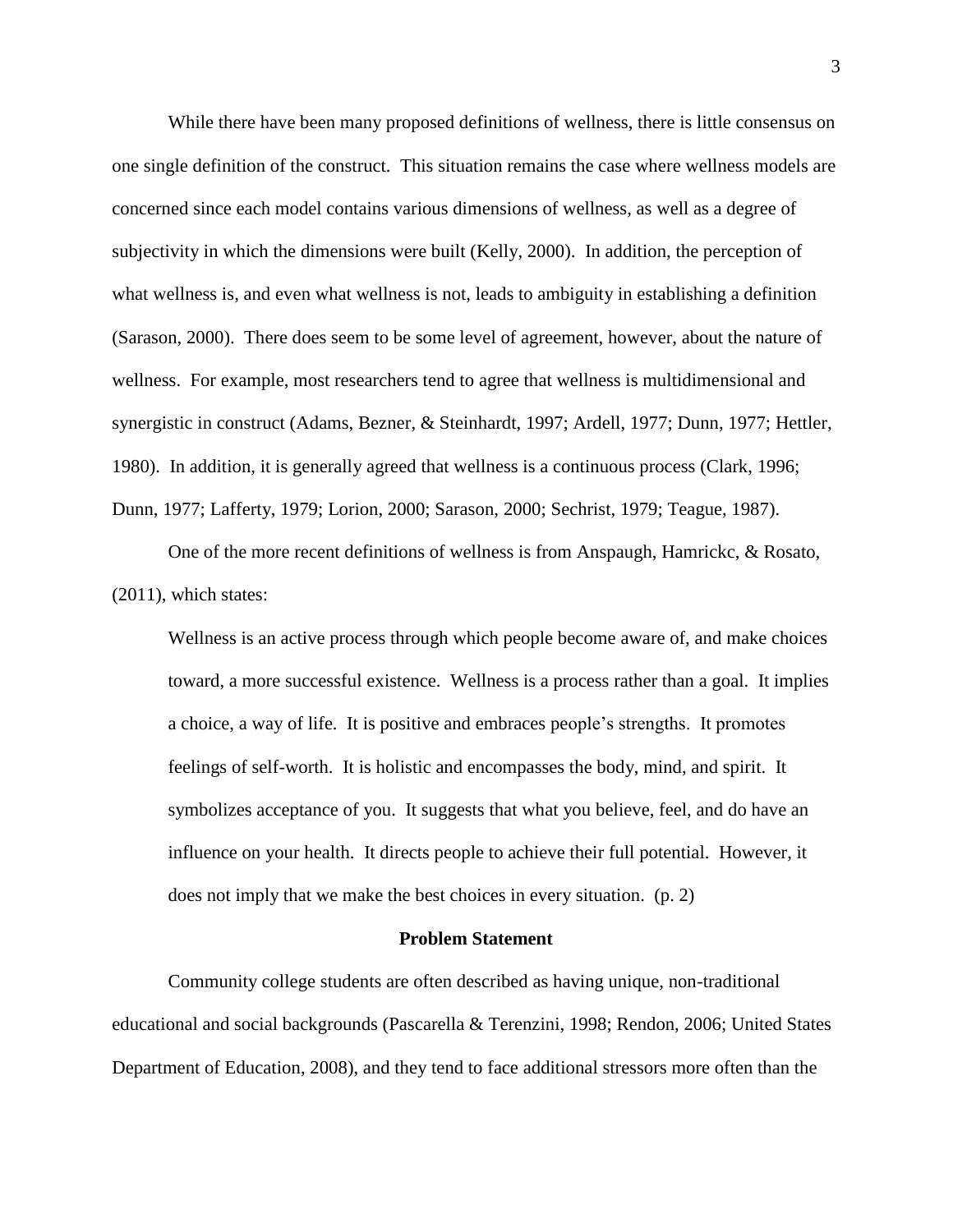While there have been many proposed definitions of wellness, there is little consensus on one single definition of the construct. This situation remains the case where wellness models are concerned since each model contains various dimensions of wellness, as well as a degree of subjectivity in which the dimensions were built (Kelly, 2000). In addition, the perception of what wellness is, and even what wellness is not, leads to ambiguity in establishing a definition (Sarason, 2000). There does seem to be some level of agreement, however, about the nature of wellness. For example, most researchers tend to agree that wellness is multidimensional and synergistic in construct (Adams, Bezner, & Steinhardt, 1997; Ardell, 1977; Dunn, 1977; Hettler, 1980). In addition, it is generally agreed that wellness is a continuous process (Clark, 1996; Dunn, 1977; Lafferty, 1979; Lorion, 2000; Sarason, 2000; Sechrist, 1979; Teague, 1987).

One of the more recent definitions of wellness is from Anspaugh, Hamrickc, & Rosato, (2011), which states:

> Wellness is an active process through which people become aware of, and make choices toward, a more successful existence. Wellness is a process rather than a goal. It implies a choice, a way of life. It is positive and embraces people's strengths. It promotes feelings of self-worth. It is holistic and encompasses the body, mind, and spirit. It symbolizes acceptance of you. It suggests that what you believe, feel, and do have an influence on your health. It directs people to achieve their full potential. However, it does not imply that we make the best choices in every situation. (p. 2)

## Problem Statement

Community college students are often described as having unique, non-traditional educational and social backgrounds (Pascarella & Terenzini, 1998; Rendon, 2006; United States Department of Education, 2008), and they tend to face additional stressors more often than the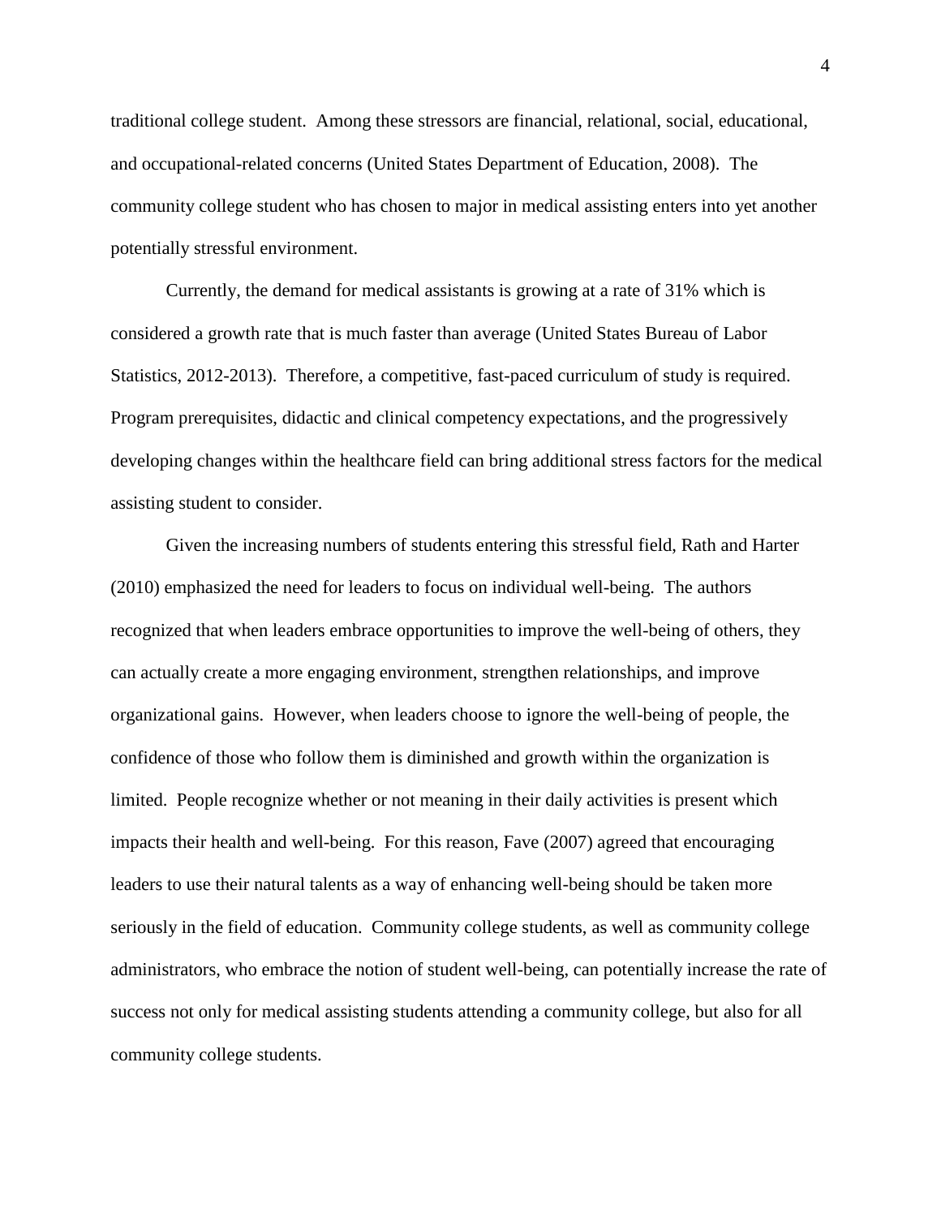traditional college student. Among these stressors are financial, relational, social, educational, and occupational-related concerns (United States Department of Education, 2008). The community college student who has chosen to major in medical assisting enters into yet another potentially stressful environment.

Currently, the demand for medical assistants is growing at a rate of 31% which is considered a growth rate that is much faster than average (United States Bureau of Labor Statistics, 2012-2013). Therefore, a competitive, fast-paced curriculum of study is required. Program prerequisites, didactic and clinical competency expectations, and the progressively developing changes within the healthcare field can bring additional stress factors for the medical assisting student to consider.

Given the increasing numbers of students entering this stressful field, Rath and Harter (2010) emphasized the need for leaders to focus on individual well-being. The authors recognized that when leaders embrace opportunities to improve the well-being of others, they can actually create a more engaging environment, strengthen relationships, and improve organizational gains. However, when leaders choose to ignore the well-being of people, the confidence of those who follow them is diminished and growth within the organization is limited. People recognize whether or not meaning in their daily activities is present which impacts their health and well-being. For this reason, Fave (2007) agreed that encouraging leaders to use their natural talents as a way of enhancing well-being should be taken more seriously in the field of education. Community college students, as well as community college administrators, who embrace the notion of student well-being, can potentially increase the rate of success not only for medical assisting students attending a community college, but also for all community college students.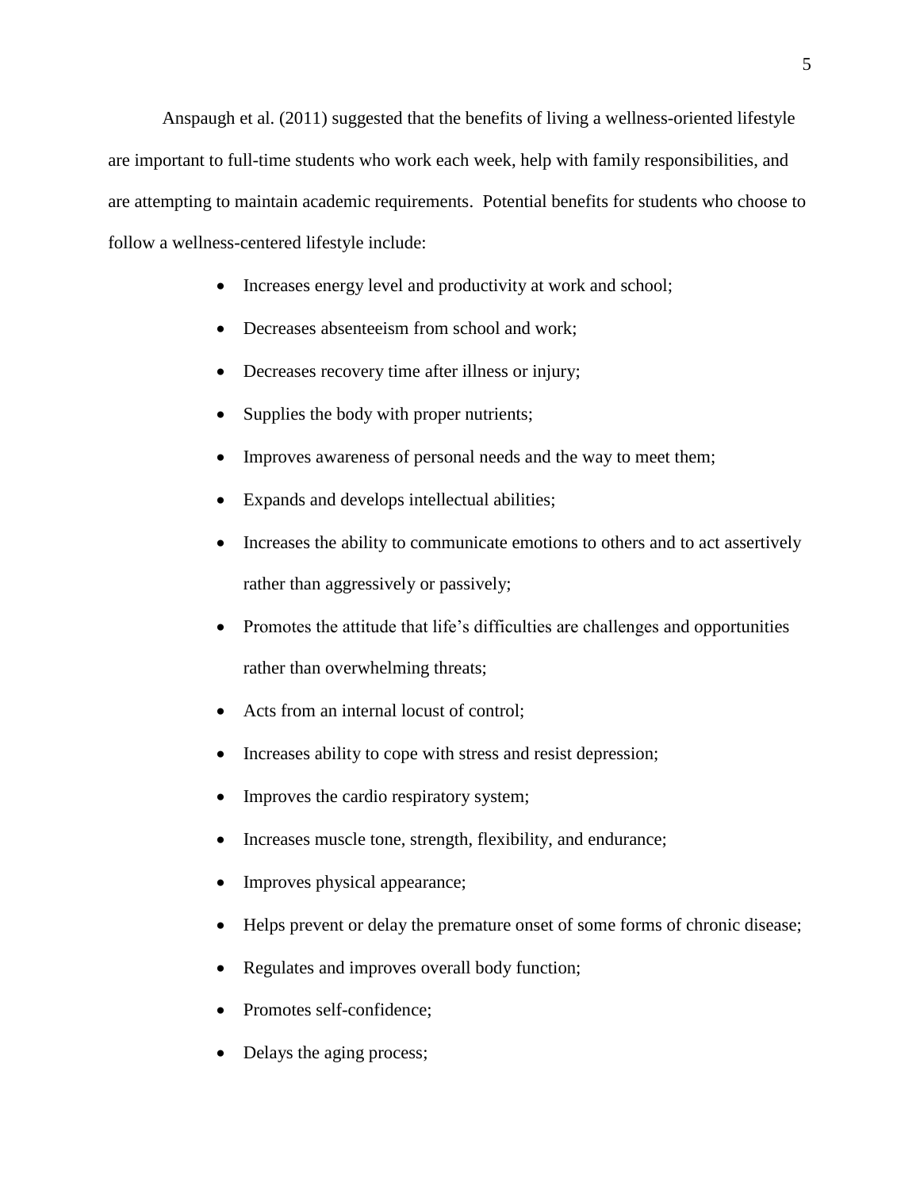Anspaugh et al. (2011) suggested that the benefits of living a wellness-oriented lifestyle are important to full-time students who work each week, help with family responsibilities, and are attempting to maintain academic requirements. Potential benefits for students who choose to follow a wellness-centered lifestyle include:

- Increases energy level and productivity at work and school;
- Decreases absenteeism from school and work;
- Decreases recovery time after illness or injury;
- Supplies the body with proper nutrients;
- Improves awareness of personal needs and the way to meet them;
- Expands and develops intellectual abilities;
- Increases the ability to communicate emotions to others and to act assertively rather than aggressively or passively;
- Promotes the attitude that life's difficulties are challenges and opportunities rather than overwhelming threats;
- Acts from an internal locus of control;
- Increases ability to cope with stress and resist depression;
- Improves the cardio respiratory system;
- Increases muscle tone, strength, flexibility, and endurance;
- Improves physical appearance;
- Helps prevent or delay the premature onset of some forms of chronic disease;
- Regulates and improves overall body function;
- Promotes self-confidence;
- Delays the aging process;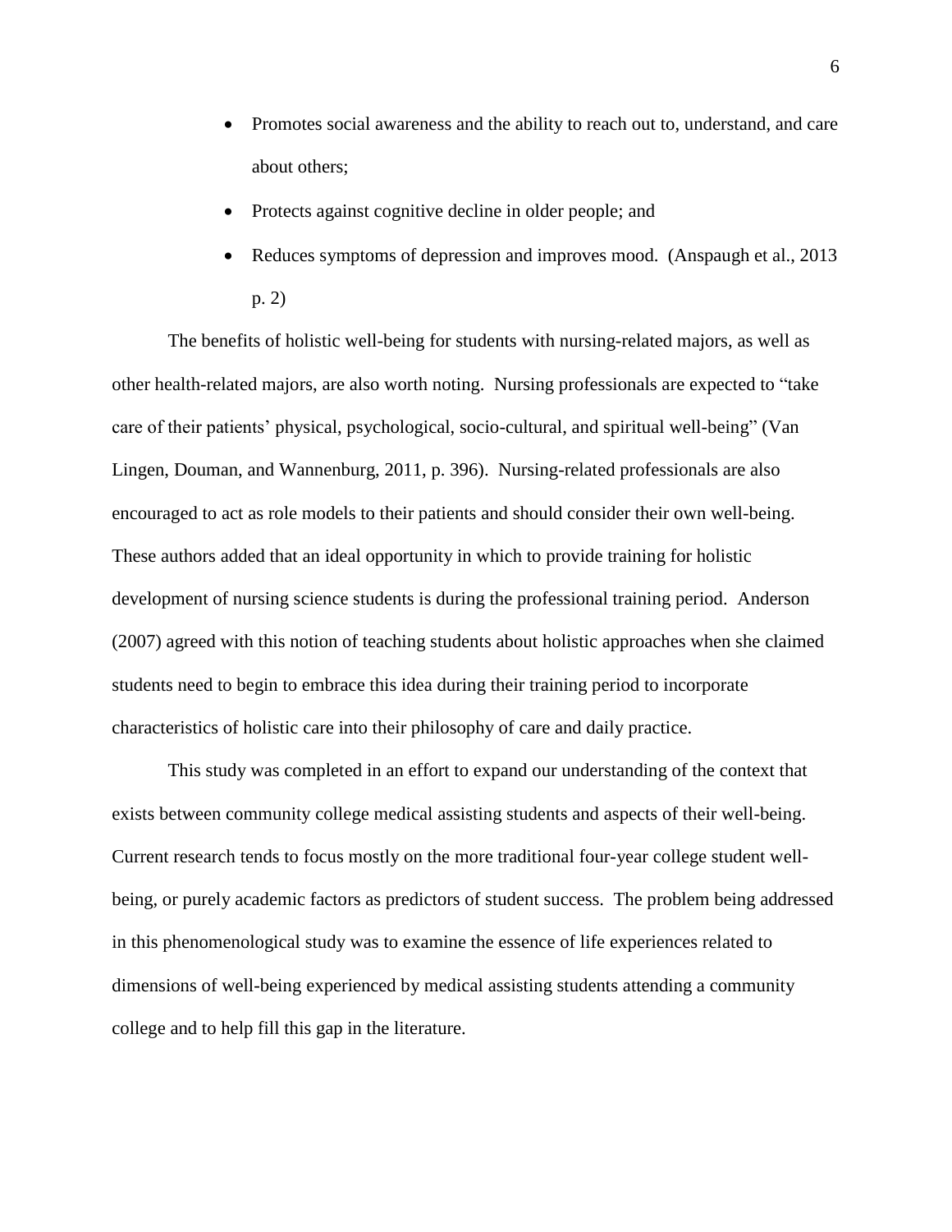- Promotes social awareness and the ability to reach out to, understand, and care about others;
- Protects against cognitive decline in older people; and
- Reduces symptoms of depression and improves mood. (Anspaugh et al., 2013 p. 2)

The benefits of holistic well-being for students with nursing-related majors, as well as other health-related majors, are also worth noting. Nursing professionals are expected to "take care of their patients' physical, psychological, socio-cultural, and spiritual well-being" (Van Lingen, Douman, and Wannenburg, 2011, p. 396). Nursing-related professionals are also encouraged to act as role models to their patients and should consider their own well-being. These authors added that an ideal opportunity in which to provide training for holistic development of nursing science students is during the professional training period. Anderson (2007) agreed with this notion of teaching students about holistic approaches when she claimed students need to begin to embrace this idea during their training period to incorporate characteristics of holistic care into their philosophy of care and daily practice.

This study was completed in an effort to expand our understanding of the context that exists between community college medical assisting students and aspects of their well-being. Current research tends to focus mostly on the more traditional four-year college student well-being, or purely academic factors as predictors of student success. The problem being addressed in this phenomenological study was to examine the essence of life experiences related to dimensions of well-being experienced by medical assisting students attending a community college and to help fill this gap in the literature.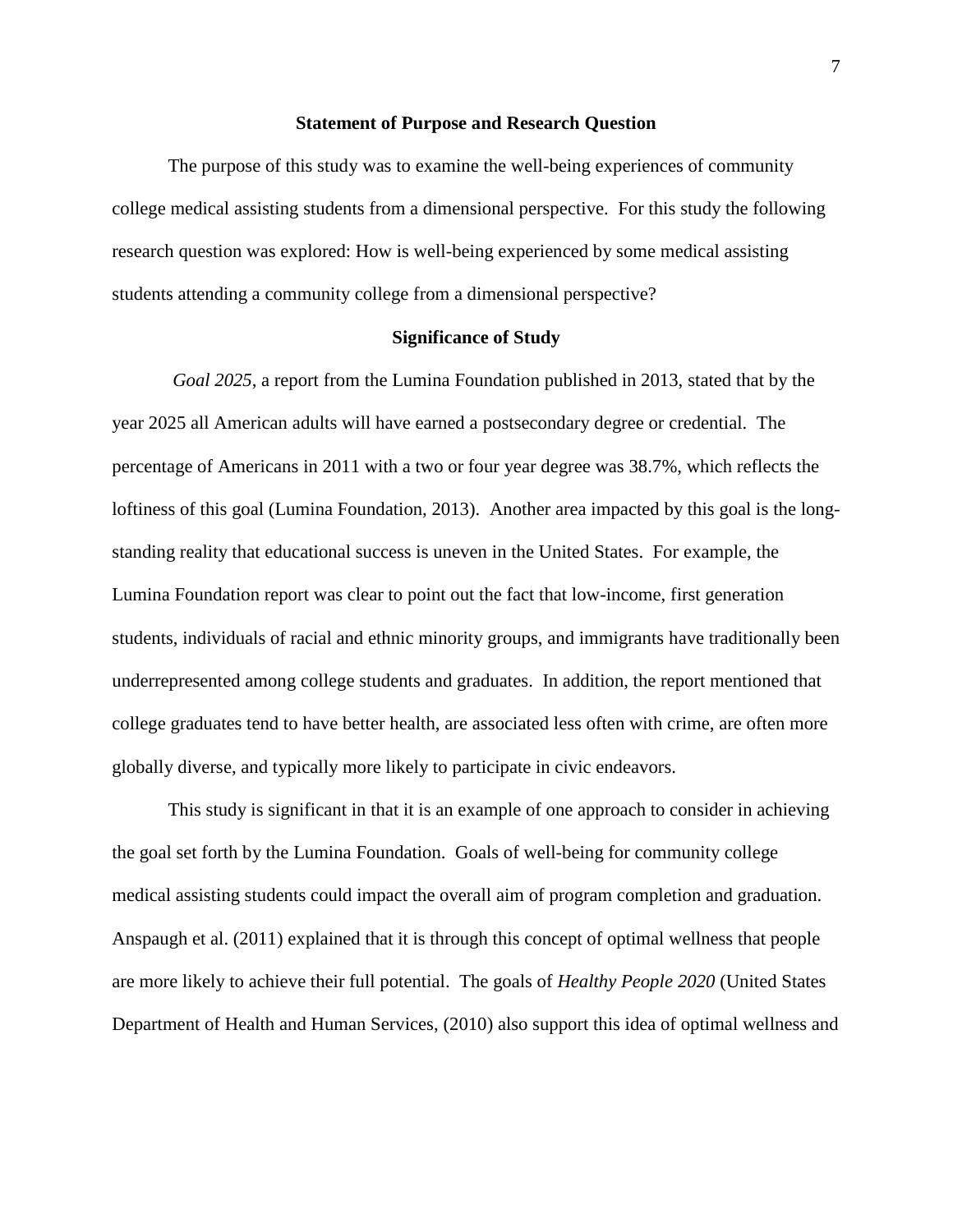## Statement of Purpose and Research Question

The purpose of this study was to examine the well-being experiences of community college medical assisting students from a dimensional perspective. For this study the following research question was explored: How is well-being experienced by some medical assisting students attending a community college from a dimensional perspective?

## Significance of Study

*Goal 2025*, a report from the Lumina Foundation published in 2013, stated that by the year 2025 all American adults will have earned a postsecondary degree or credential. The percentage of Americans in 2011 with a two or four year degree was 38.7%, which reflects the loftiness of this goal (Lumina Foundation, 2013). Another area impacted by this goal is the long-standing reality that educational success is uneven in the United States. For example, the Lumina Foundation report was clear to point out the fact that low-income, first generation students, individuals of racial and ethnic minority groups, and immigrants have traditionally been underrepresented among college students and graduates. In addition, the report mentioned that college graduates tend to have better health, are associated less often with crime, are often more globally diverse, and typically more likely to participate in civic endeavors.

This study is significant in that it is an example of one approach to consider in achieving the goal set forth by the Lumina Foundation. Goals of well-being for community college medical assisting students could impact the overall aim of program completion and graduation. Anspaugh et al. (2011) explained that it is through this concept of optimal wellness that people are more likely to achieve their full potential. The goals of *Healthy People 2020* (United States Department of Health and Human Services, (2010) also support this idea of optimal wellness and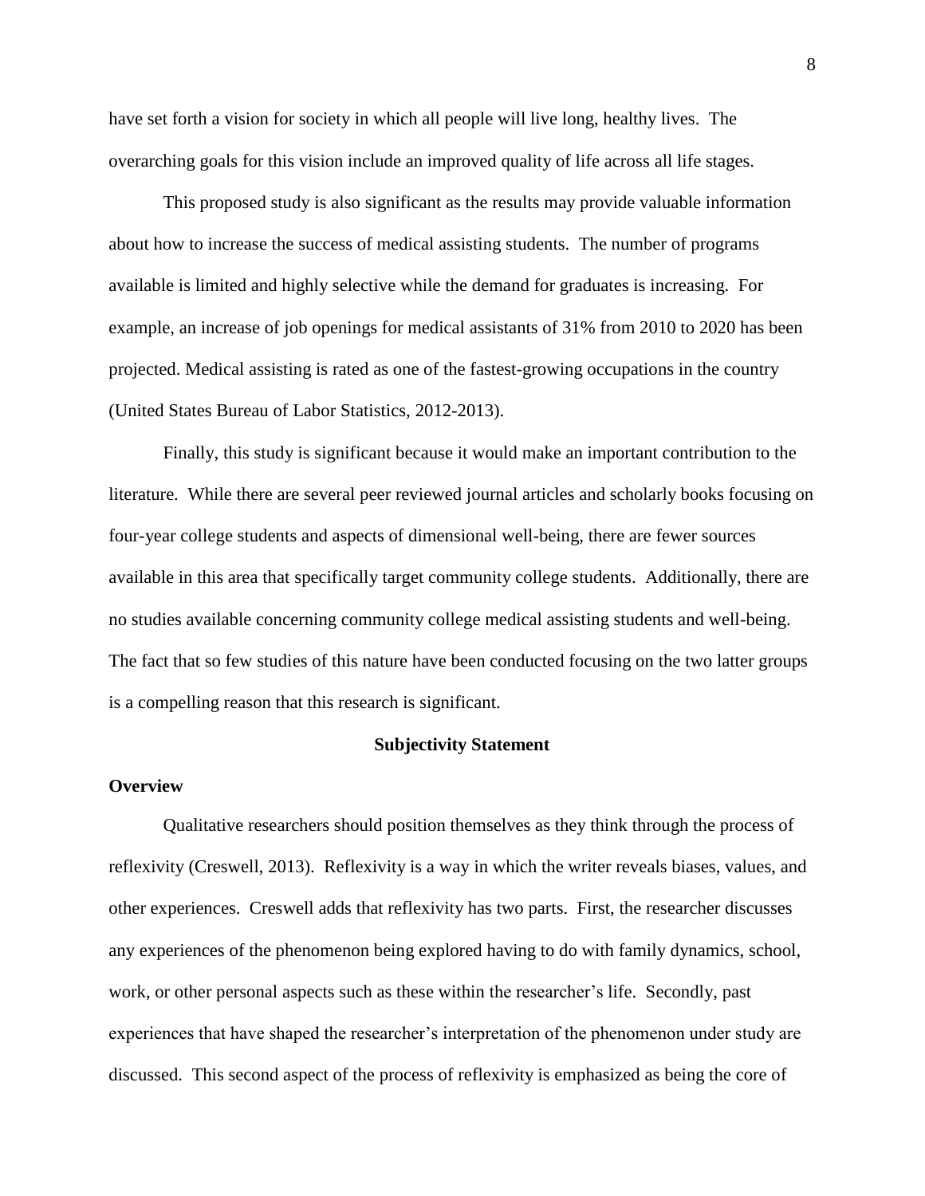have set forth a vision for society in which all people will live long, healthy lives. The overarching goals for this vision include an improved quality of life across all life stages.

This proposed study is also significant as the results may provide valuable information about how to increase the success of medical assisting students. The number of programs available is limited and highly selective while the demand for graduates is increasing. For example, an increase of job openings for medical assistants of 31% from 2010 to 2020 has been projected. Medical assisting is rated as one of the fastest-growing occupations in the country (United States Bureau of Labor Statistics, 2012-2013).

Finally, this study is significant because it would make an important contribution to the literature. While there are several peer reviewed journal articles and scholarly books focusing on four-year college students and aspects of dimensional well-being, there are fewer sources available in this area that specifically target community college students. Additionally, there are no studies available concerning community college medical assisting students and well-being. The fact that so few studies of this nature have been conducted focusing on the two latter groups is a compelling reason that this research is significant.

## Subjectivity Statement

### Overview

Qualitative researchers should position themselves as they think through the process of reflexivity (Creswell, 2013). Reflexivity is a way in which the writer reveals biases, values, and other experiences. Creswell adds that reflexivity has two parts. First, the researcher discusses any experiences of the phenomenon being explored having to do with family dynamics, school, work, or other personal aspects such as these within the researcher's life. Secondly, past experiences that have shaped the researcher's interpretation of the phenomenon under study are discussed. This second aspect of the process of reflexivity is emphasized as being the core of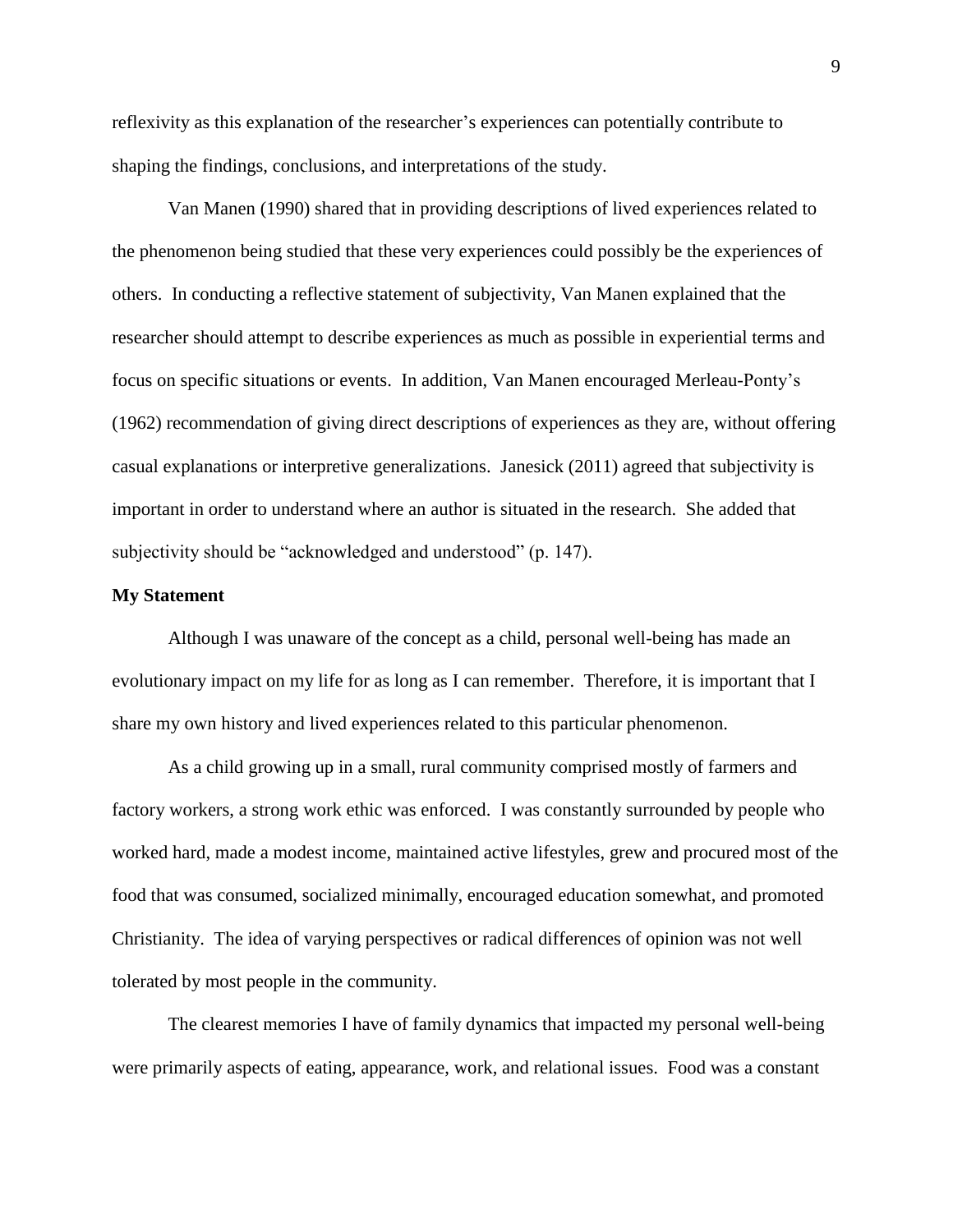reflexivity as this explanation of the researcher's experiences can potentially contribute to shaping the findings, conclusions, and interpretations of the study.

Van Manen (1990) shared that in providing descriptions of lived experiences related to the phenomenon being studied that these very experiences could possibly be the experiences of others. In conducting a reflective statement of subjectivity, Van Manen explained that the researcher should attempt to describe experiences as much as possible in experiential terms and focus on specific situations or events. In addition, Van Manen encouraged Merleau-Ponty's (1962) recommendation of giving direct descriptions of experiences as they are, without offering casual explanations or interpretive generalizations. Janesick (2011) agreed that subjectivity is important in order to understand where an author is situated in the research. She added that subjectivity should be "acknowledged and understood" (p. 147).

**My Statement**

Although I was unaware of the concept as a child, personal well-being has made an evolutionary impact on my life for as long as I can remember. Therefore, it is important that I share my own history and lived experiences related to this particular phenomenon.

As a child growing up in a small, rural community comprised mostly of farmers and factory workers, a strong work ethic was enforced. I was constantly surrounded by people who worked hard, made a modest income, maintained active lifestyles, grew and procured most of the food that was consumed, socialized minimally, encouraged education somewhat, and promoted Christianity. The idea of varying perspectives or radical differences of opinion was not well tolerated by most people in the community.

The clearest memories I have of family dynamics that impacted my personal well-being were primarily aspects of eating, appearance, work, and relational issues. Food was a constant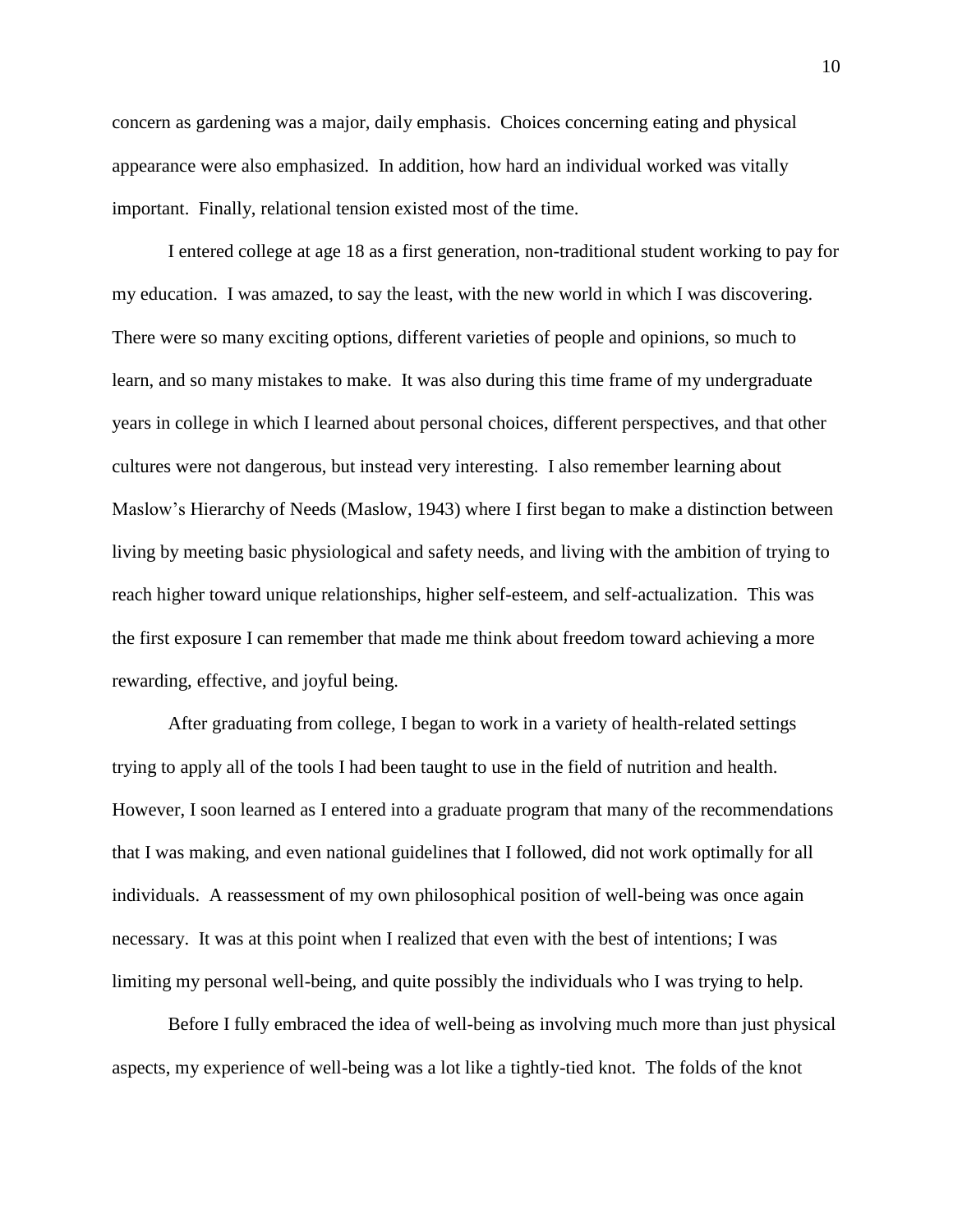concern as gardening was a major, daily emphasis. Choices concerning eating and physical appearance were also emphasized. In addition, how hard an individual worked was vitally important. Finally, relational tension existed most of the time.

I entered college at age 18 as a first generation, non-traditional student working to pay for my education. I was amazed, to say the least, with the new world in which I was discovering. There were so many exciting options, different varieties of people and opinions, so much to learn, and so many mistakes to make. It was also during this time frame of my undergraduate years in college in which I learned about personal choices, different perspectives, and that other cultures were not dangerous, but instead very interesting. I also remember learning about Maslow's Hierarchy of Needs (Maslow, 1943) where I first began to make a distinction between living by meeting basic physiological and safety needs, and living with the ambition of trying to reach higher toward unique relationships, higher self-esteem, and self-actualization. This was the first exposure I can remember that made me think about freedom toward achieving a more rewarding, effective, and joyful being.

After graduating from college, I began to work in a variety of health-related settings trying to apply all of the tools I had been taught to use in the field of nutrition and health. However, I soon learned as I entered into a graduate program that many of the recommendations that I was making, and even national guidelines that I followed, did not work optimally for all individuals. A reassessment of my own philosophical position of well-being was once again necessary. It was at this point when I realized that even with the best of intentions; I was limiting my personal well-being, and quite possibly the individuals who I was trying to help.

Before I fully embraced the idea of well-being as involving much more than just physical aspects, my experience of well-being was a lot like a tightly-tied knot. The folds of the knot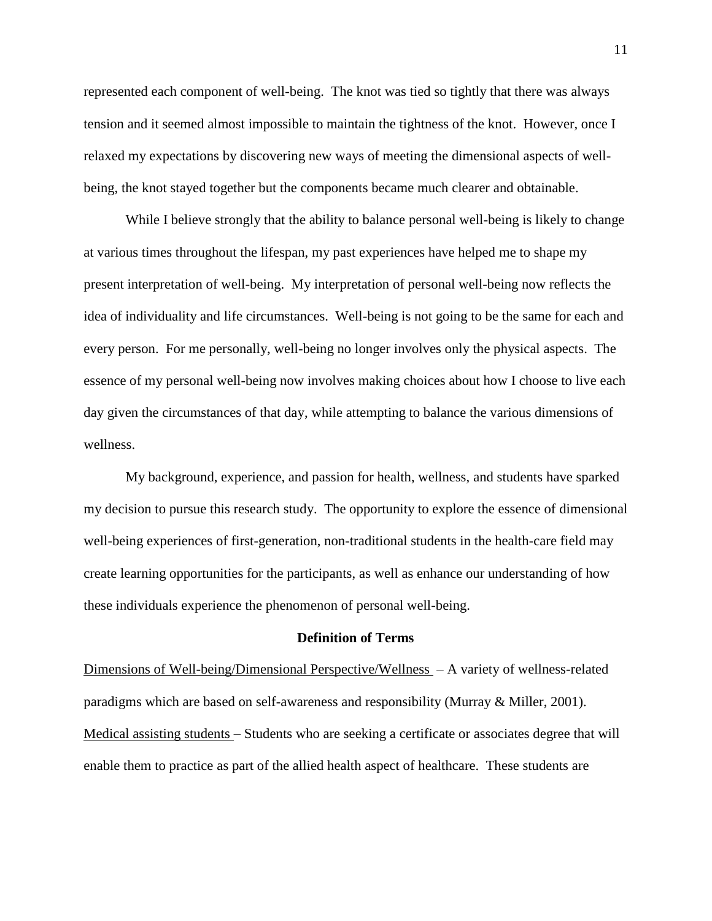represented each component of well-being. The knot was tied so tightly that there was always tension and it seemed almost impossible to maintain the tightness of the knot. However, once I relaxed my expectations by discovering new ways of meeting the dimensional aspects of well-being, the knot stayed together but the components became much clearer and obtainable.

While I believe strongly that the ability to balance personal well-being is likely to change at various times throughout the lifespan, my past experiences have helped me to shape my present interpretation of well-being. My interpretation of personal well-being now reflects the idea of individuality and life circumstances. Well-being is not going to be the same for each and every person. For me personally, well-being no longer involves only the physical aspects. The essence of my personal well-being now involves making choices about how I choose to live each day given the circumstances of that day, while attempting to balance the various dimensions of wellness.

My background, experience, and passion for health, wellness, and students have sparked my decision to pursue this research study. The opportunity to explore the essence of dimensional well-being experiences of first-generation, non-traditional students in the health-care field may create learning opportunities for the participants, as well as enhance our understanding of how these individuals experience the phenomenon of personal well-being.

## Definition of Terms

<u>Dimensions of Well-being/Dimensional Perspective/Wellness</u> – A variety of wellness-related paradigms which are based on self-awareness and responsibility (Murray & Miller, 2001).

<u>Medical assisting students</u> – Students who are seeking a certificate or associates degree that will enable them to practice as part of the allied health aspect of healthcare. These students are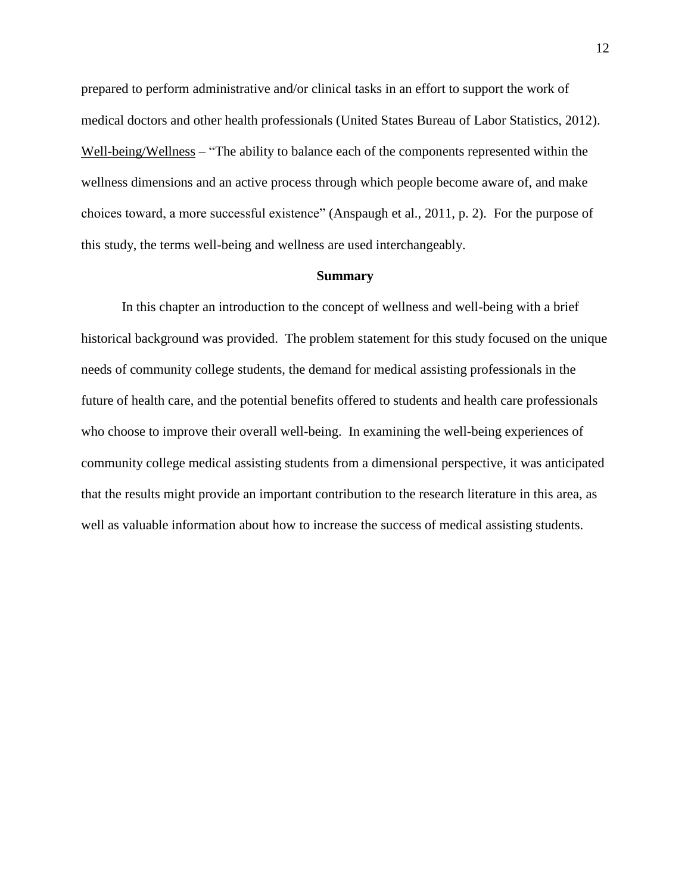prepared to perform administrative and/or clinical tasks in an effort to support the work of medical doctors and other health professionals (United States Bureau of Labor Statistics, 2012).

Well-being/Wellness – "The ability to balance each of the components represented within the wellness dimensions and an active process through which people become aware of, and make choices toward, a more successful existence" (Anspaugh et al., 2011, p. 2). For the purpose of this study, the terms well-being and wellness are used interchangeably.

## Summary

In this chapter an introduction to the concept of wellness and well-being with a brief historical background was provided. The problem statement for this study focused on the unique needs of community college students, the demand for medical assisting professionals in the future of health care, and the potential benefits offered to students and health care professionals who choose to improve their overall well-being. In examining the well-being experiences of community college medical assisting students from a dimensional perspective, it was anticipated that the results might provide an important contribution to the research literature in this area, as well as valuable information about how to increase the success of medical assisting students.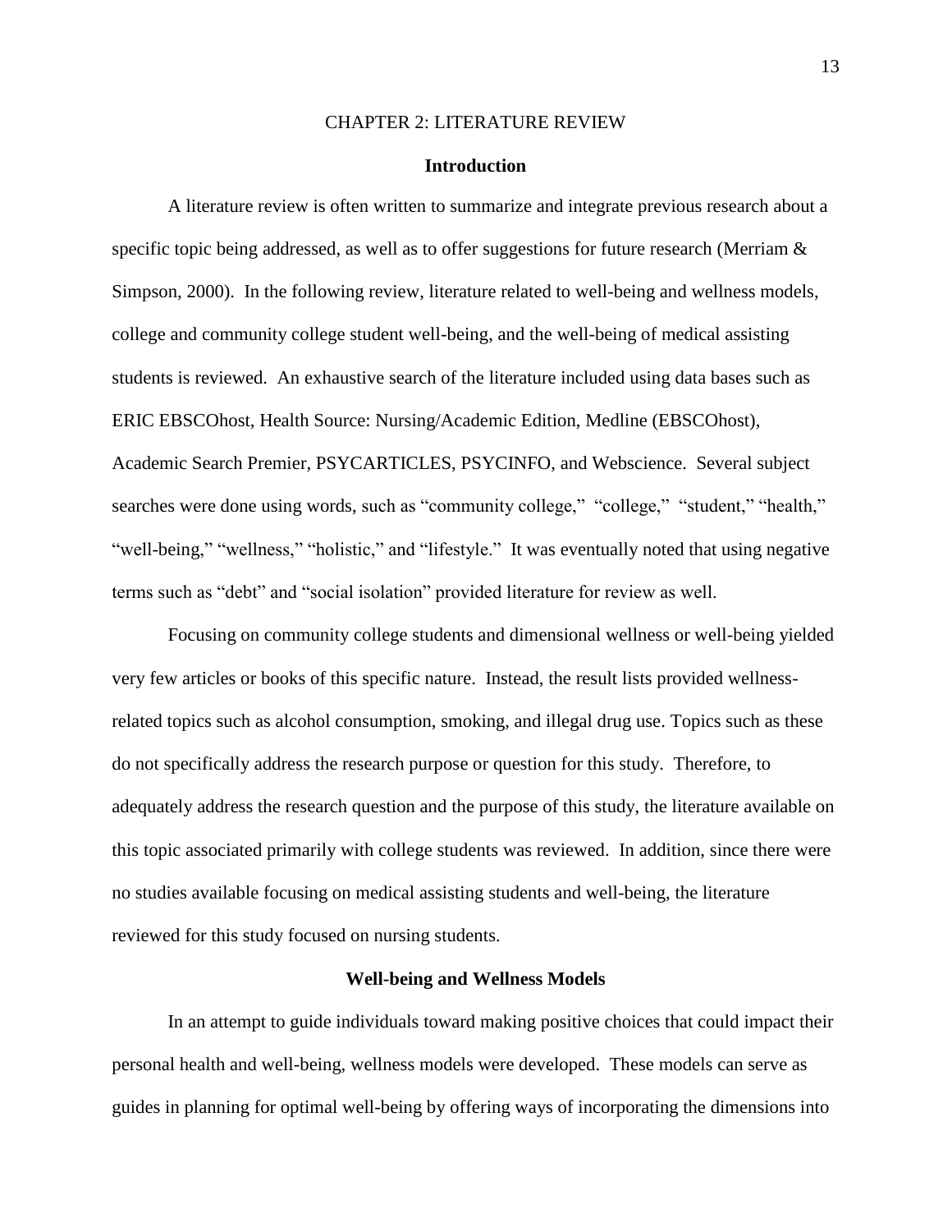# CHAPTER 2: LITERATURE REVIEW

## Introduction

A literature review is often written to summarize and integrate previous research about a specific topic being addressed, as well as to offer suggestions for future research (Merriam & Simpson, 2000). In the following review, literature related to well-being and wellness models, college and community college student well-being, and the well-being of medical assisting students is reviewed. An exhaustive search of the literature included using data bases such as ERIC EBSCOhost, Health Source: Nursing/Academic Edition, Medline (EBSCOhost), Academic Search Premier, PSYCARTICLES, PSYCINFO, and Webscience. Several subject searches were done using words, such as "community college," "college," "student," "health," "well-being," "wellness," "holistic," and "lifestyle." It was eventually noted that using negative terms such as "debt" and "social isolation" provided literature for review as well.

Focusing on community college students and dimensional wellness or well-being yielded very few articles or books of this specific nature. Instead, the result lists provided wellness-related topics such as alcohol consumption, smoking, and illegal drug use. Topics such as these do not specifically address the research purpose or question for this study. Therefore, to adequately address the research question and the purpose of this study, the literature available on this topic associated primarily with college students was reviewed. In addition, since there were no studies available focusing on medical assisting students and well-being, the literature reviewed for this study focused on nursing students.

## Well-being and Wellness Models

In an attempt to guide individuals toward making positive choices that could impact their personal health and well-being, wellness models were developed. These models can serve as guides in planning for optimal well-being by offering ways of incorporating the dimensions into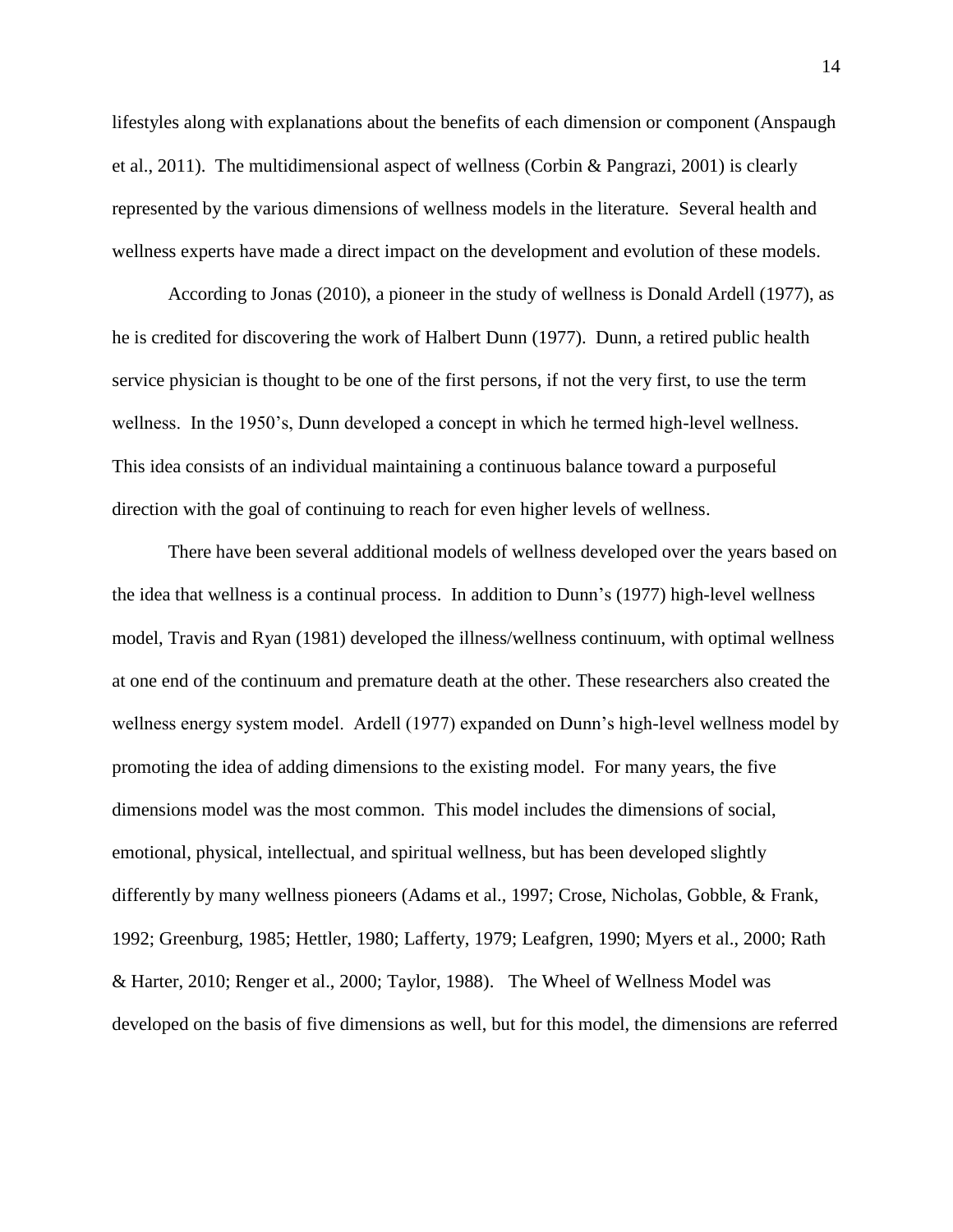lifestyles along with explanations about the benefits of each dimension or component (Anspaugh et al., 2011). The multidimensional aspect of wellness (Corbin & Pangrazi, 2001) is clearly represented by the various dimensions of wellness models in the literature. Several health and wellness experts have made a direct impact on the development and evolution of these models.

According to Jonas (2010), a pioneer in the study of wellness is Donald Ardell (1977), as he is credited for discovering the work of Halbert Dunn (1977). Dunn, a retired public health service physician is thought to be one of the first persons, if not the very first, to use the term wellness. In the 1950's, Dunn developed a concept in which he termed high-level wellness. This idea consists of an individual maintaining a continuous balance toward a purposeful direction with the goal of continuing to reach for even higher levels of wellness.

There have been several additional models of wellness developed over the years based on the idea that wellness is a continual process. In addition to Dunn's (1977) high-level wellness model, Travis and Ryan (1981) developed the illness/wellness continuum, with optimal wellness at one end of the continuum and premature death at the other. These researchers also created the wellness energy system model. Ardell (1977) expanded on Dunn's high-level wellness model by promoting the idea of adding dimensions to the existing model. For many years, the five dimensions model was the most common. This model includes the dimensions of social, emotional, physical, intellectual, and spiritual wellness, but has been developed slightly differently by many wellness pioneers (Adams et al., 1997; Crose, Nicholas, Gobble, & Frank, 1992; Greenburg, 1985; Hettler, 1980; Lafferty, 1979; Leafgren, 1990; Myers et al., 2000; Rath & Harter, 2010; Renger et al., 2000; Taylor, 1988). The Wheel of Wellness Model was developed on the basis of five dimensions as well, but for this model, the dimensions are referred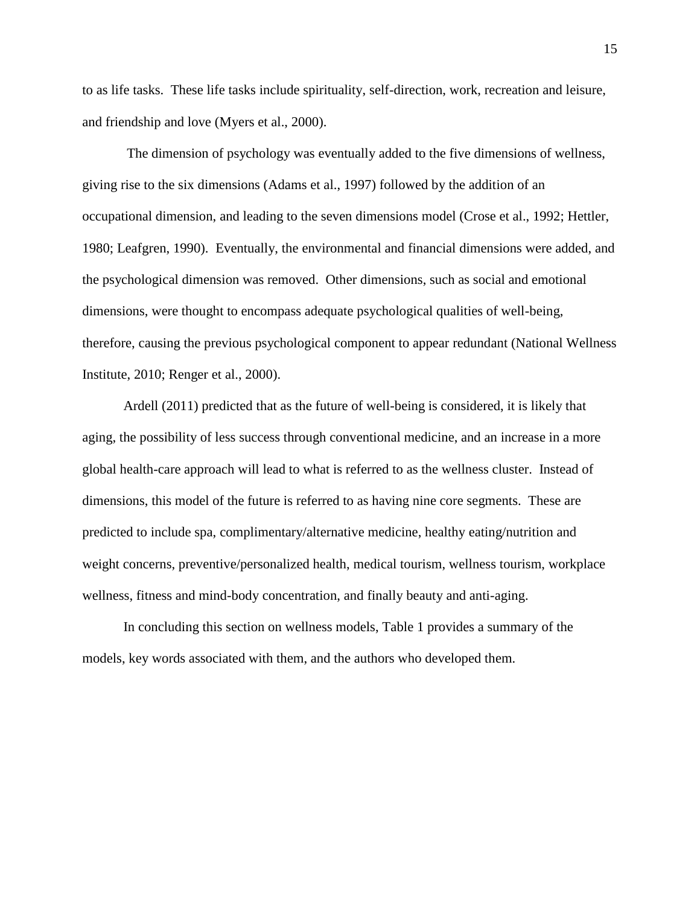to as life tasks. These life tasks include spirituality, self-direction, work, recreation and leisure, and friendship and love (Myers et al., 2000).

The dimension of psychology was eventually added to the five dimensions of wellness, giving rise to the six dimensions (Adams et al., 1997) followed by the addition of an occupational dimension, and leading to the seven dimensions model (Crose et al., 1992; Hettler, 1980; Leafgren, 1990). Eventually, the environmental and financial dimensions were added, and the psychological dimension was removed. Other dimensions, such as social and emotional dimensions, were thought to encompass adequate psychological qualities of well-being, therefore, causing the previous psychological component to appear redundant (National Wellness Institute, 2010; Renger et al., 2000).

Ardell (2011) predicted that as the future of well-being is considered, it is likely that aging, the possibility of less success through conventional medicine, and an increase in a more global health-care approach will lead to what is referred to as the wellness cluster. Instead of dimensions, this model of the future is referred to as having nine core segments. These are predicted to include spa, complimentary/alternative medicine, healthy eating/nutrition and weight concerns, preventive/personalized health, medical tourism, wellness tourism, workplace wellness, fitness and mind-body concentration, and finally beauty and anti-aging.

In concluding this section on wellness models, Table 1 provides a summary of the models, key words associated with them, and the authors who developed them.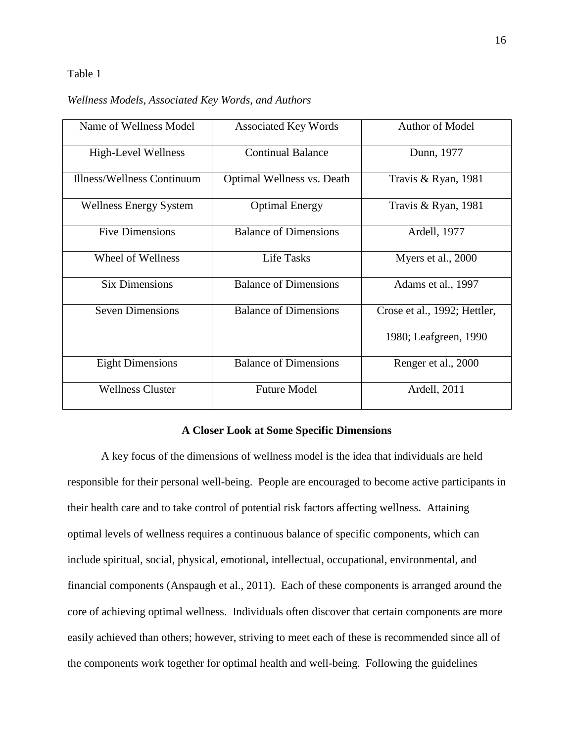Table 1

*Wellness Models, Associated Key Words, and Authors*

| Name of Wellness Model | Associated Key Words | Author of Model |
|---|---|---|
| High-Level Wellness | Continual Balance | Dunn, 1977 |
| Illness/Wellness Continuum | Optimal Wellness vs. Death | Travis & Ryan, 1981 |
| Wellness Energy System | Optimal Energy | Travis & Ryan, 1981 |
| Five Dimensions | Balance of Dimensions | Ardell, 1977 |
| Wheel of Wellness | Life Tasks | Myers et al., 2000 |
| Six Dimensions | Balance of Dimensions | Adams et al., 1997 |
| Seven Dimensions | Balance of Dimensions | Crose et al., 1992; Hettler, 1980; Leafgreen, 1990 |
| Eight Dimensions | Balance of Dimensions | Renger et al., 2000 |
| Wellness Cluster | Future Model | Ardell, 2011 |

## A Closer Look at Some Specific Dimensions

A key focus of the dimensions of wellness model is the idea that individuals are held responsible for their personal well-being. People are encouraged to become active participants in their health care and to take control of potential risk factors affecting wellness. Attaining optimal levels of wellness requires a continuous balance of specific components, which can include spiritual, social, physical, emotional, intellectual, occupational, environmental, and financial components (Anspaugh et al., 2011). Each of these components is arranged around the core of achieving optimal wellness. Individuals often discover that certain components are more easily achieved than others; however, striving to meet each of these is recommended since all of the components work together for optimal health and well-being. Following the guidelines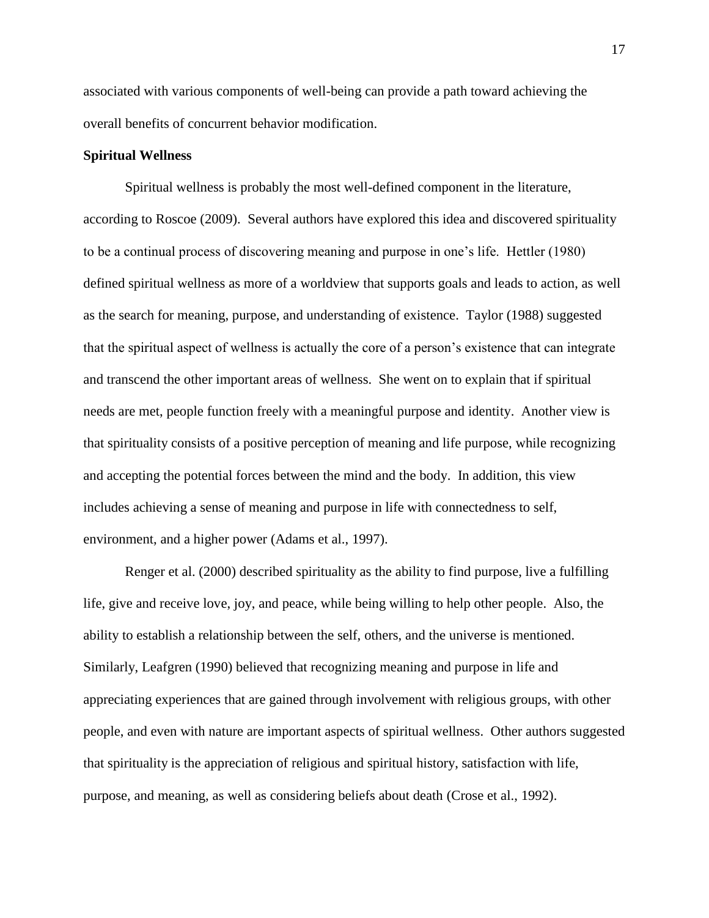associated with various components of well-being can provide a path toward achieving the overall benefits of concurrent behavior modification.

**Spiritual Wellness**

Spiritual wellness is probably the most well-defined component in the literature, according to Roscoe (2009). Several authors have explored this idea and discovered spirituality to be a continual process of discovering meaning and purpose in one's life. Hettler (1980) defined spiritual wellness as more of a worldview that supports goals and leads to action, as well as the search for meaning, purpose, and understanding of existence. Taylor (1988) suggested that the spiritual aspect of wellness is actually the core of a person's existence that can integrate and transcend the other important areas of wellness. She went on to explain that if spiritual needs are met, people function freely with a meaningful purpose and identity. Another view is that spirituality consists of a positive perception of meaning and life purpose, while recognizing and accepting the potential forces between the mind and the body. In addition, this view includes achieving a sense of meaning and purpose in life with connectedness to self, environment, and a higher power (Adams et al., 1997).

Renger et al. (2000) described spirituality as the ability to find purpose, live a fulfilling life, give and receive love, joy, and peace, while being willing to help other people. Also, the ability to establish a relationship between the self, others, and the universe is mentioned. Similarly, Leafgren (1990) believed that recognizing meaning and purpose in life and appreciating experiences that are gained through involvement with religious groups, with other people, and even with nature are important aspects of spiritual wellness. Other authors suggested that spirituality is the appreciation of religious and spiritual history, satisfaction with life, purpose, and meaning, as well as considering beliefs about death (Crose et al., 1992).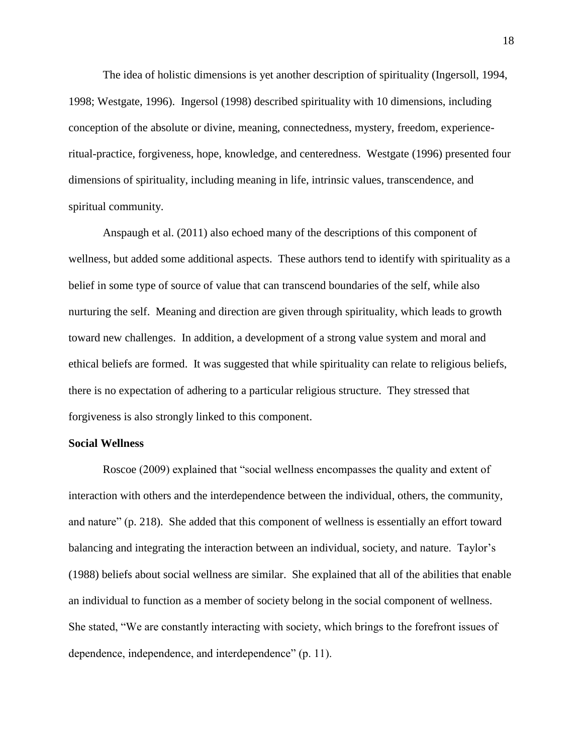The idea of holistic dimensions is yet another description of spirituality (Ingersoll, 1994, 1998; Westgate, 1996). Ingersol (1998) described spirituality with 10 dimensions, including conception of the absolute or divine, meaning, connectedness, mystery, freedom, experience-ritual-practice, forgiveness, hope, knowledge, and centeredness. Westgate (1996) presented four dimensions of spirituality, including meaning in life, intrinsic values, transcendence, and spiritual community.

Anspaugh et al. (2011) also echoed many of the descriptions of this component of wellness, but added some additional aspects. These authors tend to identify with spirituality as a belief in some type of source of value that can transcend boundaries of the self, while also nurturing the self. Meaning and direction are given through spirituality, which leads to growth toward new challenges. In addition, a development of a strong value system and moral and ethical beliefs are formed. It was suggested that while spirituality can relate to religious beliefs, there is no expectation of adhering to a particular religious structure. They stressed that forgiveness is also strongly linked to this component.

**Social Wellness**

Roscoe (2009) explained that "social wellness encompasses the quality and extent of interaction with others and the interdependence between the individual, others, the community, and nature" (p. 218). She added that this component of wellness is essentially an effort toward balancing and integrating the interaction between an individual, society, and nature. Taylor's (1988) beliefs about social wellness are similar. She explained that all of the abilities that enable an individual to function as a member of society belong in the social component of wellness. She stated, "We are constantly interacting with society, which brings to the forefront issues of dependence, independence, and interdependence" (p. 11).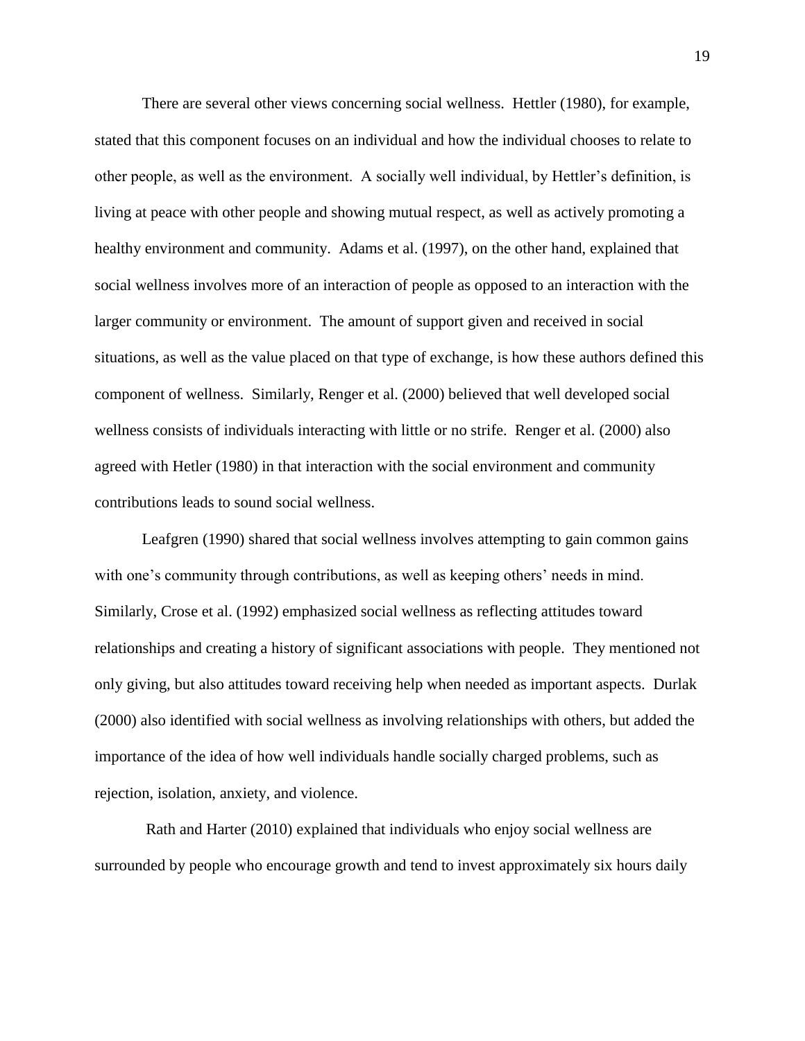There are several other views concerning social wellness. Hettler (1980), for example, stated that this component focuses on an individual and how the individual chooses to relate to other people, as well as the environment. A socially well individual, by Hettler's definition, is living at peace with other people and showing mutual respect, as well as actively promoting a healthy environment and community. Adams et al. (1997), on the other hand, explained that social wellness involves more of an interaction of people as opposed to an interaction with the larger community or environment. The amount of support given and received in social situations, as well as the value placed on that type of exchange, is how these authors defined this component of wellness. Similarly, Renger et al. (2000) believed that well developed social wellness consists of individuals interacting with little or no strife. Renger et al. (2000) also agreed with Hetler (1980) in that interaction with the social environment and community contributions leads to sound social wellness.

Leafgren (1990) shared that social wellness involves attempting to gain common gains with one's community through contributions, as well as keeping others' needs in mind. Similarly, Crose et al. (1992) emphasized social wellness as reflecting attitudes toward relationships and creating a history of significant associations with people. They mentioned not only giving, but also attitudes toward receiving help when needed as important aspects. Durlak (2000) also identified with social wellness as involving relationships with others, but added the importance of the idea of how well individuals handle socially charged problems, such as rejection, isolation, anxiety, and violence.

Rath and Harter (2010) explained that individuals who enjoy social wellness are surrounded by people who encourage growth and tend to invest approximately six hours daily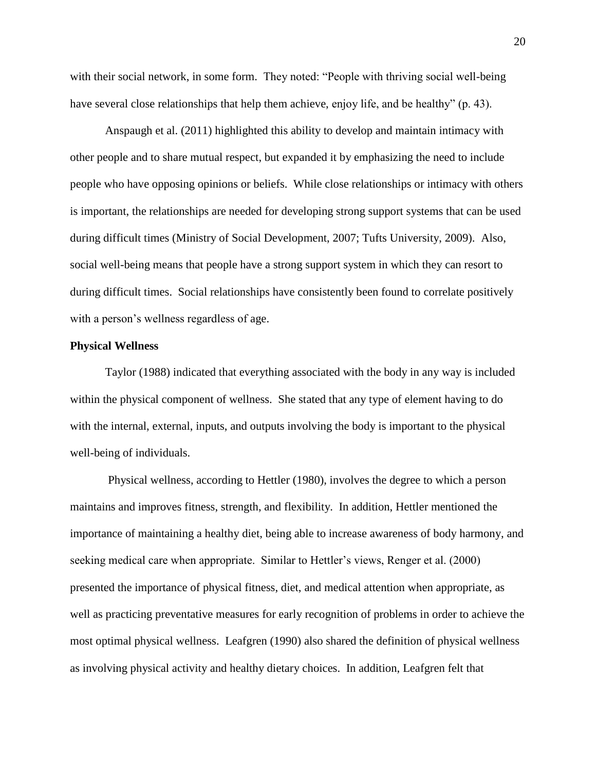with their social network, in some form. They noted: "People with thriving social well-being have several close relationships that help them achieve, enjoy life, and be healthy" (p. 43).

Anspaugh et al. (2011) highlighted this ability to develop and maintain intimacy with other people and to share mutual respect, but expanded it by emphasizing the need to include people who have opposing opinions or beliefs. While close relationships or intimacy with others is important, the relationships are needed for developing strong support systems that can be used during difficult times (Ministry of Social Development, 2007; Tufts University, 2009). Also, social well-being means that people have a strong support system in which they can resort to during difficult times. Social relationships have consistently been found to correlate positively with a person's wellness regardless of age.

**Physical Wellness**

Taylor (1988) indicated that everything associated with the body in any way is included within the physical component of wellness. She stated that any type of element having to do with the internal, external, inputs, and outputs involving the body is important to the physical well-being of individuals.

Physical wellness, according to Hettler (1980), involves the degree to which a person maintains and improves fitness, strength, and flexibility. In addition, Hettler mentioned the importance of maintaining a healthy diet, being able to increase awareness of body harmony, and seeking medical care when appropriate. Similar to Hettler's views, Renger et al. (2000) presented the importance of physical fitness, diet, and medical attention when appropriate, as well as practicing preventative measures for early recognition of problems in order to achieve the most optimal physical wellness. Leafgren (1990) also shared the definition of physical wellness as involving physical activity and healthy dietary choices. In addition, Leafgren felt that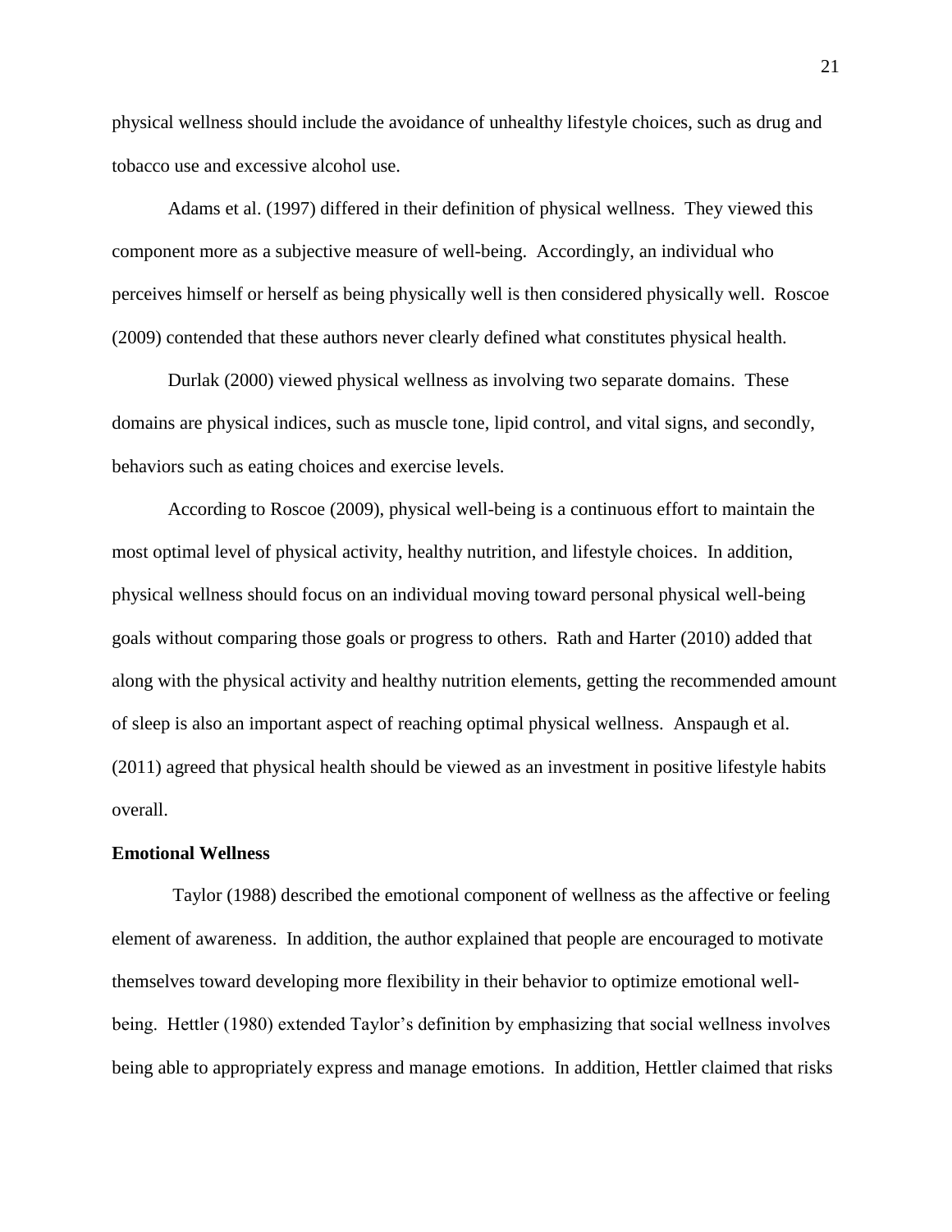physical wellness should include the avoidance of unhealthy lifestyle choices, such as drug and tobacco use and excessive alcohol use.

Adams et al. (1997) differed in their definition of physical wellness. They viewed this component more as a subjective measure of well-being. Accordingly, an individual who perceives himself or herself as being physically well is then considered physically well. Roscoe (2009) contended that these authors never clearly defined what constitutes physical health.

Durlak (2000) viewed physical wellness as involving two separate domains. These domains are physical indices, such as muscle tone, lipid control, and vital signs, and secondly, behaviors such as eating choices and exercise levels.

According to Roscoe (2009), physical well-being is a continuous effort to maintain the most optimal level of physical activity, healthy nutrition, and lifestyle choices. In addition, physical wellness should focus on an individual moving toward personal physical well-being goals without comparing those goals or progress to others. Rath and Harter (2010) added that along with the physical activity and healthy nutrition elements, getting the recommended amount of sleep is also an important aspect of reaching optimal physical wellness. Anspaugh et al. (2011) agreed that physical health should be viewed as an investment in positive lifestyle habits overall.

**Emotional Wellness**

Taylor (1988) described the emotional component of wellness as the affective or feeling element of awareness. In addition, the author explained that people are encouraged to motivate themselves toward developing more flexibility in their behavior to optimize emotional well-being. Hettler (1980) extended Taylor's definition by emphasizing that social wellness involves being able to appropriately express and manage emotions. In addition, Hettler claimed that risks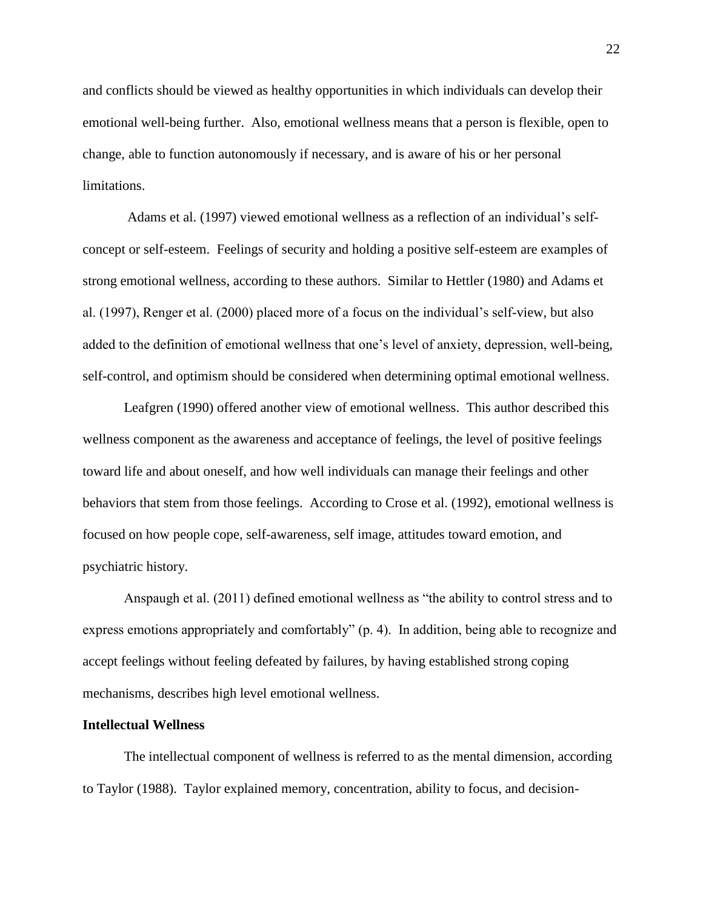and conflicts should be viewed as healthy opportunities in which individuals can develop their emotional well-being further. Also, emotional wellness means that a person is flexible, open to change, able to function autonomously if necessary, and is aware of his or her personal limitations.

Adams et al. (1997) viewed emotional wellness as a reflection of an individual's self-concept or self-esteem. Feelings of security and holding a positive self-esteem are examples of strong emotional wellness, according to these authors. Similar to Hettler (1980) and Adams et al. (1997), Renger et al. (2000) placed more of a focus on the individual's self-view, but also added to the definition of emotional wellness that one's level of anxiety, depression, well-being, self-control, and optimism should be considered when determining optimal emotional wellness.

Leafgren (1990) offered another view of emotional wellness. This author described this wellness component as the awareness and acceptance of feelings, the level of positive feelings toward life and about oneself, and how well individuals can manage their feelings and other behaviors that stem from those feelings. According to Crose et al. (1992), emotional wellness is focused on how people cope, self-awareness, self image, attitudes toward emotion, and psychiatric history.

Anspaugh et al. (2011) defined emotional wellness as "the ability to control stress and to express emotions appropriately and comfortably" (p. 4). In addition, being able to recognize and accept feelings without feeling defeated by failures, by having established strong coping mechanisms, describes high level emotional wellness.

**Intellectual Wellness**

The intellectual component of wellness is referred to as the mental dimension, according to Taylor (1988). Taylor explained memory, concentration, ability to focus, and decision-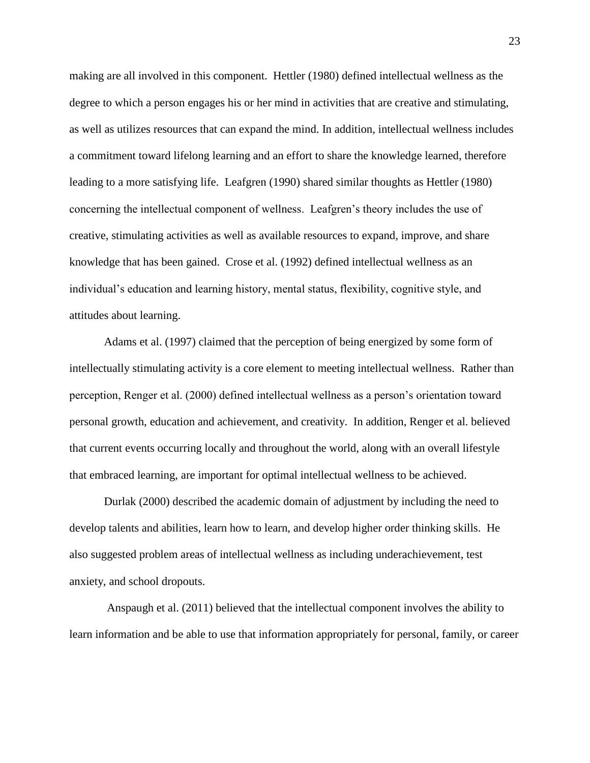making are all involved in this component. Hettler (1980) defined intellectual wellness as the degree to which a person engages his or her mind in activities that are creative and stimulating, as well as utilizes resources that can expand the mind. In addition, intellectual wellness includes a commitment toward lifelong learning and an effort to share the knowledge learned, therefore leading to a more satisfying life. Leafgren (1990) shared similar thoughts as Hettler (1980) concerning the intellectual component of wellness. Leafgren's theory includes the use of creative, stimulating activities as well as available resources to expand, improve, and share knowledge that has been gained. Crose et al. (1992) defined intellectual wellness as an individual's education and learning history, mental status, flexibility, cognitive style, and attitudes about learning.

Adams et al. (1997) claimed that the perception of being energized by some form of intellectually stimulating activity is a core element to meeting intellectual wellness. Rather than perception, Renger et al. (2000) defined intellectual wellness as a person's orientation toward personal growth, education and achievement, and creativity. In addition, Renger et al. believed that current events occurring locally and throughout the world, along with an overall lifestyle that embraced learning, are important for optimal intellectual wellness to be achieved.

Durlak (2000) described the academic domain of adjustment by including the need to develop talents and abilities, learn how to learn, and develop higher order thinking skills. He also suggested problem areas of intellectual wellness as including underachievement, test anxiety, and school dropouts.

Anspaugh et al. (2011) believed that the intellectual component involves the ability to learn information and be able to use that information appropriately for personal, family, or career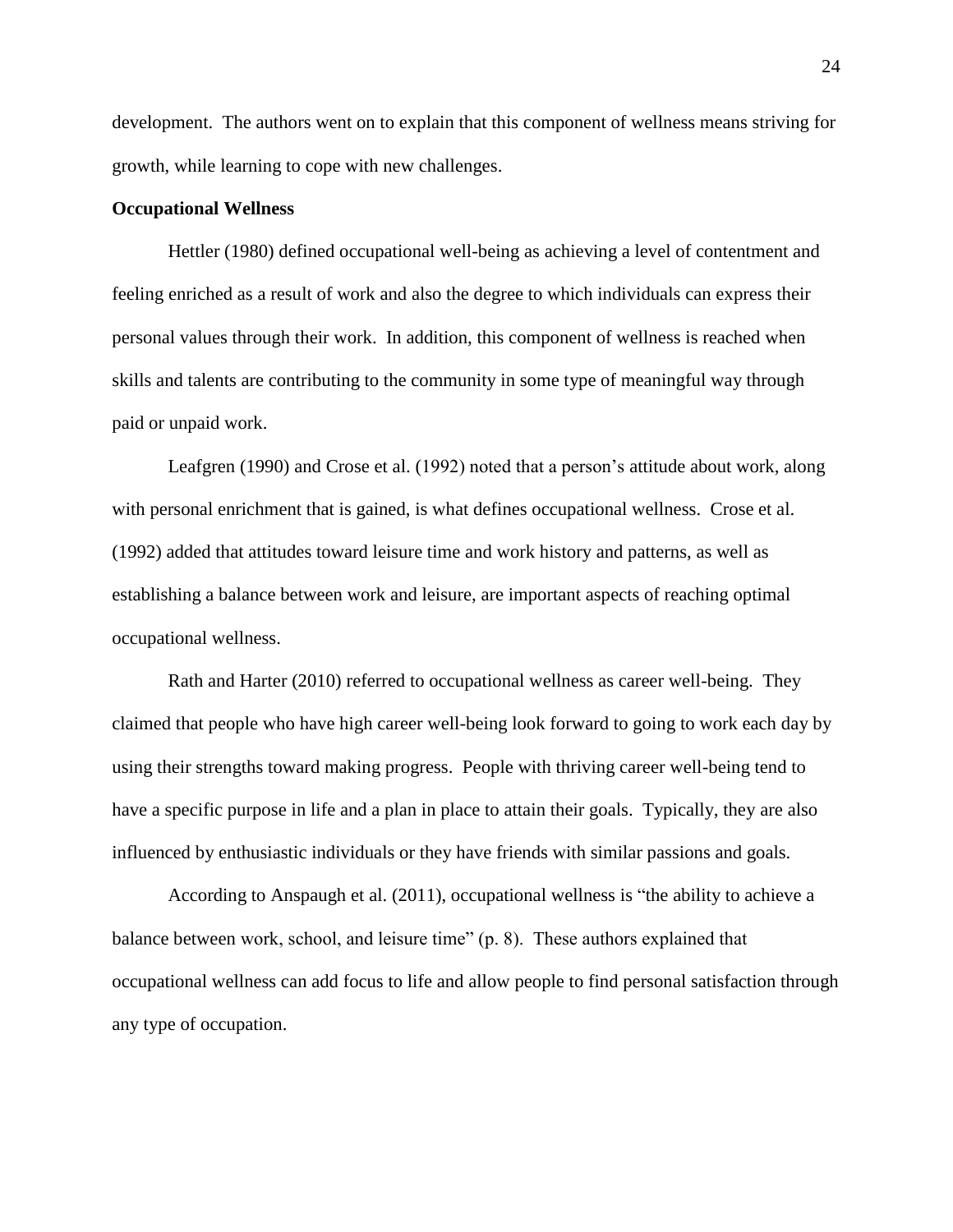development. The authors went on to explain that this component of wellness means striving for growth, while learning to cope with new challenges.

**Occupational Wellness**

Hettler (1980) defined occupational well-being as achieving a level of contentment and feeling enriched as a result of work and also the degree to which individuals can express their personal values through their work. In addition, this component of wellness is reached when skills and talents are contributing to the community in some type of meaningful way through paid or unpaid work.

Leafgren (1990) and Crose et al. (1992) noted that a person's attitude about work, along with personal enrichment that is gained, is what defines occupational wellness. Crose et al. (1992) added that attitudes toward leisure time and work history and patterns, as well as establishing a balance between work and leisure, are important aspects of reaching optimal occupational wellness.

Rath and Harter (2010) referred to occupational wellness as career well-being. They claimed that people who have high career well-being look forward to going to work each day by using their strengths toward making progress. People with thriving career well-being tend to have a specific purpose in life and a plan in place to attain their goals. Typically, they are also influenced by enthusiastic individuals or they have friends with similar passions and goals.

According to Anspaugh et al. (2011), occupational wellness is "the ability to achieve a balance between work, school, and leisure time" (p. 8). These authors explained that occupational wellness can add focus to life and allow people to find personal satisfaction through any type of occupation.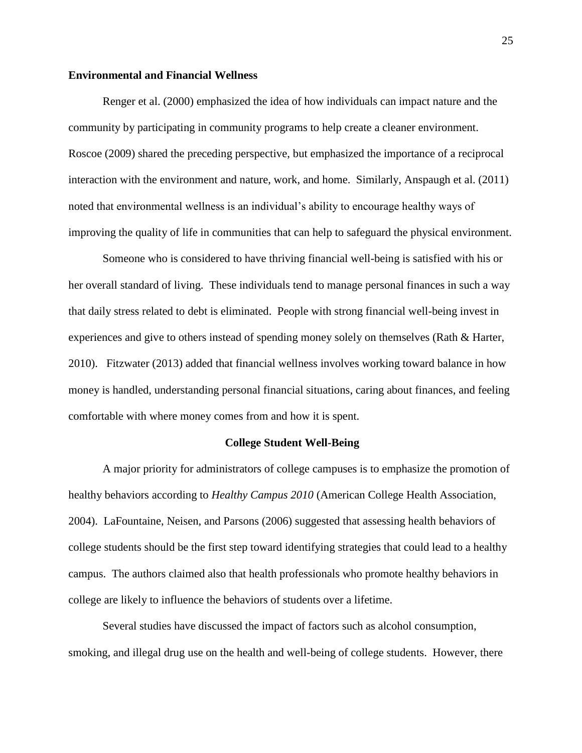### Environmental and Financial Wellness

Renger et al. (2000) emphasized the idea of how individuals can impact nature and the community by participating in community programs to help create a cleaner environment. Roscoe (2009) shared the preceding perspective, but emphasized the importance of a reciprocal interaction with the environment and nature, work, and home. Similarly, Anspaugh et al. (2011) noted that environmental wellness is an individual's ability to encourage healthy ways of improving the quality of life in communities that can help to safeguard the physical environment.

Someone who is considered to have thriving financial well-being is satisfied with his or her overall standard of living. These individuals tend to manage personal finances in such a way that daily stress related to debt is eliminated. People with strong financial well-being invest in experiences and give to others instead of spending money solely on themselves (Rath & Harter, 2010). Fitzwater (2013) added that financial wellness involves working toward balance in how money is handled, understanding personal financial situations, caring about finances, and feeling comfortable with where money comes from and how it is spent.

## College Student Well-Being

A major priority for administrators of college campuses is to emphasize the promotion of healthy behaviors according to *Healthy Campus 2010* (American College Health Association, 2004). LaFountaine, Neisen, and Parsons (2006) suggested that assessing health behaviors of college students should be the first step toward identifying strategies that could lead to a healthy campus. The authors claimed also that health professionals who promote healthy behaviors in college are likely to influence the behaviors of students over a lifetime.

Several studies have discussed the impact of factors such as alcohol consumption, smoking, and illegal drug use on the health and well-being of college students. However, there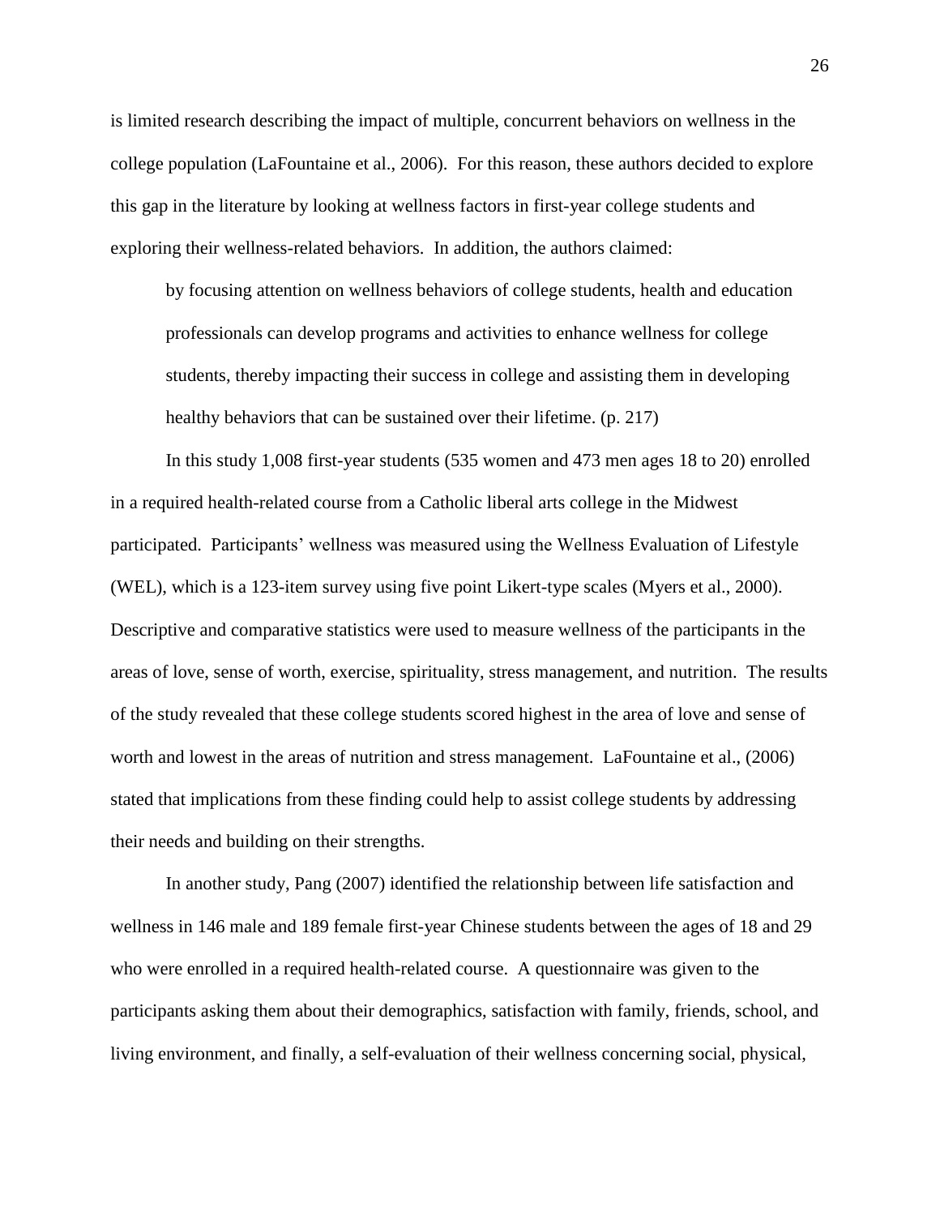is limited research describing the impact of multiple, concurrent behaviors on wellness in the college population (LaFountaine et al., 2006). For this reason, these authors decided to explore this gap in the literature by looking at wellness factors in first-year college students and exploring their wellness-related behaviors. In addition, the authors claimed:

> by focusing attention on wellness behaviors of college students, health and education professionals can develop programs and activities to enhance wellness for college students, thereby impacting their success in college and assisting them in developing healthy behaviors that can be sustained over their lifetime. (p. 217)

In this study 1,008 first-year students (535 women and 473 men ages 18 to 20) enrolled in a required health-related course from a Catholic liberal arts college in the Midwest participated. Participants' wellness was measured using the Wellness Evaluation of Lifestyle (WEL), which is a 123-item survey using five point Likert-type scales (Myers et al., 2000). Descriptive and comparative statistics were used to measure wellness of the participants in the areas of love, sense of worth, exercise, spirituality, stress management, and nutrition. The results of the study revealed that these college students scored highest in the area of love and sense of worth and lowest in the areas of nutrition and stress management. LaFountaine et al., (2006) stated that implications from these finding could help to assist college students by addressing their needs and building on their strengths.

In another study, Pang (2007) identified the relationship between life satisfaction and wellness in 146 male and 189 female first-year Chinese students between the ages of 18 and 29 who were enrolled in a required health-related course. A questionnaire was given to the participants asking them about their demographics, satisfaction with family, friends, school, and living environment, and finally, a self-evaluation of their wellness concerning social, physical,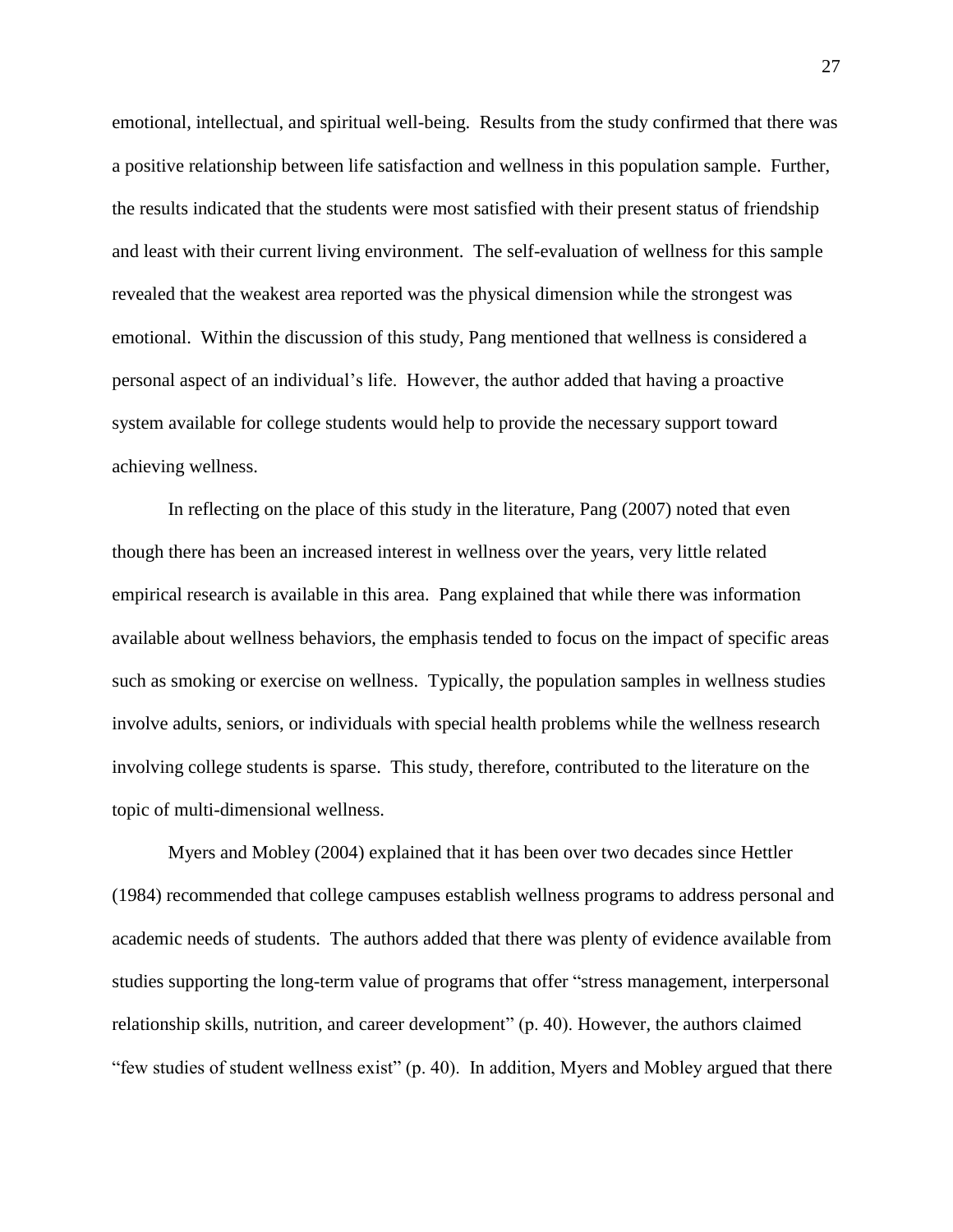emotional, intellectual, and spiritual well-being. Results from the study confirmed that there was a positive relationship between life satisfaction and wellness in this population sample. Further, the results indicated that the students were most satisfied with their present status of friendship and least with their current living environment. The self-evaluation of wellness for this sample revealed that the weakest area reported was the physical dimension while the strongest was emotional. Within the discussion of this study, Pang mentioned that wellness is considered a personal aspect of an individual's life. However, the author added that having a proactive system available for college students would help to provide the necessary support toward achieving wellness.

In reflecting on the place of this study in the literature, Pang (2007) noted that even though there has been an increased interest in wellness over the years, very little related empirical research is available in this area. Pang explained that while there was information available about wellness behaviors, the emphasis tended to focus on the impact of specific areas such as smoking or exercise on wellness. Typically, the population samples in wellness studies involve adults, seniors, or individuals with special health problems while the wellness research involving college students is sparse. This study, therefore, contributed to the literature on the topic of multi-dimensional wellness.

Myers and Mobley (2004) explained that it has been over two decades since Hettler (1984) recommended that college campuses establish wellness programs to address personal and academic needs of students. The authors added that there was plenty of evidence available from studies supporting the long-term value of programs that offer "stress management, interpersonal relationship skills, nutrition, and career development" (p. 40). However, the authors claimed "few studies of student wellness exist" (p. 40). In addition, Myers and Mobley argued that there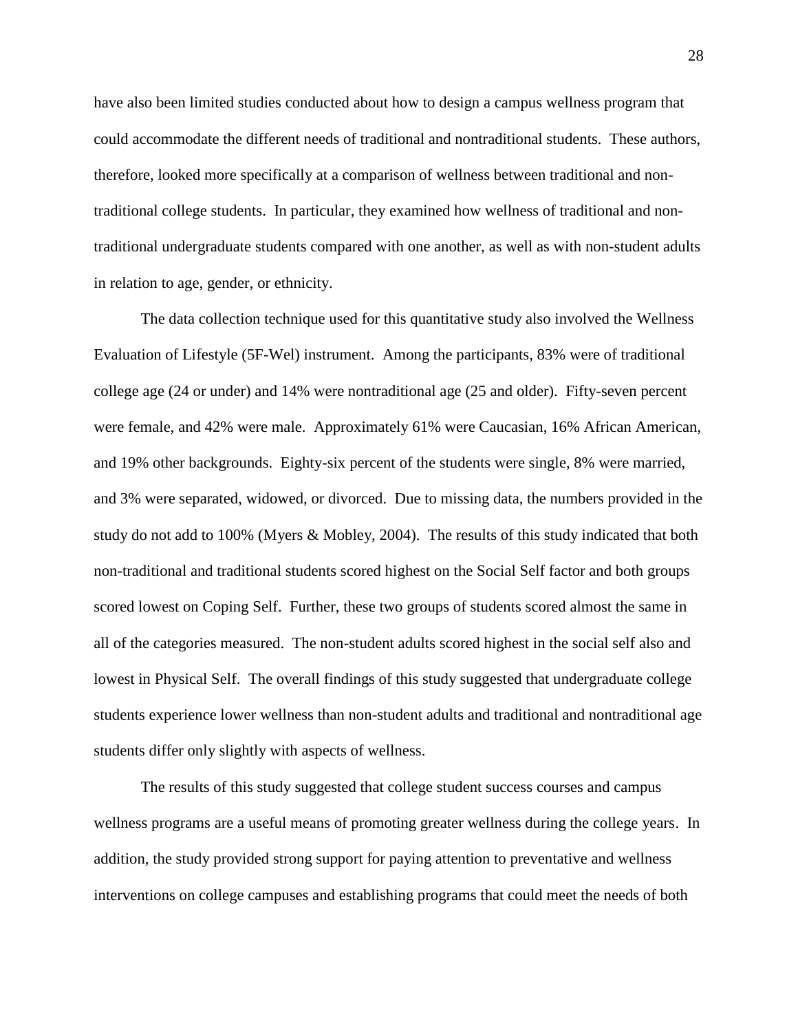have also been limited studies conducted about how to design a campus wellness program that could accommodate the different needs of traditional and nontraditional students. These authors, therefore, looked more specifically at a comparison of wellness between traditional and non-traditional college students. In particular, they examined how wellness of traditional and non-traditional undergraduate students compared with one another, as well as with non-student adults in relation to age, gender, or ethnicity.

The data collection technique used for this quantitative study also involved the Wellness Evaluation of Lifestyle (5F-Wel) instrument. Among the participants, 83% were of traditional college age (24 or under) and 14% were nontraditional age (25 and older). Fifty-seven percent were female, and 42% were male. Approximately 61% were Caucasian, 16% African American, and 19% other backgrounds. Eighty-six percent of the students were single, 8% were married, and 3% were separated, widowed, or divorced. Due to missing data, the numbers provided in the study do not add to 100% (Myers & Mobley, 2004). The results of this study indicated that both non-traditional and traditional students scored highest on the Social Self factor and both groups scored lowest on Coping Self. Further, these two groups of students scored almost the same in all of the categories measured. The non-student adults scored highest in the social self also and lowest in Physical Self. The overall findings of this study suggested that undergraduate college students experience lower wellness than non-student adults and traditional and nontraditional age students differ only slightly with aspects of wellness.

The results of this study suggested that college student success courses and campus wellness programs are a useful means of promoting greater wellness during the college years. In addition, the study provided strong support for paying attention to preventative and wellness interventions on college campuses and establishing programs that could meet the needs of both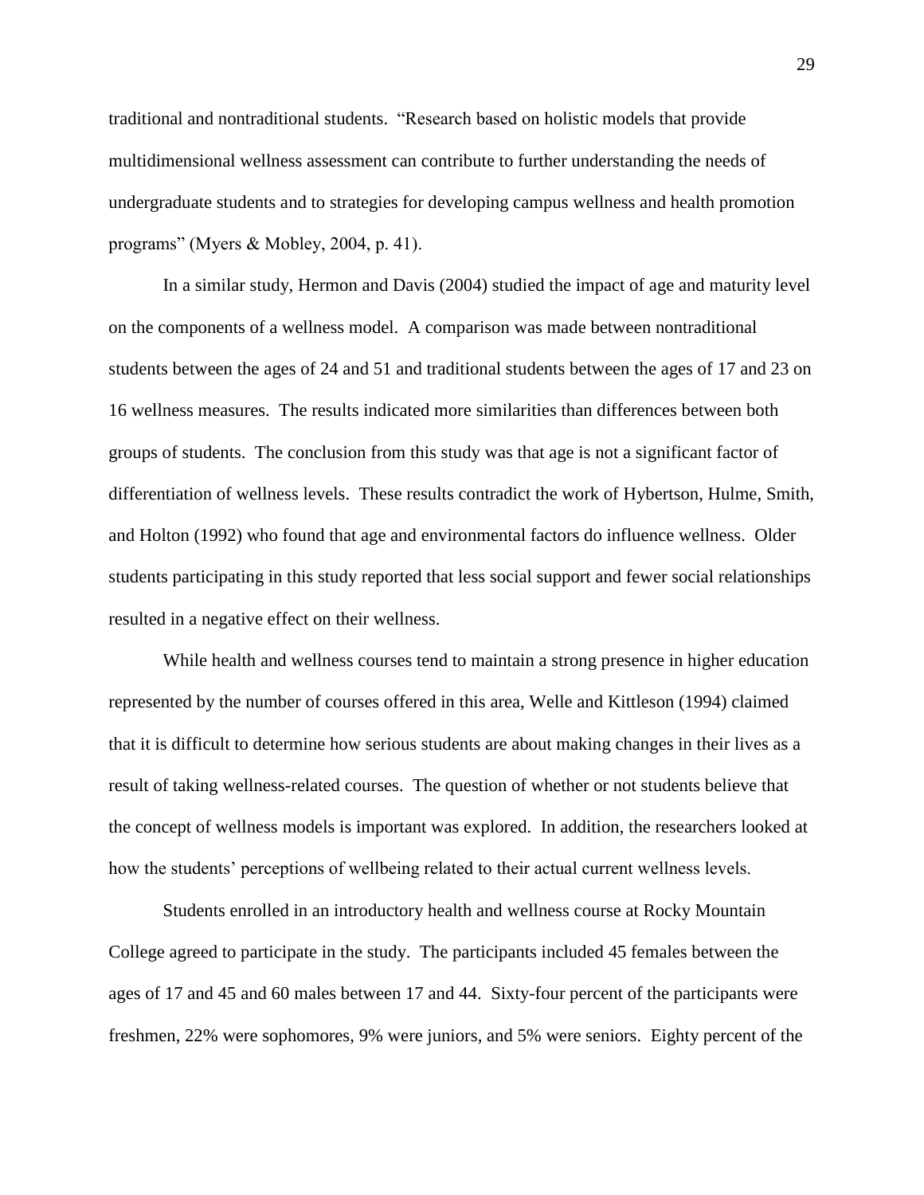traditional and nontraditional students. "Research based on holistic models that provide multidimensional wellness assessment can contribute to further understanding the needs of undergraduate students and to strategies for developing campus wellness and health promotion programs" (Myers & Mobley, 2004, p. 41).

In a similar study, Hermon and Davis (2004) studied the impact of age and maturity level on the components of a wellness model. A comparison was made between nontraditional students between the ages of 24 and 51 and traditional students between the ages of 17 and 23 on 16 wellness measures. The results indicated more similarities than differences between both groups of students. The conclusion from this study was that age is not a significant factor of differentiation of wellness levels. These results contradict the work of Hybertson, Hulme, Smith, and Holton (1992) who found that age and environmental factors do influence wellness. Older students participating in this study reported that less social support and fewer social relationships resulted in a negative effect on their wellness.

While health and wellness courses tend to maintain a strong presence in higher education represented by the number of courses offered in this area, Welle and Kittleson (1994) claimed that it is difficult to determine how serious students are about making changes in their lives as a result of taking wellness-related courses. The question of whether or not students believe that the concept of wellness models is important was explored. In addition, the researchers looked at how the students' perceptions of wellbeing related to their actual current wellness levels.

Students enrolled in an introductory health and wellness course at Rocky Mountain College agreed to participate in the study. The participants included 45 females between the ages of 17 and 45 and 60 males between 17 and 44. Sixty-four percent of the participants were freshmen, 22% were sophomores, 9% were juniors, and 5% were seniors. Eighty percent of the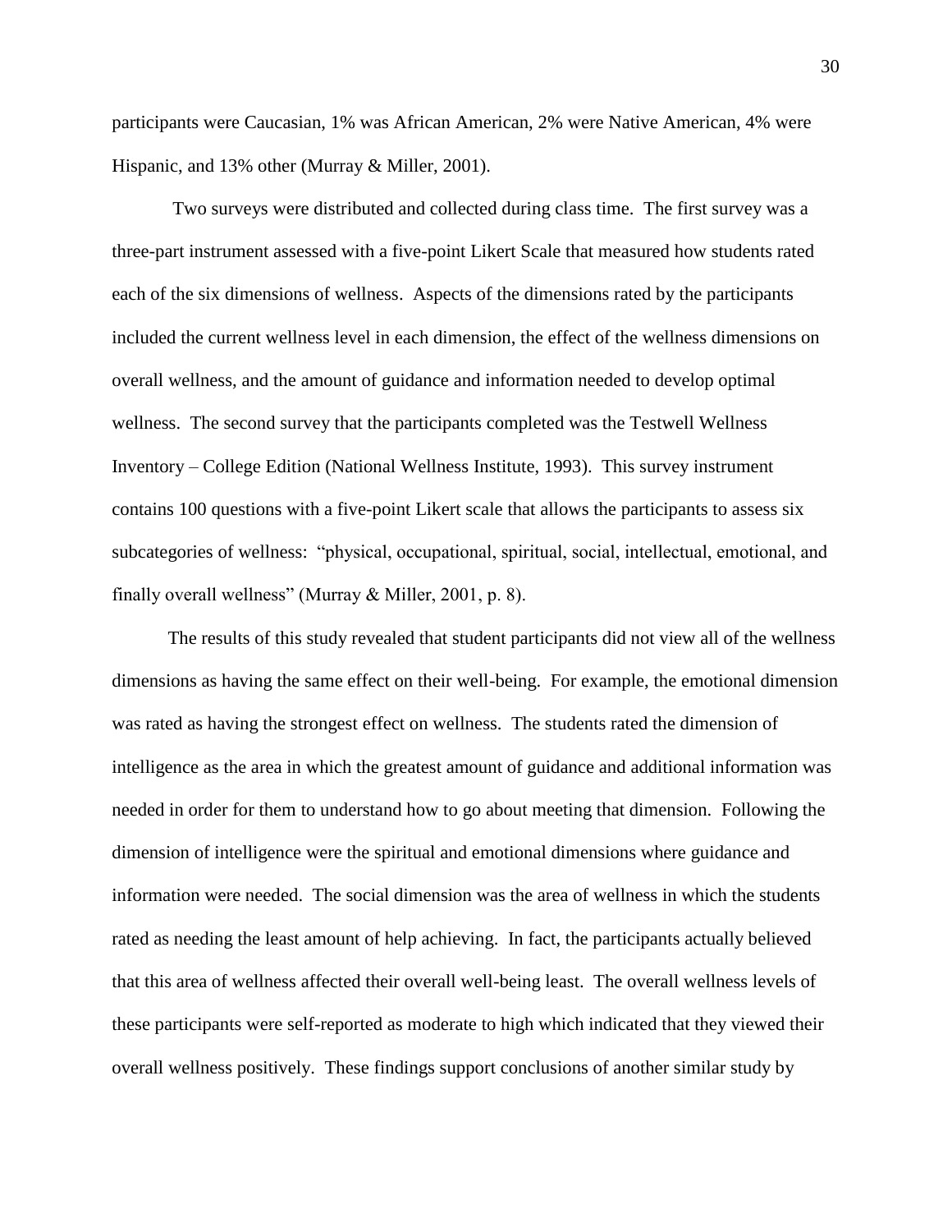participants were Caucasian, 1% was African American, 2% were Native American, 4% were Hispanic, and 13% other (Murray & Miller, 2001).

Two surveys were distributed and collected during class time. The first survey was a three-part instrument assessed with a five-point Likert Scale that measured how students rated each of the six dimensions of wellness. Aspects of the dimensions rated by the participants included the current wellness level in each dimension, the effect of the wellness dimensions on overall wellness, and the amount of guidance and information needed to develop optimal wellness. The second survey that the participants completed was the Testwell Wellness Inventory – College Edition (National Wellness Institute, 1993). This survey instrument contains 100 questions with a five-point Likert scale that allows the participants to assess six subcategories of wellness: "physical, occupational, spiritual, social, intellectual, emotional, and finally overall wellness" (Murray & Miller, 2001, p. 8).

The results of this study revealed that student participants did not view all of the wellness dimensions as having the same effect on their well-being. For example, the emotional dimension was rated as having the strongest effect on wellness. The students rated the dimension of intelligence as the area in which the greatest amount of guidance and additional information was needed in order for them to understand how to go about meeting that dimension. Following the dimension of intelligence were the spiritual and emotional dimensions where guidance and information were needed. The social dimension was the area of wellness in which the students rated as needing the least amount of help achieving. In fact, the participants actually believed that this area of wellness affected their overall well-being least. The overall wellness levels of these participants were self-reported as moderate to high which indicated that they viewed their overall wellness positively. These findings support conclusions of another similar study by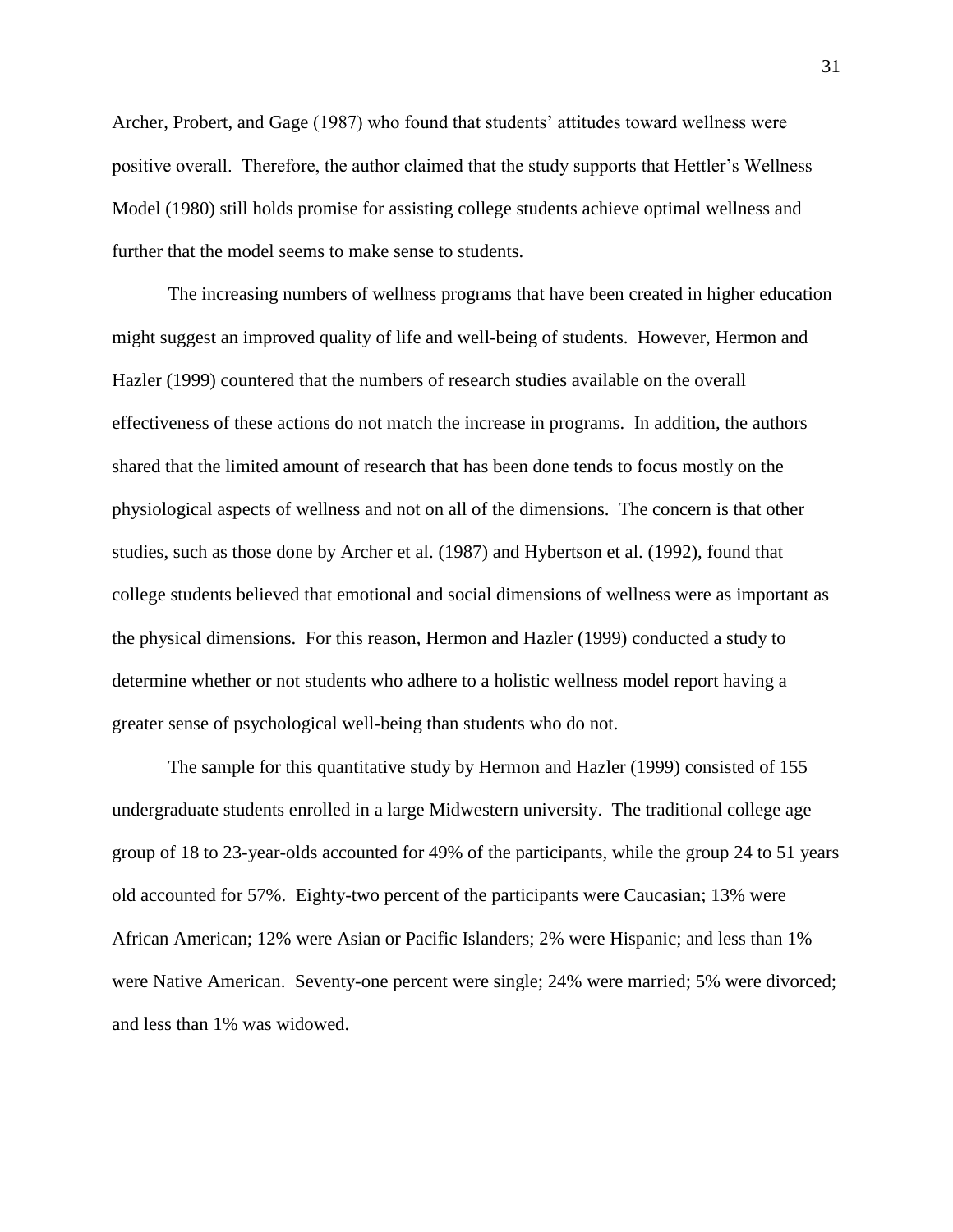Archer, Probert, and Gage (1987) who found that students' attitudes toward wellness were positive overall. Therefore, the author claimed that the study supports that Hettler's Wellness Model (1980) still holds promise for assisting college students achieve optimal wellness and further that the model seems to make sense to students.

The increasing numbers of wellness programs that have been created in higher education might suggest an improved quality of life and well-being of students. However, Hermon and Hazler (1999) countered that the numbers of research studies available on the overall effectiveness of these actions do not match the increase in programs. In addition, the authors shared that the limited amount of research that has been done tends to focus mostly on the physiological aspects of wellness and not on all of the dimensions. The concern is that other studies, such as those done by Archer et al. (1987) and Hybertson et al. (1992), found that college students believed that emotional and social dimensions of wellness were as important as the physical dimensions. For this reason, Hermon and Hazler (1999) conducted a study to determine whether or not students who adhere to a holistic wellness model report having a greater sense of psychological well-being than students who do not.

The sample for this quantitative study by Hermon and Hazler (1999) consisted of 155 undergraduate students enrolled in a large Midwestern university. The traditional college age group of 18 to 23-year-olds accounted for 49% of the participants, while the group 24 to 51 years old accounted for 57%. Eighty-two percent of the participants were Caucasian; 13% were African American; 12% were Asian or Pacific Islanders; 2% were Hispanic; and less than 1% were Native American. Seventy-one percent were single; 24% were married; 5% were divorced; and less than 1% was widowed.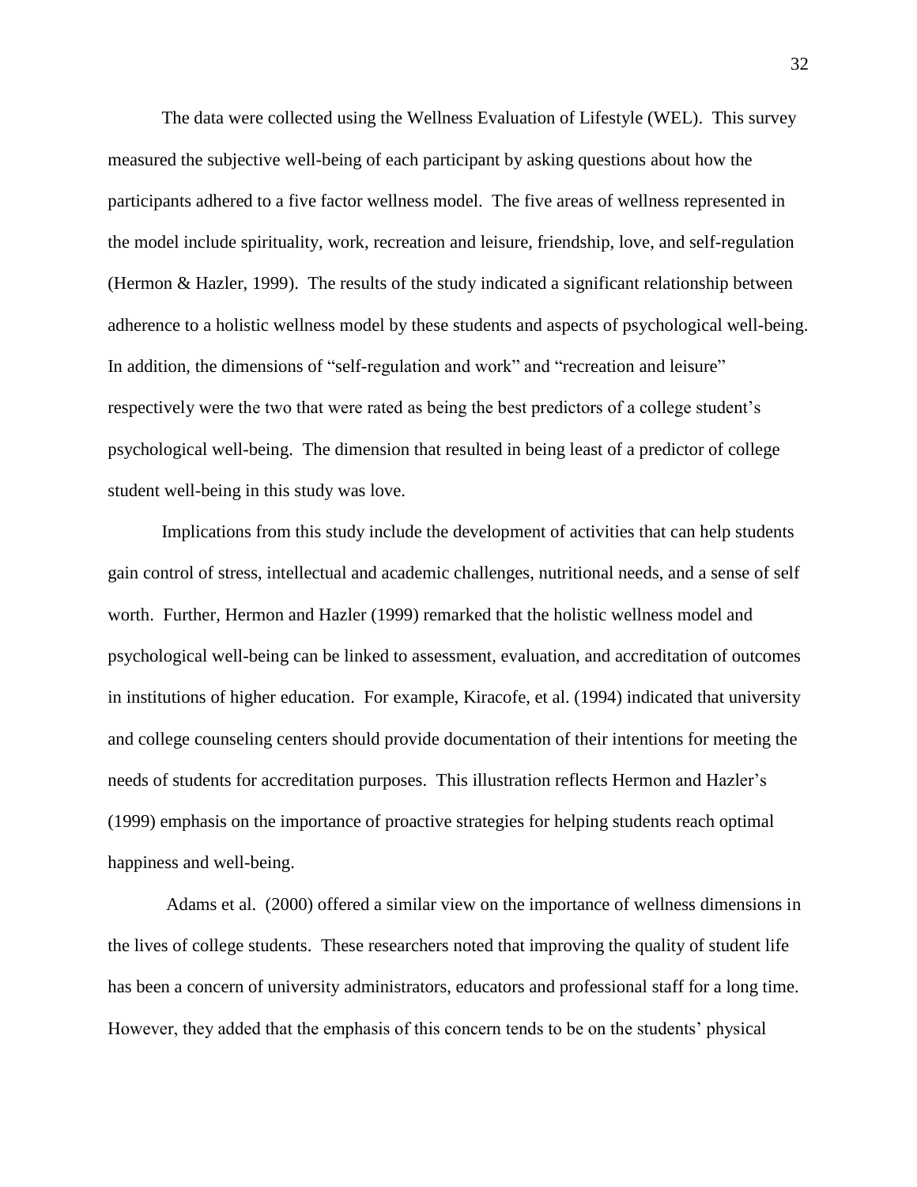The data were collected using the Wellness Evaluation of Lifestyle (WEL). This survey measured the subjective well-being of each participant by asking questions about how the participants adhered to a five factor wellness model. The five areas of wellness represented in the model include spirituality, work, recreation and leisure, friendship, love, and self-regulation (Hermon & Hazler, 1999). The results of the study indicated a significant relationship between adherence to a holistic wellness model by these students and aspects of psychological well-being. In addition, the dimensions of "self-regulation and work" and "recreation and leisure" respectively were the two that were rated as being the best predictors of a college student's psychological well-being. The dimension that resulted in being least of a predictor of college student well-being in this study was love.

Implications from this study include the development of activities that can help students gain control of stress, intellectual and academic challenges, nutritional needs, and a sense of self worth. Further, Hermon and Hazler (1999) remarked that the holistic wellness model and psychological well-being can be linked to assessment, evaluation, and accreditation of outcomes in institutions of higher education. For example, Kiracofe, et al. (1994) indicated that university and college counseling centers should provide documentation of their intentions for meeting the needs of students for accreditation purposes. This illustration reflects Hermon and Hazler's (1999) emphasis on the importance of proactive strategies for helping students reach optimal happiness and well-being.

Adams et al. (2000) offered a similar view on the importance of wellness dimensions in the lives of college students. These researchers noted that improving the quality of student life has been a concern of university administrators, educators and professional staff for a long time. However, they added that the emphasis of this concern tends to be on the students' physical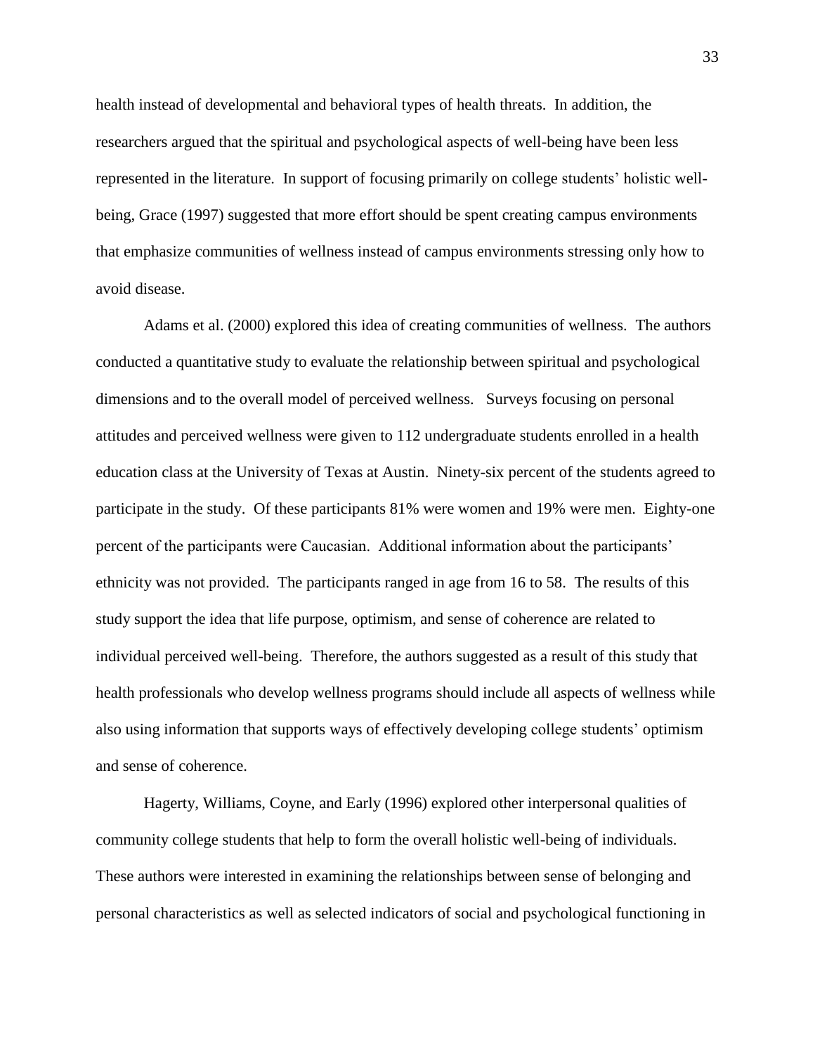health instead of developmental and behavioral types of health threats. In addition, the researchers argued that the spiritual and psychological aspects of well-being have been less represented in the literature. In support of focusing primarily on college students' holistic well-being, Grace (1997) suggested that more effort should be spent creating campus environments that emphasize communities of wellness instead of campus environments stressing only how to avoid disease.

Adams et al. (2000) explored this idea of creating communities of wellness. The authors conducted a quantitative study to evaluate the relationship between spiritual and psychological dimensions and to the overall model of perceived wellness. Surveys focusing on personal attitudes and perceived wellness were given to 112 undergraduate students enrolled in a health education class at the University of Texas at Austin. Ninety-six percent of the students agreed to participate in the study. Of these participants 81% were women and 19% were men. Eighty-one percent of the participants were Caucasian. Additional information about the participants' ethnicity was not provided. The participants ranged in age from 16 to 58. The results of this study support the idea that life purpose, optimism, and sense of coherence are related to individual perceived well-being. Therefore, the authors suggested as a result of this study that health professionals who develop wellness programs should include all aspects of wellness while also using information that supports ways of effectively developing college students' optimism and sense of coherence.

Hagerty, Williams, Coyne, and Early (1996) explored other interpersonal qualities of community college students that help to form the overall holistic well-being of individuals. These authors were interested in examining the relationships between sense of belonging and personal characteristics as well as selected indicators of social and psychological functioning in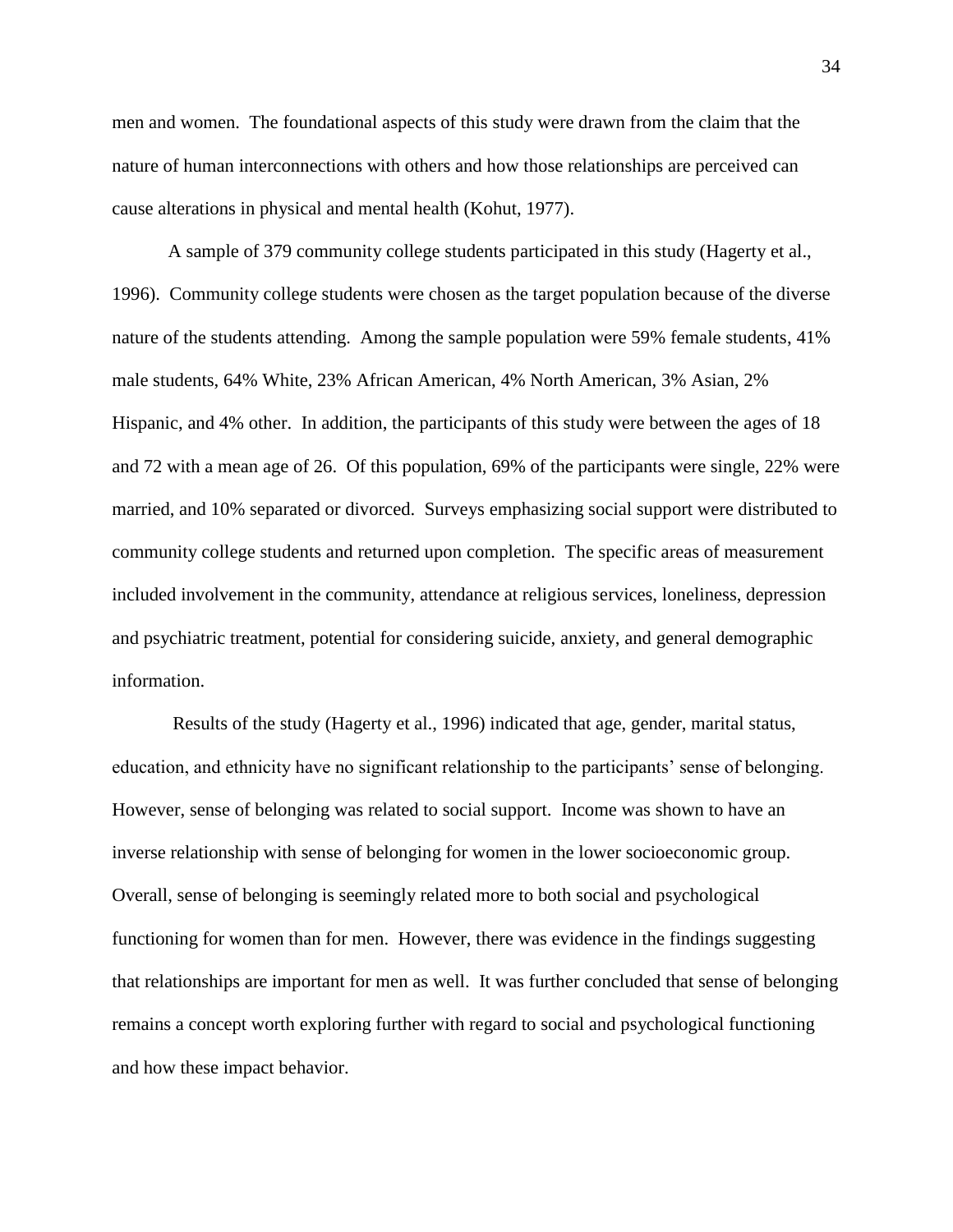men and women. The foundational aspects of this study were drawn from the claim that the nature of human interconnections with others and how those relationships are perceived can cause alterations in physical and mental health (Kohut, 1977).

A sample of 379 community college students participated in this study (Hagerty et al., 1996). Community college students were chosen as the target population because of the diverse nature of the students attending. Among the sample population were 59% female students, 41% male students, 64% White, 23% African American, 4% North American, 3% Asian, 2% Hispanic, and 4% other. In addition, the participants of this study were between the ages of 18 and 72 with a mean age of 26. Of this population, 69% of the participants were single, 22% were married, and 10% separated or divorced. Surveys emphasizing social support were distributed to community college students and returned upon completion. The specific areas of measurement included involvement in the community, attendance at religious services, loneliness, depression and psychiatric treatment, potential for considering suicide, anxiety, and general demographic information.

Results of the study (Hagerty et al., 1996) indicated that age, gender, marital status, education, and ethnicity have no significant relationship to the participants' sense of belonging. However, sense of belonging was related to social support. Income was shown to have an inverse relationship with sense of belonging for women in the lower socioeconomic group. Overall, sense of belonging is seemingly related more to both social and psychological functioning for women than for men. However, there was evidence in the findings suggesting that relationships are important for men as well. It was further concluded that sense of belonging remains a concept worth exploring further with regard to social and psychological functioning and how these impact behavior.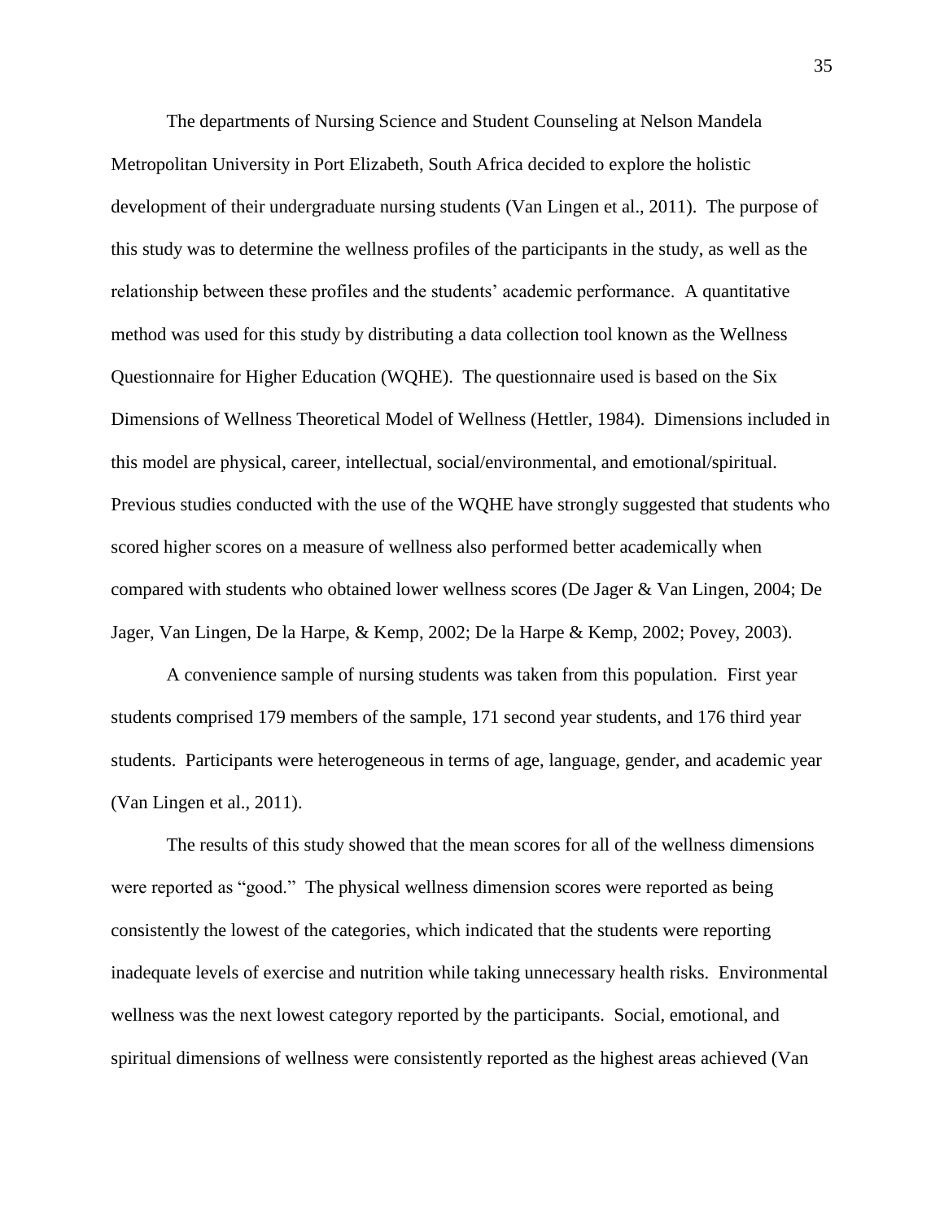The departments of Nursing Science and Student Counseling at Nelson Mandela Metropolitan University in Port Elizabeth, South Africa decided to explore the holistic development of their undergraduate nursing students (Van Lingen et al., 2011). The purpose of this study was to determine the wellness profiles of the participants in the study, as well as the relationship between these profiles and the students' academic performance. A quantitative method was used for this study by distributing a data collection tool known as the Wellness Questionnaire for Higher Education (WQHE). The questionnaire used is based on the Six Dimensions of Wellness Theoretical Model of Wellness (Hettler, 1984). Dimensions included in this model are physical, career, intellectual, social/environmental, and emotional/spiritual. Previous studies conducted with the use of the WQHE have strongly suggested that students who scored higher scores on a measure of wellness also performed better academically when compared with students who obtained lower wellness scores (De Jager & Van Lingen, 2004; De Jager, Van Lingen, De la Harpe, & Kemp, 2002; De la Harpe & Kemp, 2002; Povey, 2003).

A convenience sample of nursing students was taken from this population. First year students comprised 179 members of the sample, 171 second year students, and 176 third year students. Participants were heterogeneous in terms of age, language, gender, and academic year (Van Lingen et al., 2011).

The results of this study showed that the mean scores for all of the wellness dimensions were reported as "good." The physical wellness dimension scores were reported as being consistently the lowest of the categories, which indicated that the students were reporting inadequate levels of exercise and nutrition while taking unnecessary health risks. Environmental wellness was the next lowest category reported by the participants. Social, emotional, and spiritual dimensions of wellness were consistently reported as the highest areas achieved (Van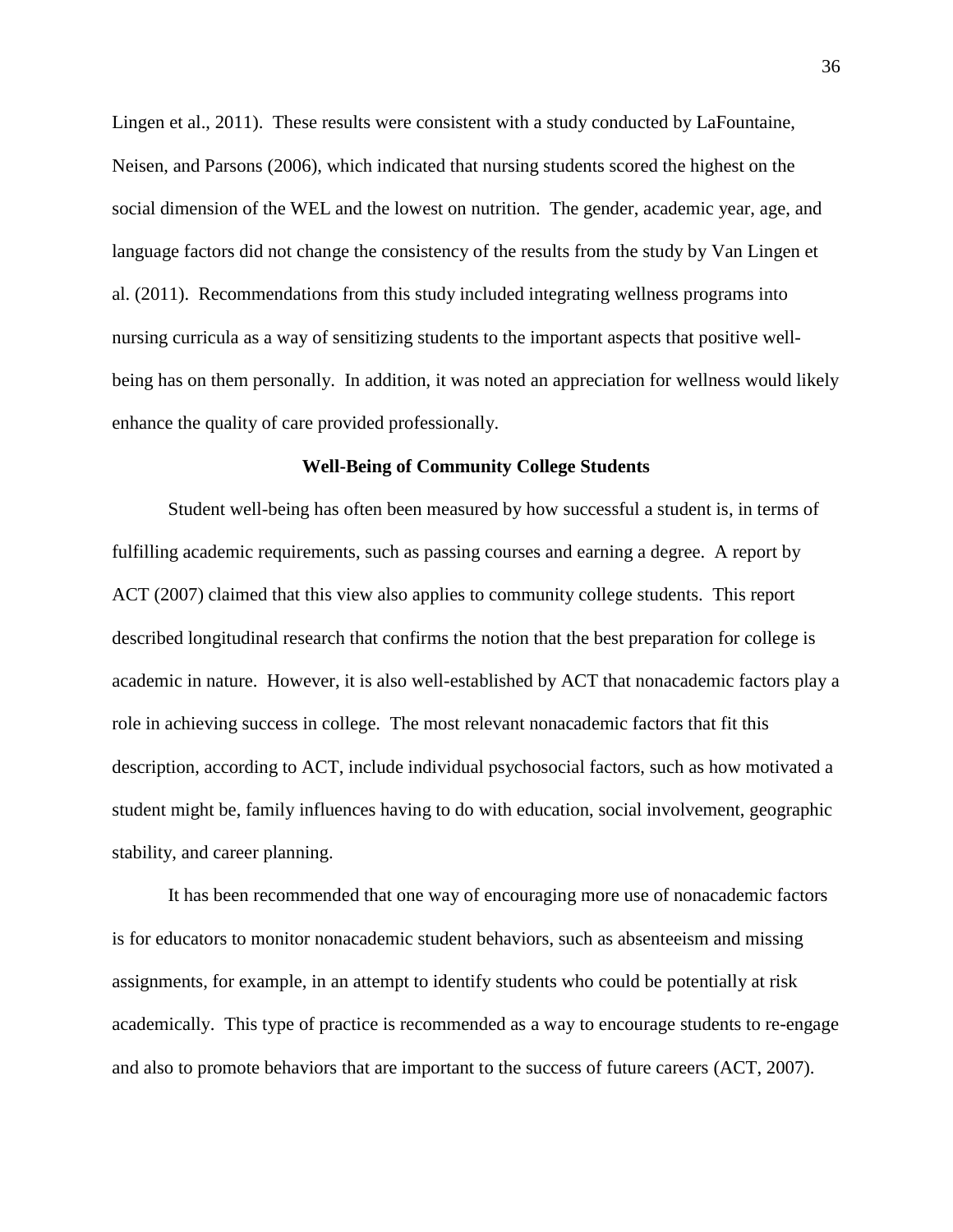Lingen et al., 2011). These results were consistent with a study conducted by LaFountaine, Neisen, and Parsons (2006), which indicated that nursing students scored the highest on the social dimension of the WEL and the lowest on nutrition. The gender, academic year, age, and language factors did not change the consistency of the results from the study by Van Lingen et al. (2011). Recommendations from this study included integrating wellness programs into nursing curricula as a way of sensitizing students to the important aspects that positive well-being has on them personally. In addition, it was noted an appreciation for wellness would likely enhance the quality of care provided professionally.

## Well-Being of Community College Students

Student well-being has often been measured by how successful a student is, in terms of fulfilling academic requirements, such as passing courses and earning a degree. A report by ACT (2007) claimed that this view also applies to community college students. This report described longitudinal research that confirms the notion that the best preparation for college is academic in nature. However, it is also well-established by ACT that nonacademic factors play a role in achieving success in college. The most relevant nonacademic factors that fit this description, according to ACT, include individual psychosocial factors, such as how motivated a student might be, family influences having to do with education, social involvement, geographic stability, and career planning.

It has been recommended that one way of encouraging more use of nonacademic factors is for educators to monitor nonacademic student behaviors, such as absenteeism and missing assignments, for example, in an attempt to identify students who could be potentially at risk academically. This type of practice is recommended as a way to encourage students to re-engage and also to promote behaviors that are important to the success of future careers (ACT, 2007).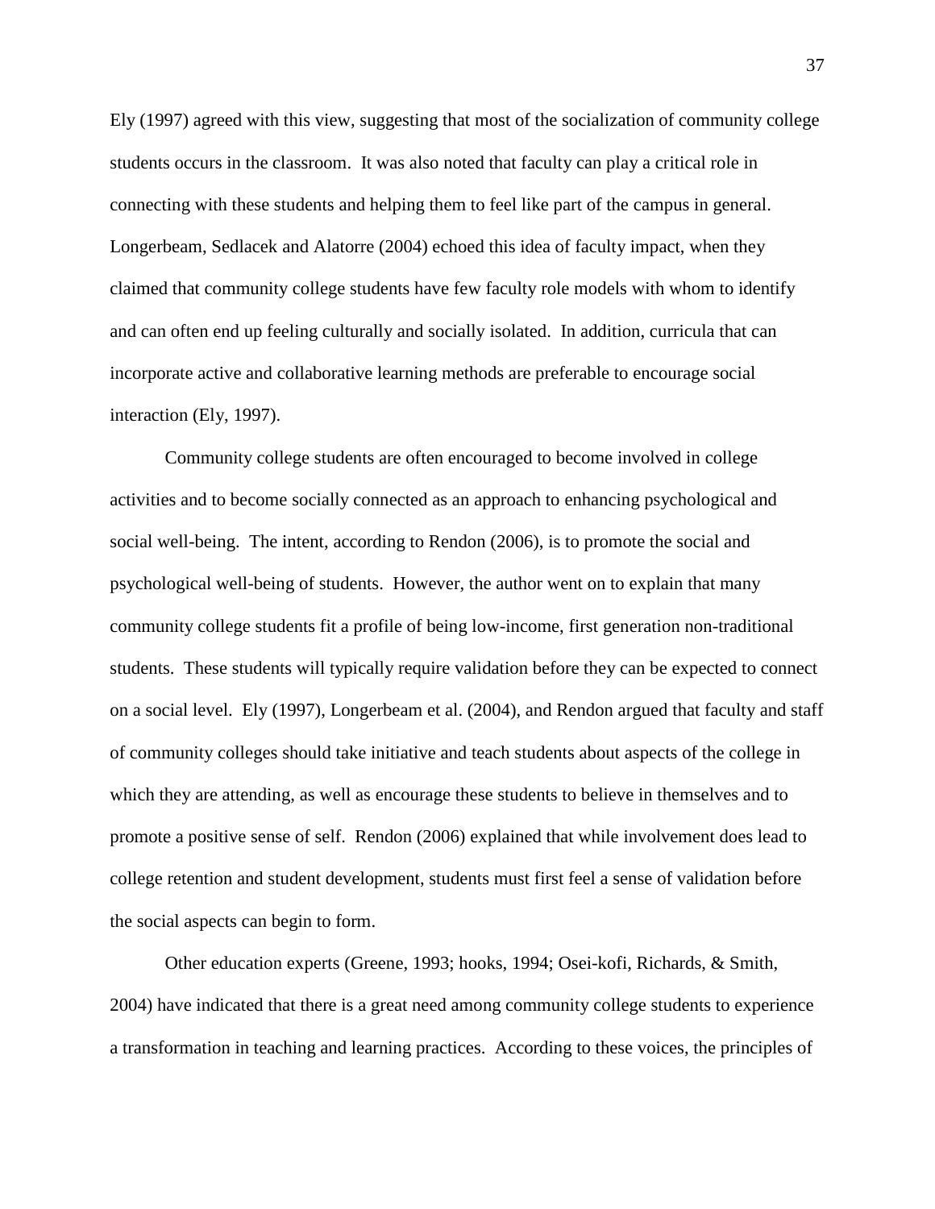Ely (1997) agreed with this view, suggesting that most of the socialization of community college students occurs in the classroom. It was also noted that faculty can play a critical role in connecting with these students and helping them to feel like part of the campus in general. Longerbeam, Sedlacek and Alatorre (2004) echoed this idea of faculty impact, when they claimed that community college students have few faculty role models with whom to identify and can often end up feeling culturally and socially isolated. In addition, curricula that can incorporate active and collaborative learning methods are preferable to encourage social interaction (Ely, 1997).

Community college students are often encouraged to become involved in college activities and to become socially connected as an approach to enhancing psychological and social well-being. The intent, according to Rendon (2006), is to promote the social and psychological well-being of students. However, the author went on to explain that many community college students fit a profile of being low-income, first generation non-traditional students. These students will typically require validation before they can be expected to connect on a social level. Ely (1997), Longerbeam et al. (2004), and Rendon argued that faculty and staff of community colleges should take initiative and teach students about aspects of the college in which they are attending, as well as encourage these students to believe in themselves and to promote a positive sense of self. Rendon (2006) explained that while involvement does lead to college retention and student development, students must first feel a sense of validation before the social aspects can begin to form.

Other education experts (Greene, 1993; hooks, 1994; Osei-kofi, Richards, & Smith, 2004) have indicated that there is a great need among community college students to experience a transformation in teaching and learning practices. According to these voices, the principles of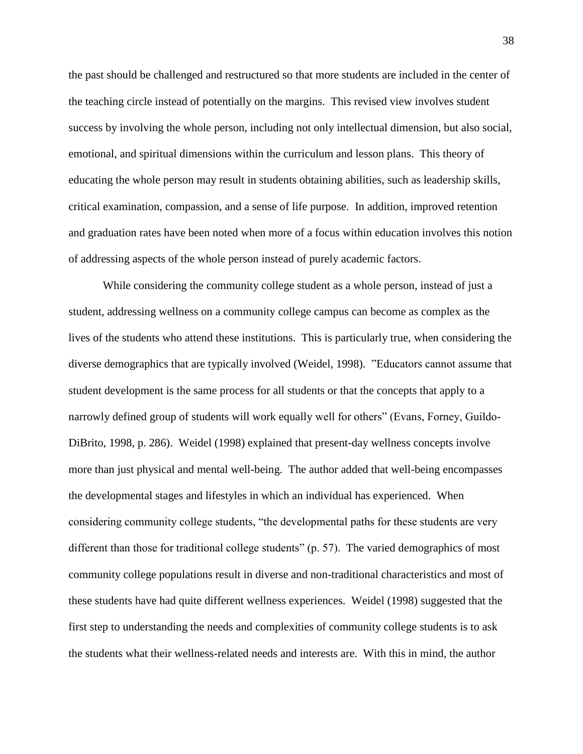the past should be challenged and restructured so that more students are included in the center of the teaching circle instead of potentially on the margins. This revised view involves student success by involving the whole person, including not only intellectual dimension, but also social, emotional, and spiritual dimensions within the curriculum and lesson plans. This theory of educating the whole person may result in students obtaining abilities, such as leadership skills, critical examination, compassion, and a sense of life purpose. In addition, improved retention and graduation rates have been noted when more of a focus within education involves this notion of addressing aspects of the whole person instead of purely academic factors.

While considering the community college student as a whole person, instead of just a student, addressing wellness on a community college campus can become as complex as the lives of the students who attend these institutions. This is particularly true, when considering the diverse demographics that are typically involved (Weidel, 1998). "Educators cannot assume that student development is the same process for all students or that the concepts that apply to a narrowly defined group of students will work equally well for others" (Evans, Forney, Guildo-DiBrito, 1998, p. 286). Weidel (1998) explained that present-day wellness concepts involve more than just physical and mental well-being. The author added that well-being encompasses the developmental stages and lifestyles in which an individual has experienced. When considering community college students, "the developmental paths for these students are very different than those for traditional college students" (p. 57). The varied demographics of most community college populations result in diverse and non-traditional characteristics and most of these students have had quite different wellness experiences. Weidel (1998) suggested that the first step to understanding the needs and complexities of community college students is to ask the students what their wellness-related needs and interests are. With this in mind, the author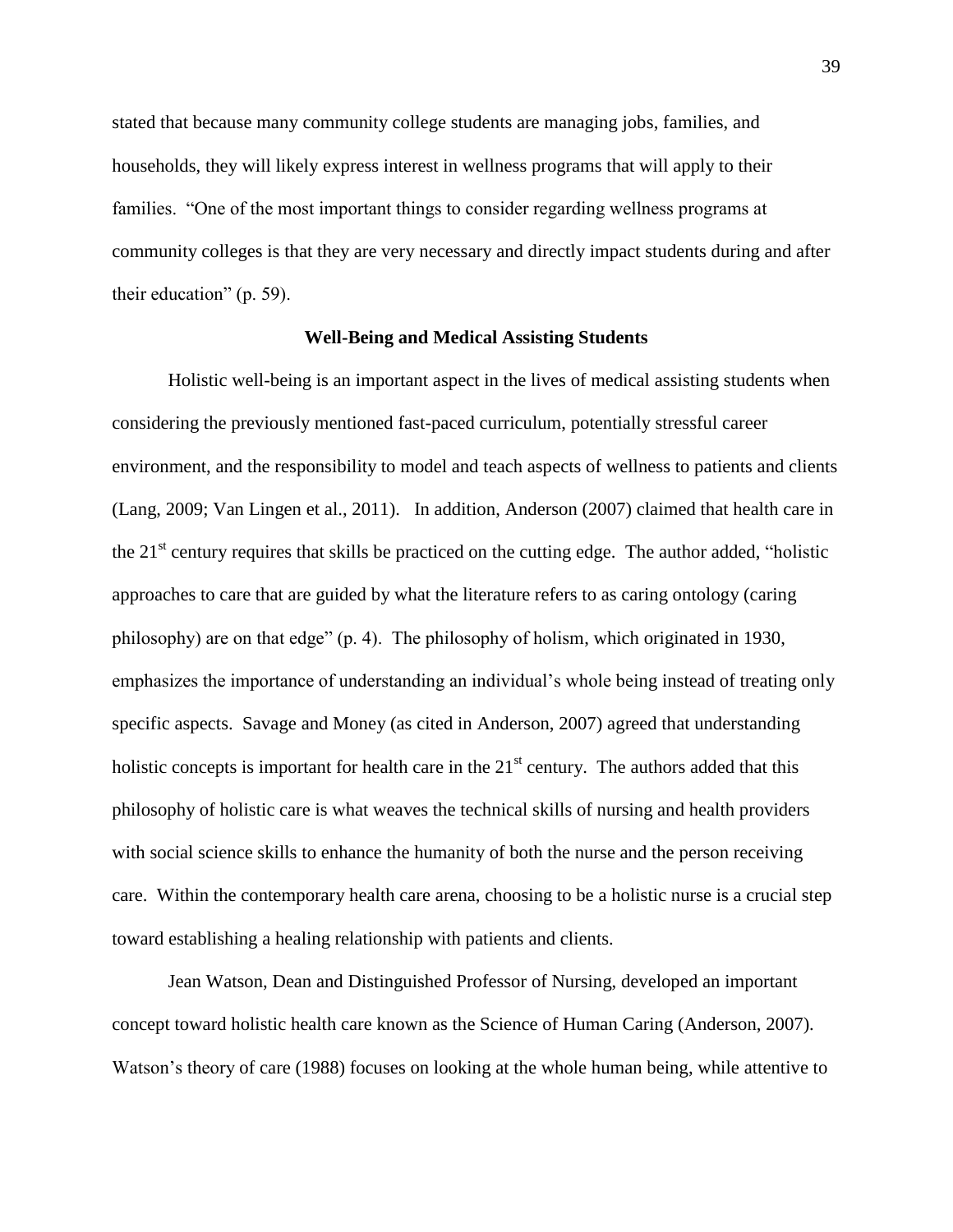stated that because many community college students are managing jobs, families, and households, they will likely express interest in wellness programs that will apply to their families. "One of the most important things to consider regarding wellness programs at community colleges is that they are very necessary and directly impact students during and after their education" (p. 59).

### Well-Being and Medical Assisting Students

Holistic well-being is an important aspect in the lives of medical assisting students when considering the previously mentioned fast-paced curriculum, potentially stressful career environment, and the responsibility to model and teach aspects of wellness to patients and clients (Lang, 2009; Van Lingen et al., 2011). In addition, Anderson (2007) claimed that health care in the 21st century requires that skills be practiced on the cutting edge. The author added, "holistic approaches to care that are guided by what the literature refers to as caring ontology (caring philosophy) are on that edge" (p. 4). The philosophy of holism, which originated in 1930, emphasizes the importance of understanding an individual's whole being instead of treating only specific aspects. Savage and Money (as cited in Anderson, 2007) agreed that understanding holistic concepts is important for health care in the 21st century. The authors added that this philosophy of holistic care is what weaves the technical skills of nursing and health providers with social science skills to enhance the humanity of both the nurse and the person receiving care. Within the contemporary health care arena, choosing to be a holistic nurse is a crucial step toward establishing a healing relationship with patients and clients.

Jean Watson, Dean and Distinguished Professor of Nursing, developed an important concept toward holistic health care known as the Science of Human Caring (Anderson, 2007). Watson's theory of care (1988) focuses on looking at the whole human being, while attentive to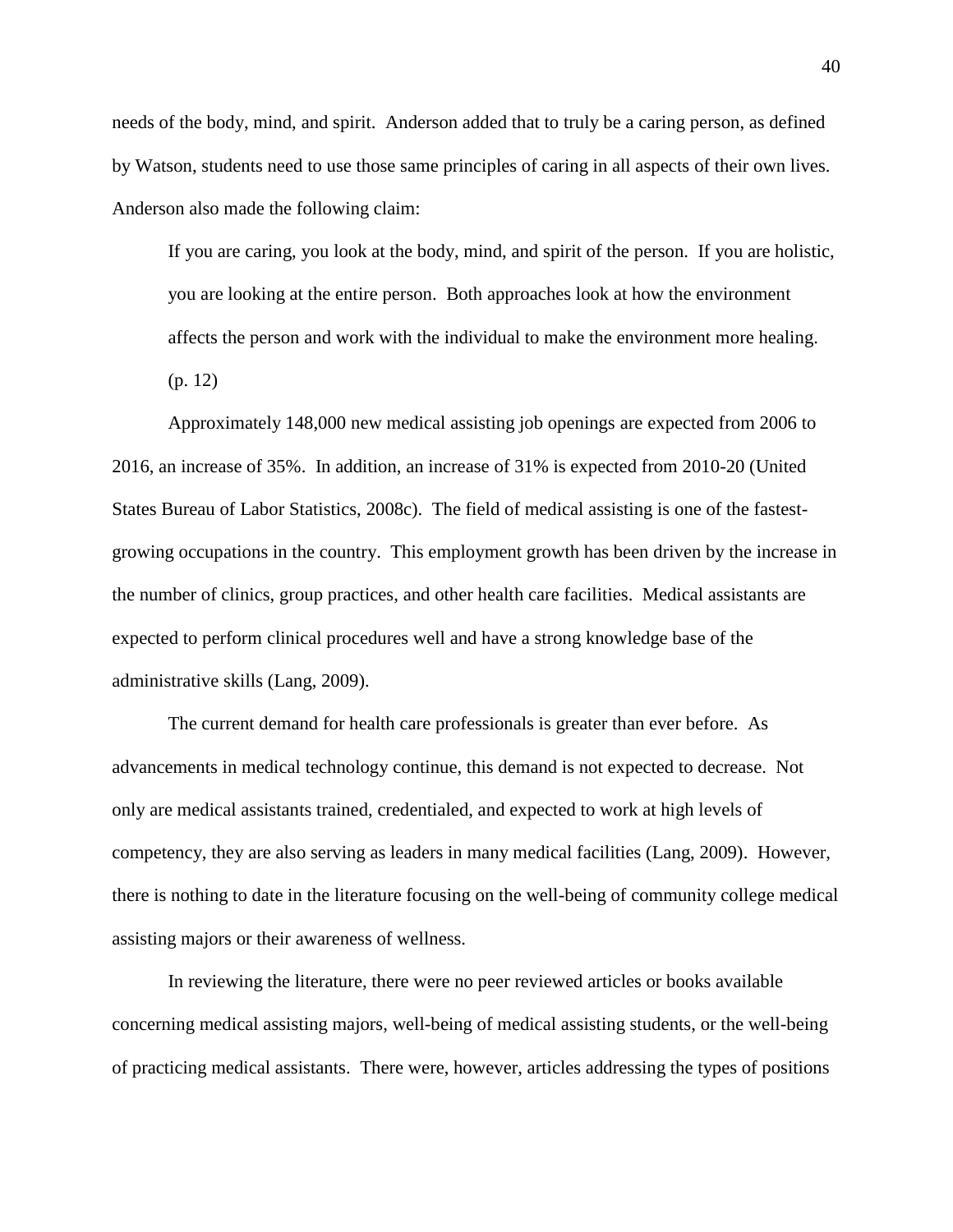needs of the body, mind, and spirit. Anderson added that to truly be a caring person, as defined by Watson, students need to use those same principles of caring in all aspects of their own lives. Anderson also made the following claim:

> If you are caring, you look at the body, mind, and spirit of the person. If you are holistic, you are looking at the entire person. Both approaches look at how the environment affects the person and work with the individual to make the environment more healing. (p. 12)

Approximately 148,000 new medical assisting job openings are expected from 2006 to 2016, an increase of 35%. In addition, an increase of 31% is expected from 2010-20 (United States Bureau of Labor Statistics, 2008c). The field of medical assisting is one of the fastest-growing occupations in the country. This employment growth has been driven by the increase in the number of clinics, group practices, and other health care facilities. Medical assistants are expected to perform clinical procedures well and have a strong knowledge base of the administrative skills (Lang, 2009).

The current demand for health care professionals is greater than ever before. As advancements in medical technology continue, this demand is not expected to decrease. Not only are medical assistants trained, credentialed, and expected to work at high levels of competency, they are also serving as leaders in many medical facilities (Lang, 2009). However, there is nothing to date in the literature focusing on the well-being of community college medical assisting majors or their awareness of wellness.

In reviewing the literature, there were no peer reviewed articles or books available concerning medical assisting majors, well-being of medical assisting students, or the well-being of practicing medical assistants. There were, however, articles addressing the types of positions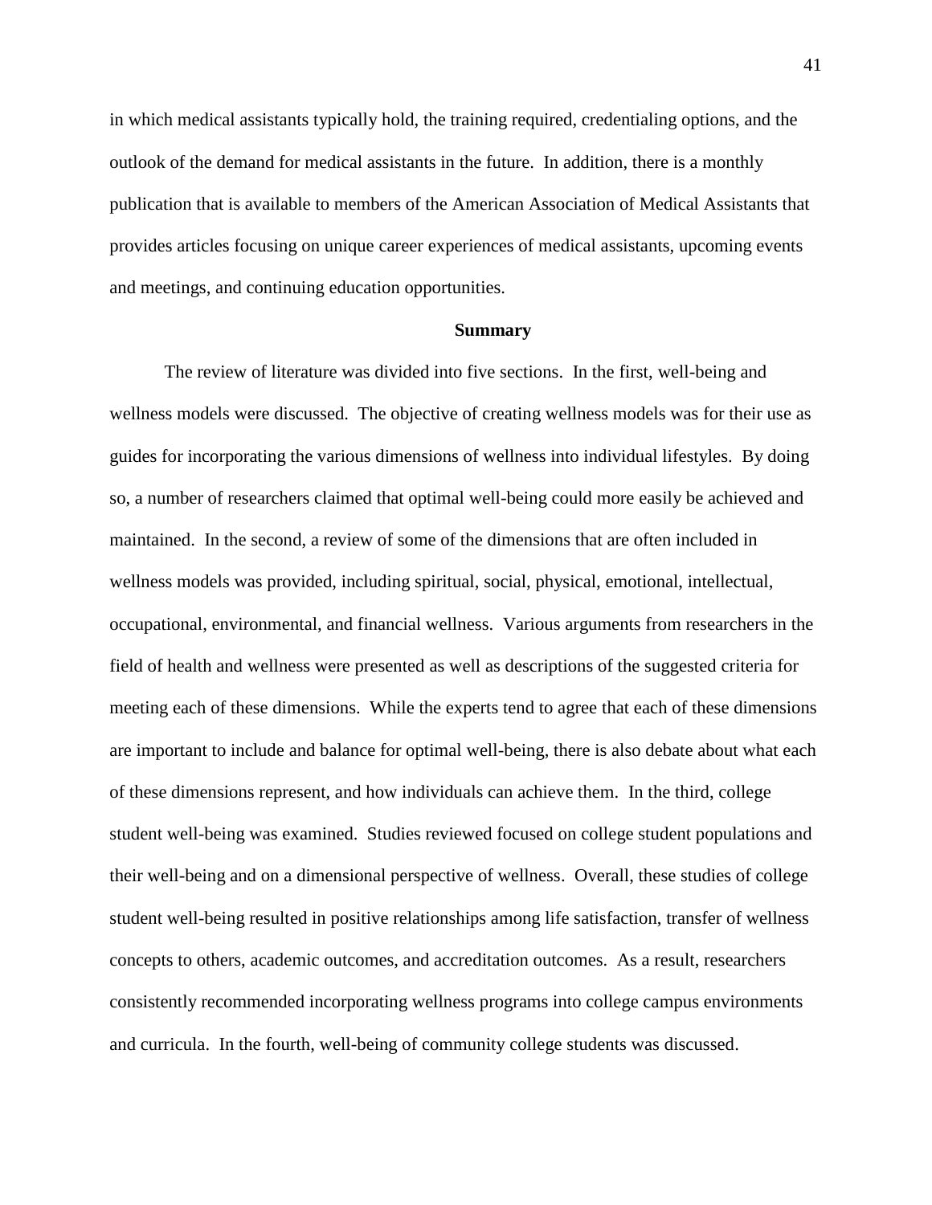in which medical assistants typically hold, the training required, credentialing options, and the outlook of the demand for medical assistants in the future. In addition, there is a monthly publication that is available to members of the American Association of Medical Assistants that provides articles focusing on unique career experiences of medical assistants, upcoming events and meetings, and continuing education opportunities.

## Summary

The review of literature was divided into five sections. In the first, well-being and wellness models were discussed. The objective of creating wellness models was for their use as guides for incorporating the various dimensions of wellness into individual lifestyles. By doing so, a number of researchers claimed that optimal well-being could more easily be achieved and maintained. In the second, a review of some of the dimensions that are often included in wellness models was provided, including spiritual, social, physical, emotional, intellectual, occupational, environmental, and financial wellness. Various arguments from researchers in the field of health and wellness were presented as well as descriptions of the suggested criteria for meeting each of these dimensions. While the experts tend to agree that each of these dimensions are important to include and balance for optimal well-being, there is also debate about what each of these dimensions represent, and how individuals can achieve them. In the third, college student well-being was examined. Studies reviewed focused on college student populations and their well-being and on a dimensional perspective of wellness. Overall, these studies of college student well-being resulted in positive relationships among life satisfaction, transfer of wellness concepts to others, academic outcomes, and accreditation outcomes. As a result, researchers consistently recommended incorporating wellness programs into college campus environments and curricula. In the fourth, well-being of community college students was discussed.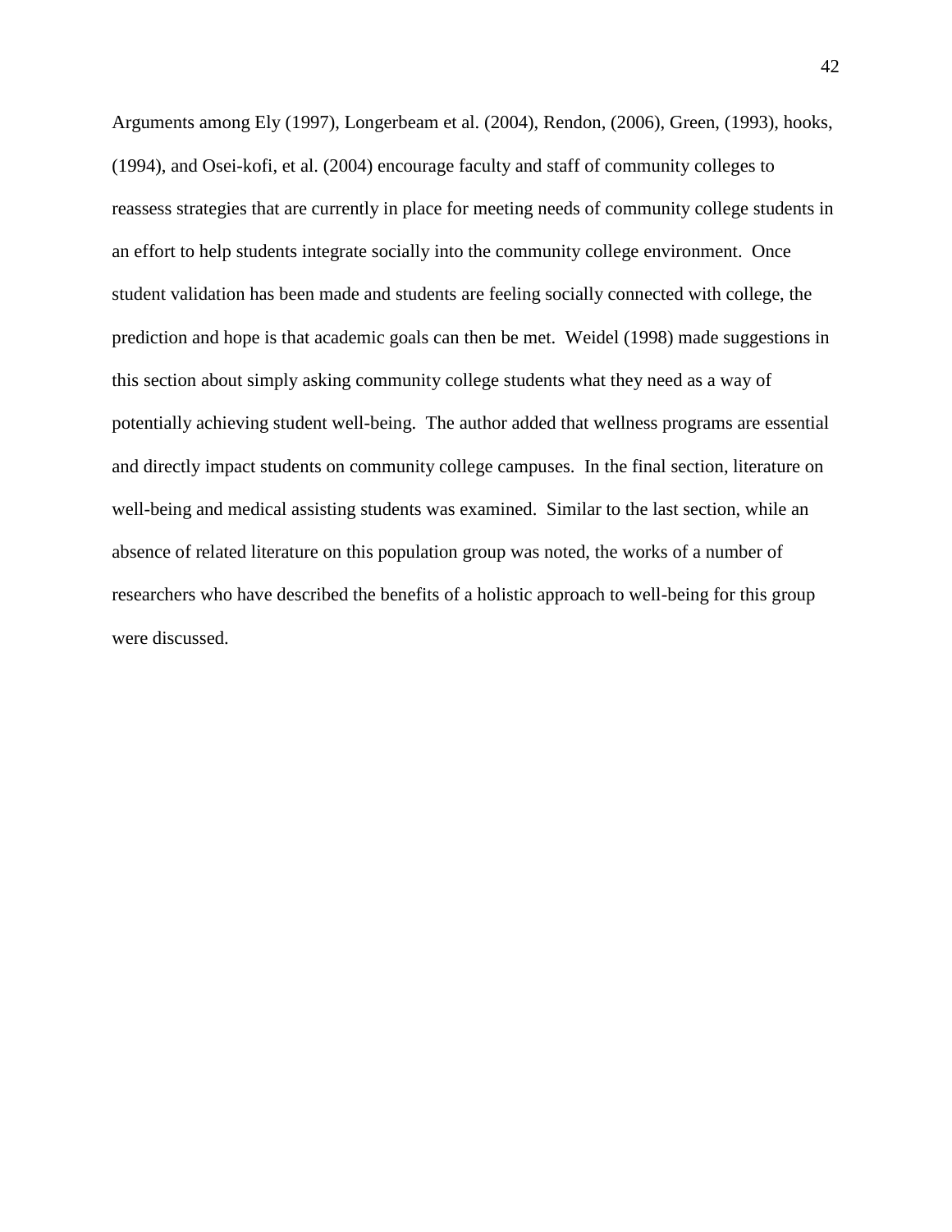Arguments among Ely (1997), Longerbeam et al. (2004), Rendon, (2006), Green, (1993), hooks, (1994), and Osei-kofi, et al. (2004) encourage faculty and staff of community colleges to reassess strategies that are currently in place for meeting needs of community college students in an effort to help students integrate socially into the community college environment. Once student validation has been made and students are feeling socially connected with college, the prediction and hope is that academic goals can then be met. Weidel (1998) made suggestions in this section about simply asking community college students what they need as a way of potentially achieving student well-being. The author added that wellness programs are essential and directly impact students on community college campuses. In the final section, literature on well-being and medical assisting students was examined. Similar to the last section, while an absence of related literature on this population group was noted, the works of a number of researchers who have described the benefits of a holistic approach to well-being for this group were discussed.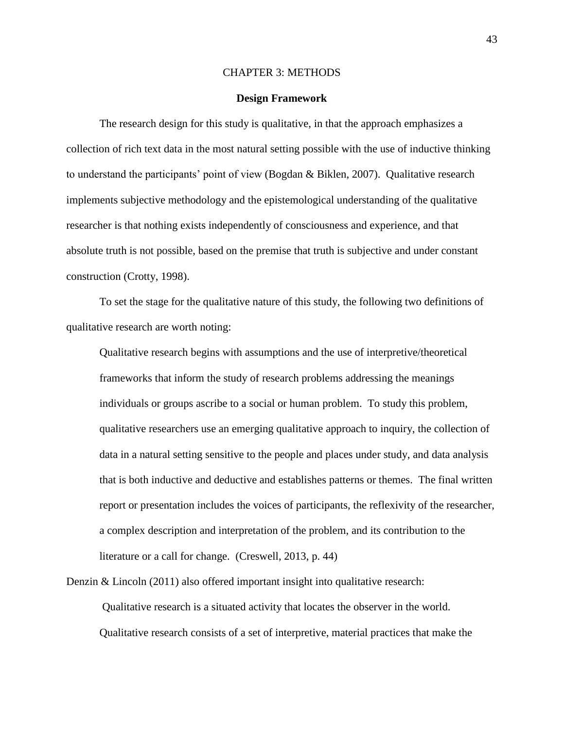# CHAPTER 3: METHODS

## Design Framework

The research design for this study is qualitative, in that the approach emphasizes a collection of rich text data in the most natural setting possible with the use of inductive thinking to understand the participants' point of view (Bogdan & Biklen, 2007). Qualitative research implements subjective methodology and the epistemological understanding of the qualitative researcher is that nothing exists independently of consciousness and experience, and that absolute truth is not possible, based on the premise that truth is subjective and under constant construction (Crotty, 1998).

To set the stage for the qualitative nature of this study, the following two definitions of qualitative research are worth noting:

> Qualitative research begins with assumptions and the use of interpretive/theoretical frameworks that inform the study of research problems addressing the meanings individuals or groups ascribe to a social or human problem. To study this problem, qualitative researchers use an emerging qualitative approach to inquiry, the collection of data in a natural setting sensitive to the people and places under study, and data analysis that is both inductive and deductive and establishes patterns or themes. The final written report or presentation includes the voices of participants, the reflexivity of the researcher, a complex description and interpretation of the problem, and its contribution to the literature or a call for change. (Creswell, 2013, p. 44)

Denzin & Lincoln (2011) also offered important insight into qualitative research:

> Qualitative research is a situated activity that locates the observer in the world. Qualitative research consists of a set of interpretive, material practices that make the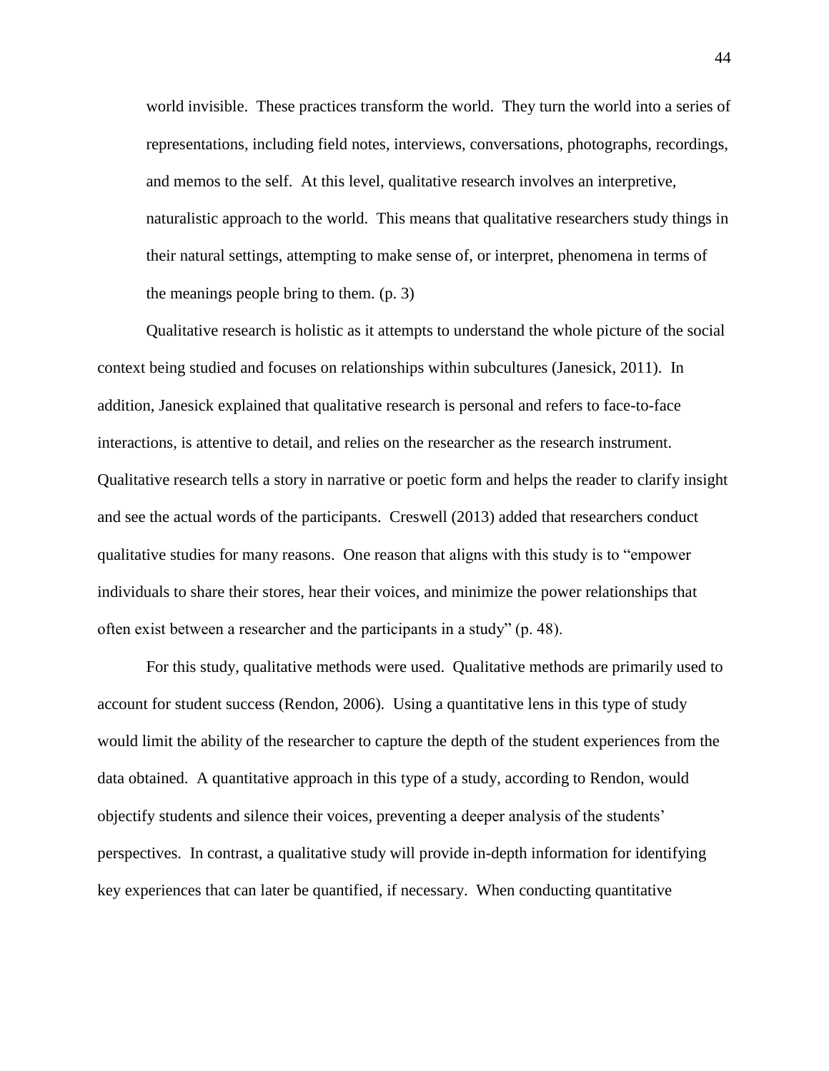> world invisible. These practices transform the world. They turn the world into a series of representations, including field notes, interviews, conversations, photographs, recordings, and memos to the self. At this level, qualitative research involves an interpretive, naturalistic approach to the world. This means that qualitative researchers study things in their natural settings, attempting to make sense of, or interpret, phenomena in terms of the meanings people bring to them. (p. 3)

Qualitative research is holistic as it attempts to understand the whole picture of the social context being studied and focuses on relationships within subcultures (Janesick, 2011). In addition, Janesick explained that qualitative research is personal and refers to face-to-face interactions, is attentive to detail, and relies on the researcher as the research instrument. Qualitative research tells a story in narrative or poetic form and helps the reader to clarify insight and see the actual words of the participants. Creswell (2013) added that researchers conduct qualitative studies for many reasons. One reason that aligns with this study is to "empower individuals to share their stores, hear their voices, and minimize the power relationships that often exist between a researcher and the participants in a study" (p. 48).

For this study, qualitative methods were used. Qualitative methods are primarily used to account for student success (Rendon, 2006). Using a quantitative lens in this type of study would limit the ability of the researcher to capture the depth of the student experiences from the data obtained. A quantitative approach in this type of a study, according to Rendon, would objectify students and silence their voices, preventing a deeper analysis of the students' perspectives. In contrast, a qualitative study will provide in-depth information for identifying key experiences that can later be quantified, if necessary. When conducting quantitative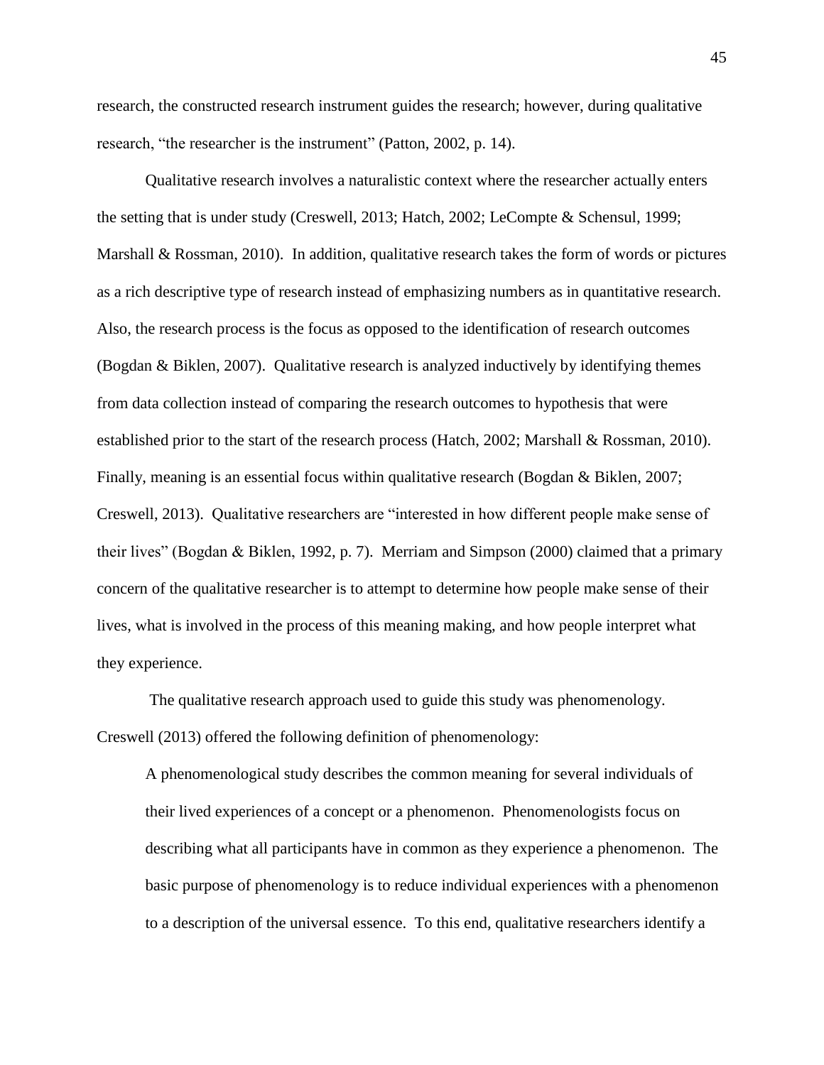research, the constructed research instrument guides the research; however, during qualitative research, "the researcher is the instrument" (Patton, 2002, p. 14).

Qualitative research involves a naturalistic context where the researcher actually enters the setting that is under study (Creswell, 2013; Hatch, 2002; LeCompte & Schensul, 1999; Marshall & Rossman, 2010). In addition, qualitative research takes the form of words or pictures as a rich descriptive type of research instead of emphasizing numbers as in quantitative research. Also, the research process is the focus as opposed to the identification of research outcomes (Bogdan & Biklen, 2007). Qualitative research is analyzed inductively by identifying themes from data collection instead of comparing the research outcomes to hypothesis that were established prior to the start of the research process (Hatch, 2002; Marshall & Rossman, 2010). Finally, meaning is an essential focus within qualitative research (Bogdan & Biklen, 2007; Creswell, 2013). Qualitative researchers are "interested in how different people make sense of their lives" (Bogdan & Biklen, 1992, p. 7). Merriam and Simpson (2000) claimed that a primary concern of the qualitative researcher is to attempt to determine how people make sense of their lives, what is involved in the process of this meaning making, and how people interpret what they experience.

The qualitative research approach used to guide this study was phenomenology. Creswell (2013) offered the following definition of phenomenology:

> A phenomenological study describes the common meaning for several individuals of their lived experiences of a concept or a phenomenon. Phenomenologists focus on describing what all participants have in common as they experience a phenomenon. The basic purpose of phenomenology is to reduce individual experiences with a phenomenon to a description of the universal essence. To this end, qualitative researchers identify a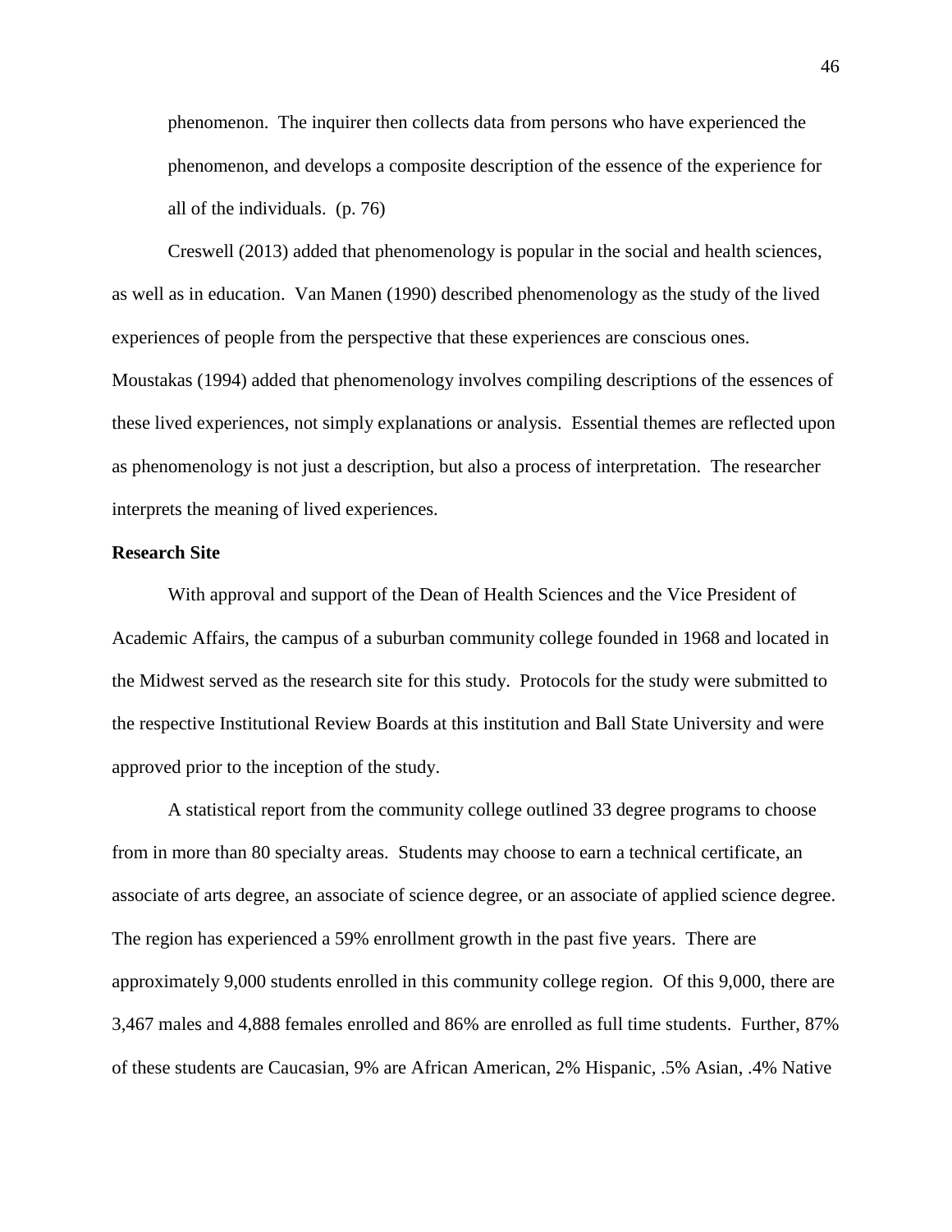> phenomenon. The inquirer then collects data from persons who have experienced the phenomenon, and develops a composite description of the essence of the experience for all of the individuals. (p. 76)

Creswell (2013) added that phenomenology is popular in the social and health sciences, as well as in education. Van Manen (1990) described phenomenology as the study of the lived experiences of people from the perspective that these experiences are conscious ones. Moustakas (1994) added that phenomenology involves compiling descriptions of the essences of these lived experiences, not simply explanations or analysis. Essential themes are reflected upon as phenomenology is not just a description, but also a process of interpretation. The researcher interprets the meaning of lived experiences.

**Research Site**

With approval and support of the Dean of Health Sciences and the Vice President of Academic Affairs, the campus of a suburban community college founded in 1968 and located in the Midwest served as the research site for this study. Protocols for the study were submitted to the respective Institutional Review Boards at this institution and Ball State University and were approved prior to the inception of the study.

A statistical report from the community college outlined 33 degree programs to choose from in more than 80 specialty areas. Students may choose to earn a technical certificate, an associate of arts degree, an associate of science degree, or an associate of applied science degree. The region has experienced a 59% enrollment growth in the past five years. There are approximately 9,000 students enrolled in this community college region. Of this 9,000, there are 3,467 males and 4,888 females enrolled and 86% are enrolled as full time students. Further, 87% of these students are Caucasian, 9% are African American, 2% Hispanic, .5% Asian, .4% Native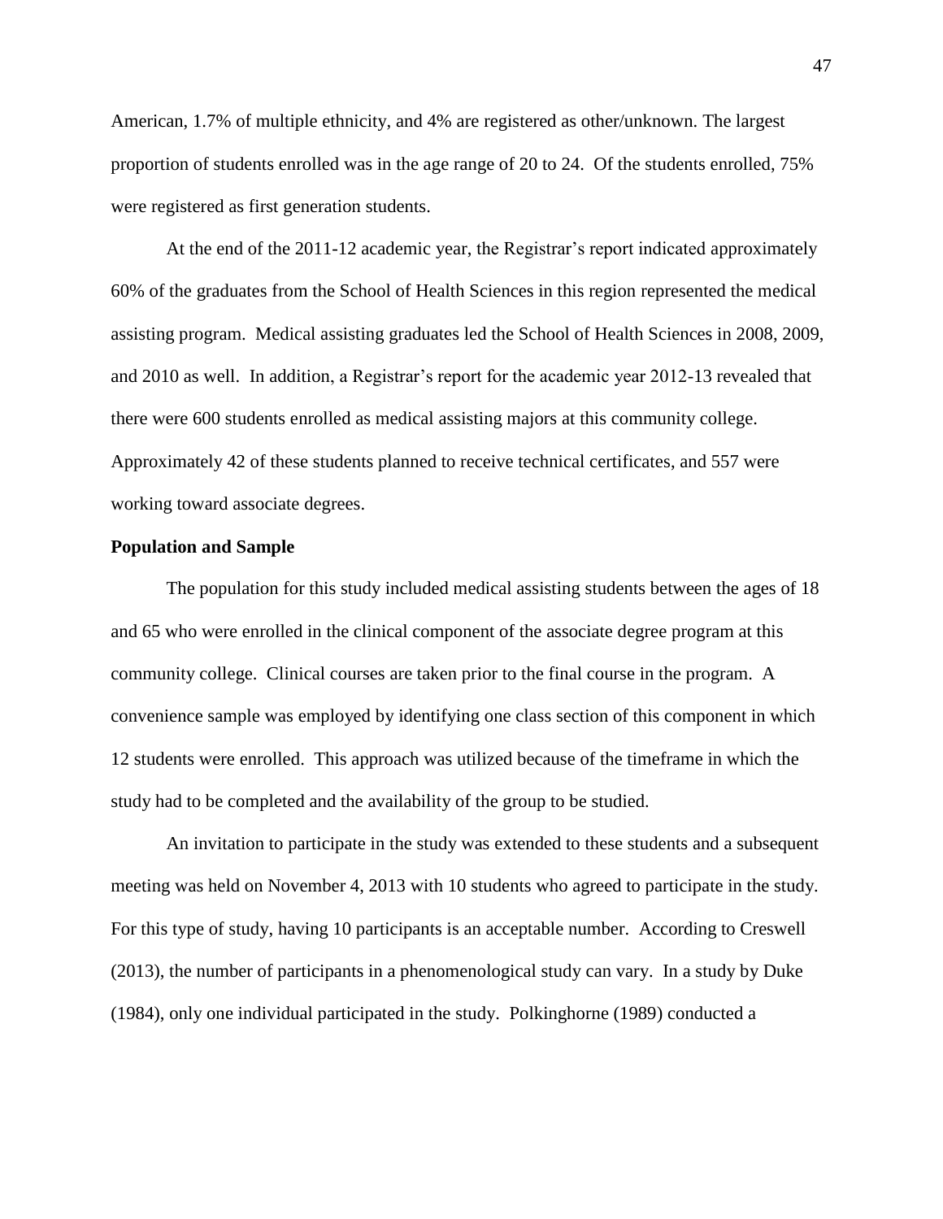American, 1.7% of multiple ethnicity, and 4% are registered as other/unknown. The largest proportion of students enrolled was in the age range of 20 to 24. Of the students enrolled, 75% were registered as first generation students.

At the end of the 2011-12 academic year, the Registrar's report indicated approximately 60% of the graduates from the School of Health Sciences in this region represented the medical assisting program. Medical assisting graduates led the School of Health Sciences in 2008, 2009, and 2010 as well. In addition, a Registrar's report for the academic year 2012-13 revealed that there were 600 students enrolled as medical assisting majors at this community college. Approximately 42 of these students planned to receive technical certificates, and 557 were working toward associate degrees.

**Population and Sample**

The population for this study included medical assisting students between the ages of 18 and 65 who were enrolled in the clinical component of the associate degree program at this community college. Clinical courses are taken prior to the final course in the program. A convenience sample was employed by identifying one class section of this component in which 12 students were enrolled. This approach was utilized because of the timeframe in which the study had to be completed and the availability of the group to be studied.

An invitation to participate in the study was extended to these students and a subsequent meeting was held on November 4, 2013 with 10 students who agreed to participate in the study. For this type of study, having 10 participants is an acceptable number. According to Creswell (2013), the number of participants in a phenomenological study can vary. In a study by Duke (1984), only one individual participated in the study. Polkinghorne (1989) conducted a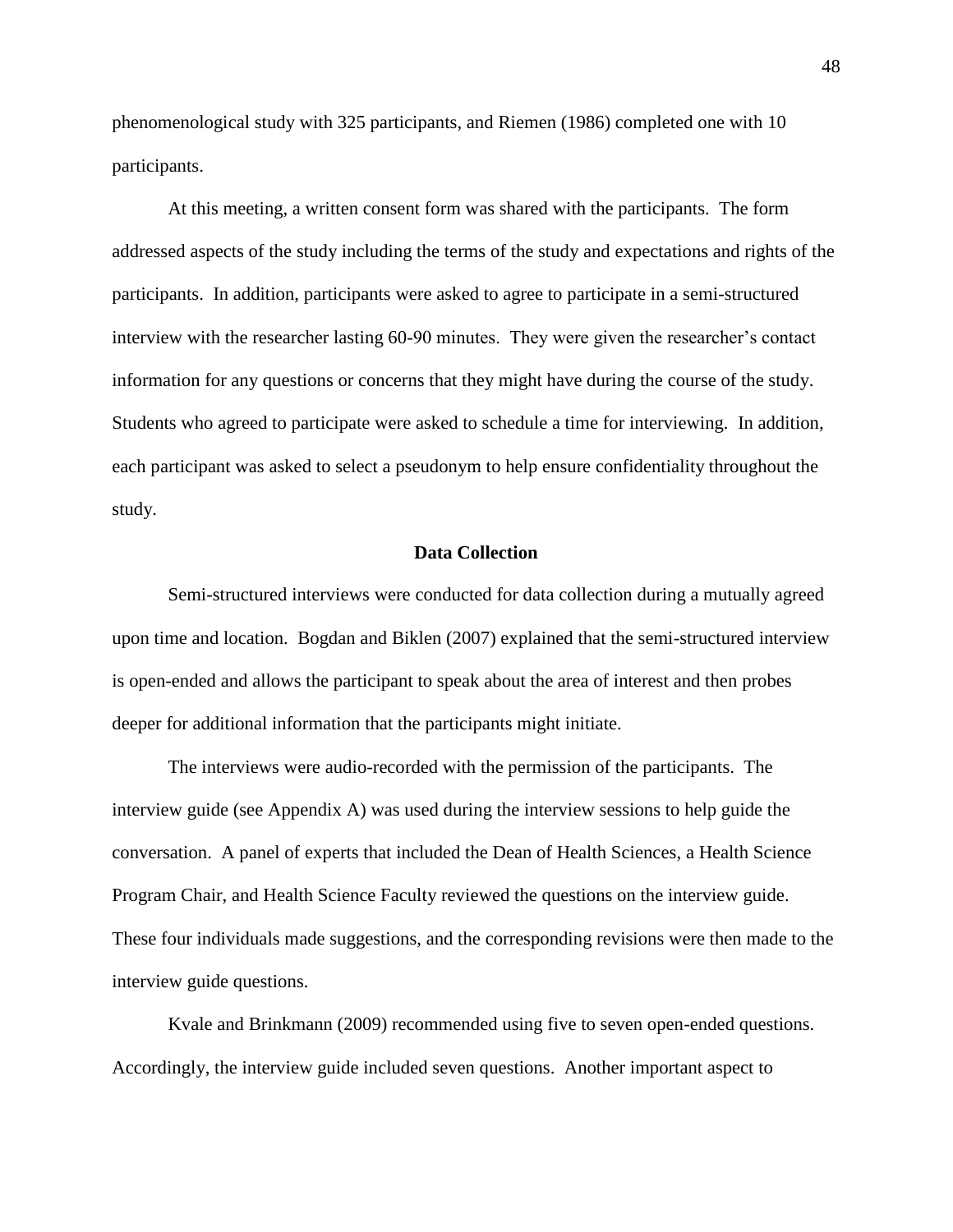phenomenological study with 325 participants, and Riemen (1986) completed one with 10 participants.

At this meeting, a written consent form was shared with the participants. The form addressed aspects of the study including the terms of the study and expectations and rights of the participants. In addition, participants were asked to agree to participate in a semi-structured interview with the researcher lasting 60-90 minutes. They were given the researcher's contact information for any questions or concerns that they might have during the course of the study. Students who agreed to participate were asked to schedule a time for interviewing. In addition, each participant was asked to select a pseudonym to help ensure confidentiality throughout the study.

## Data Collection

Semi-structured interviews were conducted for data collection during a mutually agreed upon time and location. Bogdan and Biklen (2007) explained that the semi-structured interview is open-ended and allows the participant to speak about the area of interest and then probes deeper for additional information that the participants might initiate.

The interviews were audio-recorded with the permission of the participants. The interview guide (see Appendix A) was used during the interview sessions to help guide the conversation. A panel of experts that included the Dean of Health Sciences, a Health Science Program Chair, and Health Science Faculty reviewed the questions on the interview guide. These four individuals made suggestions, and the corresponding revisions were then made to the interview guide questions.

Kvale and Brinkmann (2009) recommended using five to seven open-ended questions. Accordingly, the interview guide included seven questions. Another important aspect to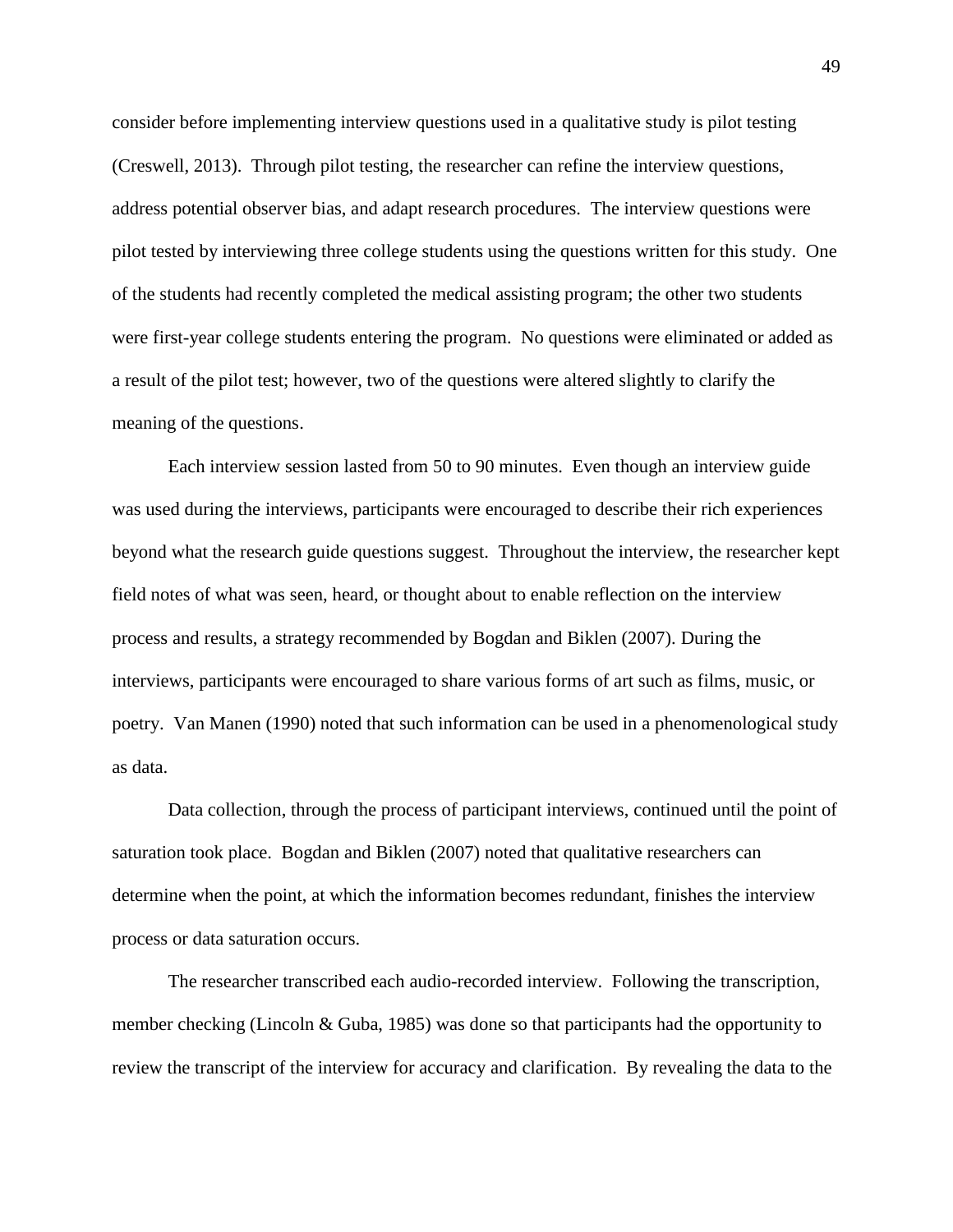consider before implementing interview questions used in a qualitative study is pilot testing (Creswell, 2013). Through pilot testing, the researcher can refine the interview questions, address potential observer bias, and adapt research procedures. The interview questions were pilot tested by interviewing three college students using the questions written for this study. One of the students had recently completed the medical assisting program; the other two students were first-year college students entering the program. No questions were eliminated or added as a result of the pilot test; however, two of the questions were altered slightly to clarify the meaning of the questions.

Each interview session lasted from 50 to 90 minutes. Even though an interview guide was used during the interviews, participants were encouraged to describe their rich experiences beyond what the research guide questions suggest. Throughout the interview, the researcher kept field notes of what was seen, heard, or thought about to enable reflection on the interview process and results, a strategy recommended by Bogdan and Biklen (2007). During the interviews, participants were encouraged to share various forms of art such as films, music, or poetry. Van Manen (1990) noted that such information can be used in a phenomenological study as data.

Data collection, through the process of participant interviews, continued until the point of saturation took place. Bogdan and Biklen (2007) noted that qualitative researchers can determine when the point, at which the information becomes redundant, finishes the interview process or data saturation occurs.

The researcher transcribed each audio-recorded interview. Following the transcription, member checking (Lincoln & Guba, 1985) was done so that participants had the opportunity to review the transcript of the interview for accuracy and clarification. By revealing the data to the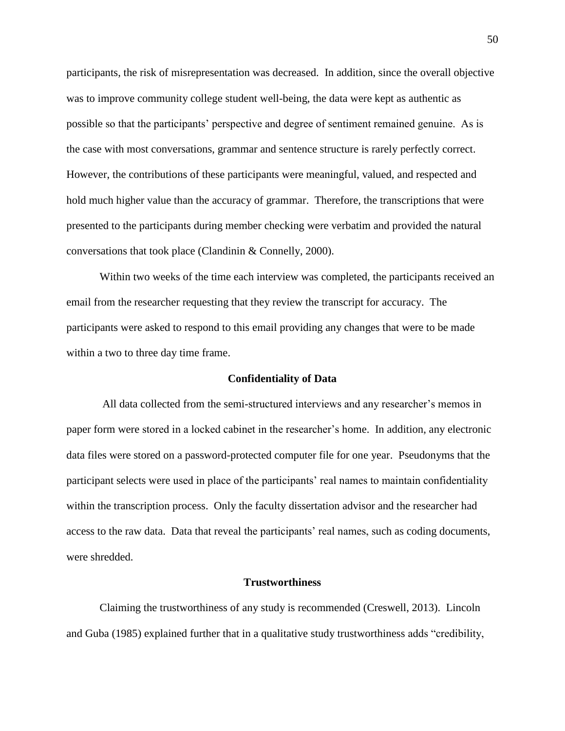participants, the risk of misrepresentation was decreased. In addition, since the overall objective was to improve community college student well-being, the data were kept as authentic as possible so that the participants' perspective and degree of sentiment remained genuine. As is the case with most conversations, grammar and sentence structure is rarely perfectly correct. However, the contributions of these participants were meaningful, valued, and respected and hold much higher value than the accuracy of grammar. Therefore, the transcriptions that were presented to the participants during member checking were verbatim and provided the natural conversations that took place (Clandinin & Connelly, 2000).

Within two weeks of the time each interview was completed, the participants received an email from the researcher requesting that they review the transcript for accuracy. The participants were asked to respond to this email providing any changes that were to be made within a two to three day time frame.

## Confidentiality of Data

All data collected from the semi-structured interviews and any researcher's memos in paper form were stored in a locked cabinet in the researcher's home. In addition, any electronic data files were stored on a password-protected computer file for one year. Pseudonyms that the participant selects were used in place of the participants' real names to maintain confidentiality within the transcription process. Only the faculty dissertation advisor and the researcher had access to the raw data. Data that reveal the participants' real names, such as coding documents, were shredded.

## Trustworthiness

Claiming the trustworthiness of any study is recommended (Creswell, 2013). Lincoln and Guba (1985) explained further that in a qualitative study trustworthiness adds "credibility,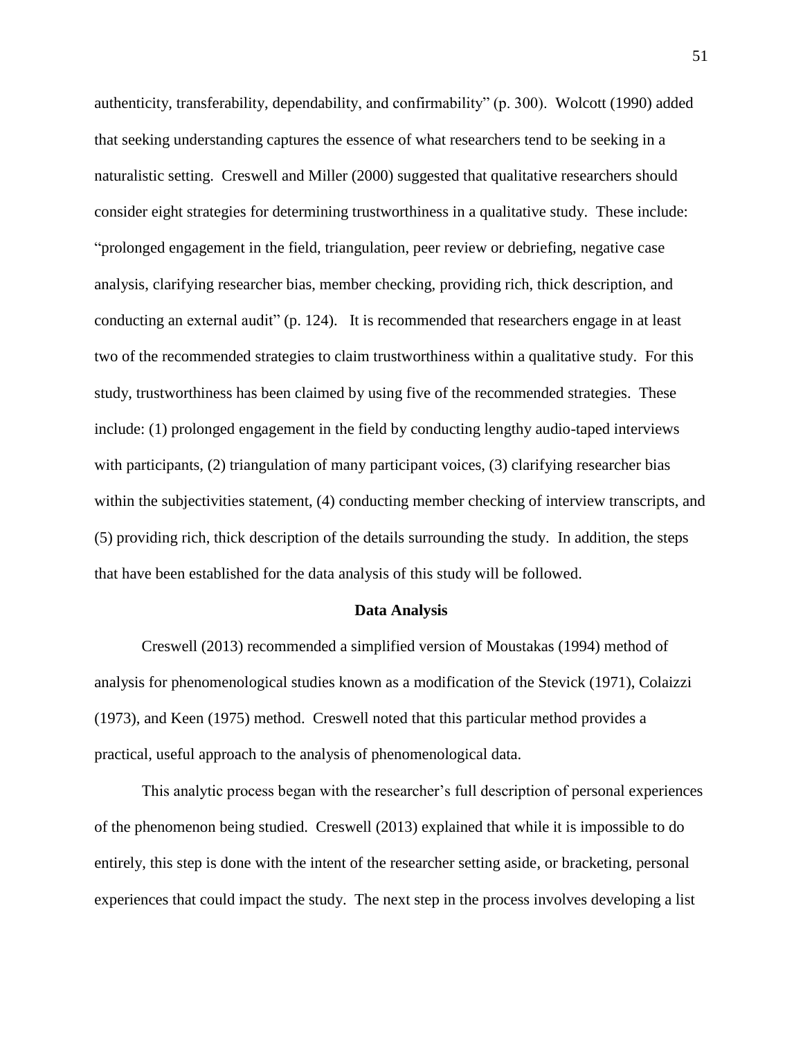authenticity, transferability, dependability, and confirmability" (p. 300). Wolcott (1990) added that seeking understanding captures the essence of what researchers tend to be seeking in a naturalistic setting. Creswell and Miller (2000) suggested that qualitative researchers should consider eight strategies for determining trustworthiness in a qualitative study. These include: "prolonged engagement in the field, triangulation, peer review or debriefing, negative case analysis, clarifying researcher bias, member checking, providing rich, thick description, and conducting an external audit" (p. 124). It is recommended that researchers engage in at least two of the recommended strategies to claim trustworthiness within a qualitative study. For this study, trustworthiness has been claimed by using five of the recommended strategies. These include: (1) prolonged engagement in the field by conducting lengthy audio-taped interviews with participants, (2) triangulation of many participant voices, (3) clarifying researcher bias within the subjectivities statement, (4) conducting member checking of interview transcripts, and (5) providing rich, thick description of the details surrounding the study. In addition, the steps that have been established for the data analysis of this study will be followed.

## Data Analysis

Creswell (2013) recommended a simplified version of Moustakas (1994) method of analysis for phenomenological studies known as a modification of the Stevick (1971), Colaizzi (1973), and Keen (1975) method. Creswell noted that this particular method provides a practical, useful approach to the analysis of phenomenological data.

This analytic process began with the researcher's full description of personal experiences of the phenomenon being studied. Creswell (2013) explained that while it is impossible to do entirely, this step is done with the intent of the researcher setting aside, or bracketing, personal experiences that could impact the study. The next step in the process involves developing a list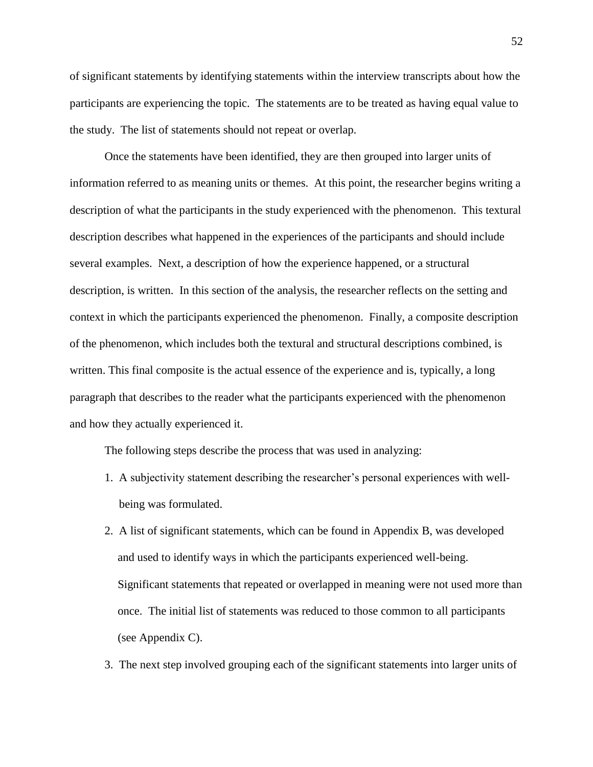of significant statements by identifying statements within the interview transcripts about how the participants are experiencing the topic. The statements are to be treated as having equal value to the study. The list of statements should not repeat or overlap.

Once the statements have been identified, they are then grouped into larger units of information referred to as meaning units or themes. At this point, the researcher begins writing a description of what the participants in the study experienced with the phenomenon. This textural description describes what happened in the experiences of the participants and should include several examples. Next, a description of how the experience happened, or a structural description, is written. In this section of the analysis, the researcher reflects on the setting and context in which the participants experienced the phenomenon. Finally, a composite description of the phenomenon, which includes both the textural and structural descriptions combined, is written. This final composite is the actual essence of the experience and is, typically, a long paragraph that describes to the reader what the participants experienced with the phenomenon and how they actually experienced it.

The following steps describe the process that was used in analyzing:

1. A subjectivity statement describing the researcher's personal experiences with well-being was formulated.
2. A list of significant statements, which can be found in Appendix B, was developed and used to identify ways in which the participants experienced well-being. Significant statements that repeated or overlapped in meaning were not used more than once. The initial list of statements was reduced to those common to all participants (see Appendix C).
3. The next step involved grouping each of the significant statements into larger units of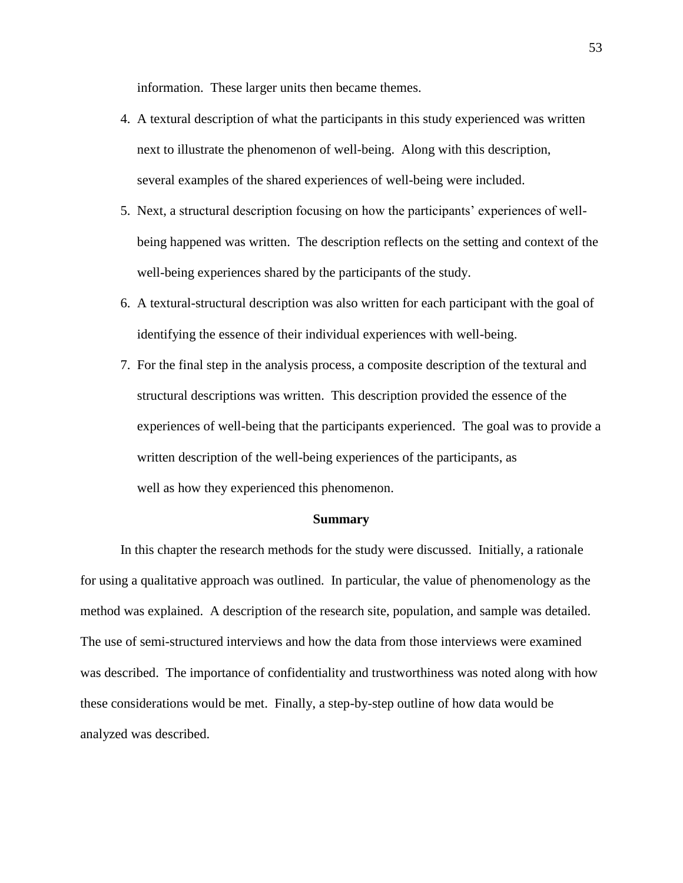information. These larger units then became themes.

4. A textural description of what the participants in this study experienced was written next to illustrate the phenomenon of well-being. Along with this description, several examples of the shared experiences of well-being were included.
5. Next, a structural description focusing on how the participants' experiences of well-being happened was written. The description reflects on the setting and context of the well-being experiences shared by the participants of the study.
6. A textural-structural description was also written for each participant with the goal of identifying the essence of their individual experiences with well-being.
7. For the final step in the analysis process, a composite description of the textural and structural descriptions was written. This description provided the essence of the experiences of well-being that the participants experienced. The goal was to provide a written description of the well-being experiences of the participants, as well as how they experienced this phenomenon.

## Summary

In this chapter the research methods for the study were discussed. Initially, a rationale for using a qualitative approach was outlined. In particular, the value of phenomenology as the method was explained. A description of the research site, population, and sample was detailed. The use of semi-structured interviews and how the data from those interviews were examined was described. The importance of confidentiality and trustworthiness was noted along with how these considerations would be met. Finally, a step-by-step outline of how data would be analyzed was described.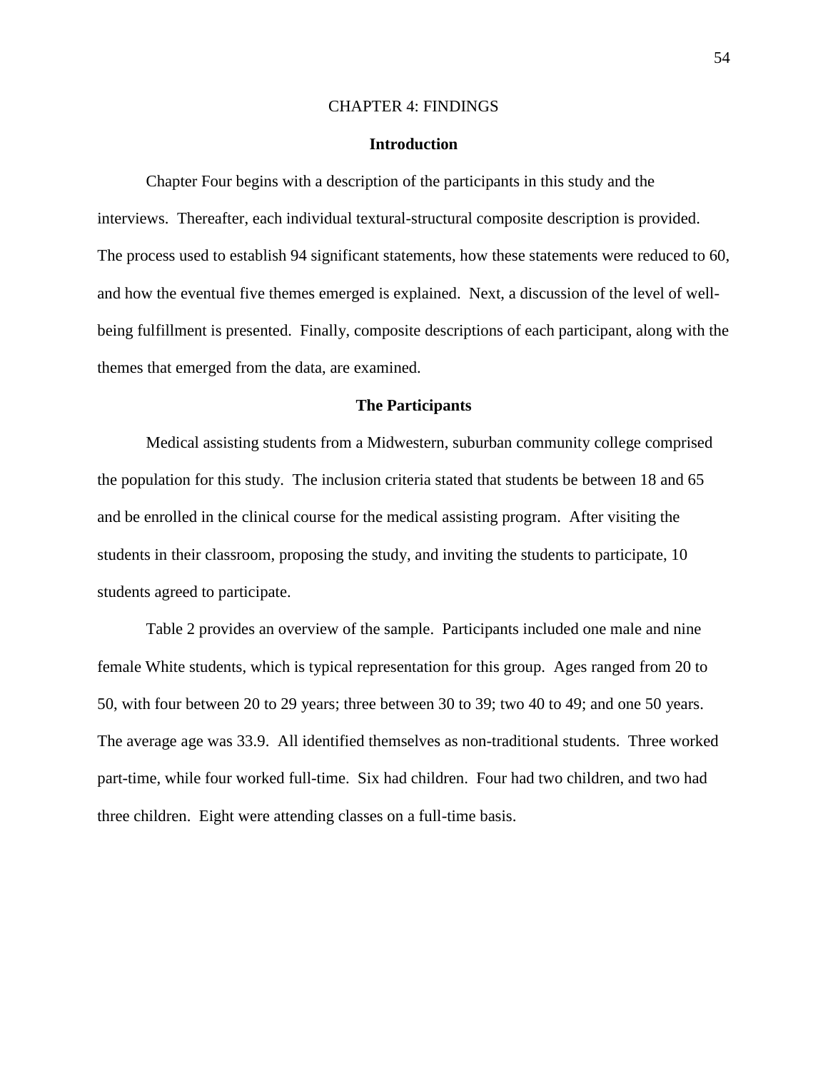# CHAPTER 4: FINDINGS

## Introduction

Chapter Four begins with a description of the participants in this study and the interviews. Thereafter, each individual textural-structural composite description is provided. The process used to establish 94 significant statements, how these statements were reduced to 60, and how the eventual five themes emerged is explained. Next, a discussion of the level of well-being fulfillment is presented. Finally, composite descriptions of each participant, along with the themes that emerged from the data, are examined.

## The Participants

Medical assisting students from a Midwestern, suburban community college comprised the population for this study. The inclusion criteria stated that students be between 18 and 65 and be enrolled in the clinical course for the medical assisting program. After visiting the students in their classroom, proposing the study, and inviting the students to participate, 10 students agreed to participate.

Table 2 provides an overview of the sample. Participants included one male and nine female White students, which is typical representation for this group. Ages ranged from 20 to 50, with four between 20 to 29 years; three between 30 to 39; two 40 to 49; and one 50 years. The average age was 33.9. All identified themselves as non-traditional students. Three worked part-time, while four worked full-time. Six had children. Four had two children, and two had three children. Eight were attending classes on a full-time basis.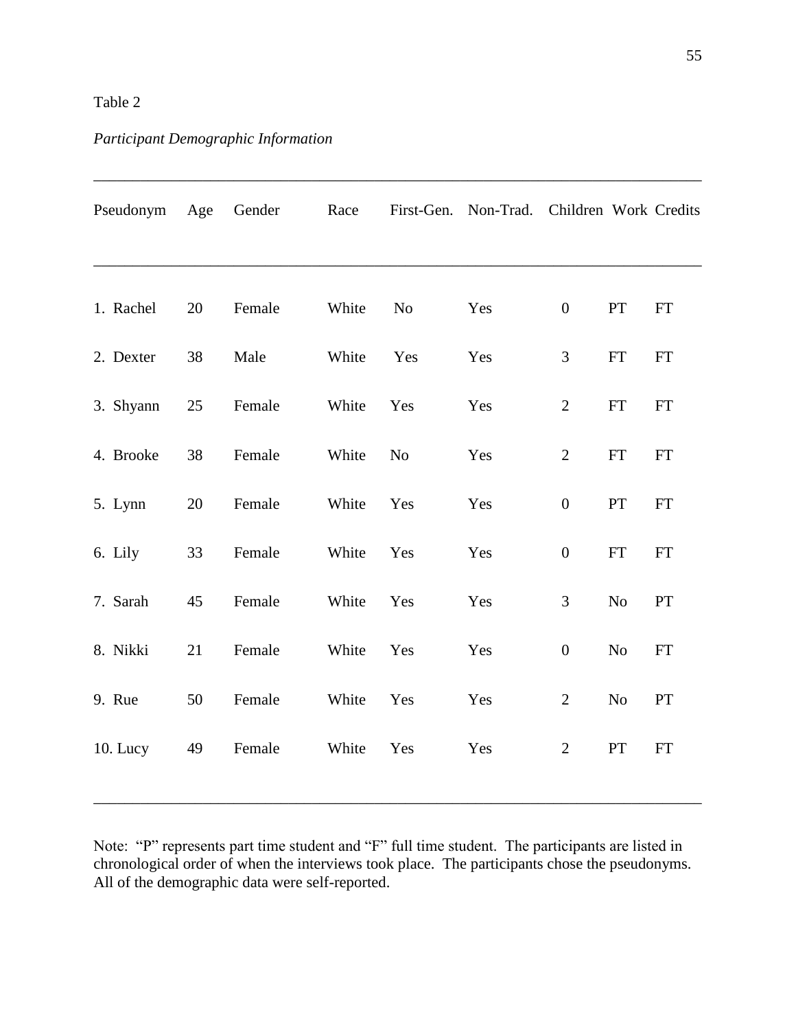Table 2

*Participant Demographic Information*

| Pseudonym | Age | Gender | Race | First-Gen. | Non-Trad. | Children | Work | Credits |
|---|---|---|---|---|---|---|---|---|
| 1. Rachel | 20 | Female | White | No | Yes | 0 | PT | FT |
| 2. Dexter | 38 | Male | White | Yes | Yes | 3 | FT | FT |
| 3. Shyann | 25 | Female | White | Yes | Yes | 2 | FT | FT |
| 4. Brooke | 38 | Female | White | No | Yes | 2 | FT | FT |
| 5. Lynn | 20 | Female | White | Yes | Yes | 0 | PT | FT |
| 6. Lily | 33 | Female | White | Yes | Yes | 0 | FT | FT |
| 7. Sarah | 45 | Female | White | Yes | Yes | 3 | No | PT |
| 8. Nikki | 21 | Female | White | Yes | Yes | 0 | No | FT |
| 9. Rue | 50 | Female | White | Yes | Yes | 2 | No | PT |
| 10. Lucy | 49 | Female | White | Yes | Yes | 2 | PT | FT |

Note: "P" represents part time student and "F" full time student. The participants are listed in chronological order of when the interviews took place. The participants chose the pseudonyms. All of the demographic data were self-reported.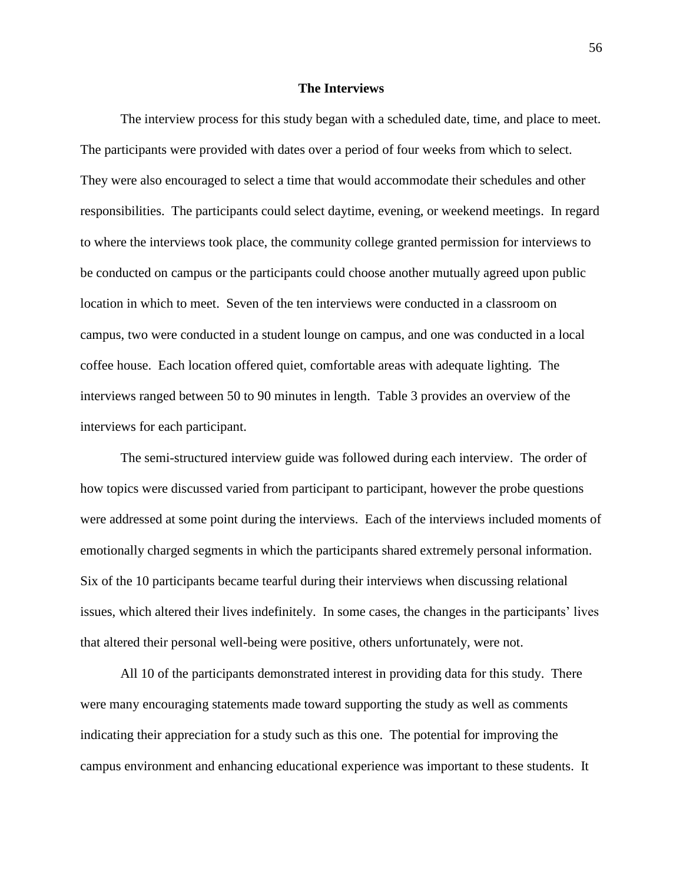## The Interviews

The interview process for this study began with a scheduled date, time, and place to meet. The participants were provided with dates over a period of four weeks from which to select. They were also encouraged to select a time that would accommodate their schedules and other responsibilities. The participants could select daytime, evening, or weekend meetings. In regard to where the interviews took place, the community college granted permission for interviews to be conducted on campus or the participants could choose another mutually agreed upon public location in which to meet. Seven of the ten interviews were conducted in a classroom on campus, two were conducted in a student lounge on campus, and one was conducted in a local coffee house. Each location offered quiet, comfortable areas with adequate lighting. The interviews ranged between 50 to 90 minutes in length. Table 3 provides an overview of the interviews for each participant.

The semi-structured interview guide was followed during each interview. The order of how topics were discussed varied from participant to participant, however the probe questions were addressed at some point during the interviews. Each of the interviews included moments of emotionally charged segments in which the participants shared extremely personal information. Six of the 10 participants became tearful during their interviews when discussing relational issues, which altered their lives indefinitely. In some cases, the changes in the participants' lives that altered their personal well-being were positive, others unfortunately, were not.

All 10 of the participants demonstrated interest in providing data for this study. There were many encouraging statements made toward supporting the study as well as comments indicating their appreciation for a study such as this one. The potential for improving the campus environment and enhancing educational experience was important to these students. It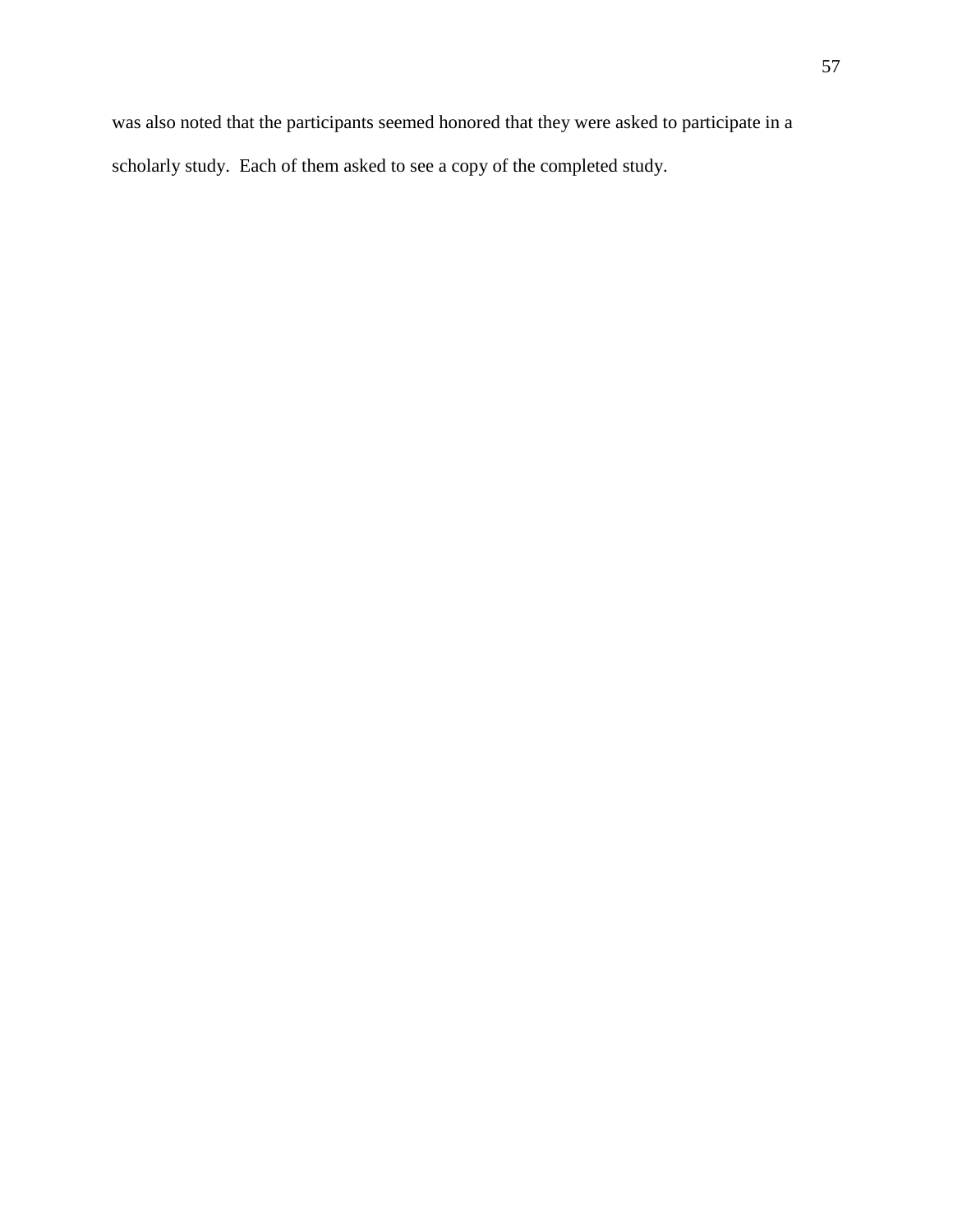was also noted that the participants seemed honored that they were asked to participate in a scholarly study.  Each of them asked to see a copy of the completed study.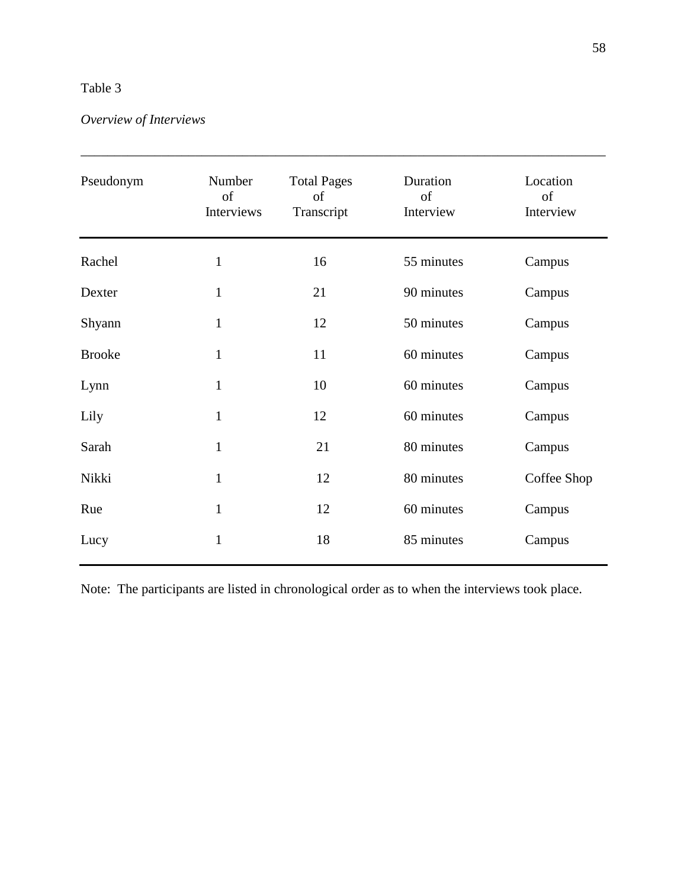Table 3

*Overview of Interviews*

| Pseudonym | Number of Interviews | Total Pages of Transcript | Duration of Interview | Location of Interview |
|---|---|---|---|---|
| Rachel | 1 | 16 | 55 minutes | Campus |
| Dexter | 1 | 21 | 90 minutes | Campus |
| Shyann | 1 | 12 | 50 minutes | Campus |
| Brooke | 1 | 11 | 60 minutes | Campus |
| Lynn | 1 | 10 | 60 minutes | Campus |
| Lily | 1 | 12 | 60 minutes | Campus |
| Sarah | 1 | 21 | 80 minutes | Campus |
| Nikki | 1 | 12 | 80 minutes | Coffee Shop |
| Rue | 1 | 12 | 60 minutes | Campus |
| Lucy | 1 | 18 | 85 minutes | Campus |

Note: The participants are listed in chronological order as to when the interviews took place.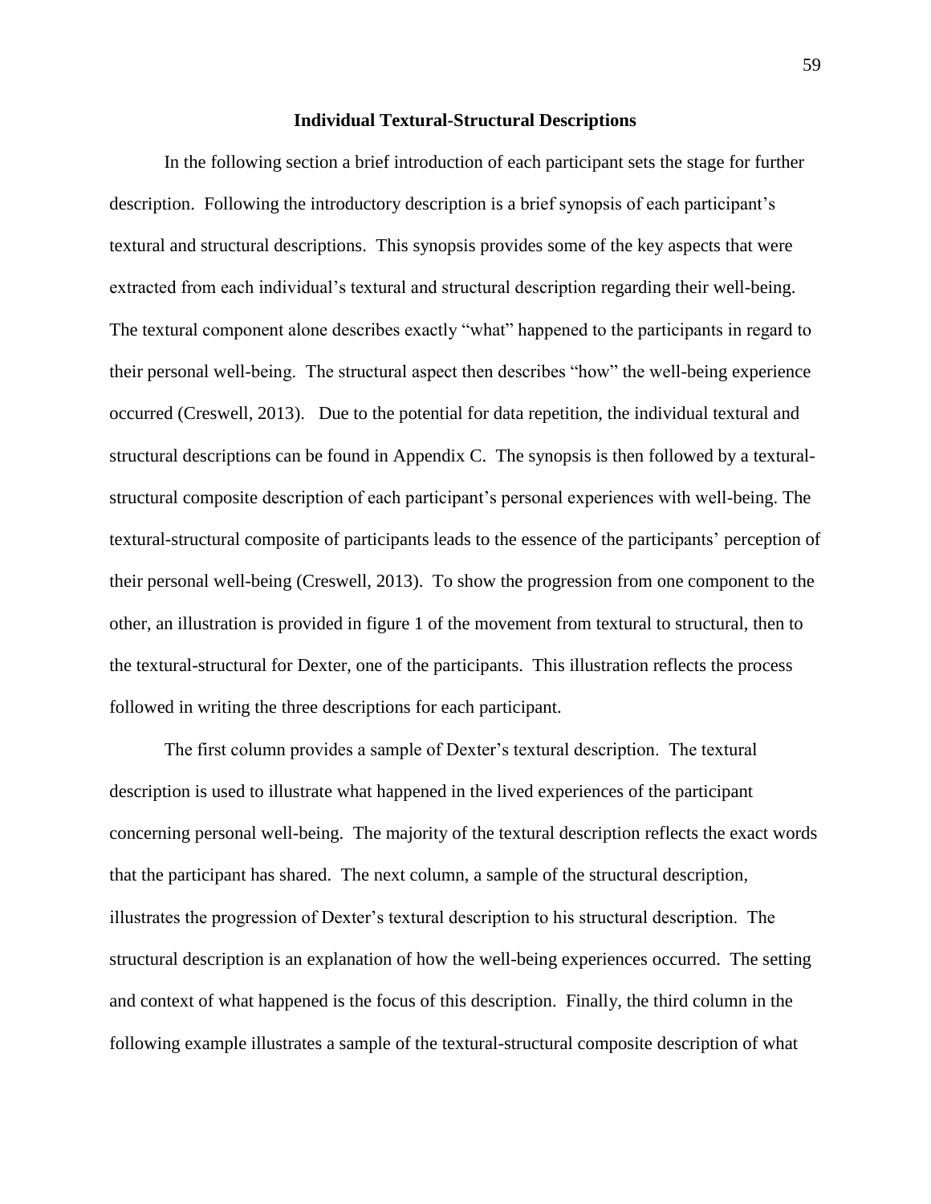## Individual Textural-Structural Descriptions

In the following section a brief introduction of each participant sets the stage for further description. Following the introductory description is a brief synopsis of each participant's textural and structural descriptions. This synopsis provides some of the key aspects that were extracted from each individual's textural and structural description regarding their well-being. The textural component alone describes exactly "what" happened to the participants in regard to their personal well-being. The structural aspect then describes "how" the well-being experience occurred (Creswell, 2013). Due to the potential for data repetition, the individual textural and structural descriptions can be found in Appendix C. The synopsis is then followed by a textural-structural composite description of each participant's personal experiences with well-being. The textural-structural composite of participants leads to the essence of the participants' perception of their personal well-being (Creswell, 2013). To show the progression from one component to the other, an illustration is provided in figure 1 of the movement from textural to structural, then to the textural-structural for Dexter, one of the participants. This illustration reflects the process followed in writing the three descriptions for each participant.

The first column provides a sample of Dexter's textural description. The textural description is used to illustrate what happened in the lived experiences of the participant concerning personal well-being. The majority of the textural description reflects the exact words that the participant has shared. The next column, a sample of the structural description, illustrates the progression of Dexter's textural description to his structural description. The structural description is an explanation of how the well-being experiences occurred. The setting and context of what happened is the focus of this description. Finally, the third column in the following example illustrates a sample of the textural-structural composite description of what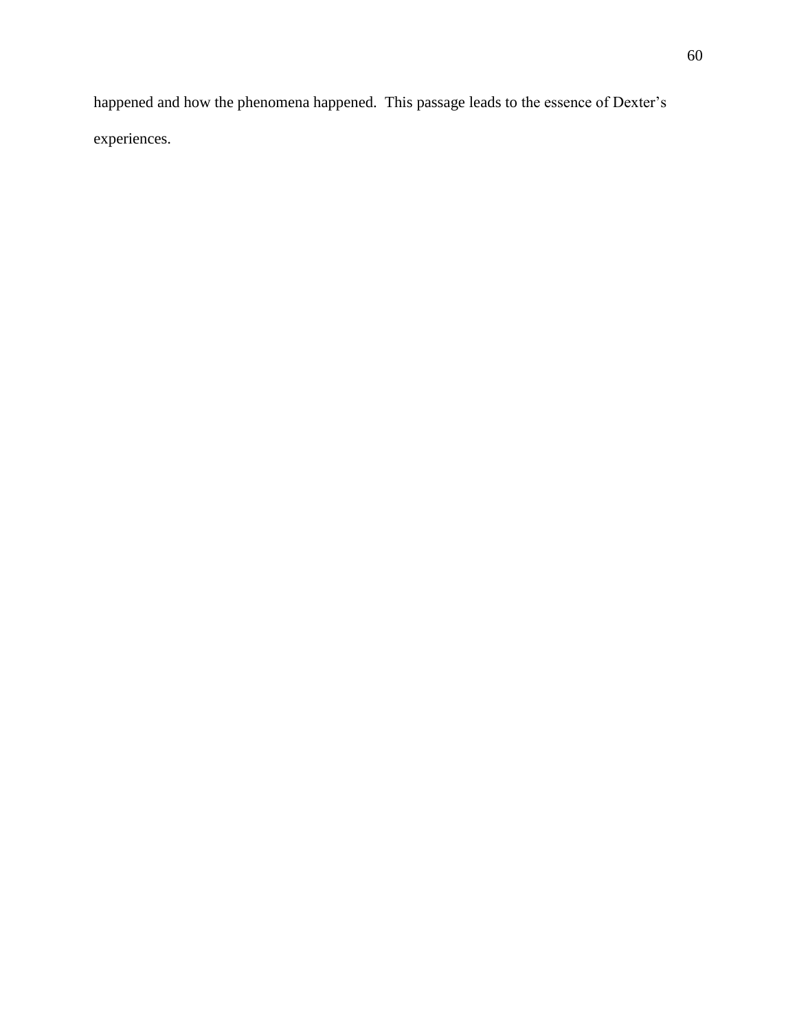happened and how the phenomena happened. This passage leads to the essence of Dexter's experiences.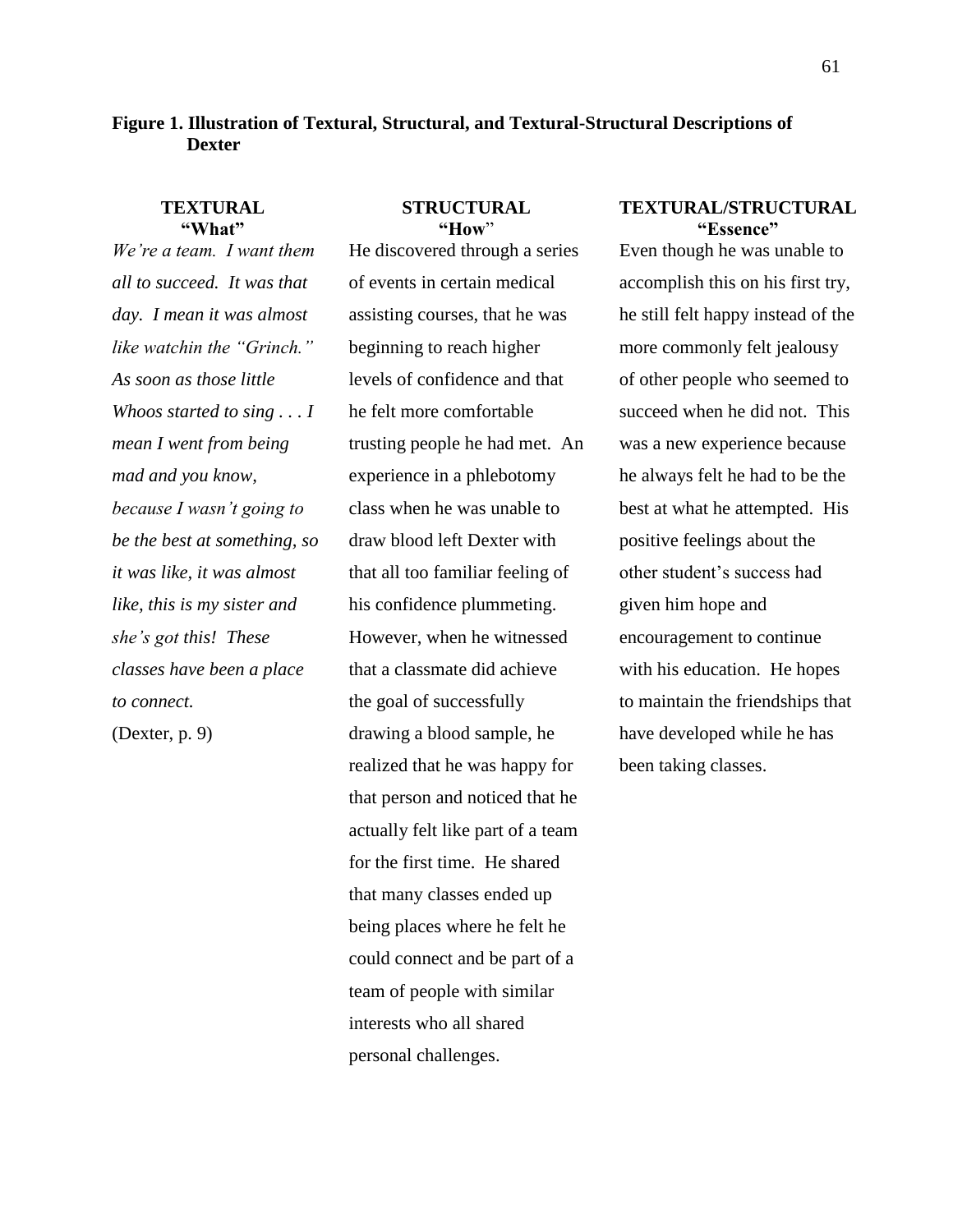**Figure 1. Illustration of Textural, Structural, and Textural-Structural Descriptions of Dexter**

| TEXTURAL "What" | STRUCTURAL "How" | TEXTURAL/STRUCTURAL "Essence" |
| --- | --- | --- |
| *We're a team. I want them all to succeed. It was that day. I mean it was almost like watchin the "Grinch." As soon as those little Whoos started to sing . . . I mean I went from being mad and you know, because I wasn't going to be the best at something, so it was like, it was almost like, this is my sister and she's got this! These classes have been a place to connect.* (Dexter, p. 9) | He discovered through a series of events in certain medical assisting courses, that he was beginning to reach higher levels of confidence and that he felt more comfortable trusting people he had met. An experience in a phlebotomy class when he was unable to draw blood left Dexter with that all too familiar feeling of his confidence plummeting. However, when he witnessed that a classmate did achieve the goal of successfully drawing a blood sample, he realized that he was happy for that person and noticed that he actually felt like part of a team for the first time. He shared that many classes ended up being places where he felt he could connect and be part of a team of people with similar interests who all shared personal challenges. | Even though he was unable to accomplish this on his first try, he still felt happy instead of the more commonly felt jealousy of other people who seemed to succeed when he did not. This was a new experience because he always felt he had to be the best at what he attempted. His positive feelings about the other student's success had given him hope and encouragement to continue with his education. He hopes to maintain the friendships that have developed while he has been taking classes. |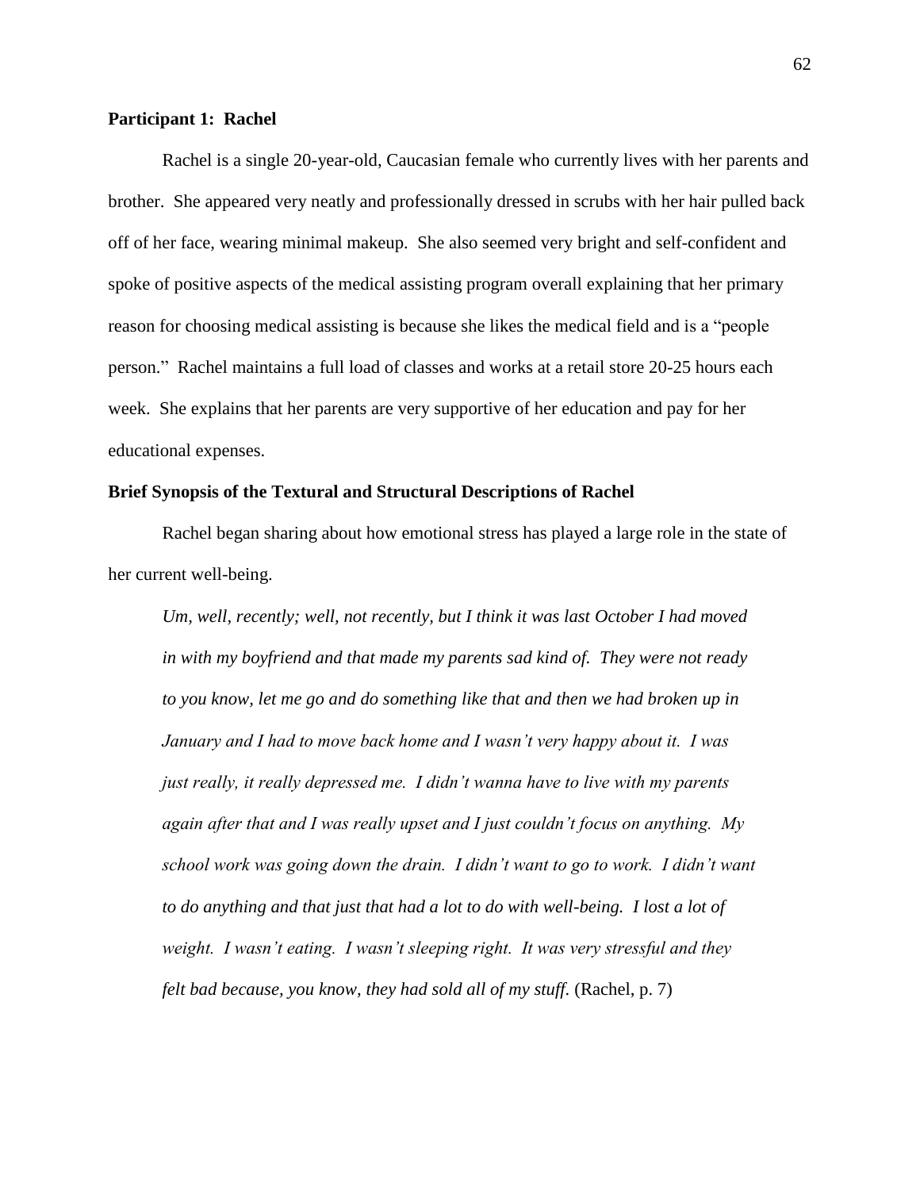**Participant 1: Rachel**

Rachel is a single 20-year-old, Caucasian female who currently lives with her parents and brother. She appeared very neatly and professionally dressed in scrubs with her hair pulled back off of her face, wearing minimal makeup. She also seemed very bright and self-confident and spoke of positive aspects of the medical assisting program overall explaining that her primary reason for choosing medical assisting is because she likes the medical field and is a "people person." Rachel maintains a full load of classes and works at a retail store 20-25 hours each week. She explains that her parents are very supportive of her education and pay for her educational expenses.

**Brief Synopsis of the Textural and Structural Descriptions of Rachel**

Rachel began sharing about how emotional stress has played a large role in the state of her current well-being.

> *Um, well, recently; well, not recently, but I think it was last October I had moved in with my boyfriend and that made my parents sad kind of. They were not ready to you know, let me go and do something like that and then we had broken up in January and I had to move back home and I wasn't very happy about it. I was just really, it really depressed me. I didn't wanna have to live with my parents again after that and I was really upset and I just couldn't focus on anything. My school work was going down the drain. I didn't want to go to work. I didn't want to do anything and that just that had a lot to do with well-being. I lost a lot of weight. I wasn't eating. I wasn't sleeping right. It was very stressful and they felt bad because, you know, they had sold all of my stuff.* (Rachel, p. 7)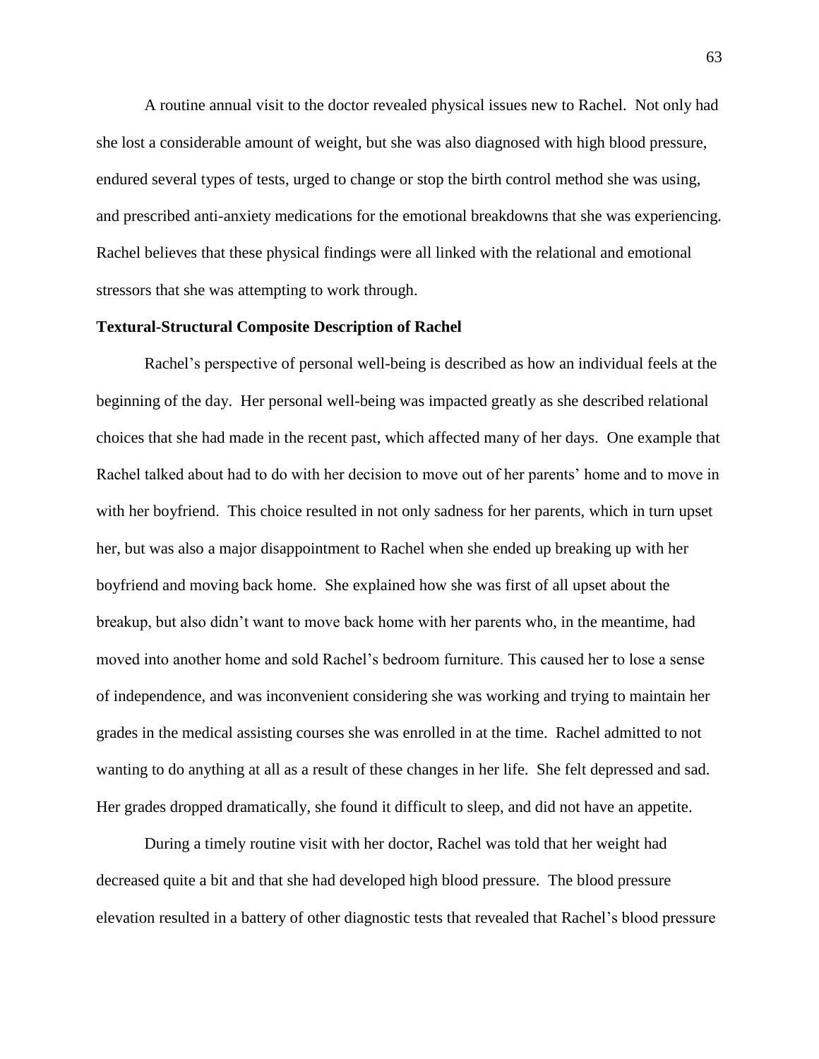A routine annual visit to the doctor revealed physical issues new to Rachel. Not only had she lost a considerable amount of weight, but she was also diagnosed with high blood pressure, endured several types of tests, urged to change or stop the birth control method she was using, and prescribed anti-anxiety medications for the emotional breakdowns that she was experiencing. Rachel believes that these physical findings were all linked with the relational and emotional stressors that she was attempting to work through.

**Textural-Structural Composite Description of Rachel**

Rachel's perspective of personal well-being is described as how an individual feels at the beginning of the day. Her personal well-being was impacted greatly as she described relational choices that she had made in the recent past, which affected many of her days. One example that Rachel talked about had to do with her decision to move out of her parents' home and to move in with her boyfriend. This choice resulted in not only sadness for her parents, which in turn upset her, but was also a major disappointment to Rachel when she ended up breaking up with her boyfriend and moving back home. She explained how she was first of all upset about the breakup, but also didn't want to move back home with her parents who, in the meantime, had moved into another home and sold Rachel's bedroom furniture. This caused her to lose a sense of independence, and was inconvenient considering she was working and trying to maintain her grades in the medical assisting courses she was enrolled in at the time. Rachel admitted to not wanting to do anything at all as a result of these changes in her life. She felt depressed and sad. Her grades dropped dramatically, she found it difficult to sleep, and did not have an appetite.

During a timely routine visit with her doctor, Rachel was told that her weight had decreased quite a bit and that she had developed high blood pressure. The blood pressure elevation resulted in a battery of other diagnostic tests that revealed that Rachel's blood pressure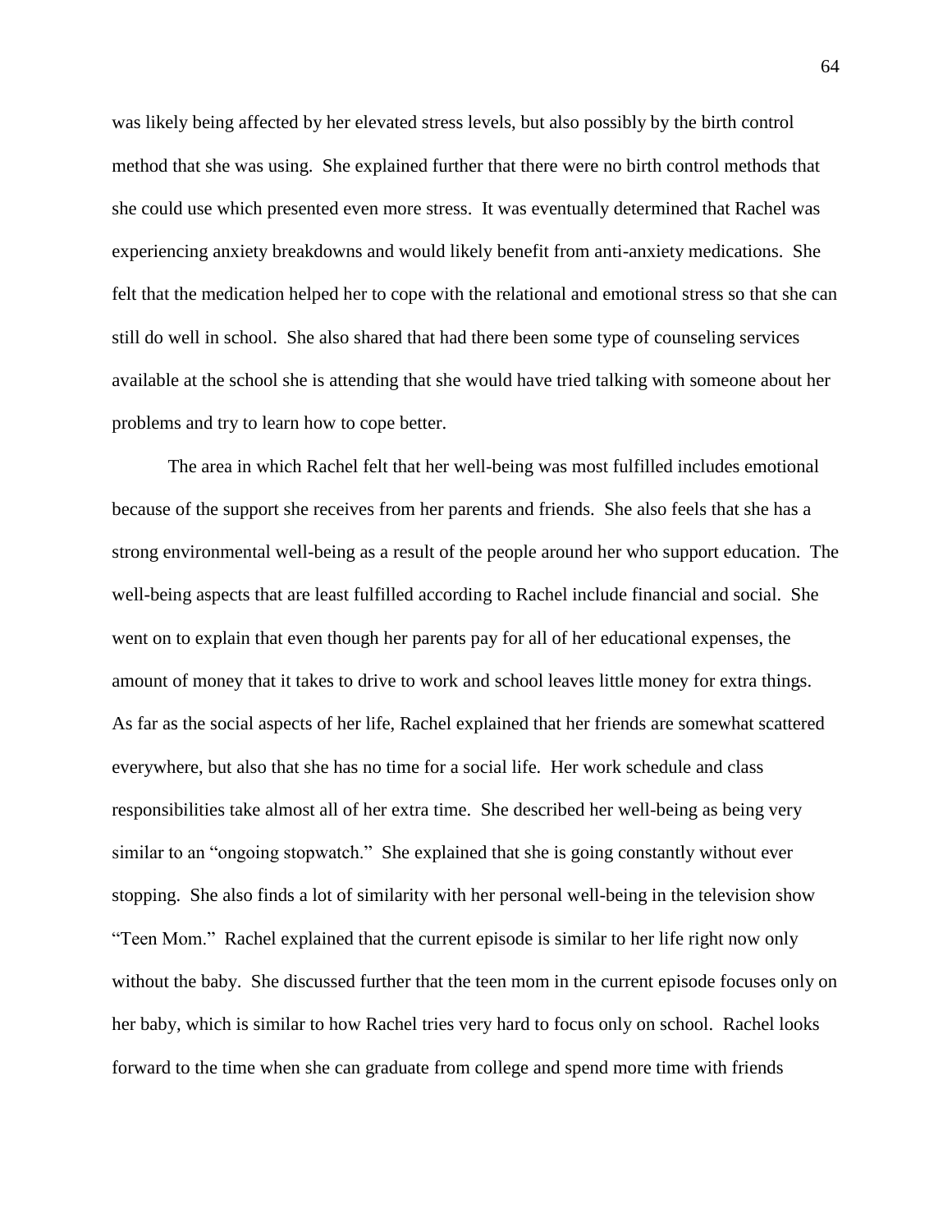was likely being affected by her elevated stress levels, but also possibly by the birth control method that she was using. She explained further that there were no birth control methods that she could use which presented even more stress. It was eventually determined that Rachel was experiencing anxiety breakdowns and would likely benefit from anti-anxiety medications. She felt that the medication helped her to cope with the relational and emotional stress so that she can still do well in school. She also shared that had there been some type of counseling services available at the school she is attending that she would have tried talking with someone about her problems and try to learn how to cope better.

The area in which Rachel felt that her well-being was most fulfilled includes emotional because of the support she receives from her parents and friends. She also feels that she has a strong environmental well-being as a result of the people around her who support education. The well-being aspects that are least fulfilled according to Rachel include financial and social. She went on to explain that even though her parents pay for all of her educational expenses, the amount of money that it takes to drive to work and school leaves little money for extra things. As far as the social aspects of her life, Rachel explained that her friends are somewhat scattered everywhere, but also that she has no time for a social life. Her work schedule and class responsibilities take almost all of her extra time. She described her well-being as being very similar to an "ongoing stopwatch." She explained that she is going constantly without ever stopping. She also finds a lot of similarity with her personal well-being in the television show "Teen Mom." Rachel explained that the current episode is similar to her life right now only without the baby. She discussed further that the teen mom in the current episode focuses only on her baby, which is similar to how Rachel tries very hard to focus only on school. Rachel looks forward to the time when she can graduate from college and spend more time with friends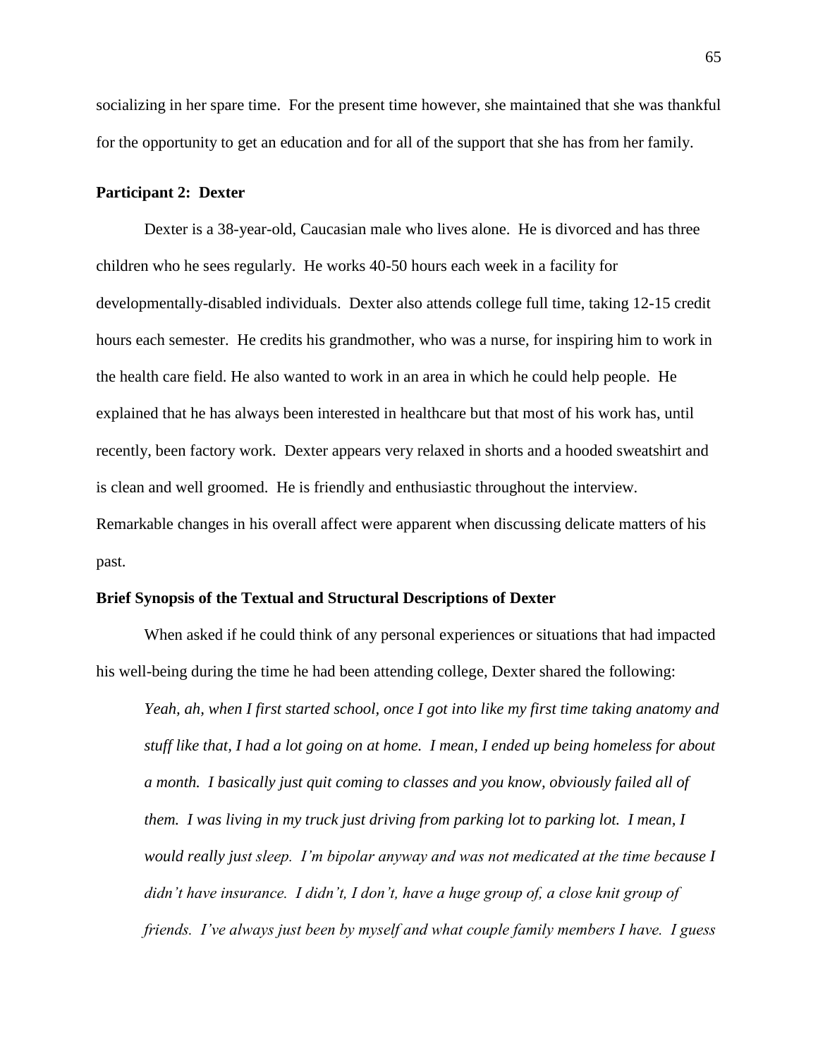socializing in her spare time. For the present time however, she maintained that she was thankful for the opportunity to get an education and for all of the support that she has from her family.

**Participant 2: Dexter**

Dexter is a 38-year-old, Caucasian male who lives alone. He is divorced and has three children who he sees regularly. He works 40-50 hours each week in a facility for developmentally-disabled individuals. Dexter also attends college full time, taking 12-15 credit hours each semester. He credits his grandmother, who was a nurse, for inspiring him to work in the health care field. He also wanted to work in an area in which he could help people. He explained that he has always been interested in healthcare but that most of his work has, until recently, been factory work. Dexter appears very relaxed in shorts and a hooded sweatshirt and is clean and well groomed. He is friendly and enthusiastic throughout the interview. Remarkable changes in his overall affect were apparent when discussing delicate matters of his past.

**Brief Synopsis of the Textual and Structural Descriptions of Dexter**

When asked if he could think of any personal experiences or situations that had impacted his well-being during the time he had been attending college, Dexter shared the following:

> *Yeah, ah, when I first started school, once I got into like my first time taking anatomy and stuff like that, I had a lot going on at home. I mean, I ended up being homeless for about a month. I basically just quit coming to classes and you know, obviously failed all of them. I was living in my truck just driving from parking lot to parking lot. I mean, I would really just sleep. I'm bipolar anyway and was not medicated at the time because I didn't have insurance. I didn't, I don't, have a huge group of, a close knit group of friends. I've always just been by myself and what couple family members I have. I guess*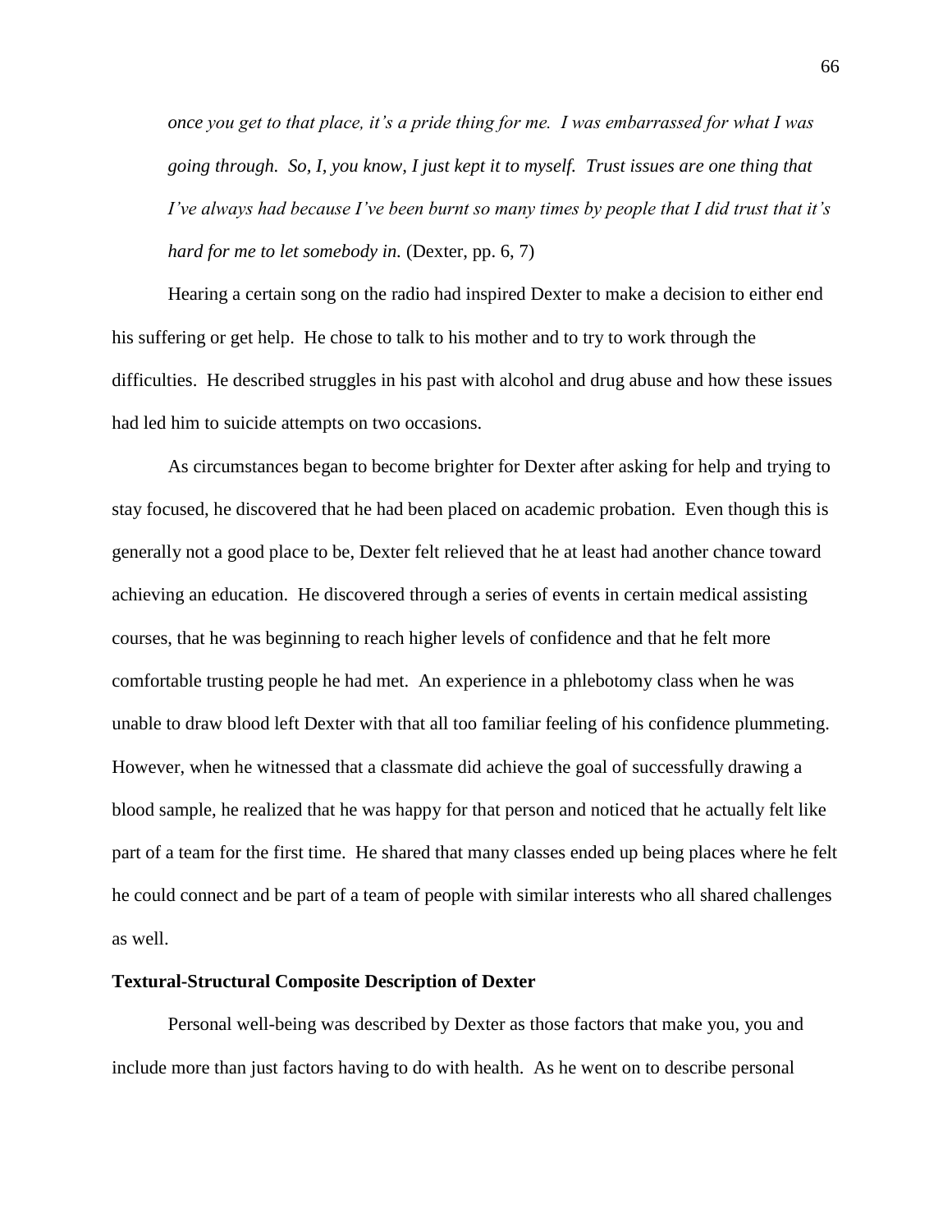*once you get to that place, it's a pride thing for me. I was embarrassed for what I was going through. So, I, you know, I just kept it to myself. Trust issues are one thing that I've always had because I've been burnt so many times by people that I did trust that it's hard for me to let somebody in.* (Dexter, pp. 6, 7)

Hearing a certain song on the radio had inspired Dexter to make a decision to either end his suffering or get help. He chose to talk to his mother and to try to work through the difficulties. He described struggles in his past with alcohol and drug abuse and how these issues had led him to suicide attempts on two occasions.

As circumstances began to become brighter for Dexter after asking for help and trying to stay focused, he discovered that he had been placed on academic probation. Even though this is generally not a good place to be, Dexter felt relieved that he at least had another chance toward achieving an education. He discovered through a series of events in certain medical assisting courses, that he was beginning to reach higher levels of confidence and that he felt more comfortable trusting people he had met. An experience in a phlebotomy class when he was unable to draw blood left Dexter with that all too familiar feeling of his confidence plummeting. However, when he witnessed that a classmate did achieve the goal of successfully drawing a blood sample, he realized that he was happy for that person and noticed that he actually felt like part of a team for the first time. He shared that many classes ended up being places where he felt he could connect and be part of a team of people with similar interests who all shared challenges as well.

**Textural-Structural Composite Description of Dexter**

Personal well-being was described by Dexter as those factors that make you, you and include more than just factors having to do with health. As he went on to describe personal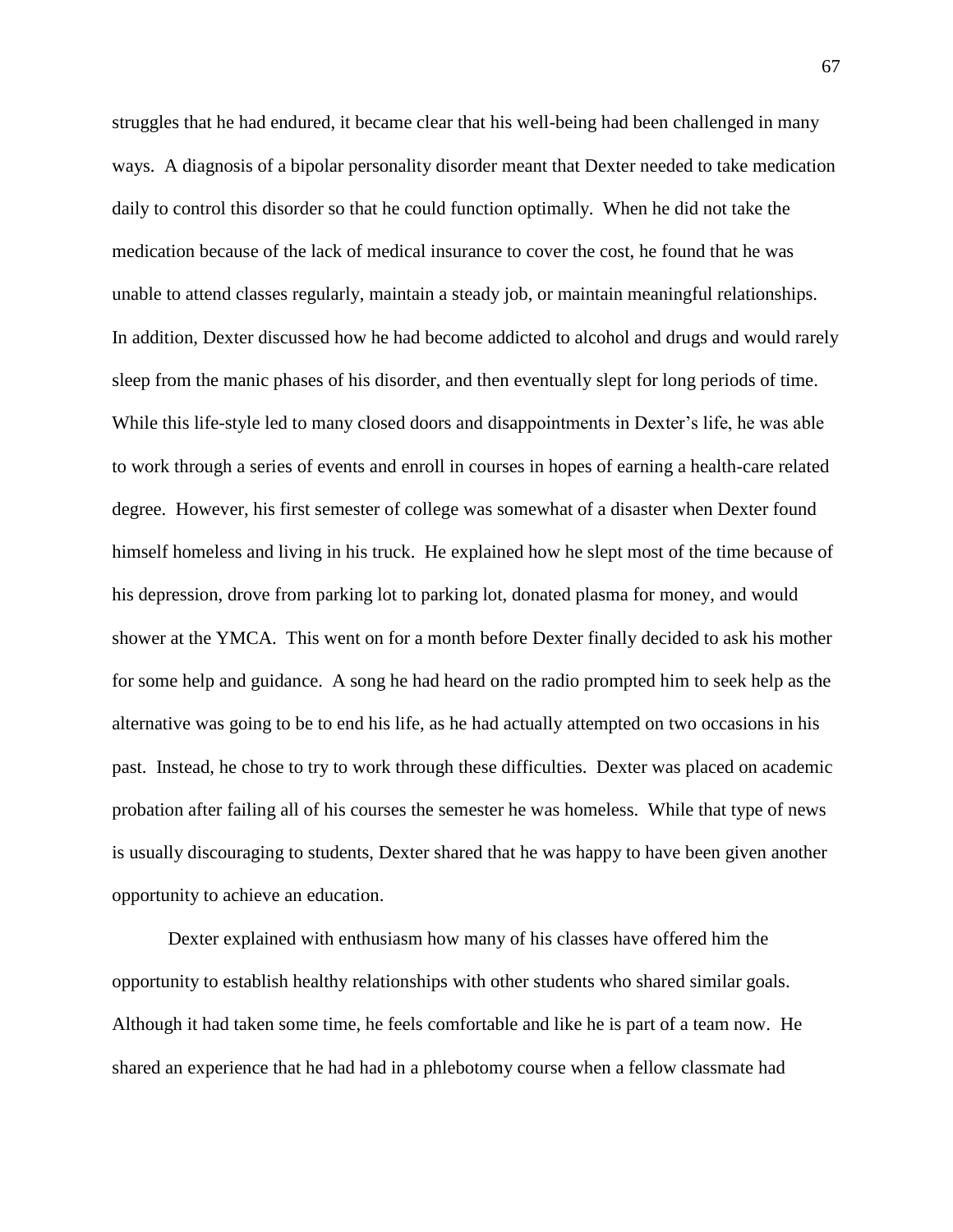struggles that he had endured, it became clear that his well-being had been challenged in many ways. A diagnosis of a bipolar personality disorder meant that Dexter needed to take medication daily to control this disorder so that he could function optimally. When he did not take the medication because of the lack of medical insurance to cover the cost, he found that he was unable to attend classes regularly, maintain a steady job, or maintain meaningful relationships. In addition, Dexter discussed how he had become addicted to alcohol and drugs and would rarely sleep from the manic phases of his disorder, and then eventually slept for long periods of time. While this life-style led to many closed doors and disappointments in Dexter's life, he was able to work through a series of events and enroll in courses in hopes of earning a health-care related degree. However, his first semester of college was somewhat of a disaster when Dexter found himself homeless and living in his truck. He explained how he slept most of the time because of his depression, drove from parking lot to parking lot, donated plasma for money, and would shower at the YMCA. This went on for a month before Dexter finally decided to ask his mother for some help and guidance. A song he had heard on the radio prompted him to seek help as the alternative was going to be to end his life, as he had actually attempted on two occasions in his past. Instead, he chose to try to work through these difficulties. Dexter was placed on academic probation after failing all of his courses the semester he was homeless. While that type of news is usually discouraging to students, Dexter shared that he was happy to have been given another opportunity to achieve an education.

Dexter explained with enthusiasm how many of his classes have offered him the opportunity to establish healthy relationships with other students who shared similar goals. Although it had taken some time, he feels comfortable and like he is part of a team now. He shared an experience that he had had in a phlebotomy course when a fellow classmate had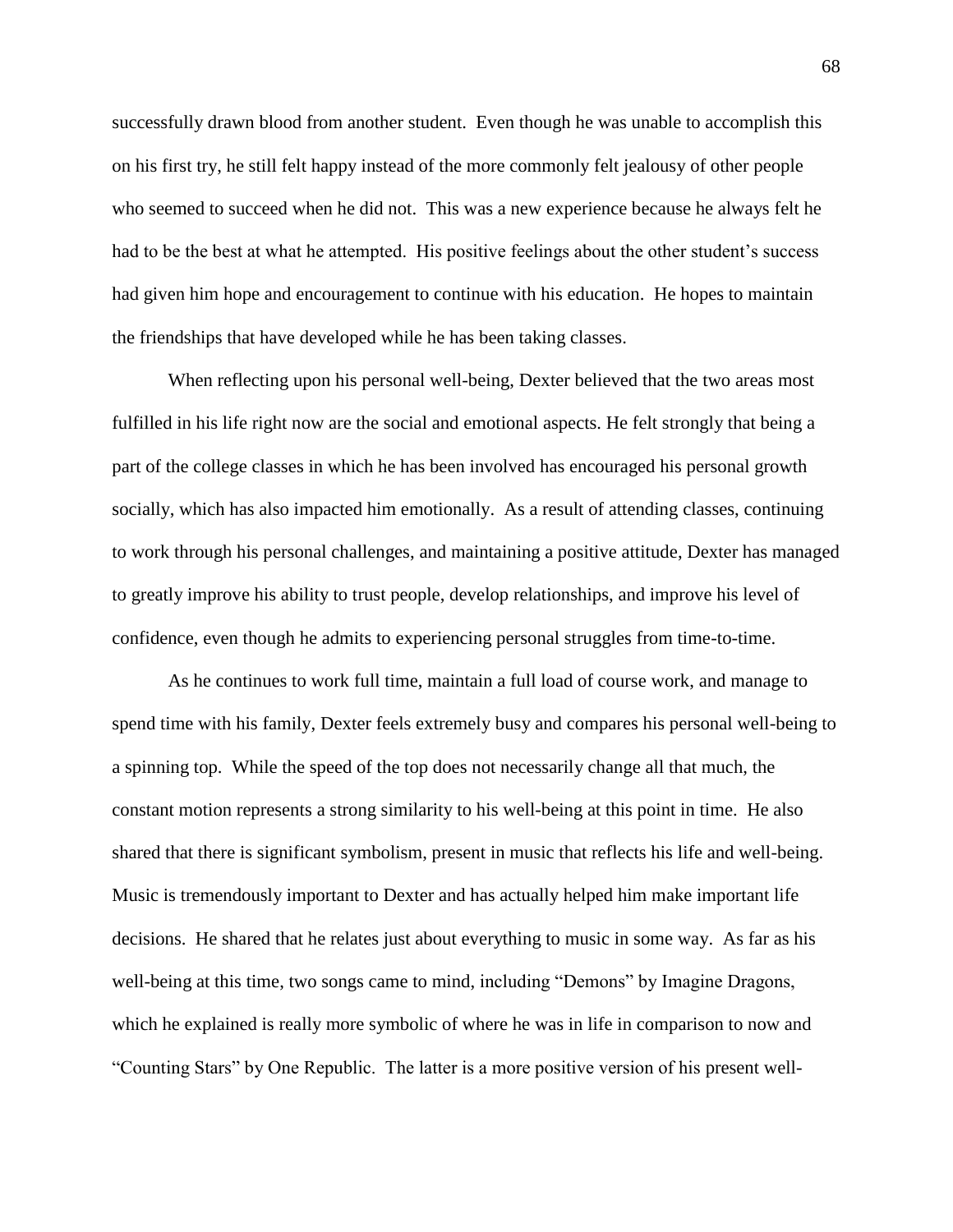successfully drawn blood from another student. Even though he was unable to accomplish this on his first try, he still felt happy instead of the more commonly felt jealousy of other people who seemed to succeed when he did not. This was a new experience because he always felt he had to be the best at what he attempted. His positive feelings about the other student's success had given him hope and encouragement to continue with his education. He hopes to maintain the friendships that have developed while he has been taking classes.

When reflecting upon his personal well-being, Dexter believed that the two areas most fulfilled in his life right now are the social and emotional aspects. He felt strongly that being a part of the college classes in which he has been involved has encouraged his personal growth socially, which has also impacted him emotionally. As a result of attending classes, continuing to work through his personal challenges, and maintaining a positive attitude, Dexter has managed to greatly improve his ability to trust people, develop relationships, and improve his level of confidence, even though he admits to experiencing personal struggles from time-to-time.

As he continues to work full time, maintain a full load of course work, and manage to spend time with his family, Dexter feels extremely busy and compares his personal well-being to a spinning top. While the speed of the top does not necessarily change all that much, the constant motion represents a strong similarity to his well-being at this point in time. He also shared that there is significant symbolism, present in music that reflects his life and well-being. Music is tremendously important to Dexter and has actually helped him make important life decisions. He shared that he relates just about everything to music in some way. As far as his well-being at this time, two songs came to mind, including "Demons" by Imagine Dragons, which he explained is really more symbolic of where he was in life in comparison to now and "Counting Stars" by One Republic. The latter is a more positive version of his present well-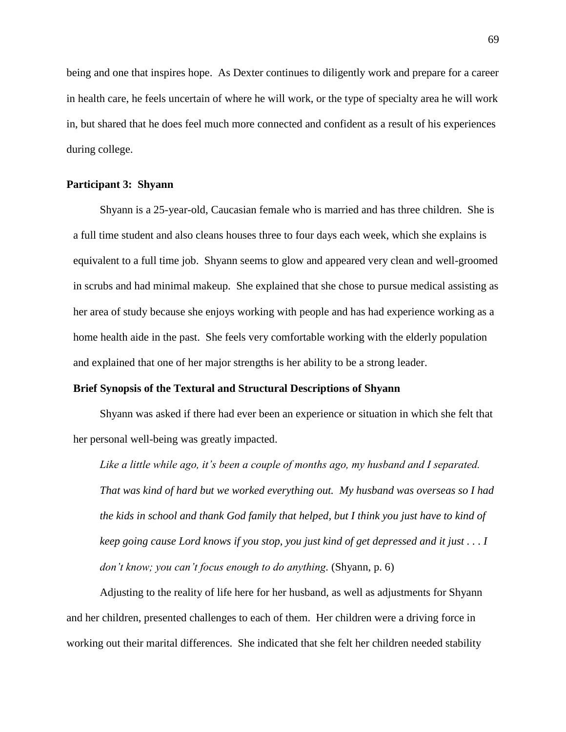being and one that inspires hope. As Dexter continues to diligently work and prepare for a career in health care, he feels uncertain of where he will work, or the type of specialty area he will work in, but shared that he does feel much more connected and confident as a result of his experiences during college.

### Participant 3: Shyann

Shyann is a 25-year-old, Caucasian female who is married and has three children. She is a full time student and also cleans houses three to four days each week, which she explains is equivalent to a full time job. Shyann seems to glow and appeared very clean and well-groomed in scrubs and had minimal makeup. She explained that she chose to pursue medical assisting as her area of study because she enjoys working with people and has had experience working as a home health aide in the past. She feels very comfortable working with the elderly population and explained that one of her major strengths is her ability to be a strong leader.

### Brief Synopsis of the Textural and Structural Descriptions of Shyann

Shyann was asked if there had ever been an experience or situation in which she felt that her personal well-being was greatly impacted.

> *Like a little while ago, it's been a couple of months ago, my husband and I separated. That was kind of hard but we worked everything out. My husband was overseas so I had the kids in school and thank God family that helped, but I think you just have to kind of keep going cause Lord knows if you stop, you just kind of get depressed and it just . . . I don't know; you can't focus enough to do anything.* (Shyann, p. 6)

Adjusting to the reality of life here for her husband, as well as adjustments for Shyann and her children, presented challenges to each of them. Her children were a driving force in working out their marital differences. She indicated that she felt her children needed stability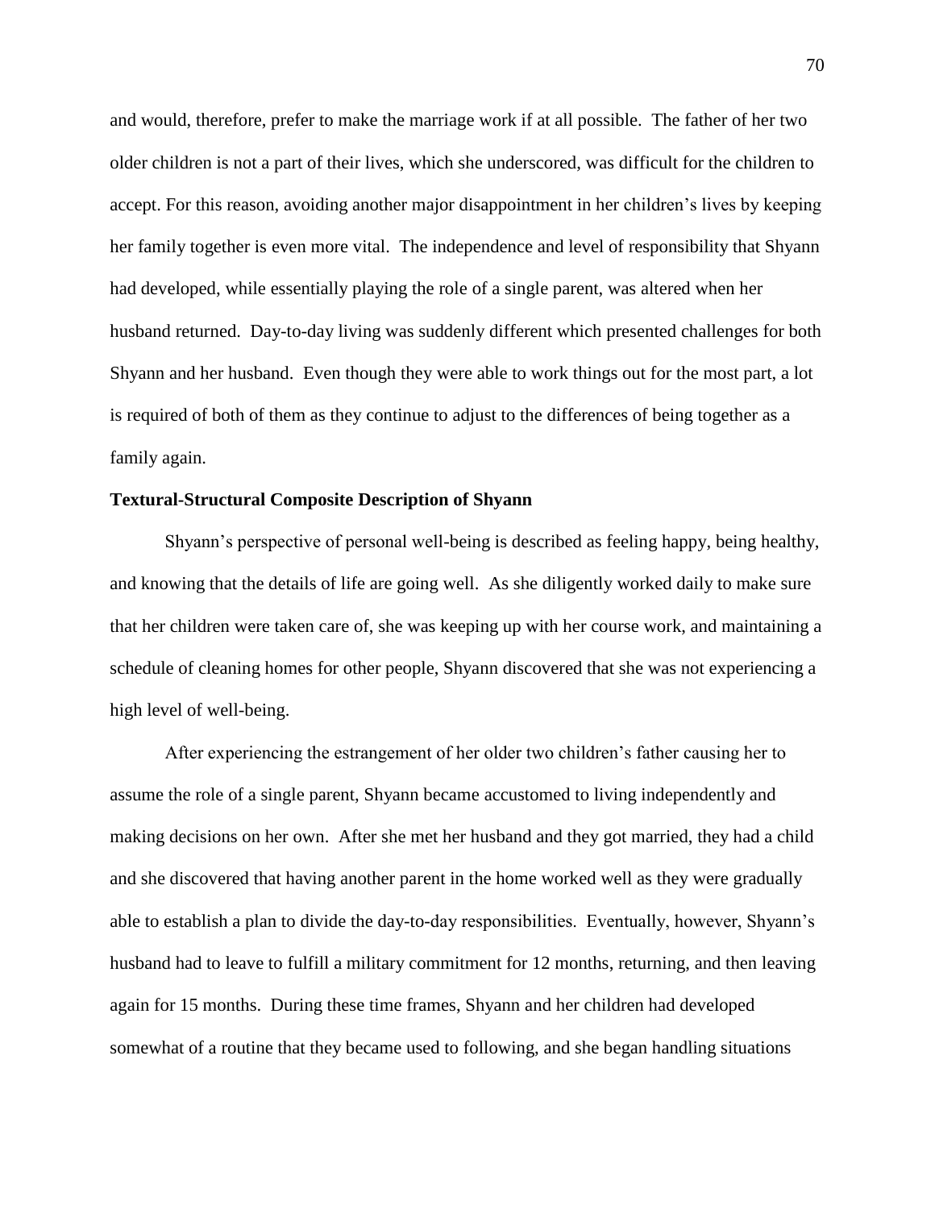and would, therefore, prefer to make the marriage work if at all possible. The father of her two older children is not a part of their lives, which she underscored, was difficult for the children to accept. For this reason, avoiding another major disappointment in her children's lives by keeping her family together is even more vital. The independence and level of responsibility that Shyann had developed, while essentially playing the role of a single parent, was altered when her husband returned. Day-to-day living was suddenly different which presented challenges for both Shyann and her husband. Even though they were able to work things out for the most part, a lot is required of both of them as they continue to adjust to the differences of being together as a family again.

### Textural-Structural Composite Description of Shyann

Shyann's perspective of personal well-being is described as feeling happy, being healthy, and knowing that the details of life are going well. As she diligently worked daily to make sure that her children were taken care of, she was keeping up with her course work, and maintaining a schedule of cleaning homes for other people, Shyann discovered that she was not experiencing a high level of well-being.

After experiencing the estrangement of her older two children's father causing her to assume the role of a single parent, Shyann became accustomed to living independently and making decisions on her own. After she met her husband and they got married, they had a child and she discovered that having another parent in the home worked well as they were gradually able to establish a plan to divide the day-to-day responsibilities. Eventually, however, Shyann's husband had to leave to fulfill a military commitment for 12 months, returning, and then leaving again for 15 months. During these time frames, Shyann and her children had developed somewhat of a routine that they became used to following, and she began handling situations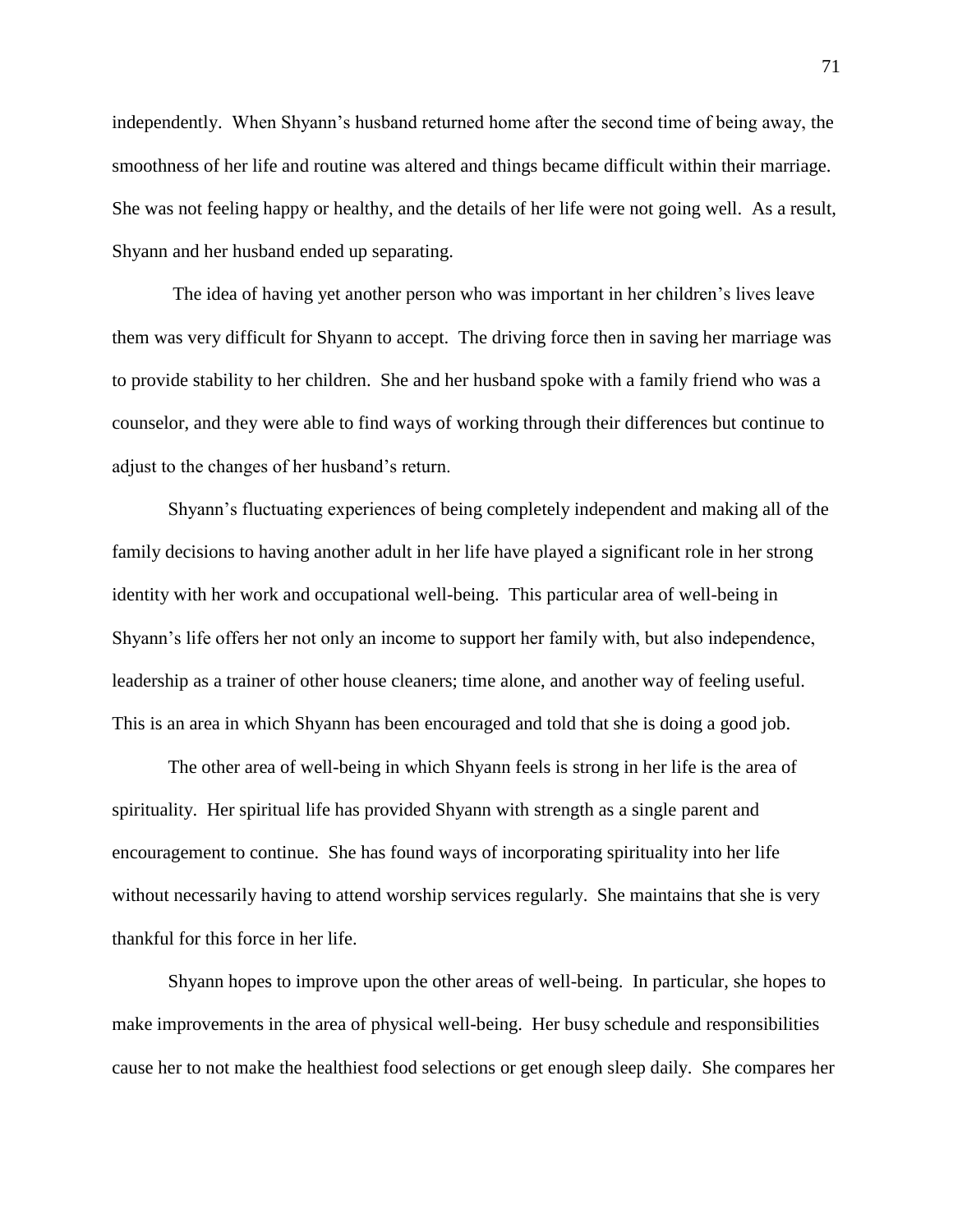independently. When Shyann's husband returned home after the second time of being away, the smoothness of her life and routine was altered and things became difficult within their marriage. She was not feeling happy or healthy, and the details of her life were not going well. As a result, Shyann and her husband ended up separating.

The idea of having yet another person who was important in her children's lives leave them was very difficult for Shyann to accept. The driving force then in saving her marriage was to provide stability to her children. She and her husband spoke with a family friend who was a counselor, and they were able to find ways of working through their differences but continue to adjust to the changes of her husband's return.

Shyann's fluctuating experiences of being completely independent and making all of the family decisions to having another adult in her life have played a significant role in her strong identity with her work and occupational well-being. This particular area of well-being in Shyann's life offers her not only an income to support her family with, but also independence, leadership as a trainer of other house cleaners; time alone, and another way of feeling useful. This is an area in which Shyann has been encouraged and told that she is doing a good job.

The other area of well-being in which Shyann feels is strong in her life is the area of spirituality. Her spiritual life has provided Shyann with strength as a single parent and encouragement to continue. She has found ways of incorporating spirituality into her life without necessarily having to attend worship services regularly. She maintains that she is very thankful for this force in her life.

Shyann hopes to improve upon the other areas of well-being. In particular, she hopes to make improvements in the area of physical well-being. Her busy schedule and responsibilities cause her to not make the healthiest food selections or get enough sleep daily. She compares her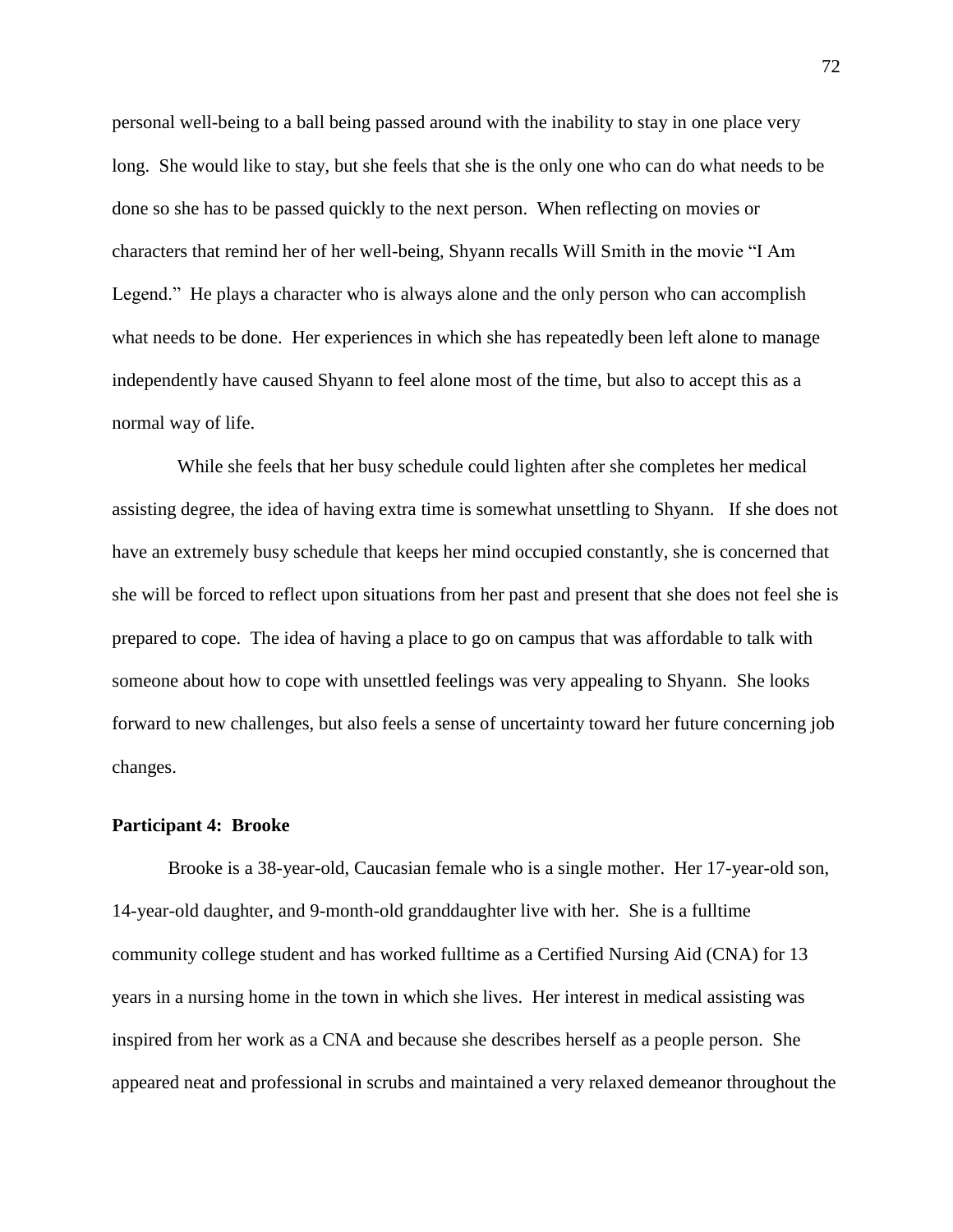personal well-being to a ball being passed around with the inability to stay in one place very long. She would like to stay, but she feels that she is the only one who can do what needs to be done so she has to be passed quickly to the next person. When reflecting on movies or characters that remind her of her well-being, Shyann recalls Will Smith in the movie "I Am Legend." He plays a character who is always alone and the only person who can accomplish what needs to be done. Her experiences in which she has repeatedly been left alone to manage independently have caused Shyann to feel alone most of the time, but also to accept this as a normal way of life.

While she feels that her busy schedule could lighten after she completes her medical assisting degree, the idea of having extra time is somewhat unsettling to Shyann. If she does not have an extremely busy schedule that keeps her mind occupied constantly, she is concerned that she will be forced to reflect upon situations from her past and present that she does not feel she is prepared to cope. The idea of having a place to go on campus that was affordable to talk with someone about how to cope with unsettled feelings was very appealing to Shyann. She looks forward to new challenges, but also feels a sense of uncertainty toward her future concerning job changes.

**Participant 4: Brooke**

Brooke is a 38-year-old, Caucasian female who is a single mother. Her 17-year-old son, 14-year-old daughter, and 9-month-old granddaughter live with her. She is a fulltime community college student and has worked fulltime as a Certified Nursing Aid (CNA) for 13 years in a nursing home in the town in which she lives. Her interest in medical assisting was inspired from her work as a CNA and because she describes herself as a people person. She appeared neat and professional in scrubs and maintained a very relaxed demeanor throughout the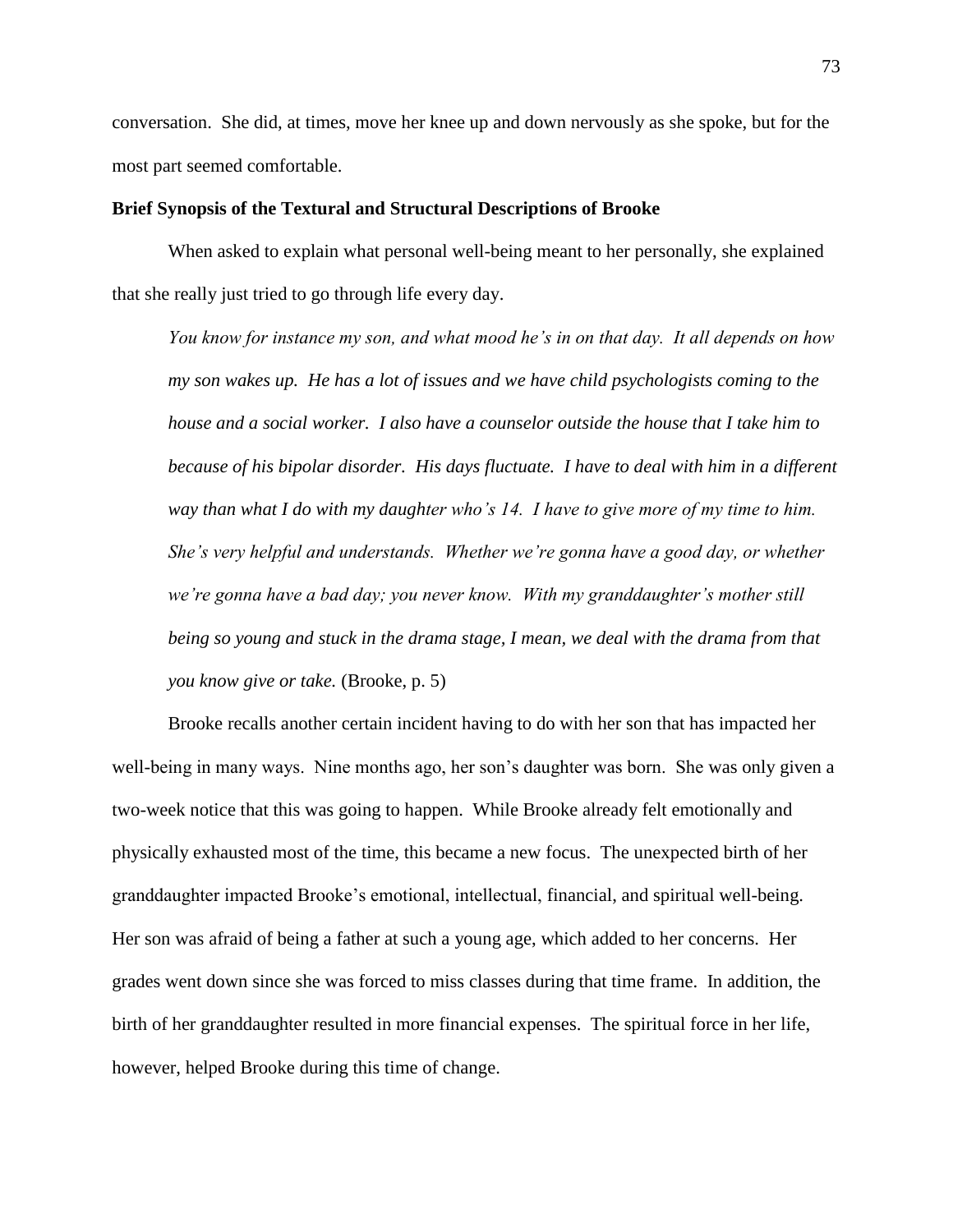conversation. She did, at times, move her knee up and down nervously as she spoke, but for the most part seemed comfortable.

**Brief Synopsis of the Textural and Structural Descriptions of Brooke**

When asked to explain what personal well-being meant to her personally, she explained that she really just tried to go through life every day.

> *You know for instance my son, and what mood he's in on that day. It all depends on how my son wakes up. He has a lot of issues and we have child psychologists coming to the house and a social worker. I also have a counselor outside the house that I take him to because of his bipolar disorder. His days fluctuate. I have to deal with him in a different way than what I do with my daughter who's 14. I have to give more of my time to him. She's very helpful and understands. Whether we're gonna have a good day, or whether we're gonna have a bad day; you never know. With my granddaughter's mother still being so young and stuck in the drama stage, I mean, we deal with the drama from that you know give or take.* (Brooke, p. 5)

Brooke recalls another certain incident having to do with her son that has impacted her well-being in many ways. Nine months ago, her son's daughter was born. She was only given a two-week notice that this was going to happen. While Brooke already felt emotionally and physically exhausted most of the time, this became a new focus. The unexpected birth of her granddaughter impacted Brooke's emotional, intellectual, financial, and spiritual well-being. Her son was afraid of being a father at such a young age, which added to her concerns. Her grades went down since she was forced to miss classes during that time frame. In addition, the birth of her granddaughter resulted in more financial expenses. The spiritual force in her life, however, helped Brooke during this time of change.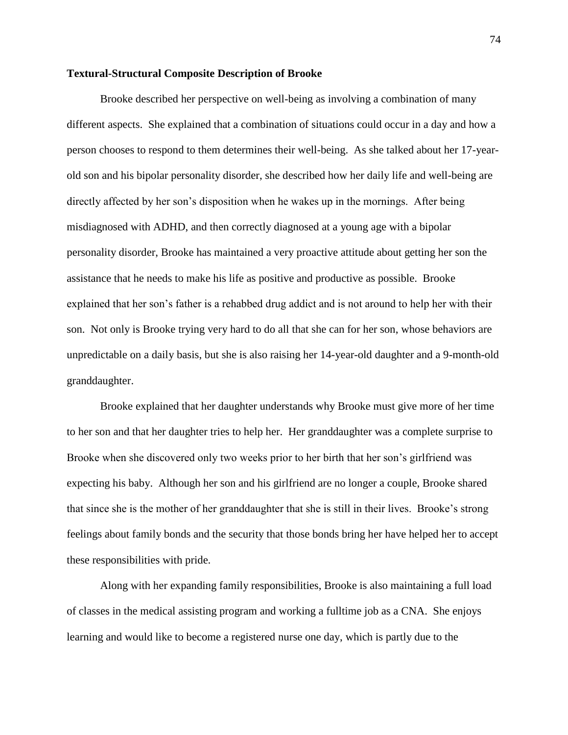**Textural-Structural Composite Description of Brooke**

Brooke described her perspective on well-being as involving a combination of many different aspects. She explained that a combination of situations could occur in a day and how a person chooses to respond to them determines their well-being. As she talked about her 17-year-old son and his bipolar personality disorder, she described how her daily life and well-being are directly affected by her son's disposition when he wakes up in the mornings. After being misdiagnosed with ADHD, and then correctly diagnosed at a young age with a bipolar personality disorder, Brooke has maintained a very proactive attitude about getting her son the assistance that he needs to make his life as positive and productive as possible. Brooke explained that her son's father is a rehabbed drug addict and is not around to help her with their son. Not only is Brooke trying very hard to do all that she can for her son, whose behaviors are unpredictable on a daily basis, but she is also raising her 14-year-old daughter and a 9-month-old granddaughter.

Brooke explained that her daughter understands why Brooke must give more of her time to her son and that her daughter tries to help her. Her granddaughter was a complete surprise to Brooke when she discovered only two weeks prior to her birth that her son's girlfriend was expecting his baby. Although her son and his girlfriend are no longer a couple, Brooke shared that since she is the mother of her granddaughter that she is still in their lives. Brooke's strong feelings about family bonds and the security that those bonds bring her have helped her to accept these responsibilities with pride.

Along with her expanding family responsibilities, Brooke is also maintaining a full load of classes in the medical assisting program and working a fulltime job as a CNA. She enjoys learning and would like to become a registered nurse one day, which is partly due to the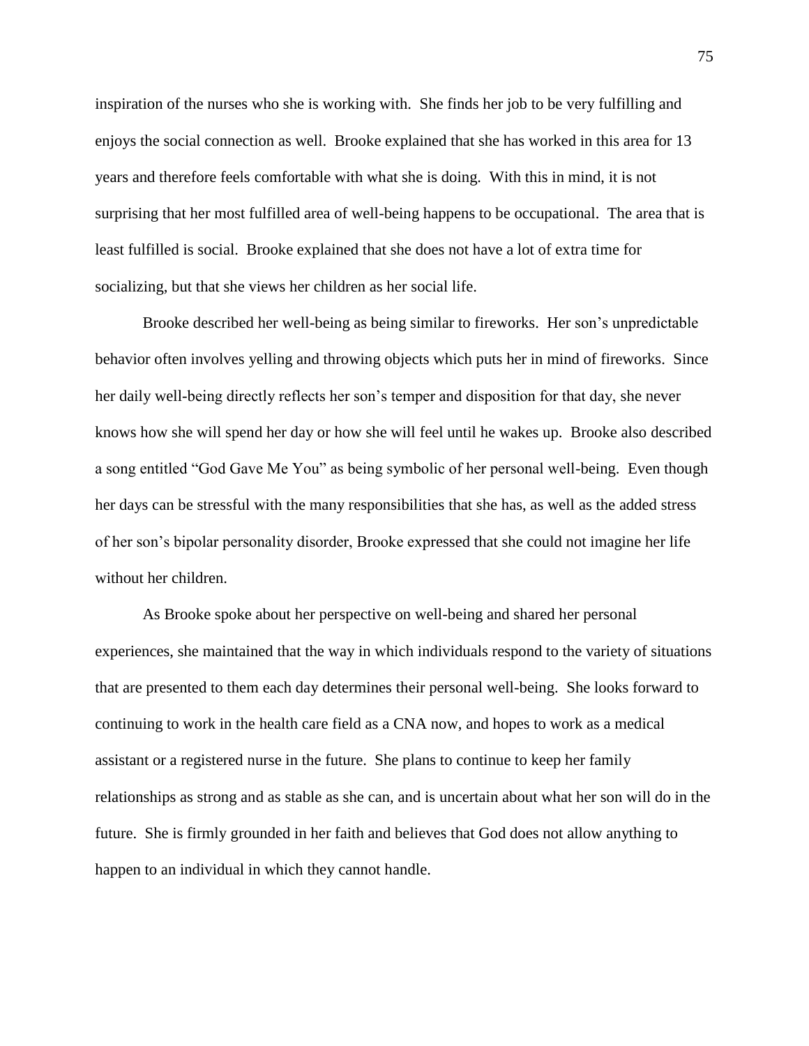inspiration of the nurses who she is working with. She finds her job to be very fulfilling and enjoys the social connection as well. Brooke explained that she has worked in this area for 13 years and therefore feels comfortable with what she is doing. With this in mind, it is not surprising that her most fulfilled area of well-being happens to be occupational. The area that is least fulfilled is social. Brooke explained that she does not have a lot of extra time for socializing, but that she views her children as her social life.

Brooke described her well-being as being similar to fireworks. Her son's unpredictable behavior often involves yelling and throwing objects which puts her in mind of fireworks. Since her daily well-being directly reflects her son's temper and disposition for that day, she never knows how she will spend her day or how she will feel until he wakes up. Brooke also described a song entitled "God Gave Me You" as being symbolic of her personal well-being. Even though her days can be stressful with the many responsibilities that she has, as well as the added stress of her son's bipolar personality disorder, Brooke expressed that she could not imagine her life without her children.

As Brooke spoke about her perspective on well-being and shared her personal experiences, she maintained that the way in which individuals respond to the variety of situations that are presented to them each day determines their personal well-being. She looks forward to continuing to work in the health care field as a CNA now, and hopes to work as a medical assistant or a registered nurse in the future. She plans to continue to keep her family relationships as strong and as stable as she can, and is uncertain about what her son will do in the future. She is firmly grounded in her faith and believes that God does not allow anything to happen to an individual in which they cannot handle.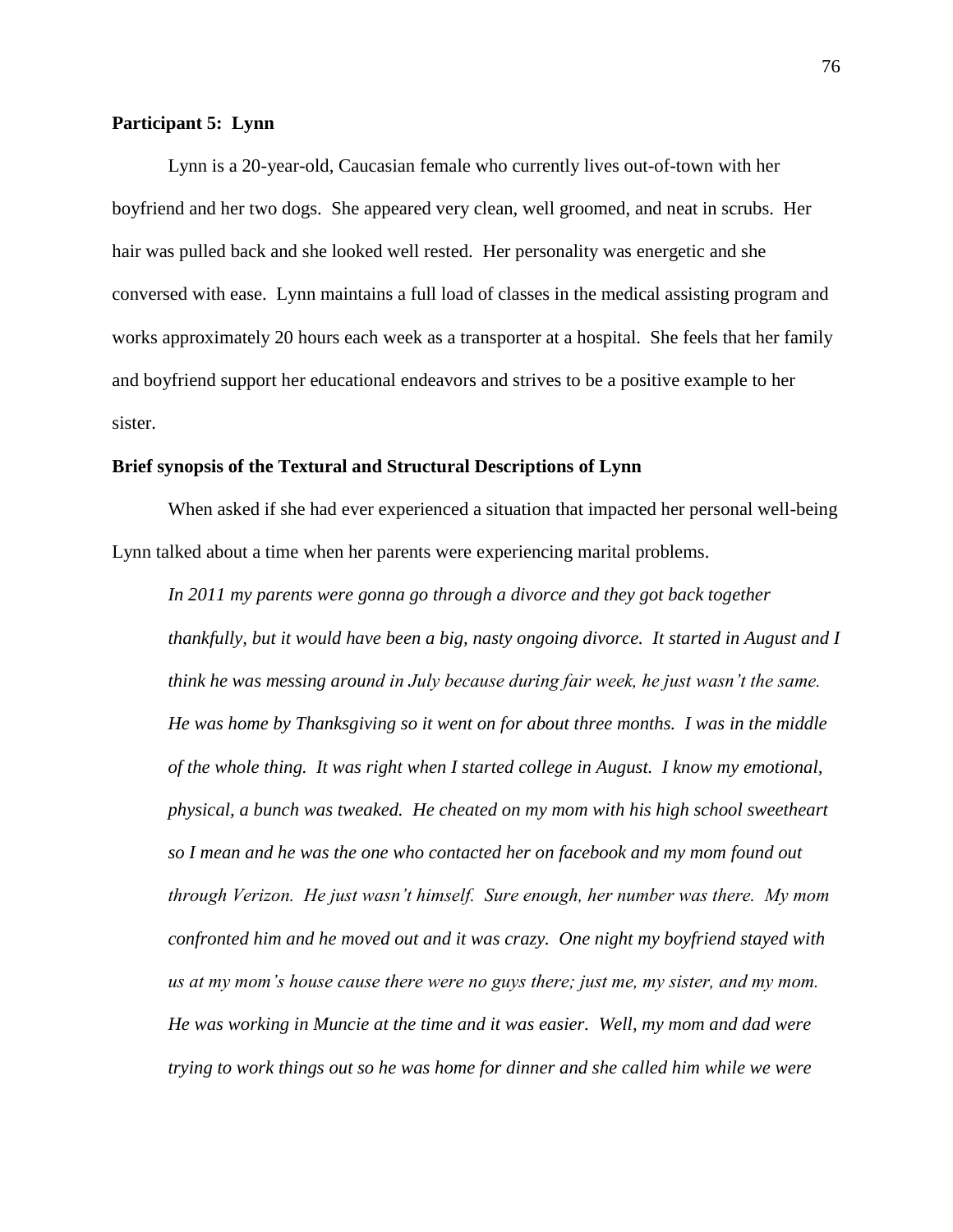**Participant 5: Lynn**

Lynn is a 20-year-old, Caucasian female who currently lives out-of-town with her boyfriend and her two dogs. She appeared very clean, well groomed, and neat in scrubs. Her hair was pulled back and she looked well rested. Her personality was energetic and she conversed with ease. Lynn maintains a full load of classes in the medical assisting program and works approximately 20 hours each week as a transporter at a hospital. She feels that her family and boyfriend support her educational endeavors and strives to be a positive example to her sister.

**Brief synopsis of the Textural and Structural Descriptions of Lynn**

When asked if she had ever experienced a situation that impacted her personal well-being Lynn talked about a time when her parents were experiencing marital problems.

> *In 2011 my parents were gonna go through a divorce and they got back together thankfully, but it would have been a big, nasty ongoing divorce. It started in August and I think he was messing around in July because during fair week, he just wasn't the same. He was home by Thanksgiving so it went on for about three months. I was in the middle of the whole thing. It was right when I started college in August. I know my emotional, physical, a bunch was tweaked. He cheated on my mom with his high school sweetheart so I mean and he was the one who contacted her on facebook and my mom found out through Verizon. He just wasn't himself. Sure enough, her number was there. My mom confronted him and he moved out and it was crazy. One night my boyfriend stayed with us at my mom's house cause there were no guys there; just me, my sister, and my mom. He was working in Muncie at the time and it was easier. Well, my mom and dad were trying to work things out so he was home for dinner and she called him while we were*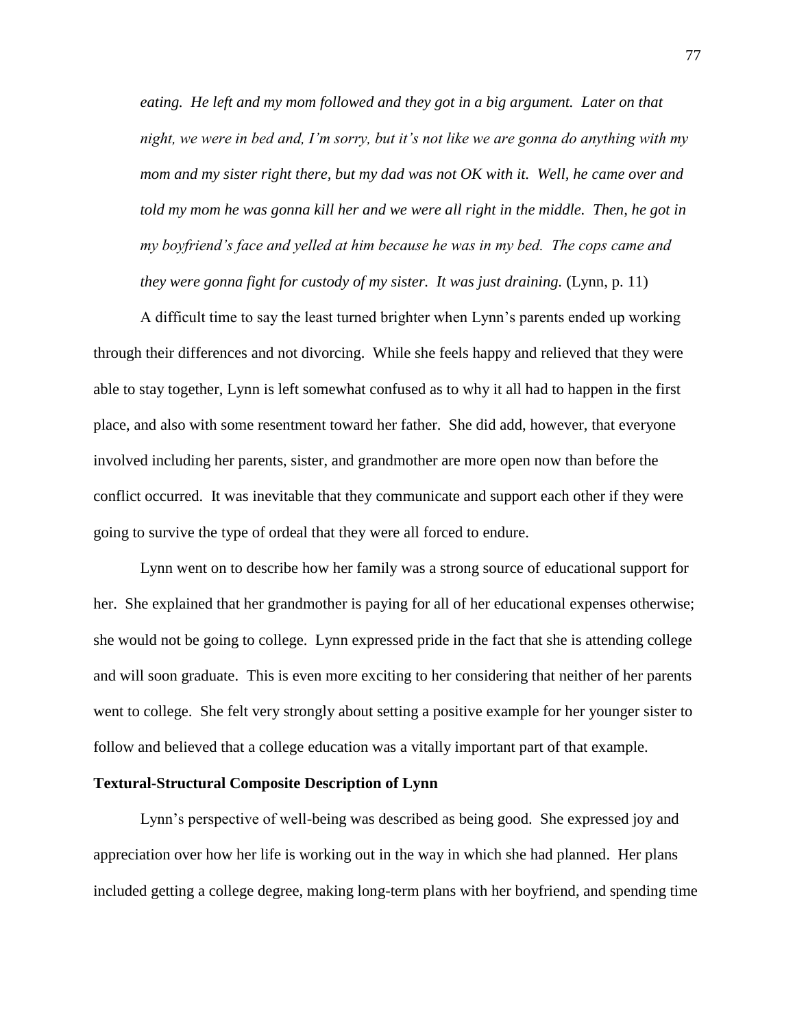*eating. He left and my mom followed and they got in a big argument. Later on that night, we were in bed and, I'm sorry, but it's not like we are gonna do anything with my mom and my sister right there, but my dad was not OK with it. Well, he came over and told my mom he was gonna kill her and we were all right in the middle. Then, he got in my boyfriend's face and yelled at him because he was in my bed. The cops came and they were gonna fight for custody of my sister. It was just draining.* (Lynn, p. 11)

A difficult time to say the least turned brighter when Lynn's parents ended up working through their differences and not divorcing. While she feels happy and relieved that they were able to stay together, Lynn is left somewhat confused as to why it all had to happen in the first place, and also with some resentment toward her father. She did add, however, that everyone involved including her parents, sister, and grandmother are more open now than before the conflict occurred. It was inevitable that they communicate and support each other if they were going to survive the type of ordeal that they were all forced to endure.

Lynn went on to describe how her family was a strong source of educational support for her. She explained that her grandmother is paying for all of her educational expenses otherwise; she would not be going to college. Lynn expressed pride in the fact that she is attending college and will soon graduate. This is even more exciting to her considering that neither of her parents went to college. She felt very strongly about setting a positive example for her younger sister to follow and believed that a college education was a vitally important part of that example.

**Textural-Structural Composite Description of Lynn**

Lynn's perspective of well-being was described as being good. She expressed joy and appreciation over how her life is working out in the way in which she had planned. Her plans included getting a college degree, making long-term plans with her boyfriend, and spending time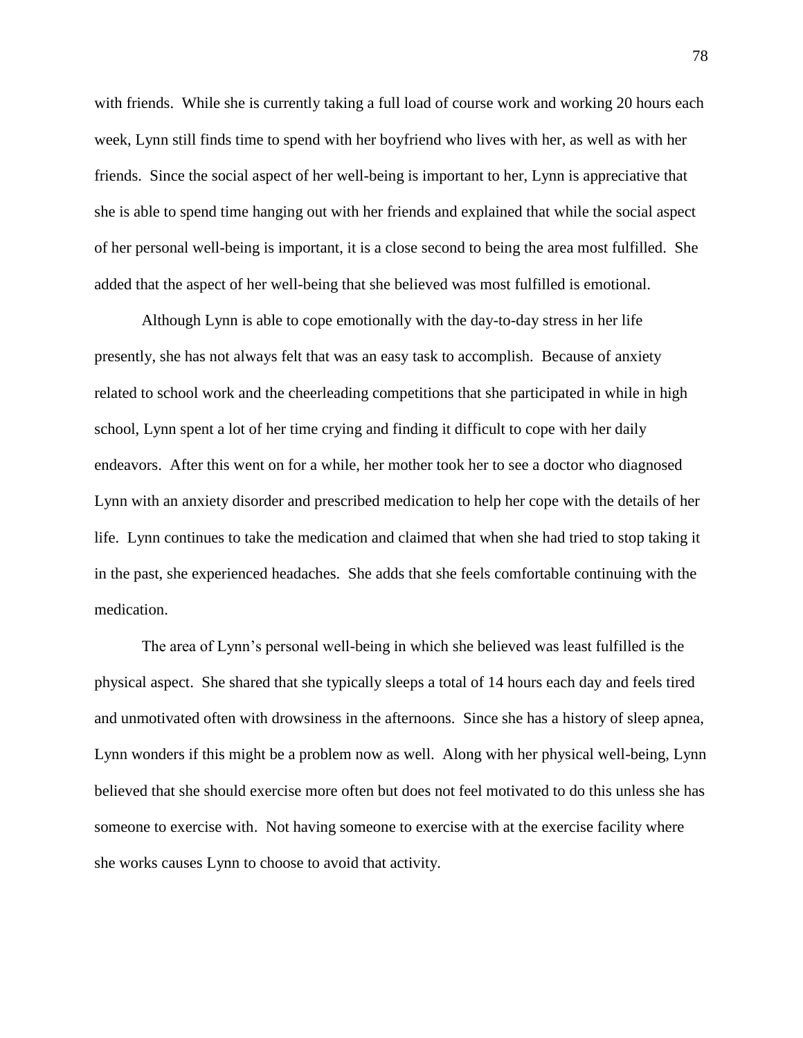with friends. While she is currently taking a full load of course work and working 20 hours each week, Lynn still finds time to spend with her boyfriend who lives with her, as well as with her friends. Since the social aspect of her well-being is important to her, Lynn is appreciative that she is able to spend time hanging out with her friends and explained that while the social aspect of her personal well-being is important, it is a close second to being the area most fulfilled. She added that the aspect of her well-being that she believed was most fulfilled is emotional.

Although Lynn is able to cope emotionally with the day-to-day stress in her life presently, she has not always felt that was an easy task to accomplish. Because of anxiety related to school work and the cheerleading competitions that she participated in while in high school, Lynn spent a lot of her time crying and finding it difficult to cope with her daily endeavors. After this went on for a while, her mother took her to see a doctor who diagnosed Lynn with an anxiety disorder and prescribed medication to help her cope with the details of her life. Lynn continues to take the medication and claimed that when she had tried to stop taking it in the past, she experienced headaches. She adds that she feels comfortable continuing with the medication.

The area of Lynn's personal well-being in which she believed was least fulfilled is the physical aspect. She shared that she typically sleeps a total of 14 hours each day and feels tired and unmotivated often with drowsiness in the afternoons. Since she has a history of sleep apnea, Lynn wonders if this might be a problem now as well. Along with her physical well-being, Lynn believed that she should exercise more often but does not feel motivated to do this unless she has someone to exercise with. Not having someone to exercise with at the exercise facility where she works causes Lynn to choose to avoid that activity.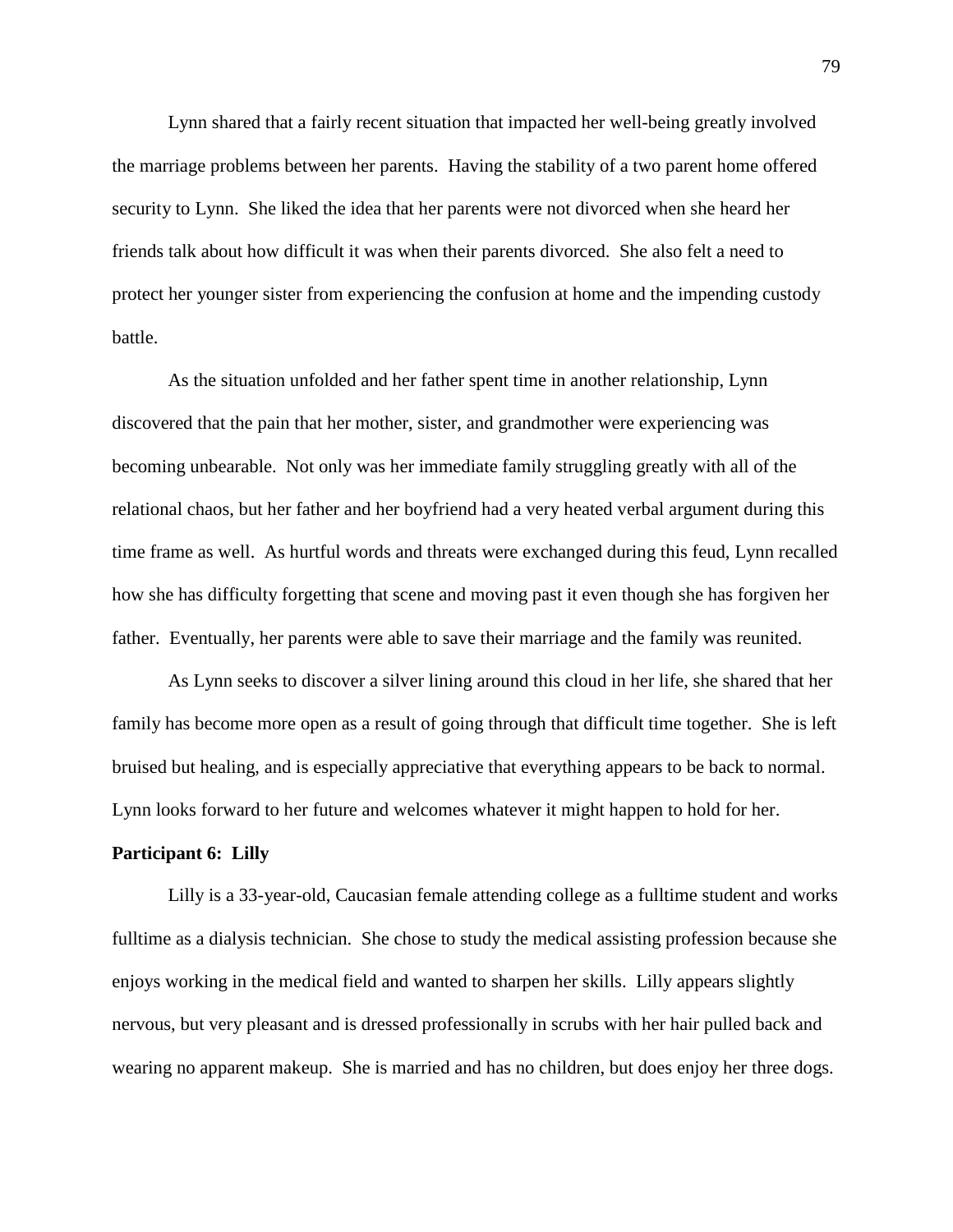Lynn shared that a fairly recent situation that impacted her well-being greatly involved the marriage problems between her parents. Having the stability of a two parent home offered security to Lynn. She liked the idea that her parents were not divorced when she heard her friends talk about how difficult it was when their parents divorced. She also felt a need to protect her younger sister from experiencing the confusion at home and the impending custody battle.

As the situation unfolded and her father spent time in another relationship, Lynn discovered that the pain that her mother, sister, and grandmother were experiencing was becoming unbearable. Not only was her immediate family struggling greatly with all of the relational chaos, but her father and her boyfriend had a very heated verbal argument during this time frame as well. As hurtful words and threats were exchanged during this feud, Lynn recalled how she has difficulty forgetting that scene and moving past it even though she has forgiven her father. Eventually, her parents were able to save their marriage and the family was reunited.

As Lynn seeks to discover a silver lining around this cloud in her life, she shared that her family has become more open as a result of going through that difficult time together. She is left bruised but healing, and is especially appreciative that everything appears to be back to normal. Lynn looks forward to her future and welcomes whatever it might happen to hold for her.

**Participant 6: Lilly**

Lilly is a 33-year-old, Caucasian female attending college as a fulltime student and works fulltime as a dialysis technician. She chose to study the medical assisting profession because she enjoys working in the medical field and wanted to sharpen her skills. Lilly appears slightly nervous, but very pleasant and is dressed professionally in scrubs with her hair pulled back and wearing no apparent makeup. She is married and has no children, but does enjoy her three dogs.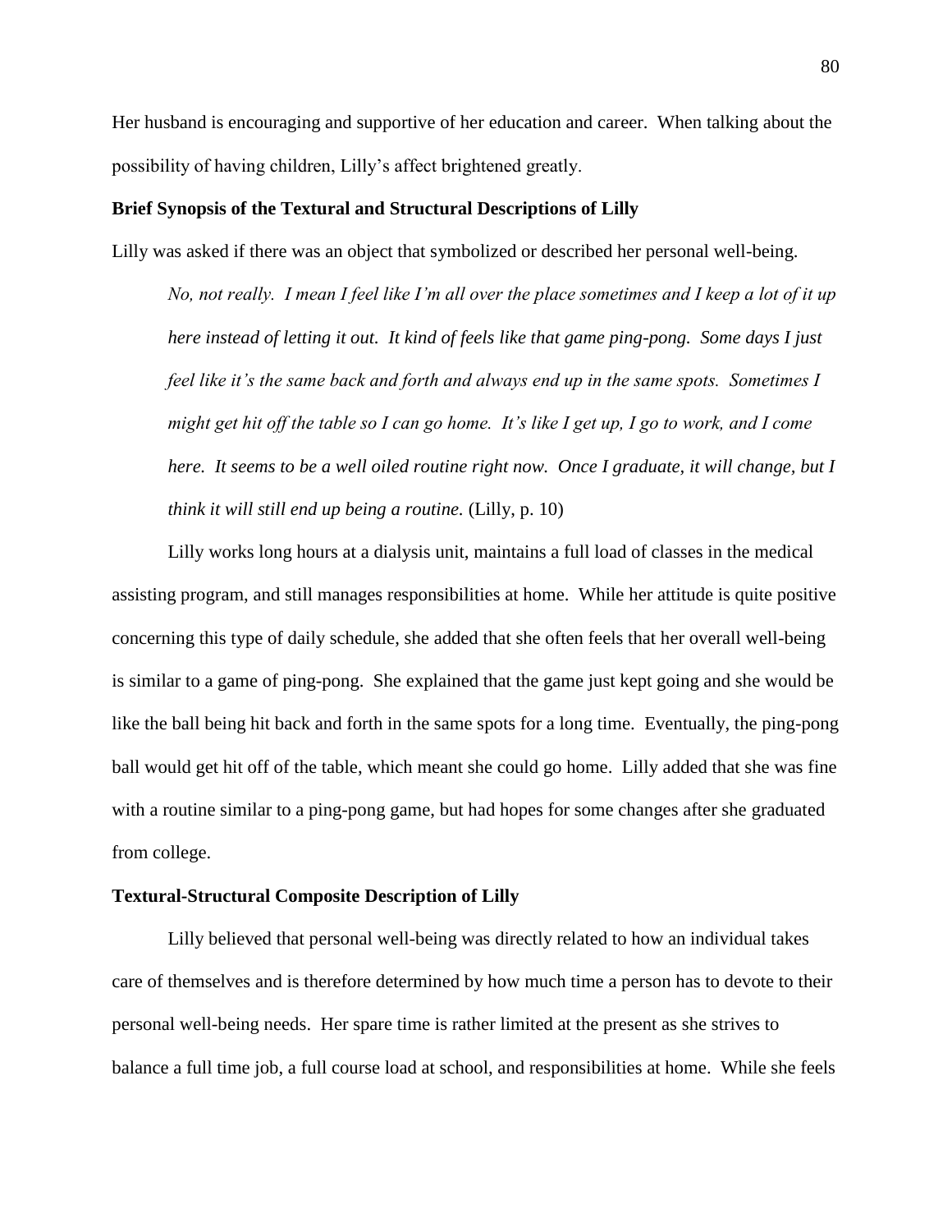Her husband is encouraging and supportive of her education and career. When talking about the possibility of having children, Lilly's affect brightened greatly.

**Brief Synopsis of the Textural and Structural Descriptions of Lilly**

Lilly was asked if there was an object that symbolized or described her personal well-being.

> *No, not really. I mean I feel like I'm all over the place sometimes and I keep a lot of it up here instead of letting it out. It kind of feels like that game ping-pong. Some days I just feel like it's the same back and forth and always end up in the same spots. Sometimes I might get hit off the table so I can go home. It's like I get up, I go to work, and I come here. It seems to be a well oiled routine right now. Once I graduate, it will change, but I think it will still end up being a routine.* (Lilly, p. 10)

Lilly works long hours at a dialysis unit, maintains a full load of classes in the medical assisting program, and still manages responsibilities at home. While her attitude is quite positive concerning this type of daily schedule, she added that she often feels that her overall well-being is similar to a game of ping-pong. She explained that the game just kept going and she would be like the ball being hit back and forth in the same spots for a long time. Eventually, the ping-pong ball would get hit off of the table, which meant she could go home. Lilly added that she was fine with a routine similar to a ping-pong game, but had hopes for some changes after she graduated from college.

**Textural-Structural Composite Description of Lilly**

Lilly believed that personal well-being was directly related to how an individual takes care of themselves and is therefore determined by how much time a person has to devote to their personal well-being needs. Her spare time is rather limited at the present as she strives to balance a full time job, a full course load at school, and responsibilities at home. While she feels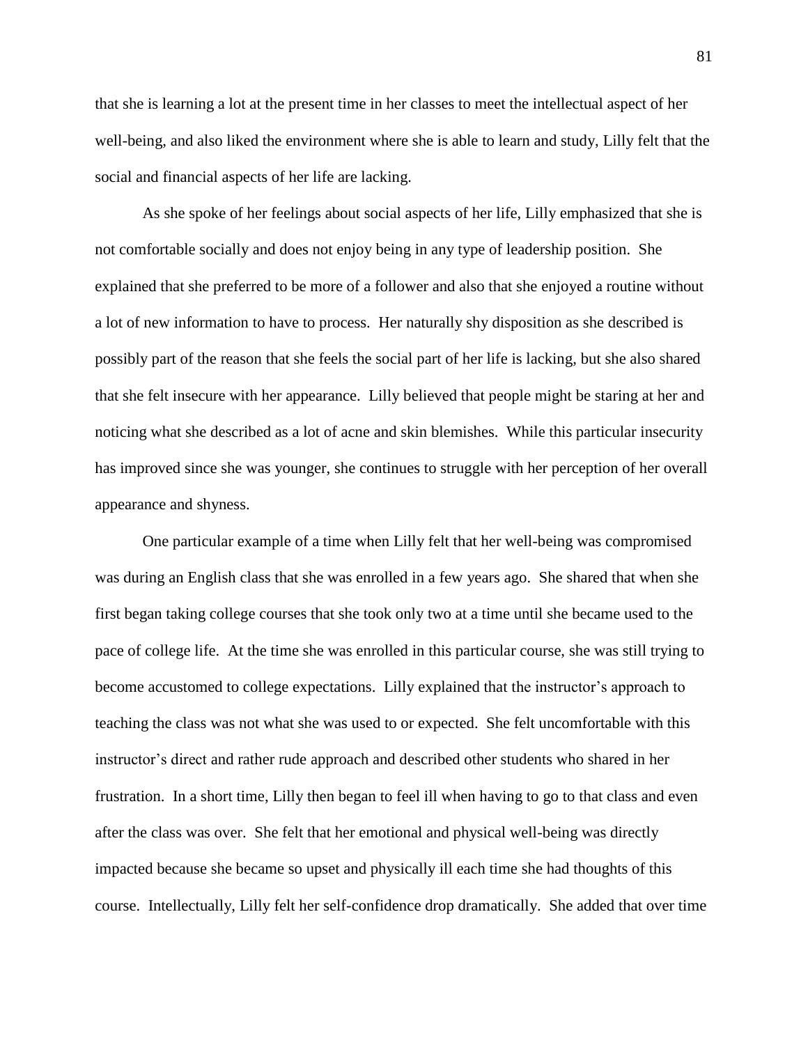that she is learning a lot at the present time in her classes to meet the intellectual aspect of her well-being, and also liked the environment where she is able to learn and study, Lilly felt that the social and financial aspects of her life are lacking.

As she spoke of her feelings about social aspects of her life, Lilly emphasized that she is not comfortable socially and does not enjoy being in any type of leadership position. She explained that she preferred to be more of a follower and also that she enjoyed a routine without a lot of new information to have to process. Her naturally shy disposition as she described is possibly part of the reason that she feels the social part of her life is lacking, but she also shared that she felt insecure with her appearance. Lilly believed that people might be staring at her and noticing what she described as a lot of acne and skin blemishes. While this particular insecurity has improved since she was younger, she continues to struggle with her perception of her overall appearance and shyness.

One particular example of a time when Lilly felt that her well-being was compromised was during an English class that she was enrolled in a few years ago. She shared that when she first began taking college courses that she took only two at a time until she became used to the pace of college life. At the time she was enrolled in this particular course, she was still trying to become accustomed to college expectations. Lilly explained that the instructor's approach to teaching the class was not what she was used to or expected. She felt uncomfortable with this instructor's direct and rather rude approach and described other students who shared in her frustration. In a short time, Lilly then began to feel ill when having to go to that class and even after the class was over. She felt that her emotional and physical well-being was directly impacted because she became so upset and physically ill each time she had thoughts of this course. Intellectually, Lilly felt her self-confidence drop dramatically. She added that over time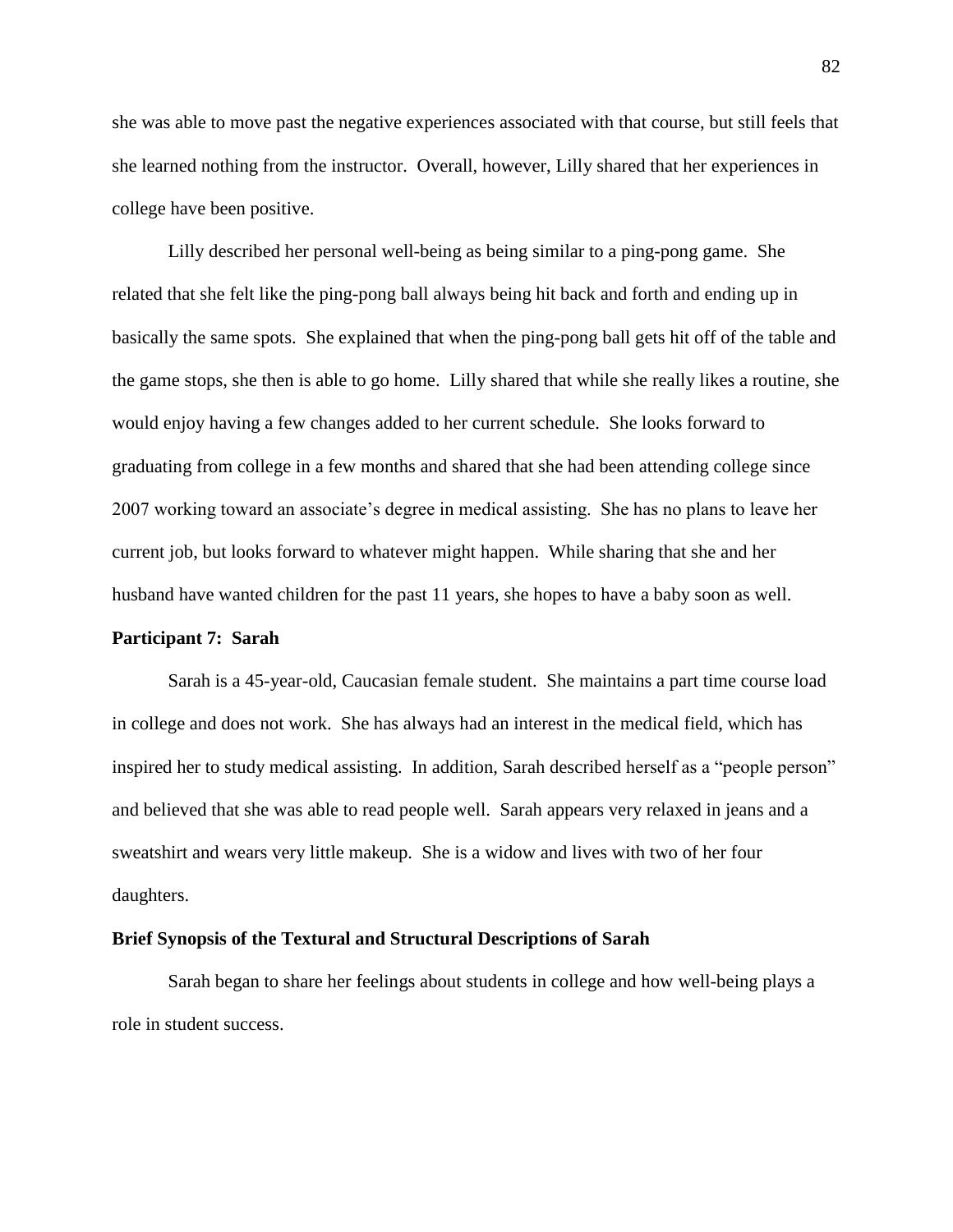she was able to move past the negative experiences associated with that course, but still feels that she learned nothing from the instructor. Overall, however, Lilly shared that her experiences in college have been positive.

Lilly described her personal well-being as being similar to a ping-pong game. She related that she felt like the ping-pong ball always being hit back and forth and ending up in basically the same spots. She explained that when the ping-pong ball gets hit off of the table and the game stops, she then is able to go home. Lilly shared that while she really likes a routine, she would enjoy having a few changes added to her current schedule. She looks forward to graduating from college in a few months and shared that she had been attending college since 2007 working toward an associate's degree in medical assisting. She has no plans to leave her current job, but looks forward to whatever might happen. While sharing that she and her husband have wanted children for the past 11 years, she hopes to have a baby soon as well.

**Participant 7: Sarah**

Sarah is a 45-year-old, Caucasian female student. She maintains a part time course load in college and does not work. She has always had an interest in the medical field, which has inspired her to study medical assisting. In addition, Sarah described herself as a "people person" and believed that she was able to read people well. Sarah appears very relaxed in jeans and a sweatshirt and wears very little makeup. She is a widow and lives with two of her four daughters.

**Brief Synopsis of the Textural and Structural Descriptions of Sarah**

Sarah began to share her feelings about students in college and how well-being plays a role in student success.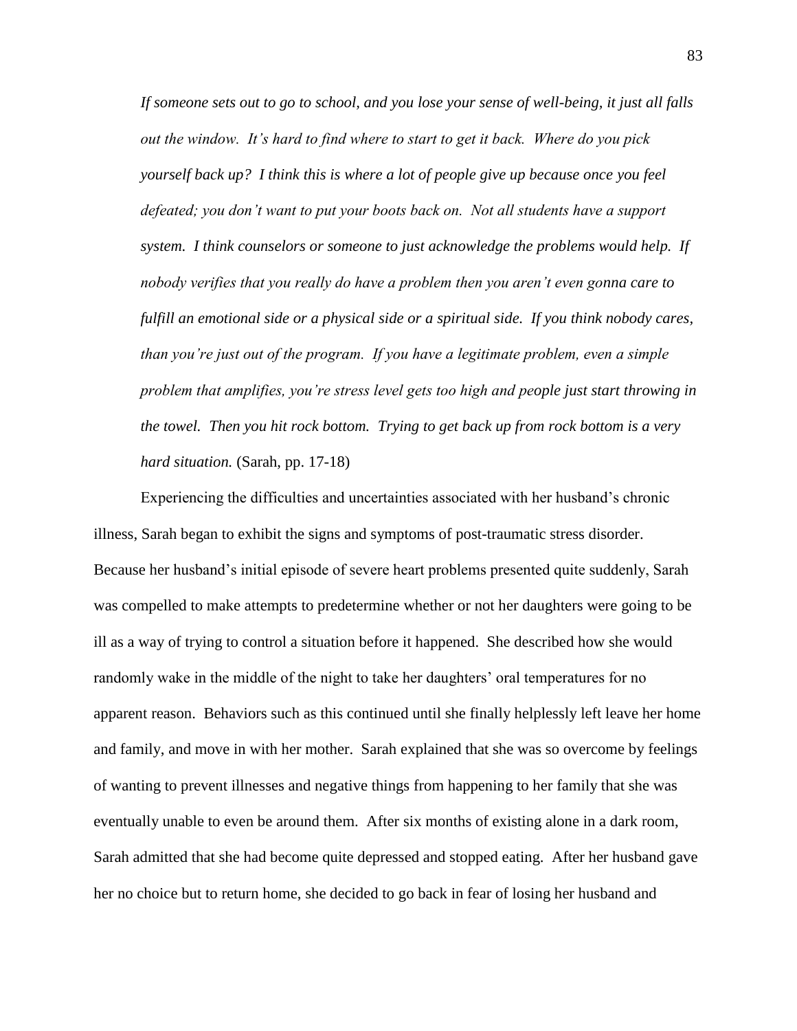*If someone sets out to go to school, and you lose your sense of well-being, it just all falls out the window. It's hard to find where to start to get it back. Where do you pick yourself back up? I think this is where a lot of people give up because once you feel defeated; you don't want to put your boots back on. Not all students have a support system. I think counselors or someone to just acknowledge the problems would help. If nobody verifies that you really do have a problem then you aren't even gonna care to fulfill an emotional side or a physical side or a spiritual side. If you think nobody cares, than you're just out of the program. If you have a legitimate problem, even a simple problem that amplifies, you're stress level gets too high and people just start throwing in the towel. Then you hit rock bottom. Trying to get back up from rock bottom is a very hard situation.* (Sarah, pp. 17-18)

Experiencing the difficulties and uncertainties associated with her husband's chronic illness, Sarah began to exhibit the signs and symptoms of post-traumatic stress disorder. Because her husband's initial episode of severe heart problems presented quite suddenly, Sarah was compelled to make attempts to predetermine whether or not her daughters were going to be ill as a way of trying to control a situation before it happened. She described how she would randomly wake in the middle of the night to take her daughters' oral temperatures for no apparent reason. Behaviors such as this continued until she finally helplessly left leave her home and family, and move in with her mother. Sarah explained that she was so overcome by feelings of wanting to prevent illnesses and negative things from happening to her family that she was eventually unable to even be around them. After six months of existing alone in a dark room, Sarah admitted that she had become quite depressed and stopped eating. After her husband gave her no choice but to return home, she decided to go back in fear of losing her husband and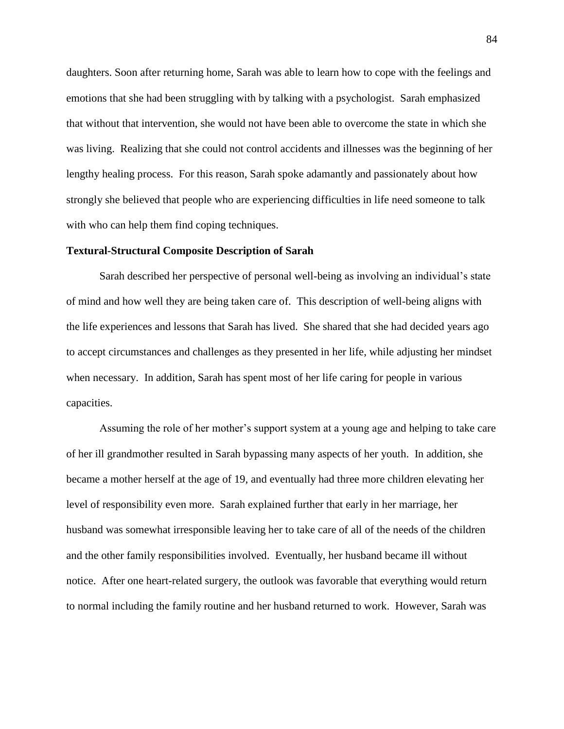daughters. Soon after returning home, Sarah was able to learn how to cope with the feelings and emotions that she had been struggling with by talking with a psychologist. Sarah emphasized that without that intervention, she would not have been able to overcome the state in which she was living. Realizing that she could not control accidents and illnesses was the beginning of her lengthy healing process. For this reason, Sarah spoke adamantly and passionately about how strongly she believed that people who are experiencing difficulties in life need someone to talk with who can help them find coping techniques.

**Textural-Structural Composite Description of Sarah**

Sarah described her perspective of personal well-being as involving an individual's state of mind and how well they are being taken care of. This description of well-being aligns with the life experiences and lessons that Sarah has lived. She shared that she had decided years ago to accept circumstances and challenges as they presented in her life, while adjusting her mindset when necessary. In addition, Sarah has spent most of her life caring for people in various capacities.

Assuming the role of her mother's support system at a young age and helping to take care of her ill grandmother resulted in Sarah bypassing many aspects of her youth. In addition, she became a mother herself at the age of 19, and eventually had three more children elevating her level of responsibility even more. Sarah explained further that early in her marriage, her husband was somewhat irresponsible leaving her to take care of all of the needs of the children and the other family responsibilities involved. Eventually, her husband became ill without notice. After one heart-related surgery, the outlook was favorable that everything would return to normal including the family routine and her husband returned to work. However, Sarah was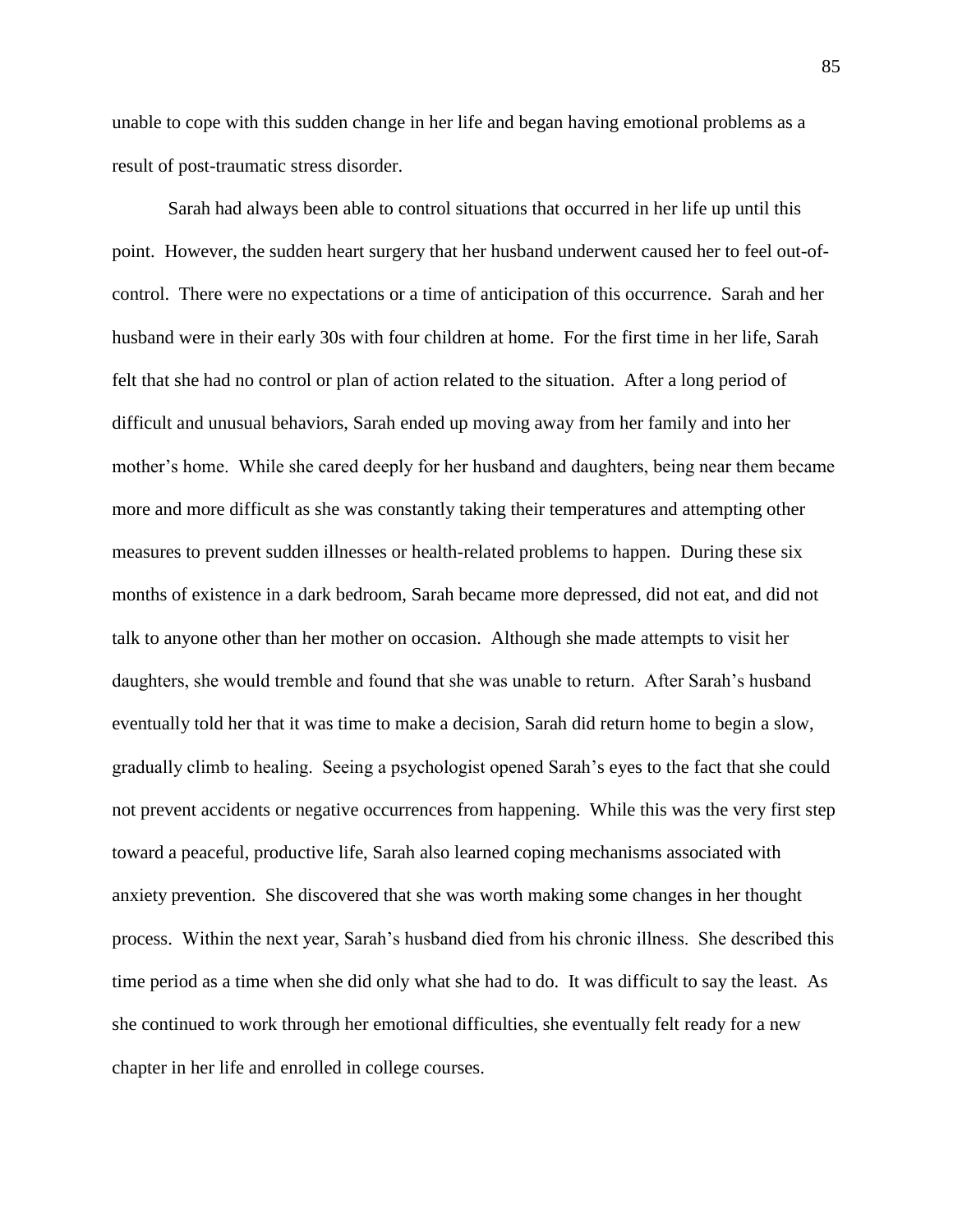unable to cope with this sudden change in her life and began having emotional problems as a result of post-traumatic stress disorder.

Sarah had always been able to control situations that occurred in her life up until this point. However, the sudden heart surgery that her husband underwent caused her to feel out-of-control. There were no expectations or a time of anticipation of this occurrence. Sarah and her husband were in their early 30s with four children at home. For the first time in her life, Sarah felt that she had no control or plan of action related to the situation. After a long period of difficult and unusual behaviors, Sarah ended up moving away from her family and into her mother's home. While she cared deeply for her husband and daughters, being near them became more and more difficult as she was constantly taking their temperatures and attempting other measures to prevent sudden illnesses or health-related problems to happen. During these six months of existence in a dark bedroom, Sarah became more depressed, did not eat, and did not talk to anyone other than her mother on occasion. Although she made attempts to visit her daughters, she would tremble and found that she was unable to return. After Sarah's husband eventually told her that it was time to make a decision, Sarah did return home to begin a slow, gradually climb to healing. Seeing a psychologist opened Sarah's eyes to the fact that she could not prevent accidents or negative occurrences from happening. While this was the very first step toward a peaceful, productive life, Sarah also learned coping mechanisms associated with anxiety prevention. She discovered that she was worth making some changes in her thought process. Within the next year, Sarah's husband died from his chronic illness. She described this time period as a time when she did only what she had to do. It was difficult to say the least. As she continued to work through her emotional difficulties, she eventually felt ready for a new chapter in her life and enrolled in college courses.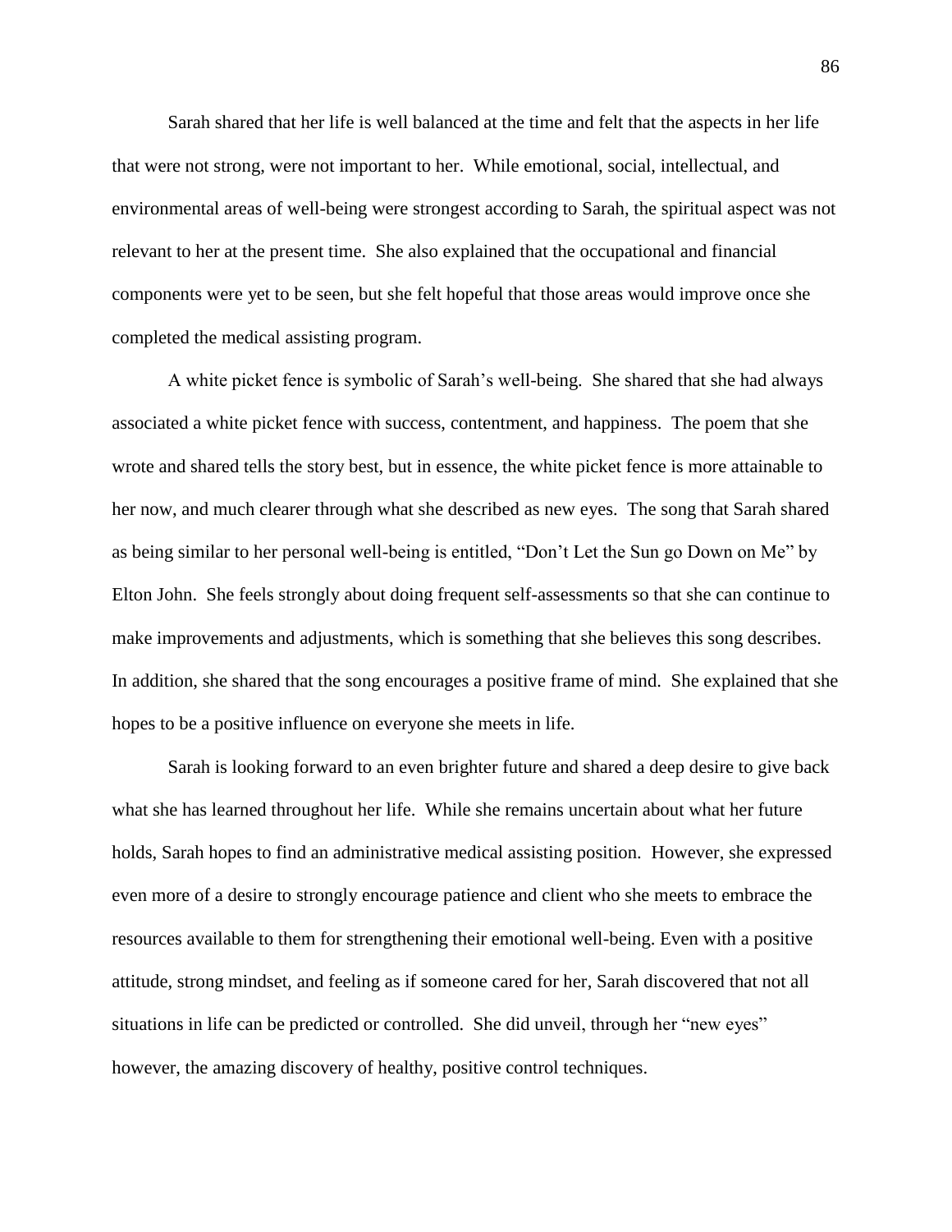Sarah shared that her life is well balanced at the time and felt that the aspects in her life that were not strong, were not important to her. While emotional, social, intellectual, and environmental areas of well-being were strongest according to Sarah, the spiritual aspect was not relevant to her at the present time. She also explained that the occupational and financial components were yet to be seen, but she felt hopeful that those areas would improve once she completed the medical assisting program.

A white picket fence is symbolic of Sarah's well-being. She shared that she had always associated a white picket fence with success, contentment, and happiness. The poem that she wrote and shared tells the story best, but in essence, the white picket fence is more attainable to her now, and much clearer through what she described as new eyes. The song that Sarah shared as being similar to her personal well-being is entitled, "Don't Let the Sun go Down on Me" by Elton John. She feels strongly about doing frequent self-assessments so that she can continue to make improvements and adjustments, which is something that she believes this song describes. In addition, she shared that the song encourages a positive frame of mind. She explained that she hopes to be a positive influence on everyone she meets in life.

Sarah is looking forward to an even brighter future and shared a deep desire to give back what she has learned throughout her life. While she remains uncertain about what her future holds, Sarah hopes to find an administrative medical assisting position. However, she expressed even more of a desire to strongly encourage patience and client who she meets to embrace the resources available to them for strengthening their emotional well-being. Even with a positive attitude, strong mindset, and feeling as if someone cared for her, Sarah discovered that not all situations in life can be predicted or controlled. She did unveil, through her "new eyes" however, the amazing discovery of healthy, positive control techniques.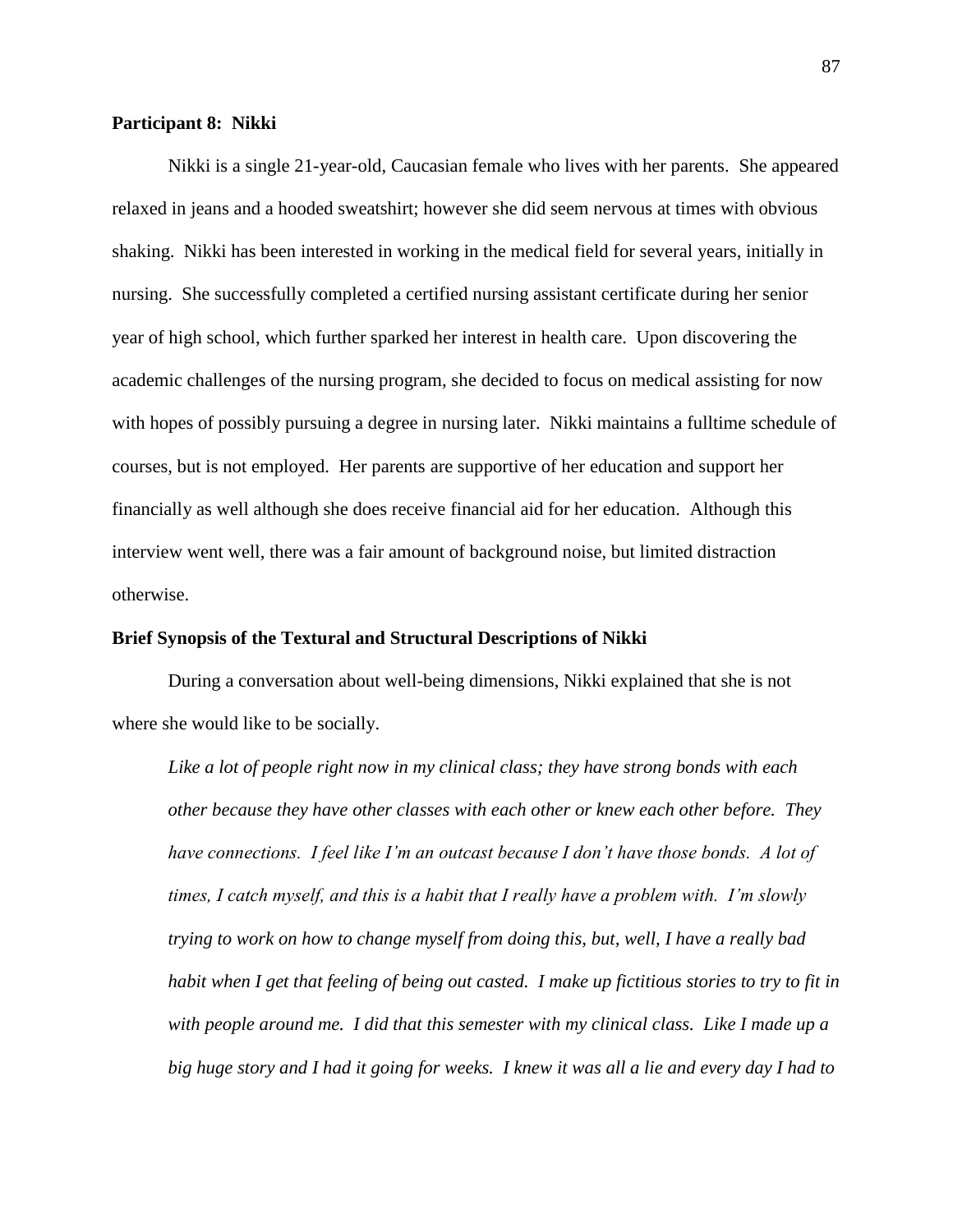**Participant 8: Nikki**

Nikki is a single 21-year-old, Caucasian female who lives with her parents. She appeared relaxed in jeans and a hooded sweatshirt; however she did seem nervous at times with obvious shaking. Nikki has been interested in working in the medical field for several years, initially in nursing. She successfully completed a certified nursing assistant certificate during her senior year of high school, which further sparked her interest in health care. Upon discovering the academic challenges of the nursing program, she decided to focus on medical assisting for now with hopes of possibly pursuing a degree in nursing later. Nikki maintains a fulltime schedule of courses, but is not employed. Her parents are supportive of her education and support her financially as well although she does receive financial aid for her education. Although this interview went well, there was a fair amount of background noise, but limited distraction otherwise.

**Brief Synopsis of the Textural and Structural Descriptions of Nikki**

During a conversation about well-being dimensions, Nikki explained that she is not where she would like to be socially.

> *Like a lot of people right now in my clinical class; they have strong bonds with each other because they have other classes with each other or knew each other before. They have connections. I feel like I'm an outcast because I don't have those bonds. A lot of times, I catch myself, and this is a habit that I really have a problem with. I'm slowly trying to work on how to change myself from doing this, but, well, I have a really bad habit when I get that feeling of being out casted. I make up fictitious stories to try to fit in with people around me. I did that this semester with my clinical class. Like I made up a big huge story and I had it going for weeks. I knew it was all a lie and every day I had to*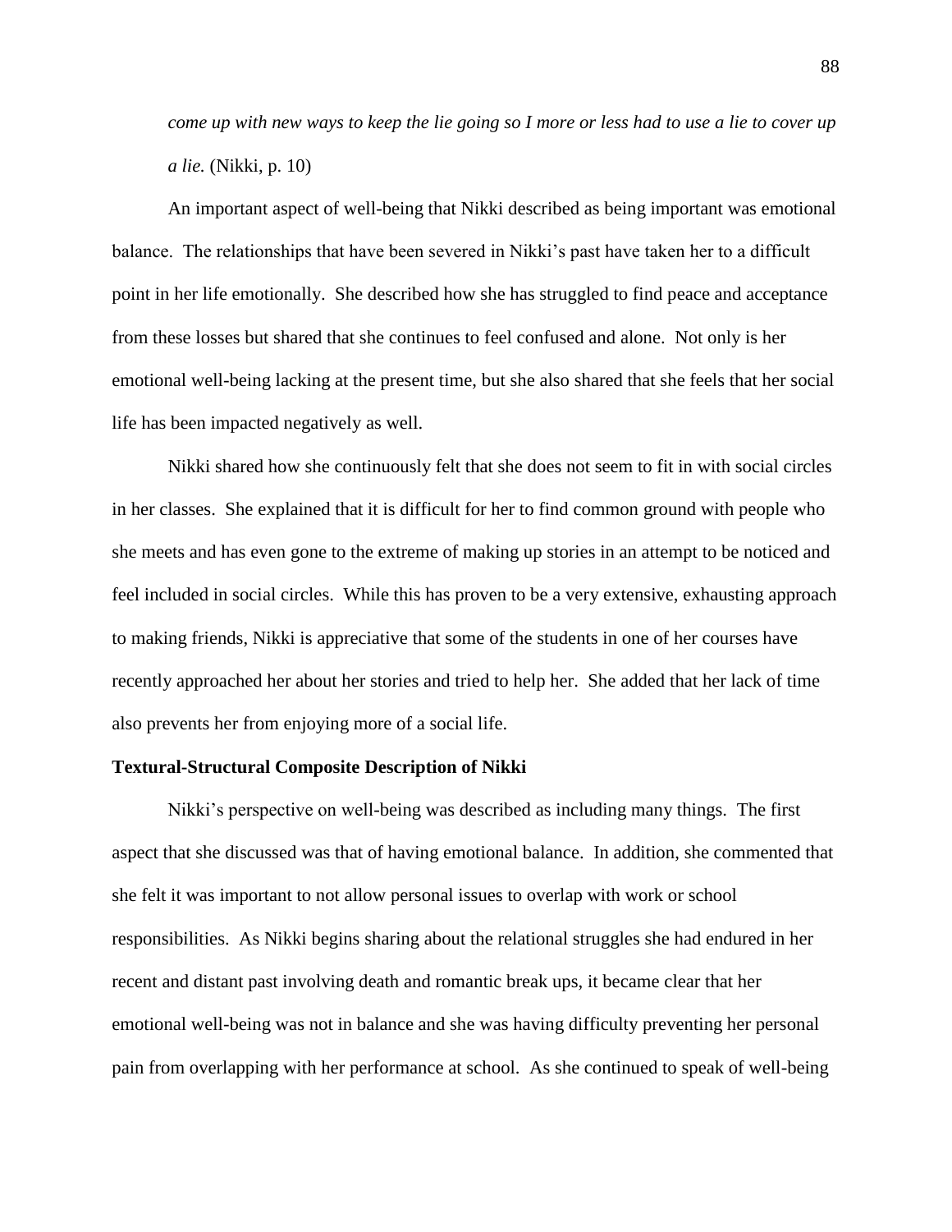*come up with new ways to keep the lie going so I more or less had to use a lie to cover up a lie.* (Nikki, p. 10)

An important aspect of well-being that Nikki described as being important was emotional balance. The relationships that have been severed in Nikki's past have taken her to a difficult point in her life emotionally. She described how she has struggled to find peace and acceptance from these losses but shared that she continues to feel confused and alone. Not only is her emotional well-being lacking at the present time, but she also shared that she feels that her social life has been impacted negatively as well.

Nikki shared how she continuously felt that she does not seem to fit in with social circles in her classes. She explained that it is difficult for her to find common ground with people who she meets and has even gone to the extreme of making up stories in an attempt to be noticed and feel included in social circles. While this has proven to be a very extensive, exhausting approach to making friends, Nikki is appreciative that some of the students in one of her courses have recently approached her about her stories and tried to help her. She added that her lack of time also prevents her from enjoying more of a social life.

**Textural-Structural Composite Description of Nikki**

Nikki's perspective on well-being was described as including many things. The first aspect that she discussed was that of having emotional balance. In addition, she commented that she felt it was important to not allow personal issues to overlap with work or school responsibilities. As Nikki begins sharing about the relational struggles she had endured in her recent and distant past involving death and romantic break ups, it became clear that her emotional well-being was not in balance and she was having difficulty preventing her personal pain from overlapping with her performance at school. As she continued to speak of well-being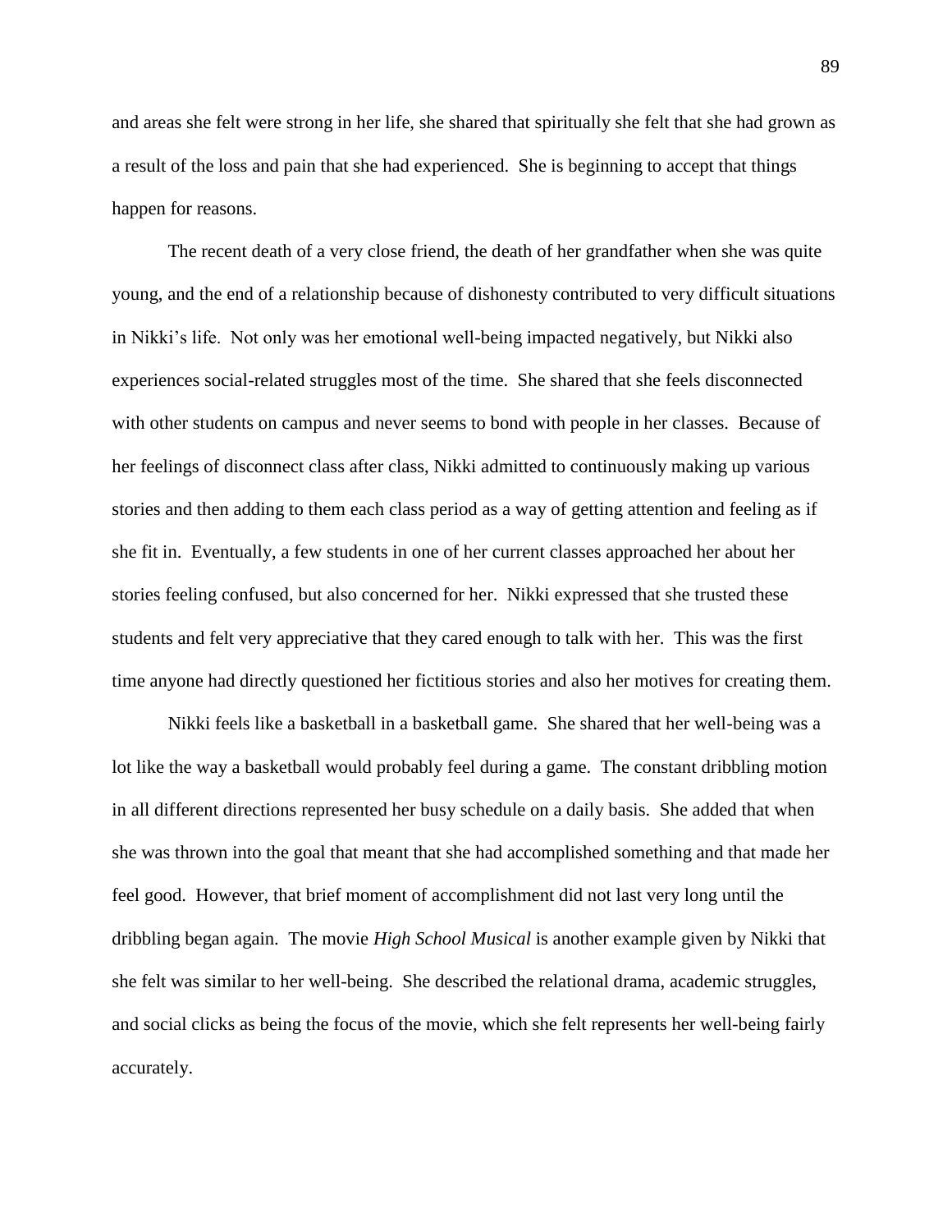and areas she felt were strong in her life, she shared that spiritually she felt that she had grown as a result of the loss and pain that she had experienced. She is beginning to accept that things happen for reasons.

The recent death of a very close friend, the death of her grandfather when she was quite young, and the end of a relationship because of dishonesty contributed to very difficult situations in Nikki's life. Not only was her emotional well-being impacted negatively, but Nikki also experiences social-related struggles most of the time. She shared that she feels disconnected with other students on campus and never seems to bond with people in her classes. Because of her feelings of disconnect class after class, Nikki admitted to continuously making up various stories and then adding to them each class period as a way of getting attention and feeling as if she fit in. Eventually, a few students in one of her current classes approached her about her stories feeling confused, but also concerned for her. Nikki expressed that she trusted these students and felt very appreciative that they cared enough to talk with her. This was the first time anyone had directly questioned her fictitious stories and also her motives for creating them.

Nikki feels like a basketball in a basketball game. She shared that her well-being was a lot like the way a basketball would probably feel during a game. The constant dribbling motion in all different directions represented her busy schedule on a daily basis. She added that when she was thrown into the goal that meant that she had accomplished something and that made her feel good. However, that brief moment of accomplishment did not last very long until the dribbling began again. The movie *High School Musical* is another example given by Nikki that she felt was similar to her well-being. She described the relational drama, academic struggles, and social clicks as being the focus of the movie, which she felt represents her well-being fairly accurately.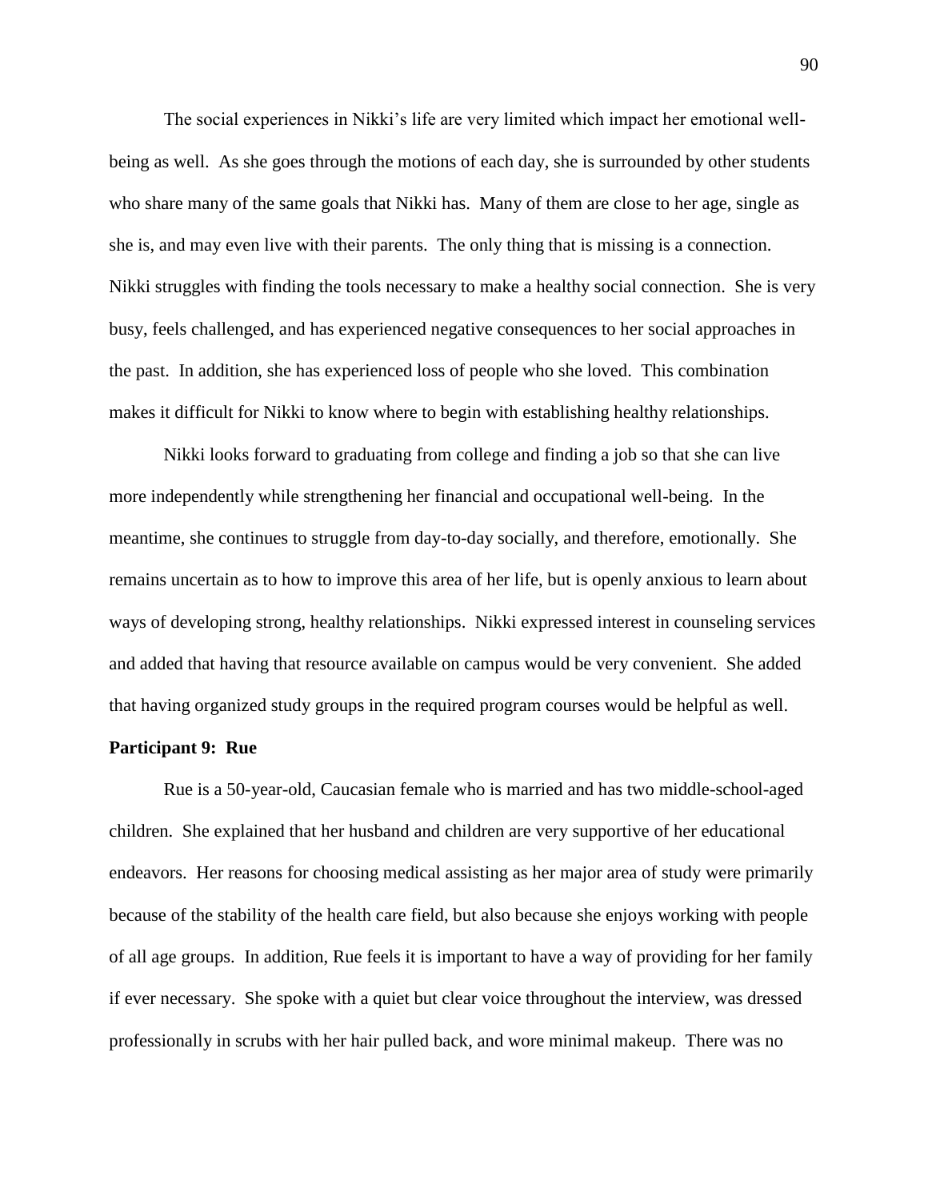The social experiences in Nikki's life are very limited which impact her emotional well-being as well. As she goes through the motions of each day, she is surrounded by other students who share many of the same goals that Nikki has. Many of them are close to her age, single as she is, and may even live with their parents. The only thing that is missing is a connection. Nikki struggles with finding the tools necessary to make a healthy social connection. She is very busy, feels challenged, and has experienced negative consequences to her social approaches in the past. In addition, she has experienced loss of people who she loved. This combination makes it difficult for Nikki to know where to begin with establishing healthy relationships.

Nikki looks forward to graduating from college and finding a job so that she can live more independently while strengthening her financial and occupational well-being. In the meantime, she continues to struggle from day-to-day socially, and therefore, emotionally. She remains uncertain as to how to improve this area of her life, but is openly anxious to learn about ways of developing strong, healthy relationships. Nikki expressed interest in counseling services and added that having that resource available on campus would be very convenient. She added that having organized study groups in the required program courses would be helpful as well.

**Participant 9: Rue**

Rue is a 50-year-old, Caucasian female who is married and has two middle-school-aged children. She explained that her husband and children are very supportive of her educational endeavors. Her reasons for choosing medical assisting as her major area of study were primarily because of the stability of the health care field, but also because she enjoys working with people of all age groups. In addition, Rue feels it is important to have a way of providing for her family if ever necessary. She spoke with a quiet but clear voice throughout the interview, was dressed professionally in scrubs with her hair pulled back, and wore minimal makeup. There was no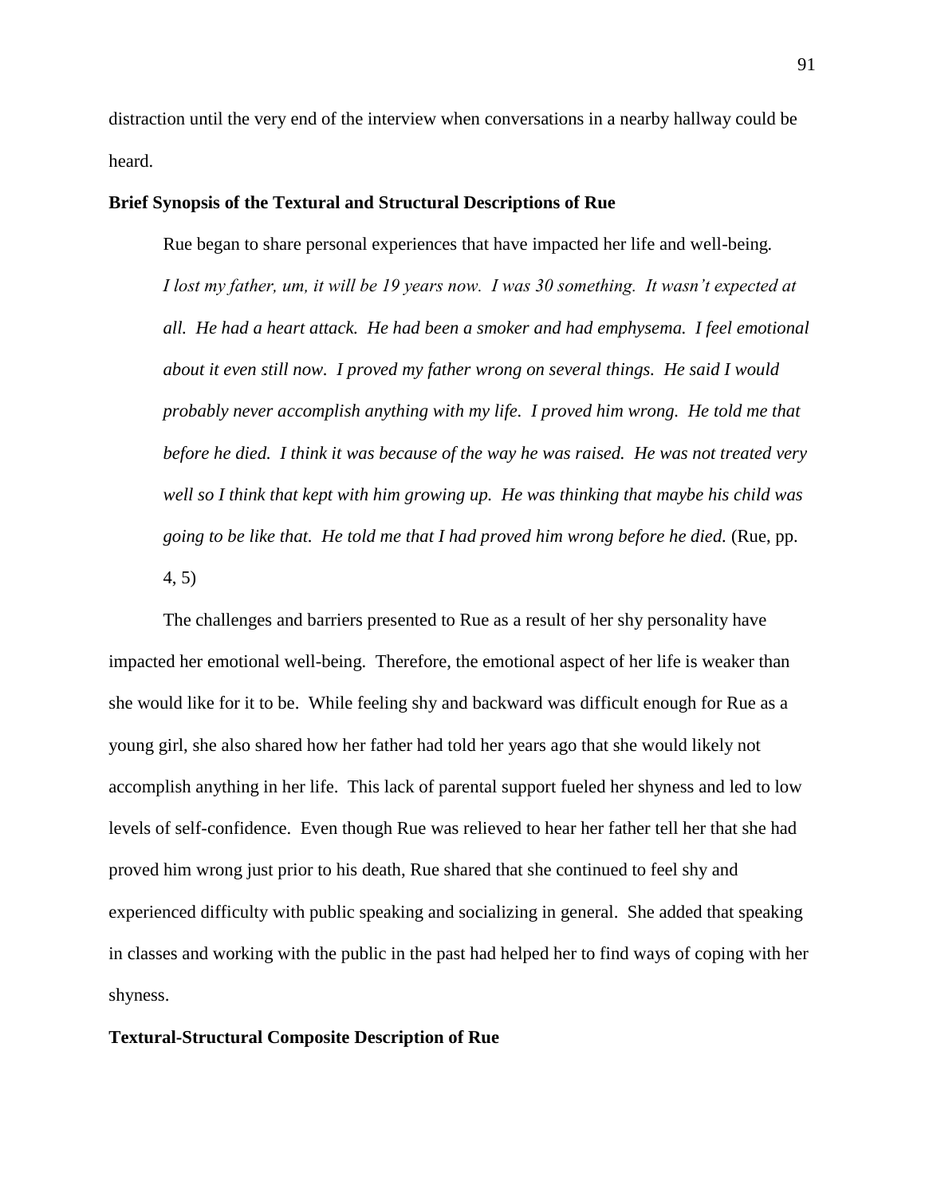distraction until the very end of the interview when conversations in a nearby hallway could be heard.

**Brief Synopsis of the Textural and Structural Descriptions of Rue**

Rue began to share personal experiences that have impacted her life and well-being.

> *I lost my father, um, it will be 19 years now. I was 30 something. It wasn't expected at all. He had a heart attack. He had been a smoker and had emphysema. I feel emotional about it even still now. I proved my father wrong on several things. He said I would probably never accomplish anything with my life. I proved him wrong. He told me that before he died. I think it was because of the way he was raised. He was not treated very well so I think that kept with him growing up. He was thinking that maybe his child was going to be like that. He told me that I had proved him wrong before he died.* (Rue, pp. 4, 5)

The challenges and barriers presented to Rue as a result of her shy personality have impacted her emotional well-being. Therefore, the emotional aspect of her life is weaker than she would like for it to be. While feeling shy and backward was difficult enough for Rue as a young girl, she also shared how her father had told her years ago that she would likely not accomplish anything in her life. This lack of parental support fueled her shyness and led to low levels of self-confidence. Even though Rue was relieved to hear her father tell her that she had proved him wrong just prior to his death, Rue shared that she continued to feel shy and experienced difficulty with public speaking and socializing in general. She added that speaking in classes and working with the public in the past had helped her to find ways of coping with her shyness.

**Textural-Structural Composite Description of Rue**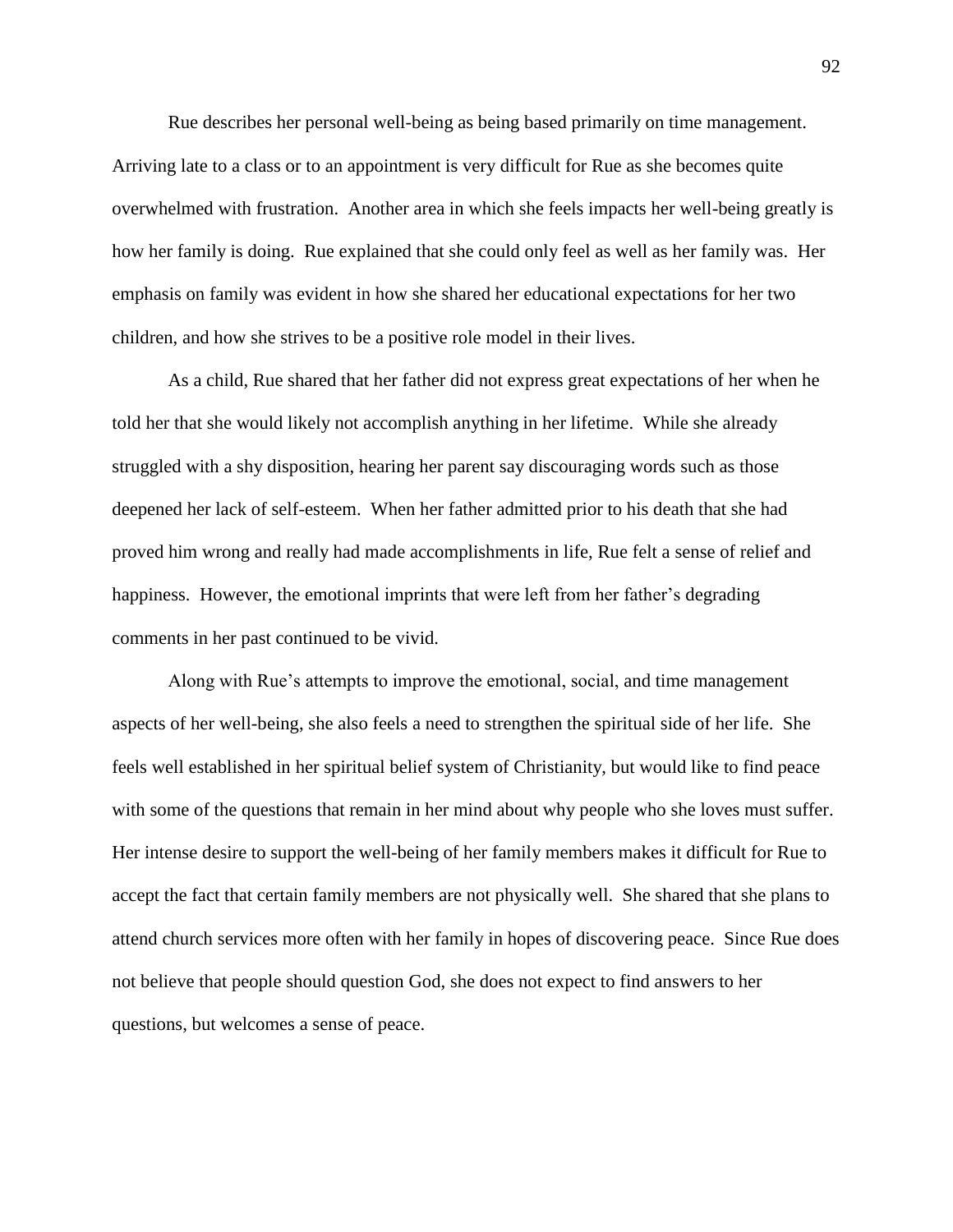Rue describes her personal well-being as being based primarily on time management. Arriving late to a class or to an appointment is very difficult for Rue as she becomes quite overwhelmed with frustration. Another area in which she feels impacts her well-being greatly is how her family is doing. Rue explained that she could only feel as well as her family was. Her emphasis on family was evident in how she shared her educational expectations for her two children, and how she strives to be a positive role model in their lives.

As a child, Rue shared that her father did not express great expectations of her when he told her that she would likely not accomplish anything in her lifetime. While she already struggled with a shy disposition, hearing her parent say discouraging words such as those deepened her lack of self-esteem. When her father admitted prior to his death that she had proved him wrong and really had made accomplishments in life, Rue felt a sense of relief and happiness. However, the emotional imprints that were left from her father's degrading comments in her past continued to be vivid.

Along with Rue's attempts to improve the emotional, social, and time management aspects of her well-being, she also feels a need to strengthen the spiritual side of her life. She feels well established in her spiritual belief system of Christianity, but would like to find peace with some of the questions that remain in her mind about why people who she loves must suffer. Her intense desire to support the well-being of her family members makes it difficult for Rue to accept the fact that certain family members are not physically well. She shared that she plans to attend church services more often with her family in hopes of discovering peace. Since Rue does not believe that people should question God, she does not expect to find answers to her questions, but welcomes a sense of peace.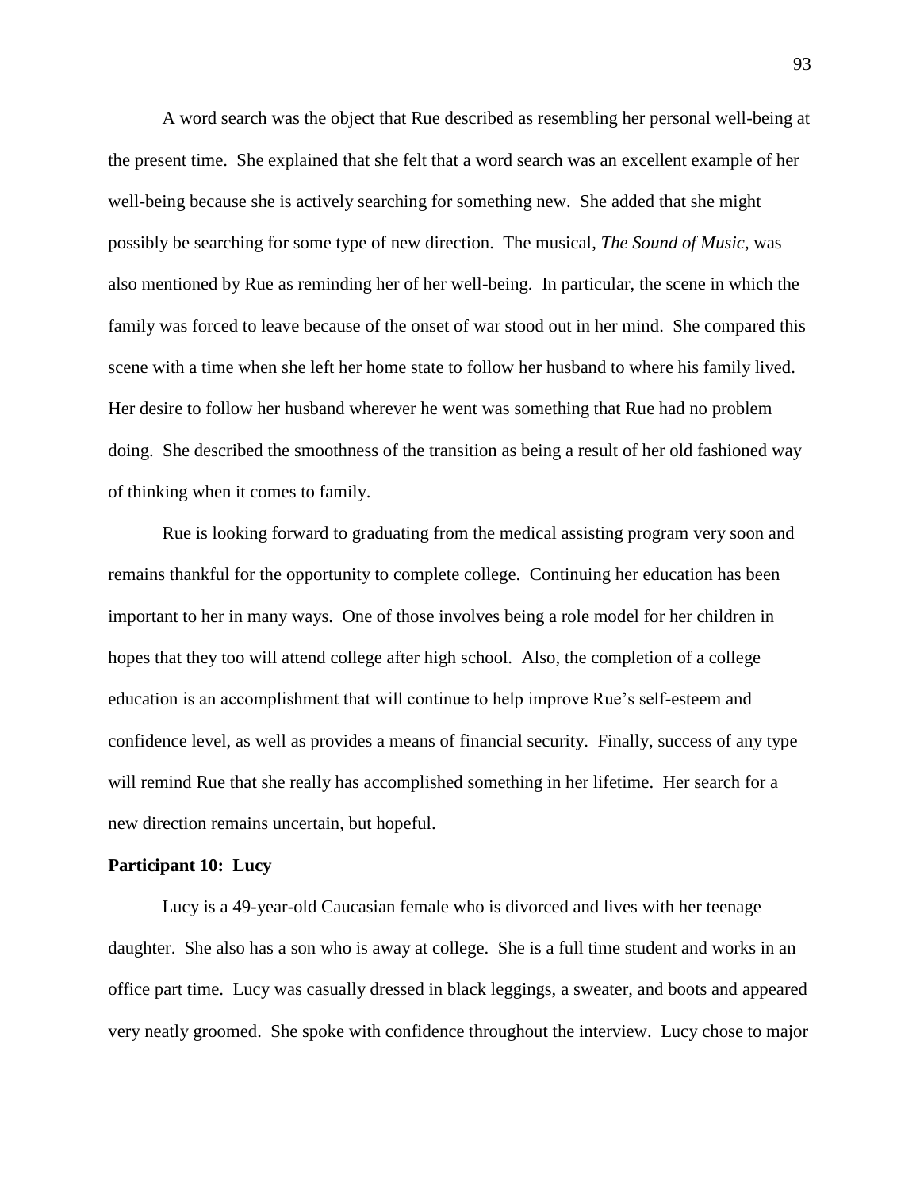A word search was the object that Rue described as resembling her personal well-being at the present time. She explained that she felt that a word search was an excellent example of her well-being because she is actively searching for something new. She added that she might possibly be searching for some type of new direction. The musical, *The Sound of Music,* was also mentioned by Rue as reminding her of her well-being. In particular, the scene in which the family was forced to leave because of the onset of war stood out in her mind. She compared this scene with a time when she left her home state to follow her husband to where his family lived. Her desire to follow her husband wherever he went was something that Rue had no problem doing. She described the smoothness of the transition as being a result of her old fashioned way of thinking when it comes to family.

Rue is looking forward to graduating from the medical assisting program very soon and remains thankful for the opportunity to complete college. Continuing her education has been important to her in many ways. One of those involves being a role model for her children in hopes that they too will attend college after high school. Also, the completion of a college education is an accomplishment that will continue to help improve Rue's self-esteem and confidence level, as well as provides a means of financial security. Finally, success of any type will remind Rue that she really has accomplished something in her lifetime. Her search for a new direction remains uncertain, but hopeful.

**Participant 10: Lucy**

Lucy is a 49-year-old Caucasian female who is divorced and lives with her teenage daughter. She also has a son who is away at college. She is a full time student and works in an office part time. Lucy was casually dressed in black leggings, a sweater, and boots and appeared very neatly groomed. She spoke with confidence throughout the interview. Lucy chose to major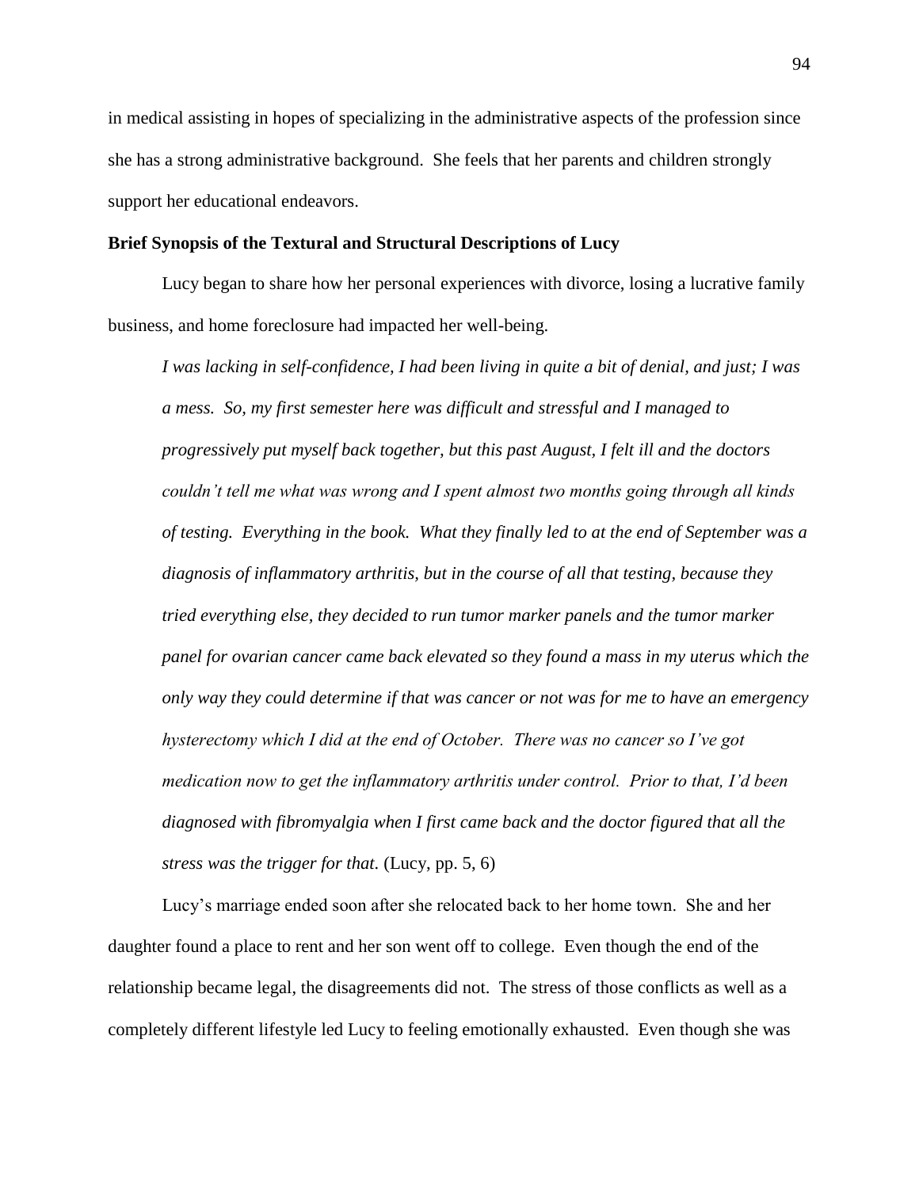in medical assisting in hopes of specializing in the administrative aspects of the profession since she has a strong administrative background. She feels that her parents and children strongly support her educational endeavors.

**Brief Synopsis of the Textural and Structural Descriptions of Lucy**

Lucy began to share how her personal experiences with divorce, losing a lucrative family business, and home foreclosure had impacted her well-being.

> *I was lacking in self-confidence, I had been living in quite a bit of denial, and just; I was a mess. So, my first semester here was difficult and stressful and I managed to progressively put myself back together, but this past August, I felt ill and the doctors couldn't tell me what was wrong and I spent almost two months going through all kinds of testing. Everything in the book. What they finally led to at the end of September was a diagnosis of inflammatory arthritis, but in the course of all that testing, because they tried everything else, they decided to run tumor marker panels and the tumor marker panel for ovarian cancer came back elevated so they found a mass in my uterus which the only way they could determine if that was cancer or not was for me to have an emergency hysterectomy which I did at the end of October. There was no cancer so I've got medication now to get the inflammatory arthritis under control. Prior to that, I'd been diagnosed with fibromyalgia when I first came back and the doctor figured that all the stress was the trigger for that.* (Lucy, pp. 5, 6)

Lucy's marriage ended soon after she relocated back to her home town. She and her daughter found a place to rent and her son went off to college. Even though the end of the relationship became legal, the disagreements did not. The stress of those conflicts as well as a completely different lifestyle led Lucy to feeling emotionally exhausted. Even though she was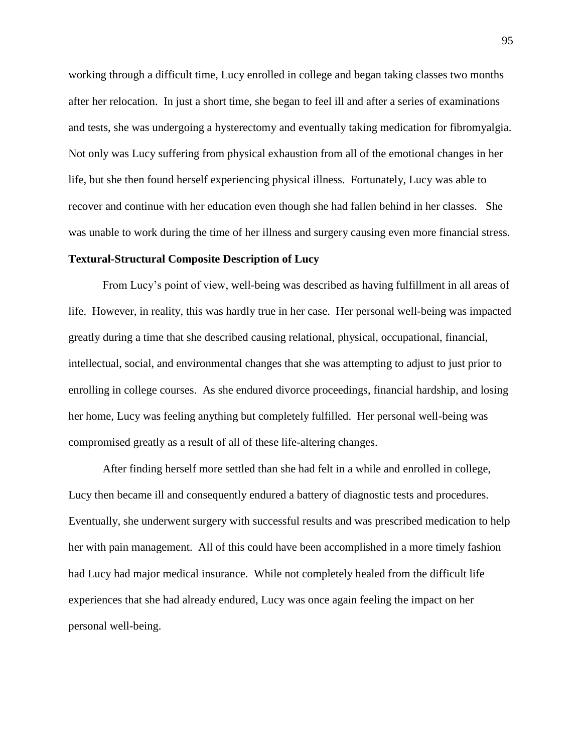working through a difficult time, Lucy enrolled in college and began taking classes two months after her relocation. In just a short time, she began to feel ill and after a series of examinations and tests, she was undergoing a hysterectomy and eventually taking medication for fibromyalgia. Not only was Lucy suffering from physical exhaustion from all of the emotional changes in her life, but she then found herself experiencing physical illness. Fortunately, Lucy was able to recover and continue with her education even though she had fallen behind in her classes. She was unable to work during the time of her illness and surgery causing even more financial stress.

**Textural-Structural Composite Description of Lucy**

From Lucy's point of view, well-being was described as having fulfillment in all areas of life. However, in reality, this was hardly true in her case. Her personal well-being was impacted greatly during a time that she described causing relational, physical, occupational, financial, intellectual, social, and environmental changes that she was attempting to adjust to just prior to enrolling in college courses. As she endured divorce proceedings, financial hardship, and losing her home, Lucy was feeling anything but completely fulfilled. Her personal well-being was compromised greatly as a result of all of these life-altering changes.

After finding herself more settled than she had felt in a while and enrolled in college, Lucy then became ill and consequently endured a battery of diagnostic tests and procedures. Eventually, she underwent surgery with successful results and was prescribed medication to help her with pain management. All of this could have been accomplished in a more timely fashion had Lucy had major medical insurance. While not completely healed from the difficult life experiences that she had already endured, Lucy was once again feeling the impact on her personal well-being.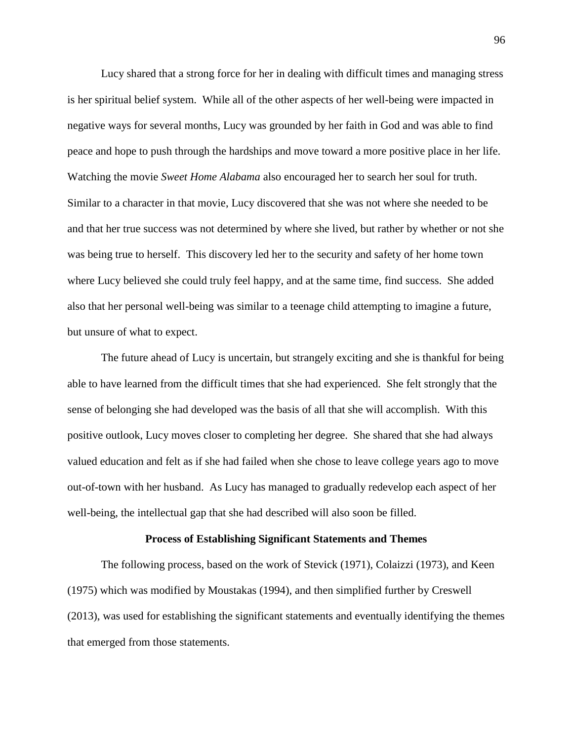Lucy shared that a strong force for her in dealing with difficult times and managing stress is her spiritual belief system. While all of the other aspects of her well-being were impacted in negative ways for several months, Lucy was grounded by her faith in God and was able to find peace and hope to push through the hardships and move toward a more positive place in her life. Watching the movie *Sweet Home Alabama* also encouraged her to search her soul for truth. Similar to a character in that movie, Lucy discovered that she was not where she needed to be and that her true success was not determined by where she lived, but rather by whether or not she was being true to herself. This discovery led her to the security and safety of her home town where Lucy believed she could truly feel happy, and at the same time, find success. She added also that her personal well-being was similar to a teenage child attempting to imagine a future, but unsure of what to expect.

The future ahead of Lucy is uncertain, but strangely exciting and she is thankful for being able to have learned from the difficult times that she had experienced. She felt strongly that the sense of belonging she had developed was the basis of all that she will accomplish. With this positive outlook, Lucy moves closer to completing her degree. She shared that she had always valued education and felt as if she had failed when she chose to leave college years ago to move out-of-town with her husband. As Lucy has managed to gradually redevelop each aspect of her well-being, the intellectual gap that she had described will also soon be filled.

## Process of Establishing Significant Statements and Themes

The following process, based on the work of Stevick (1971), Colaizzi (1973), and Keen (1975) which was modified by Moustakas (1994), and then simplified further by Creswell (2013), was used for establishing the significant statements and eventually identifying the themes that emerged from those statements.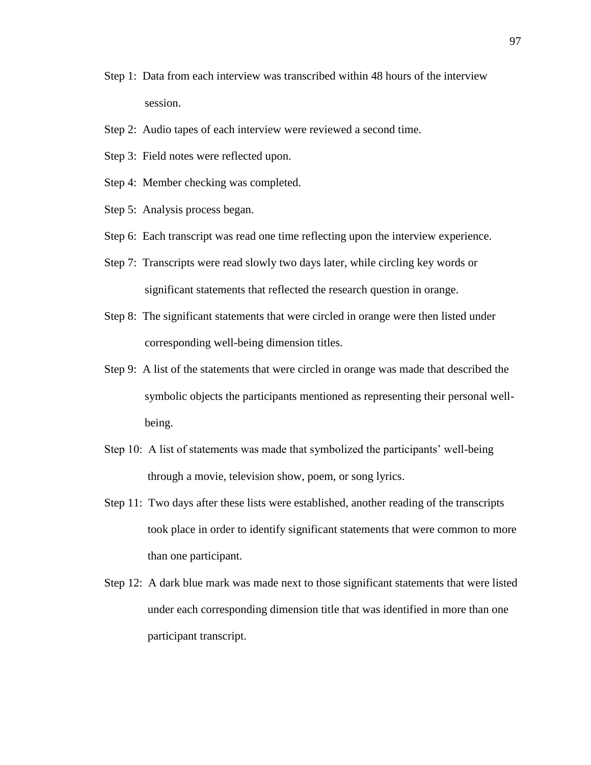Step 1: Data from each interview was transcribed within 48 hours of the interview session.

Step 2: Audio tapes of each interview were reviewed a second time.

Step 3: Field notes were reflected upon.

Step 4: Member checking was completed.

Step 5: Analysis process began.

Step 6: Each transcript was read one time reflecting upon the interview experience.

Step 7: Transcripts were read slowly two days later, while circling key words or significant statements that reflected the research question in orange.

Step 8: The significant statements that were circled in orange were then listed under corresponding well-being dimension titles.

Step 9: A list of the statements that were circled in orange was made that described the symbolic objects the participants mentioned as representing their personal well-being.

Step 10: A list of statements was made that symbolized the participants' well-being through a movie, television show, poem, or song lyrics.

Step 11: Two days after these lists were established, another reading of the transcripts took place in order to identify significant statements that were common to more than one participant.

Step 12: A dark blue mark was made next to those significant statements that were listed under each corresponding dimension title that was identified in more than one participant transcript.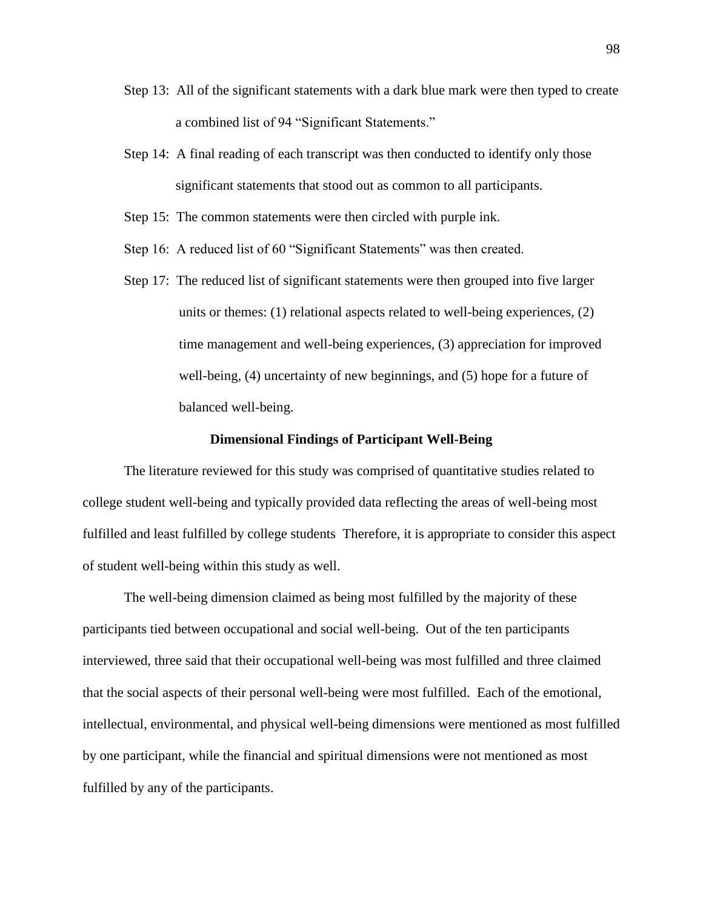Step 13: All of the significant statements with a dark blue mark were then typed to create a combined list of 94 "Significant Statements."

Step 14: A final reading of each transcript was then conducted to identify only those significant statements that stood out as common to all participants.

Step 15: The common statements were then circled with purple ink.

Step 16: A reduced list of 60 "Significant Statements" was then created.

Step 17: The reduced list of significant statements were then grouped into five larger units or themes: (1) relational aspects related to well-being experiences, (2) time management and well-being experiences, (3) appreciation for improved well-being, (4) uncertainty of new beginnings, and (5) hope for a future of balanced well-being.

## Dimensional Findings of Participant Well-Being

The literature reviewed for this study was comprised of quantitative studies related to college student well-being and typically provided data reflecting the areas of well-being most fulfilled and least fulfilled by college students Therefore, it is appropriate to consider this aspect of student well-being within this study as well.

The well-being dimension claimed as being most fulfilled by the majority of these participants tied between occupational and social well-being. Out of the ten participants interviewed, three said that their occupational well-being was most fulfilled and three claimed that the social aspects of their personal well-being were most fulfilled. Each of the emotional, intellectual, environmental, and physical well-being dimensions were mentioned as most fulfilled by one participant, while the financial and spiritual dimensions were not mentioned as most fulfilled by any of the participants.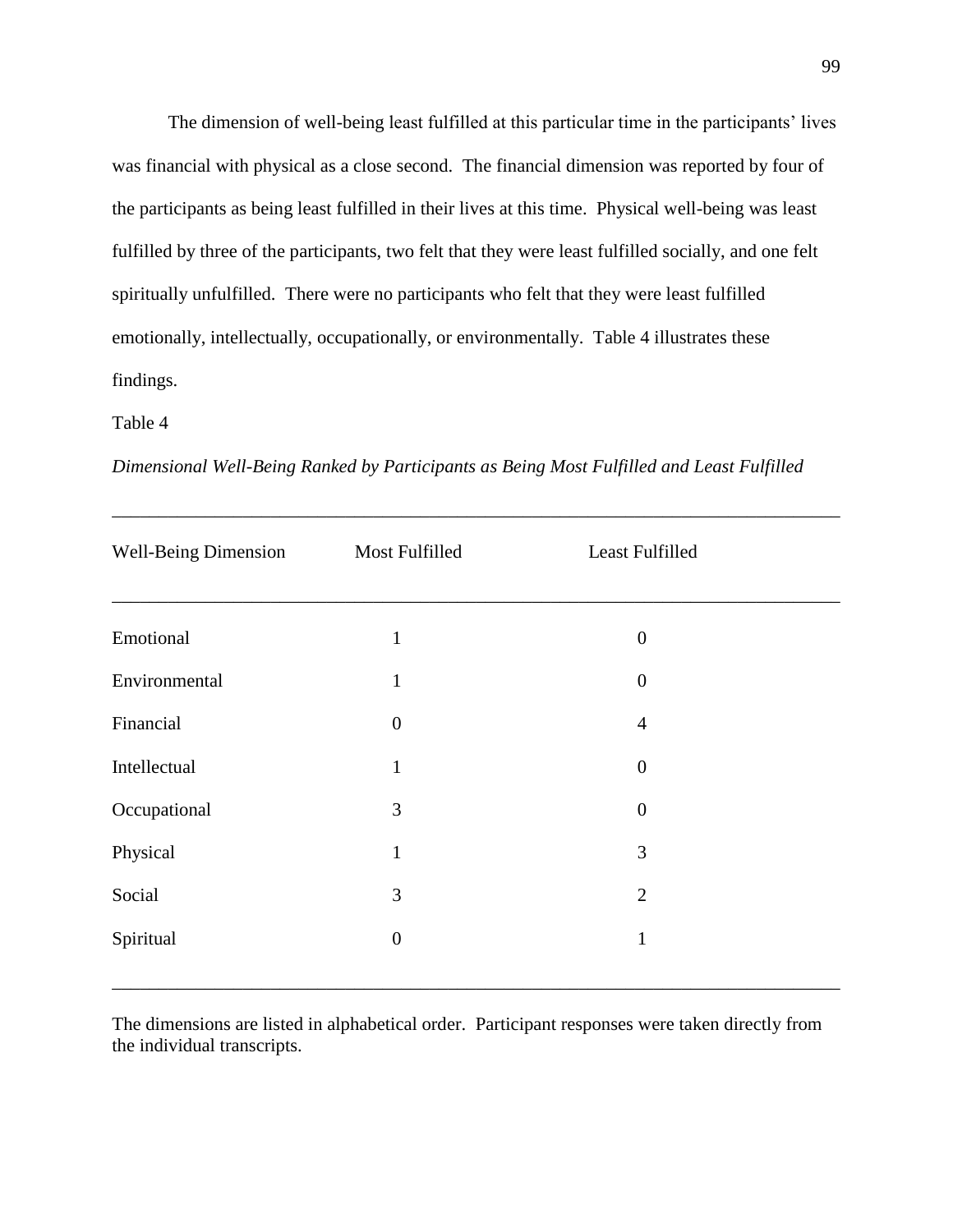The dimension of well-being least fulfilled at this particular time in the participants' lives was financial with physical as a close second. The financial dimension was reported by four of the participants as being least fulfilled in their lives at this time. Physical well-being was least fulfilled by three of the participants, two felt that they were least fulfilled socially, and one felt spiritually unfulfilled. There were no participants who felt that they were least fulfilled emotionally, intellectually, occupationally, or environmentally. Table 4 illustrates these findings.

Table 4

*Dimensional Well-Being Ranked by Participants as Being Most Fulfilled and Least Fulfilled*

| Well-Being Dimension | Most Fulfilled | Least Fulfilled |
|---|---|---|
| Emotional | 1 | 0 |
| Environmental | 1 | 0 |
| Financial | 0 | 4 |
| Intellectual | 1 | 0 |
| Occupational | 3 | 0 |
| Physical | 1 | 3 |
| Social | 3 | 2 |
| Spiritual | 0 | 1 |

The dimensions are listed in alphabetical order. Participant responses were taken directly from the individual transcripts.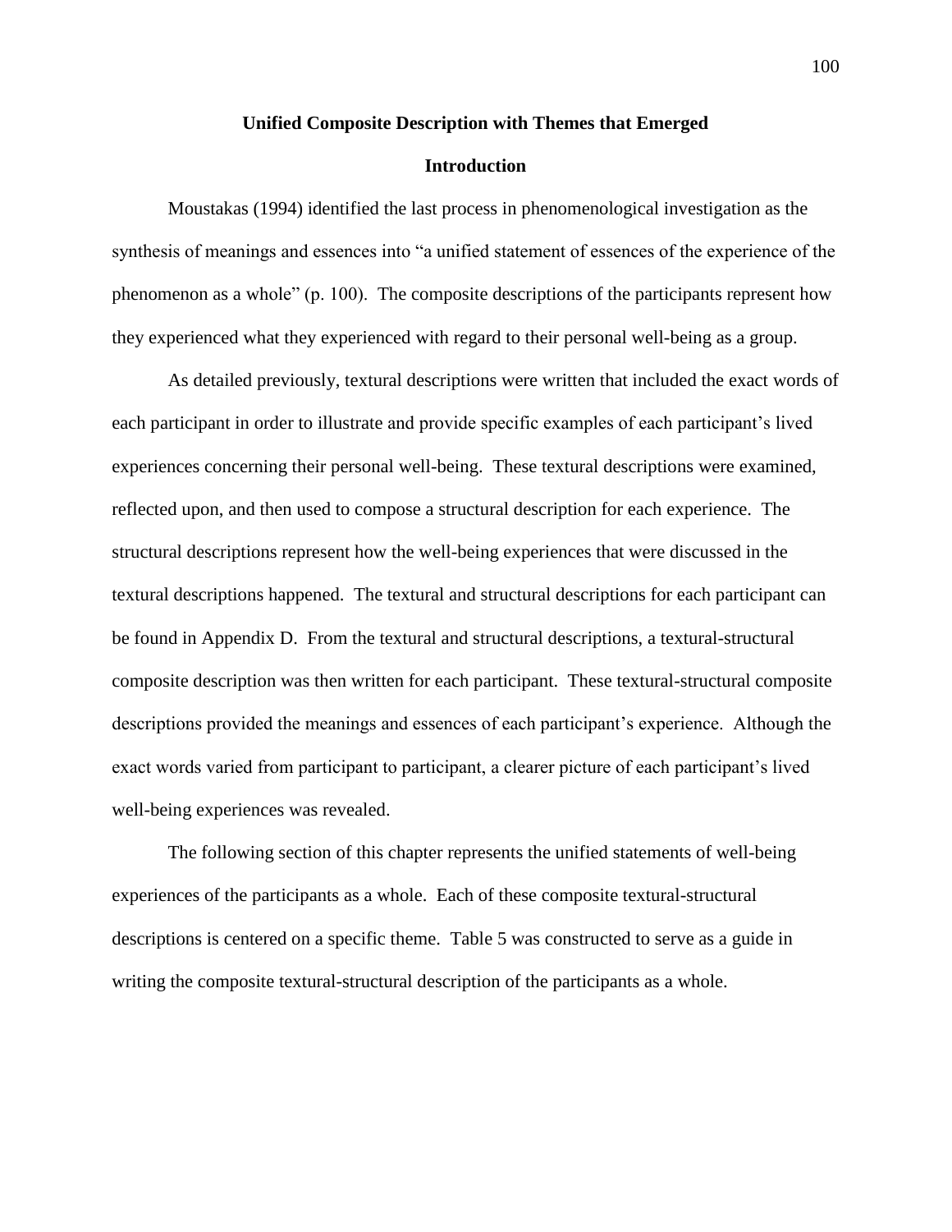## Unified Composite Description with Themes that Emerged

### Introduction

Moustakas (1994) identified the last process in phenomenological investigation as the synthesis of meanings and essences into "a unified statement of essences of the experience of the phenomenon as a whole" (p. 100). The composite descriptions of the participants represent how they experienced what they experienced with regard to their personal well-being as a group.

As detailed previously, textural descriptions were written that included the exact words of each participant in order to illustrate and provide specific examples of each participant's lived experiences concerning their personal well-being. These textural descriptions were examined, reflected upon, and then used to compose a structural description for each experience. The structural descriptions represent how the well-being experiences that were discussed in the textural descriptions happened. The textural and structural descriptions for each participant can be found in Appendix D. From the textural and structural descriptions, a textural-structural composite description was then written for each participant. These textural-structural composite descriptions provided the meanings and essences of each participant's experience. Although the exact words varied from participant to participant, a clearer picture of each participant's lived well-being experiences was revealed.

The following section of this chapter represents the unified statements of well-being experiences of the participants as a whole. Each of these composite textural-structural descriptions is centered on a specific theme. Table 5 was constructed to serve as a guide in writing the composite textural-structural description of the participants as a whole.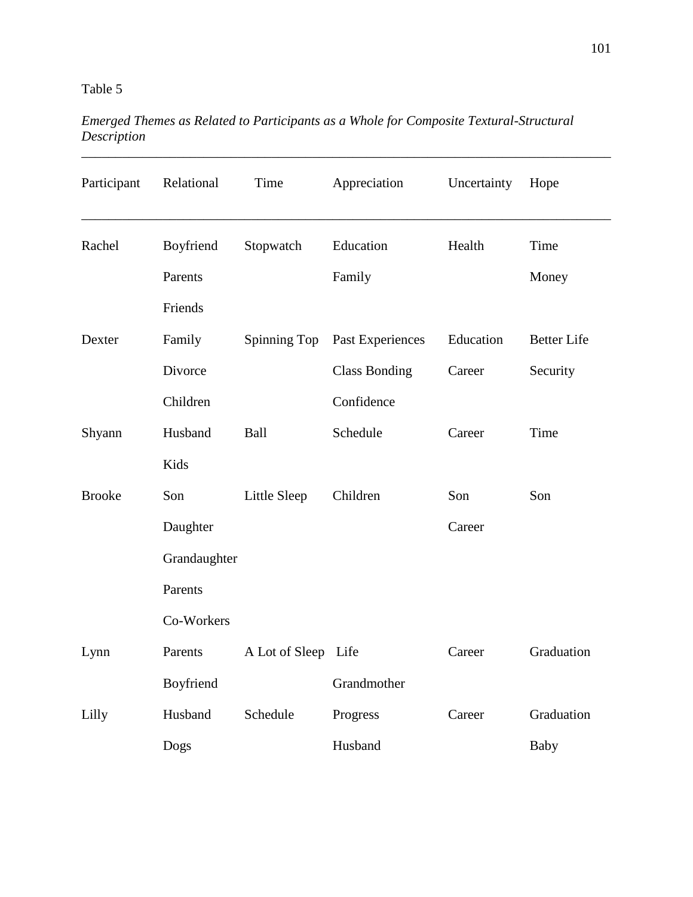Table 5

*Emerged Themes as Related to Participants as a Whole for Composite Textural-Structural Description*

| Participant | Relational | Time | Appreciation | Uncertainty | Hope |
|---|---|---|---|---|---|
| Rachel | Boyfriend | Stopwatch | Education | Health | Time |
| | Parents | | Family | | Money |
| | Friends | | | | |
| Dexter | Family | Spinning Top | Past Experiences | Education | Better Life |
| | Divorce | | Class Bonding | Career | Security |
| | Children | | Confidence | | |
| Shyann | Husband | Ball | Schedule | Career | Time |
| | Kids | | | | |
| Brooke | Son | Little Sleep | Children | Son | Son |
| | Daughter | | | Career | |
| | Grandaughter | | | | |
| | Parents | | | | |
| | Co-Workers | | | | |
| Lynn | Parents | A Lot of Sleep | Life | Career | Graduation |
| | Boyfriend | | Grandmother | | |
| Lilly | Husband | Schedule | Progress | Career | Graduation |
| | Dogs | | Husband | | Baby |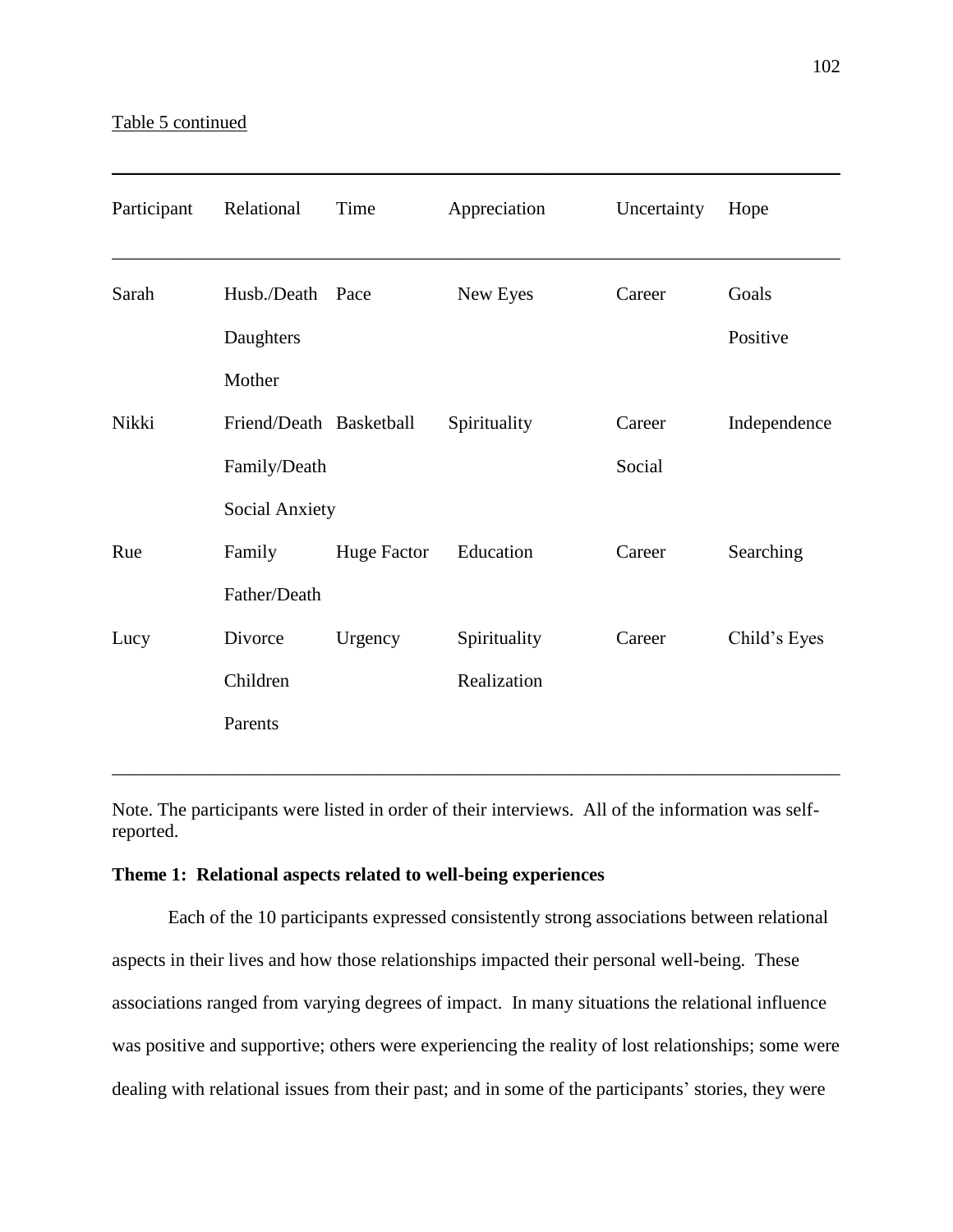Table 5 continued

| Participant | Relational | Time | Appreciation | Uncertainty | Hope |
|---|---|---|---|---|---|
| Sarah | Husb./Death | Pace | New Eyes | Career | Goals |
| | Daughters | | | | Positive |
| | Mother | | | | |
| Nikki | Friend/Death | Basketball | Spirituality | Career | Independence |
| | Family/Death | | | Social | |
| | Social Anxiety | | | | |
| Rue | Family | Huge Factor | Education | Career | Searching |
| | Father/Death | | | | |
| Lucy | Divorce | Urgency | Spirituality | Career | Child's Eyes |
| | Children | | Realization | | |
| | Parents | | | | |

Note. The participants were listed in order of their interviews. All of the information was self-reported.

**Theme 1: Relational aspects related to well-being experiences**

Each of the 10 participants expressed consistently strong associations between relational aspects in their lives and how those relationships impacted their personal well-being. These associations ranged from varying degrees of impact. In many situations the relational influence was positive and supportive; others were experiencing the reality of lost relationships; some were dealing with relational issues from their past; and in some of the participants' stories, they were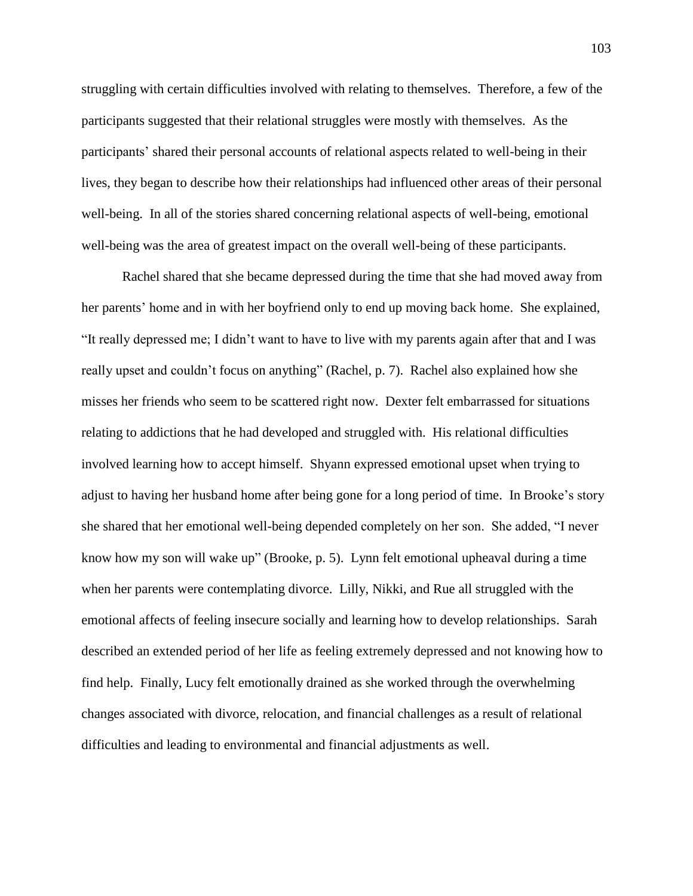struggling with certain difficulties involved with relating to themselves. Therefore, a few of the participants suggested that their relational struggles were mostly with themselves. As the participants' shared their personal accounts of relational aspects related to well-being in their lives, they began to describe how their relationships had influenced other areas of their personal well-being. In all of the stories shared concerning relational aspects of well-being, emotional well-being was the area of greatest impact on the overall well-being of these participants.

Rachel shared that she became depressed during the time that she had moved away from her parents' home and in with her boyfriend only to end up moving back home. She explained, "It really depressed me; I didn't want to have to live with my parents again after that and I was really upset and couldn't focus on anything" (Rachel, p. 7). Rachel also explained how she misses her friends who seem to be scattered right now. Dexter felt embarrassed for situations relating to addictions that he had developed and struggled with. His relational difficulties involved learning how to accept himself. Shyann expressed emotional upset when trying to adjust to having her husband home after being gone for a long period of time. In Brooke's story she shared that her emotional well-being depended completely on her son. She added, "I never know how my son will wake up" (Brooke, p. 5). Lynn felt emotional upheaval during a time when her parents were contemplating divorce. Lilly, Nikki, and Rue all struggled with the emotional affects of feeling insecure socially and learning how to develop relationships. Sarah described an extended period of her life as feeling extremely depressed and not knowing how to find help. Finally, Lucy felt emotionally drained as she worked through the overwhelming changes associated with divorce, relocation, and financial challenges as a result of relational difficulties and leading to environmental and financial adjustments as well.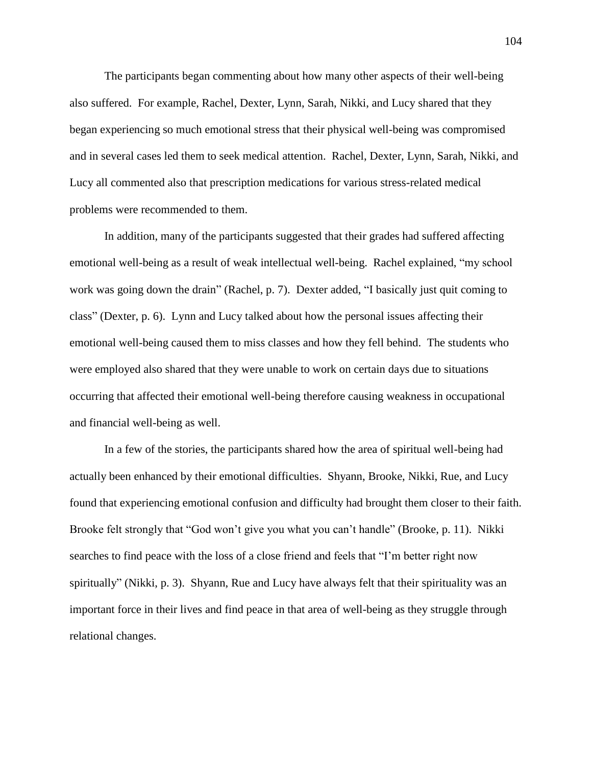The participants began commenting about how many other aspects of their well-being also suffered. For example, Rachel, Dexter, Lynn, Sarah, Nikki, and Lucy shared that they began experiencing so much emotional stress that their physical well-being was compromised and in several cases led them to seek medical attention. Rachel, Dexter, Lynn, Sarah, Nikki, and Lucy all commented also that prescription medications for various stress-related medical problems were recommended to them.

In addition, many of the participants suggested that their grades had suffered affecting emotional well-being as a result of weak intellectual well-being. Rachel explained, "my school work was going down the drain" (Rachel, p. 7). Dexter added, "I basically just quit coming to class" (Dexter, p. 6). Lynn and Lucy talked about how the personal issues affecting their emotional well-being caused them to miss classes and how they fell behind. The students who were employed also shared that they were unable to work on certain days due to situations occurring that affected their emotional well-being therefore causing weakness in occupational and financial well-being as well.

In a few of the stories, the participants shared how the area of spiritual well-being had actually been enhanced by their emotional difficulties. Shyann, Brooke, Nikki, Rue, and Lucy found that experiencing emotional confusion and difficulty had brought them closer to their faith. Brooke felt strongly that "God won't give you what you can't handle" (Brooke, p. 11). Nikki searches to find peace with the loss of a close friend and feels that "I'm better right now spiritually" (Nikki, p. 3). Shyann, Rue and Lucy have always felt that their spirituality was an important force in their lives and find peace in that area of well-being as they struggle through relational changes.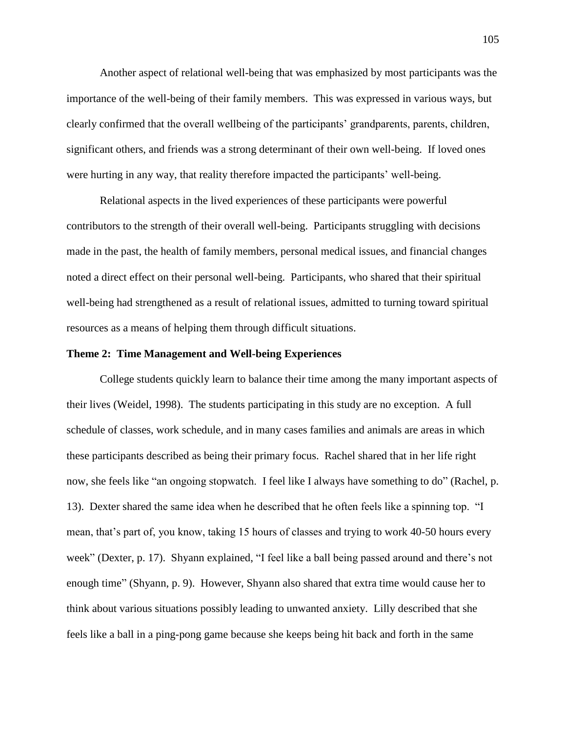Another aspect of relational well-being that was emphasized by most participants was the importance of the well-being of their family members. This was expressed in various ways, but clearly confirmed that the overall wellbeing of the participants' grandparents, parents, children, significant others, and friends was a strong determinant of their own well-being. If loved ones were hurting in any way, that reality therefore impacted the participants' well-being.

Relational aspects in the lived experiences of these participants were powerful contributors to the strength of their overall well-being. Participants struggling with decisions made in the past, the health of family members, personal medical issues, and financial changes noted a direct effect on their personal well-being. Participants, who shared that their spiritual well-being had strengthened as a result of relational issues, admitted to turning toward spiritual resources as a means of helping them through difficult situations.

**Theme 2: Time Management and Well-being Experiences**

College students quickly learn to balance their time among the many important aspects of their lives (Weidel, 1998). The students participating in this study are no exception. A full schedule of classes, work schedule, and in many cases families and animals are areas in which these participants described as being their primary focus. Rachel shared that in her life right now, she feels like "an ongoing stopwatch. I feel like I always have something to do" (Rachel, p. 13). Dexter shared the same idea when he described that he often feels like a spinning top. "I mean, that's part of, you know, taking 15 hours of classes and trying to work 40-50 hours every week" (Dexter, p. 17). Shyann explained, "I feel like a ball being passed around and there's not enough time" (Shyann, p. 9). However, Shyann also shared that extra time would cause her to think about various situations possibly leading to unwanted anxiety. Lilly described that she feels like a ball in a ping-pong game because she keeps being hit back and forth in the same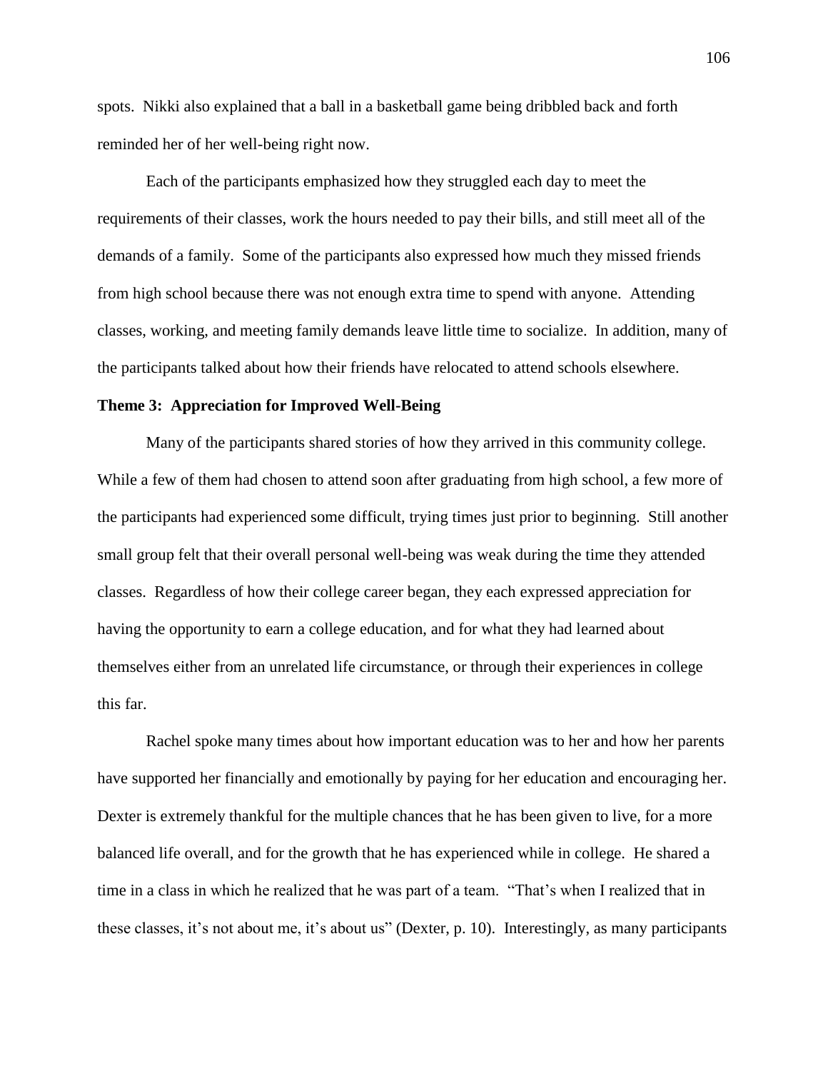spots. Nikki also explained that a ball in a basketball game being dribbled back and forth reminded her of her well-being right now.

Each of the participants emphasized how they struggled each day to meet the requirements of their classes, work the hours needed to pay their bills, and still meet all of the demands of a family. Some of the participants also expressed how much they missed friends from high school because there was not enough extra time to spend with anyone. Attending classes, working, and meeting family demands leave little time to socialize. In addition, many of the participants talked about how their friends have relocated to attend schools elsewhere.

### Theme 3: Appreciation for Improved Well-Being

Many of the participants shared stories of how they arrived in this community college. While a few of them had chosen to attend soon after graduating from high school, a few more of the participants had experienced some difficult, trying times just prior to beginning. Still another small group felt that their overall personal well-being was weak during the time they attended classes. Regardless of how their college career began, they each expressed appreciation for having the opportunity to earn a college education, and for what they had learned about themselves either from an unrelated life circumstance, or through their experiences in college this far.

Rachel spoke many times about how important education was to her and how her parents have supported her financially and emotionally by paying for her education and encouraging her. Dexter is extremely thankful for the multiple chances that he has been given to live, for a more balanced life overall, and for the growth that he has experienced while in college. He shared a time in a class in which he realized that he was part of a team. "That's when I realized that in these classes, it's not about me, it's about us" (Dexter, p. 10). Interestingly, as many participants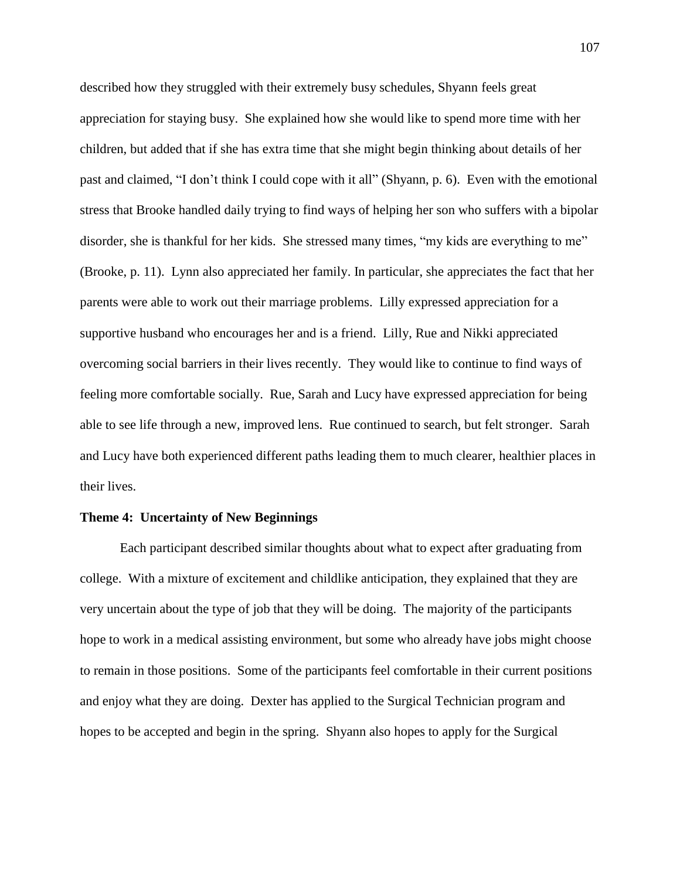described how they struggled with their extremely busy schedules, Shyann feels great appreciation for staying busy. She explained how she would like to spend more time with her children, but added that if she has extra time that she might begin thinking about details of her past and claimed, "I don't think I could cope with it all" (Shyann, p. 6). Even with the emotional stress that Brooke handled daily trying to find ways of helping her son who suffers with a bipolar disorder, she is thankful for her kids. She stressed many times, "my kids are everything to me" (Brooke, p. 11). Lynn also appreciated her family. In particular, she appreciates the fact that her parents were able to work out their marriage problems. Lilly expressed appreciation for a supportive husband who encourages her and is a friend. Lilly, Rue and Nikki appreciated overcoming social barriers in their lives recently. They would like to continue to find ways of feeling more comfortable socially. Rue, Sarah and Lucy have expressed appreciation for being able to see life through a new, improved lens. Rue continued to search, but felt stronger. Sarah and Lucy have both experienced different paths leading them to much clearer, healthier places in their lives.

**Theme 4: Uncertainty of New Beginnings**

Each participant described similar thoughts about what to expect after graduating from college. With a mixture of excitement and childlike anticipation, they explained that they are very uncertain about the type of job that they will be doing. The majority of the participants hope to work in a medical assisting environment, but some who already have jobs might choose to remain in those positions. Some of the participants feel comfortable in their current positions and enjoy what they are doing. Dexter has applied to the Surgical Technician program and hopes to be accepted and begin in the spring. Shyann also hopes to apply for the Surgical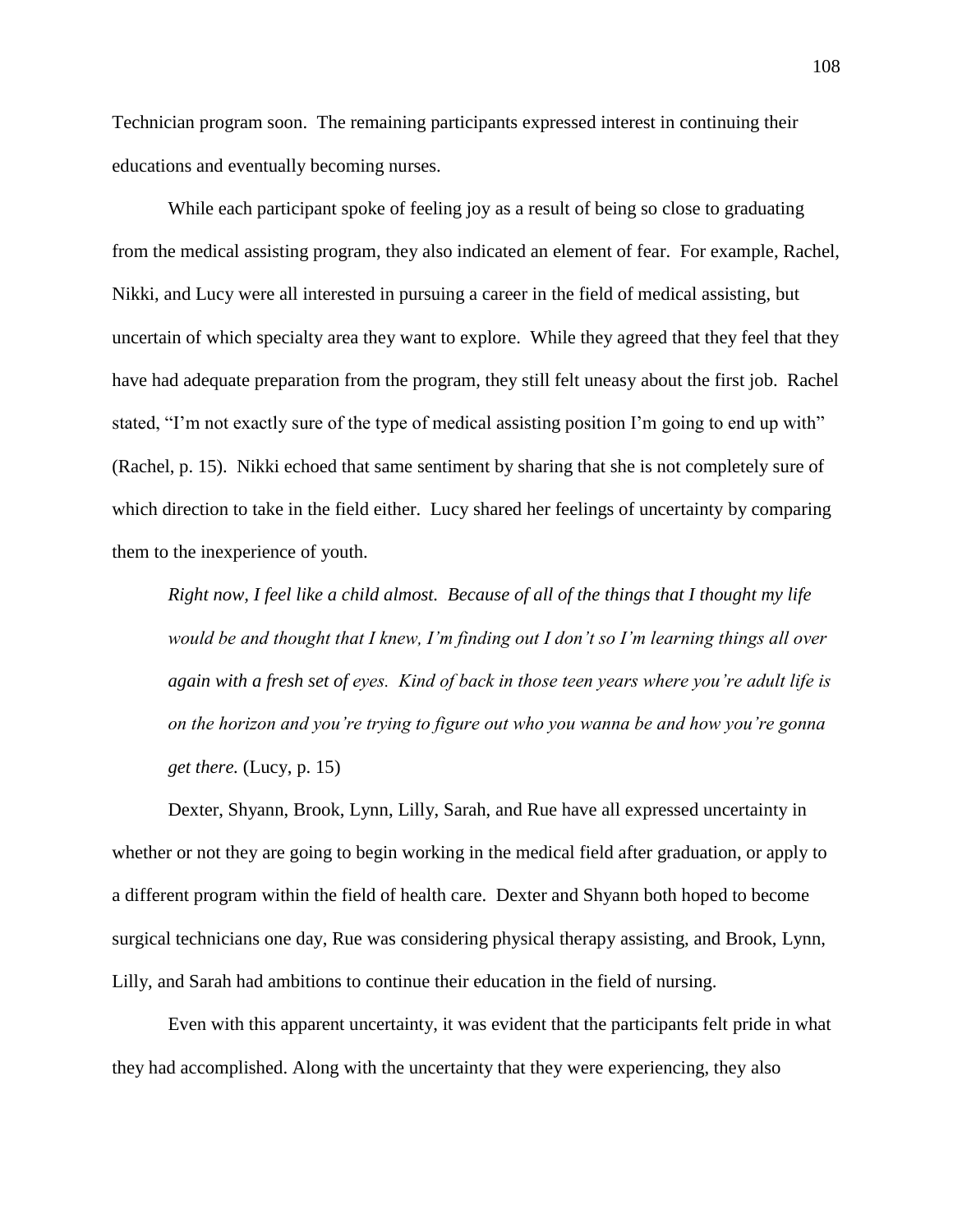Technician program soon. The remaining participants expressed interest in continuing their educations and eventually becoming nurses.

While each participant spoke of feeling joy as a result of being so close to graduating from the medical assisting program, they also indicated an element of fear. For example, Rachel, Nikki, and Lucy were all interested in pursuing a career in the field of medical assisting, but uncertain of which specialty area they want to explore. While they agreed that they feel that they have had adequate preparation from the program, they still felt uneasy about the first job. Rachel stated, "I'm not exactly sure of the type of medical assisting position I'm going to end up with" (Rachel, p. 15). Nikki echoed that same sentiment by sharing that she is not completely sure of which direction to take in the field either. Lucy shared her feelings of uncertainty by comparing them to the inexperience of youth.

> *Right now, I feel like a child almost. Because of all of the things that I thought my life would be and thought that I knew, I'm finding out I don't so I'm learning things all over again with a fresh set of eyes. Kind of back in those teen years where you're adult life is on the horizon and you're trying to figure out who you wanna be and how you're gonna get there.* (Lucy, p. 15)

Dexter, Shyann, Brook, Lynn, Lilly, Sarah, and Rue have all expressed uncertainty in whether or not they are going to begin working in the medical field after graduation, or apply to a different program within the field of health care. Dexter and Shyann both hoped to become surgical technicians one day, Rue was considering physical therapy assisting, and Brook, Lynn, Lilly, and Sarah had ambitions to continue their education in the field of nursing.

Even with this apparent uncertainty, it was evident that the participants felt pride in what they had accomplished. Along with the uncertainty that they were experiencing, they also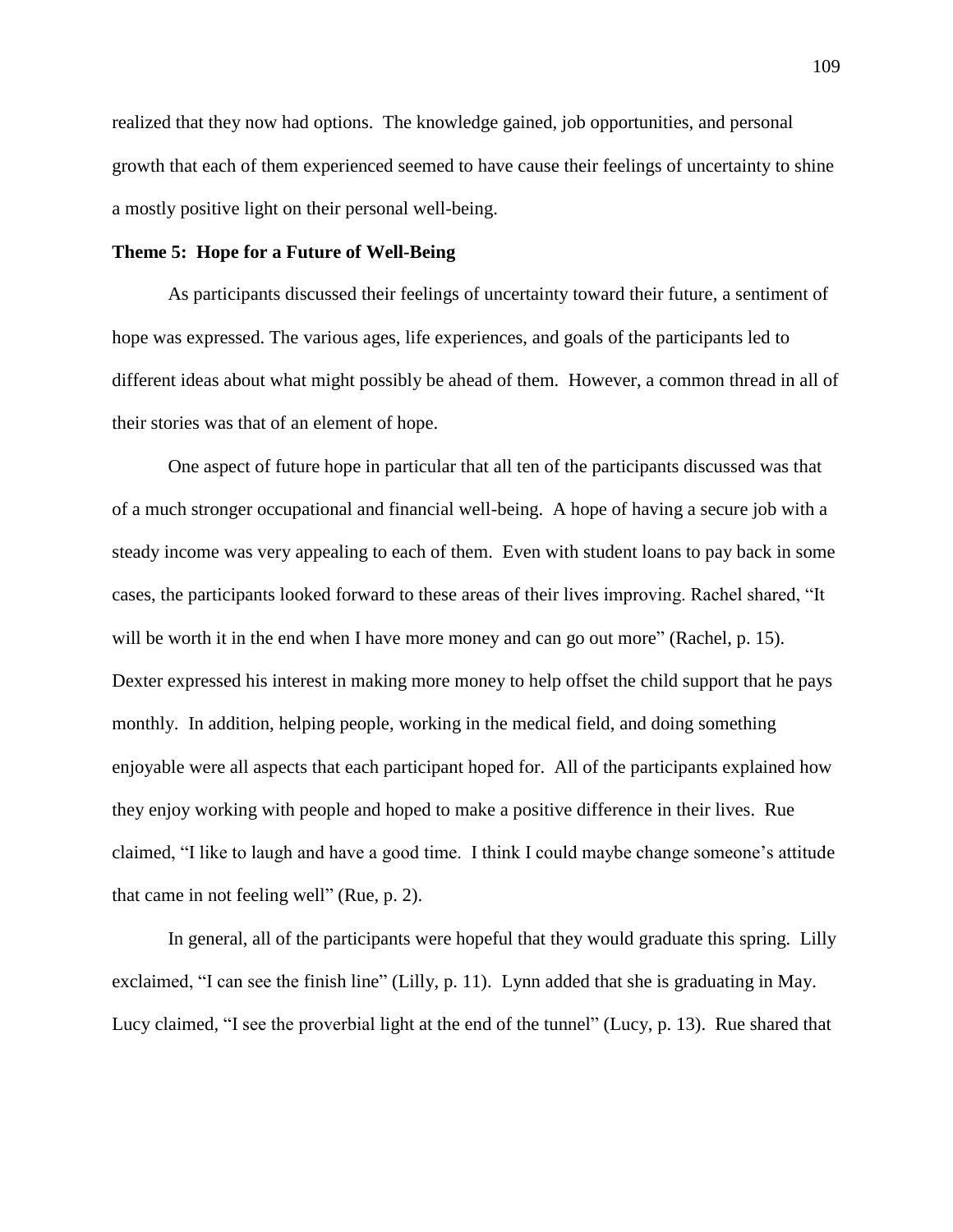realized that they now had options. The knowledge gained, job opportunities, and personal growth that each of them experienced seemed to have cause their feelings of uncertainty to shine a mostly positive light on their personal well-being.

**Theme 5: Hope for a Future of Well-Being**

As participants discussed their feelings of uncertainty toward their future, a sentiment of hope was expressed. The various ages, life experiences, and goals of the participants led to different ideas about what might possibly be ahead of them. However, a common thread in all of their stories was that of an element of hope.

One aspect of future hope in particular that all ten of the participants discussed was that of a much stronger occupational and financial well-being. A hope of having a secure job with a steady income was very appealing to each of them. Even with student loans to pay back in some cases, the participants looked forward to these areas of their lives improving. Rachel shared, "It will be worth it in the end when I have more money and can go out more" (Rachel, p. 15). Dexter expressed his interest in making more money to help offset the child support that he pays monthly. In addition, helping people, working in the medical field, and doing something enjoyable were all aspects that each participant hoped for. All of the participants explained how they enjoy working with people and hoped to make a positive difference in their lives. Rue claimed, "I like to laugh and have a good time. I think I could maybe change someone's attitude that came in not feeling well" (Rue, p. 2).

In general, all of the participants were hopeful that they would graduate this spring. Lilly exclaimed, "I can see the finish line" (Lilly, p. 11). Lynn added that she is graduating in May. Lucy claimed, "I see the proverbial light at the end of the tunnel" (Lucy, p. 13). Rue shared that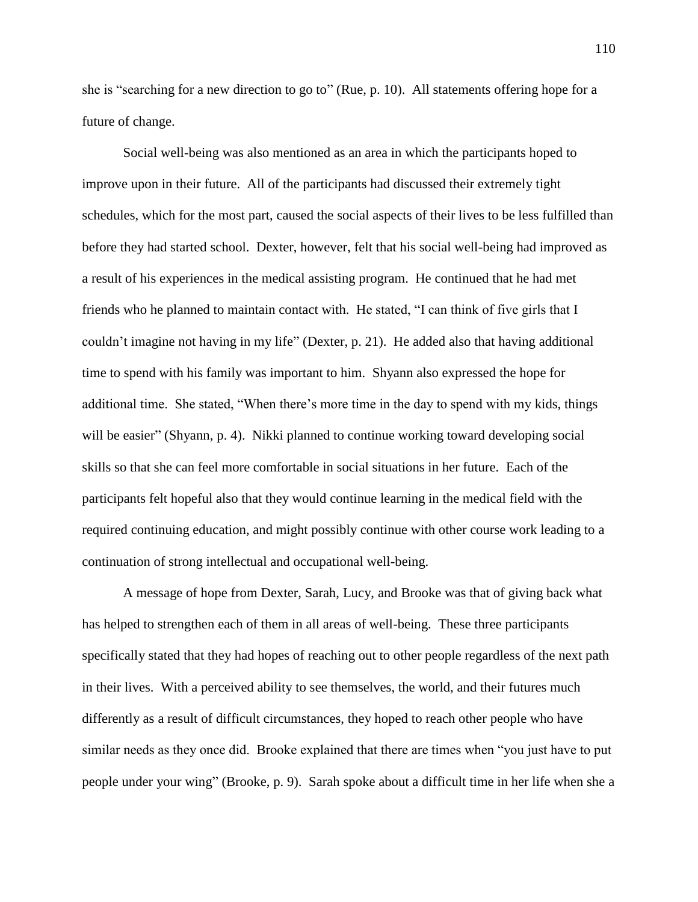she is "searching for a new direction to go to" (Rue, p. 10). All statements offering hope for a future of change.

Social well-being was also mentioned as an area in which the participants hoped to improve upon in their future. All of the participants had discussed their extremely tight schedules, which for the most part, caused the social aspects of their lives to be less fulfilled than before they had started school. Dexter, however, felt that his social well-being had improved as a result of his experiences in the medical assisting program. He continued that he had met friends who he planned to maintain contact with. He stated, "I can think of five girls that I couldn't imagine not having in my life" (Dexter, p. 21). He added also that having additional time to spend with his family was important to him. Shyann also expressed the hope for additional time. She stated, "When there's more time in the day to spend with my kids, things will be easier" (Shyann, p. 4). Nikki planned to continue working toward developing social skills so that she can feel more comfortable in social situations in her future. Each of the participants felt hopeful also that they would continue learning in the medical field with the required continuing education, and might possibly continue with other course work leading to a continuation of strong intellectual and occupational well-being.

A message of hope from Dexter, Sarah, Lucy, and Brooke was that of giving back what has helped to strengthen each of them in all areas of well-being. These three participants specifically stated that they had hopes of reaching out to other people regardless of the next path in their lives. With a perceived ability to see themselves, the world, and their futures much differently as a result of difficult circumstances, they hoped to reach other people who have similar needs as they once did. Brooke explained that there are times when "you just have to put people under your wing" (Brooke, p. 9). Sarah spoke about a difficult time in her life when she a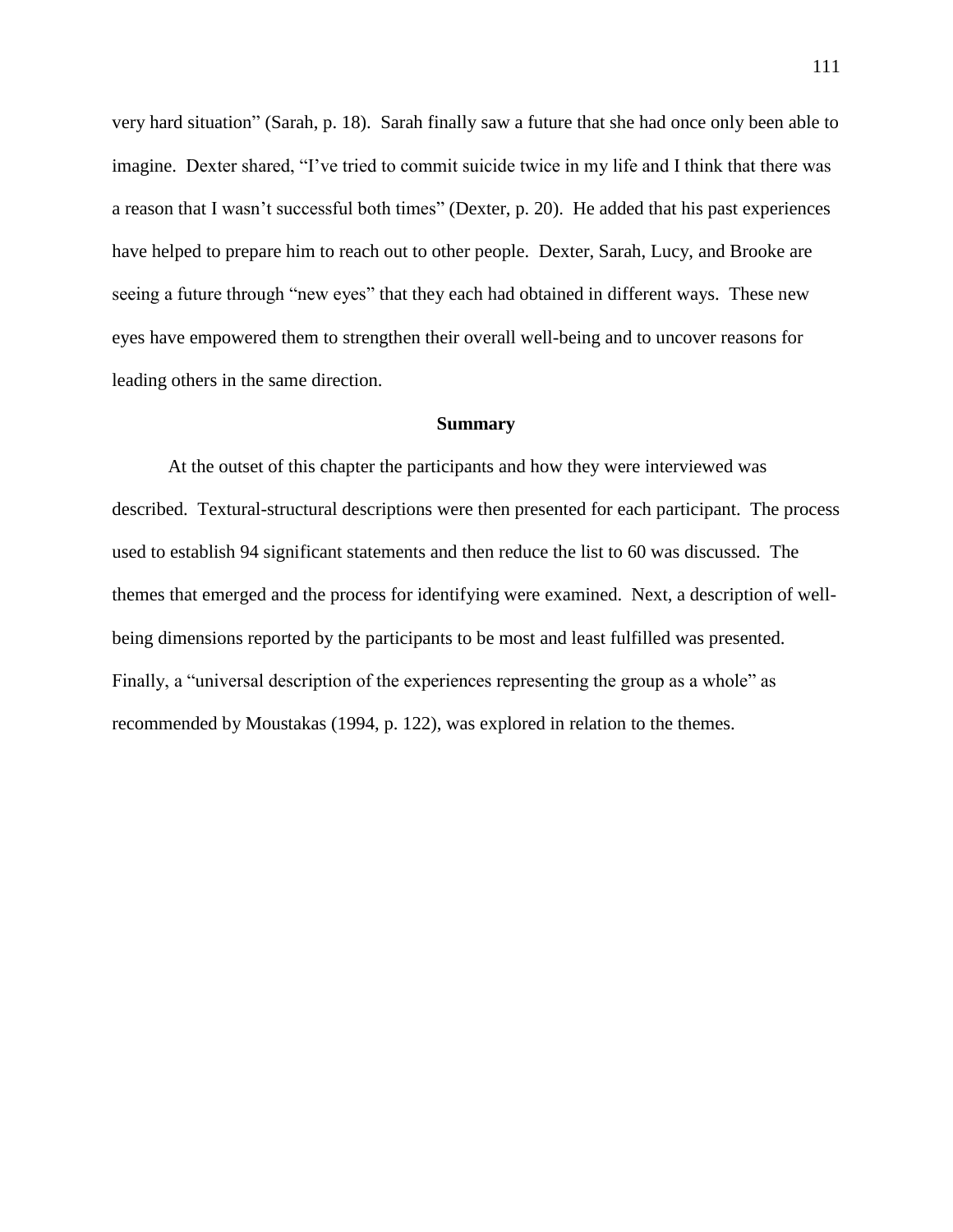very hard situation" (Sarah, p. 18). Sarah finally saw a future that she had once only been able to imagine. Dexter shared, "I've tried to commit suicide twice in my life and I think that there was a reason that I wasn't successful both times" (Dexter, p. 20). He added that his past experiences have helped to prepare him to reach out to other people. Dexter, Sarah, Lucy, and Brooke are seeing a future through "new eyes" that they each had obtained in different ways. These new eyes have empowered them to strengthen their overall well-being and to uncover reasons for leading others in the same direction.

## Summary

At the outset of this chapter the participants and how they were interviewed was described. Textural-structural descriptions were then presented for each participant. The process used to establish 94 significant statements and then reduce the list to 60 was discussed. The themes that emerged and the process for identifying were examined. Next, a description of well-being dimensions reported by the participants to be most and least fulfilled was presented. Finally, a "universal description of the experiences representing the group as a whole" as recommended by Moustakas (1994, p. 122), was explored in relation to the themes.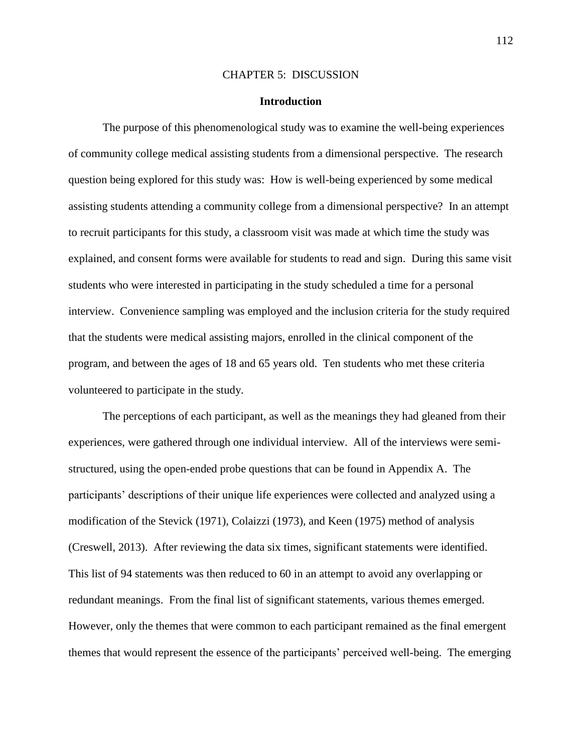# CHAPTER 5: DISCUSSION

## Introduction

The purpose of this phenomenological study was to examine the well-being experiences of community college medical assisting students from a dimensional perspective. The research question being explored for this study was: How is well-being experienced by some medical assisting students attending a community college from a dimensional perspective? In an attempt to recruit participants for this study, a classroom visit was made at which time the study was explained, and consent forms were available for students to read and sign. During this same visit students who were interested in participating in the study scheduled a time for a personal interview. Convenience sampling was employed and the inclusion criteria for the study required that the students were medical assisting majors, enrolled in the clinical component of the program, and between the ages of 18 and 65 years old. Ten students who met these criteria volunteered to participate in the study.

The perceptions of each participant, as well as the meanings they had gleaned from their experiences, were gathered through one individual interview. All of the interviews were semi-structured, using the open-ended probe questions that can be found in Appendix A. The participants' descriptions of their unique life experiences were collected and analyzed using a modification of the Stevick (1971), Colaizzi (1973), and Keen (1975) method of analysis (Creswell, 2013). After reviewing the data six times, significant statements were identified. This list of 94 statements was then reduced to 60 in an attempt to avoid any overlapping or redundant meanings. From the final list of significant statements, various themes emerged. However, only the themes that were common to each participant remained as the final emergent themes that would represent the essence of the participants' perceived well-being. The emerging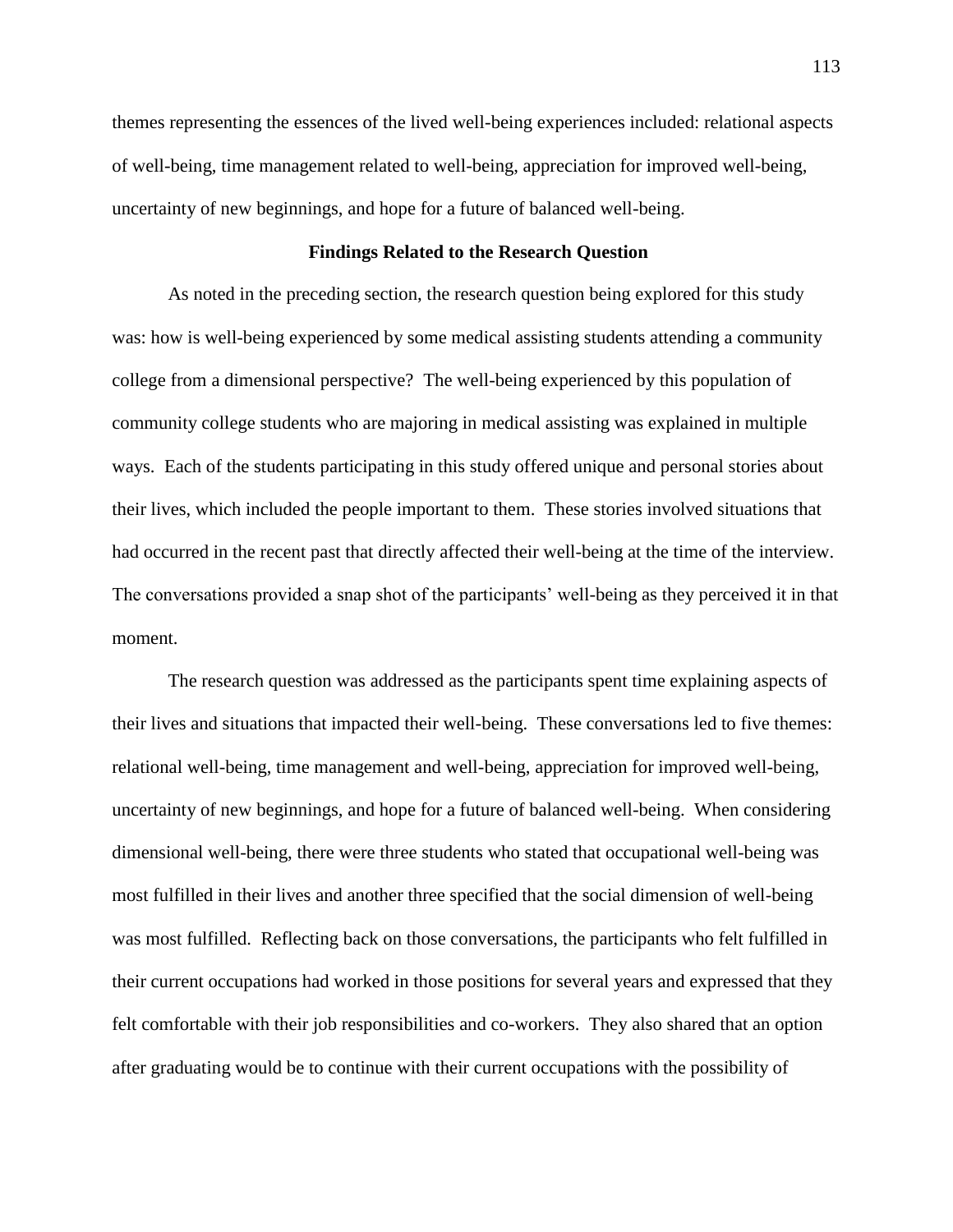themes representing the essences of the lived well-being experiences included: relational aspects of well-being, time management related to well-being, appreciation for improved well-being, uncertainty of new beginnings, and hope for a future of balanced well-being.

## Findings Related to the Research Question

As noted in the preceding section, the research question being explored for this study was: how is well-being experienced by some medical assisting students attending a community college from a dimensional perspective? The well-being experienced by this population of community college students who are majoring in medical assisting was explained in multiple ways. Each of the students participating in this study offered unique and personal stories about their lives, which included the people important to them. These stories involved situations that had occurred in the recent past that directly affected their well-being at the time of the interview. The conversations provided a snap shot of the participants' well-being as they perceived it in that moment.

The research question was addressed as the participants spent time explaining aspects of their lives and situations that impacted their well-being. These conversations led to five themes: relational well-being, time management and well-being, appreciation for improved well-being, uncertainty of new beginnings, and hope for a future of balanced well-being. When considering dimensional well-being, there were three students who stated that occupational well-being was most fulfilled in their lives and another three specified that the social dimension of well-being was most fulfilled. Reflecting back on those conversations, the participants who felt fulfilled in their current occupations had worked in those positions for several years and expressed that they felt comfortable with their job responsibilities and co-workers. They also shared that an option after graduating would be to continue with their current occupations with the possibility of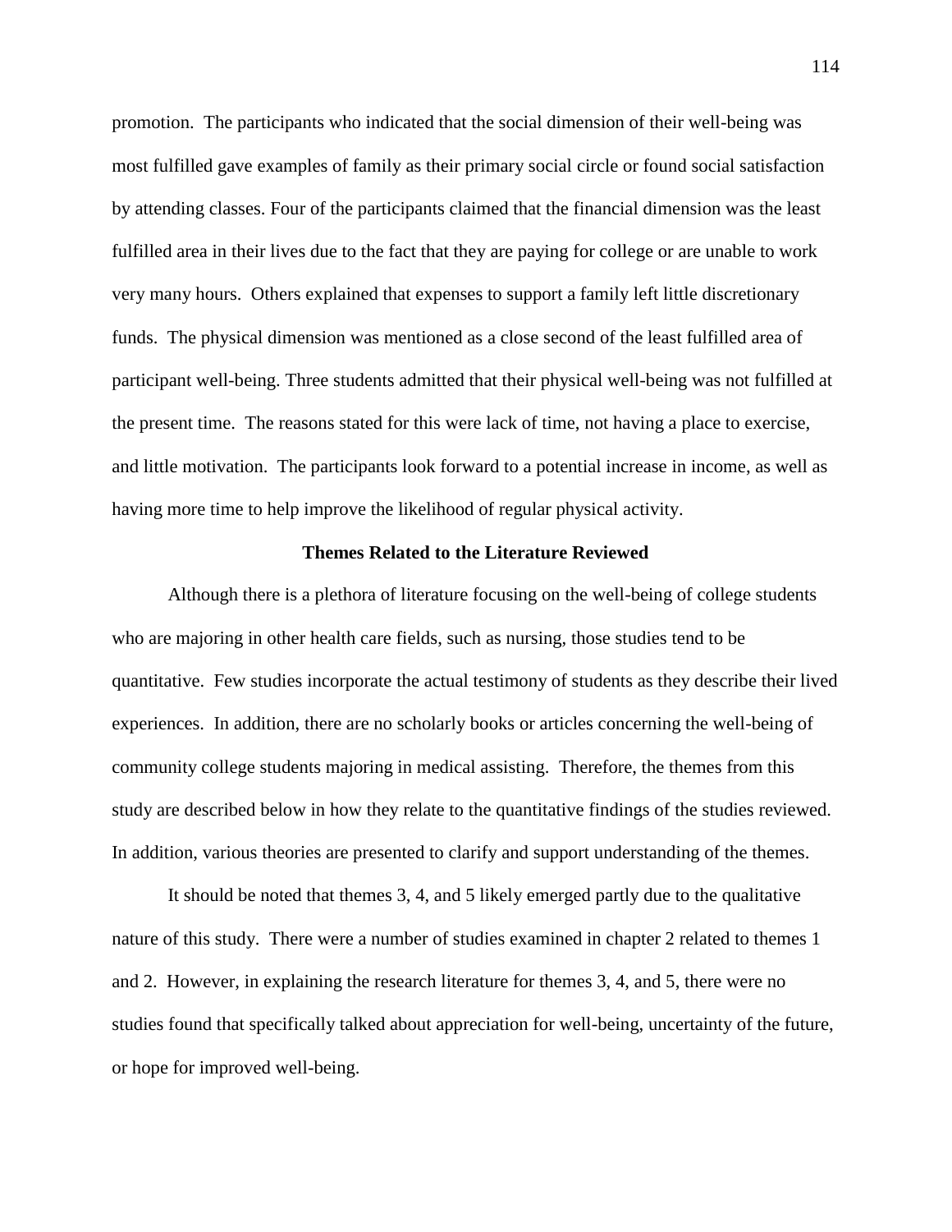promotion. The participants who indicated that the social dimension of their well-being was most fulfilled gave examples of family as their primary social circle or found social satisfaction by attending classes. Four of the participants claimed that the financial dimension was the least fulfilled area in their lives due to the fact that they are paying for college or are unable to work very many hours. Others explained that expenses to support a family left little discretionary funds. The physical dimension was mentioned as a close second of the least fulfilled area of participant well-being. Three students admitted that their physical well-being was not fulfilled at the present time. The reasons stated for this were lack of time, not having a place to exercise, and little motivation. The participants look forward to a potential increase in income, as well as having more time to help improve the likelihood of regular physical activity.

## Themes Related to the Literature Reviewed

Although there is a plethora of literature focusing on the well-being of college students who are majoring in other health care fields, such as nursing, those studies tend to be quantitative. Few studies incorporate the actual testimony of students as they describe their lived experiences. In addition, there are no scholarly books or articles concerning the well-being of community college students majoring in medical assisting. Therefore, the themes from this study are described below in how they relate to the quantitative findings of the studies reviewed. In addition, various theories are presented to clarify and support understanding of the themes.

It should be noted that themes 3, 4, and 5 likely emerged partly due to the qualitative nature of this study. There were a number of studies examined in chapter 2 related to themes 1 and 2. However, in explaining the research literature for themes 3, 4, and 5, there were no studies found that specifically talked about appreciation for well-being, uncertainty of the future, or hope for improved well-being.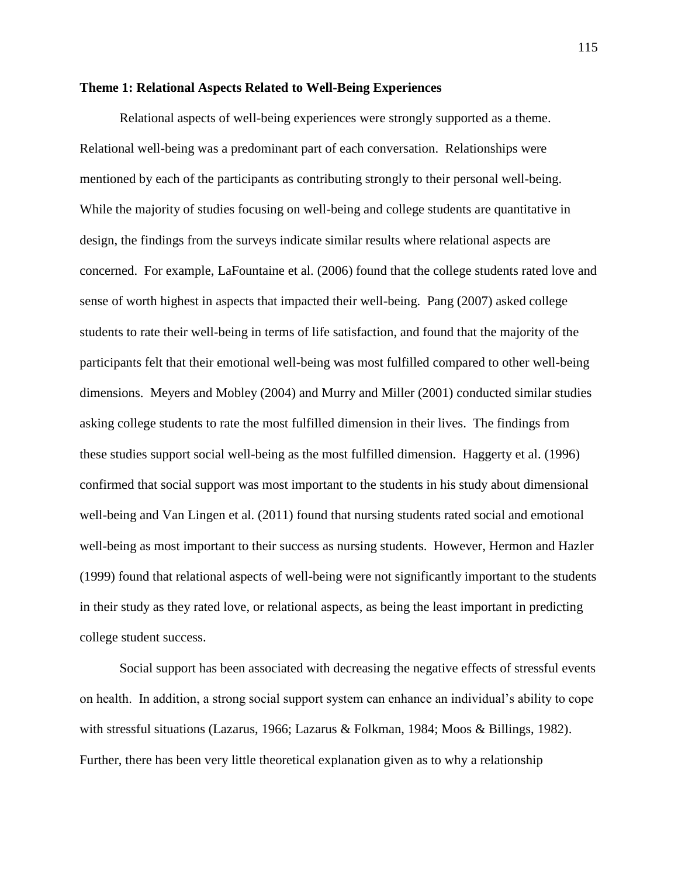**Theme 1: Relational Aspects Related to Well-Being Experiences**

Relational aspects of well-being experiences were strongly supported as a theme. Relational well-being was a predominant part of each conversation. Relationships were mentioned by each of the participants as contributing strongly to their personal well-being. While the majority of studies focusing on well-being and college students are quantitative in design, the findings from the surveys indicate similar results where relational aspects are concerned. For example, LaFountaine et al. (2006) found that the college students rated love and sense of worth highest in aspects that impacted their well-being. Pang (2007) asked college students to rate their well-being in terms of life satisfaction, and found that the majority of the participants felt that their emotional well-being was most fulfilled compared to other well-being dimensions. Meyers and Mobley (2004) and Murry and Miller (2001) conducted similar studies asking college students to rate the most fulfilled dimension in their lives. The findings from these studies support social well-being as the most fulfilled dimension. Haggerty et al. (1996) confirmed that social support was most important to the students in his study about dimensional well-being and Van Lingen et al. (2011) found that nursing students rated social and emotional well-being as most important to their success as nursing students. However, Hermon and Hazler (1999) found that relational aspects of well-being were not significantly important to the students in their study as they rated love, or relational aspects, as being the least important in predicting college student success.

Social support has been associated with decreasing the negative effects of stressful events on health. In addition, a strong social support system can enhance an individual's ability to cope with stressful situations (Lazarus, 1966; Lazarus & Folkman, 1984; Moos & Billings, 1982). Further, there has been very little theoretical explanation given as to why a relationship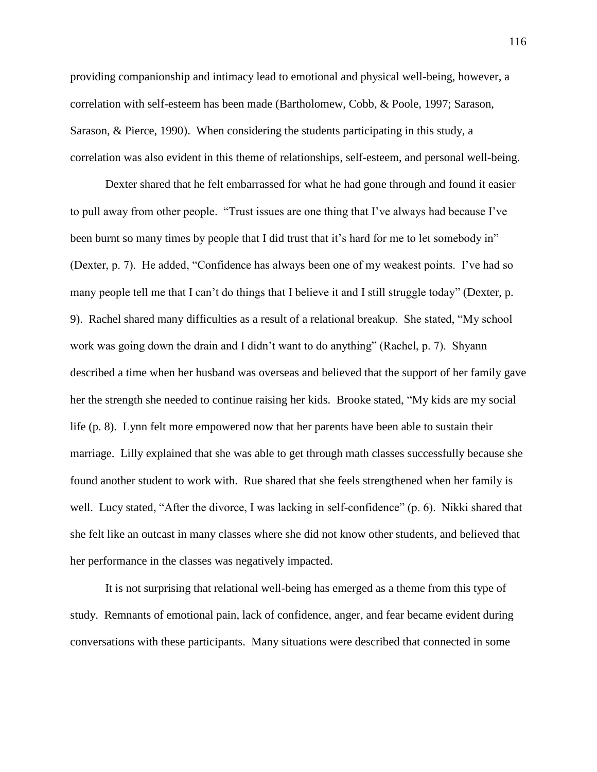providing companionship and intimacy lead to emotional and physical well-being, however, a correlation with self-esteem has been made (Bartholomew, Cobb, & Poole, 1997; Sarason, Sarason, & Pierce, 1990). When considering the students participating in this study, a correlation was also evident in this theme of relationships, self-esteem, and personal well-being.

Dexter shared that he felt embarrassed for what he had gone through and found it easier to pull away from other people. "Trust issues are one thing that I've always had because I've been burnt so many times by people that I did trust that it's hard for me to let somebody in" (Dexter, p. 7). He added, "Confidence has always been one of my weakest points. I've had so many people tell me that I can't do things that I believe it and I still struggle today" (Dexter, p. 9). Rachel shared many difficulties as a result of a relational breakup. She stated, "My school work was going down the drain and I didn't want to do anything" (Rachel, p. 7). Shyann described a time when her husband was overseas and believed that the support of her family gave her the strength she needed to continue raising her kids. Brooke stated, "My kids are my social life (p. 8). Lynn felt more empowered now that her parents have been able to sustain their marriage. Lilly explained that she was able to get through math classes successfully because she found another student to work with. Rue shared that she feels strengthened when her family is well. Lucy stated, "After the divorce, I was lacking in self-confidence" (p. 6). Nikki shared that she felt like an outcast in many classes where she did not know other students, and believed that her performance in the classes was negatively impacted.

It is not surprising that relational well-being has emerged as a theme from this type of study. Remnants of emotional pain, lack of confidence, anger, and fear became evident during conversations with these participants. Many situations were described that connected in some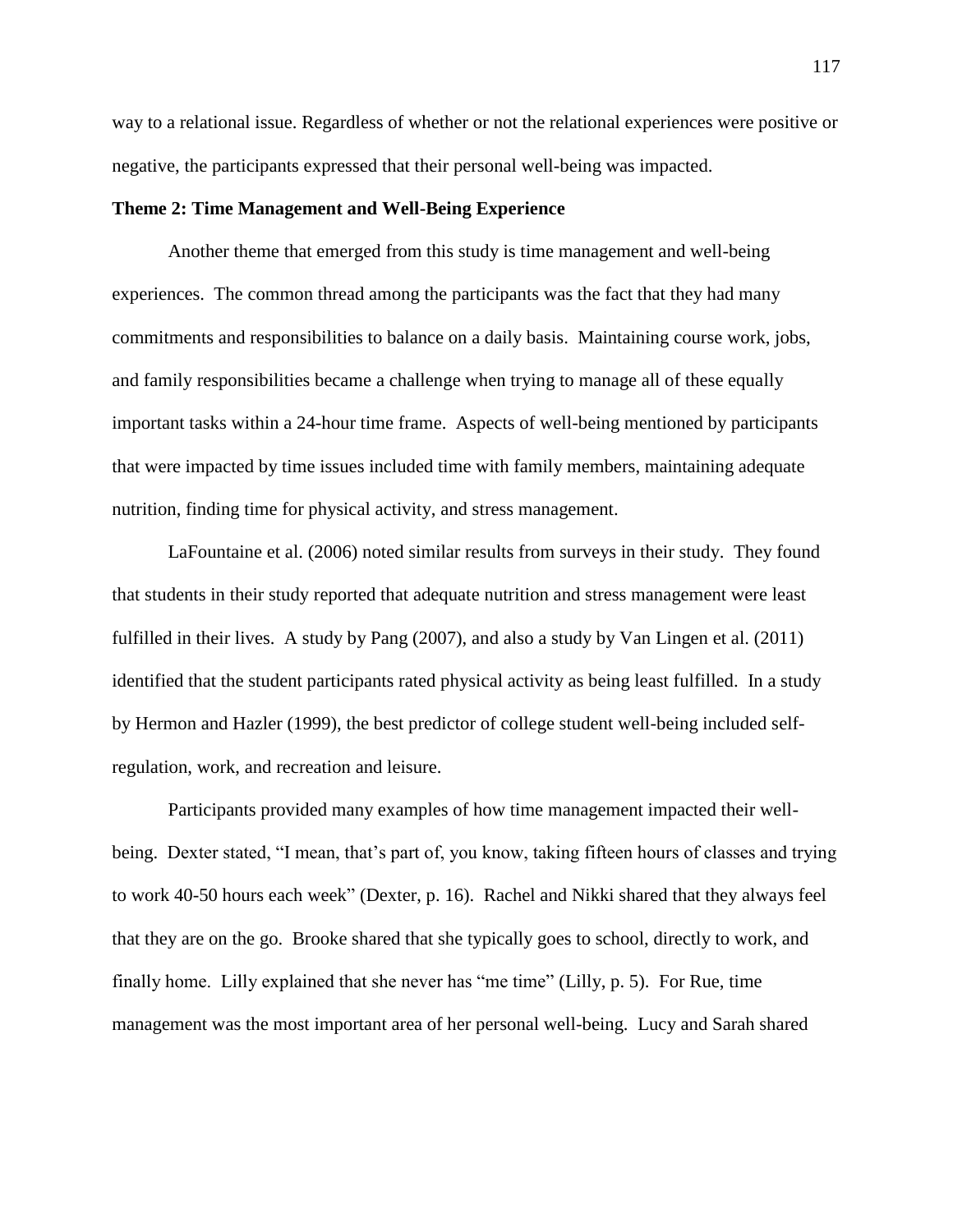way to a relational issue. Regardless of whether or not the relational experiences were positive or negative, the participants expressed that their personal well-being was impacted.

**Theme 2: Time Management and Well-Being Experience**

Another theme that emerged from this study is time management and well-being experiences. The common thread among the participants was the fact that they had many commitments and responsibilities to balance on a daily basis. Maintaining course work, jobs, and family responsibilities became a challenge when trying to manage all of these equally important tasks within a 24-hour time frame. Aspects of well-being mentioned by participants that were impacted by time issues included time with family members, maintaining adequate nutrition, finding time for physical activity, and stress management.

LaFountaine et al. (2006) noted similar results from surveys in their study. They found that students in their study reported that adequate nutrition and stress management were least fulfilled in their lives. A study by Pang (2007), and also a study by Van Lingen et al. (2011) identified that the student participants rated physical activity as being least fulfilled. In a study by Hermon and Hazler (1999), the best predictor of college student well-being included self-regulation, work, and recreation and leisure.

Participants provided many examples of how time management impacted their well-being. Dexter stated, "I mean, that's part of, you know, taking fifteen hours of classes and trying to work 40-50 hours each week" (Dexter, p. 16). Rachel and Nikki shared that they always feel that they are on the go. Brooke shared that she typically goes to school, directly to work, and finally home. Lilly explained that she never has "me time" (Lilly, p. 5). For Rue, time management was the most important area of her personal well-being. Lucy and Sarah shared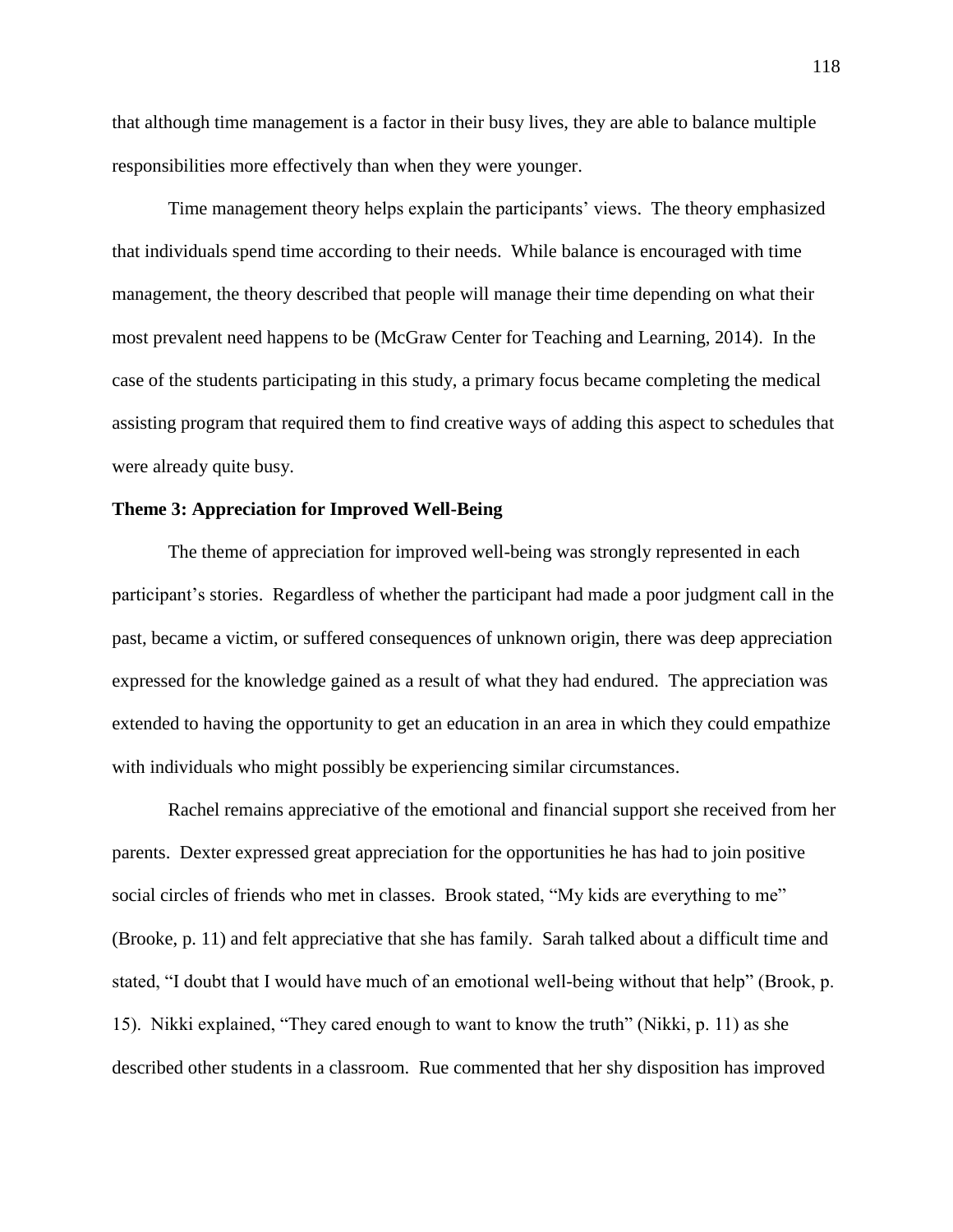that although time management is a factor in their busy lives, they are able to balance multiple responsibilities more effectively than when they were younger.

Time management theory helps explain the participants' views. The theory emphasized that individuals spend time according to their needs. While balance is encouraged with time management, the theory described that people will manage their time depending on what their most prevalent need happens to be (McGraw Center for Teaching and Learning, 2014). In the case of the students participating in this study, a primary focus became completing the medical assisting program that required them to find creative ways of adding this aspect to schedules that were already quite busy.

**Theme 3: Appreciation for Improved Well-Being**

The theme of appreciation for improved well-being was strongly represented in each participant's stories. Regardless of whether the participant had made a poor judgment call in the past, became a victim, or suffered consequences of unknown origin, there was deep appreciation expressed for the knowledge gained as a result of what they had endured. The appreciation was extended to having the opportunity to get an education in an area in which they could empathize with individuals who might possibly be experiencing similar circumstances.

Rachel remains appreciative of the emotional and financial support she received from her parents. Dexter expressed great appreciation for the opportunities he has had to join positive social circles of friends who met in classes. Brook stated, "My kids are everything to me" (Brooke, p. 11) and felt appreciative that she has family. Sarah talked about a difficult time and stated, "I doubt that I would have much of an emotional well-being without that help" (Brook, p. 15). Nikki explained, "They cared enough to want to know the truth" (Nikki, p. 11) as she described other students in a classroom. Rue commented that her shy disposition has improved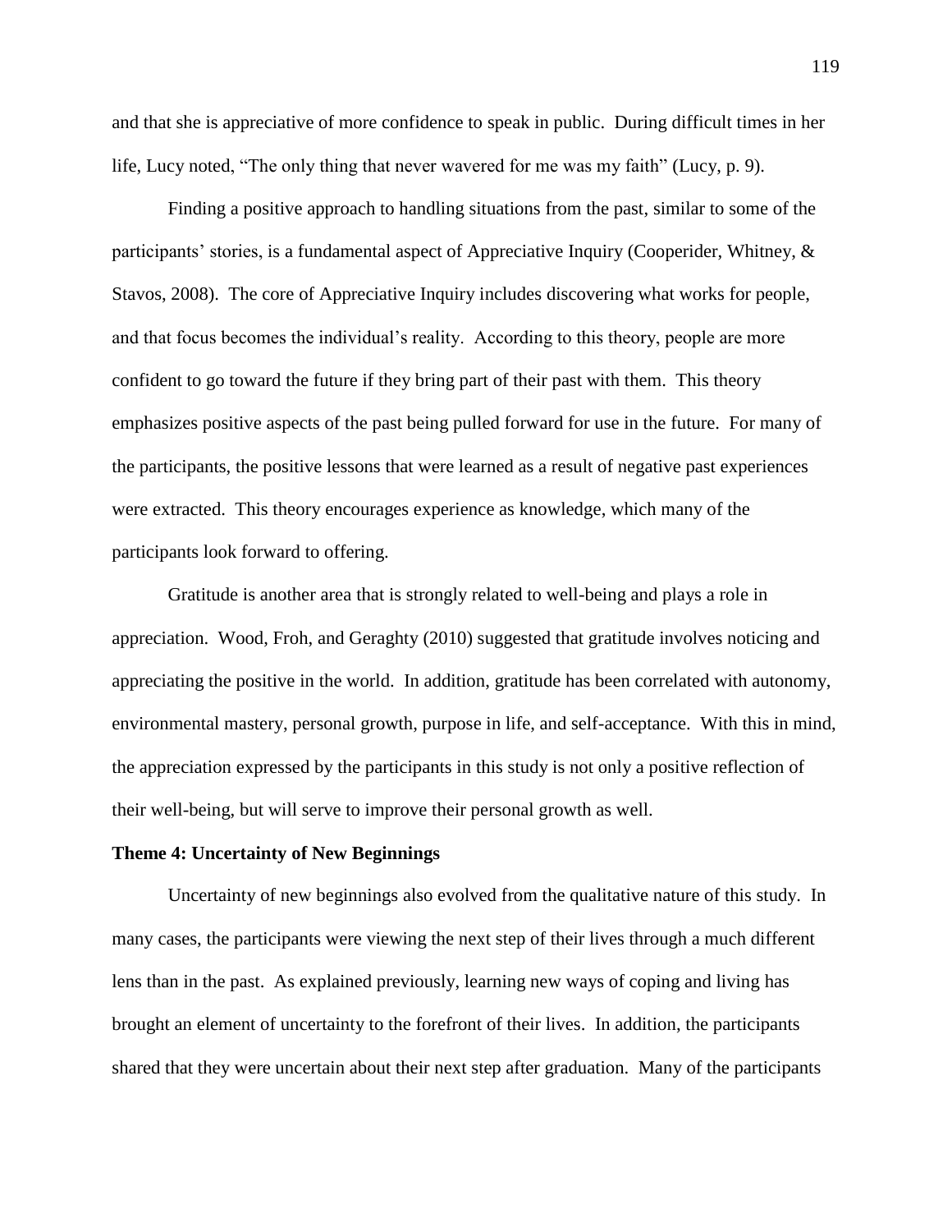and that she is appreciative of more confidence to speak in public. During difficult times in her life, Lucy noted, “The only thing that never wavered for me was my faith” (Lucy, p. 9).

Finding a positive approach to handling situations from the past, similar to some of the participants’ stories, is a fundamental aspect of Appreciative Inquiry (Cooperider, Whitney, & Stavos, 2008). The core of Appreciative Inquiry includes discovering what works for people, and that focus becomes the individual’s reality. According to this theory, people are more confident to go toward the future if they bring part of their past with them. This theory emphasizes positive aspects of the past being pulled forward for use in the future. For many of the participants, the positive lessons that were learned as a result of negative past experiences were extracted. This theory encourages experience as knowledge, which many of the participants look forward to offering.

Gratitude is another area that is strongly related to well-being and plays a role in appreciation. Wood, Froh, and Geraghty (2010) suggested that gratitude involves noticing and appreciating the positive in the world. In addition, gratitude has been correlated with autonomy, environmental mastery, personal growth, purpose in life, and self-acceptance. With this in mind, the appreciation expressed by the participants in this study is not only a positive reflection of their well-being, but will serve to improve their personal growth as well.

**Theme 4: Uncertainty of New Beginnings**

Uncertainty of new beginnings also evolved from the qualitative nature of this study. In many cases, the participants were viewing the next step of their lives through a much different lens than in the past. As explained previously, learning new ways of coping and living has brought an element of uncertainty to the forefront of their lives. In addition, the participants shared that they were uncertain about their next step after graduation. Many of the participants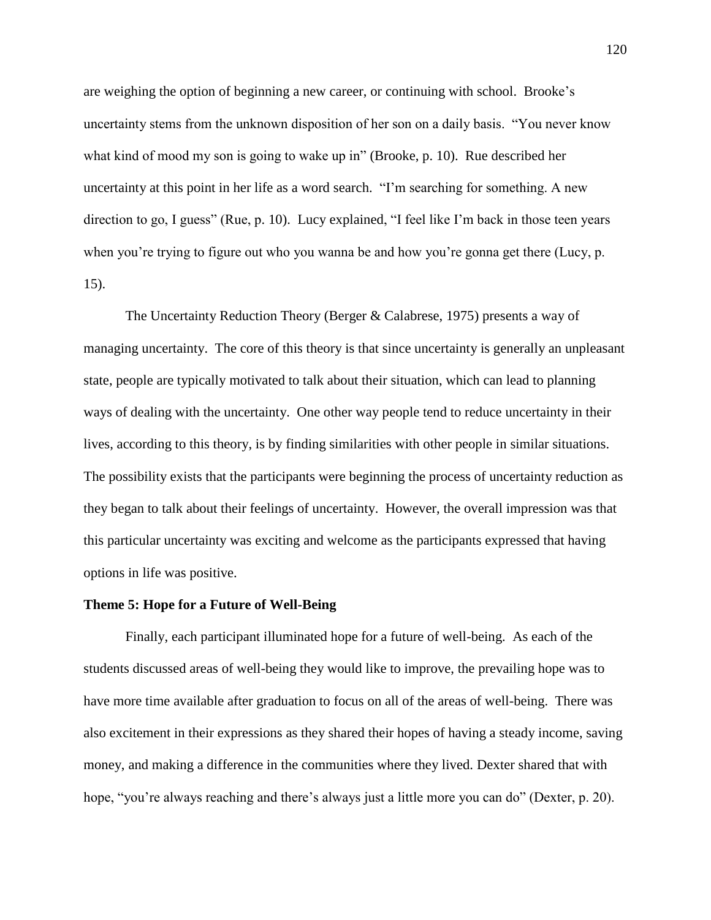are weighing the option of beginning a new career, or continuing with school. Brooke's uncertainty stems from the unknown disposition of her son on a daily basis. "You never know what kind of mood my son is going to wake up in" (Brooke, p. 10). Rue described her uncertainty at this point in her life as a word search. "I'm searching for something. A new direction to go, I guess" (Rue, p. 10). Lucy explained, "I feel like I'm back in those teen years when you're trying to figure out who you wanna be and how you're gonna get there (Lucy, p. 15).

The Uncertainty Reduction Theory (Berger & Calabrese, 1975) presents a way of managing uncertainty. The core of this theory is that since uncertainty is generally an unpleasant state, people are typically motivated to talk about their situation, which can lead to planning ways of dealing with the uncertainty. One other way people tend to reduce uncertainty in their lives, according to this theory, is by finding similarities with other people in similar situations. The possibility exists that the participants were beginning the process of uncertainty reduction as they began to talk about their feelings of uncertainty. However, the overall impression was that this particular uncertainty was exciting and welcome as the participants expressed that having options in life was positive.

**Theme 5: Hope for a Future of Well-Being**

Finally, each participant illuminated hope for a future of well-being. As each of the students discussed areas of well-being they would like to improve, the prevailing hope was to have more time available after graduation to focus on all of the areas of well-being. There was also excitement in their expressions as they shared their hopes of having a steady income, saving money, and making a difference in the communities where they lived. Dexter shared that with hope, "you're always reaching and there's always just a little more you can do" (Dexter, p. 20).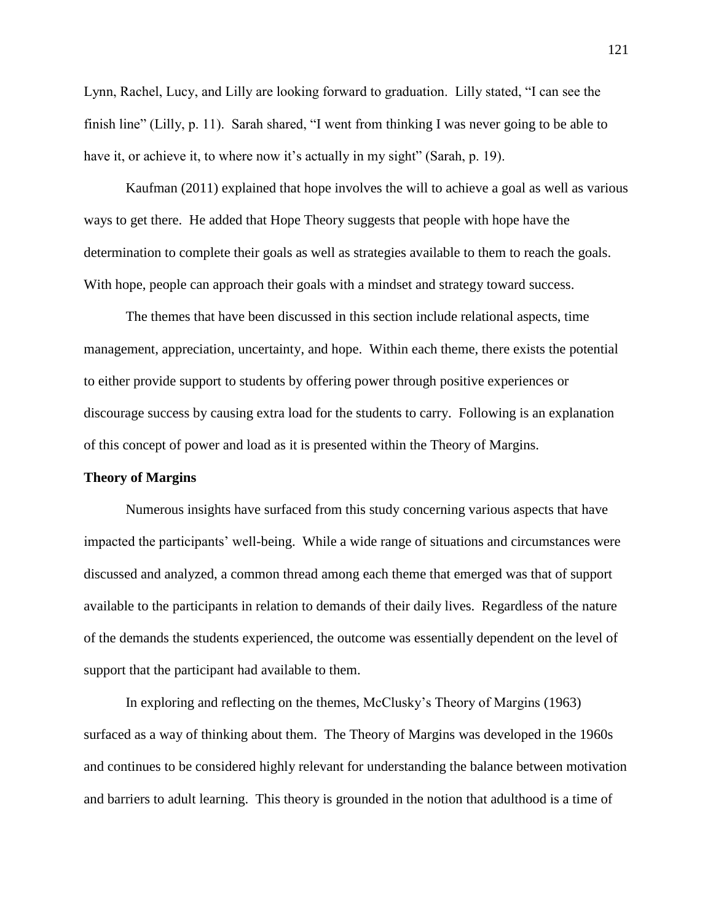Lynn, Rachel, Lucy, and Lilly are looking forward to graduation. Lilly stated, "I can see the finish line" (Lilly, p. 11). Sarah shared, "I went from thinking I was never going to be able to have it, or achieve it, to where now it's actually in my sight" (Sarah, p. 19).

Kaufman (2011) explained that hope involves the will to achieve a goal as well as various ways to get there. He added that Hope Theory suggests that people with hope have the determination to complete their goals as well as strategies available to them to reach the goals. With hope, people can approach their goals with a mindset and strategy toward success.

The themes that have been discussed in this section include relational aspects, time management, appreciation, uncertainty, and hope. Within each theme, there exists the potential to either provide support to students by offering power through positive experiences or discourage success by causing extra load for the students to carry. Following is an explanation of this concept of power and load as it is presented within the Theory of Margins.

**Theory of Margins**

Numerous insights have surfaced from this study concerning various aspects that have impacted the participants' well-being. While a wide range of situations and circumstances were discussed and analyzed, a common thread among each theme that emerged was that of support available to the participants in relation to demands of their daily lives. Regardless of the nature of the demands the students experienced, the outcome was essentially dependent on the level of support that the participant had available to them.

In exploring and reflecting on the themes, McClusky's Theory of Margins (1963) surfaced as a way of thinking about them. The Theory of Margins was developed in the 1960s and continues to be considered highly relevant for understanding the balance between motivation and barriers to adult learning. This theory is grounded in the notion that adulthood is a time of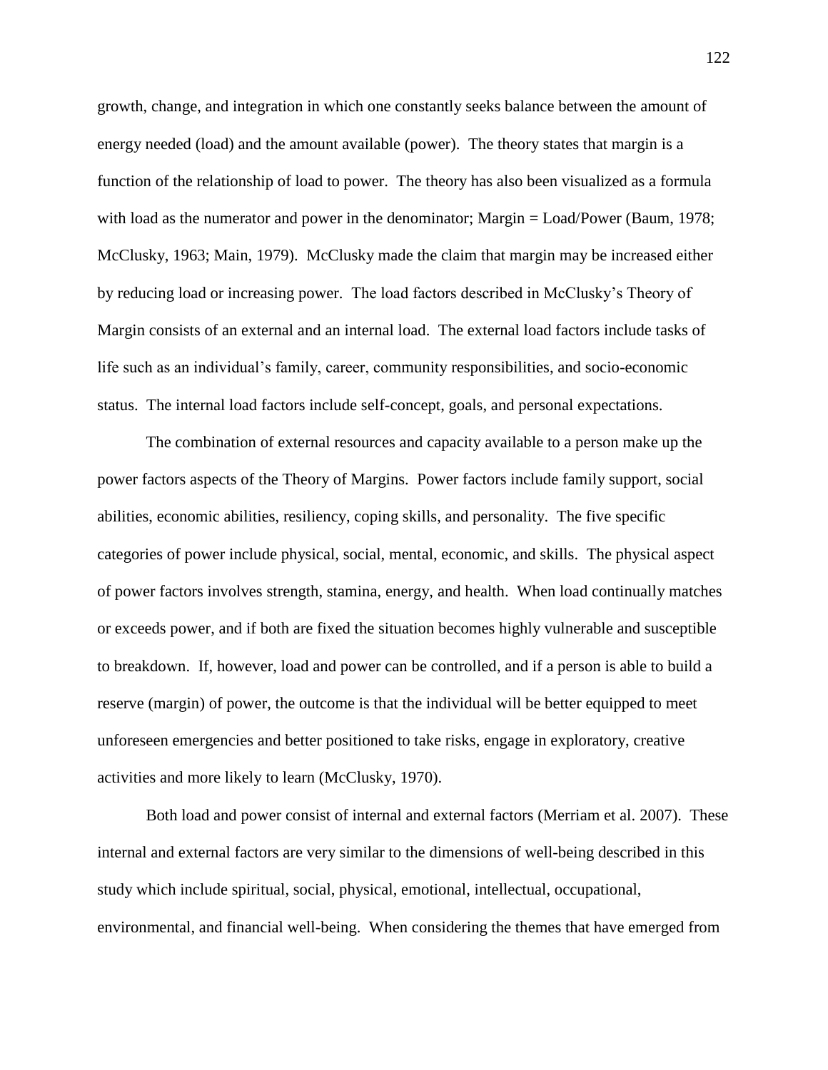growth, change, and integration in which one constantly seeks balance between the amount of energy needed (load) and the amount available (power). The theory states that margin is a function of the relationship of load to power. The theory has also been visualized as a formula with load as the numerator and power in the denominator; Margin = Load/Power (Baum, 1978; McClusky, 1963; Main, 1979). McClusky made the claim that margin may be increased either by reducing load or increasing power. The load factors described in McClusky's Theory of Margin consists of an external and an internal load. The external load factors include tasks of life such as an individual's family, career, community responsibilities, and socio-economic status. The internal load factors include self-concept, goals, and personal expectations.

The combination of external resources and capacity available to a person make up the power factors aspects of the Theory of Margins. Power factors include family support, social abilities, economic abilities, resiliency, coping skills, and personality. The five specific categories of power include physical, social, mental, economic, and skills. The physical aspect of power factors involves strength, stamina, energy, and health. When load continually matches or exceeds power, and if both are fixed the situation becomes highly vulnerable and susceptible to breakdown. If, however, load and power can be controlled, and if a person is able to build a reserve (margin) of power, the outcome is that the individual will be better equipped to meet unforeseen emergencies and better positioned to take risks, engage in exploratory, creative activities and more likely to learn (McClusky, 1970).

Both load and power consist of internal and external factors (Merriam et al. 2007). These internal and external factors are very similar to the dimensions of well-being described in this study which include spiritual, social, physical, emotional, intellectual, occupational, environmental, and financial well-being. When considering the themes that have emerged from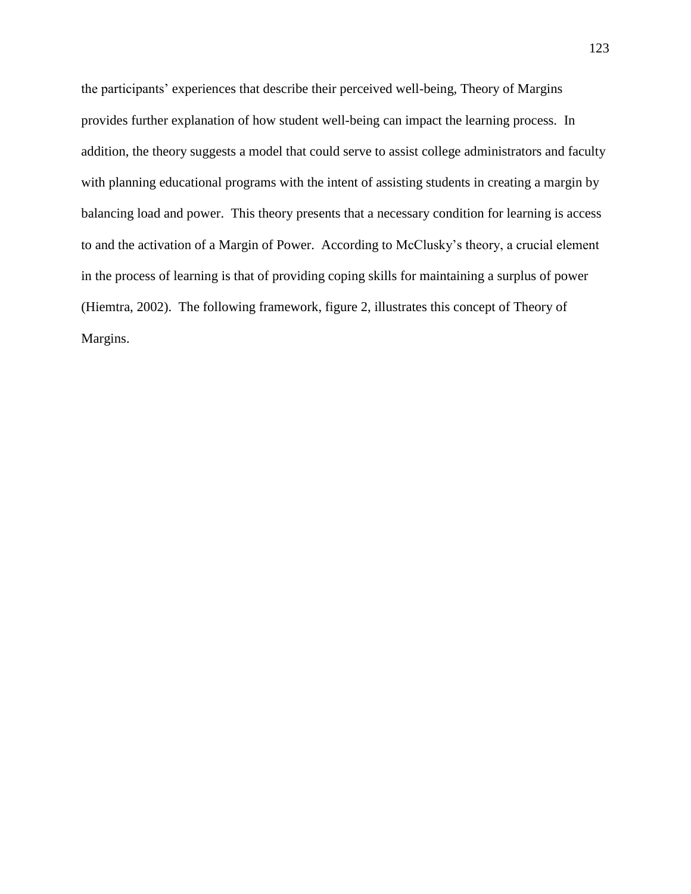the participants' experiences that describe their perceived well-being, Theory of Margins provides further explanation of how student well-being can impact the learning process. In addition, the theory suggests a model that could serve to assist college administrators and faculty with planning educational programs with the intent of assisting students in creating a margin by balancing load and power. This theory presents that a necessary condition for learning is access to and the activation of a Margin of Power. According to McClusky's theory, a crucial element in the process of learning is that of providing coping skills for maintaining a surplus of power (Hiemtra, 2002). The following framework, figure 2, illustrates this concept of Theory of Margins.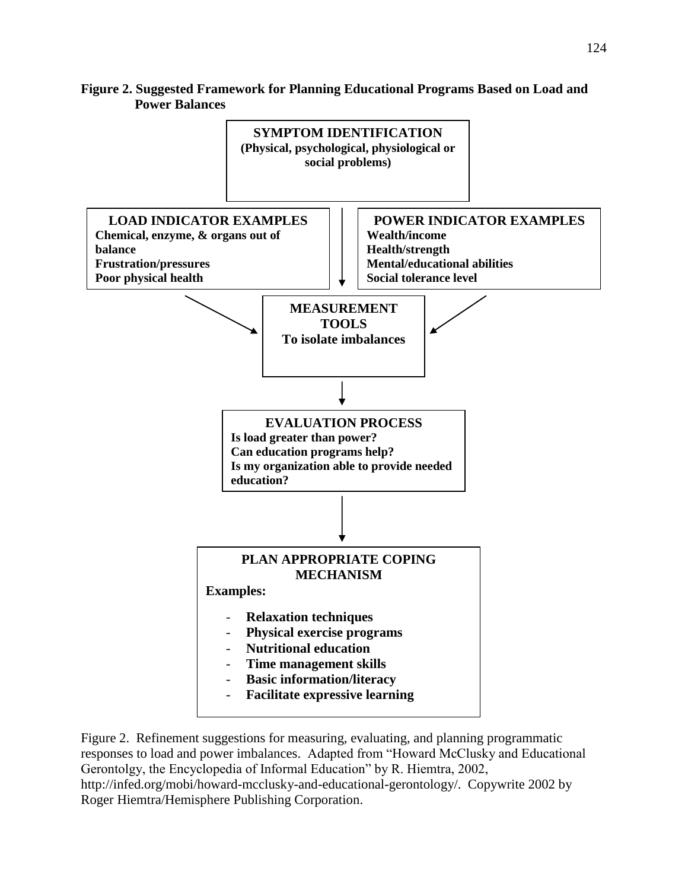**Figure 2. Suggested Framework for Planning Educational Programs Based on Load and Power Balances**

**SYMPTOM IDENTIFICATION**
**(Physical, psychological, physiological or social problems)**

**LOAD INDICATOR EXAMPLES**
**Chemical, enzyme, & organs out of balance**
**Frustration/pressures**
**Poor physical health**

**POWER INDICATOR EXAMPLES**
**Wealth/income**
**Health/strength**
**Mental/educational abilities**
**Social tolerance level**

**MEASUREMENT TOOLS**
**To isolate imbalances**

**EVALUATION PROCESS**
**Is load greater than power?**
**Can education programs help?**
**Is my organization able to provide needed education?**

**PLAN APPROPRIATE COPING MECHANISM**

**Examples:**

- **Relaxation techniques**
- **Physical exercise programs**
- **Nutritional education**
- **Time management skills**
- **Basic information/literacy**
- **Facilitate expressive learning**

Figure 2. Refinement suggestions for measuring, evaluating, and planning programmatic responses to load and power imbalances. Adapted from "Howard McClusky and Educational Gerontolgy, the Encyclopedia of Informal Education" by R. Hiemtra, 2002, http://infed.org/mobi/howard-mcclusky-and-educational-gerontology/. Copywrite 2002 by Roger Hiemtra/Hemisphere Publishing Corporation.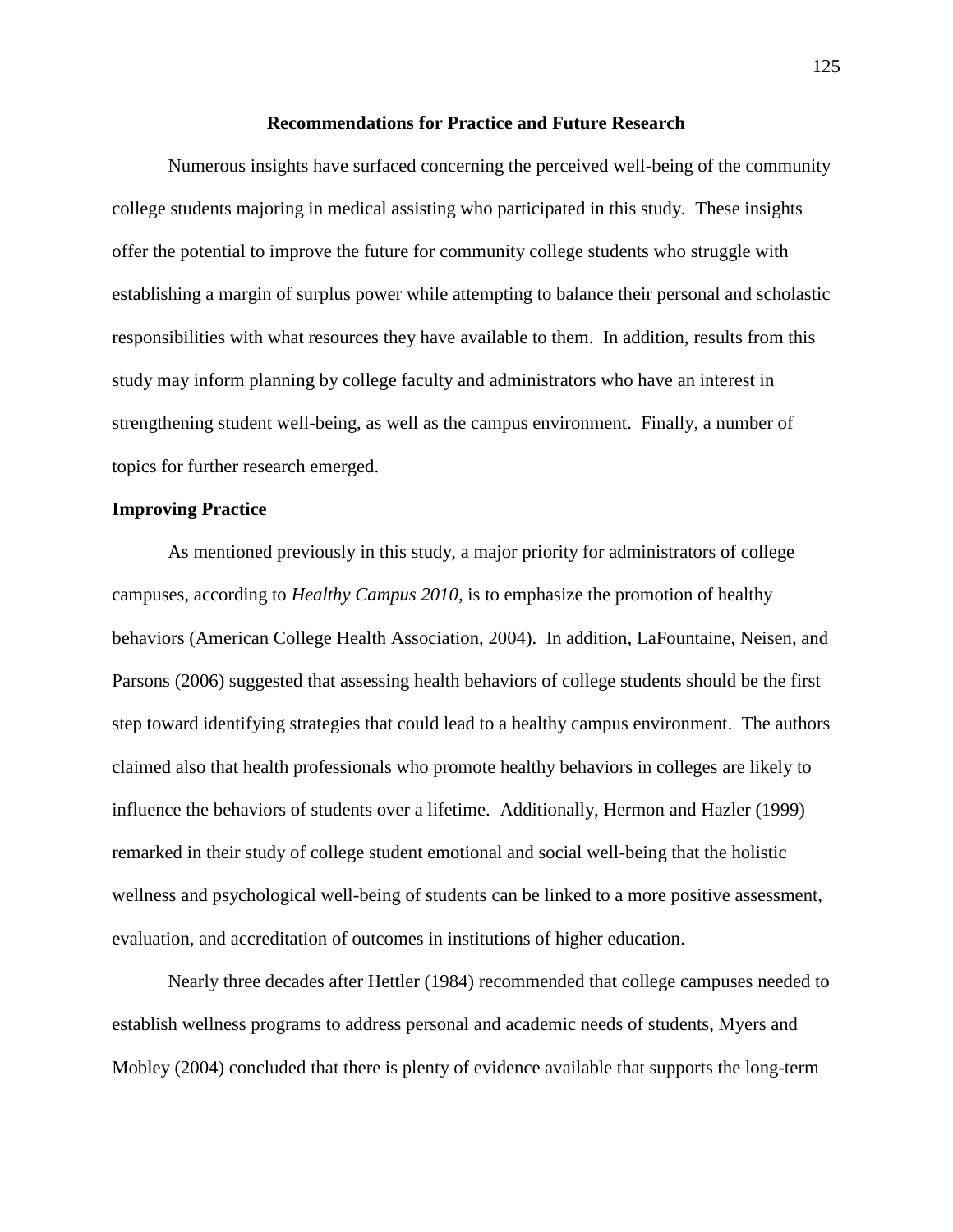## Recommendations for Practice and Future Research

Numerous insights have surfaced concerning the perceived well-being of the community college students majoring in medical assisting who participated in this study. These insights offer the potential to improve the future for community college students who struggle with establishing a margin of surplus power while attempting to balance their personal and scholastic responsibilities with what resources they have available to them. In addition, results from this study may inform planning by college faculty and administrators who have an interest in strengthening student well-being, as well as the campus environment. Finally, a number of topics for further research emerged.

### Improving Practice

As mentioned previously in this study, a major priority for administrators of college campuses, according to *Healthy Campus 2010*, is to emphasize the promotion of healthy behaviors (American College Health Association, 2004). In addition, LaFountaine, Neisen, and Parsons (2006) suggested that assessing health behaviors of college students should be the first step toward identifying strategies that could lead to a healthy campus environment. The authors claimed also that health professionals who promote healthy behaviors in colleges are likely to influence the behaviors of students over a lifetime. Additionally, Hermon and Hazler (1999) remarked in their study of college student emotional and social well-being that the holistic wellness and psychological well-being of students can be linked to a more positive assessment, evaluation, and accreditation of outcomes in institutions of higher education.

Nearly three decades after Hettler (1984) recommended that college campuses needed to establish wellness programs to address personal and academic needs of students, Myers and Mobley (2004) concluded that there is plenty of evidence available that supports the long-term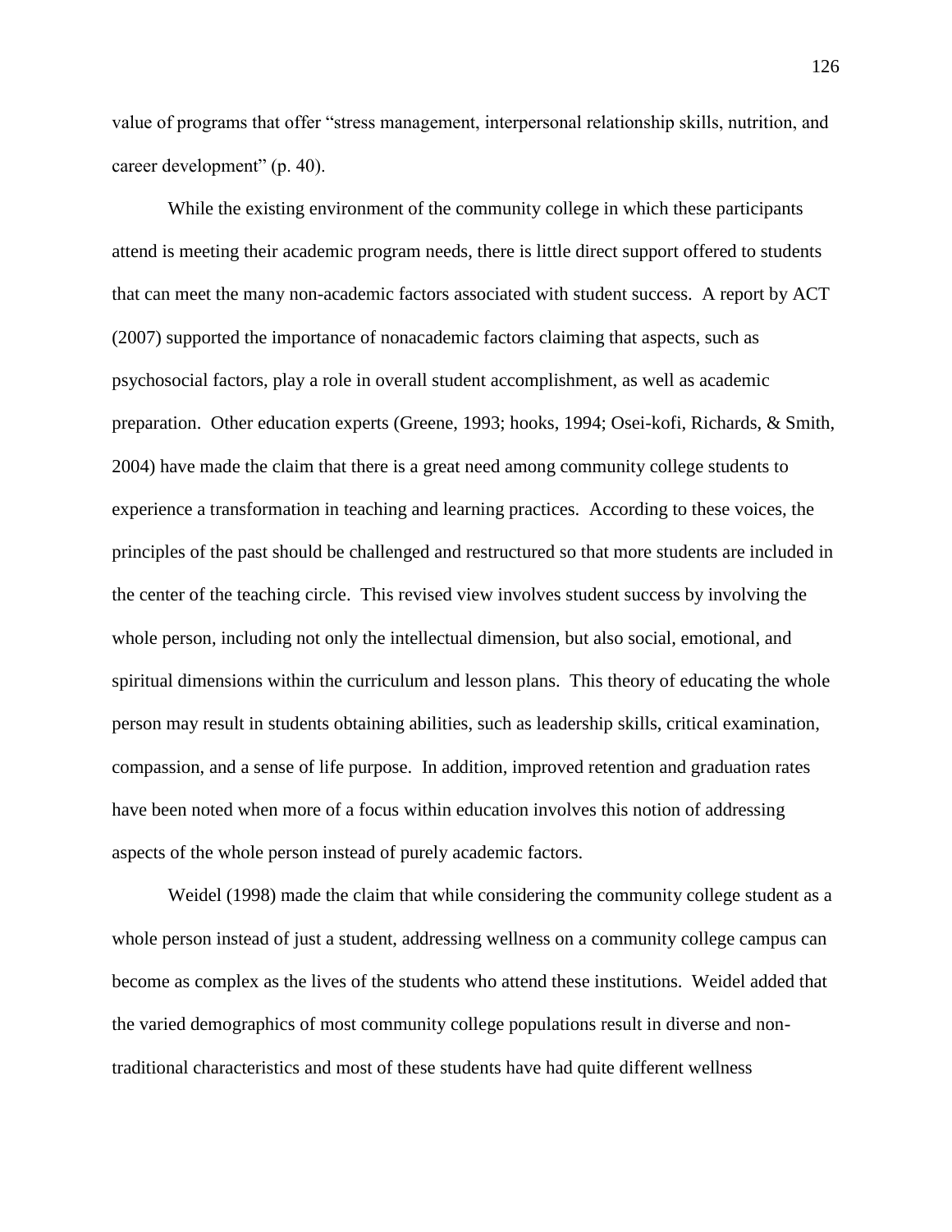value of programs that offer "stress management, interpersonal relationship skills, nutrition, and career development" (p. 40).

While the existing environment of the community college in which these participants attend is meeting their academic program needs, there is little direct support offered to students that can meet the many non-academic factors associated with student success. A report by ACT (2007) supported the importance of nonacademic factors claiming that aspects, such as psychosocial factors, play a role in overall student accomplishment, as well as academic preparation. Other education experts (Greene, 1993; hooks, 1994; Osei-kofi, Richards, & Smith, 2004) have made the claim that there is a great need among community college students to experience a transformation in teaching and learning practices. According to these voices, the principles of the past should be challenged and restructured so that more students are included in the center of the teaching circle. This revised view involves student success by involving the whole person, including not only the intellectual dimension, but also social, emotional, and spiritual dimensions within the curriculum and lesson plans. This theory of educating the whole person may result in students obtaining abilities, such as leadership skills, critical examination, compassion, and a sense of life purpose. In addition, improved retention and graduation rates have been noted when more of a focus within education involves this notion of addressing aspects of the whole person instead of purely academic factors.

Weidel (1998) made the claim that while considering the community college student as a whole person instead of just a student, addressing wellness on a community college campus can become as complex as the lives of the students who attend these institutions. Weidel added that the varied demographics of most community college populations result in diverse and non-traditional characteristics and most of these students have had quite different wellness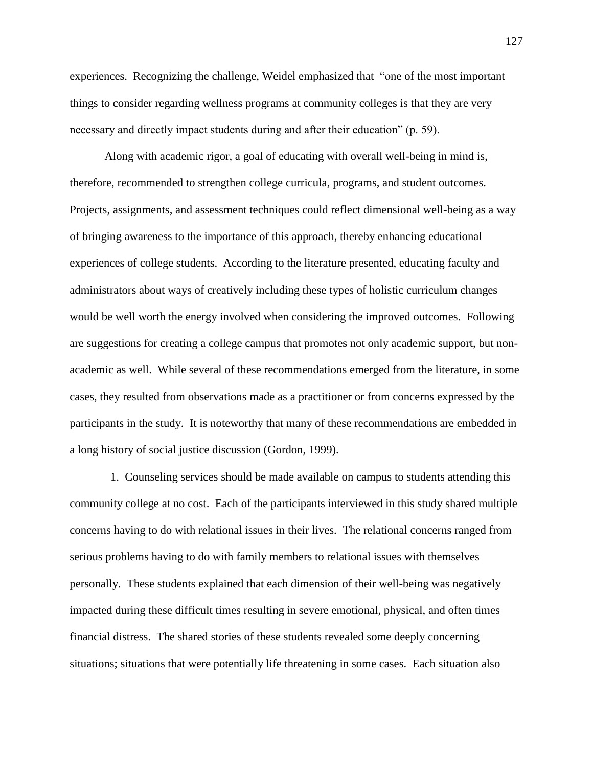experiences. Recognizing the challenge, Weidel emphasized that "one of the most important things to consider regarding wellness programs at community colleges is that they are very necessary and directly impact students during and after their education" (p. 59).

Along with academic rigor, a goal of educating with overall well-being in mind is, therefore, recommended to strengthen college curricula, programs, and student outcomes. Projects, assignments, and assessment techniques could reflect dimensional well-being as a way of bringing awareness to the importance of this approach, thereby enhancing educational experiences of college students. According to the literature presented, educating faculty and administrators about ways of creatively including these types of holistic curriculum changes would be well worth the energy involved when considering the improved outcomes. Following are suggestions for creating a college campus that promotes not only academic support, but non-academic as well. While several of these recommendations emerged from the literature, in some cases, they resulted from observations made as a practitioner or from concerns expressed by the participants in the study. It is noteworthy that many of these recommendations are embedded in a long history of social justice discussion (Gordon, 1999).

1. Counseling services should be made available on campus to students attending this community college at no cost. Each of the participants interviewed in this study shared multiple concerns having to do with relational issues in their lives. The relational concerns ranged from serious problems having to do with family members to relational issues with themselves personally. These students explained that each dimension of their well-being was negatively impacted during these difficult times resulting in severe emotional, physical, and often times financial distress. The shared stories of these students revealed some deeply concerning situations; situations that were potentially life threatening in some cases. Each situation also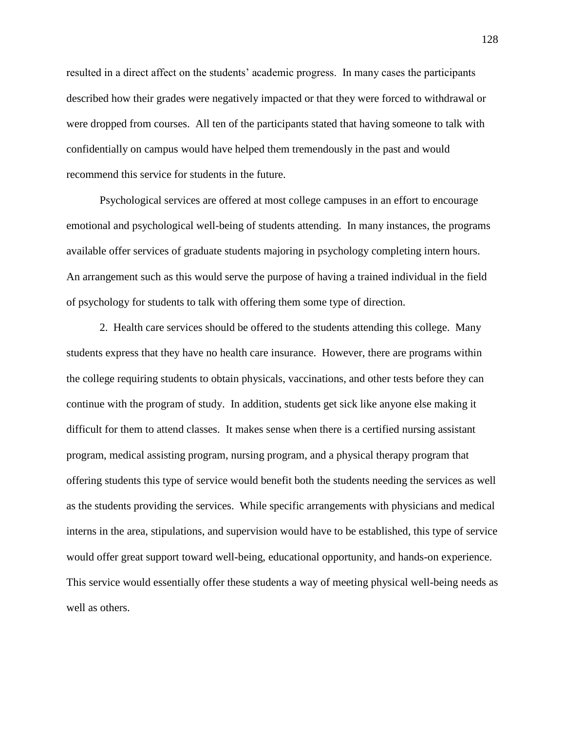resulted in a direct affect on the students' academic progress. In many cases the participants described how their grades were negatively impacted or that they were forced to withdrawal or were dropped from courses. All ten of the participants stated that having someone to talk with confidentially on campus would have helped them tremendously in the past and would recommend this service for students in the future.

Psychological services are offered at most college campuses in an effort to encourage emotional and psychological well-being of students attending. In many instances, the programs available offer services of graduate students majoring in psychology completing intern hours. An arrangement such as this would serve the purpose of having a trained individual in the field of psychology for students to talk with offering them some type of direction.

2. Health care services should be offered to the students attending this college. Many students express that they have no health care insurance. However, there are programs within the college requiring students to obtain physicals, vaccinations, and other tests before they can continue with the program of study. In addition, students get sick like anyone else making it difficult for them to attend classes. It makes sense when there is a certified nursing assistant program, medical assisting program, nursing program, and a physical therapy program that offering students this type of service would benefit both the students needing the services as well as the students providing the services. While specific arrangements with physicians and medical interns in the area, stipulations, and supervision would have to be established, this type of service would offer great support toward well-being, educational opportunity, and hands-on experience. This service would essentially offer these students a way of meeting physical well-being needs as well as others.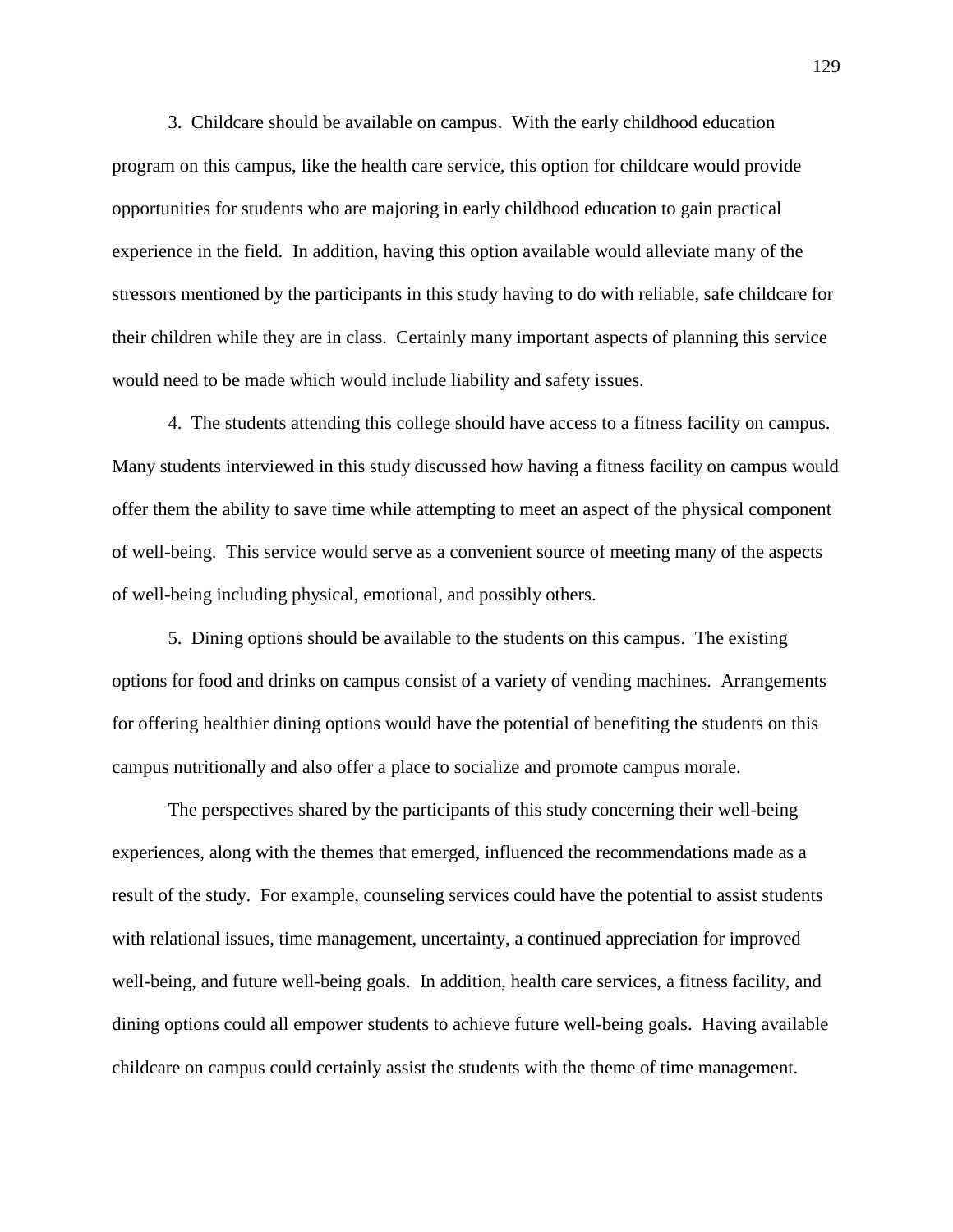3. Childcare should be available on campus. With the early childhood education program on this campus, like the health care service, this option for childcare would provide opportunities for students who are majoring in early childhood education to gain practical experience in the field. In addition, having this option available would alleviate many of the stressors mentioned by the participants in this study having to do with reliable, safe childcare for their children while they are in class. Certainly many important aspects of planning this service would need to be made which would include liability and safety issues.

4. The students attending this college should have access to a fitness facility on campus. Many students interviewed in this study discussed how having a fitness facility on campus would offer them the ability to save time while attempting to meet an aspect of the physical component of well-being. This service would serve as a convenient source of meeting many of the aspects of well-being including physical, emotional, and possibly others.

5. Dining options should be available to the students on this campus. The existing options for food and drinks on campus consist of a variety of vending machines. Arrangements for offering healthier dining options would have the potential of benefiting the students on this campus nutritionally and also offer a place to socialize and promote campus morale.

The perspectives shared by the participants of this study concerning their well-being experiences, along with the themes that emerged, influenced the recommendations made as a result of the study. For example, counseling services could have the potential to assist students with relational issues, time management, uncertainty, a continued appreciation for improved well-being, and future well-being goals. In addition, health care services, a fitness facility, and dining options could all empower students to achieve future well-being goals. Having available childcare on campus could certainly assist the students with the theme of time management.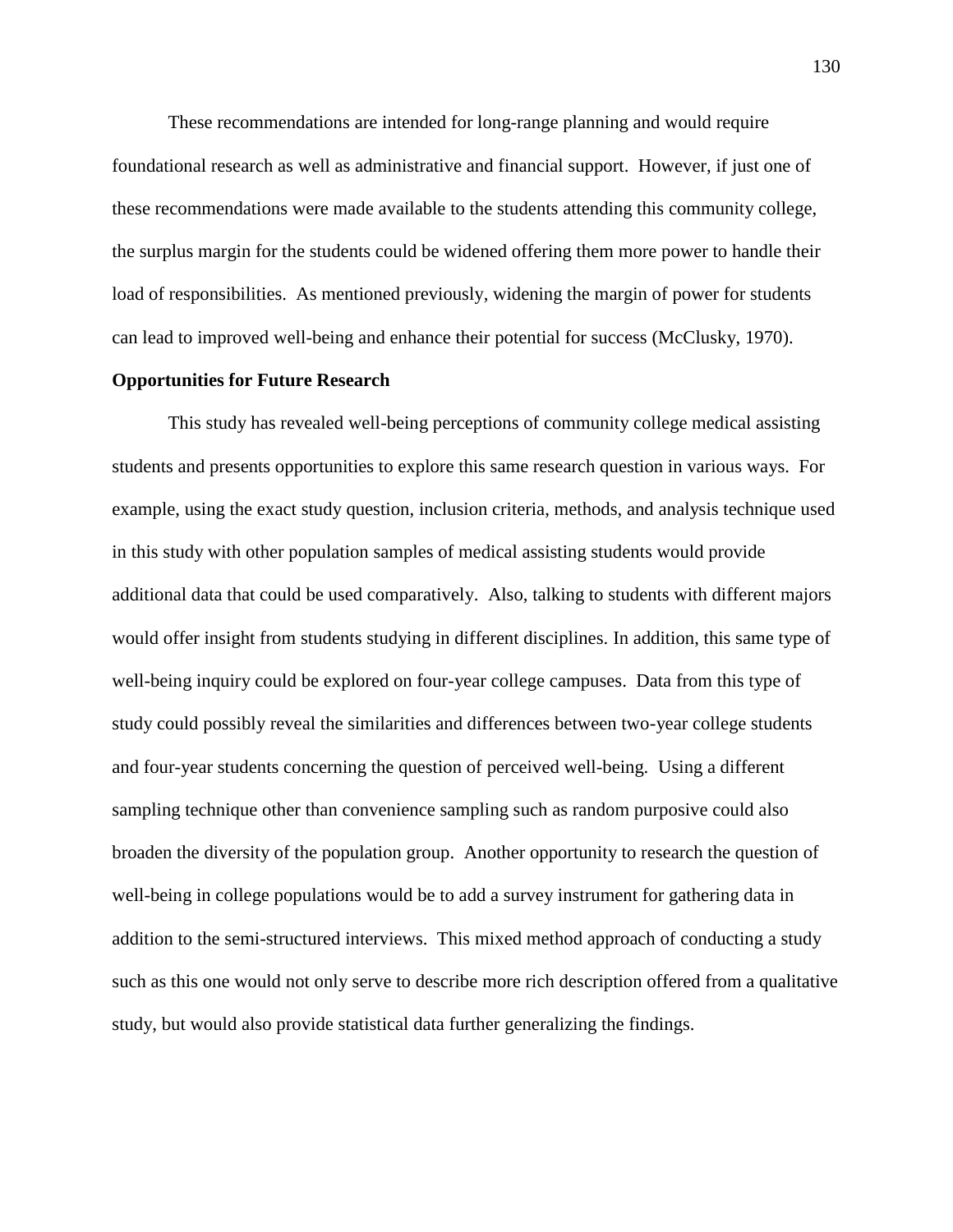These recommendations are intended for long-range planning and would require foundational research as well as administrative and financial support. However, if just one of these recommendations were made available to the students attending this community college, the surplus margin for the students could be widened offering them more power to handle their load of responsibilities. As mentioned previously, widening the margin of power for students can lead to improved well-being and enhance their potential for success (McClusky, 1970).

**Opportunities for Future Research**

This study has revealed well-being perceptions of community college medical assisting students and presents opportunities to explore this same research question in various ways. For example, using the exact study question, inclusion criteria, methods, and analysis technique used in this study with other population samples of medical assisting students would provide additional data that could be used comparatively. Also, talking to students with different majors would offer insight from students studying in different disciplines. In addition, this same type of well-being inquiry could be explored on four-year college campuses. Data from this type of study could possibly reveal the similarities and differences between two-year college students and four-year students concerning the question of perceived well-being. Using a different sampling technique other than convenience sampling such as random purposive could also broaden the diversity of the population group. Another opportunity to research the question of well-being in college populations would be to add a survey instrument for gathering data in addition to the semi-structured interviews. This mixed method approach of conducting a study such as this one would not only serve to describe more rich description offered from a qualitative study, but would also provide statistical data further generalizing the findings.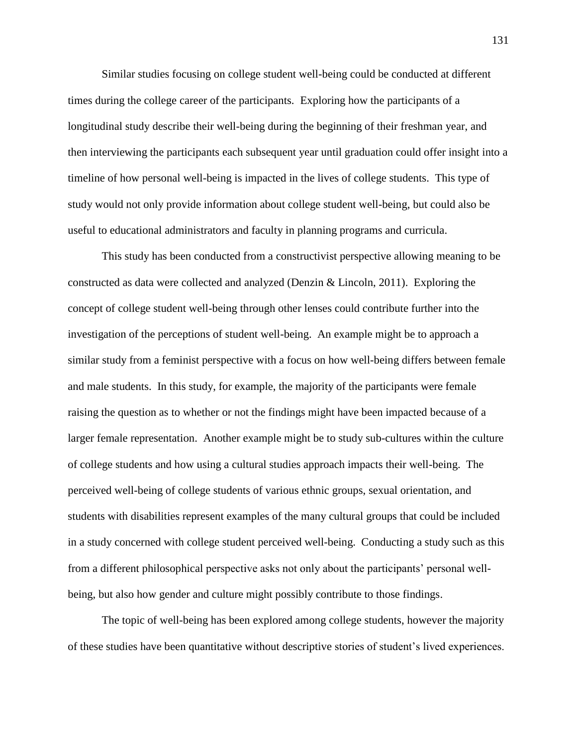Similar studies focusing on college student well-being could be conducted at different times during the college career of the participants. Exploring how the participants of a longitudinal study describe their well-being during the beginning of their freshman year, and then interviewing the participants each subsequent year until graduation could offer insight into a timeline of how personal well-being is impacted in the lives of college students. This type of study would not only provide information about college student well-being, but could also be useful to educational administrators and faculty in planning programs and curricula.

This study has been conducted from a constructivist perspective allowing meaning to be constructed as data were collected and analyzed (Denzin & Lincoln, 2011). Exploring the concept of college student well-being through other lenses could contribute further into the investigation of the perceptions of student well-being. An example might be to approach a similar study from a feminist perspective with a focus on how well-being differs between female and male students. In this study, for example, the majority of the participants were female raising the question as to whether or not the findings might have been impacted because of a larger female representation. Another example might be to study sub-cultures within the culture of college students and how using a cultural studies approach impacts their well-being. The perceived well-being of college students of various ethnic groups, sexual orientation, and students with disabilities represent examples of the many cultural groups that could be included in a study concerned with college student perceived well-being. Conducting a study such as this from a different philosophical perspective asks not only about the participants' personal well-being, but also how gender and culture might possibly contribute to those findings.

The topic of well-being has been explored among college students, however the majority of these studies have been quantitative without descriptive stories of student's lived experiences.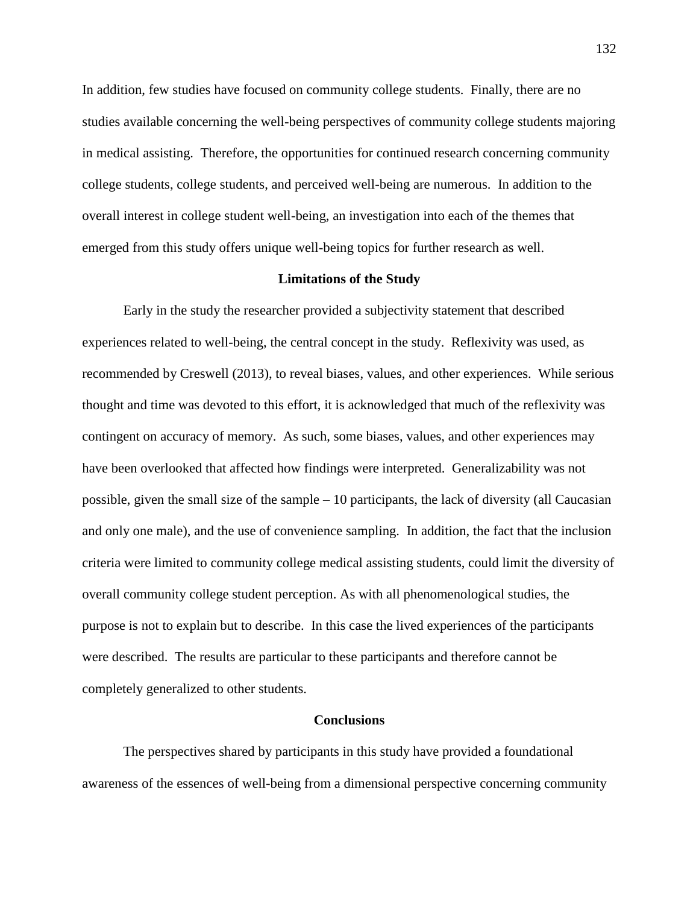In addition, few studies have focused on community college students. Finally, there are no studies available concerning the well-being perspectives of community college students majoring in medical assisting. Therefore, the opportunities for continued research concerning community college students, college students, and perceived well-being are numerous. In addition to the overall interest in college student well-being, an investigation into each of the themes that emerged from this study offers unique well-being topics for further research as well.

## Limitations of the Study

Early in the study the researcher provided a subjectivity statement that described experiences related to well-being, the central concept in the study. Reflexivity was used, as recommended by Creswell (2013), to reveal biases, values, and other experiences. While serious thought and time was devoted to this effort, it is acknowledged that much of the reflexivity was contingent on accuracy of memory. As such, some biases, values, and other experiences may have been overlooked that affected how findings were interpreted. Generalizability was not possible, given the small size of the sample – 10 participants, the lack of diversity (all Caucasian and only one male), and the use of convenience sampling. In addition, the fact that the inclusion criteria were limited to community college medical assisting students, could limit the diversity of overall community college student perception. As with all phenomenological studies, the purpose is not to explain but to describe. In this case the lived experiences of the participants were described. The results are particular to these participants and therefore cannot be completely generalized to other students.

## Conclusions

The perspectives shared by participants in this study have provided a foundational awareness of the essences of well-being from a dimensional perspective concerning community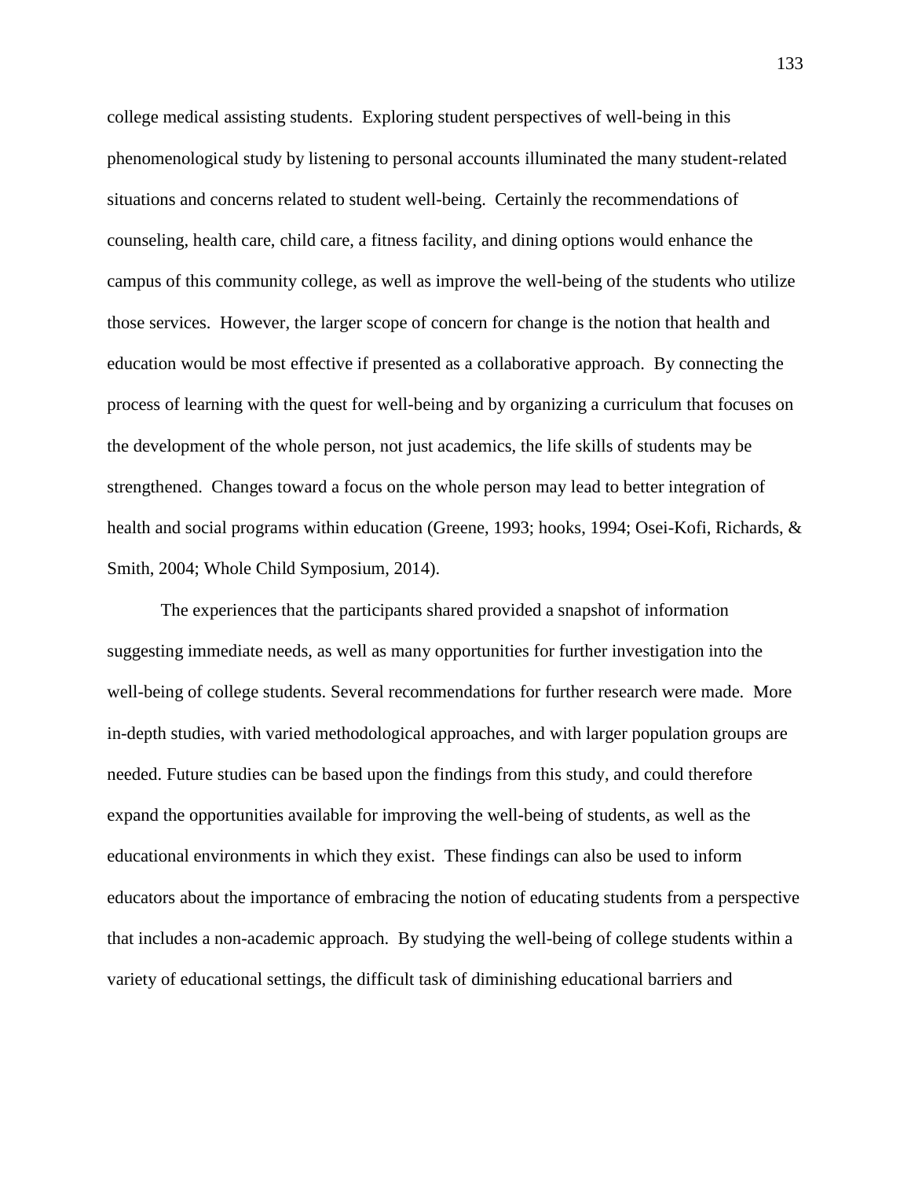college medical assisting students. Exploring student perspectives of well-being in this phenomenological study by listening to personal accounts illuminated the many student-related situations and concerns related to student well-being. Certainly the recommendations of counseling, health care, child care, a fitness facility, and dining options would enhance the campus of this community college, as well as improve the well-being of the students who utilize those services. However, the larger scope of concern for change is the notion that health and education would be most effective if presented as a collaborative approach. By connecting the process of learning with the quest for well-being and by organizing a curriculum that focuses on the development of the whole person, not just academics, the life skills of students may be strengthened. Changes toward a focus on the whole person may lead to better integration of health and social programs within education (Greene, 1993; hooks, 1994; Osei-Kofi, Richards, & Smith, 2004; Whole Child Symposium, 2014).

The experiences that the participants shared provided a snapshot of information suggesting immediate needs, as well as many opportunities for further investigation into the well-being of college students. Several recommendations for further research were made. More in-depth studies, with varied methodological approaches, and with larger population groups are needed. Future studies can be based upon the findings from this study, and could therefore expand the opportunities available for improving the well-being of students, as well as the educational environments in which they exist. These findings can also be used to inform educators about the importance of embracing the notion of educating students from a perspective that includes a non-academic approach. By studying the well-being of college students within a variety of educational settings, the difficult task of diminishing educational barriers and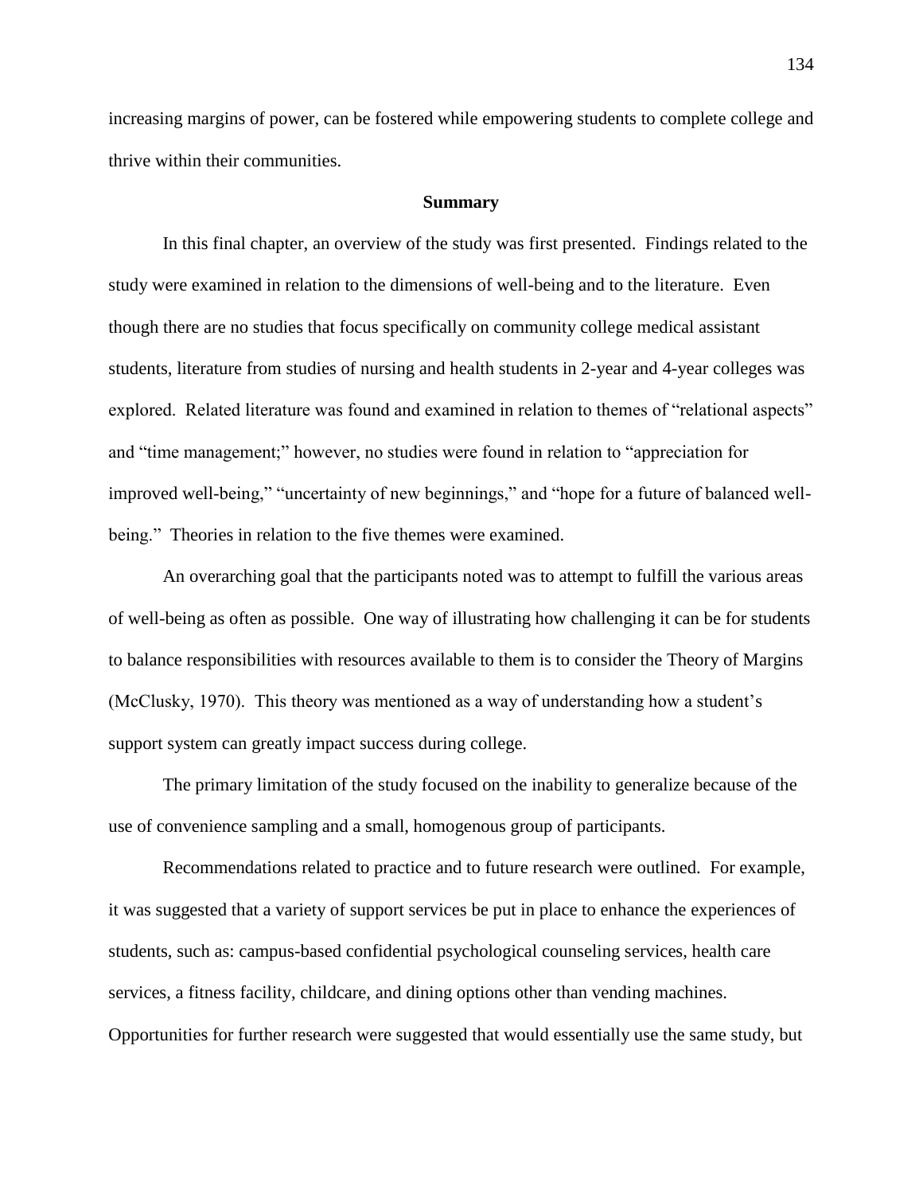increasing margins of power, can be fostered while empowering students to complete college and thrive within their communities.

## Summary

In this final chapter, an overview of the study was first presented. Findings related to the study were examined in relation to the dimensions of well-being and to the literature. Even though there are no studies that focus specifically on community college medical assistant students, literature from studies of nursing and health students in 2-year and 4-year colleges was explored. Related literature was found and examined in relation to themes of "relational aspects" and "time management;" however, no studies were found in relation to "appreciation for improved well-being," "uncertainty of new beginnings," and "hope for a future of balanced well-being." Theories in relation to the five themes were examined.

An overarching goal that the participants noted was to attempt to fulfill the various areas of well-being as often as possible. One way of illustrating how challenging it can be for students to balance responsibilities with resources available to them is to consider the Theory of Margins (McClusky, 1970). This theory was mentioned as a way of understanding how a student's support system can greatly impact success during college.

The primary limitation of the study focused on the inability to generalize because of the use of convenience sampling and a small, homogenous group of participants.

Recommendations related to practice and to future research were outlined. For example, it was suggested that a variety of support services be put in place to enhance the experiences of students, such as: campus-based confidential psychological counseling services, health care services, a fitness facility, childcare, and dining options other than vending machines. Opportunities for further research were suggested that would essentially use the same study, but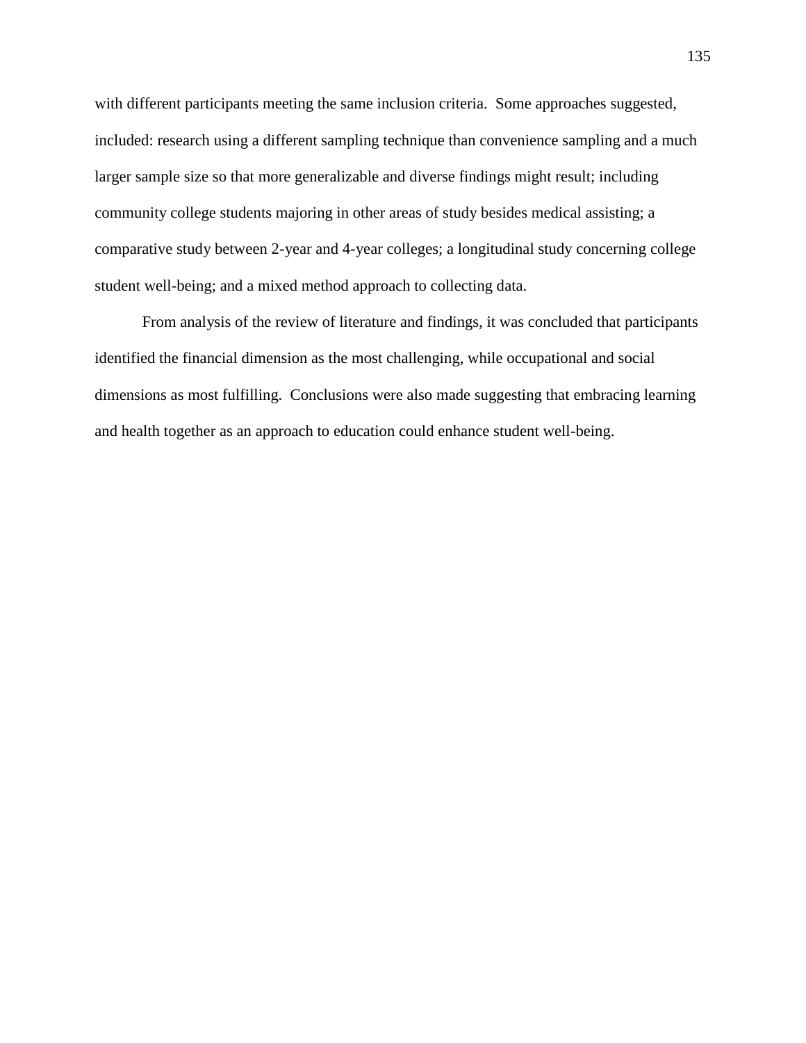with different participants meeting the same inclusion criteria. Some approaches suggested, included: research using a different sampling technique than convenience sampling and a much larger sample size so that more generalizable and diverse findings might result; including community college students majoring in other areas of study besides medical assisting; a comparative study between 2-year and 4-year colleges; a longitudinal study concerning college student well-being; and a mixed method approach to collecting data.

From analysis of the review of literature and findings, it was concluded that participants identified the financial dimension as the most challenging, while occupational and social dimensions as most fulfilling. Conclusions were also made suggesting that embracing learning and health together as an approach to education could enhance student well-being.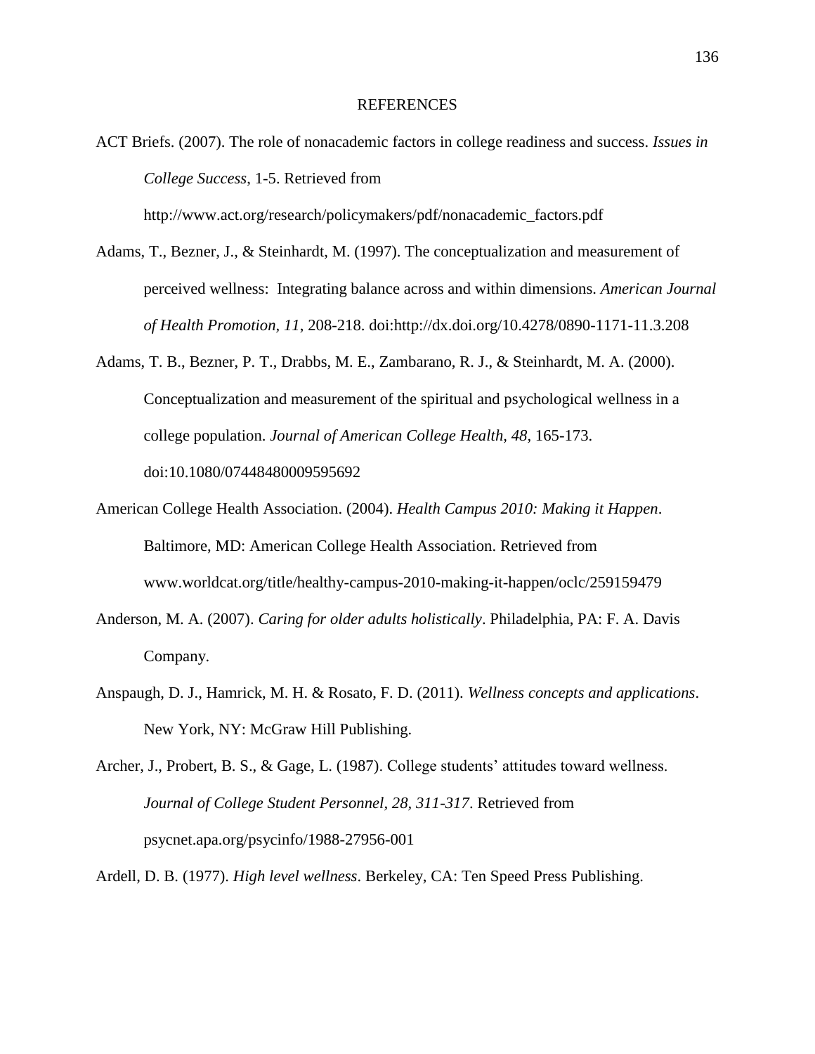# REFERENCES

ACT Briefs. (2007). The role of nonacademic factors in college readiness and success. *Issues in College Success*, 1-5. Retrieved from http://www.act.org/research/policymakers/pdf/nonacademic_factors.pdf

Adams, T., Bezner, J., & Steinhardt, M. (1997). The conceptualization and measurement of perceived wellness: Integrating balance across and within dimensions. *American Journal of Health Promotion, 11*, 208-218. doi:http://dx.doi.org/10.4278/0890-1171-11.3.208

Adams, T. B., Bezner, P. T., Drabbs, M. E., Zambarano, R. J., & Steinhardt, M. A. (2000). Conceptualization and measurement of the spiritual and psychological wellness in a college population. *Journal of American College Health, 48*, 165-173. doi:10.1080/07448480009595692

American College Health Association. (2004). *Health Campus 2010: Making it Happen*. Baltimore, MD: American College Health Association. Retrieved from www.worldcat.org/title/healthy-campus-2010-making-it-happen/oclc/259159479

Anderson, M. A. (2007). *Caring for older adults holistically*. Philadelphia, PA: F. A. Davis Company.

Anspaugh, D. J., Hamrick, M. H. & Rosato, F. D. (2011). *Wellness concepts and applications*. New York, NY: McGraw Hill Publishing.

Archer, J., Probert, B. S., & Gage, L. (1987). College students' attitudes toward wellness. *Journal of College Student Personnel, 28, 311-317*. Retrieved from psycnet.apa.org/psycinfo/1988-27956-001

Ardell, D. B. (1977). *High level wellness*. Berkeley, CA: Ten Speed Press Publishing.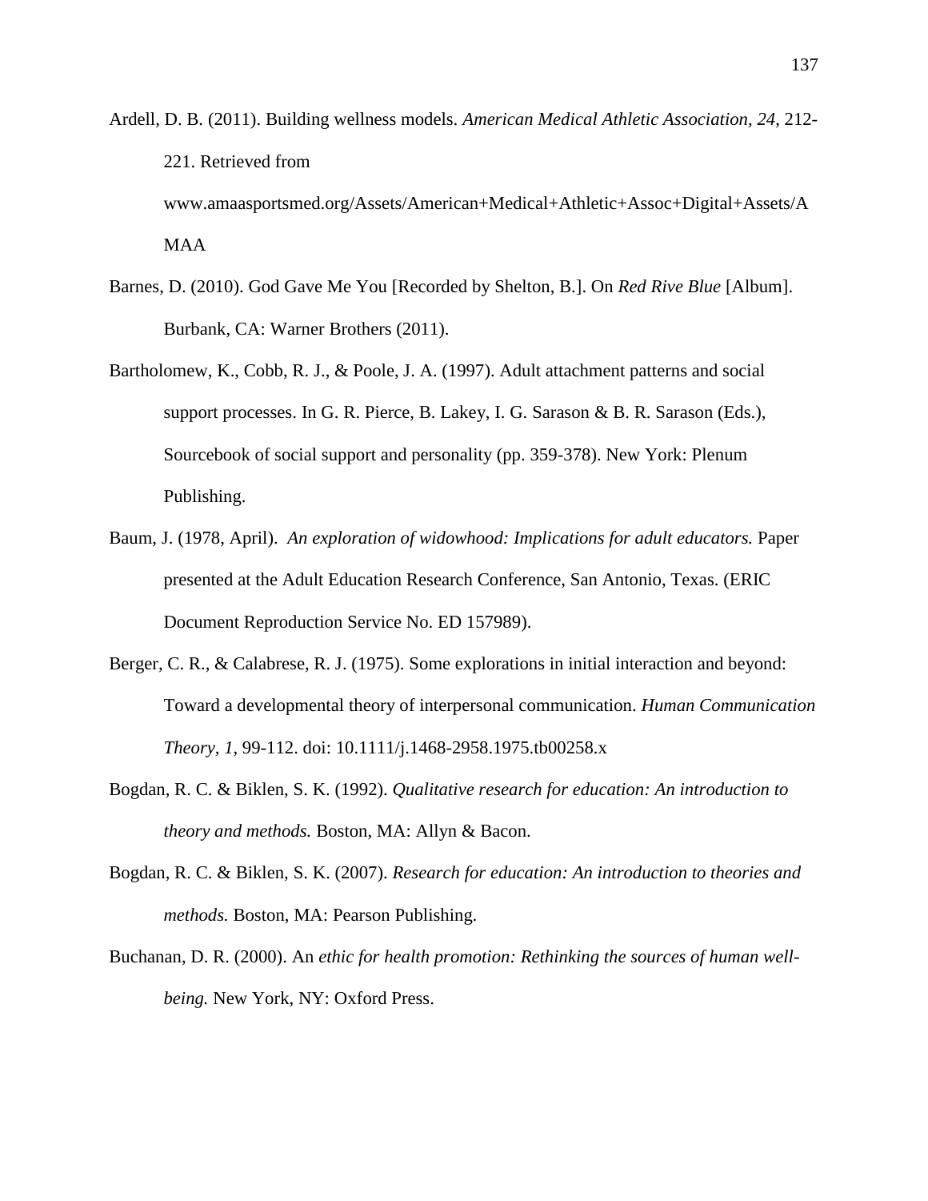Ardell, D. B. (2011). Building wellness models. *American Medical Athletic Association, 24*, 212-221. Retrieved from www.amaasportsmed.org/Assets/American+Medical+Athletic+Assoc+Digital+Assets/AMAA

Barnes, D. (2010). God Gave Me You [Recorded by Shelton, B.]. On *Red Rive Blue* [Album]. Burbank, CA: Warner Brothers (2011).

Bartholomew, K., Cobb, R. J., & Poole, J. A. (1997). Adult attachment patterns and social support processes. In G. R. Pierce, B. Lakey, I. G. Sarason & B. R. Sarason (Eds.), Sourcebook of social support and personality (pp. 359-378). New York: Plenum Publishing.

Baum, J. (1978, April). *An exploration of widowhood: Implications for adult educators.* Paper presented at the Adult Education Research Conference, San Antonio, Texas. (ERIC Document Reproduction Service No. ED 157989).

Berger, C. R., & Calabrese, R. J. (1975). Some explorations in initial interaction and beyond: Toward a developmental theory of interpersonal communication. *Human Communication Theory, 1*, 99-112. doi: 10.1111/j.1468-2958.1975.tb00258.x

Bogdan, R. C. & Biklen, S. K. (1992). *Qualitative research for education: An introduction to theory and methods.* Boston, MA: Allyn & Bacon.

Bogdan, R. C. & Biklen, S. K. (2007). *Research for education: An introduction to theories and methods.* Boston, MA: Pearson Publishing.

Buchanan, D. R. (2000). An *ethic for health promotion: Rethinking the sources of human well-being.* New York, NY: Oxford Press.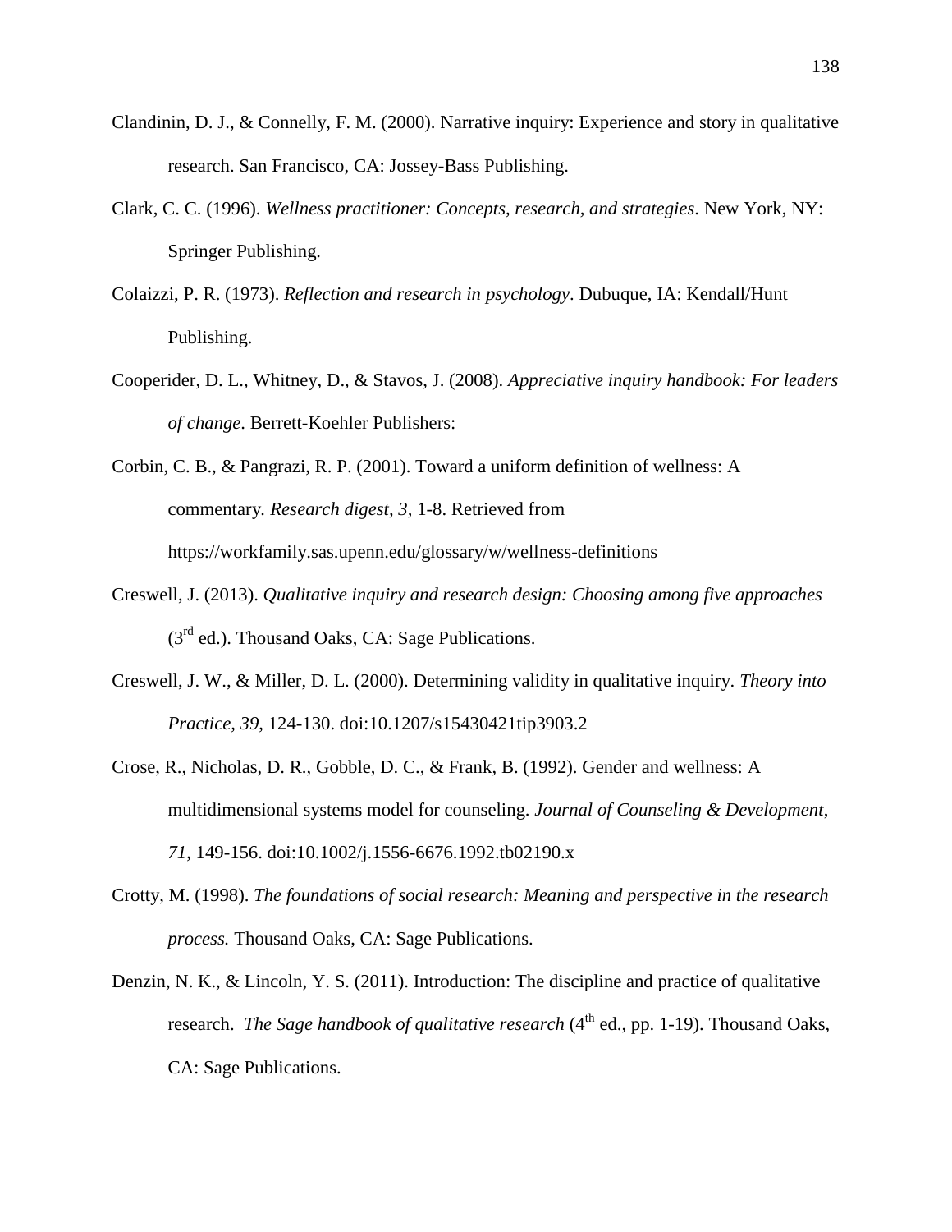Clandinin, D. J., & Connelly, F. M. (2000). Narrative inquiry: Experience and story in qualitative research. San Francisco, CA: Jossey-Bass Publishing.

Clark, C. C. (1996). *Wellness practitioner: Concepts, research, and strategies*. New York, NY: Springer Publishing.

Colaizzi, P. R. (1973). *Reflection and research in psychology*. Dubuque, IA: Kendall/Hunt Publishing.

Cooperider, D. L., Whitney, D., & Stavos, J. (2008). *Appreciative inquiry handbook: For leaders of change*. Berrett-Koehler Publishers:

Corbin, C. B., & Pangrazi, R. P. (2001). Toward a uniform definition of wellness: A commentary. *Research digest, 3,* 1-8. Retrieved from https://workfamily.sas.upenn.edu/glossary/w/wellness-definitions

Creswell, J. (2013). *Qualitative inquiry and research design: Choosing among five approaches* (3rd ed.). Thousand Oaks, CA: Sage Publications.

Creswell, J. W., & Miller, D. L. (2000). Determining validity in qualitative inquiry. *Theory into Practice, 39*, 124-130. doi:10.1207/s15430421tip3903.2

Crose, R., Nicholas, D. R., Gobble, D. C., & Frank, B. (1992). Gender and wellness: A multidimensional systems model for counseling. *Journal of Counseling & Development*, *71*, 149-156. doi:10.1002/j.1556-6676.1992.tb02190.x

Crotty, M. (1998). *The foundations of social research: Meaning and perspective in the research process.* Thousand Oaks, CA: Sage Publications.

Denzin, N. K., & Lincoln, Y. S. (2011). Introduction: The discipline and practice of qualitative research. *The Sage handbook of qualitative research* (4th ed., pp. 1-19). Thousand Oaks, CA: Sage Publications.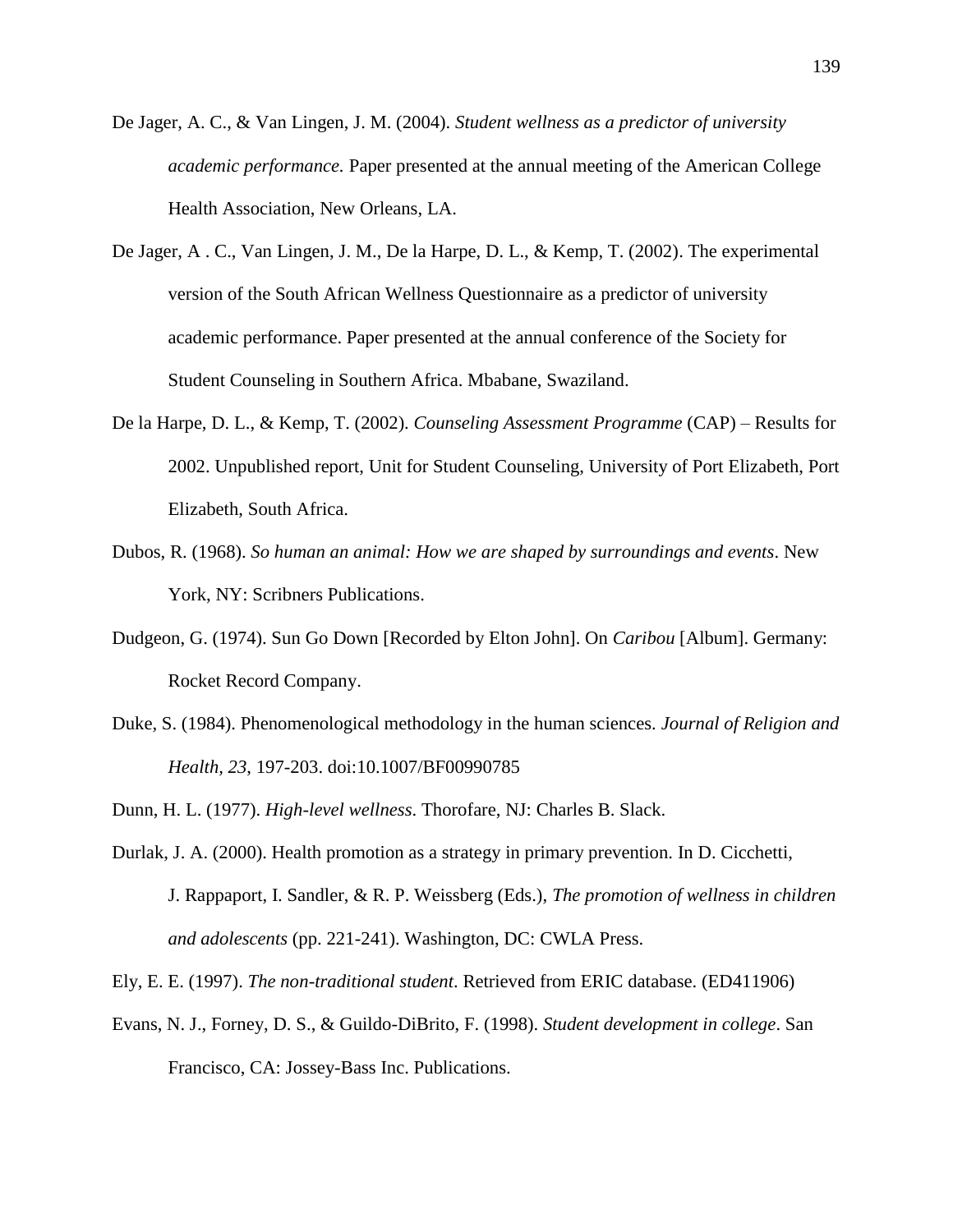De Jager, A. C., & Van Lingen, J. M. (2004). *Student wellness as a predictor of university academic performance.* Paper presented at the annual meeting of the American College Health Association, New Orleans, LA.

De Jager, A . C., Van Lingen, J. M., De la Harpe, D. L., & Kemp, T. (2002). The experimental version of the South African Wellness Questionnaire as a predictor of university academic performance. Paper presented at the annual conference of the Society for Student Counseling in Southern Africa. Mbabane, Swaziland.

De la Harpe, D. L., & Kemp, T. (2002). *Counseling Assessment Programme* (CAP) – Results for 2002. Unpublished report, Unit for Student Counseling, University of Port Elizabeth, Port Elizabeth, South Africa.

Dubos, R. (1968). *So human an animal: How we are shaped by surroundings and events*. New York, NY: Scribners Publications.

Dudgeon, G. (1974). Sun Go Down [Recorded by Elton John]. On *Caribou* [Album]. Germany: Rocket Record Company.

Duke, S. (1984). Phenomenological methodology in the human sciences. *Journal of Religion and Health, 23*, 197-203. doi:10.1007/BF00990785

Dunn, H. L. (1977). *High-level wellness*. Thorofare, NJ: Charles B. Slack.

Durlak, J. A. (2000). Health promotion as a strategy in primary prevention. In D. Cicchetti, J. Rappaport, I. Sandler, & R. P. Weissberg (Eds.), *The promotion of wellness in children and adolescents* (pp. 221-241). Washington, DC: CWLA Press.

Ely, E. E. (1997). *The non-traditional student*. Retrieved from ERIC database. (ED411906)

Evans, N. J., Forney, D. S., & Guildo-DiBrito, F. (1998). *Student development in college*. San Francisco, CA: Jossey-Bass Inc. Publications.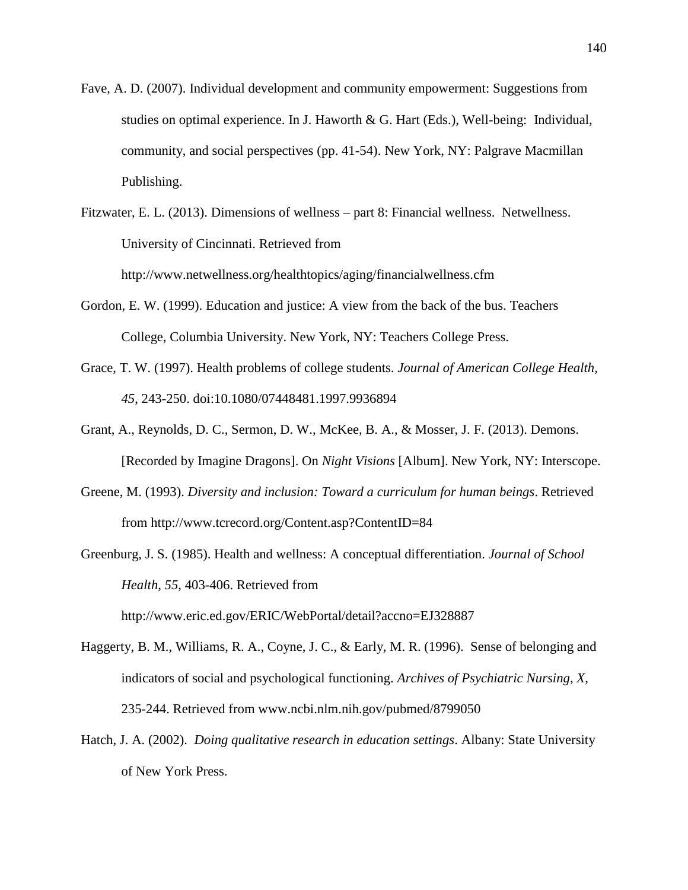Fave, A. D. (2007). Individual development and community empowerment: Suggestions from studies on optimal experience. In J. Haworth & G. Hart (Eds.), Well-being: Individual, community, and social perspectives (pp. 41-54). New York, NY: Palgrave Macmillan Publishing.

Fitzwater, E. L. (2013). Dimensions of wellness – part 8: Financial wellness. Netwellness. University of Cincinnati. Retrieved from http://www.netwellness.org/healthtopics/aging/financialwellness.cfm

Gordon, E. W. (1999). Education and justice: A view from the back of the bus. Teachers College, Columbia University. New York, NY: Teachers College Press.

Grace, T. W. (1997). Health problems of college students. *Journal of American College Health, 45*, 243-250. doi:10.1080/07448481.1997.9936894

Grant, A., Reynolds, D. C., Sermon, D. W., McKee, B. A., & Mosser, J. F. (2013). Demons. [Recorded by Imagine Dragons]. On *Night Visions* [Album]. New York, NY: Interscope.

Greene, M. (1993). *Diversity and inclusion: Toward a curriculum for human beings*. Retrieved from http://www.tcrecord.org/Content.asp?ContentID=84

Greenburg, J. S. (1985). Health and wellness: A conceptual differentiation. *Journal of School Health, 55*, 403-406. Retrieved from http://www.eric.ed.gov/ERIC/WebPortal/detail?accno=EJ328887

Haggerty, B. M., Williams, R. A., Coyne, J. C., & Early, M. R. (1996). Sense of belonging and indicators of social and psychological functioning. *Archives of Psychiatric Nursing, X*, 235-244. Retrieved from www.ncbi.nlm.nih.gov/pubmed/8799050

Hatch, J. A. (2002). *Doing qualitative research in education settings*. Albany: State University of New York Press.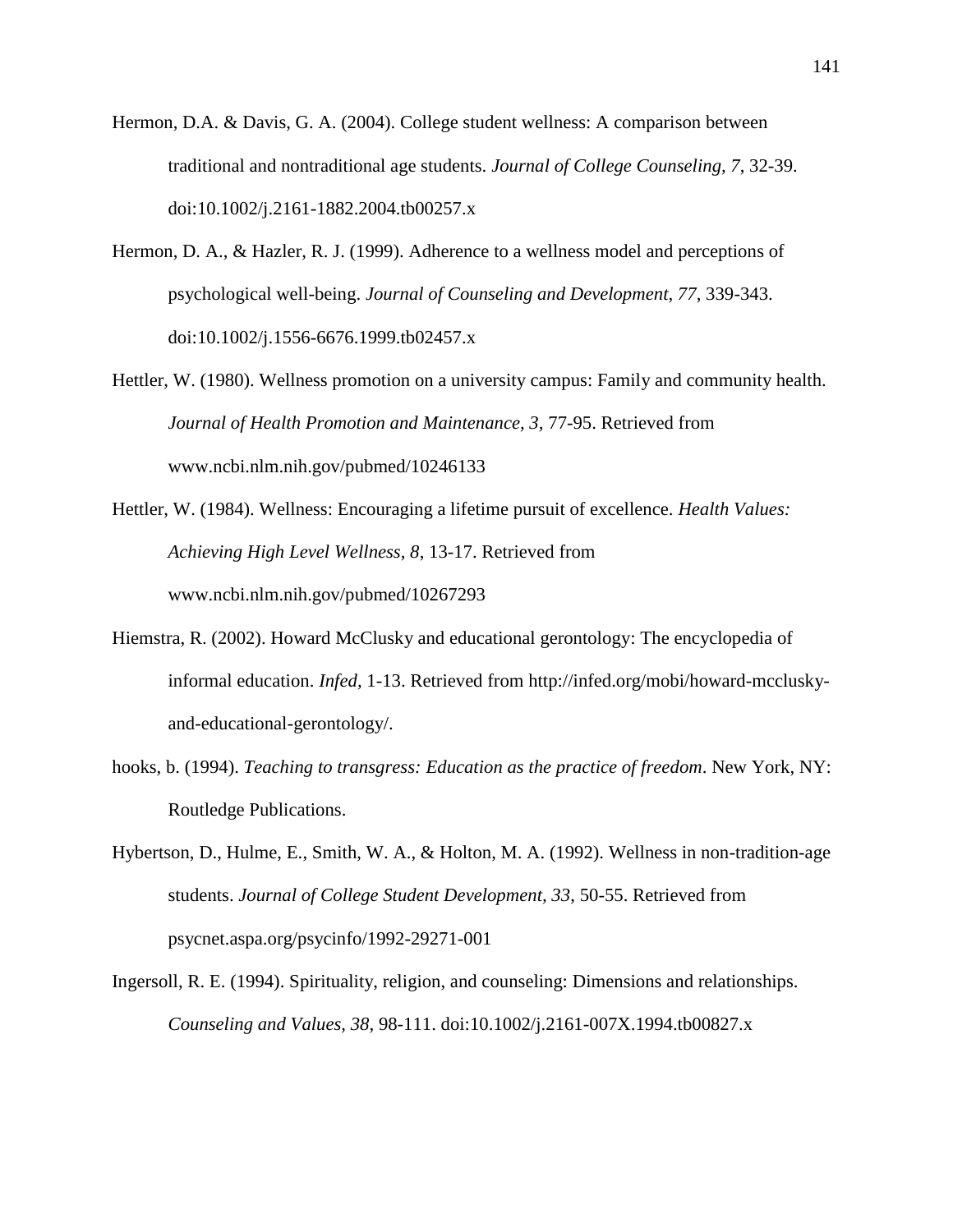Hermon, D.A. & Davis, G. A. (2004). College student wellness: A comparison between traditional and nontraditional age students. *Journal of College Counseling, 7,* 32-39. doi:10.1002/j.2161-1882.2004.tb00257.x

Hermon, D. A., & Hazler, R. J. (1999). Adherence to a wellness model and perceptions of psychological well-being. *Journal of Counseling and Development, 77*, 339-343. doi:10.1002/j.1556-6676.1999.tb02457.x

Hettler, W. (1980). Wellness promotion on a university campus: Family and community health. *Journal of Health Promotion and Maintenance, 3,* 77-95. Retrieved from www.ncbi.nlm.nih.gov/pubmed/10246133

Hettler, W. (1984). Wellness: Encouraging a lifetime pursuit of excellence. *Health Values: Achieving High Level Wellness, 8*, 13-17. Retrieved from www.ncbi.nlm.nih.gov/pubmed/10267293

Hiemstra, R. (2002). Howard McClusky and educational gerontology: The encyclopedia of informal education. *Infed,* 1-13. Retrieved from http://infed.org/mobi/howard-mcclusky-and-educational-gerontology/.

hooks, b. (1994). *Teaching to transgress: Education as the practice of freedom*. New York, NY: Routledge Publications.

Hybertson, D., Hulme, E., Smith, W. A., & Holton, M. A. (1992). Wellness in non-tradition-age students. *Journal of College Student Development, 33*, 50-55. Retrieved from psycnet.aspa.org/psycinfo/1992-29271-001

Ingersoll, R. E. (1994). Spirituality, religion, and counseling: Dimensions and relationships. *Counseling and Values, 38*, 98-111. doi:10.1002/j.2161-007X.1994.tb00827.x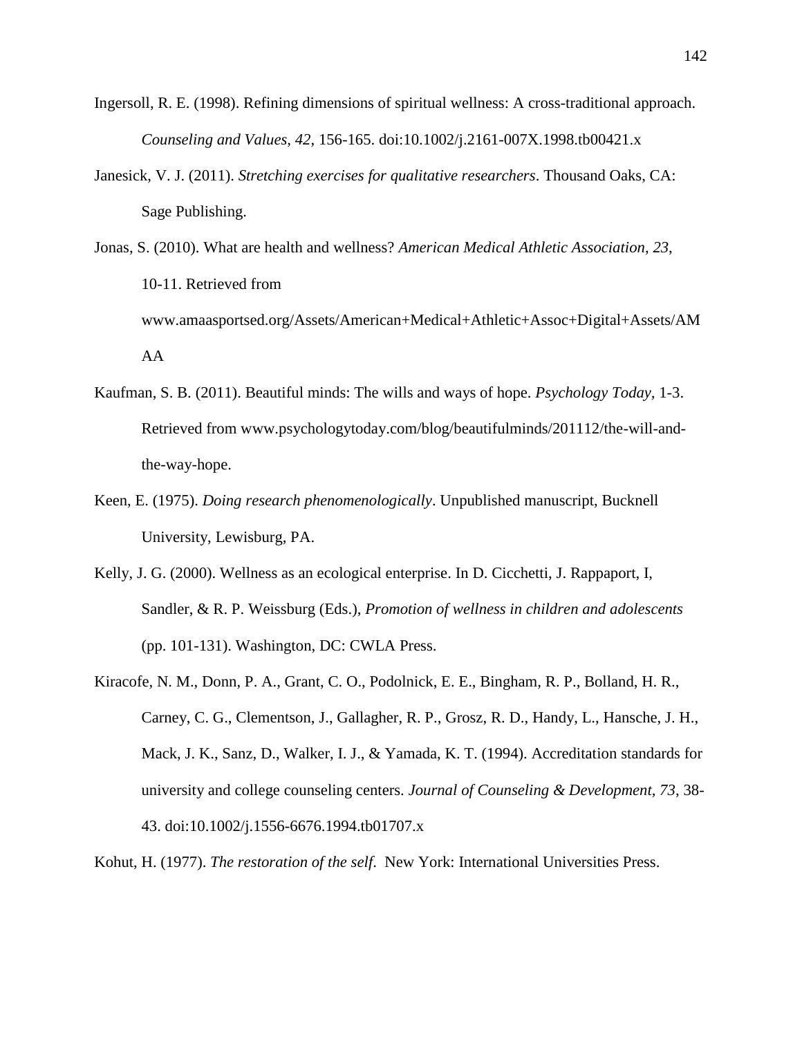Ingersoll, R. E. (1998). Refining dimensions of spiritual wellness: A cross-traditional approach. *Counseling and Values*, *42*, 156-165. doi:10.1002/j.2161-007X.1998.tb00421.x

Janesick, V. J. (2011). *Stretching exercises for qualitative researchers*. Thousand Oaks, CA: Sage Publishing.

Jonas, S. (2010). What are health and wellness? *American Medical Athletic Association*, *23*, 10-11. Retrieved from www.amaasportsed.org/Assets/American+Medical+Athletic+Assoc+Digital+Assets/AMAA

Kaufman, S. B. (2011). Beautiful minds: The wills and ways of hope. *Psychology Today,* 1-3. Retrieved from www.psychologytoday.com/blog/beautifulminds/201112/the-will-and-the-way-hope.

Keen, E. (1975). *Doing research phenomenologically*. Unpublished manuscript, Bucknell University, Lewisburg, PA.

Kelly, J. G. (2000). Wellness as an ecological enterprise. In D. Cicchetti, J. Rappaport, I, Sandler, & R. P. Weissburg (Eds.), *Promotion of wellness in children and adolescents* (pp. 101-131). Washington, DC: CWLA Press.

Kiracofe, N. M., Donn, P. A., Grant, C. O., Podolnick, E. E., Bingham, R. P., Bolland, H. R., Carney, C. G., Clementson, J., Gallagher, R. P., Grosz, R. D., Handy, L., Hansche, J. H., Mack, J. K., Sanz, D., Walker, I. J., & Yamada, K. T. (1994). Accreditation standards for university and college counseling centers. *Journal of Counseling & Development, 73*, 38-43. doi:10.1002/j.1556-6676.1994.tb01707.x

Kohut, H. (1977). *The restoration of the self*. New York: International Universities Press.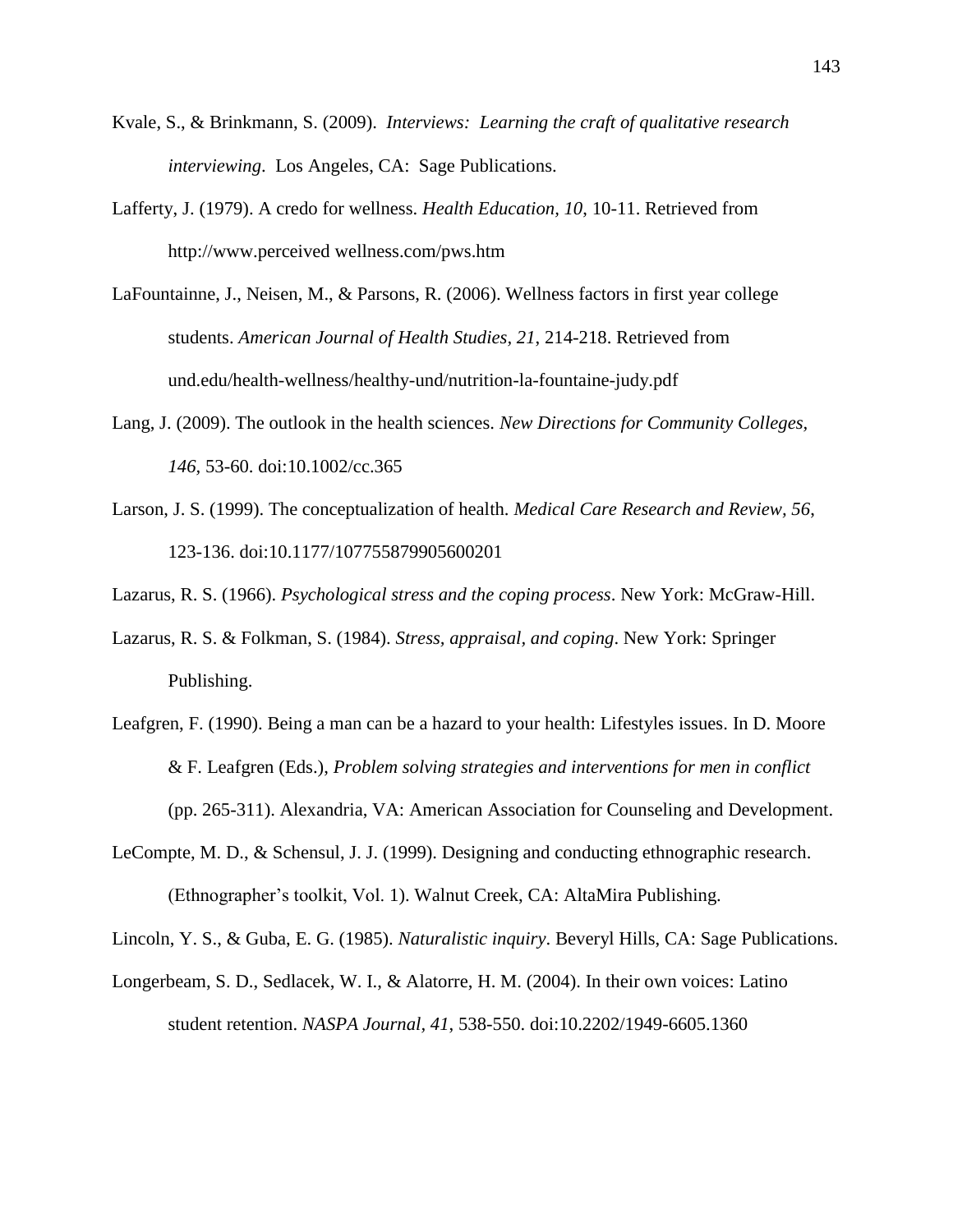Kvale, S., & Brinkmann, S. (2009). *Interviews: Learning the craft of qualitative research interviewing*. Los Angeles, CA: Sage Publications.

Lafferty, J. (1979). A credo for wellness. *Health Education, 10,* 10-11. Retrieved from http://www.perceived wellness.com/pws.htm

LaFountainne, J., Neisen, M., & Parsons, R. (2006). Wellness factors in first year college students. *American Journal of Health Studies, 21*, 214-218. Retrieved from und.edu/health-wellness/healthy-und/nutrition-la-fountaine-judy.pdf

Lang, J. (2009). The outlook in the health sciences. *New Directions for Community Colleges, 146,* 53-60. doi:10.1002/cc.365

Larson, J. S. (1999). The conceptualization of health. *Medical Care Research and Review, 56*, 123-136. doi:10.1177/107755879905600201

Lazarus, R. S. (1966). *Psychological stress and the coping process*. New York: McGraw-Hill.

Lazarus, R. S. & Folkman, S. (1984). *Stress, appraisal, and coping*. New York: Springer Publishing.

Leafgren, F. (1990). Being a man can be a hazard to your health: Lifestyles issues. In D. Moore & F. Leafgren (Eds.), *Problem solving strategies and interventions for men in conflict* (pp. 265-311). Alexandria, VA: American Association for Counseling and Development.

LeCompte, M. D., & Schensul, J. J. (1999). Designing and conducting ethnographic research. (Ethnographer's toolkit, Vol. 1). Walnut Creek, CA: AltaMira Publishing.

Lincoln, Y. S., & Guba, E. G. (1985). *Naturalistic inquiry*. Beveryl Hills, CA: Sage Publications.

Longerbeam, S. D., Sedlacek, W. I., & Alatorre, H. M. (2004). In their own voices: Latino student retention. *NASPA Journal, 41*, 538-550. doi:10.2202/1949-6605.1360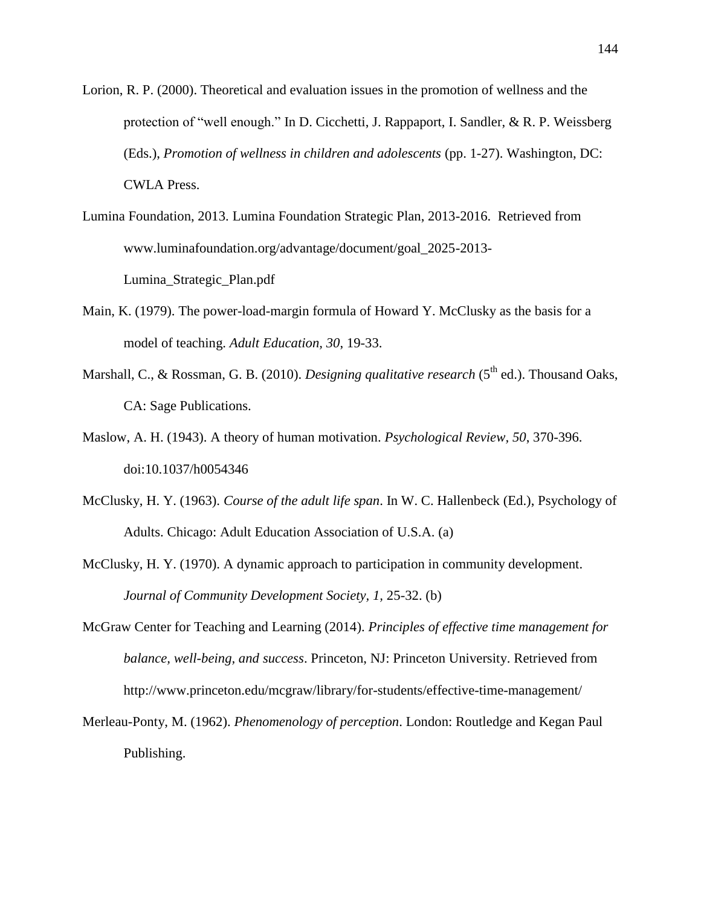Lorion, R. P. (2000). Theoretical and evaluation issues in the promotion of wellness and the protection of “well enough.” In D. Cicchetti, J. Rappaport, I. Sandler, & R. P. Weissberg (Eds.), *Promotion of wellness in children and adolescents* (pp. 1-27). Washington, DC: CWLA Press.

Lumina Foundation, 2013. Lumina Foundation Strategic Plan, 2013-2016. Retrieved from www.luminafoundation.org/advantage/document/goal_2025-2013-Lumina_Strategic_Plan.pdf

Main, K. (1979). The power-load-margin formula of Howard Y. McClusky as the basis for a model of teaching. *Adult Education, 30*, 19-33.

Marshall, C., & Rossman, G. B. (2010). *Designing qualitative research* (5th ed.). Thousand Oaks, CA: Sage Publications.

Maslow, A. H. (1943). A theory of human motivation. *Psychological Review, 50*, 370-396. doi:10.1037/h0054346

McClusky, H. Y. (1963). *Course of the adult life span*. In W. C. Hallenbeck (Ed.), Psychology of Adults. Chicago: Adult Education Association of U.S.A. (a)

McClusky, H. Y. (1970). A dynamic approach to participation in community development. *Journal of Community Development Society, 1*, 25-32. (b)

McGraw Center for Teaching and Learning (2014). *Principles of effective time management for balance, well-being, and success*. Princeton, NJ: Princeton University. Retrieved from http://www.princeton.edu/mcgraw/library/for-students/effective-time-management/

Merleau-Ponty, M. (1962). *Phenomenology of perception*. London: Routledge and Kegan Paul Publishing.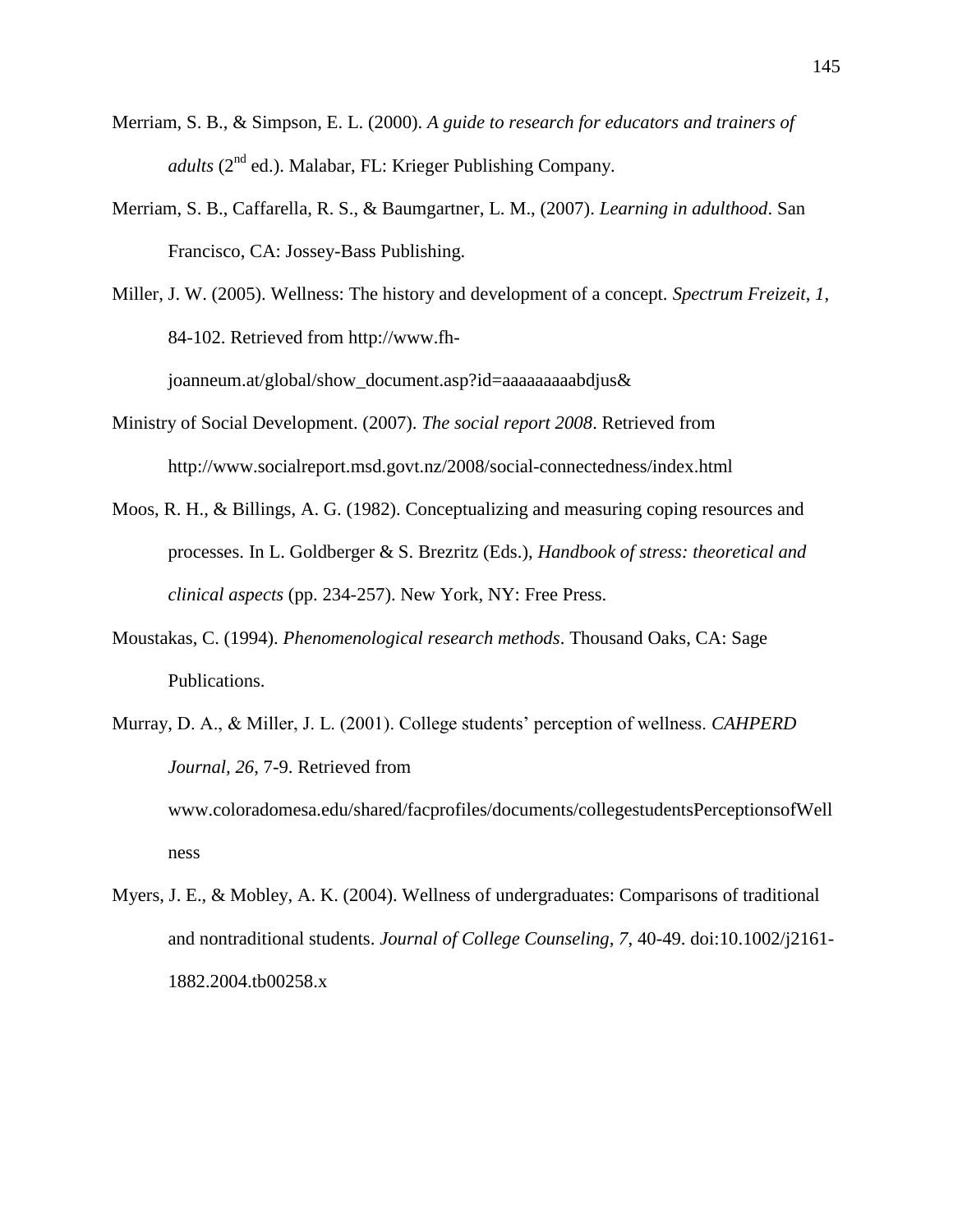Merriam, S. B., & Simpson, E. L. (2000). *A guide to research for educators and trainers of adults* ($2^{nd}$ ed.). Malabar, FL: Krieger Publishing Company.

Merriam, S. B., Caffarella, R. S., & Baumgartner, L. M., (2007). *Learning in adulthood*. San Francisco, CA: Jossey-Bass Publishing.

Miller, J. W. (2005). Wellness: The history and development of a concept. *Spectrum Freizeit*, *1*, 84-102. Retrieved from http://www.fh-joanneum.at/global/show_document.asp?id=aaaaaaaaabdjus&

Ministry of Social Development. (2007). *The social report 2008*. Retrieved from http://www.socialreport.msd.govt.nz/2008/social-connectedness/index.html

Moos, R. H., & Billings, A. G. (1982). Conceptualizing and measuring coping resources and processes. In L. Goldberger & S. Brezritz (Eds.), *Handbook of stress: theoretical and clinical aspects* (pp. 234-257). New York, NY: Free Press.

Moustakas, C. (1994). *Phenomenological research methods*. Thousand Oaks, CA: Sage Publications.

Murray, D. A., & Miller, J. L. (2001). College students' perception of wellness. *CAHPERD Journal, 26*, 7-9. Retrieved from www.coloradomesa.edu/shared/facprofiles/documents/collegestudentsPerceptionsofWellness

Myers, J. E., & Mobley, A. K. (2004). Wellness of undergraduates: Comparisons of traditional and nontraditional students. *Journal of College Counseling, 7*, 40-49. doi:10.1002/j2161-1882.2004.tb00258.x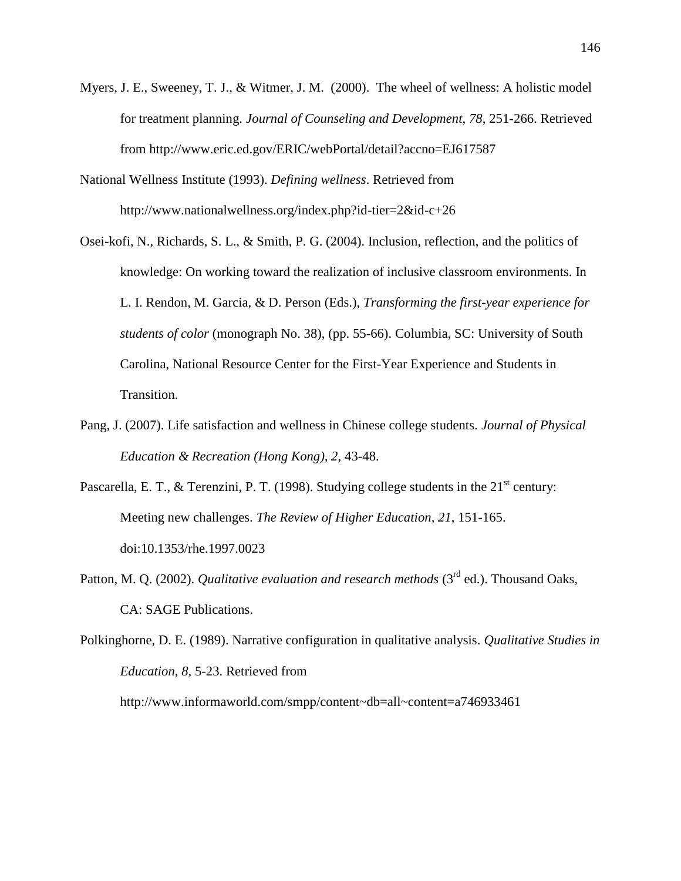Myers, J. E., Sweeney, T. J., & Witmer, J. M. (2000). The wheel of wellness: A holistic model for treatment planning. *Journal of Counseling and Development, 78*, 251-266. Retrieved from http://www.eric.ed.gov/ERIC/webPortal/detail?accno=EJ617587

National Wellness Institute (1993). *Defining wellness*. Retrieved from http://www.nationalwellness.org/index.php?id-tier=2&id-c+26

Osei-kofi, N., Richards, S. L., & Smith, P. G. (2004). Inclusion, reflection, and the politics of knowledge: On working toward the realization of inclusive classroom environments. In L. I. Rendon, M. Garcia, & D. Person (Eds.), *Transforming the first-year experience for students of color* (monograph No. 38), (pp. 55-66). Columbia, SC: University of South Carolina, National Resource Center for the First-Year Experience and Students in Transition.

Pang, J. (2007). Life satisfaction and wellness in Chinese college students. *Journal of Physical Education & Recreation (Hong Kong), 2,* 43-48.

Pascarella, E. T., & Terenzini, P. T. (1998). Studying college students in the 21st century: Meeting new challenges. *The Review of Higher Education, 21*, 151-165. doi:10.1353/rhe.1997.0023

Patton, M. Q. (2002). *Qualitative evaluation and research methods* (3rd ed.). Thousand Oaks, CA: SAGE Publications.

Polkinghorne, D. E. (1989). Narrative configuration in qualitative analysis. *Qualitative Studies in Education, 8*, 5-23. Retrieved from http://www.informaworld.com/smpp/content~db=all~content=a746933461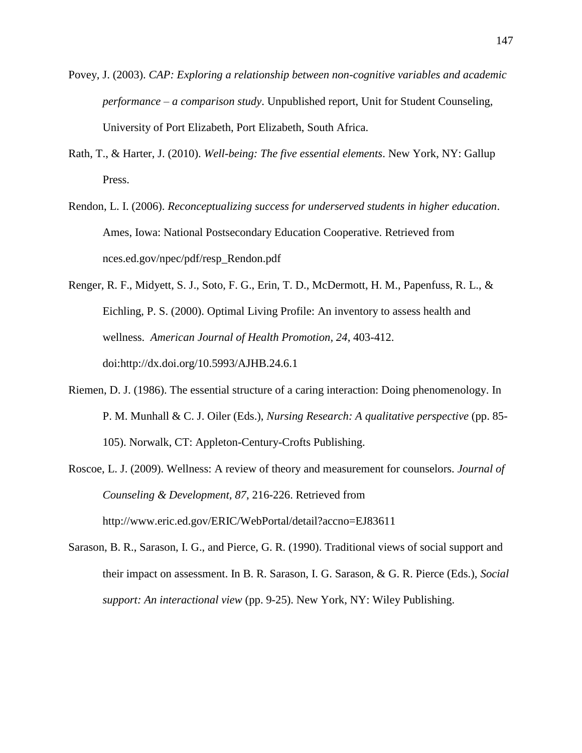Povey, J. (2003). *CAP: Exploring a relationship between non-cognitive variables and academic performance – a comparison study*. Unpublished report, Unit for Student Counseling, University of Port Elizabeth, Port Elizabeth, South Africa.

Rath, T., & Harter, J. (2010). *Well-being: The five essential elements*. New York, NY: Gallup Press.

Rendon, L. I. (2006). *Reconceptualizing success for underserved students in higher education*. Ames, Iowa: National Postsecondary Education Cooperative. Retrieved from nces.ed.gov/npec/pdf/resp_Rendon.pdf

Renger, R. F., Midyett, S. J., Soto, F. G., Erin, T. D., McDermott, H. M., Papenfuss, R. L., & Eichling, P. S. (2000). Optimal Living Profile: An inventory to assess health and wellness. *American Journal of Health Promotion, 24*, 403-412. doi:http://dx.doi.org/10.5993/AJHB.24.6.1

Riemen, D. J. (1986). The essential structure of a caring interaction: Doing phenomenology. In P. M. Munhall & C. J. Oiler (Eds.), *Nursing Research: A qualitative perspective* (pp. 85-105). Norwalk, CT: Appleton-Century-Crofts Publishing.

Roscoe, L. J. (2009). Wellness: A review of theory and measurement for counselors. *Journal of Counseling & Development, 87*, 216-226. Retrieved from http://www.eric.ed.gov/ERIC/WebPortal/detail?accno=EJ83611

Sarason, B. R., Sarason, I. G., and Pierce, G. R. (1990). Traditional views of social support and their impact on assessment. In B. R. Sarason, I. G. Sarason, & G. R. Pierce (Eds.), *Social support: An interactional view* (pp. 9-25). New York, NY: Wiley Publishing.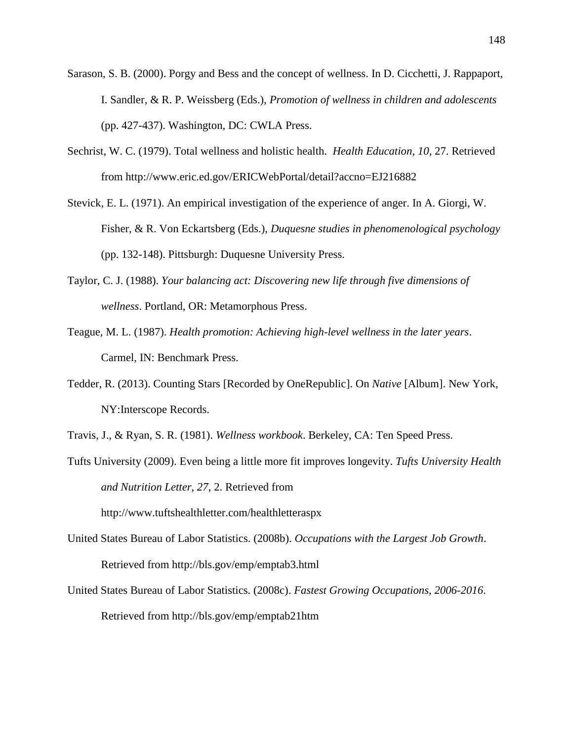Sarason, S. B. (2000). Porgy and Bess and the concept of wellness. In D. Cicchetti, J. Rappaport, I. Sandler, & R. P. Weissberg (Eds.), *Promotion of wellness in children and adolescents* (pp. 427-437). Washington, DC: CWLA Press.

Sechrist, W. C. (1979). Total wellness and holistic health. *Health Education, 10*, 27. Retrieved from http://www.eric.ed.gov/ERICWebPortal/detail?accno=EJ216882

Stevick, E. L. (1971). An empirical investigation of the experience of anger. In A. Giorgi, W. Fisher, & R. Von Eckartsberg (Eds.), *Duquesne studies in phenomenological psychology* (pp. 132-148). Pittsburgh: Duquesne University Press.

Taylor, C. J. (1988). *Your balancing act: Discovering new life through five dimensions of wellness*. Portland, OR: Metamorphous Press.

Teague, M. L. (1987). *Health promotion: Achieving high-level wellness in the later years*. Carmel, IN: Benchmark Press.

Tedder, R. (2013). Counting Stars [Recorded by OneRepublic]. On *Native* [Album]. New York, NY:Interscope Records.

Travis, J., & Ryan, S. R. (1981). *Wellness workbook*. Berkeley, CA: Ten Speed Press.

Tufts University (2009). Even being a little more fit improves longevity. *Tufts University Health and Nutrition Letter, 27*, 2. Retrieved from http://www.tuftshealthletter.com/healthletteraspx

United States Bureau of Labor Statistics. (2008b). *Occupations with the Largest Job Growth*. Retrieved from http://bls.gov/emp/emptab3.html

United States Bureau of Labor Statistics. (2008c). *Fastest Growing Occupations, 2006-2016*. Retrieved from http://bls.gov/emp/emptab21htm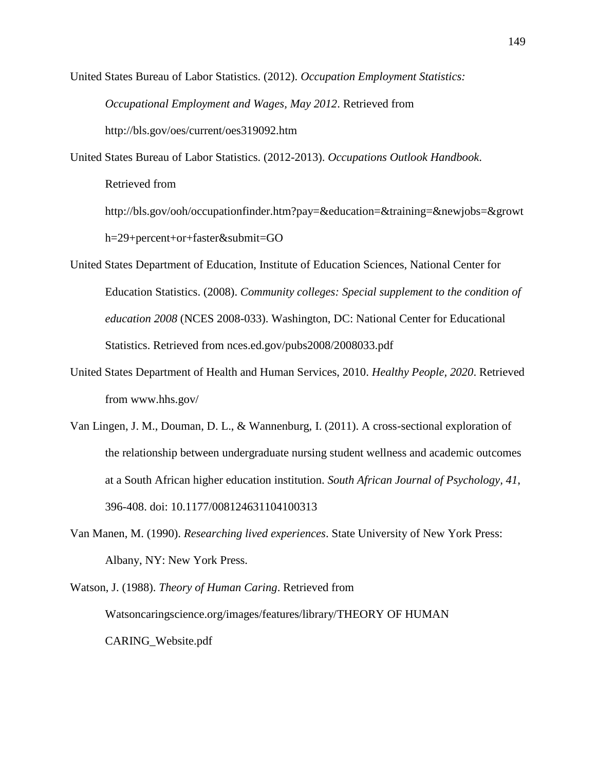United States Bureau of Labor Statistics. (2012). *Occupation Employment Statistics: Occupational Employment and Wages, May 2012*. Retrieved from http://bls.gov/oes/current/oes319092.htm

United States Bureau of Labor Statistics. (2012-2013). *Occupations Outlook Handbook.* Retrieved from http://bls.gov/ooh/occupationfinder.htm?pay=&education=&training=&newjobs=&growth=29+percent+or+faster&submit=GO

United States Department of Education, Institute of Education Sciences, National Center for Education Statistics. (2008). *Community colleges: Special supplement to the condition of education 2008* (NCES 2008-033). Washington, DC: National Center for Educational Statistics. Retrieved from nces.ed.gov/pubs2008/2008033.pdf

United States Department of Health and Human Services, 2010. *Healthy People, 2020*. Retrieved from www.hhs.gov/

Van Lingen, J. M., Douman, D. L., & Wannenburg, I. (2011). A cross-sectional exploration of the relationship between undergraduate nursing student wellness and academic outcomes at a South African higher education institution. *South African Journal of Psychology, 41*, 396-408. doi: 10.1177/008124631104100313

Van Manen, M. (1990). *Researching lived experiences*. State University of New York Press: Albany, NY: New York Press.

Watson, J. (1988). *Theory of Human Caring*. Retrieved from Watsoncaringscience.org/images/features/library/THEORY OF HUMAN CARING_Website.pdf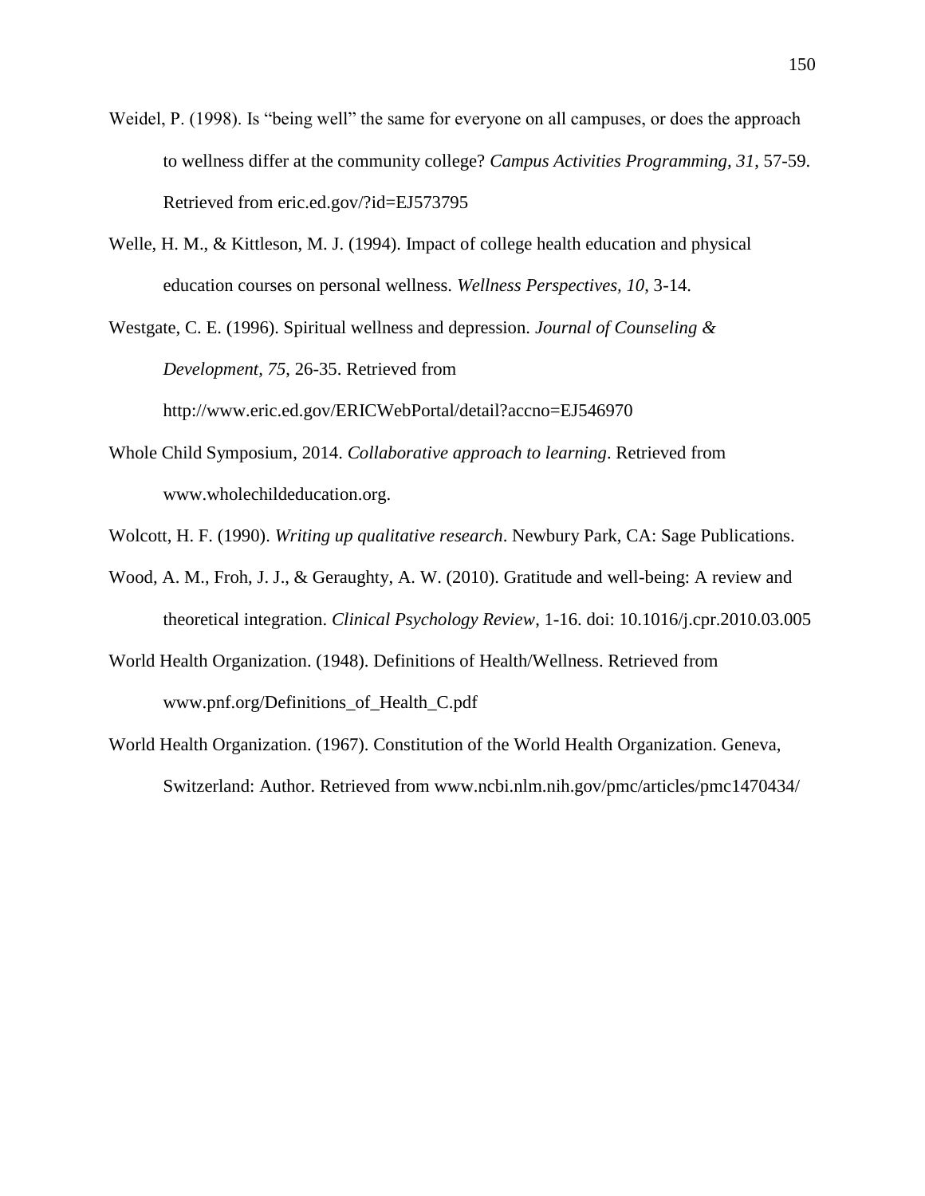Weidel, P. (1998). Is "being well" the same for everyone on all campuses, or does the approach to wellness differ at the community college? *Campus Activities Programming, 31*, 57-59. Retrieved from eric.ed.gov/?id=EJ573795

Welle, H. M., & Kittleson, M. J. (1994). Impact of college health education and physical education courses on personal wellness. *Wellness Perspectives, 10*, 3-14.

Westgate, C. E. (1996). Spiritual wellness and depression. *Journal of Counseling & Development, 75*, 26-35. Retrieved from http://www.eric.ed.gov/ERICWebPortal/detail?accno=EJ546970

Whole Child Symposium, 2014. *Collaborative approach to learning*. Retrieved from www.wholechildeducation.org.

Wolcott, H. F. (1990). *Writing up qualitative research*. Newbury Park, CA: Sage Publications.

Wood, A. M., Froh, J. J., & Geraughty, A. W. (2010). Gratitude and well-being: A review and theoretical integration. *Clinical Psychology Review*, 1-16. doi: 10.1016/j.cpr.2010.03.005

World Health Organization. (1948). Definitions of Health/Wellness. Retrieved from www.pnf.org/Definitions_of_Health_C.pdf

World Health Organization. (1967). Constitution of the World Health Organization. Geneva, Switzerland: Author. Retrieved from www.ncbi.nlm.nih.gov/pmc/articles/pmc1470434/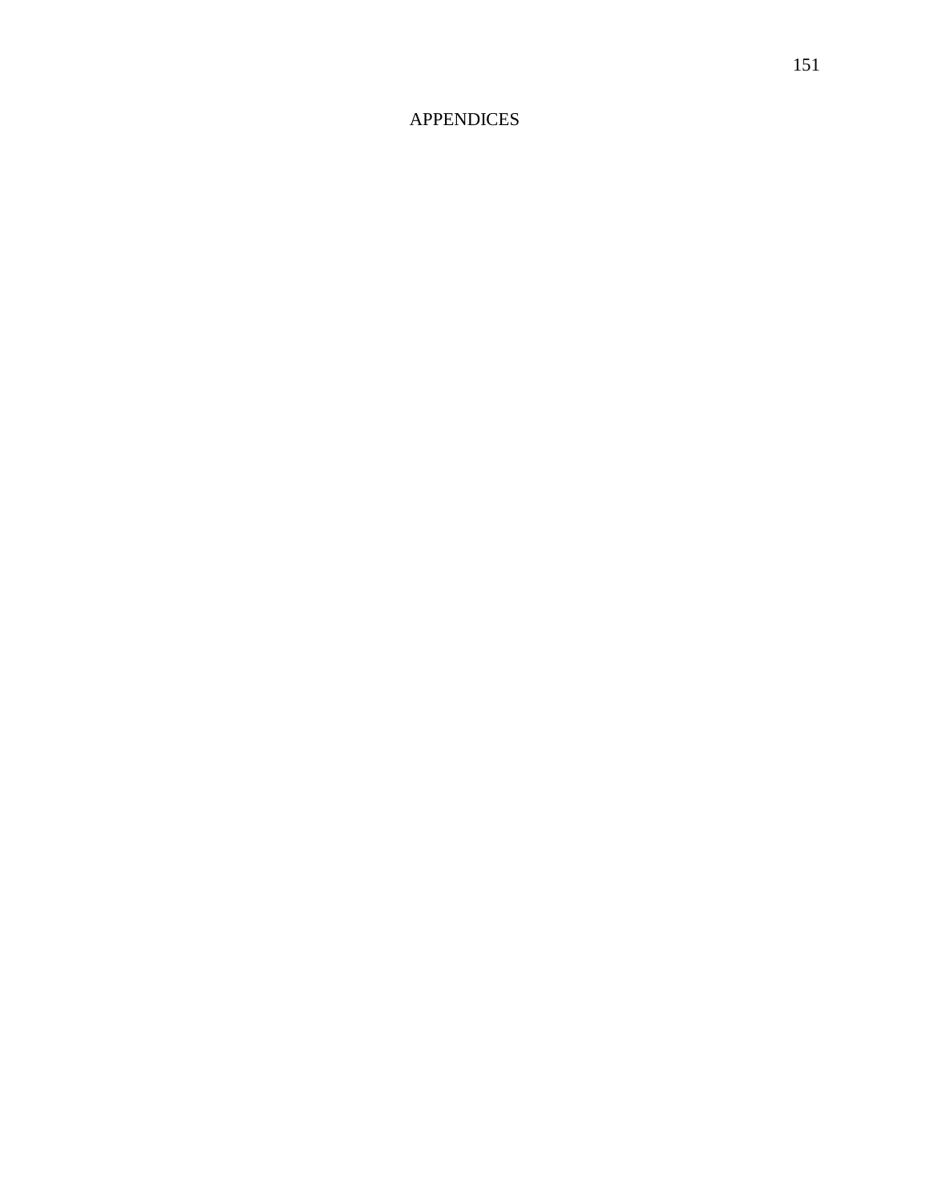# APPENDICES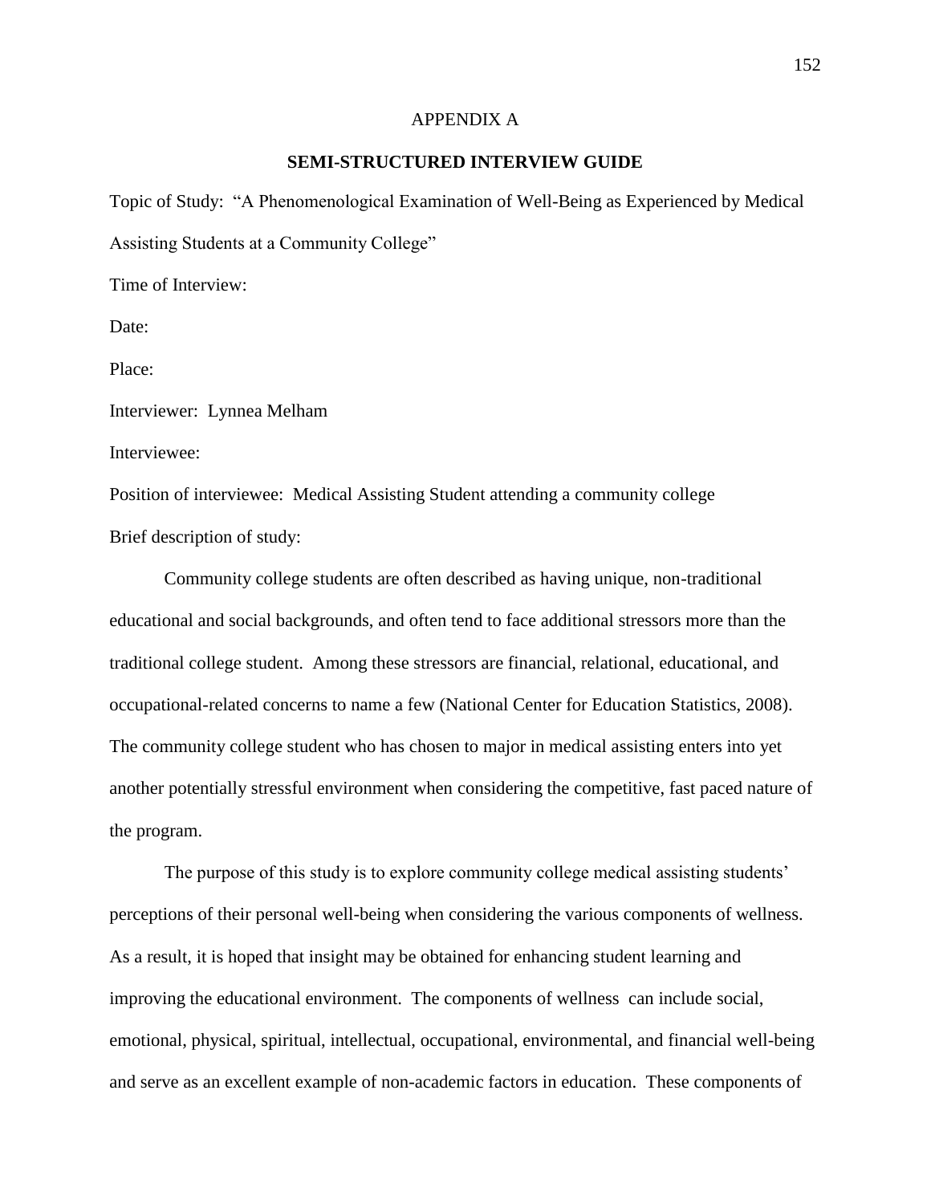# APPENDIX A

## SEMI-STRUCTURED INTERVIEW GUIDE

Topic of Study: "A Phenomenological Examination of Well-Being as Experienced by Medical Assisting Students at a Community College"

Time of Interview:

Date:

Place:

Interviewer: Lynnea Melham

Interviewee:

Position of interviewee: Medical Assisting Student attending a community college

Brief description of study:

Community college students are often described as having unique, non-traditional educational and social backgrounds, and often tend to face additional stressors more than the traditional college student. Among these stressors are financial, relational, educational, and occupational-related concerns to name a few (National Center for Education Statistics, 2008). The community college student who has chosen to major in medical assisting enters into yet another potentially stressful environment when considering the competitive, fast paced nature of the program.

The purpose of this study is to explore community college medical assisting students' perceptions of their personal well-being when considering the various components of wellness. As a result, it is hoped that insight may be obtained for enhancing student learning and improving the educational environment. The components of wellness can include social, emotional, physical, spiritual, intellectual, occupational, environmental, and financial well-being and serve as an excellent example of non-academic factors in education. These components of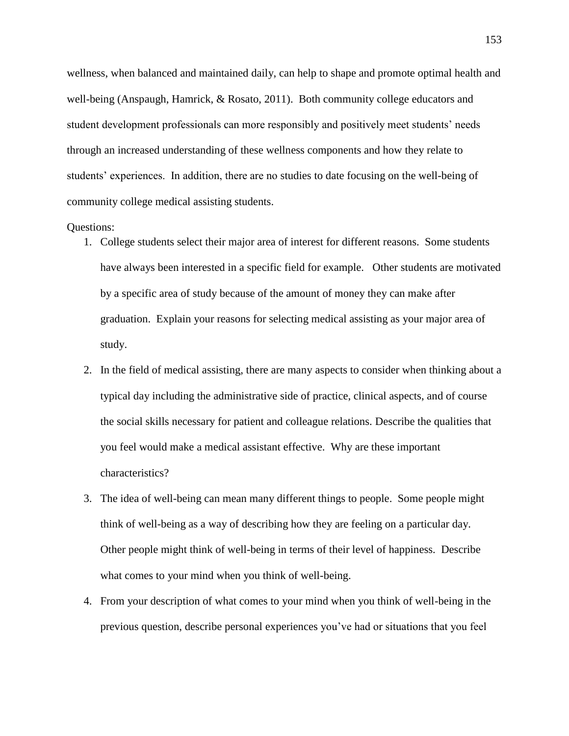wellness, when balanced and maintained daily, can help to shape and promote optimal health and well-being (Anspaugh, Hamrick, & Rosato, 2011). Both community college educators and student development professionals can more responsibly and positively meet students' needs through an increased understanding of these wellness components and how they relate to students' experiences. In addition, there are no studies to date focusing on the well-being of community college medical assisting students.

Questions:

1. College students select their major area of interest for different reasons. Some students have always been interested in a specific field for example. Other students are motivated by a specific area of study because of the amount of money they can make after graduation. Explain your reasons for selecting medical assisting as your major area of study.
2. In the field of medical assisting, there are many aspects to consider when thinking about a typical day including the administrative side of practice, clinical aspects, and of course the social skills necessary for patient and colleague relations. Describe the qualities that you feel would make a medical assistant effective. Why are these important characteristics?
3. The idea of well-being can mean many different things to people. Some people might think of well-being as a way of describing how they are feeling on a particular day. Other people might think of well-being in terms of their level of happiness. Describe what comes to your mind when you think of well-being.
4. From your description of what comes to your mind when you think of well-being in the previous question, describe personal experiences you've had or situations that you feel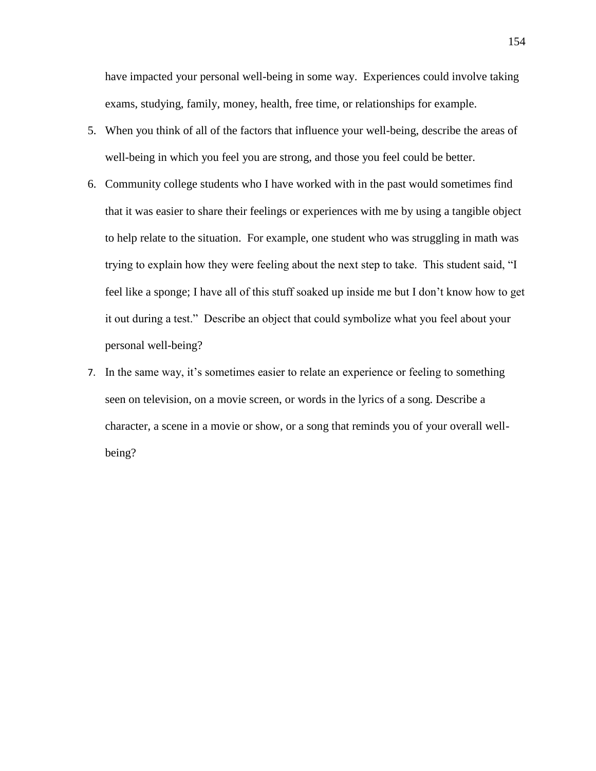have impacted your personal well-being in some way.  Experiences could involve taking exams, studying, family, money, health, free time, or relationships for example.

5. When you think of all of the factors that influence your well-being, describe the areas of well-being in which you feel you are strong, and those you feel could be better.
6. Community college students who I have worked with in the past would sometimes find that it was easier to share their feelings or experiences with me by using a tangible object to help relate to the situation.  For example, one student who was struggling in math was trying to explain how they were feeling about the next step to take.  This student said, "I feel like a sponge; I have all of this stuff soaked up inside me but I don't know how to get it out during a test."  Describe an object that could symbolize what you feel about your personal well-being?
7. In the same way, it's sometimes easier to relate an experience or feeling to something seen on television, on a movie screen, or words in the lyrics of a song. Describe a character, a scene in a movie or show, or a song that reminds you of your overall well-being?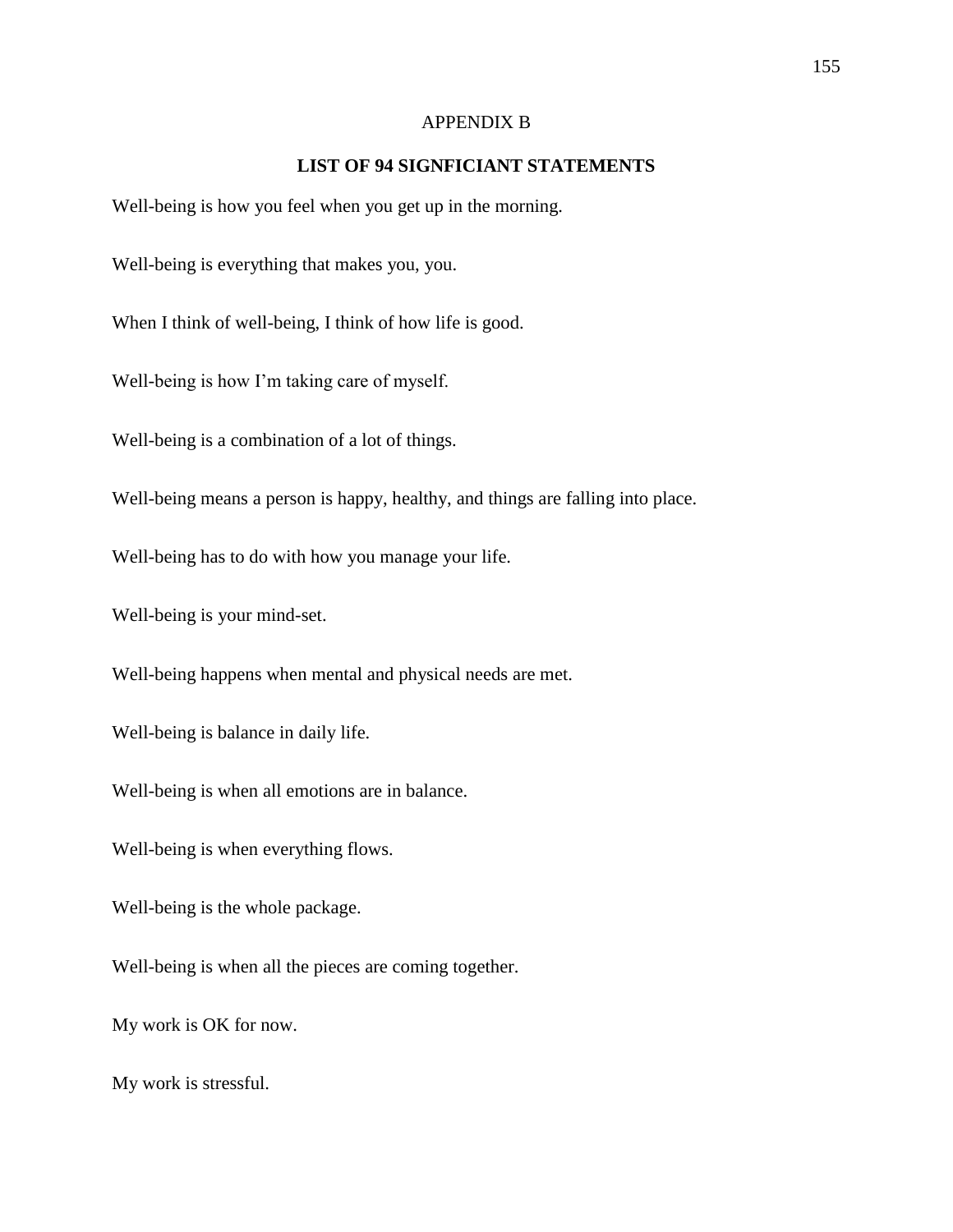APPENDIX B

**LIST OF 94 SIGNFICIANT STATEMENTS**

Well-being is how you feel when you get up in the morning.

Well-being is everything that makes you, you.

When I think of well-being, I think of how life is good.

Well-being is how I'm taking care of myself.

Well-being is a combination of a lot of things.

Well-being means a person is happy, healthy, and things are falling into place.

Well-being has to do with how you manage your life.

Well-being is your mind-set.

Well-being happens when mental and physical needs are met.

Well-being is balance in daily life.

Well-being is when all emotions are in balance.

Well-being is when everything flows.

Well-being is the whole package.

Well-being is when all the pieces are coming together.

My work is OK for now.

My work is stressful.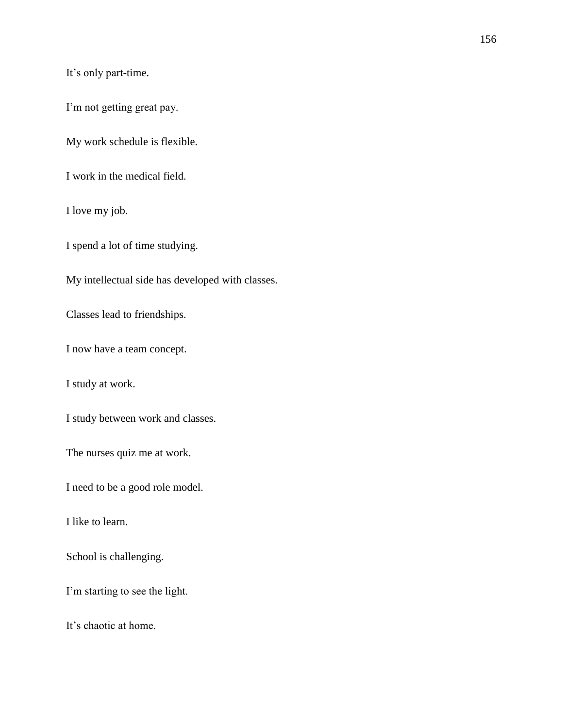It’s only part-time.

I’m not getting great pay.

My work schedule is flexible.

I work in the medical field.

I love my job.

I spend a lot of time studying.

My intellectual side has developed with classes.

Classes lead to friendships.

I now have a team concept.

I study at work.

I study between work and classes.

The nurses quiz me at work.

I need to be a good role model.

I like to learn.

School is challenging.

I’m starting to see the light.

It’s chaotic at home.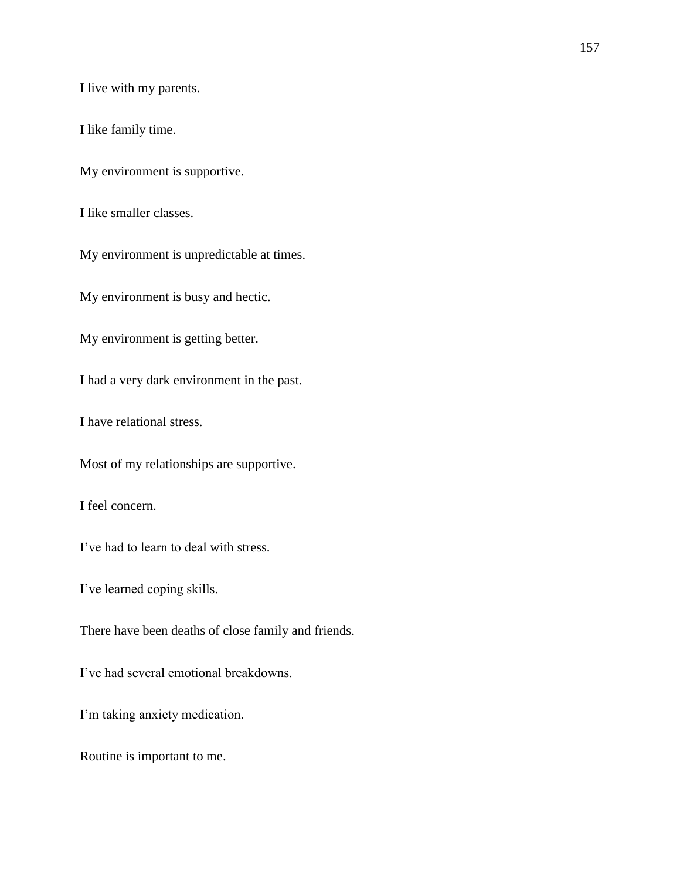I live with my parents.

I like family time.

My environment is supportive.

I like smaller classes.

My environment is unpredictable at times.

My environment is busy and hectic.

My environment is getting better.

I had a very dark environment in the past.

I have relational stress.

Most of my relationships are supportive.

I feel concern.

I've had to learn to deal with stress.

I've learned coping skills.

There have been deaths of close family and friends.

I've had several emotional breakdowns.

I'm taking anxiety medication.

Routine is important to me.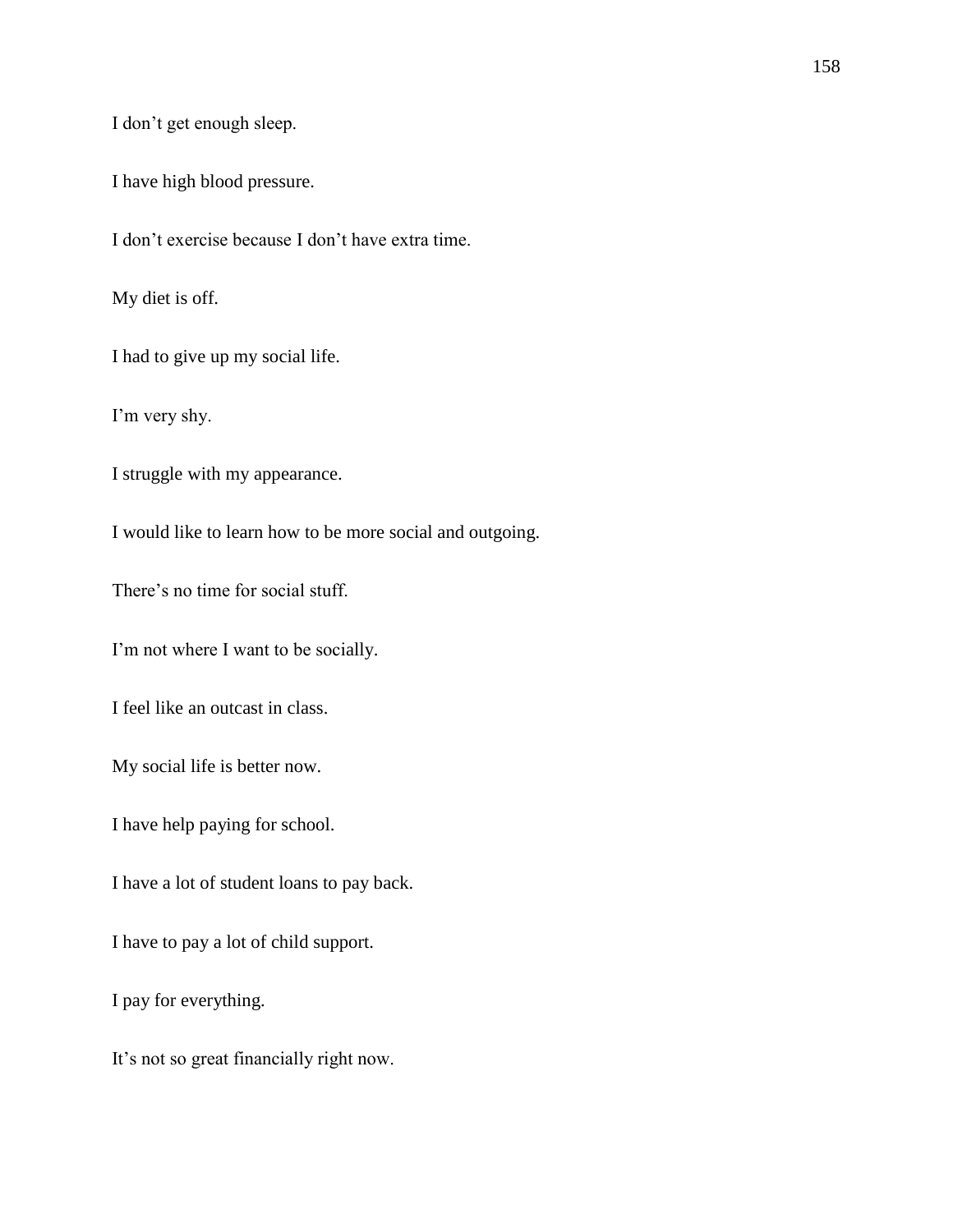I don’t get enough sleep.

I have high blood pressure.

I don’t exercise because I don’t have extra time.

My diet is off.

I had to give up my social life.

I’m very shy.

I struggle with my appearance.

I would like to learn how to be more social and outgoing.

There’s no time for social stuff.

I’m not where I want to be socially.

I feel like an outcast in class.

My social life is better now.

I have help paying for school.

I have a lot of student loans to pay back.

I have to pay a lot of child support.

I pay for everything.

It’s not so great financially right now.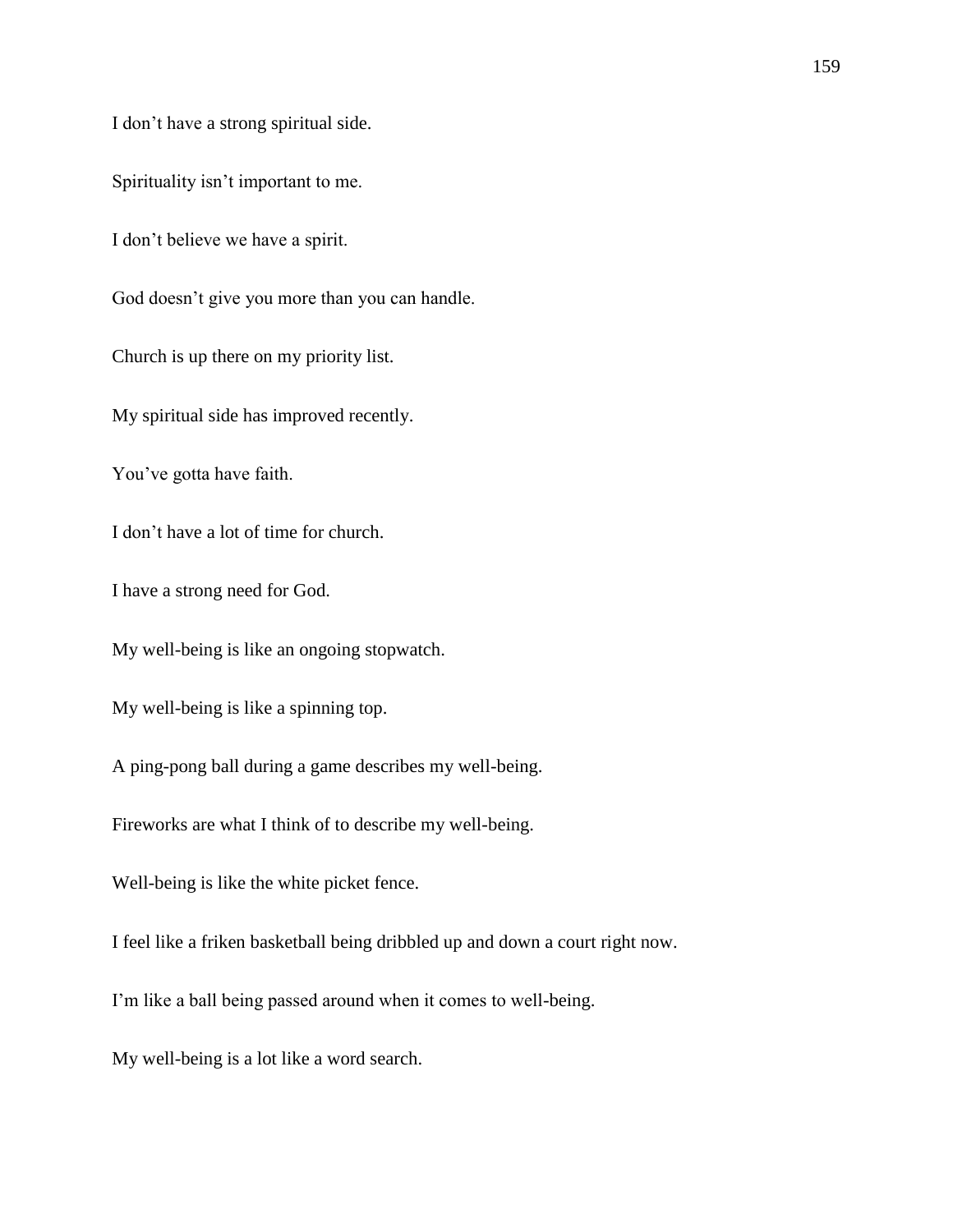I don’t have a strong spiritual side.

Spirituality isn’t important to me.

I don’t believe we have a spirit.

God doesn’t give you more than you can handle.

Church is up there on my priority list.

My spiritual side has improved recently.

You’ve gotta have faith.

I don’t have a lot of time for church.

I have a strong need for God.

My well-being is like an ongoing stopwatch.

My well-being is like a spinning top.

A ping-pong ball during a game describes my well-being.

Fireworks are what I think of to describe my well-being.

Well-being is like the white picket fence.

I feel like a friken basketball being dribbled up and down a court right now.

I’m like a ball being passed around when it comes to well-being.

My well-being is a lot like a word search.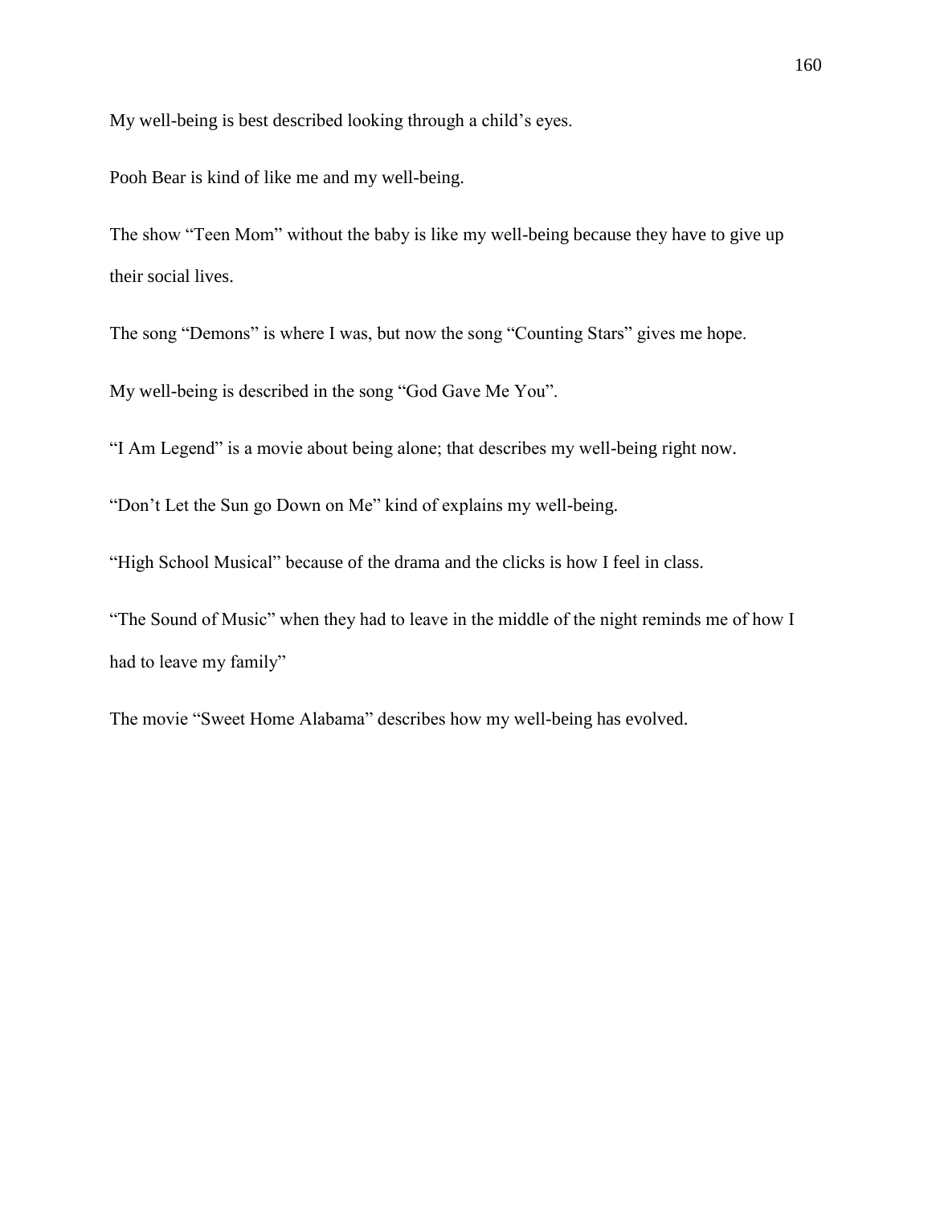My well-being is best described looking through a child's eyes.

Pooh Bear is kind of like me and my well-being.

The show "Teen Mom" without the baby is like my well-being because they have to give up their social lives.

The song "Demons" is where I was, but now the song "Counting Stars" gives me hope.

My well-being is described in the song "God Gave Me You".

"I Am Legend" is a movie about being alone; that describes my well-being right now.

"Don't Let the Sun go Down on Me" kind of explains my well-being.

"High School Musical" because of the drama and the clicks is how I feel in class.

"The Sound of Music" when they had to leave in the middle of the night reminds me of how I had to leave my family"

The movie "Sweet Home Alabama" describes how my well-being has evolved.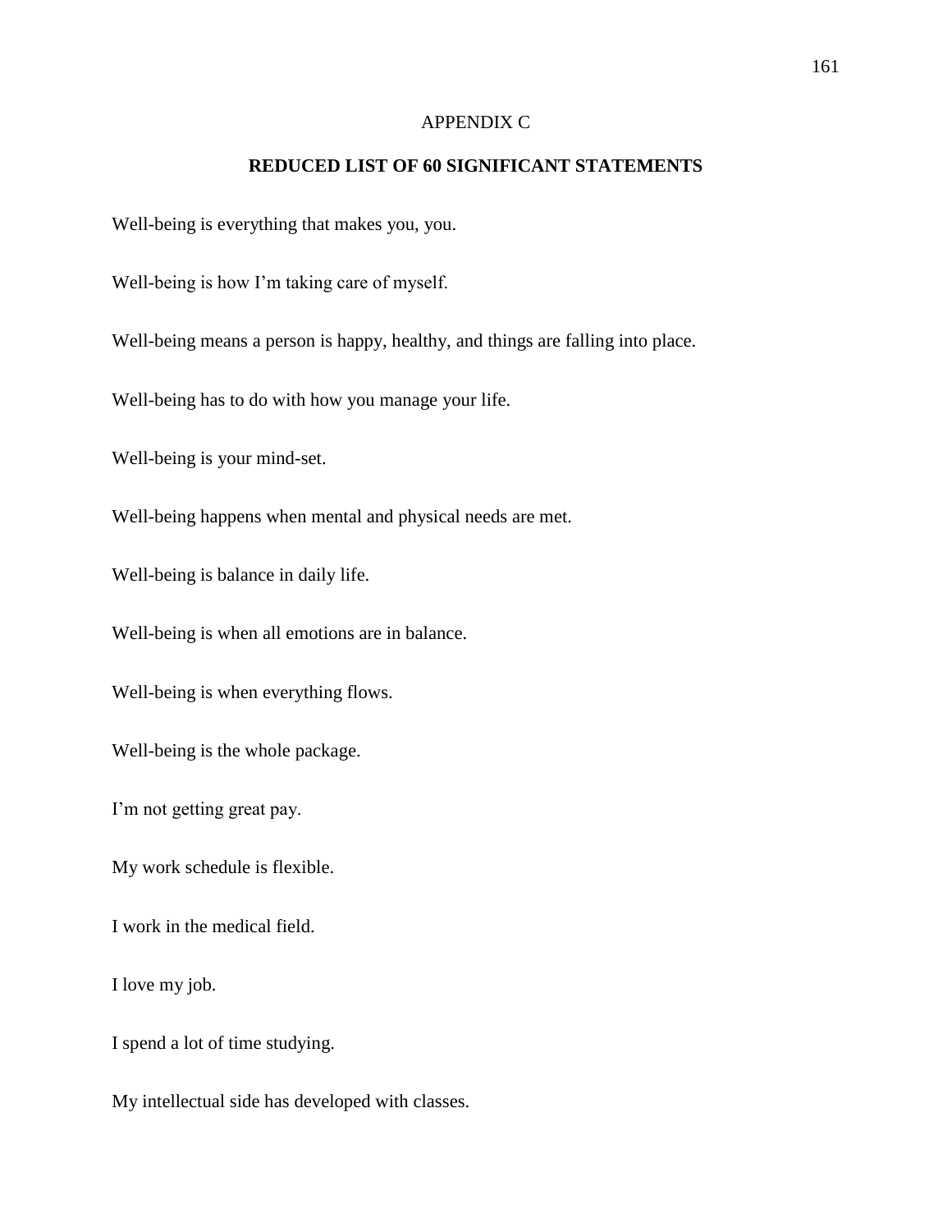APPENDIX C

## REDUCED LIST OF 60 SIGNIFICANT STATEMENTS

Well-being is everything that makes you, you.

Well-being is how I'm taking care of myself.

Well-being means a person is happy, healthy, and things are falling into place.

Well-being has to do with how you manage your life.

Well-being is your mind-set.

Well-being happens when mental and physical needs are met.

Well-being is balance in daily life.

Well-being is when all emotions are in balance.

Well-being is when everything flows.

Well-being is the whole package.

I'm not getting great pay.

My work schedule is flexible.

I work in the medical field.

I love my job.

I spend a lot of time studying.

My intellectual side has developed with classes.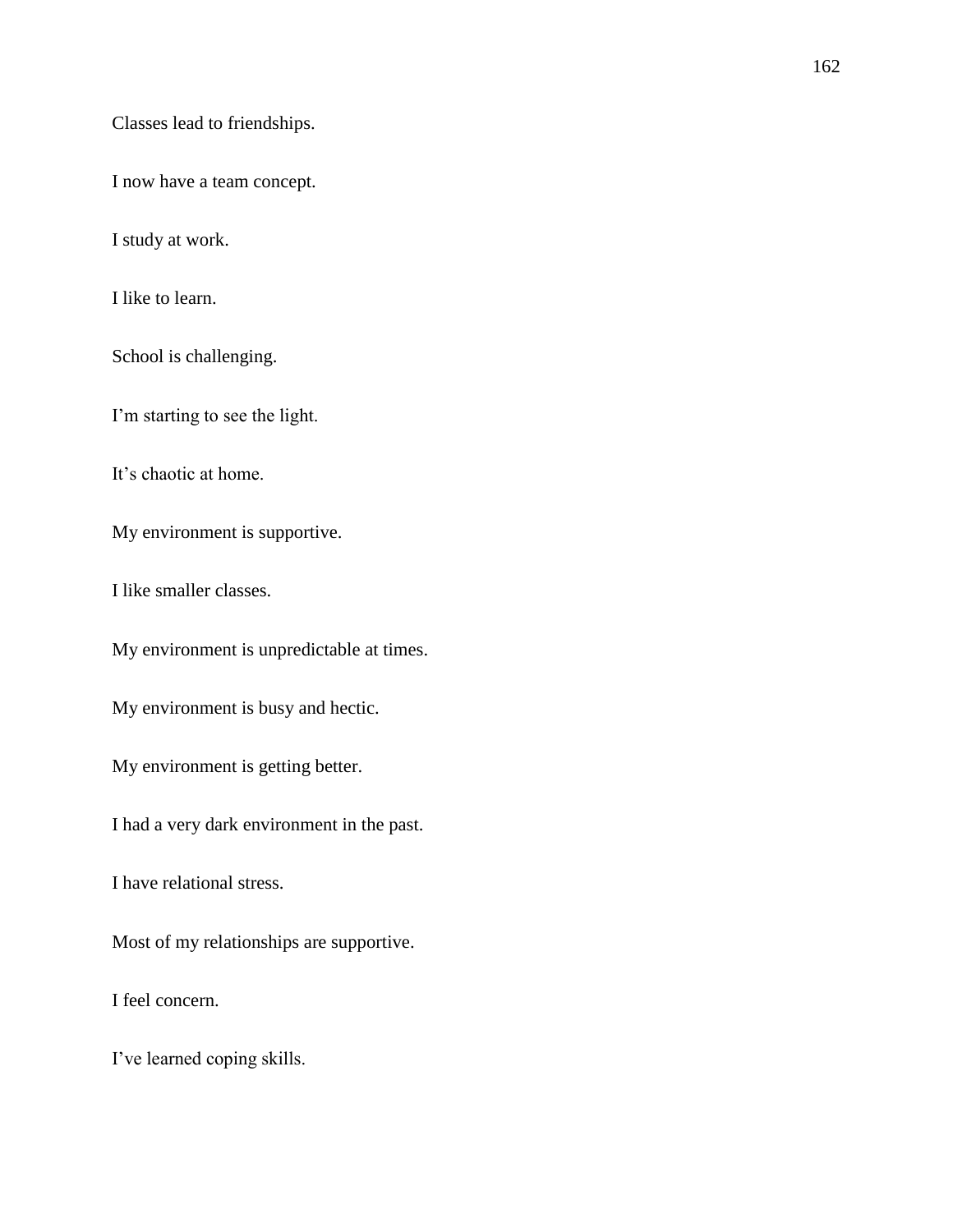Classes lead to friendships.

I now have a team concept.

I study at work.

I like to learn.

School is challenging.

I'm starting to see the light.

It's chaotic at home.

My environment is supportive.

I like smaller classes.

My environment is unpredictable at times.

My environment is busy and hectic.

My environment is getting better.

I had a very dark environment in the past.

I have relational stress.

Most of my relationships are supportive.

I feel concern.

I've learned coping skills.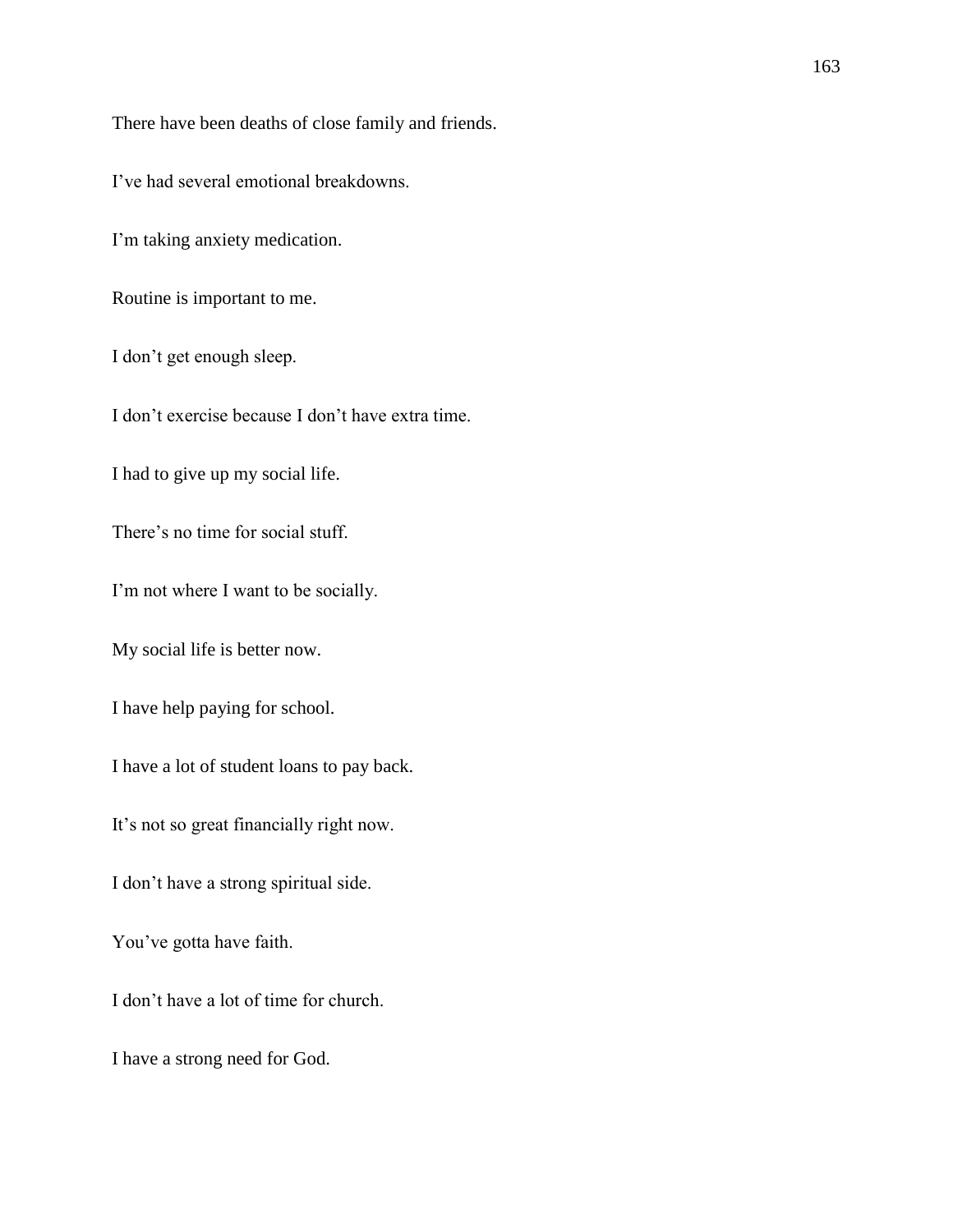There have been deaths of close family and friends.

I've had several emotional breakdowns.

I'm taking anxiety medication.

Routine is important to me.

I don't get enough sleep.

I don't exercise because I don't have extra time.

I had to give up my social life.

There's no time for social stuff.

I'm not where I want to be socially.

My social life is better now.

I have help paying for school.

I have a lot of student loans to pay back.

It's not so great financially right now.

I don't have a strong spiritual side.

You've gotta have faith.

I don't have a lot of time for church.

I have a strong need for God.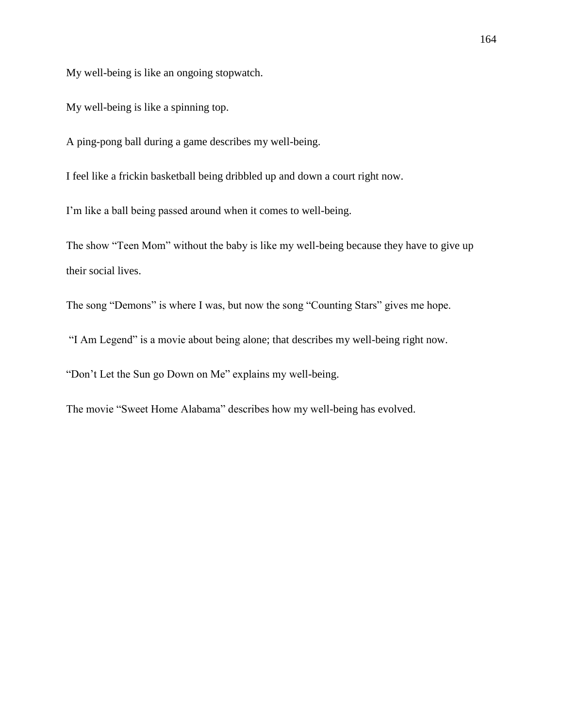My well-being is like an ongoing stopwatch.

My well-being is like a spinning top.

A ping-pong ball during a game describes my well-being.

I feel like a frickin basketball being dribbled up and down a court right now.

I'm like a ball being passed around when it comes to well-being.

The show "Teen Mom" without the baby is like my well-being because they have to give up their social lives.

The song "Demons" is where I was, but now the song "Counting Stars" gives me hope.

"I Am Legend" is a movie about being alone; that describes my well-being right now.

"Don't Let the Sun go Down on Me" explains my well-being.

The movie "Sweet Home Alabama" describes how my well-being has evolved.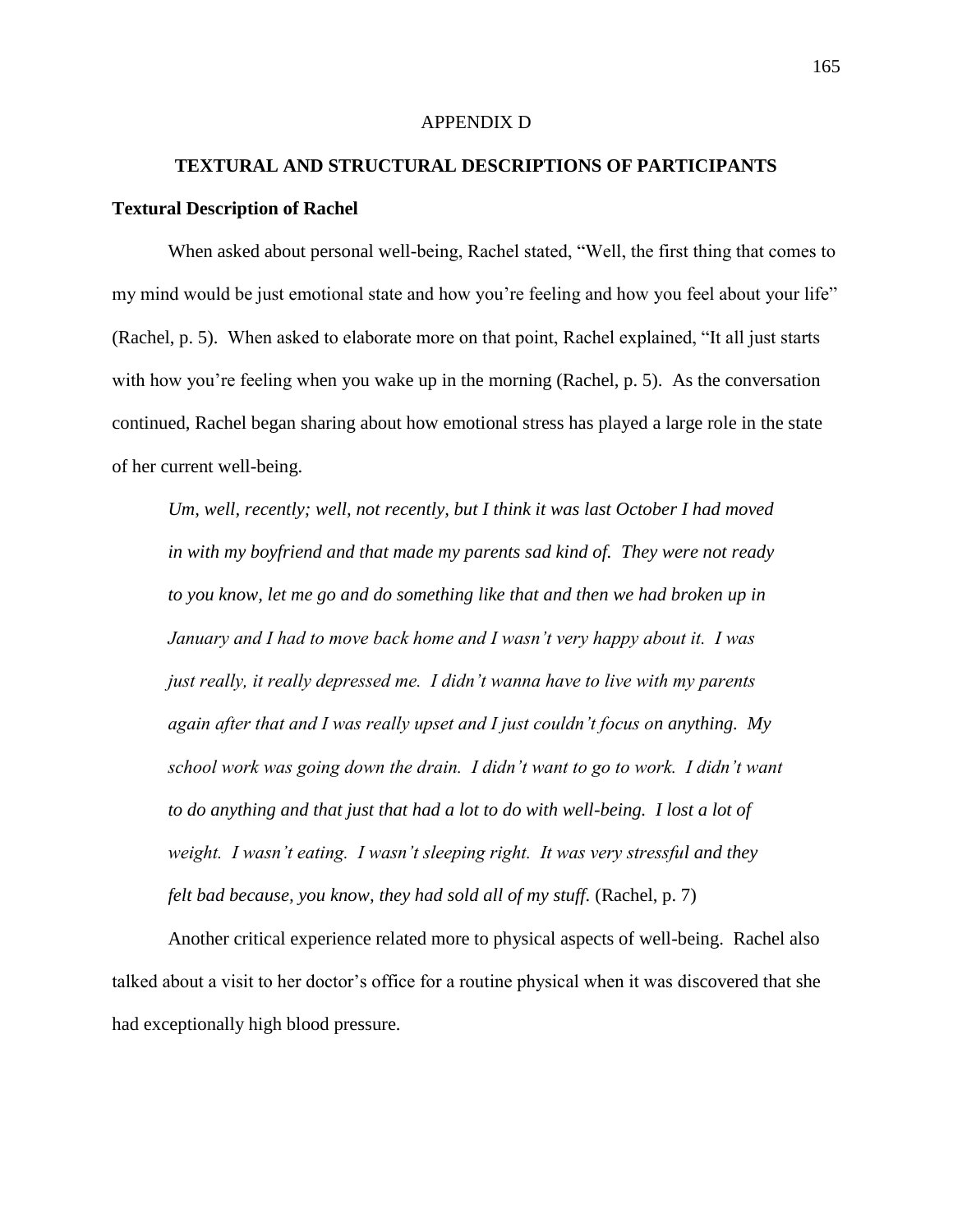APPENDIX D

## TEXTURAL AND STRUCTURAL DESCRIPTIONS OF PARTICIPANTS

### Textural Description of Rachel

When asked about personal well-being, Rachel stated, "Well, the first thing that comes to my mind would be just emotional state and how you're feeling and how you feel about your life" (Rachel, p. 5). When asked to elaborate more on that point, Rachel explained, "It all just starts with how you're feeling when you wake up in the morning (Rachel, p. 5). As the conversation continued, Rachel began sharing about how emotional stress has played a large role in the state of her current well-being.

> *Um, well, recently; well, not recently, but I think it was last October I had moved in with my boyfriend and that made my parents sad kind of. They were not ready to you know, let me go and do something like that and then we had broken up in January and I had to move back home and I wasn't very happy about it. I was just really, it really depressed me. I didn't wanna have to live with my parents again after that and I was really upset and I just couldn't focus on anything. My school work was going down the drain. I didn't want to go to work. I didn't want to do anything and that just that had a lot to do with well-being. I lost a lot of weight. I wasn't eating. I wasn't sleeping right. It was very stressful and they felt bad because, you know, they had sold all of my stuff.* (Rachel, p. 7)

Another critical experience related more to physical aspects of well-being. Rachel also talked about a visit to her doctor's office for a routine physical when it was discovered that she had exceptionally high blood pressure.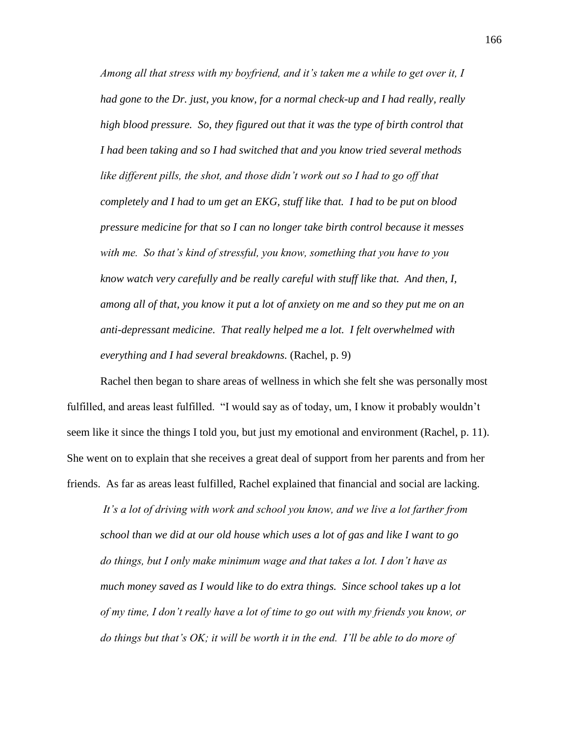*Among all that stress with my boyfriend, and it's taken me a while to get over it, I had gone to the Dr. just, you know, for a normal check-up and I had really, really high blood pressure. So, they figured out that it was the type of birth control that I had been taking and so I had switched that and you know tried several methods like different pills, the shot, and those didn't work out so I had to go off that completely and I had to um get an EKG, stuff like that. I had to be put on blood pressure medicine for that so I can no longer take birth control because it messes with me. So that's kind of stressful, you know, something that you have to you know watch very carefully and be really careful with stuff like that. And then, I, among all of that, you know it put a lot of anxiety on me and so they put me on an anti-depressant medicine. That really helped me a lot. I felt overwhelmed with everything and I had several breakdowns.* (Rachel, p. 9)

Rachel then began to share areas of wellness in which she felt she was personally most fulfilled, and areas least fulfilled. "I would say as of today, um, I know it probably wouldn't seem like it since the things I told you, but just my emotional and environment (Rachel, p. 11). She went on to explain that she receives a great deal of support from her parents and from her friends. As far as areas least fulfilled, Rachel explained that financial and social are lacking.

*It's a lot of driving with work and school you know, and we live a lot farther from school than we did at our old house which uses a lot of gas and like I want to go do things, but I only make minimum wage and that takes a lot. I don't have as much money saved as I would like to do extra things. Since school takes up a lot of my time, I don't really have a lot of time to go out with my friends you know, or do things but that's OK; it will be worth it in the end. I'll be able to do more of*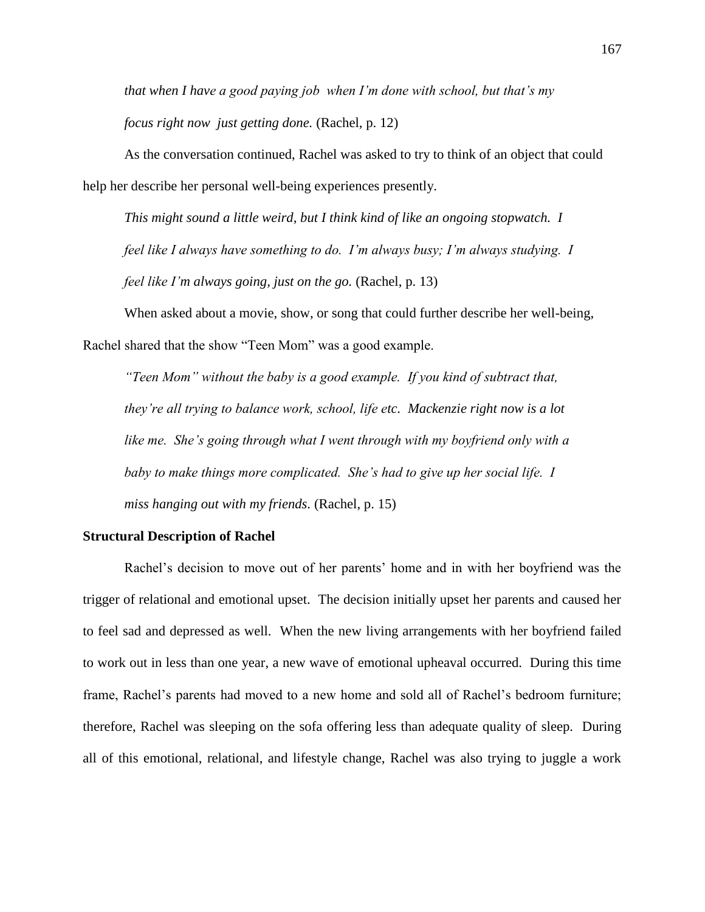*that when I have a good paying job when I'm done with school, but that's my focus right now just getting done.* (Rachel, p. 12)

As the conversation continued, Rachel was asked to try to think of an object that could help her describe her personal well-being experiences presently.

> *This might sound a little weird, but I think kind of like an ongoing stopwatch. I feel like I always have something to do. I'm always busy; I'm always studying. I feel like I'm always going, just on the go.* (Rachel, p. 13)

When asked about a movie, show, or song that could further describe her well-being, Rachel shared that the show "Teen Mom" was a good example.

> *"Teen Mom" without the baby is a good example. If you kind of subtract that, they're all trying to balance work, school, life etc. Mackenzie right now is a lot like me. She's going through what I went through with my boyfriend only with a baby to make things more complicated. She's had to give up her social life. I miss hanging out with my friends.* (Rachel, p. 15)

**Structural Description of Rachel**

Rachel's decision to move out of her parents' home and in with her boyfriend was the trigger of relational and emotional upset. The decision initially upset her parents and caused her to feel sad and depressed as well. When the new living arrangements with her boyfriend failed to work out in less than one year, a new wave of emotional upheaval occurred. During this time frame, Rachel's parents had moved to a new home and sold all of Rachel's bedroom furniture; therefore, Rachel was sleeping on the sofa offering less than adequate quality of sleep. During all of this emotional, relational, and lifestyle change, Rachel was also trying to juggle a work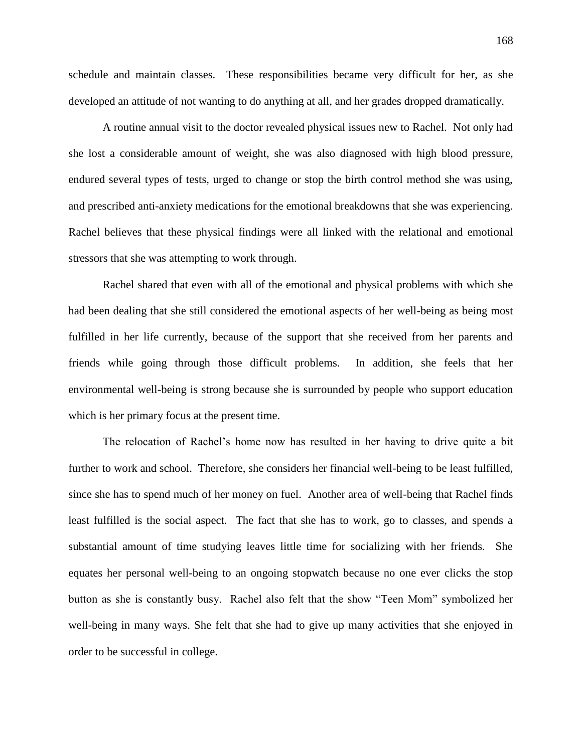schedule and maintain classes. These responsibilities became very difficult for her, as she developed an attitude of not wanting to do anything at all, and her grades dropped dramatically.

A routine annual visit to the doctor revealed physical issues new to Rachel. Not only had she lost a considerable amount of weight, she was also diagnosed with high blood pressure, endured several types of tests, urged to change or stop the birth control method she was using, and prescribed anti-anxiety medications for the emotional breakdowns that she was experiencing. Rachel believes that these physical findings were all linked with the relational and emotional stressors that she was attempting to work through.

Rachel shared that even with all of the emotional and physical problems with which she had been dealing that she still considered the emotional aspects of her well-being as being most fulfilled in her life currently, because of the support that she received from her parents and friends while going through those difficult problems. In addition, she feels that her environmental well-being is strong because she is surrounded by people who support education which is her primary focus at the present time.

The relocation of Rachel's home now has resulted in her having to drive quite a bit further to work and school. Therefore, she considers her financial well-being to be least fulfilled, since she has to spend much of her money on fuel. Another area of well-being that Rachel finds least fulfilled is the social aspect. The fact that she has to work, go to classes, and spends a substantial amount of time studying leaves little time for socializing with her friends. She equates her personal well-being to an ongoing stopwatch because no one ever clicks the stop button as she is constantly busy. Rachel also felt that the show "Teen Mom" symbolized her well-being in many ways. She felt that she had to give up many activities that she enjoyed in order to be successful in college.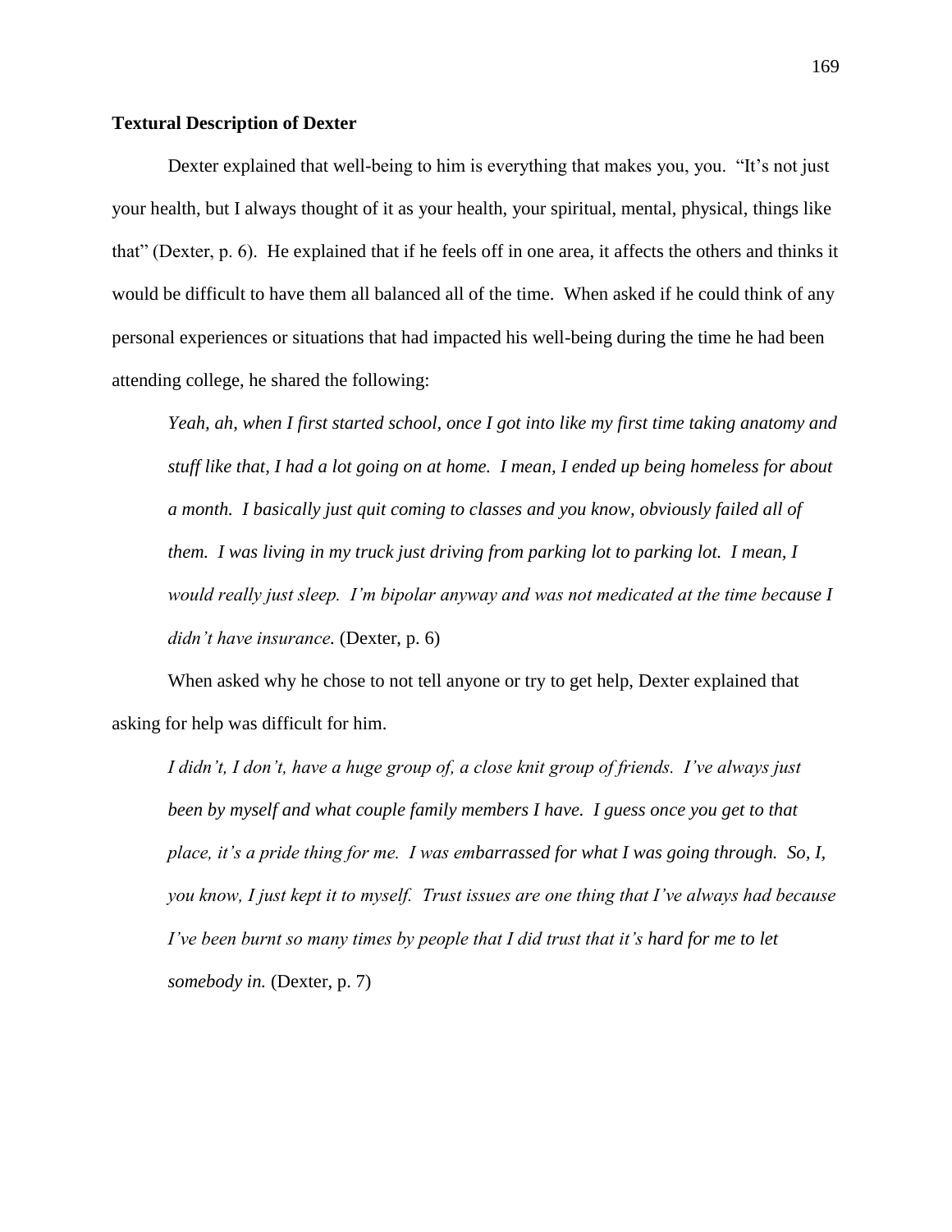**Textural Description of Dexter**

Dexter explained that well-being to him is everything that makes you, you. "It's not just your health, but I always thought of it as your health, your spiritual, mental, physical, things like that" (Dexter, p. 6). He explained that if he feels off in one area, it affects the others and thinks it would be difficult to have them all balanced all of the time. When asked if he could think of any personal experiences or situations that had impacted his well-being during the time he had been attending college, he shared the following:

> *Yeah, ah, when I first started school, once I got into like my first time taking anatomy and stuff like that, I had a lot going on at home. I mean, I ended up being homeless for about a month. I basically just quit coming to classes and you know, obviously failed all of them. I was living in my truck just driving from parking lot to parking lot. I mean, I would really just sleep. I'm bipolar anyway and was not medicated at the time because I didn't have insurance.* (Dexter, p. 6)

When asked why he chose to not tell anyone or try to get help, Dexter explained that asking for help was difficult for him.

> *I didn't, I don't, have a huge group of, a close knit group of friends. I've always just been by myself and what couple family members I have. I guess once you get to that place, it's a pride thing for me. I was embarrassed for what I was going through. So, I, you know, I just kept it to myself. Trust issues are one thing that I've always had because I've been burnt so many times by people that I did trust that it's hard for me to let somebody in.* (Dexter, p. 7)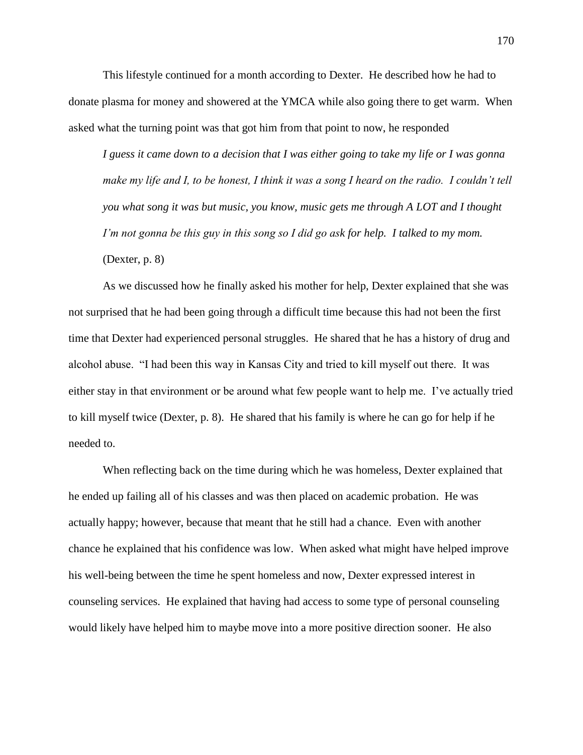This lifestyle continued for a month according to Dexter. He described how he had to donate plasma for money and showered at the YMCA while also going there to get warm. When asked what the turning point was that got him from that point to now, he responded

> *I guess it came down to a decision that I was either going to take my life or I was gonna make my life and I, to be honest, I think it was a song I heard on the radio. I couldn't tell you what song it was but music, you know, music gets me through A LOT and I thought I'm not gonna be this guy in this song so I did go ask for help. I talked to my mom.* (Dexter, p. 8)

As we discussed how he finally asked his mother for help, Dexter explained that she was not surprised that he had been going through a difficult time because this had not been the first time that Dexter had experienced personal struggles. He shared that he has a history of drug and alcohol abuse. "I had been this way in Kansas City and tried to kill myself out there. It was either stay in that environment or be around what few people want to help me. I've actually tried to kill myself twice (Dexter, p. 8). He shared that his family is where he can go for help if he needed to.

When reflecting back on the time during which he was homeless, Dexter explained that he ended up failing all of his classes and was then placed on academic probation. He was actually happy; however, because that meant that he still had a chance. Even with another chance he explained that his confidence was low. When asked what might have helped improve his well-being between the time he spent homeless and now, Dexter expressed interest in counseling services. He explained that having had access to some type of personal counseling would likely have helped him to maybe move into a more positive direction sooner. He also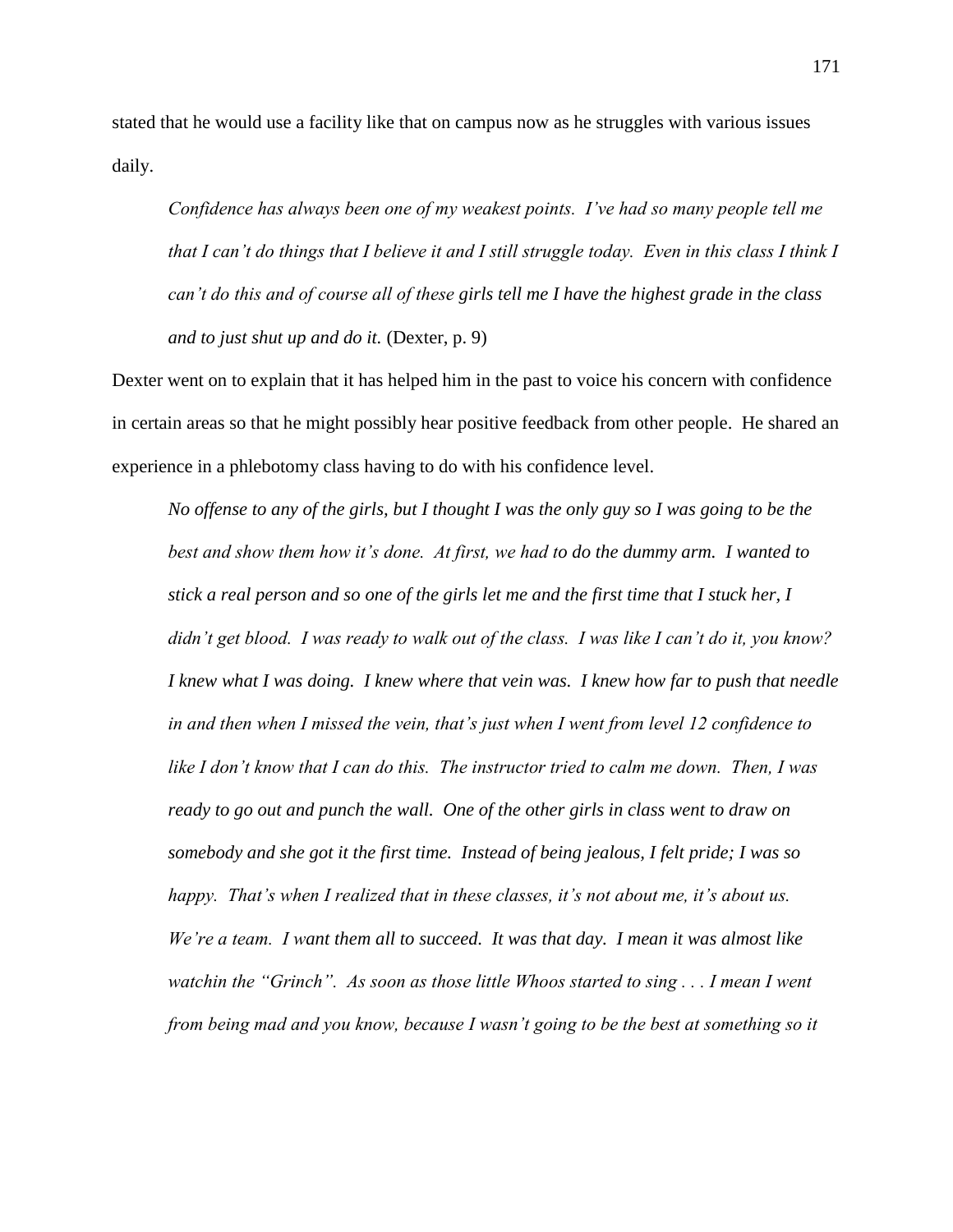stated that he would use a facility like that on campus now as he struggles with various issues daily.

> *Confidence has always been one of my weakest points. I've had so many people tell me that I can't do things that I believe it and I still struggle today. Even in this class I think I can't do this and of course all of these girls tell me I have the highest grade in the class and to just shut up and do it.* (Dexter, p. 9)

Dexter went on to explain that it has helped him in the past to voice his concern with confidence in certain areas so that he might possibly hear positive feedback from other people. He shared an experience in a phlebotomy class having to do with his confidence level.

> *No offense to any of the girls, but I thought I was the only guy so I was going to be the best and show them how it's done. At first, we had to do the dummy arm. I wanted to stick a real person and so one of the girls let me and the first time that I stuck her, I didn't get blood. I was ready to walk out of the class. I was like I can't do it, you know? I knew what I was doing. I knew where that vein was. I knew how far to push that needle in and then when I missed the vein, that's just when I went from level 12 confidence to like I don't know that I can do this. The instructor tried to calm me down. Then, I was ready to go out and punch the wall. One of the other girls in class went to draw on somebody and she got it the first time. Instead of being jealous, I felt pride; I was so happy. That's when I realized that in these classes, it's not about me, it's about us. We're a team. I want them all to succeed. It was that day. I mean it was almost like watchin the "Grinch". As soon as those little Whoos started to sing . . . I mean I went from being mad and you know, because I wasn't going to be the best at something so it*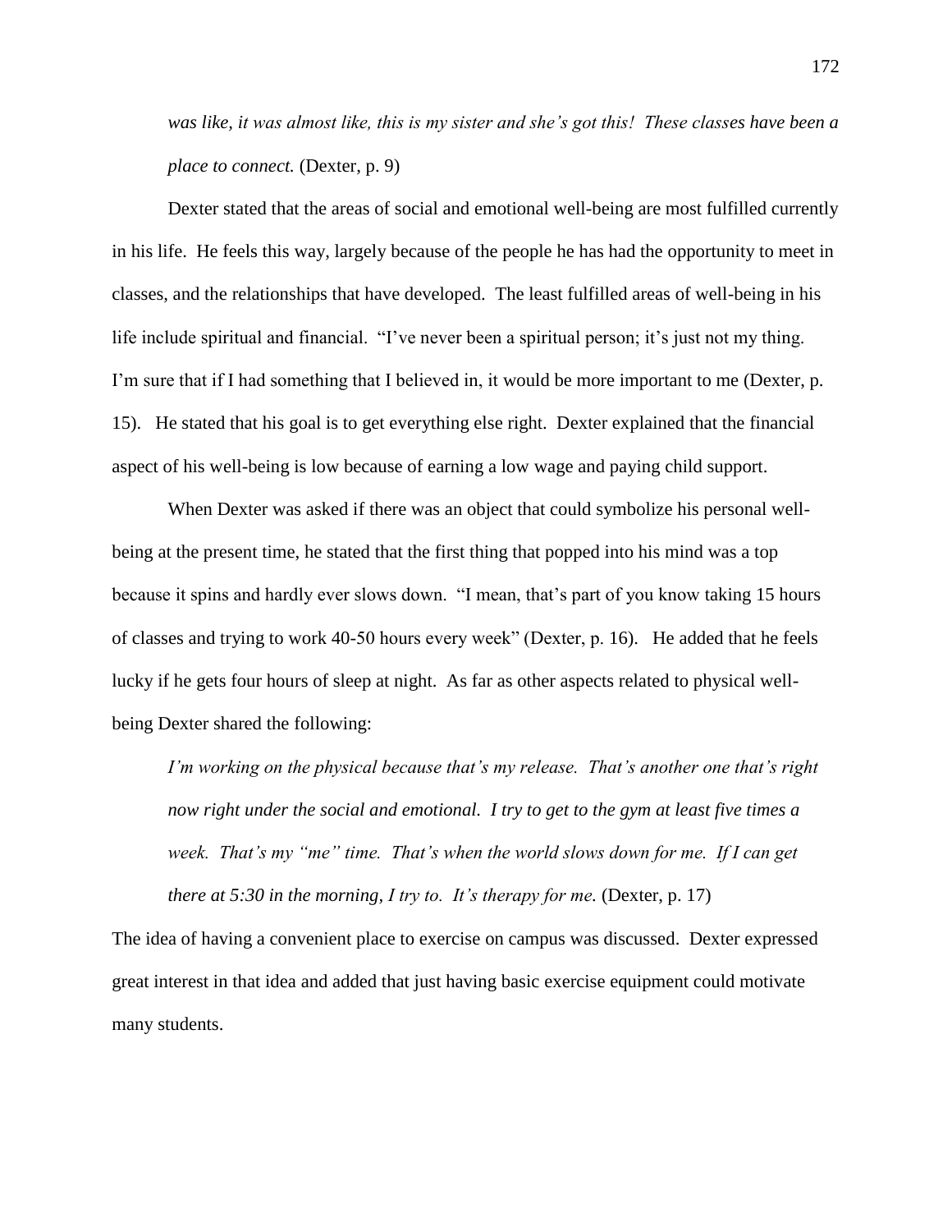*was like, it was almost like, this is my sister and she's got this! These classes have been a place to connect.* (Dexter, p. 9)

Dexter stated that the areas of social and emotional well-being are most fulfilled currently in his life. He feels this way, largely because of the people he has had the opportunity to meet in classes, and the relationships that have developed. The least fulfilled areas of well-being in his life include spiritual and financial. "I've never been a spiritual person; it's just not my thing. I'm sure that if I had something that I believed in, it would be more important to me (Dexter, p. 15). He stated that his goal is to get everything else right. Dexter explained that the financial aspect of his well-being is low because of earning a low wage and paying child support.

When Dexter was asked if there was an object that could symbolize his personal well-being at the present time, he stated that the first thing that popped into his mind was a top because it spins and hardly ever slows down. "I mean, that's part of you know taking 15 hours of classes and trying to work 40-50 hours every week" (Dexter, p. 16). He added that he feels lucky if he gets four hours of sleep at night. As far as other aspects related to physical well-being Dexter shared the following:

> *I'm working on the physical because that's my release. That's another one that's right now right under the social and emotional. I try to get to the gym at least five times a week. That's my "me" time. That's when the world slows down for me. If I can get there at 5:30 in the morning, I try to. It's therapy for me.* (Dexter, p. 17)

The idea of having a convenient place to exercise on campus was discussed. Dexter expressed great interest in that idea and added that just having basic exercise equipment could motivate many students.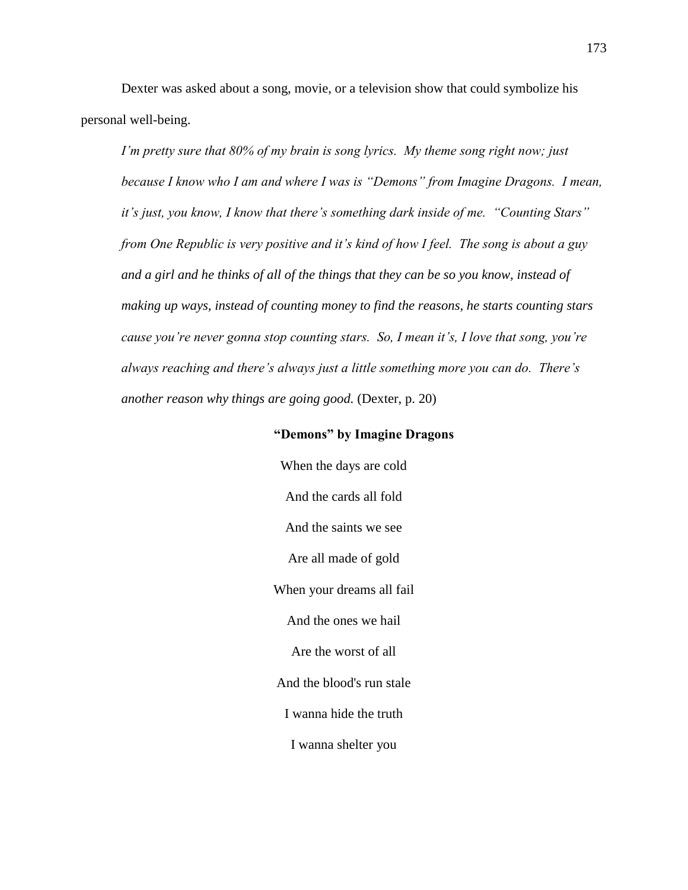Dexter was asked about a song, movie, or a television show that could symbolize his personal well-being.

> *I'm pretty sure that 80% of my brain is song lyrics. My theme song right now; just because I know who I am and where I was is "Demons" from Imagine Dragons. I mean, it's just, you know, I know that there's something dark inside of me. "Counting Stars" from One Republic is very positive and it's kind of how I feel. The song is about a guy and a girl and he thinks of all of the things that they can be so you know, instead of making up ways, instead of counting money to find the reasons, he starts counting stars cause you're never gonna stop counting stars. So, I mean it's, I love that song, you're always reaching and there's always just a little something more you can do. There's another reason why things are going good.* (Dexter, p. 20)

**"Demons" by Imagine Dragons**

When the days are cold

And the cards all fold

And the saints we see

Are all made of gold

When your dreams all fail

And the ones we hail

Are the worst of all

And the blood's run stale

I wanna hide the truth

I wanna shelter you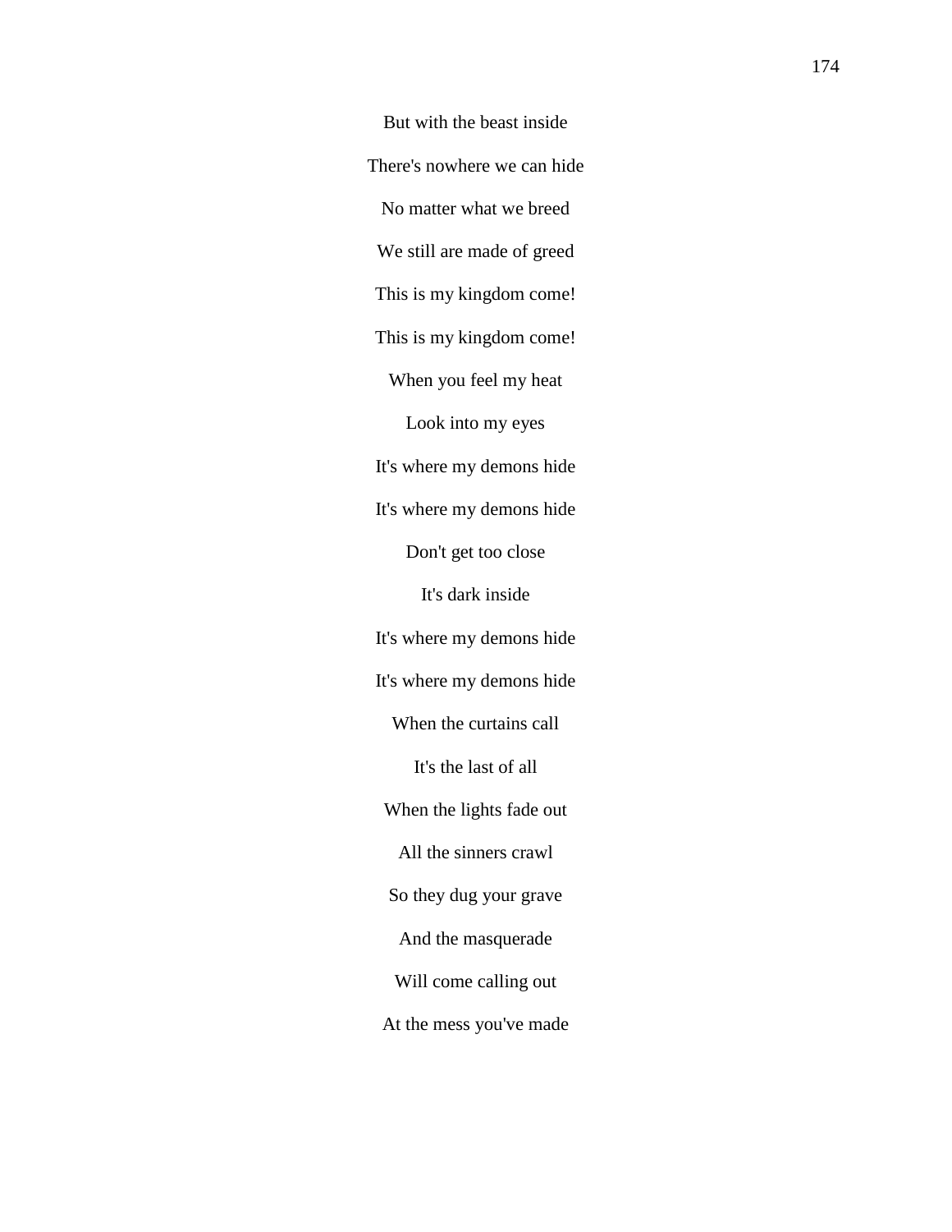But with the beast inside

There's nowhere we can hide

No matter what we breed

We still are made of greed

This is my kingdom come!

This is my kingdom come!

When you feel my heat

Look into my eyes

It's where my demons hide

It's where my demons hide

Don't get too close

It's dark inside

It's where my demons hide

It's where my demons hide

When the curtains call

It's the last of all

When the lights fade out

All the sinners crawl

So they dug your grave

And the masquerade

Will come calling out

At the mess you've made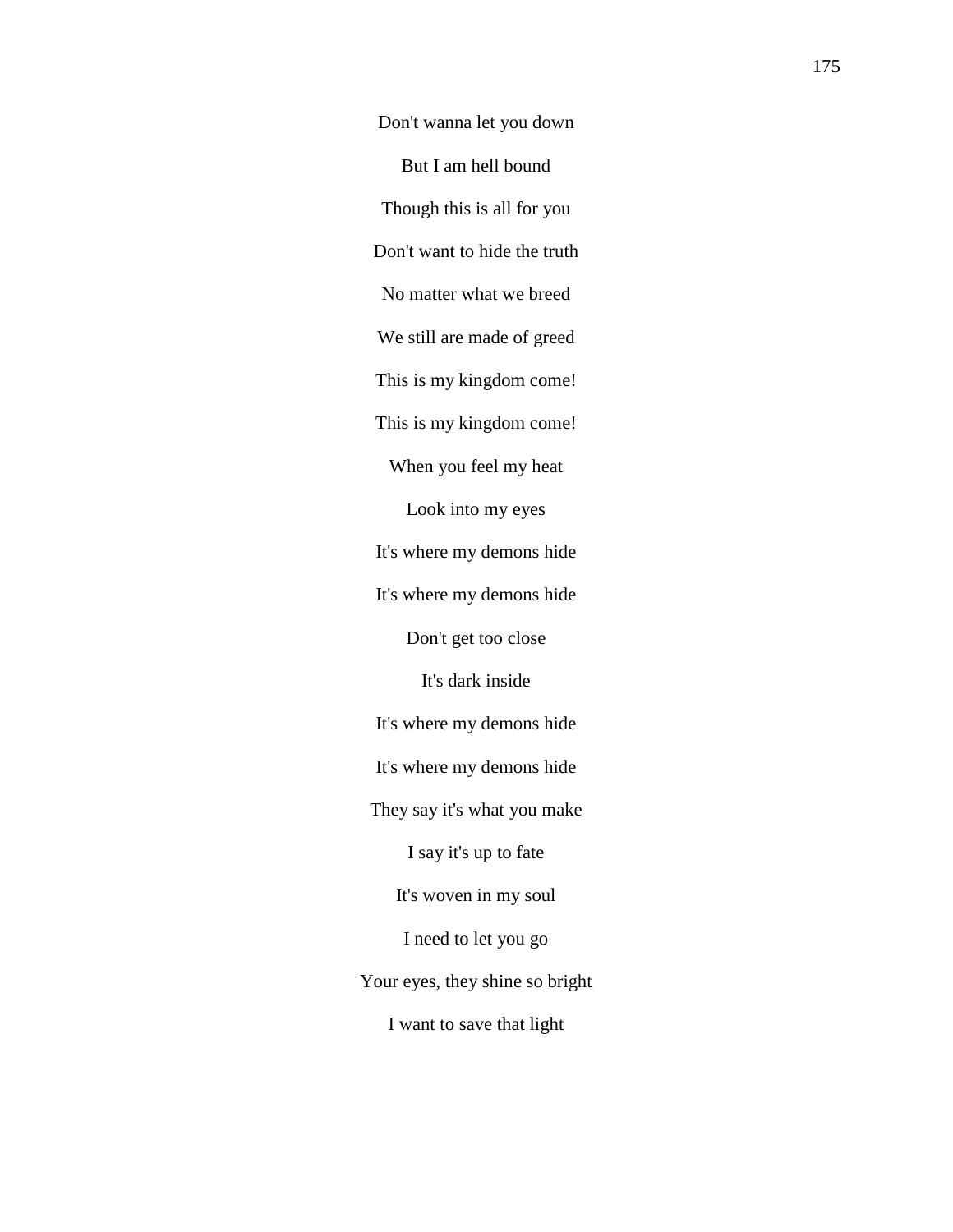Don't wanna let you down

But I am hell bound

Though this is all for you

Don't want to hide the truth

No matter what we breed

We still are made of greed

This is my kingdom come!

This is my kingdom come!

When you feel my heat

Look into my eyes

It's where my demons hide

It's where my demons hide

Don't get too close

It's dark inside

It's where my demons hide

It's where my demons hide

They say it's what you make

I say it's up to fate

It's woven in my soul

I need to let you go

Your eyes, they shine so bright

I want to save that light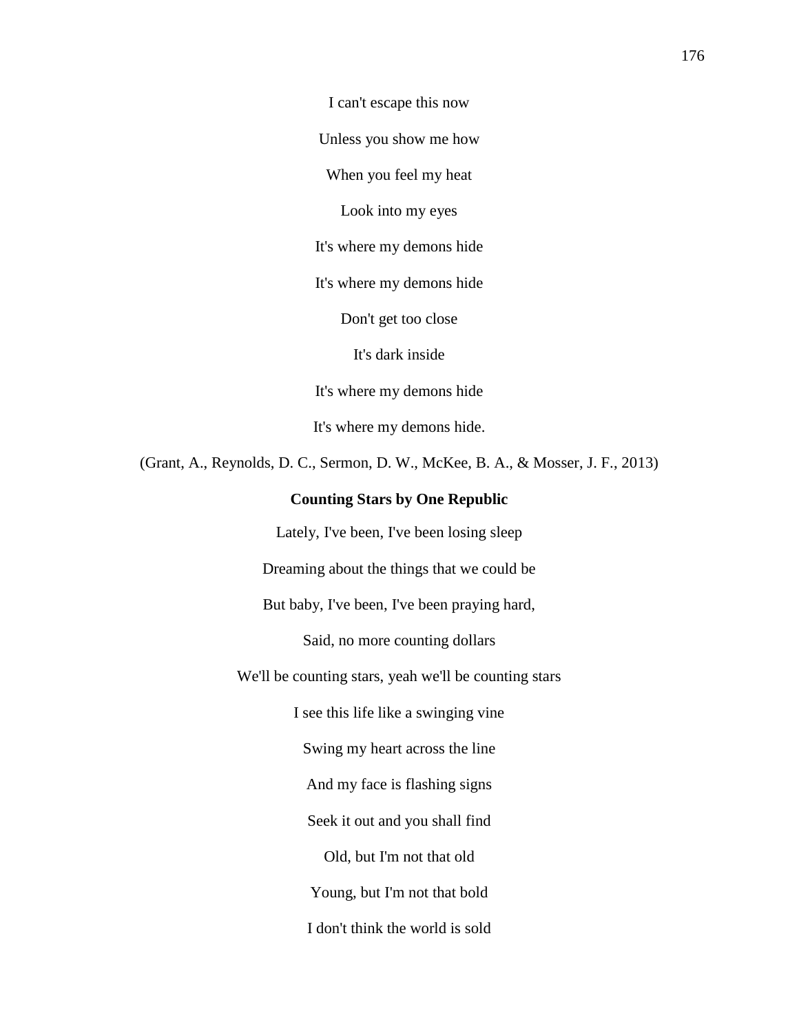I can't escape this now

Unless you show me how

When you feel my heat

Look into my eyes

It's where my demons hide

It's where my demons hide

Don't get too close

It's dark inside

It's where my demons hide

It's where my demons hide.

(Grant, A., Reynolds, D. C., Sermon, D. W., McKee, B. A., & Mosser, J. F., 2013)

**Counting Stars by One Republic**

Lately, I've been, I've been losing sleep

Dreaming about the things that we could be

But baby, I've been, I've been praying hard,

Said, no more counting dollars

We'll be counting stars, yeah we'll be counting stars

I see this life like a swinging vine

Swing my heart across the line

And my face is flashing signs

Seek it out and you shall find

Old, but I'm not that old

Young, but I'm not that bold

I don't think the world is sold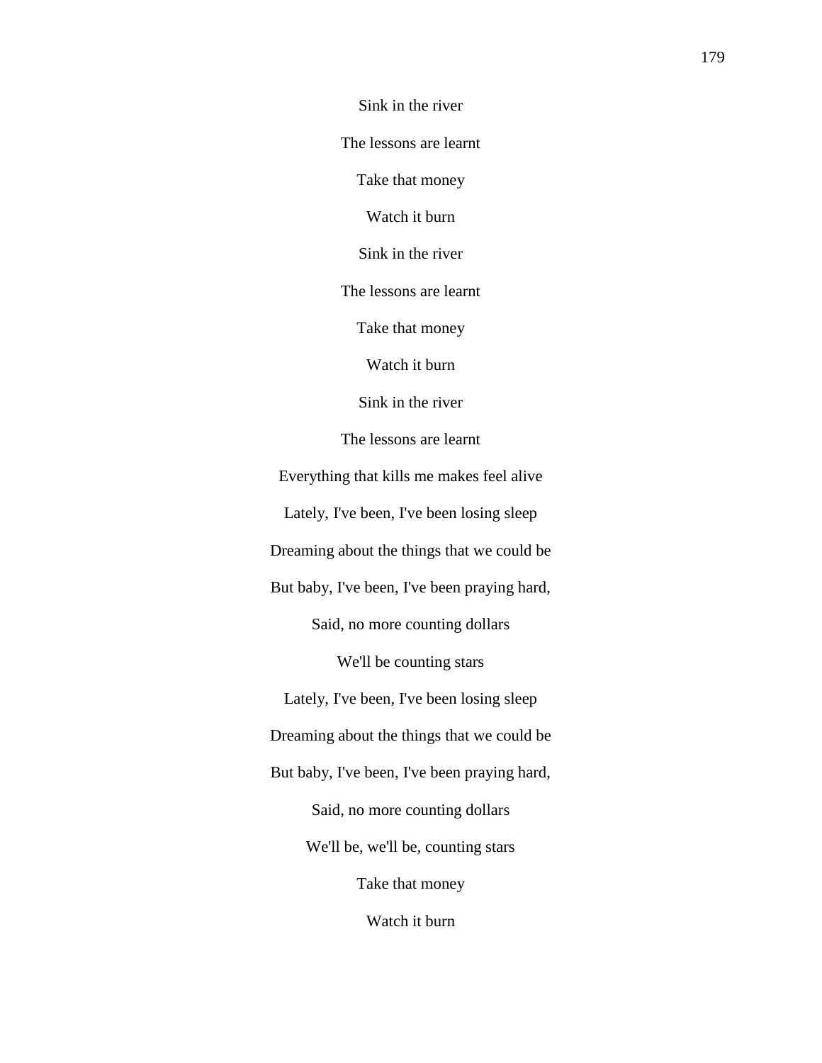Sink in the river

The lessons are learnt

Take that money

Watch it burn

Sink in the river

The lessons are learnt

Take that money

Watch it burn

Sink in the river

The lessons are learnt

Everything that kills me makes feel alive

Lately, I've been, I've been losing sleep

Dreaming about the things that we could be

But baby, I've been, I've been praying hard,

Said, no more counting dollars

We'll be counting stars

Lately, I've been, I've been losing sleep

Dreaming about the things that we could be

But baby, I've been, I've been praying hard,

Said, no more counting dollars

We'll be, we'll be, counting stars

Take that money

Watch it burn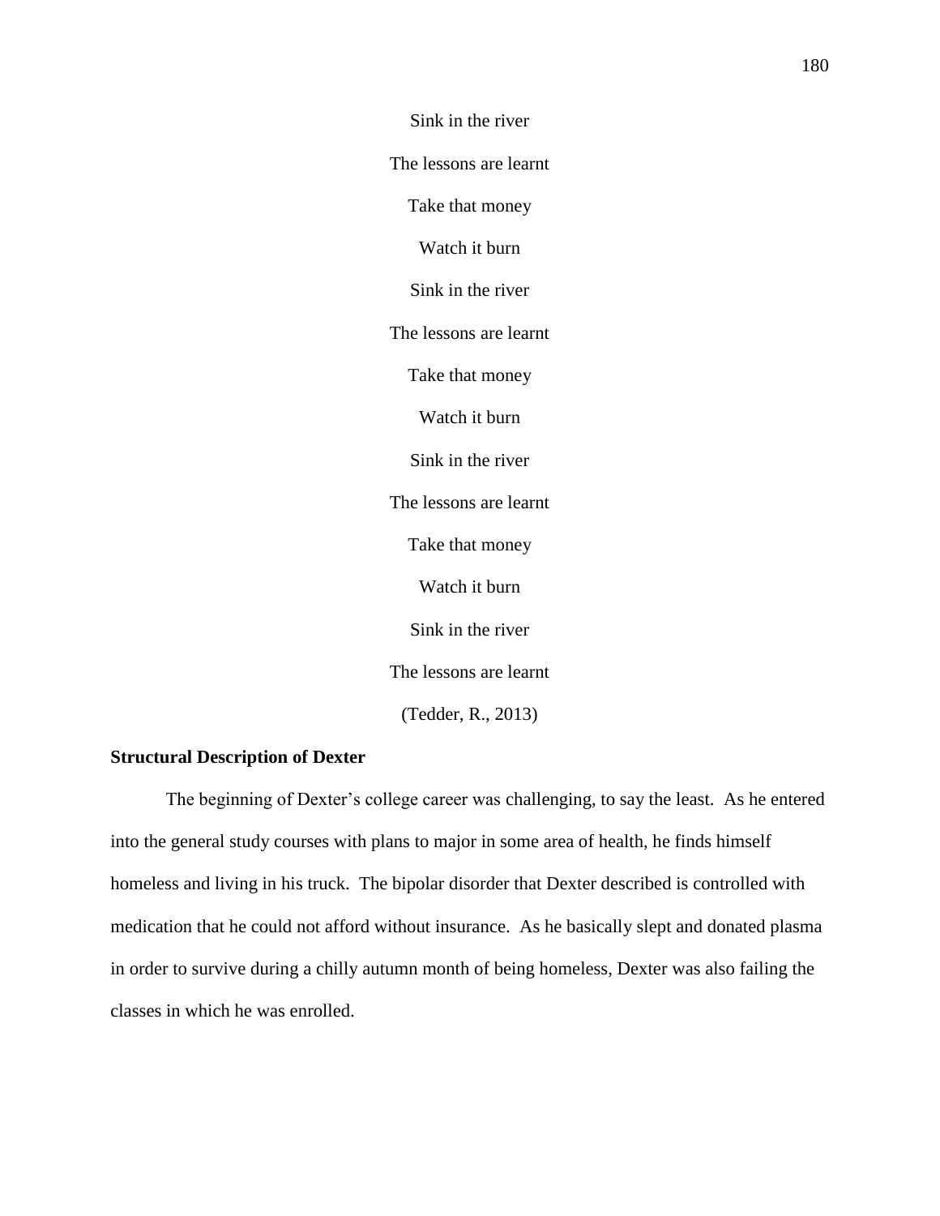Sink in the river

The lessons are learnt

Take that money

Watch it burn

Sink in the river

The lessons are learnt

Take that money

Watch it burn

Sink in the river

The lessons are learnt

Take that money

Watch it burn

Sink in the river

The lessons are learnt

(Tedder, R., 2013)

**Structural Description of Dexter**

The beginning of Dexter's college career was challenging, to say the least. As he entered into the general study courses with plans to major in some area of health, he finds himself homeless and living in his truck. The bipolar disorder that Dexter described is controlled with medication that he could not afford without insurance. As he basically slept and donated plasma in order to survive during a chilly autumn month of being homeless, Dexter was also failing the classes in which he was enrolled.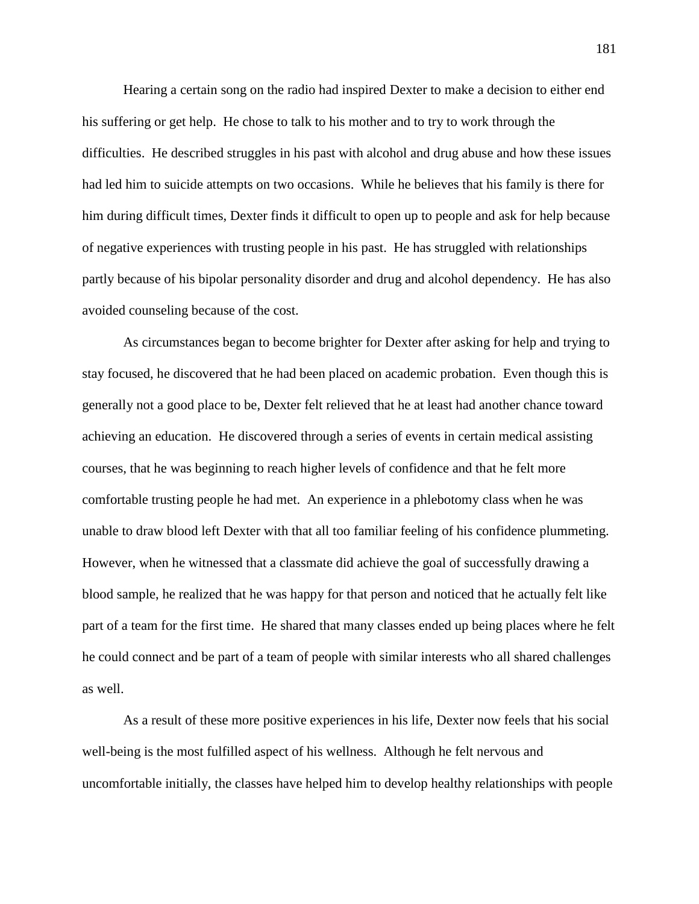Hearing a certain song on the radio had inspired Dexter to make a decision to either end his suffering or get help. He chose to talk to his mother and to try to work through the difficulties. He described struggles in his past with alcohol and drug abuse and how these issues had led him to suicide attempts on two occasions. While he believes that his family is there for him during difficult times, Dexter finds it difficult to open up to people and ask for help because of negative experiences with trusting people in his past. He has struggled with relationships partly because of his bipolar personality disorder and drug and alcohol dependency. He has also avoided counseling because of the cost.

As circumstances began to become brighter for Dexter after asking for help and trying to stay focused, he discovered that he had been placed on academic probation. Even though this is generally not a good place to be, Dexter felt relieved that he at least had another chance toward achieving an education. He discovered through a series of events in certain medical assisting courses, that he was beginning to reach higher levels of confidence and that he felt more comfortable trusting people he had met. An experience in a phlebotomy class when he was unable to draw blood left Dexter with that all too familiar feeling of his confidence plummeting. However, when he witnessed that a classmate did achieve the goal of successfully drawing a blood sample, he realized that he was happy for that person and noticed that he actually felt like part of a team for the first time. He shared that many classes ended up being places where he felt he could connect and be part of a team of people with similar interests who all shared challenges as well.

As a result of these more positive experiences in his life, Dexter now feels that his social well-being is the most fulfilled aspect of his wellness. Although he felt nervous and uncomfortable initially, the classes have helped him to develop healthy relationships with people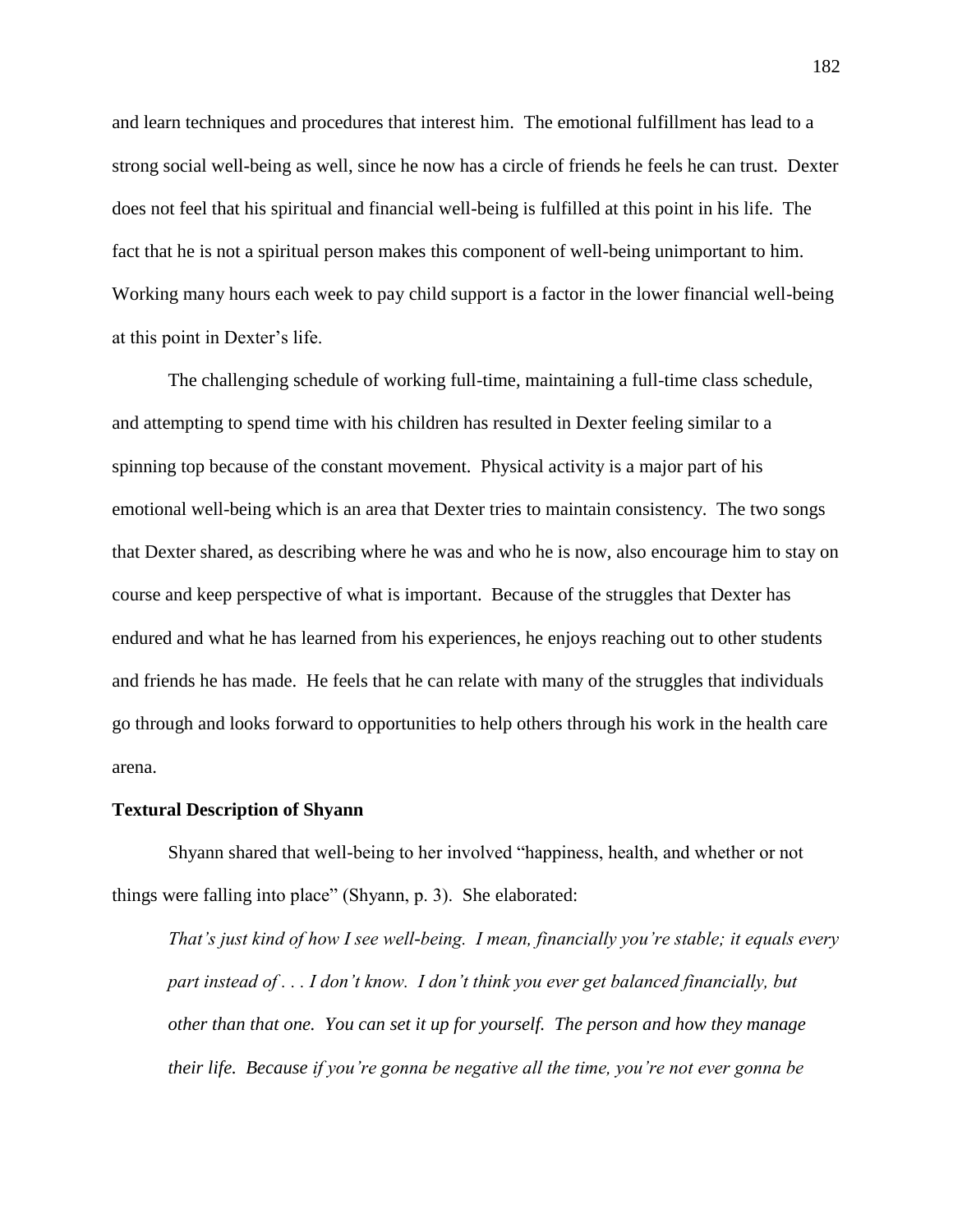and learn techniques and procedures that interest him. The emotional fulfillment has lead to a strong social well-being as well, since he now has a circle of friends he feels he can trust. Dexter does not feel that his spiritual and financial well-being is fulfilled at this point in his life. The fact that he is not a spiritual person makes this component of well-being unimportant to him. Working many hours each week to pay child support is a factor in the lower financial well-being at this point in Dexter's life.

The challenging schedule of working full-time, maintaining a full-time class schedule, and attempting to spend time with his children has resulted in Dexter feeling similar to a spinning top because of the constant movement. Physical activity is a major part of his emotional well-being which is an area that Dexter tries to maintain consistency. The two songs that Dexter shared, as describing where he was and who he is now, also encourage him to stay on course and keep perspective of what is important. Because of the struggles that Dexter has endured and what he has learned from his experiences, he enjoys reaching out to other students and friends he has made. He feels that he can relate with many of the struggles that individuals go through and looks forward to opportunities to help others through his work in the health care arena.

**Textural Description of Shyann**

Shyann shared that well-being to her involved "happiness, health, and whether or not things were falling into place" (Shyann, p. 3). She elaborated:

> *That's just kind of how I see well-being. I mean, financially you're stable; it equals every part instead of . . . I don't know. I don't think you ever get balanced financially, but other than that one. You can set it up for yourself. The person and how they manage their life. Because if you're gonna be negative all the time, you're not ever gonna be*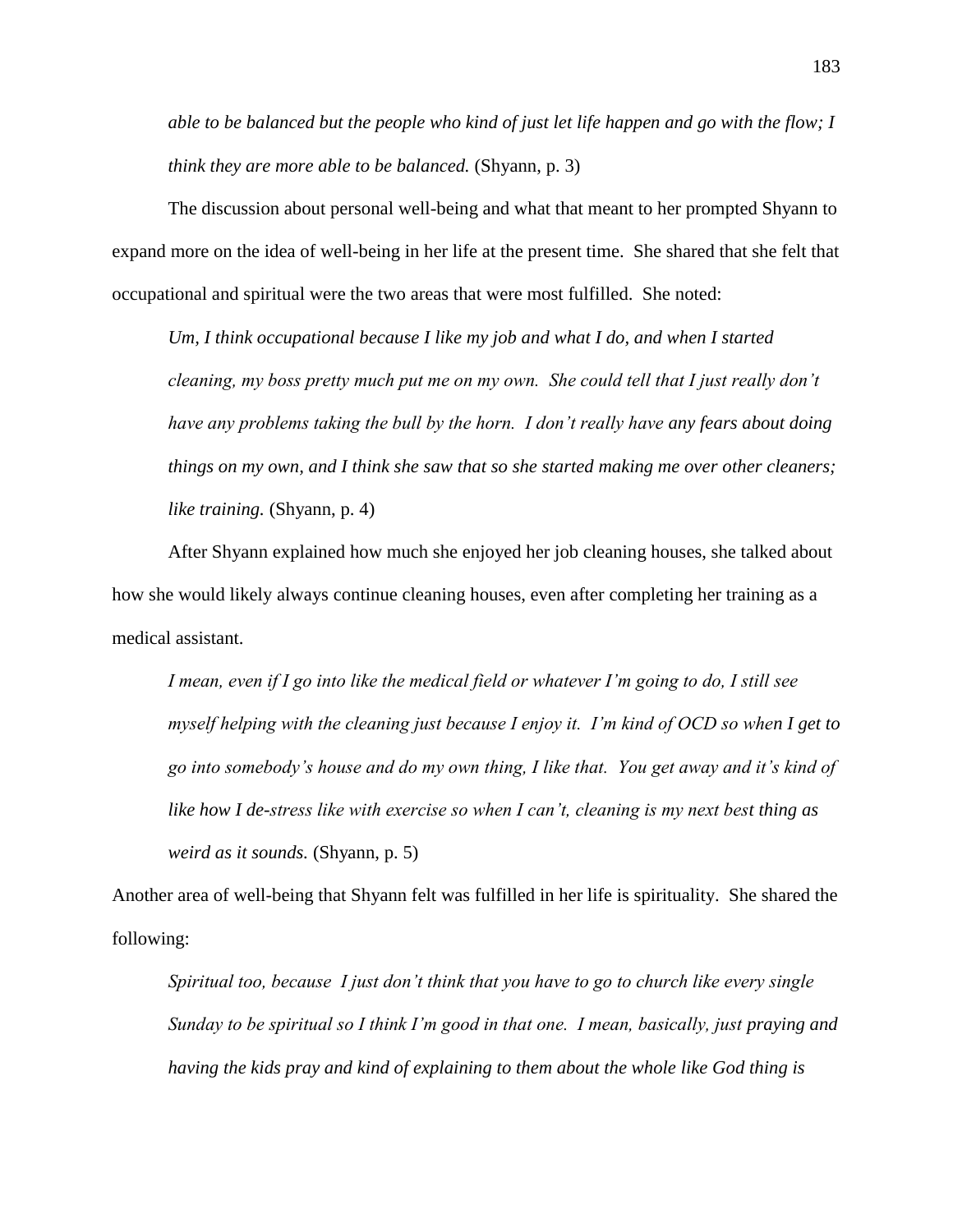*able to be balanced but the people who kind of just let life happen and go with the flow; I think they are more able to be balanced.* (Shyann, p. 3)

The discussion about personal well-being and what that meant to her prompted Shyann to expand more on the idea of well-being in her life at the present time. She shared that she felt that occupational and spiritual were the two areas that were most fulfilled. She noted:

> *Um, I think occupational because I like my job and what I do, and when I started cleaning, my boss pretty much put me on my own. She could tell that I just really don't have any problems taking the bull by the horn. I don't really have any fears about doing things on my own, and I think she saw that so she started making me over other cleaners; like training.* (Shyann, p. 4)

After Shyann explained how much she enjoyed her job cleaning houses, she talked about how she would likely always continue cleaning houses, even after completing her training as a medical assistant.

> *I mean, even if I go into like the medical field or whatever I'm going to do, I still see myself helping with the cleaning just because I enjoy it. I'm kind of OCD so when I get to go into somebody's house and do my own thing, I like that. You get away and it's kind of like how I de-stress like with exercise so when I can't, cleaning is my next best thing as weird as it sounds.* (Shyann, p. 5)

Another area of well-being that Shyann felt was fulfilled in her life is spirituality. She shared the following:

> *Spiritual too, because I just don't think that you have to go to church like every single Sunday to be spiritual so I think I'm good in that one. I mean, basically, just praying and having the kids pray and kind of explaining to them about the whole like God thing is*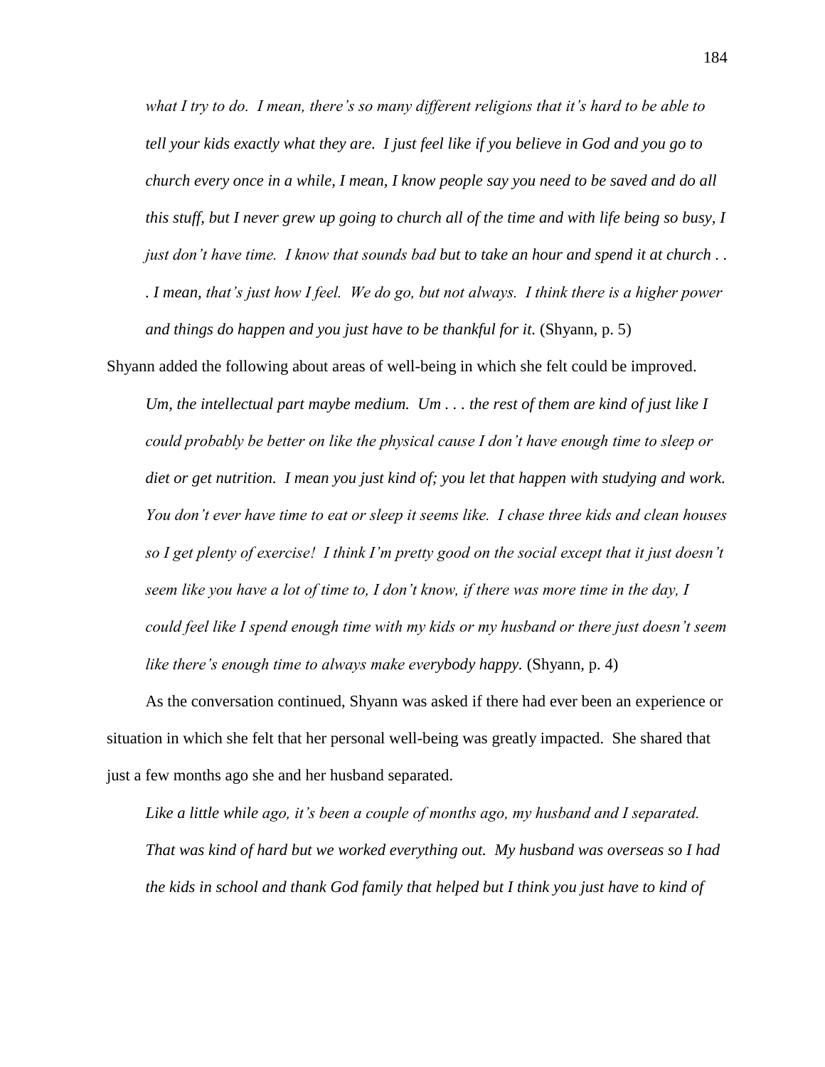*what I try to do. I mean, there's so many different religions that it's hard to be able to tell your kids exactly what they are. I just feel like if you believe in God and you go to church every once in a while, I mean, I know people say you need to be saved and do all this stuff, but I never grew up going to church all of the time and with life being so busy, I just don't have time. I know that sounds bad but to take an hour and spend it at church . . . I mean, that's just how I feel. We do go, but not always. I think there is a higher power and things do happen and you just have to be thankful for it.* (Shyann, p. 5)

Shyann added the following about areas of well-being in which she felt could be improved.

*Um, the intellectual part maybe medium. Um . . . the rest of them are kind of just like I could probably be better on like the physical cause I don't have enough time to sleep or diet or get nutrition. I mean you just kind of; you let that happen with studying and work. You don't ever have time to eat or sleep it seems like. I chase three kids and clean houses so I get plenty of exercise! I think I'm pretty good on the social except that it just doesn't seem like you have a lot of time to, I don't know, if there was more time in the day, I could feel like I spend enough time with my kids or my husband or there just doesn't seem like there's enough time to always make everybody happy.* (Shyann, p. 4)

As the conversation continued, Shyann was asked if there had ever been an experience or situation in which she felt that her personal well-being was greatly impacted. She shared that just a few months ago she and her husband separated.

*Like a little while ago, it's been a couple of months ago, my husband and I separated. That was kind of hard but we worked everything out. My husband was overseas so I had the kids in school and thank God family that helped but I think you just have to kind of*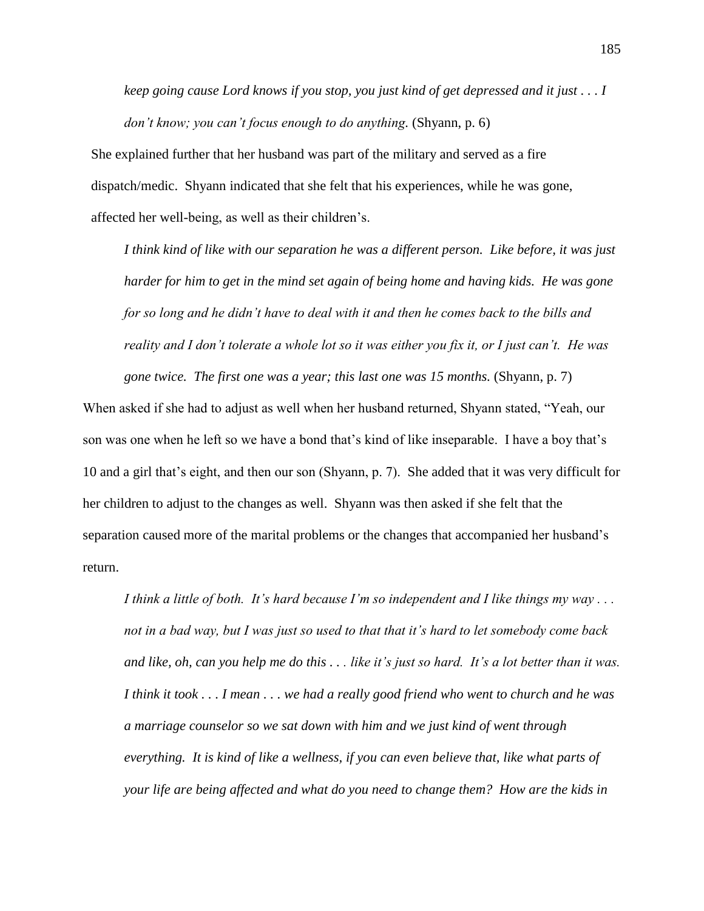*keep going cause Lord knows if you stop, you just kind of get depressed and it just . . . I don't know; you can't focus enough to do anything.* (Shyann, p. 6)

She explained further that her husband was part of the military and served as a fire dispatch/medic. Shyann indicated that she felt that his experiences, while he was gone, affected her well-being, as well as their children's.

> *I think kind of like with our separation he was a different person. Like before, it was just harder for him to get in the mind set again of being home and having kids. He was gone for so long and he didn't have to deal with it and then he comes back to the bills and reality and I don't tolerate a whole lot so it was either you fix it, or I just can't. He was gone twice. The first one was a year; this last one was 15 months.* (Shyann, p. 7)

When asked if she had to adjust as well when her husband returned, Shyann stated, "Yeah, our son was one when he left so we have a bond that's kind of like inseparable. I have a boy that's 10 and a girl that's eight, and then our son (Shyann, p. 7). She added that it was very difficult for her children to adjust to the changes as well. Shyann was then asked if she felt that the separation caused more of the marital problems or the changes that accompanied her husband's return.

> *I think a little of both. It's hard because I'm so independent and I like things my way . . . not in a bad way, but I was just so used to that that it's hard to let somebody come back and like, oh, can you help me do this . . . like it's just so hard. It's a lot better than it was. I think it took . . . I mean . . . we had a really good friend who went to church and he was a marriage counselor so we sat down with him and we just kind of went through everything. It is kind of like a wellness, if you can even believe that, like what parts of your life are being affected and what do you need to change them? How are the kids in*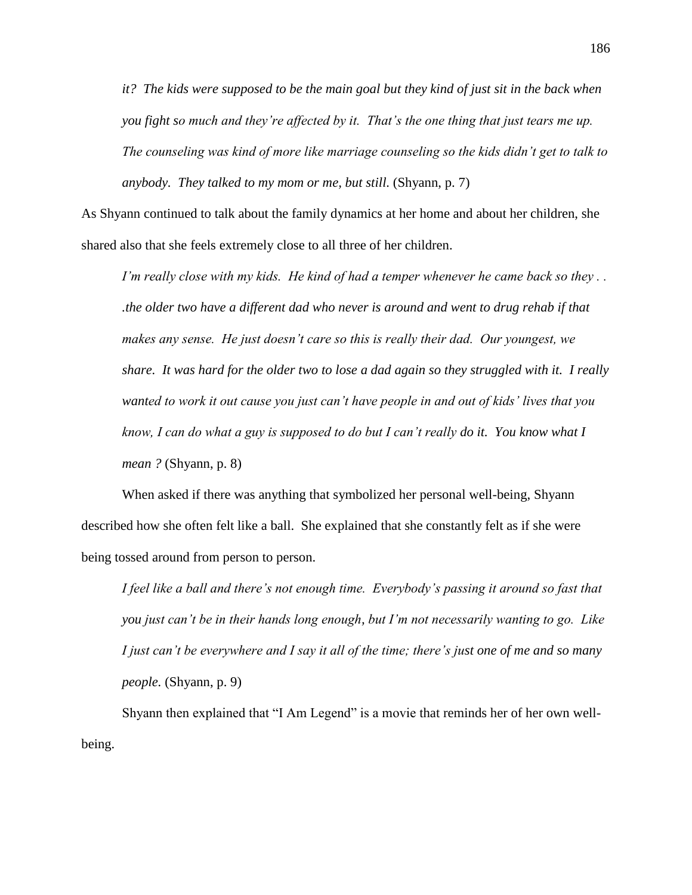*it? The kids were supposed to be the main goal but they kind of just sit in the back when you fight so much and they're affected by it. That's the one thing that just tears me up. The counseling was kind of more like marriage counseling so the kids didn't get to talk to anybody. They talked to my mom or me, but still.* (Shyann, p. 7)

As Shyann continued to talk about the family dynamics at her home and about her children, she shared also that she feels extremely close to all three of her children.

> *I'm really close with my kids. He kind of had a temper whenever he came back so they . . .the older two have a different dad who never is around and went to drug rehab if that makes any sense. He just doesn't care so this is really their dad. Our youngest, we share. It was hard for the older two to lose a dad again so they struggled with it. I really wanted to work it out cause you just can't have people in and out of kids' lives that you know, I can do what a guy is supposed to do but I can't really do it. You know what I mean ?* (Shyann, p. 8)

When asked if there was anything that symbolized her personal well-being, Shyann described how she often felt like a ball. She explained that she constantly felt as if she were being tossed around from person to person.

> *I feel like a ball and there's not enough time. Everybody's passing it around so fast that you just can't be in their hands long enough, but I'm not necessarily wanting to go. Like I just can't be everywhere and I say it all of the time; there's just one of me and so many people.* (Shyann, p. 9)

Shyann then explained that "I Am Legend" is a movie that reminds her of her own well-being.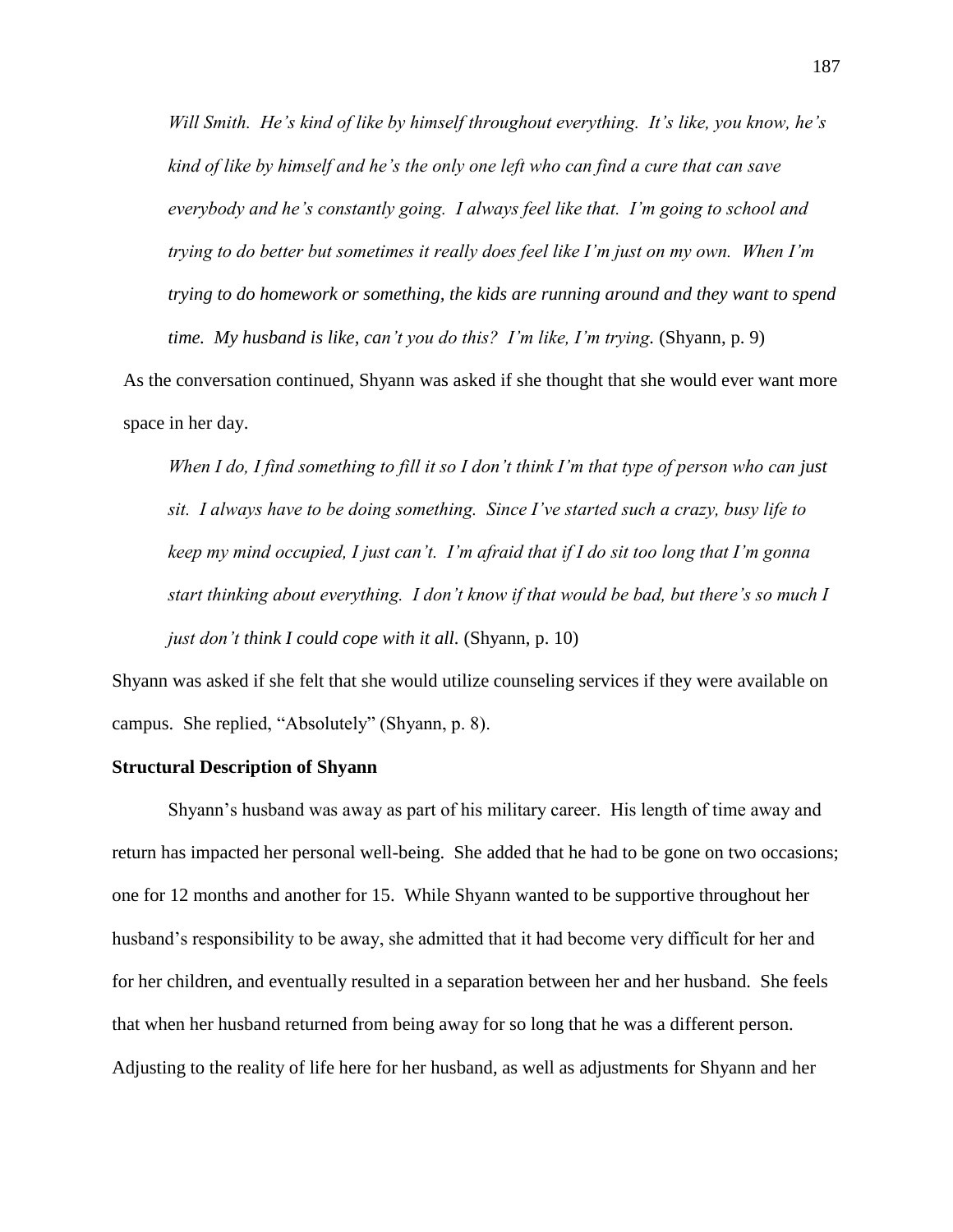*Will Smith. He's kind of like by himself throughout everything. It's like, you know, he's kind of like by himself and he's the only one left who can find a cure that can save everybody and he's constantly going. I always feel like that. I'm going to school and trying to do better but sometimes it really does feel like I'm just on my own. When I'm trying to do homework or something, the kids are running around and they want to spend time. My husband is like, can't you do this? I'm like, I'm trying.* (Shyann, p. 9)

As the conversation continued, Shyann was asked if she thought that she would ever want more space in her day.

*When I do, I find something to fill it so I don't think I'm that type of person who can just sit. I always have to be doing something. Since I've started such a crazy, busy life to keep my mind occupied, I just can't. I'm afraid that if I do sit too long that I'm gonna start thinking about everything. I don't know if that would be bad, but there's so much I just don't think I could cope with it all.* (Shyann, p. 10)

Shyann was asked if she felt that she would utilize counseling services if they were available on campus. She replied, "Absolutely" (Shyann, p. 8).

**Structural Description of Shyann**

Shyann's husband was away as part of his military career. His length of time away and return has impacted her personal well-being. She added that he had to be gone on two occasions; one for 12 months and another for 15. While Shyann wanted to be supportive throughout her husband's responsibility to be away, she admitted that it had become very difficult for her and for her children, and eventually resulted in a separation between her and her husband. She feels that when her husband returned from being away for so long that he was a different person. Adjusting to the reality of life here for her husband, as well as adjustments for Shyann and her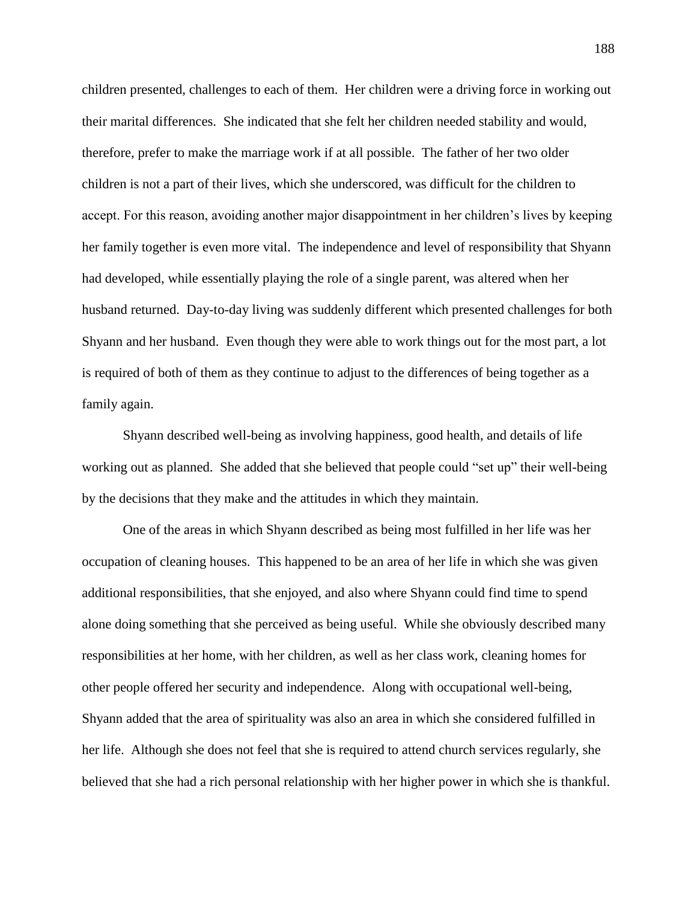children presented, challenges to each of them. Her children were a driving force in working out their marital differences. She indicated that she felt her children needed stability and would, therefore, prefer to make the marriage work if at all possible. The father of her two older children is not a part of their lives, which she underscored, was difficult for the children to accept. For this reason, avoiding another major disappointment in her children's lives by keeping her family together is even more vital. The independence and level of responsibility that Shyann had developed, while essentially playing the role of a single parent, was altered when her husband returned. Day-to-day living was suddenly different which presented challenges for both Shyann and her husband. Even though they were able to work things out for the most part, a lot is required of both of them as they continue to adjust to the differences of being together as a family again.

Shyann described well-being as involving happiness, good health, and details of life working out as planned. She added that she believed that people could "set up" their well-being by the decisions that they make and the attitudes in which they maintain.

One of the areas in which Shyann described as being most fulfilled in her life was her occupation of cleaning houses. This happened to be an area of her life in which she was given additional responsibilities, that she enjoyed, and also where Shyann could find time to spend alone doing something that she perceived as being useful. While she obviously described many responsibilities at her home, with her children, as well as her class work, cleaning homes for other people offered her security and independence. Along with occupational well-being, Shyann added that the area of spirituality was also an area in which she considered fulfilled in her life. Although she does not feel that she is required to attend church services regularly, she believed that she had a rich personal relationship with her higher power in which she is thankful.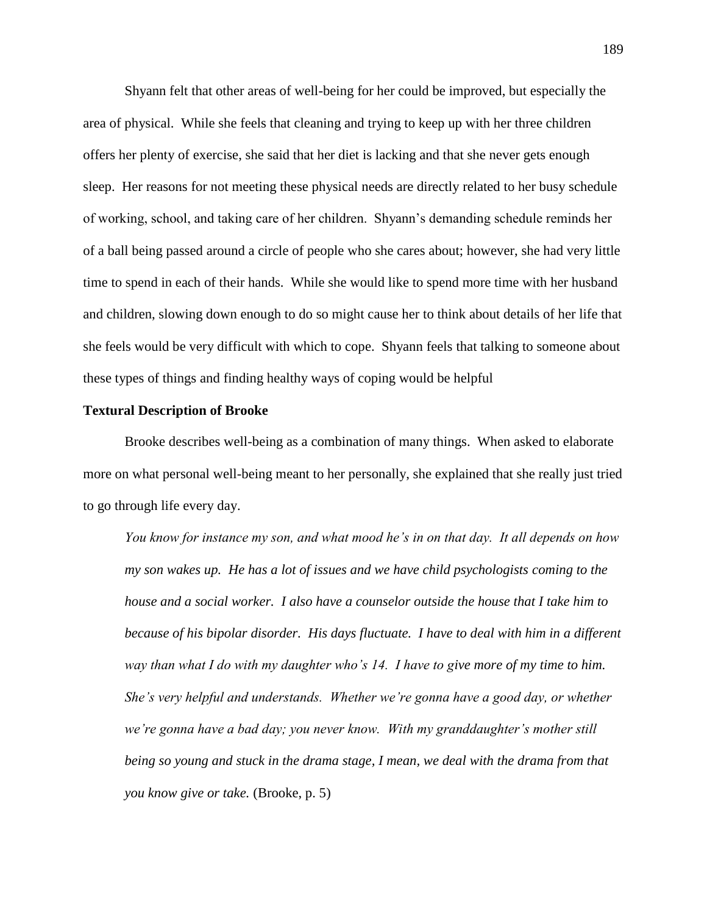Shyann felt that other areas of well-being for her could be improved, but especially the area of physical. While she feels that cleaning and trying to keep up with her three children offers her plenty of exercise, she said that her diet is lacking and that she never gets enough sleep. Her reasons for not meeting these physical needs are directly related to her busy schedule of working, school, and taking care of her children. Shyann's demanding schedule reminds her of a ball being passed around a circle of people who she cares about; however, she had very little time to spend in each of their hands. While she would like to spend more time with her husband and children, slowing down enough to do so might cause her to think about details of her life that she feels would be very difficult with which to cope. Shyann feels that talking to someone about these types of things and finding healthy ways of coping would be helpful

**Textural Description of Brooke**

Brooke describes well-being as a combination of many things. When asked to elaborate more on what personal well-being meant to her personally, she explained that she really just tried to go through life every day.

> *You know for instance my son, and what mood he's in on that day. It all depends on how my son wakes up. He has a lot of issues and we have child psychologists coming to the house and a social worker. I also have a counselor outside the house that I take him to because of his bipolar disorder. His days fluctuate. I have to deal with him in a different way than what I do with my daughter who's 14. I have to give more of my time to him. She's very helpful and understands. Whether we're gonna have a good day, or whether we're gonna have a bad day; you never know. With my granddaughter's mother still being so young and stuck in the drama stage, I mean, we deal with the drama from that you know give or take.* (Brooke, p. 5)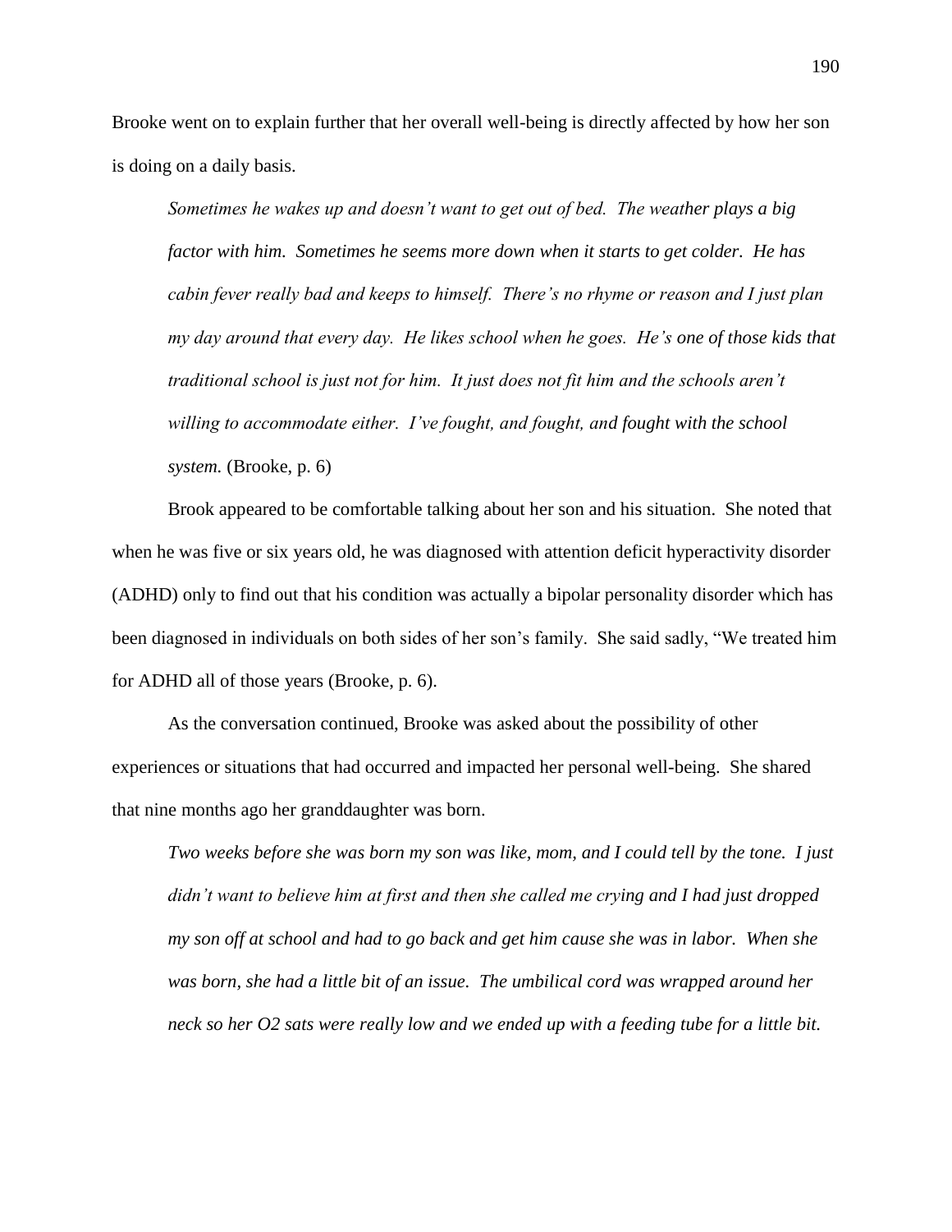Brooke went on to explain further that her overall well-being is directly affected by how her son is doing on a daily basis.

> *Sometimes he wakes up and doesn't want to get out of bed. The weather plays a big factor with him. Sometimes he seems more down when it starts to get colder. He has cabin fever really bad and keeps to himself. There's no rhyme or reason and I just plan my day around that every day. He likes school when he goes. He's one of those kids that traditional school is just not for him. It just does not fit him and the schools aren't willing to accommodate either. I've fought, and fought, and fought with the school system.* (Brooke, p. 6)

Brook appeared to be comfortable talking about her son and his situation. She noted that when he was five or six years old, he was diagnosed with attention deficit hyperactivity disorder (ADHD) only to find out that his condition was actually a bipolar personality disorder which has been diagnosed in individuals on both sides of her son's family. She said sadly, "We treated him for ADHD all of those years (Brooke, p. 6).

As the conversation continued, Brooke was asked about the possibility of other experiences or situations that had occurred and impacted her personal well-being. She shared that nine months ago her granddaughter was born.

> *Two weeks before she was born my son was like, mom, and I could tell by the tone. I just didn't want to believe him at first and then she called me crying and I had just dropped my son off at school and had to go back and get him cause she was in labor. When she was born, she had a little bit of an issue. The umbilical cord was wrapped around her neck so her O2 sats were really low and we ended up with a feeding tube for a little bit.*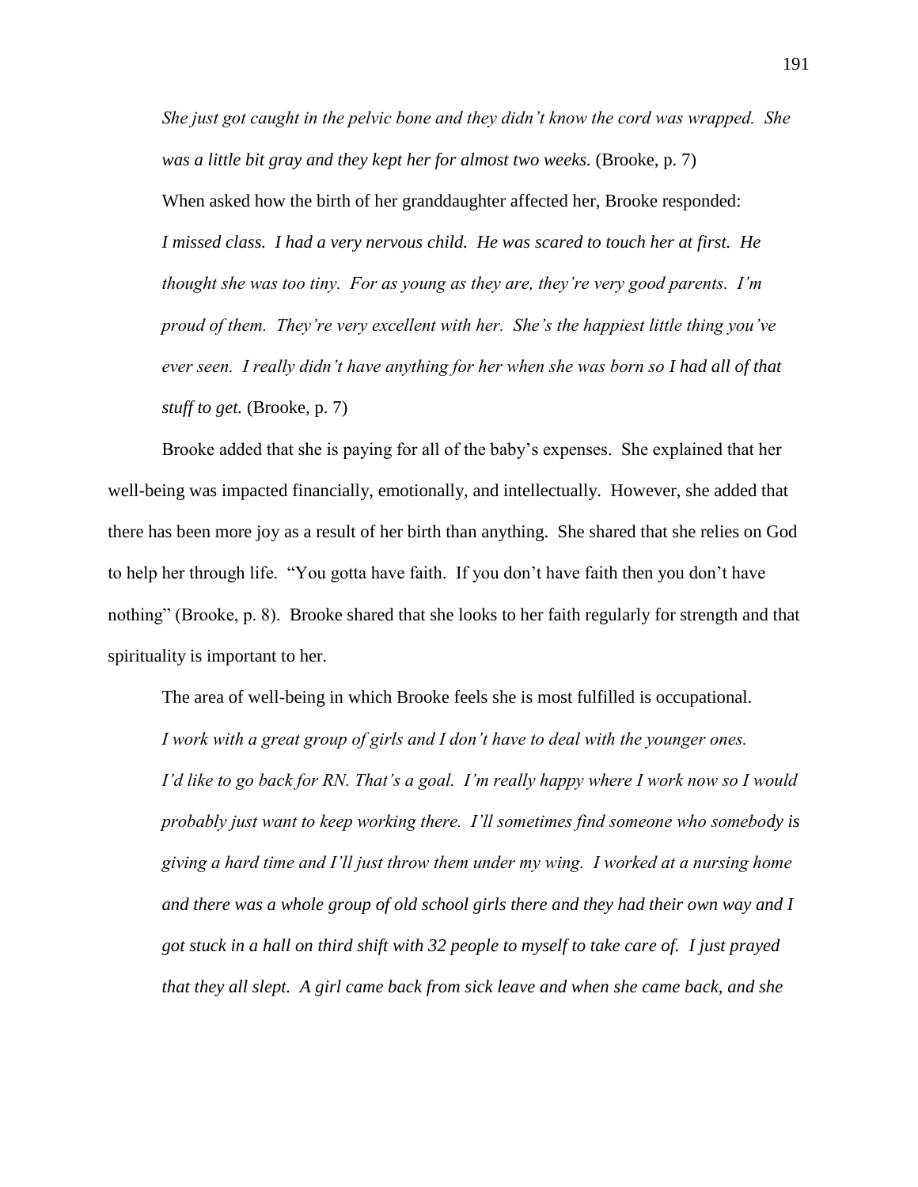*She just got caught in the pelvic bone and they didn't know the cord was wrapped. She was a little bit gray and they kept her for almost two weeks.* (Brooke, p. 7)

When asked how the birth of her granddaughter affected her, Brooke responded:

> *I missed class. I had a very nervous child. He was scared to touch her at first. He thought she was too tiny. For as young as they are, they're very good parents. I'm proud of them. They're very excellent with her. She's the happiest little thing you've ever seen. I really didn't have anything for her when she was born so I had all of that stuff to get.* (Brooke, p. 7)

Brooke added that she is paying for all of the baby's expenses. She explained that her well-being was impacted financially, emotionally, and intellectually. However, she added that there has been more joy as a result of her birth than anything. She shared that she relies on God to help her through life. "You gotta have faith. If you don't have faith then you don't have nothing" (Brooke, p. 8). Brooke shared that she looks to her faith regularly for strength and that spirituality is important to her.

The area of well-being in which Brooke feels she is most fulfilled is occupational.

> *I work with a great group of girls and I don't have to deal with the younger ones. I'd like to go back for RN. That's a goal. I'm really happy where I work now so I would probably just want to keep working there. I'll sometimes find someone who somebody is giving a hard time and I'll just throw them under my wing. I worked at a nursing home and there was a whole group of old school girls there and they had their own way and I got stuck in a hall on third shift with 32 people to myself to take care of. I just prayed that they all slept. A girl came back from sick leave and when she came back, and she*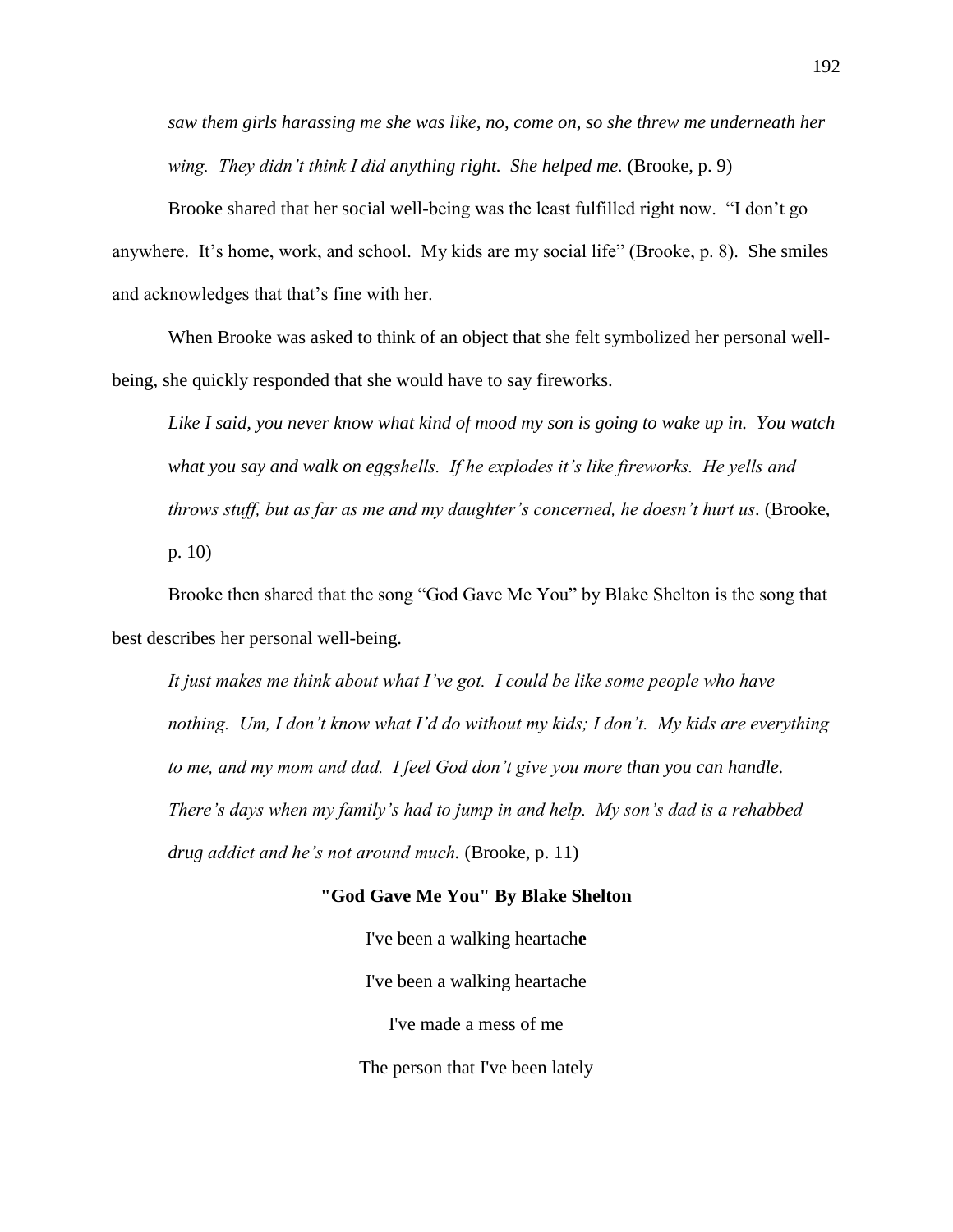*saw them girls harassing me she was like, no, come on, so she threw me underneath her wing. They didn't think I did anything right. She helped me.* (Brooke, p. 9)

Brooke shared that her social well-being was the least fulfilled right now. "I don't go anywhere. It's home, work, and school. My kids are my social life" (Brooke, p. 8). She smiles and acknowledges that that's fine with her.

When Brooke was asked to think of an object that she felt symbolized her personal well-being, she quickly responded that she would have to say fireworks.

> *Like I said, you never know what kind of mood my son is going to wake up in. You watch what you say and walk on eggshells. If he explodes it's like fireworks. He yells and throws stuff, but as far as me and my daughter's concerned, he doesn't hurt us*. (Brooke, p. 10)

Brooke then shared that the song "God Gave Me You" by Blake Shelton is the song that best describes her personal well-being.

> *It just makes me think about what I've got. I could be like some people who have nothing. Um, I don't know what I'd do without my kids; I don't. My kids are everything to me, and my mom and dad. I feel God don't give you more than you can handle. There's days when my family's had to jump in and help. My son's dad is a rehabbed drug addict and he's not around much.* (Brooke, p. 11)

**"God Gave Me You" By Blake Shelton**

I've been a walking heartache

I've been a walking heartache

I've made a mess of me

The person that I've been lately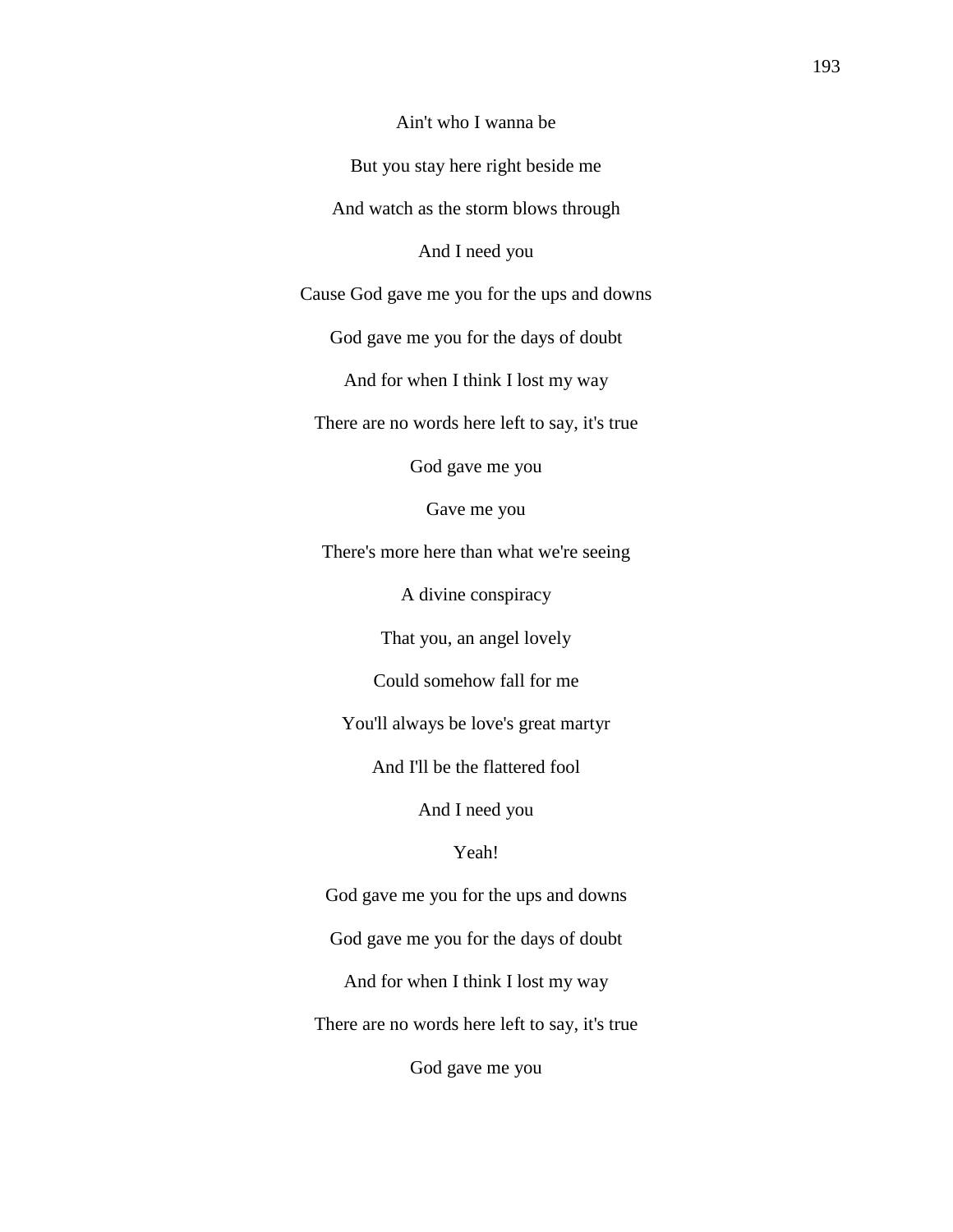Ain't who I wanna be

But you stay here right beside me

And watch as the storm blows through

And I need you

Cause God gave me you for the ups and downs

God gave me you for the days of doubt

And for when I think I lost my way

There are no words here left to say, it's true

God gave me you

Gave me you

There's more here than what we're seeing

A divine conspiracy

That you, an angel lovely

Could somehow fall for me

You'll always be love's great martyr

And I'll be the flattered fool

And I need you

Yeah!

God gave me you for the ups and downs

God gave me you for the days of doubt

And for when I think I lost my way

There are no words here left to say, it's true

God gave me you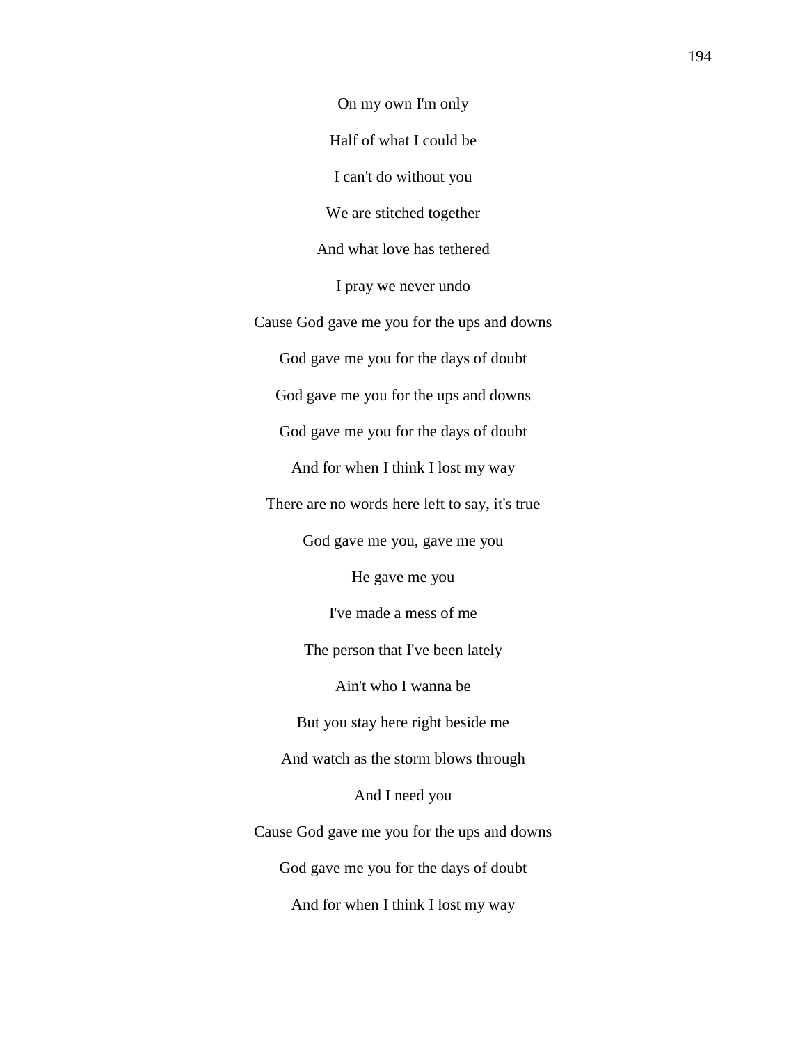On my own I'm only

Half of what I could be

I can't do without you

We are stitched together

And what love has tethered

I pray we never undo

Cause God gave me you for the ups and downs

God gave me you for the days of doubt

God gave me you for the ups and downs

God gave me you for the days of doubt

And for when I think I lost my way

There are no words here left to say, it's true

God gave me you, gave me you

He gave me you

I've made a mess of me

The person that I've been lately

Ain't who I wanna be

But you stay here right beside me

And watch as the storm blows through

And I need you

Cause God gave me you for the ups and downs

God gave me you for the days of doubt

And for when I think I lost my way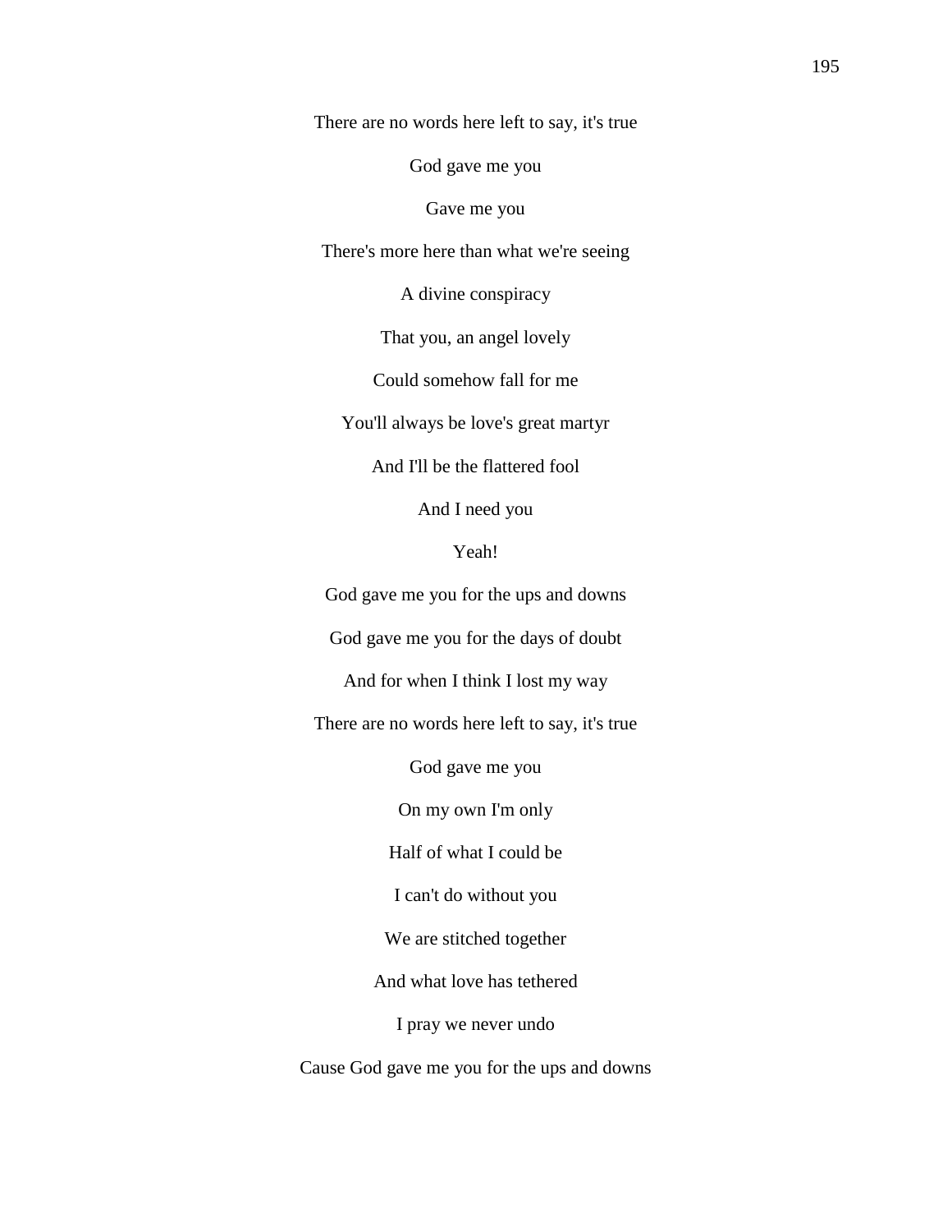There are no words here left to say, it's true

God gave me you

Gave me you

There's more here than what we're seeing

A divine conspiracy

That you, an angel lovely

Could somehow fall for me

You'll always be love's great martyr

And I'll be the flattered fool

And I need you

Yeah!

God gave me you for the ups and downs

God gave me you for the days of doubt

And for when I think I lost my way

There are no words here left to say, it's true

God gave me you

On my own I'm only

Half of what I could be

I can't do without you

We are stitched together

And what love has tethered

I pray we never undo

Cause God gave me you for the ups and downs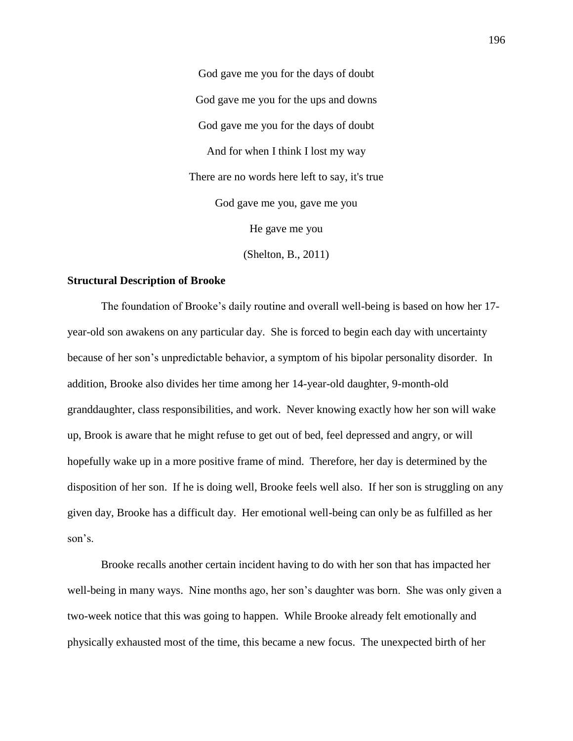God gave me you for the days of doubt

God gave me you for the ups and downs

God gave me you for the days of doubt

And for when I think I lost my way

There are no words here left to say, it's true

God gave me you, gave me you

He gave me you

(Shelton, B., 2011)

**Structural Description of Brooke**

The foundation of Brooke's daily routine and overall well-being is based on how her 17-year-old son awakens on any particular day. She is forced to begin each day with uncertainty because of her son's unpredictable behavior, a symptom of his bipolar personality disorder. In addition, Brooke also divides her time among her 14-year-old daughter, 9-month-old granddaughter, class responsibilities, and work. Never knowing exactly how her son will wake up, Brook is aware that he might refuse to get out of bed, feel depressed and angry, or will hopefully wake up in a more positive frame of mind. Therefore, her day is determined by the disposition of her son. If he is doing well, Brooke feels well also. If her son is struggling on any given day, Brooke has a difficult day. Her emotional well-being can only be as fulfilled as her son's.

Brooke recalls another certain incident having to do with her son that has impacted her well-being in many ways. Nine months ago, her son's daughter was born. She was only given a two-week notice that this was going to happen. While Brooke already felt emotionally and physically exhausted most of the time, this became a new focus. The unexpected birth of her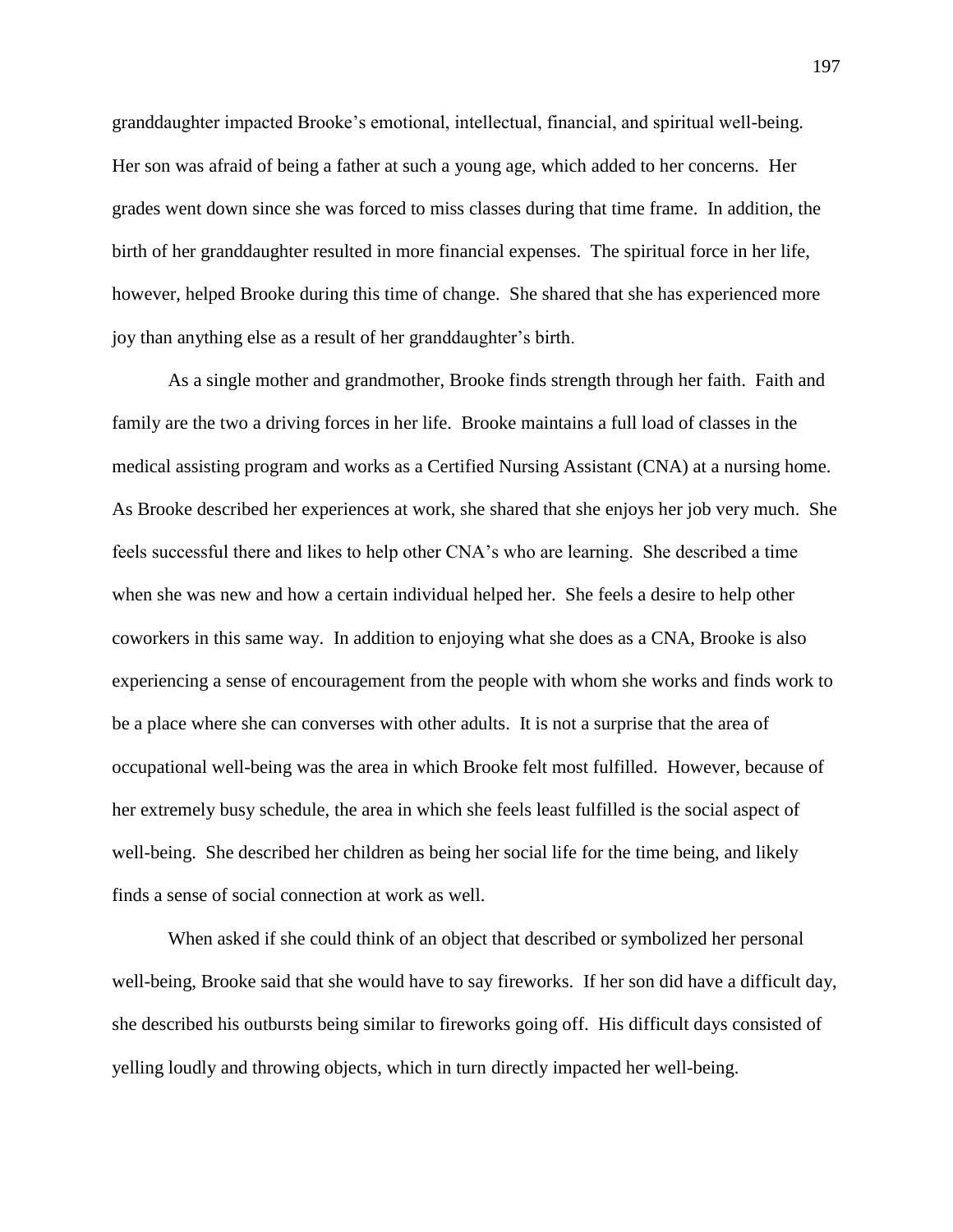granddaughter impacted Brooke's emotional, intellectual, financial, and spiritual well-being. Her son was afraid of being a father at such a young age, which added to her concerns. Her grades went down since she was forced to miss classes during that time frame. In addition, the birth of her granddaughter resulted in more financial expenses. The spiritual force in her life, however, helped Brooke during this time of change. She shared that she has experienced more joy than anything else as a result of her granddaughter's birth.

As a single mother and grandmother, Brooke finds strength through her faith. Faith and family are the two a driving forces in her life. Brooke maintains a full load of classes in the medical assisting program and works as a Certified Nursing Assistant (CNA) at a nursing home. As Brooke described her experiences at work, she shared that she enjoys her job very much. She feels successful there and likes to help other CNA's who are learning. She described a time when she was new and how a certain individual helped her. She feels a desire to help other coworkers in this same way. In addition to enjoying what she does as a CNA, Brooke is also experiencing a sense of encouragement from the people with whom she works and finds work to be a place where she can converses with other adults. It is not a surprise that the area of occupational well-being was the area in which Brooke felt most fulfilled. However, because of her extremely busy schedule, the area in which she feels least fulfilled is the social aspect of well-being. She described her children as being her social life for the time being, and likely finds a sense of social connection at work as well.

When asked if she could think of an object that described or symbolized her personal well-being, Brooke said that she would have to say fireworks. If her son did have a difficult day, she described his outbursts being similar to fireworks going off. His difficult days consisted of yelling loudly and throwing objects, which in turn directly impacted her well-being.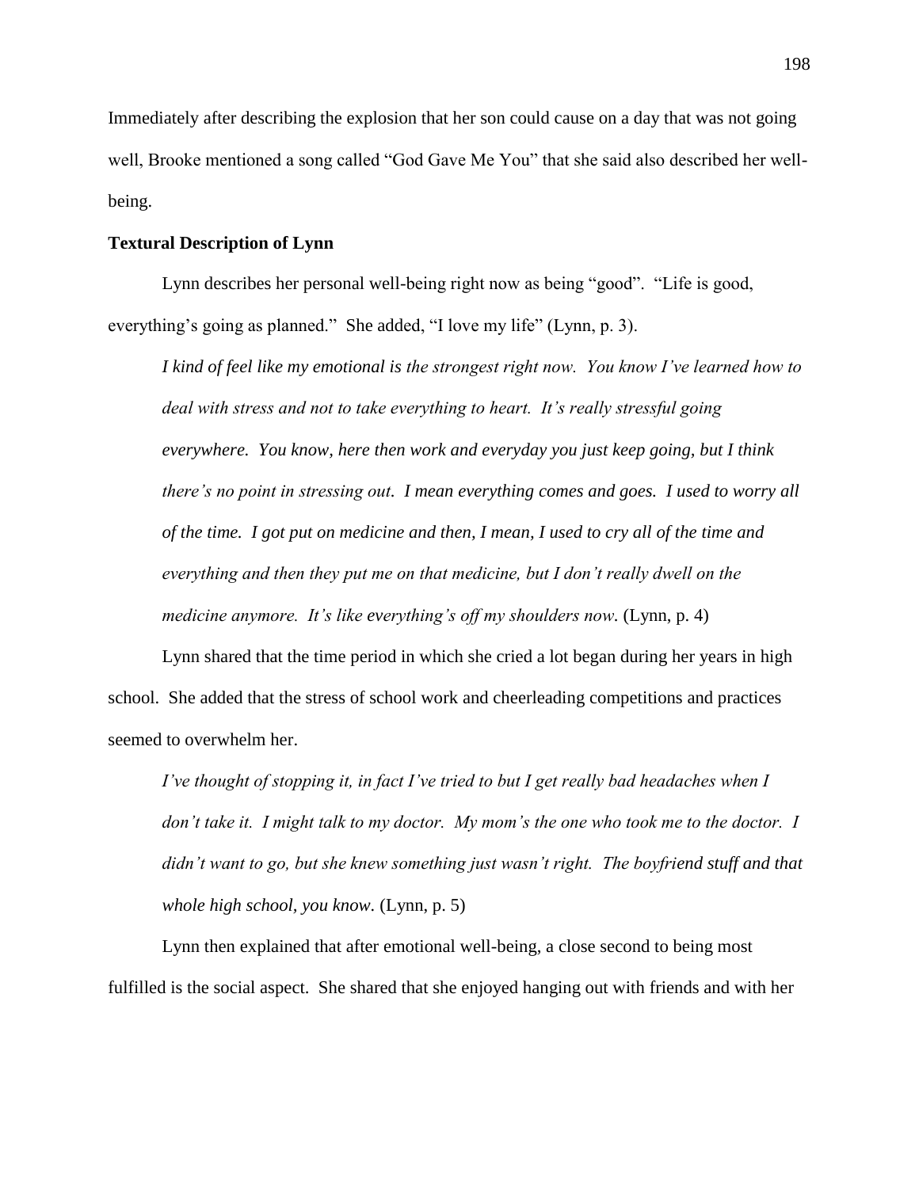Immediately after describing the explosion that her son could cause on a day that was not going well, Brooke mentioned a song called "God Gave Me You" that she said also described her well-being.

**Textural Description of Lynn**

Lynn describes her personal well-being right now as being "good". "Life is good, everything's going as planned." She added, "I love my life" (Lynn, p. 3).

> *I kind of feel like my emotional is the strongest right now. You know I've learned how to deal with stress and not to take everything to heart. It's really stressful going everywhere. You know, here then work and everyday you just keep going, but I think there's no point in stressing out. I mean everything comes and goes. I used to worry all of the time. I got put on medicine and then, I mean, I used to cry all of the time and everything and then they put me on that medicine, but I don't really dwell on the medicine anymore. It's like everything's off my shoulders now.* (Lynn, p. 4)

Lynn shared that the time period in which she cried a lot began during her years in high school. She added that the stress of school work and cheerleading competitions and practices seemed to overwhelm her.

> *I've thought of stopping it, in fact I've tried to but I get really bad headaches when I don't take it. I might talk to my doctor. My mom's the one who took me to the doctor. I didn't want to go, but she knew something just wasn't right. The boyfriend stuff and that whole high school, you know.* (Lynn, p. 5)

Lynn then explained that after emotional well-being, a close second to being most fulfilled is the social aspect. She shared that she enjoyed hanging out with friends and with her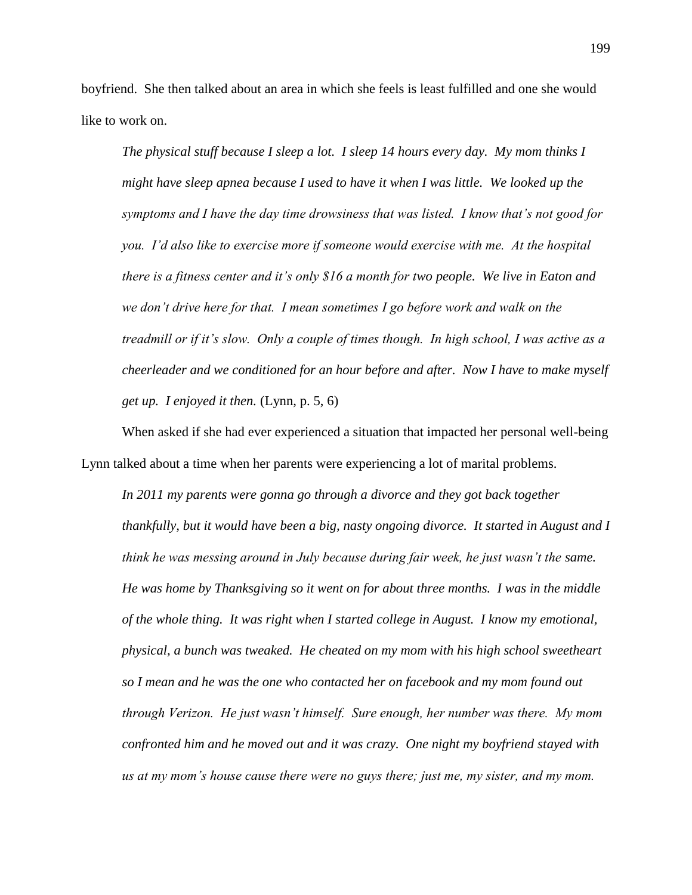boyfriend. She then talked about an area in which she feels is least fulfilled and one she would like to work on.

> *The physical stuff because I sleep a lot. I sleep 14 hours every day. My mom thinks I might have sleep apnea because I used to have it when I was little. We looked up the symptoms and I have the day time drowsiness that was listed. I know that's not good for you. I'd also like to exercise more if someone would exercise with me. At the hospital there is a fitness center and it's only $16 a month for two people. We live in Eaton and we don't drive here for that. I mean sometimes I go before work and walk on the treadmill or if it's slow. Only a couple of times though. In high school, I was active as a cheerleader and we conditioned for an hour before and after. Now I have to make myself get up. I enjoyed it then.* (Lynn, p. 5, 6)

When asked if she had ever experienced a situation that impacted her personal well-being Lynn talked about a time when her parents were experiencing a lot of marital problems.

> *In 2011 my parents were gonna go through a divorce and they got back together thankfully, but it would have been a big, nasty ongoing divorce. It started in August and I think he was messing around in July because during fair week, he just wasn't the same. He was home by Thanksgiving so it went on for about three months. I was in the middle of the whole thing. It was right when I started college in August. I know my emotional, physical, a bunch was tweaked. He cheated on my mom with his high school sweetheart so I mean and he was the one who contacted her on facebook and my mom found out through Verizon. He just wasn't himself. Sure enough, her number was there. My mom confronted him and he moved out and it was crazy. One night my boyfriend stayed with us at my mom's house cause there were no guys there; just me, my sister, and my mom.*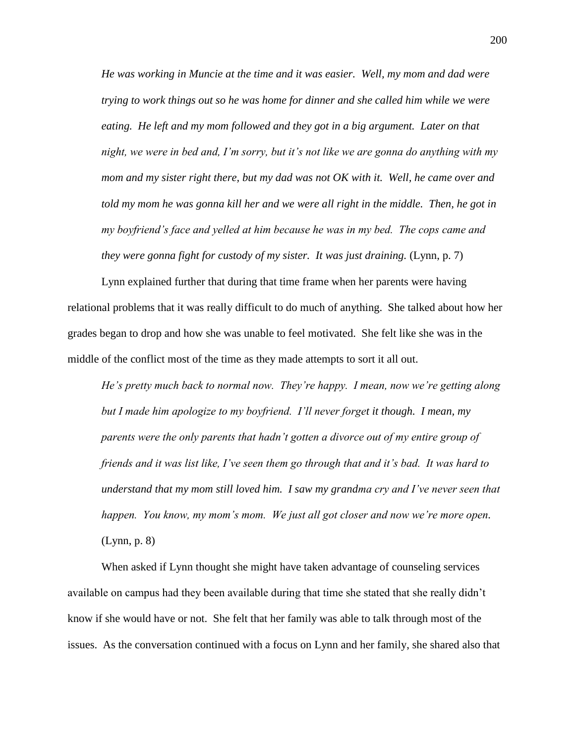*He was working in Muncie at the time and it was easier. Well, my mom and dad were trying to work things out so he was home for dinner and she called him while we were eating. He left and my mom followed and they got in a big argument. Later on that night, we were in bed and, I'm sorry, but it's not like we are gonna do anything with my mom and my sister right there, but my dad was not OK with it. Well, he came over and told my mom he was gonna kill her and we were all right in the middle. Then, he got in my boyfriend's face and yelled at him because he was in my bed. The cops came and they were gonna fight for custody of my sister. It was just draining.* (Lynn, p. 7)

Lynn explained further that during that time frame when her parents were having relational problems that it was really difficult to do much of anything. She talked about how her grades began to drop and how she was unable to feel motivated. She felt like she was in the middle of the conflict most of the time as they made attempts to sort it all out.

*He's pretty much back to normal now. They're happy. I mean, now we're getting along but I made him apologize to my boyfriend. I'll never forget it though. I mean, my parents were the only parents that hadn't gotten a divorce out of my entire group of friends and it was list like, I've seen them go through that and it's bad. It was hard to understand that my mom still loved him. I saw my grandma cry and I've never seen that happen. You know, my mom's mom. We just all got closer and now we're more open.* (Lynn, p. 8)

When asked if Lynn thought she might have taken advantage of counseling services available on campus had they been available during that time she stated that she really didn't know if she would have or not. She felt that her family was able to talk through most of the issues. As the conversation continued with a focus on Lynn and her family, she shared also that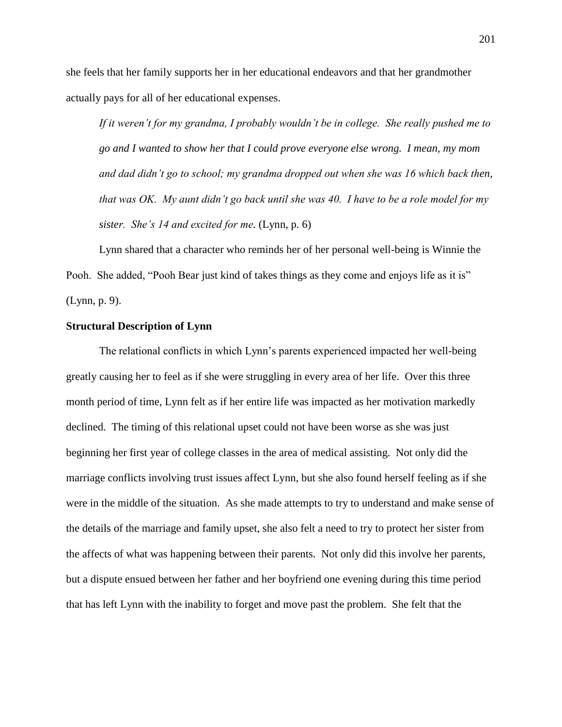she feels that her family supports her in her educational endeavors and that her grandmother actually pays for all of her educational expenses.

> *If it weren't for my grandma, I probably wouldn't be in college. She really pushed me to go and I wanted to show her that I could prove everyone else wrong. I mean, my mom and dad didn't go to school; my grandma dropped out when she was 16 which back then, that was OK. My aunt didn't go back until she was 40. I have to be a role model for my sister. She's 14 and excited for me.* (Lynn, p. 6)

Lynn shared that a character who reminds her of her personal well-being is Winnie the Pooh. She added, "Pooh Bear just kind of takes things as they come and enjoys life as it is" (Lynn, p. 9).

**Structural Description of Lynn**

The relational conflicts in which Lynn's parents experienced impacted her well-being greatly causing her to feel as if she were struggling in every area of her life. Over this three month period of time, Lynn felt as if her entire life was impacted as her motivation markedly declined. The timing of this relational upset could not have been worse as she was just beginning her first year of college classes in the area of medical assisting. Not only did the marriage conflicts involving trust issues affect Lynn, but she also found herself feeling as if she were in the middle of the situation. As she made attempts to try to understand and make sense of the details of the marriage and family upset, she also felt a need to try to protect her sister from the affects of what was happening between their parents. Not only did this involve her parents, but a dispute ensued between her father and her boyfriend one evening during this time period that has left Lynn with the inability to forget and move past the problem. She felt that the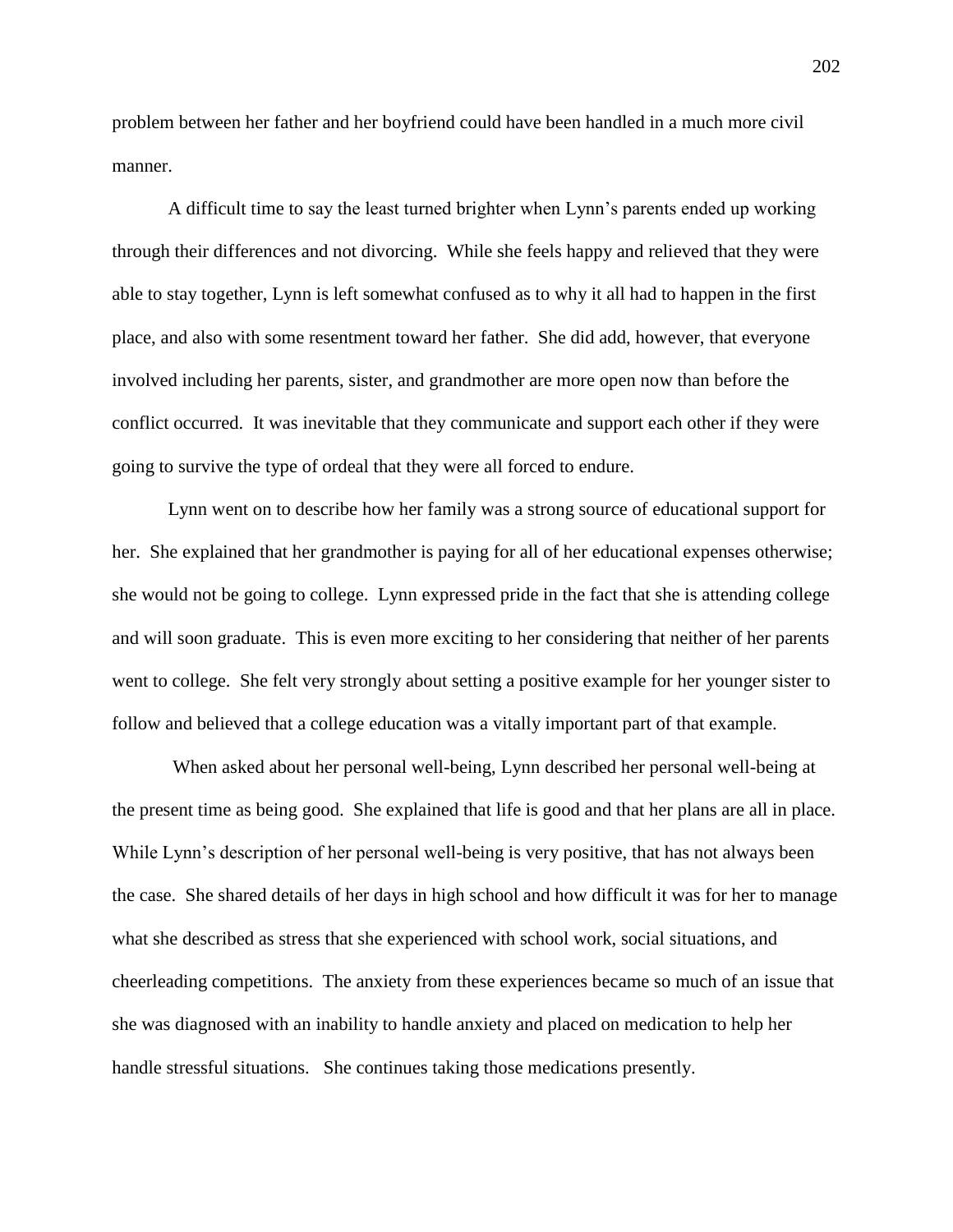problem between her father and her boyfriend could have been handled in a much more civil manner.

A difficult time to say the least turned brighter when Lynn's parents ended up working through their differences and not divorcing. While she feels happy and relieved that they were able to stay together, Lynn is left somewhat confused as to why it all had to happen in the first place, and also with some resentment toward her father. She did add, however, that everyone involved including her parents, sister, and grandmother are more open now than before the conflict occurred. It was inevitable that they communicate and support each other if they were going to survive the type of ordeal that they were all forced to endure.

Lynn went on to describe how her family was a strong source of educational support for her. She explained that her grandmother is paying for all of her educational expenses otherwise; she would not be going to college. Lynn expressed pride in the fact that she is attending college and will soon graduate. This is even more exciting to her considering that neither of her parents went to college. She felt very strongly about setting a positive example for her younger sister to follow and believed that a college education was a vitally important part of that example.

When asked about her personal well-being, Lynn described her personal well-being at the present time as being good. She explained that life is good and that her plans are all in place. While Lynn's description of her personal well-being is very positive, that has not always been the case. She shared details of her days in high school and how difficult it was for her to manage what she described as stress that she experienced with school work, social situations, and cheerleading competitions. The anxiety from these experiences became so much of an issue that she was diagnosed with an inability to handle anxiety and placed on medication to help her handle stressful situations. She continues taking those medications presently.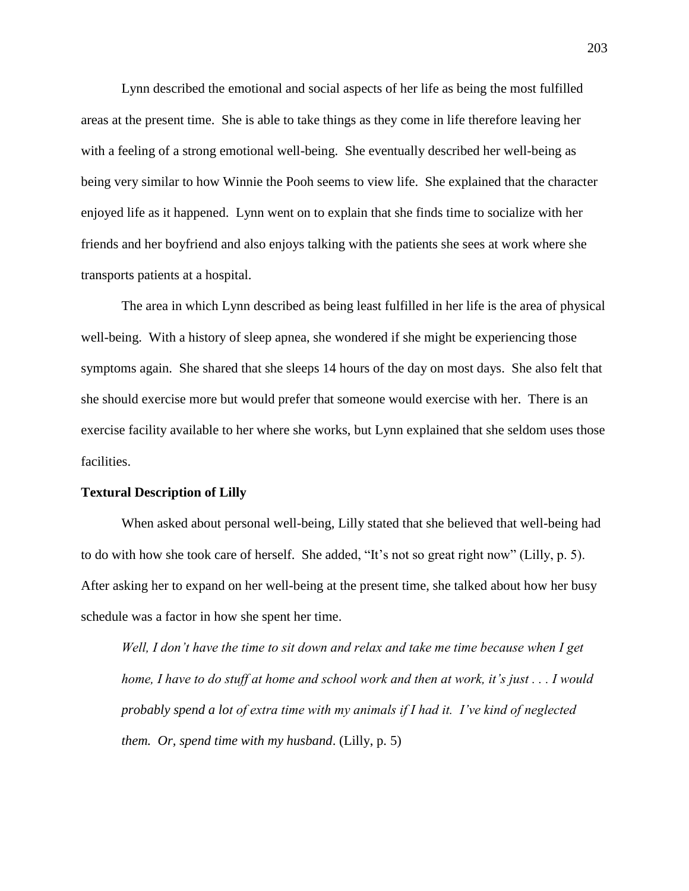Lynn described the emotional and social aspects of her life as being the most fulfilled areas at the present time. She is able to take things as they come in life therefore leaving her with a feeling of a strong emotional well-being. She eventually described her well-being as being very similar to how Winnie the Pooh seems to view life. She explained that the character enjoyed life as it happened. Lynn went on to explain that she finds time to socialize with her friends and her boyfriend and also enjoys talking with the patients she sees at work where she transports patients at a hospital.

The area in which Lynn described as being least fulfilled in her life is the area of physical well-being. With a history of sleep apnea, she wondered if she might be experiencing those symptoms again. She shared that she sleeps 14 hours of the day on most days. She also felt that she should exercise more but would prefer that someone would exercise with her. There is an exercise facility available to her where she works, but Lynn explained that she seldom uses those facilities.

**Textural Description of Lilly**

When asked about personal well-being, Lilly stated that she believed that well-being had to do with how she took care of herself. She added, “It’s not so great right now” (Lilly, p. 5). After asking her to expand on her well-being at the present time, she talked about how her busy schedule was a factor in how she spent her time.

> *Well, I don’t have the time to sit down and relax and take me time because when I get home, I have to do stuff at home and school work and then at work, it’s just . . . I would probably spend a lot of extra time with my animals if I had it. I’ve kind of neglected them. Or, spend time with my husband*. (Lilly, p. 5)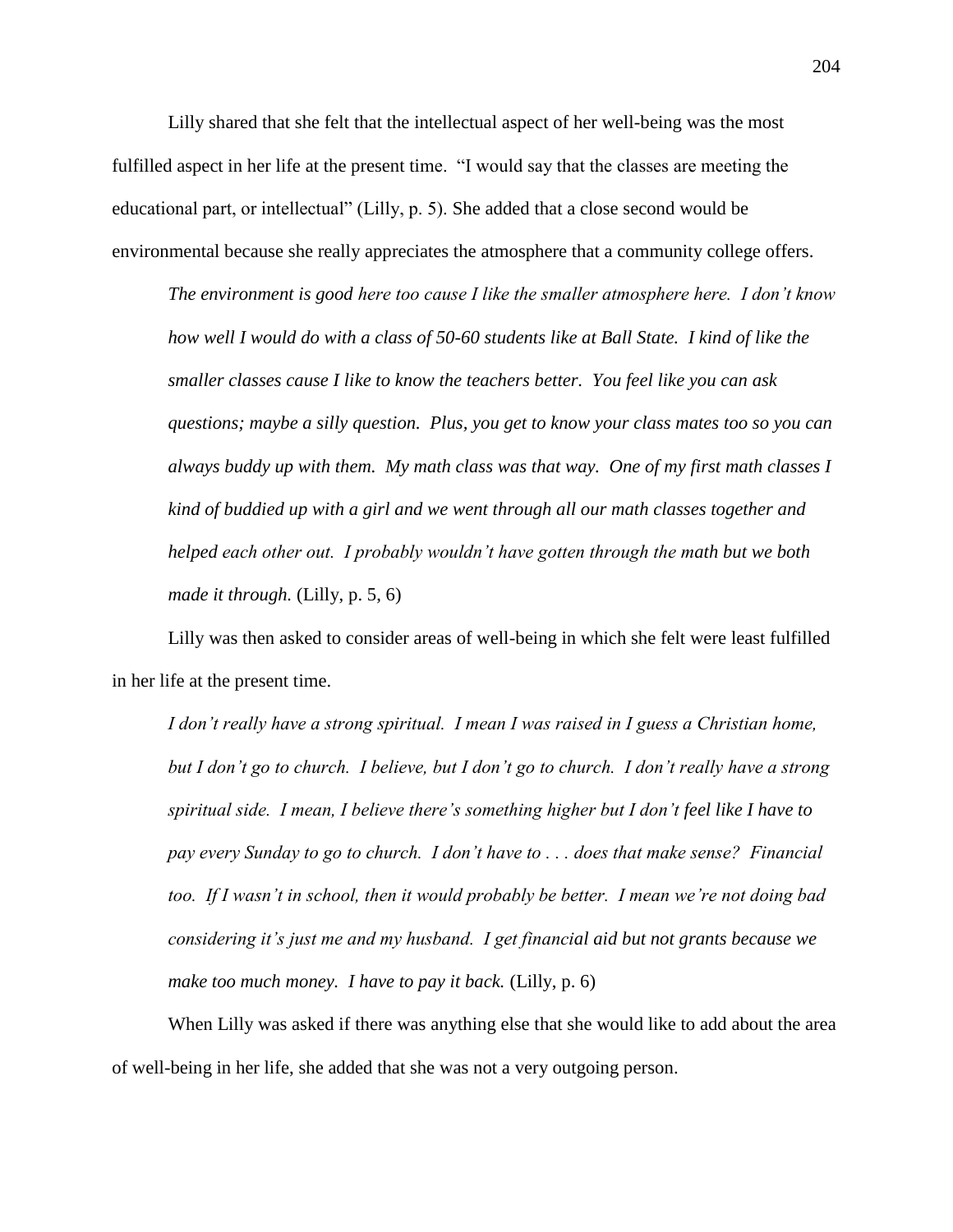Lilly shared that she felt that the intellectual aspect of her well-being was the most fulfilled aspect in her life at the present time. "I would say that the classes are meeting the educational part, or intellectual" (Lilly, p. 5). She added that a close second would be environmental because she really appreciates the atmosphere that a community college offers.

> *The environment is good here too cause I like the smaller atmosphere here. I don't know how well I would do with a class of 50-60 students like at Ball State. I kind of like the smaller classes cause I like to know the teachers better. You feel like you can ask questions; maybe a silly question. Plus, you get to know your class mates too so you can always buddy up with them. My math class was that way. One of my first math classes I kind of buddied up with a girl and we went through all our math classes together and helped each other out. I probably wouldn't have gotten through the math but we both made it through.* (Lilly, p. 5, 6)

Lilly was then asked to consider areas of well-being in which she felt were least fulfilled in her life at the present time.

> *I don't really have a strong spiritual. I mean I was raised in I guess a Christian home, but I don't go to church. I believe, but I don't go to church. I don't really have a strong spiritual side. I mean, I believe there's something higher but I don't feel like I have to pay every Sunday to go to church. I don't have to . . . does that make sense? Financial too. If I wasn't in school, then it would probably be better. I mean we're not doing bad considering it's just me and my husband. I get financial aid but not grants because we make too much money. I have to pay it back.* (Lilly, p. 6)

When Lilly was asked if there was anything else that she would like to add about the area of well-being in her life, she added that she was not a very outgoing person.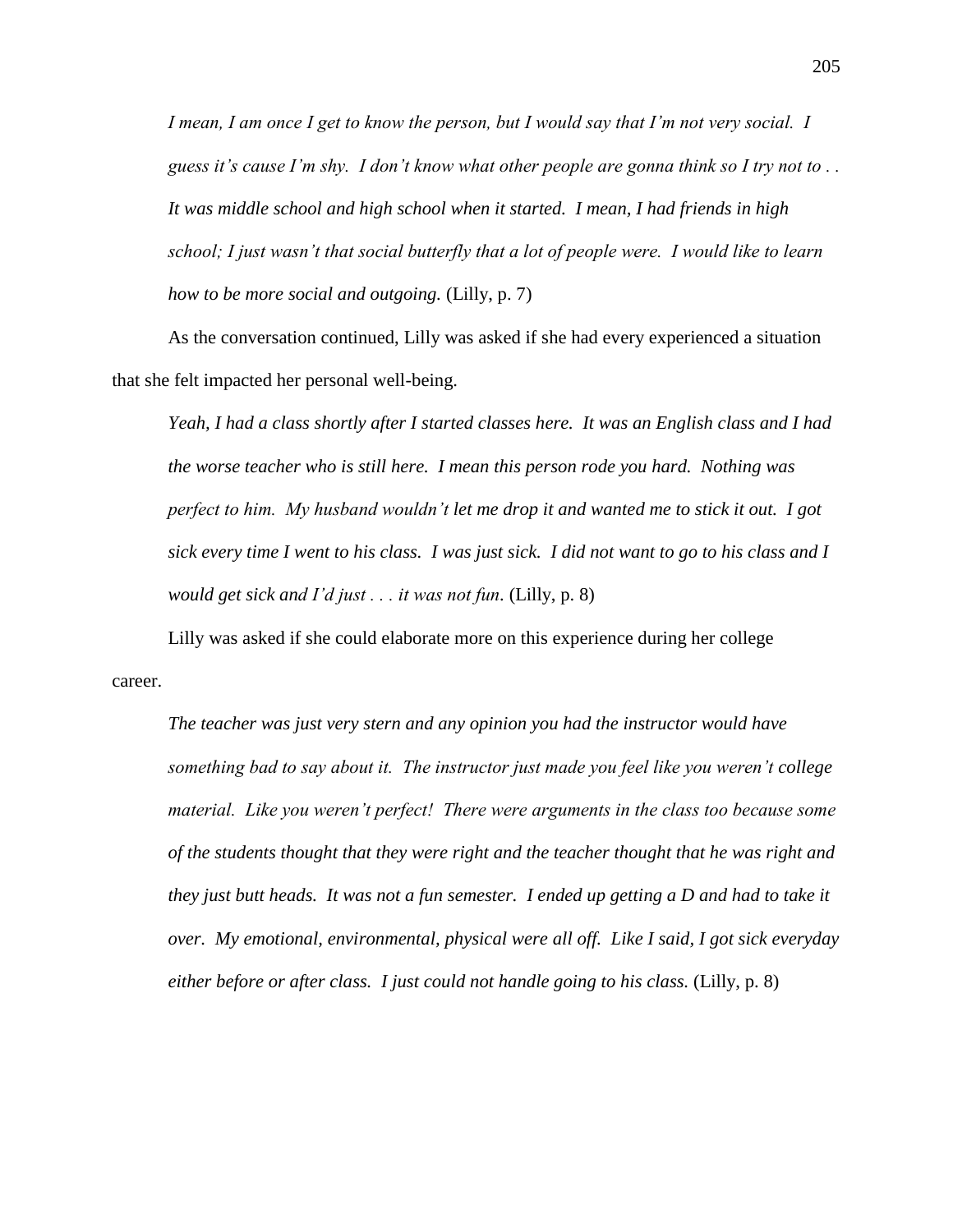> *I mean, I am once I get to know the person, but I would say that I'm not very social. I guess it's cause I'm shy. I don't know what other people are gonna think so I try not to . . It was middle school and high school when it started. I mean, I had friends in high school; I just wasn't that social butterfly that a lot of people were. I would like to learn how to be more social and outgoing.* (Lilly, p. 7)

As the conversation continued, Lilly was asked if she had every experienced a situation that she felt impacted her personal well-being.

> *Yeah, I had a class shortly after I started classes here. It was an English class and I had the worse teacher who is still here. I mean this person rode you hard. Nothing was perfect to him. My husband wouldn't let me drop it and wanted me to stick it out. I got sick every time I went to his class. I was just sick. I did not want to go to his class and I would get sick and I'd just . . . it was not fun*. (Lilly, p. 8)

Lilly was asked if she could elaborate more on this experience during her college career.

> *The teacher was just very stern and any opinion you had the instructor would have something bad to say about it. The instructor just made you feel like you weren't college material. Like you weren't perfect! There were arguments in the class too because some of the students thought that they were right and the teacher thought that he was right and they just butt heads. It was not a fun semester. I ended up getting a D and had to take it over. My emotional, environmental, physical were all off. Like I said, I got sick everyday either before or after class. I just could not handle going to his class.* (Lilly, p. 8)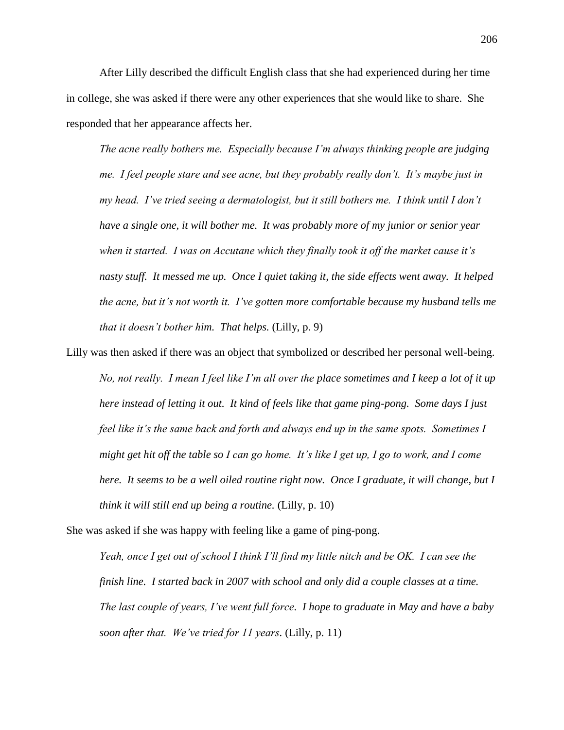After Lilly described the difficult English class that she had experienced during her time in college, she was asked if there were any other experiences that she would like to share. She responded that her appearance affects her.

> *The acne really bothers me. Especially because I'm always thinking people are judging me. I feel people stare and see acne, but they probably really don't. It's maybe just in my head. I've tried seeing a dermatologist, but it still bothers me. I think until I don't have a single one, it will bother me. It was probably more of my junior or senior year when it started. I was on Accutane which they finally took it off the market cause it's nasty stuff. It messed me up. Once I quiet taking it, the side effects went away. It helped the acne, but it's not worth it. I've gotten more comfortable because my husband tells me that it doesn't bother him. That helps.* (Lilly, p. 9)

Lilly was then asked if there was an object that symbolized or described her personal well-being.

> *No, not really. I mean I feel like I'm all over the place sometimes and I keep a lot of it up here instead of letting it out. It kind of feels like that game ping-pong. Some days I just feel like it's the same back and forth and always end up in the same spots. Sometimes I might get hit off the table so I can go home. It's like I get up, I go to work, and I come here. It seems to be a well oiled routine right now. Once I graduate, it will change, but I think it will still end up being a routine.* (Lilly, p. 10)

She was asked if she was happy with feeling like a game of ping-pong.

> *Yeah, once I get out of school I think I'll find my little nitch and be OK. I can see the finish line. I started back in 2007 with school and only did a couple classes at a time. The last couple of years, I've went full force. I hope to graduate in May and have a baby soon after that. We've tried for 11 years.* (Lilly, p. 11)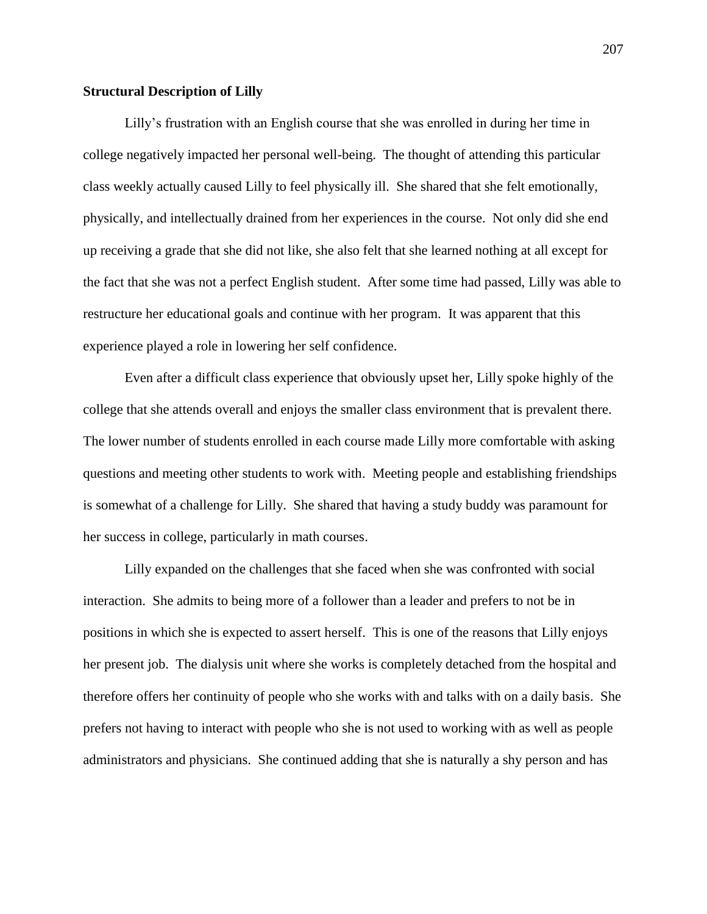**Structural Description of Lilly**

Lilly's frustration with an English course that she was enrolled in during her time in college negatively impacted her personal well-being. The thought of attending this particular class weekly actually caused Lilly to feel physically ill. She shared that she felt emotionally, physically, and intellectually drained from her experiences in the course. Not only did she end up receiving a grade that she did not like, she also felt that she learned nothing at all except for the fact that she was not a perfect English student. After some time had passed, Lilly was able to restructure her educational goals and continue with her program. It was apparent that this experience played a role in lowering her self confidence.

Even after a difficult class experience that obviously upset her, Lilly spoke highly of the college that she attends overall and enjoys the smaller class environment that is prevalent there. The lower number of students enrolled in each course made Lilly more comfortable with asking questions and meeting other students to work with. Meeting people and establishing friendships is somewhat of a challenge for Lilly. She shared that having a study buddy was paramount for her success in college, particularly in math courses.

Lilly expanded on the challenges that she faced when she was confronted with social interaction. She admits to being more of a follower than a leader and prefers to not be in positions in which she is expected to assert herself. This is one of the reasons that Lilly enjoys her present job. The dialysis unit where she works is completely detached from the hospital and therefore offers her continuity of people who she works with and talks with on a daily basis. She prefers not having to interact with people who she is not used to working with as well as people administrators and physicians. She continued adding that she is naturally a shy person and has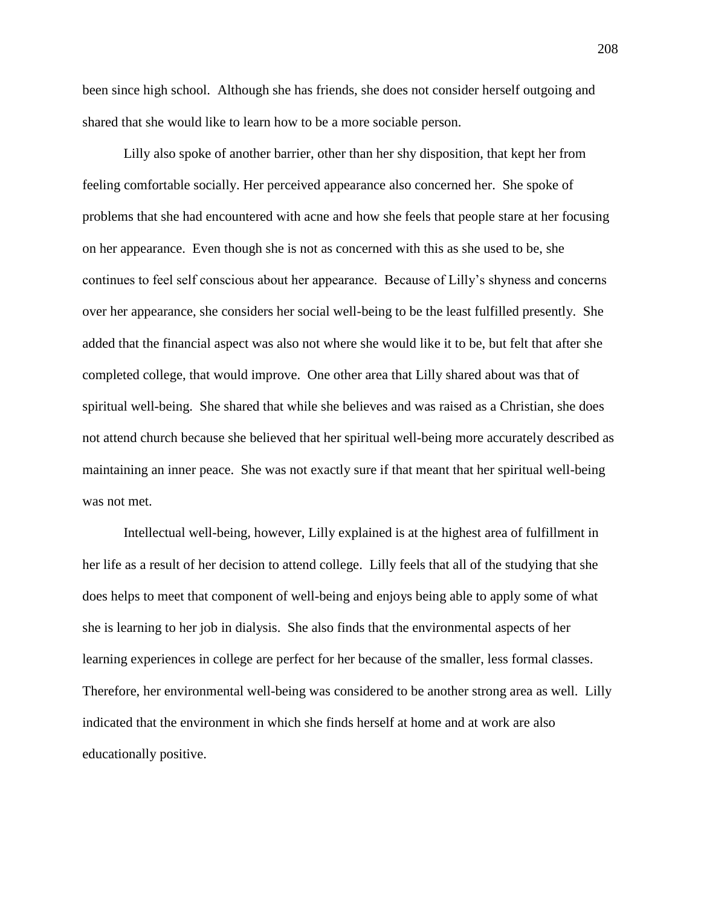been since high school. Although she has friends, she does not consider herself outgoing and shared that she would like to learn how to be a more sociable person.

Lilly also spoke of another barrier, other than her shy disposition, that kept her from feeling comfortable socially. Her perceived appearance also concerned her. She spoke of problems that she had encountered with acne and how she feels that people stare at her focusing on her appearance. Even though she is not as concerned with this as she used to be, she continues to feel self conscious about her appearance. Because of Lilly's shyness and concerns over her appearance, she considers her social well-being to be the least fulfilled presently. She added that the financial aspect was also not where she would like it to be, but felt that after she completed college, that would improve. One other area that Lilly shared about was that of spiritual well-being. She shared that while she believes and was raised as a Christian, she does not attend church because she believed that her spiritual well-being more accurately described as maintaining an inner peace. She was not exactly sure if that meant that her spiritual well-being was not met.

Intellectual well-being, however, Lilly explained is at the highest area of fulfillment in her life as a result of her decision to attend college. Lilly feels that all of the studying that she does helps to meet that component of well-being and enjoys being able to apply some of what she is learning to her job in dialysis. She also finds that the environmental aspects of her learning experiences in college are perfect for her because of the smaller, less formal classes. Therefore, her environmental well-being was considered to be another strong area as well. Lilly indicated that the environment in which she finds herself at home and at work are also educationally positive.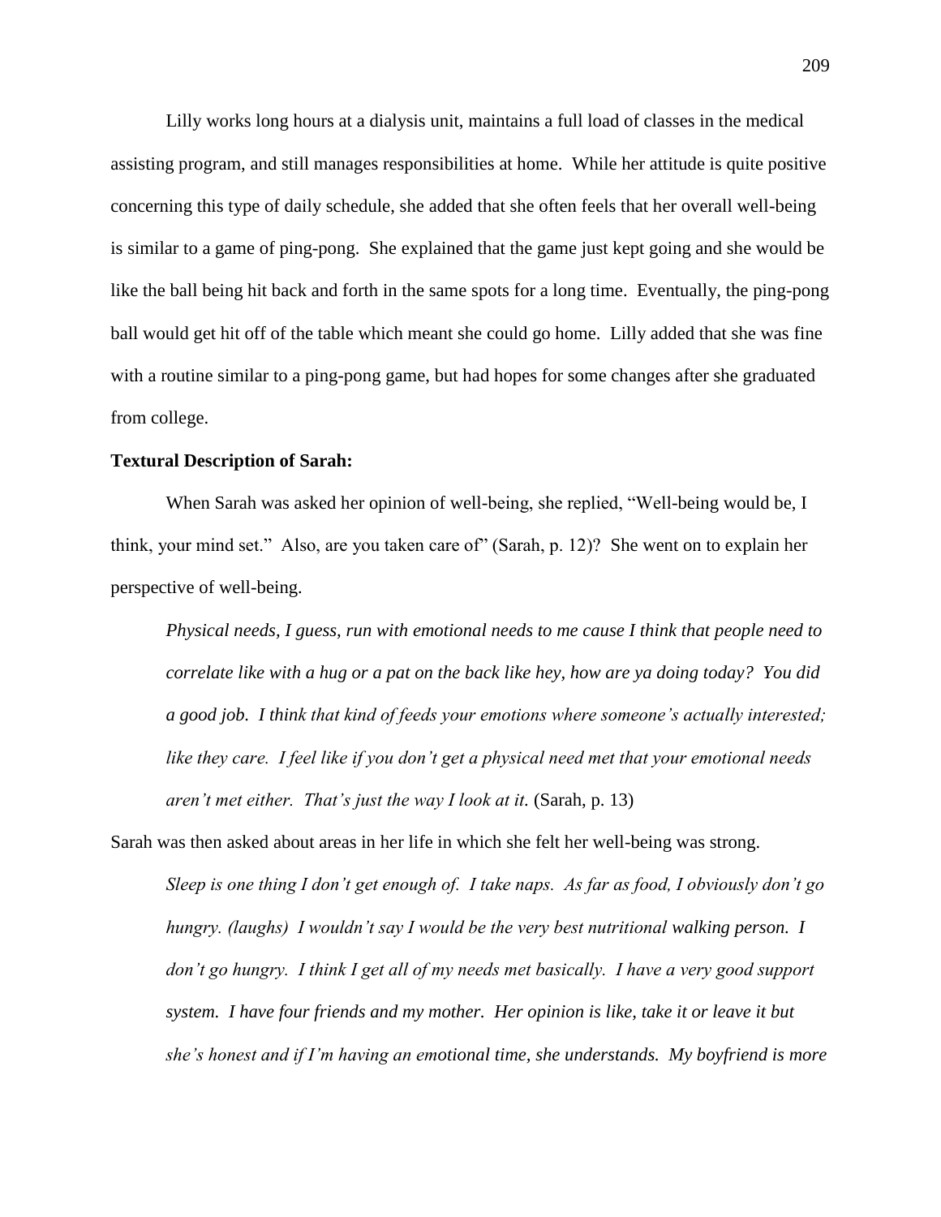Lilly works long hours at a dialysis unit, maintains a full load of classes in the medical assisting program, and still manages responsibilities at home. While her attitude is quite positive concerning this type of daily schedule, she added that she often feels that her overall well-being is similar to a game of ping-pong. She explained that the game just kept going and she would be like the ball being hit back and forth in the same spots for a long time. Eventually, the ping-pong ball would get hit off of the table which meant she could go home. Lilly added that she was fine with a routine similar to a ping-pong game, but had hopes for some changes after she graduated from college.

**Textural Description of Sarah:**

When Sarah was asked her opinion of well-being, she replied, "Well-being would be, I think, your mind set." Also, are you taken care of" (Sarah, p. 12)? She went on to explain her perspective of well-being.

> *Physical needs, I guess, run with emotional needs to me cause I think that people need to correlate like with a hug or a pat on the back like hey, how are ya doing today? You did a good job. I think that kind of feeds your emotions where someone's actually interested; like they care. I feel like if you don't get a physical need met that your emotional needs aren't met either. That's just the way I look at it.* (Sarah, p. 13)

Sarah was then asked about areas in her life in which she felt her well-being was strong.

> *Sleep is one thing I don't get enough of. I take naps. As far as food, I obviously don't go hungry. (laughs) I wouldn't say I would be the very best nutritional walking person. I don't go hungry. I think I get all of my needs met basically. I have a very good support system. I have four friends and my mother. Her opinion is like, take it or leave it but she's honest and if I'm having an emotional time, she understands. My boyfriend is more*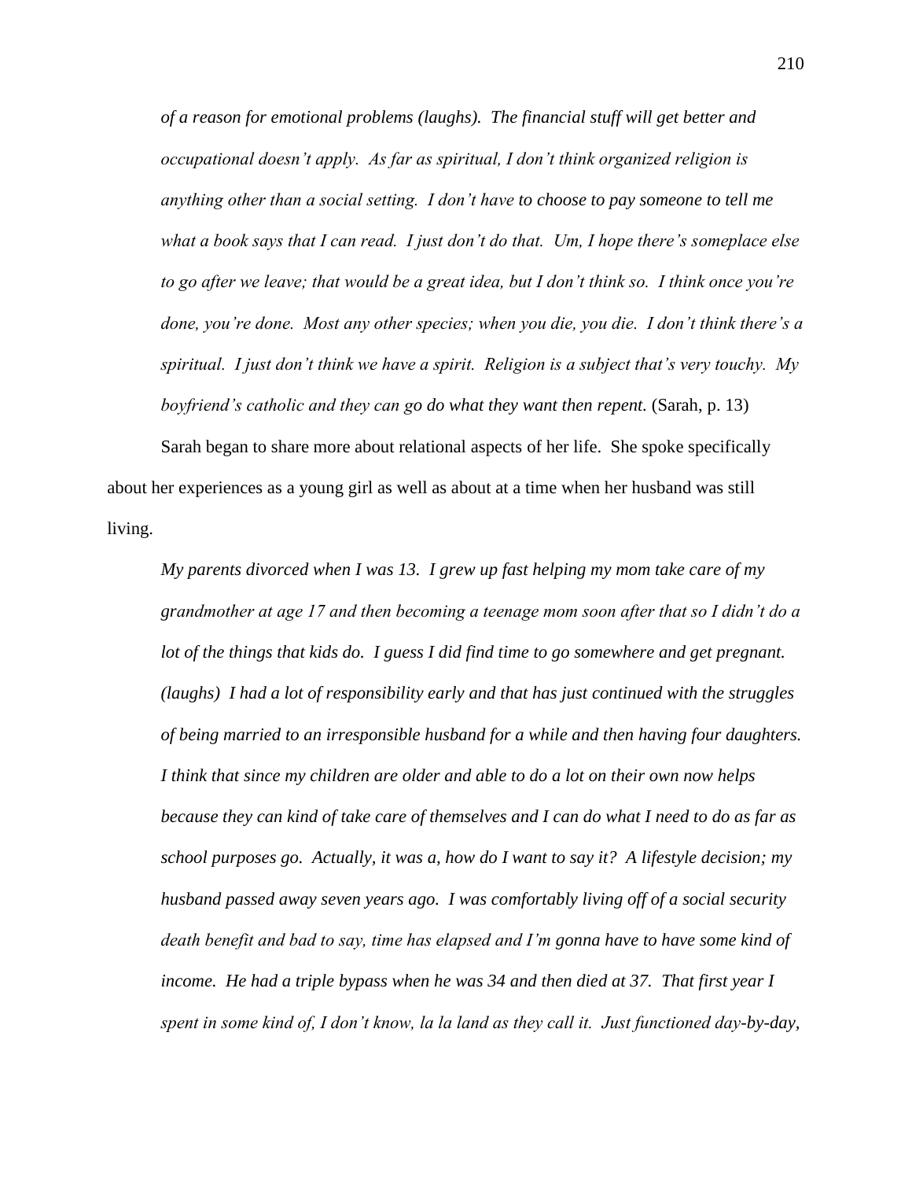*of a reason for emotional problems (laughs). The financial stuff will get better and occupational doesn't apply. As far as spiritual, I don't think organized religion is anything other than a social setting. I don't have to choose to pay someone to tell me what a book says that I can read. I just don't do that. Um, I hope there's someplace else to go after we leave; that would be a great idea, but I don't think so. I think once you're done, you're done. Most any other species; when you die, you die. I don't think there's a spiritual. I just don't think we have a spirit. Religion is a subject that's very touchy. My boyfriend's catholic and they can go do what they want then repent.* (Sarah, p. 13)

Sarah began to share more about relational aspects of her life. She spoke specifically about her experiences as a young girl as well as about at a time when her husband was still living.

*My parents divorced when I was 13. I grew up fast helping my mom take care of my grandmother at age 17 and then becoming a teenage mom soon after that so I didn't do a lot of the things that kids do. I guess I did find time to go somewhere and get pregnant. (laughs) I had a lot of responsibility early and that has just continued with the struggles of being married to an irresponsible husband for a while and then having four daughters. I think that since my children are older and able to do a lot on their own now helps because they can kind of take care of themselves and I can do what I need to do as far as school purposes go. Actually, it was a, how do I want to say it? A lifestyle decision; my husband passed away seven years ago. I was comfortably living off of a social security death benefit and bad to say, time has elapsed and I'm gonna have to have some kind of income. He had a triple bypass when he was 34 and then died at 37. That first year I spent in some kind of, I don't know, la la land as they call it. Just functioned day-by-day,*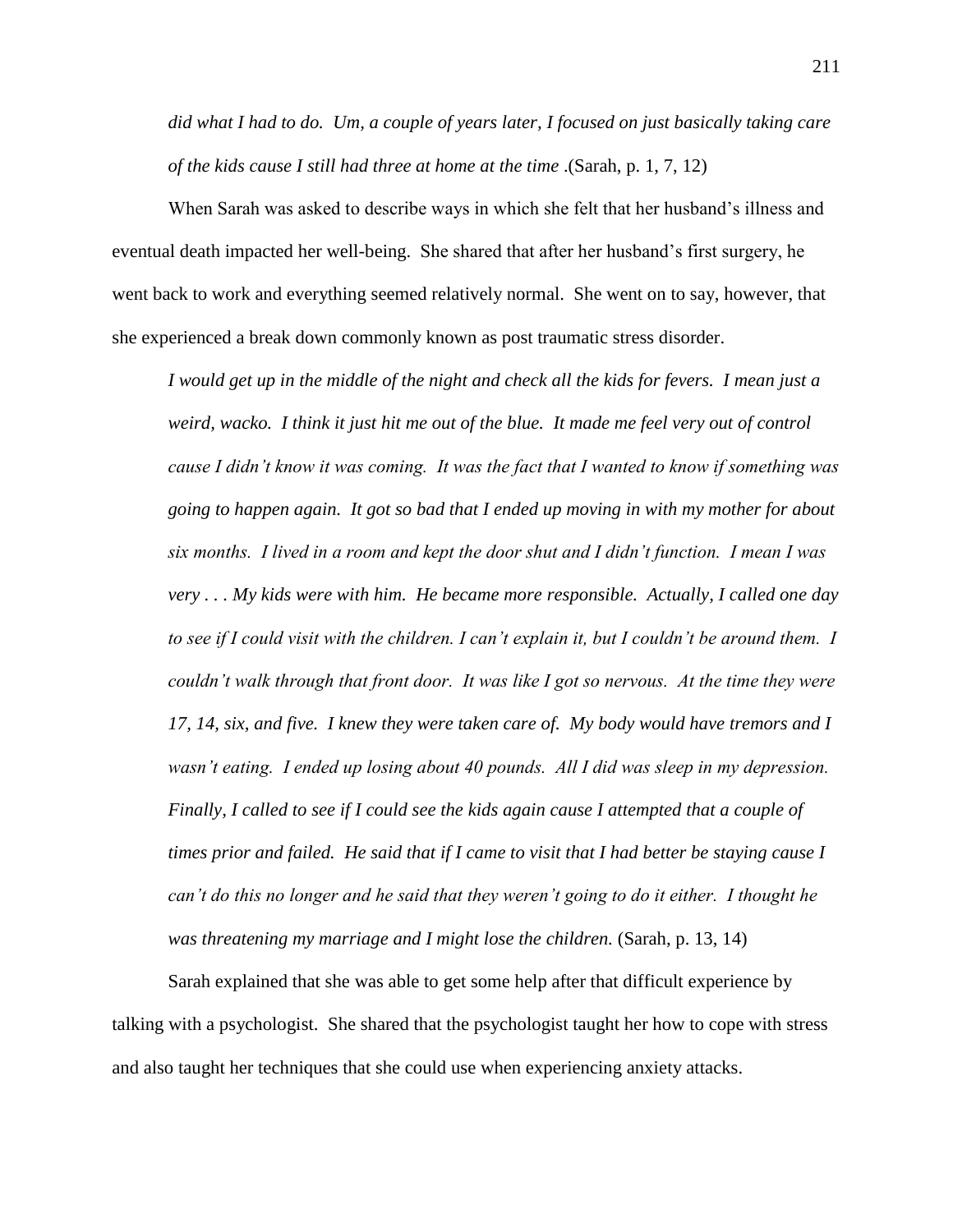*did what I had to do. Um, a couple of years later, I focused on just basically taking care of the kids cause I still had three at home at the time* .(Sarah, p. 1, 7, 12)

When Sarah was asked to describe ways in which she felt that her husband's illness and eventual death impacted her well-being. She shared that after her husband's first surgery, he went back to work and everything seemed relatively normal. She went on to say, however, that she experienced a break down commonly known as post traumatic stress disorder.

*I would get up in the middle of the night and check all the kids for fevers. I mean just a weird, wacko. I think it just hit me out of the blue. It made me feel very out of control cause I didn't know it was coming. It was the fact that I wanted to know if something was going to happen again. It got so bad that I ended up moving in with my mother for about six months. I lived in a room and kept the door shut and I didn't function. I mean I was very . . . My kids were with him. He became more responsible. Actually, I called one day to see if I could visit with the children. I can't explain it, but I couldn't be around them. I couldn't walk through that front door. It was like I got so nervous. At the time they were 17, 14, six, and five. I knew they were taken care of. My body would have tremors and I wasn't eating. I ended up losing about 40 pounds. All I did was sleep in my depression. Finally, I called to see if I could see the kids again cause I attempted that a couple of times prior and failed. He said that if I came to visit that I had better be staying cause I can't do this no longer and he said that they weren't going to do it either. I thought he was threatening my marriage and I might lose the children.* (Sarah, p. 13, 14)

Sarah explained that she was able to get some help after that difficult experience by talking with a psychologist. She shared that the psychologist taught her how to cope with stress and also taught her techniques that she could use when experiencing anxiety attacks.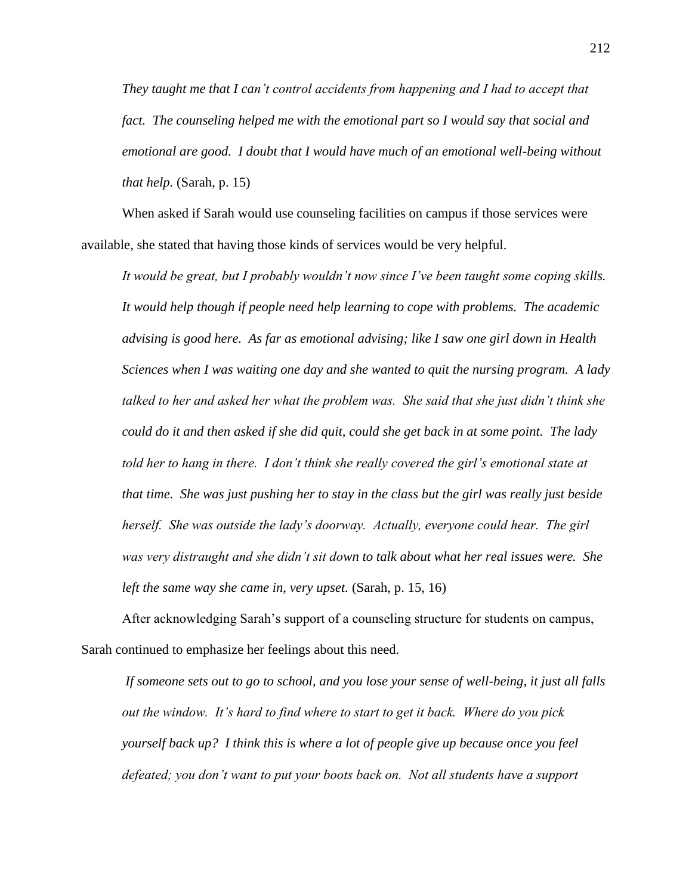> *They taught me that I can't control accidents from happening and I had to accept that fact. The counseling helped me with the emotional part so I would say that social and emotional are good. I doubt that I would have much of an emotional well-being without that help.* (Sarah, p. 15)

When asked if Sarah would use counseling facilities on campus if those services were available, she stated that having those kinds of services would be very helpful.

> *It would be great, but I probably wouldn't now since I've been taught some coping skills. It would help though if people need help learning to cope with problems. The academic advising is good here. As far as emotional advising; like I saw one girl down in Health Sciences when I was waiting one day and she wanted to quit the nursing program. A lady talked to her and asked her what the problem was. She said that she just didn't think she could do it and then asked if she did quit, could she get back in at some point. The lady told her to hang in there. I don't think she really covered the girl's emotional state at that time. She was just pushing her to stay in the class but the girl was really just beside herself. She was outside the lady's doorway. Actually, everyone could hear. The girl was very distraught and she didn't sit down to talk about what her real issues were. She left the same way she came in, very upset.* (Sarah, p. 15, 16)

After acknowledging Sarah's support of a counseling structure for students on campus, Sarah continued to emphasize her feelings about this need.

> *If someone sets out to go to school, and you lose your sense of well-being, it just all falls out the window. It's hard to find where to start to get it back. Where do you pick yourself back up? I think this is where a lot of people give up because once you feel defeated; you don't want to put your boots back on. Not all students have a support*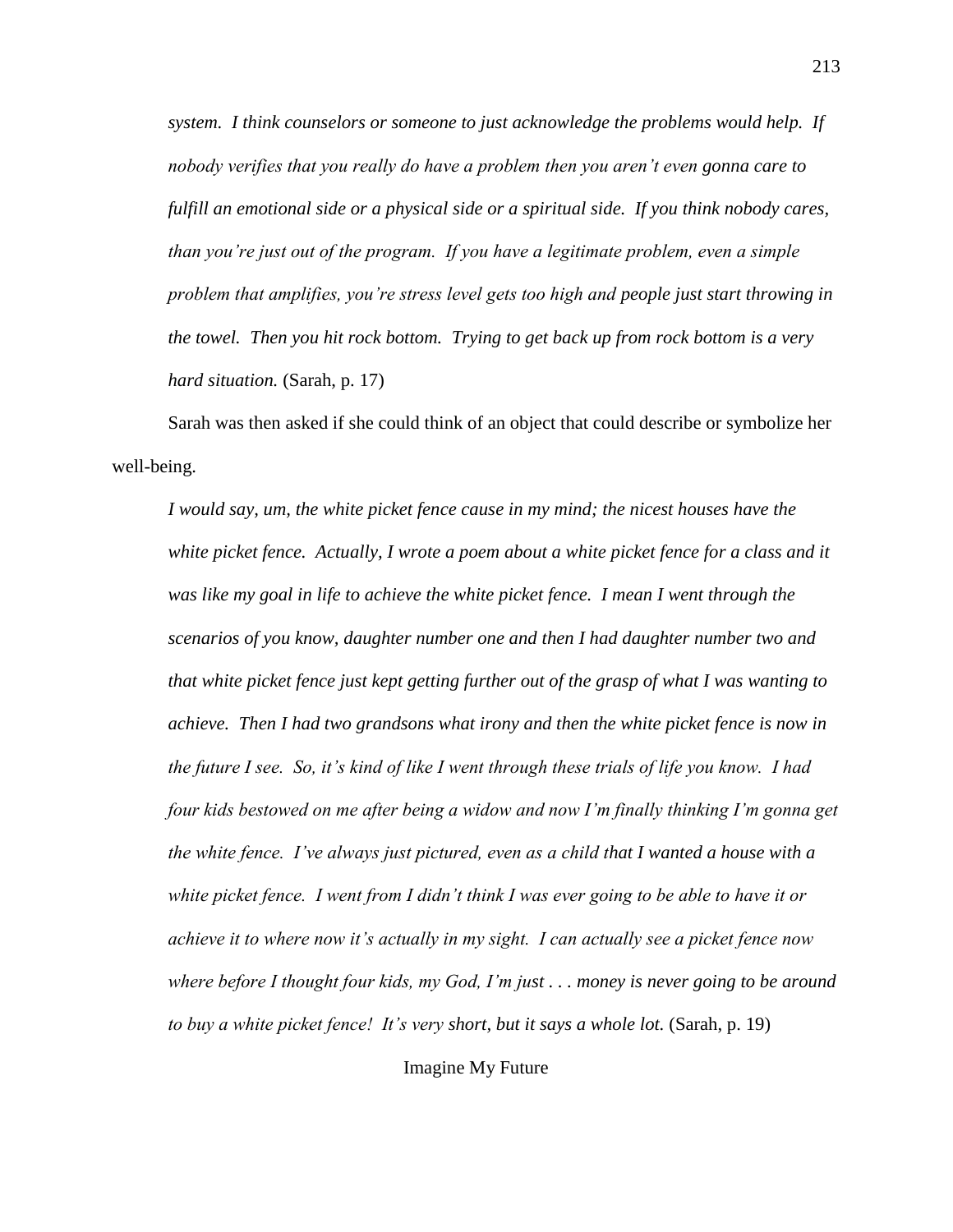*system. I think counselors or someone to just acknowledge the problems would help. If nobody verifies that you really do have a problem then you aren't even gonna care to fulfill an emotional side or a physical side or a spiritual side. If you think nobody cares, than you're just out of the program. If you have a legitimate problem, even a simple problem that amplifies, you're stress level gets too high and people just start throwing in the towel. Then you hit rock bottom. Trying to get back up from rock bottom is a very hard situation.* (Sarah, p. 17)

Sarah was then asked if she could think of an object that could describe or symbolize her well-being.

> *I would say, um, the white picket fence cause in my mind; the nicest houses have the white picket fence. Actually, I wrote a poem about a white picket fence for a class and it was like my goal in life to achieve the white picket fence. I mean I went through the scenarios of you know, daughter number one and then I had daughter number two and that white picket fence just kept getting further out of the grasp of what I was wanting to achieve. Then I had two grandsons what irony and then the white picket fence is now in the future I see. So, it's kind of like I went through these trials of life you know. I had four kids bestowed on me after being a widow and now I'm finally thinking I'm gonna get the white fence. I've always just pictured, even as a child that I wanted a house with a white picket fence. I went from I didn't think I was ever going to be able to have it or achieve it to where now it's actually in my sight. I can actually see a picket fence now where before I thought four kids, my God, I'm just . . . money is never going to be around to buy a white picket fence! It's very short, but it says a whole lot.* (Sarah, p. 19)

## Imagine My Future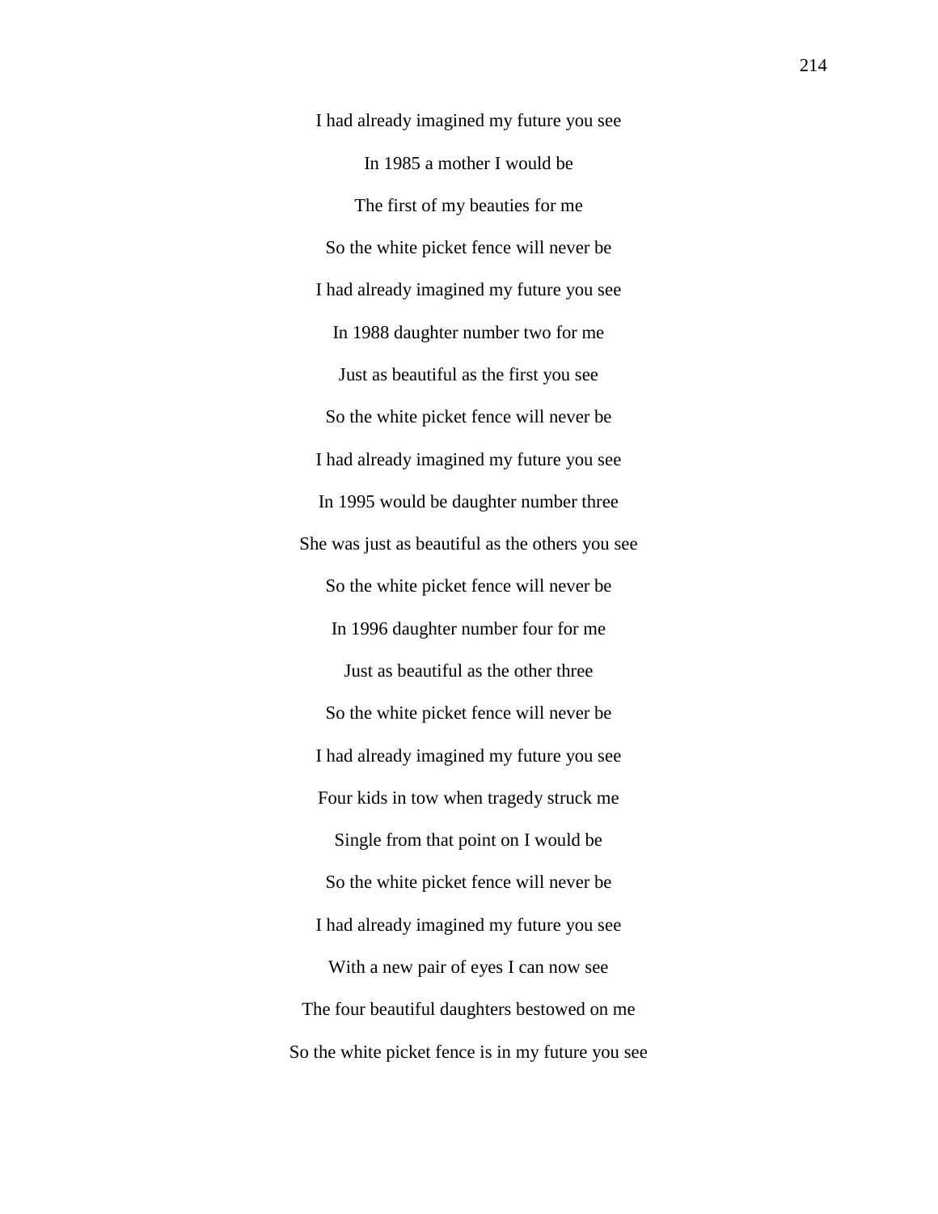I had already imagined my future you see

In 1985 a mother I would be

The first of my beauties for me

So the white picket fence will never be

I had already imagined my future you see

In 1988 daughter number two for me

Just as beautiful as the first you see

So the white picket fence will never be

I had already imagined my future you see

In 1995 would be daughter number three

She was just as beautiful as the others you see

So the white picket fence will never be

In 1996 daughter number four for me

Just as beautiful as the other three

So the white picket fence will never be

I had already imagined my future you see

Four kids in tow when tragedy struck me

Single from that point on I would be

So the white picket fence will never be

I had already imagined my future you see

With a new pair of eyes I can now see

The four beautiful daughters bestowed on me

So the white picket fence is in my future you see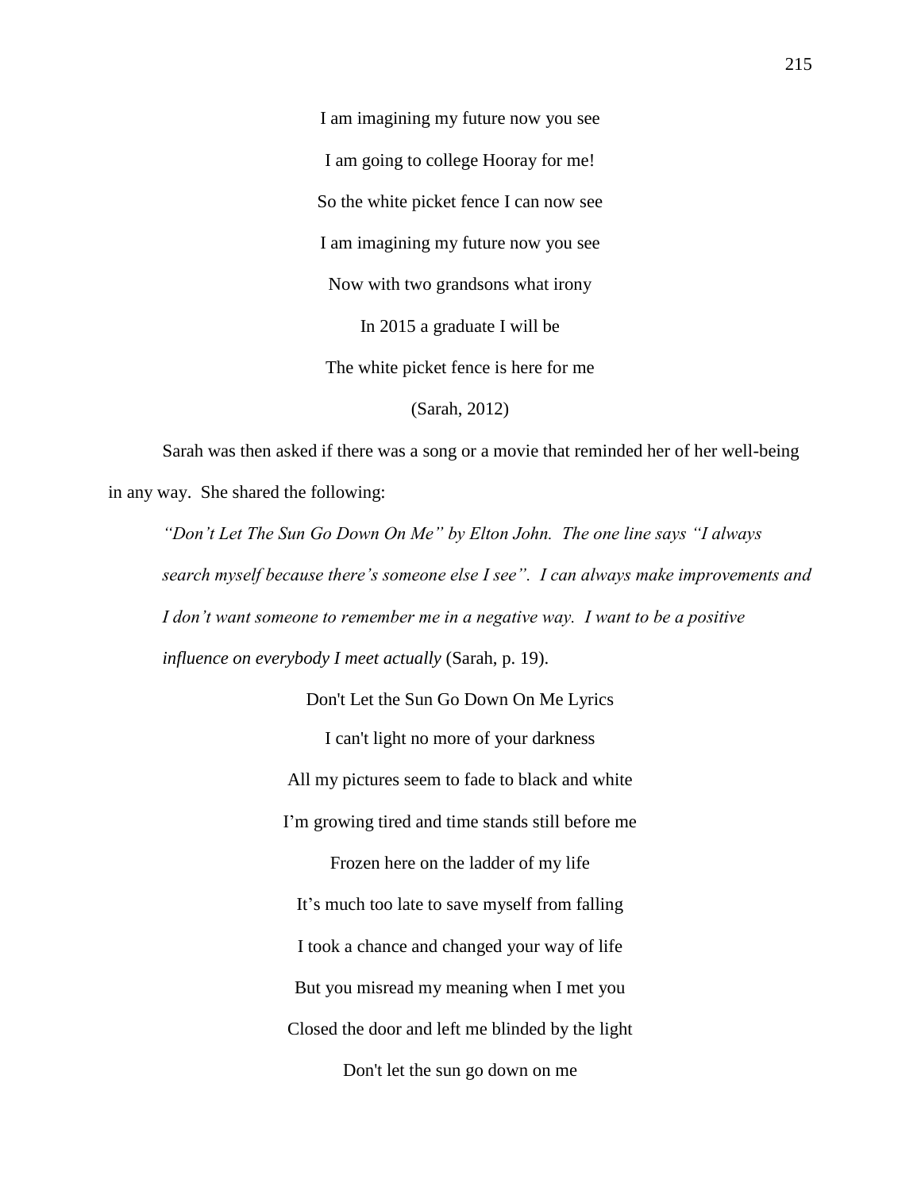I am imagining my future now you see

I am going to college Hooray for me!

So the white picket fence I can now see

I am imagining my future now you see

Now with two grandsons what irony

In 2015 a graduate I will be

The white picket fence is here for me

(Sarah, 2012)

Sarah was then asked if there was a song or a movie that reminded her of her well-being in any way. She shared the following:

> *"Don't Let The Sun Go Down On Me" by Elton John. The one line says "I always search myself because there's someone else I see". I can always make improvements and I don't want someone to remember me in a negative way. I want to be a positive influence on everybody I meet actually* (Sarah, p. 19).

Don't Let the Sun Go Down On Me Lyrics

I can't light no more of your darkness

All my pictures seem to fade to black and white

I'm growing tired and time stands still before me

Frozen here on the ladder of my life

It's much too late to save myself from falling

I took a chance and changed your way of life

But you misread my meaning when I met you

Closed the door and left me blinded by the light

Don't let the sun go down on me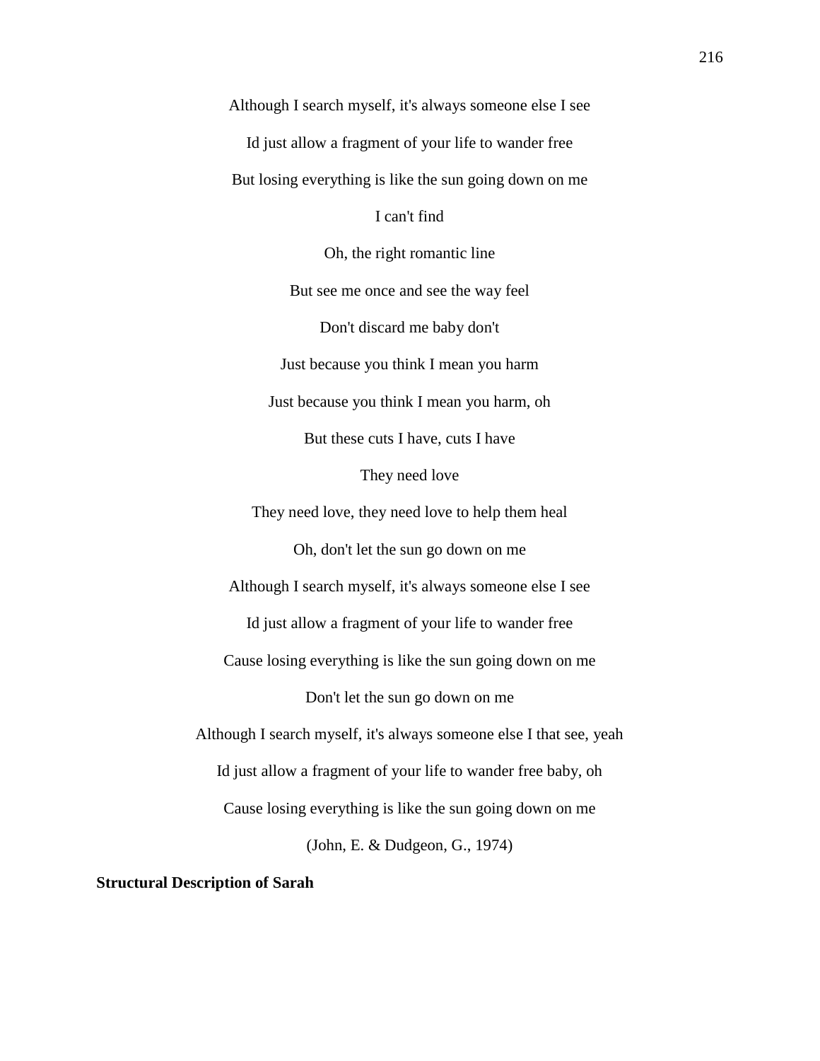Although I search myself, it's always someone else I see

Id just allow a fragment of your life to wander free

But losing everything is like the sun going down on me

I can't find

Oh, the right romantic line

But see me once and see the way feel

Don't discard me baby don't

Just because you think I mean you harm

Just because you think I mean you harm, oh

But these cuts I have, cuts I have

They need love

They need love, they need love to help them heal

Oh, don't let the sun go down on me

Although I search myself, it's always someone else I see

Id just allow a fragment of your life to wander free

Cause losing everything is like the sun going down on me

Don't let the sun go down on me

Although I search myself, it's always someone else I that see, yeah

Id just allow a fragment of your life to wander free baby, oh

Cause losing everything is like the sun going down on me

(John, E. & Dudgeon, G., 1974)

**Structural Description of Sarah**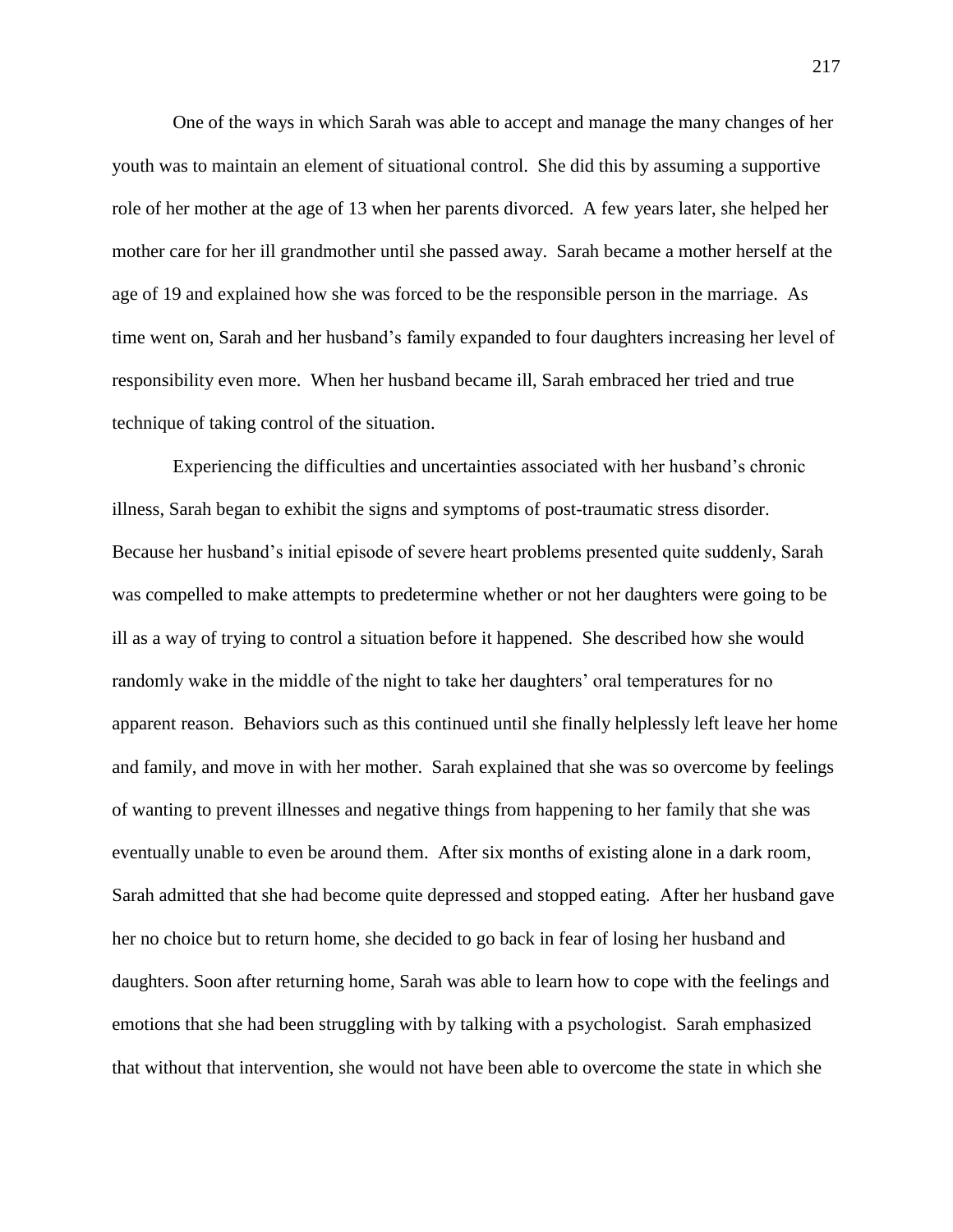One of the ways in which Sarah was able to accept and manage the many changes of her youth was to maintain an element of situational control. She did this by assuming a supportive role of her mother at the age of 13 when her parents divorced. A few years later, she helped her mother care for her ill grandmother until she passed away. Sarah became a mother herself at the age of 19 and explained how she was forced to be the responsible person in the marriage. As time went on, Sarah and her husband's family expanded to four daughters increasing her level of responsibility even more. When her husband became ill, Sarah embraced her tried and true technique of taking control of the situation.

Experiencing the difficulties and uncertainties associated with her husband's chronic illness, Sarah began to exhibit the signs and symptoms of post-traumatic stress disorder. Because her husband's initial episode of severe heart problems presented quite suddenly, Sarah was compelled to make attempts to predetermine whether or not her daughters were going to be ill as a way of trying to control a situation before it happened. She described how she would randomly wake in the middle of the night to take her daughters' oral temperatures for no apparent reason. Behaviors such as this continued until she finally helplessly left leave her home and family, and move in with her mother. Sarah explained that she was so overcome by feelings of wanting to prevent illnesses and negative things from happening to her family that she was eventually unable to even be around them. After six months of existing alone in a dark room, Sarah admitted that she had become quite depressed and stopped eating. After her husband gave her no choice but to return home, she decided to go back in fear of losing her husband and daughters. Soon after returning home, Sarah was able to learn how to cope with the feelings and emotions that she had been struggling with by talking with a psychologist. Sarah emphasized that without that intervention, she would not have been able to overcome the state in which she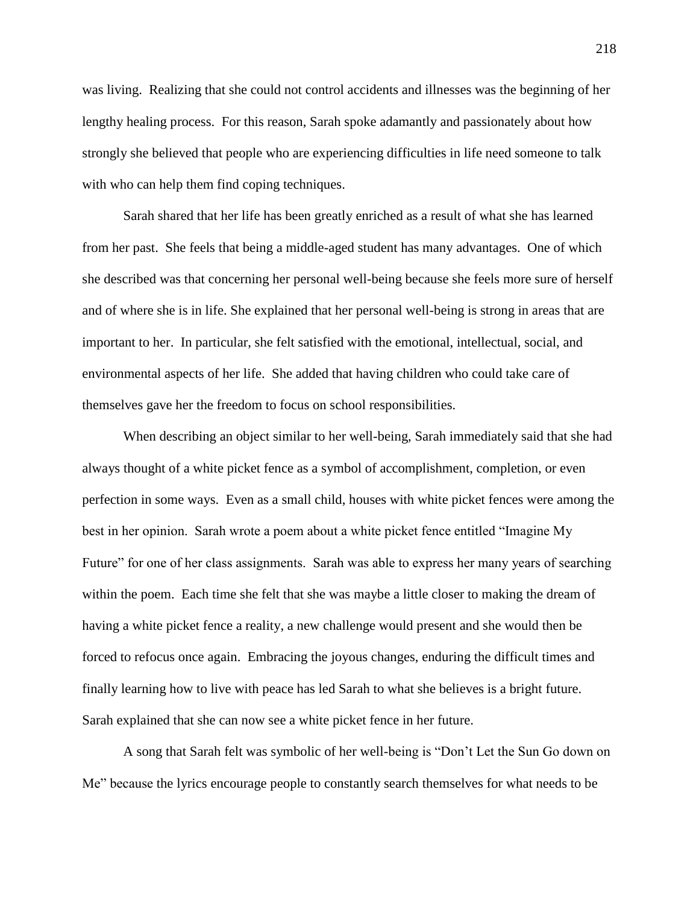was living. Realizing that she could not control accidents and illnesses was the beginning of her lengthy healing process. For this reason, Sarah spoke adamantly and passionately about how strongly she believed that people who are experiencing difficulties in life need someone to talk with who can help them find coping techniques.

Sarah shared that her life has been greatly enriched as a result of what she has learned from her past. She feels that being a middle-aged student has many advantages. One of which she described was that concerning her personal well-being because she feels more sure of herself and of where she is in life. She explained that her personal well-being is strong in areas that are important to her. In particular, she felt satisfied with the emotional, intellectual, social, and environmental aspects of her life. She added that having children who could take care of themselves gave her the freedom to focus on school responsibilities.

When describing an object similar to her well-being, Sarah immediately said that she had always thought of a white picket fence as a symbol of accomplishment, completion, or even perfection in some ways. Even as a small child, houses with white picket fences were among the best in her opinion. Sarah wrote a poem about a white picket fence entitled "Imagine My Future" for one of her class assignments. Sarah was able to express her many years of searching within the poem. Each time she felt that she was maybe a little closer to making the dream of having a white picket fence a reality, a new challenge would present and she would then be forced to refocus once again. Embracing the joyous changes, enduring the difficult times and finally learning how to live with peace has led Sarah to what she believes is a bright future. Sarah explained that she can now see a white picket fence in her future.

A song that Sarah felt was symbolic of her well-being is "Don't Let the Sun Go down on Me" because the lyrics encourage people to constantly search themselves for what needs to be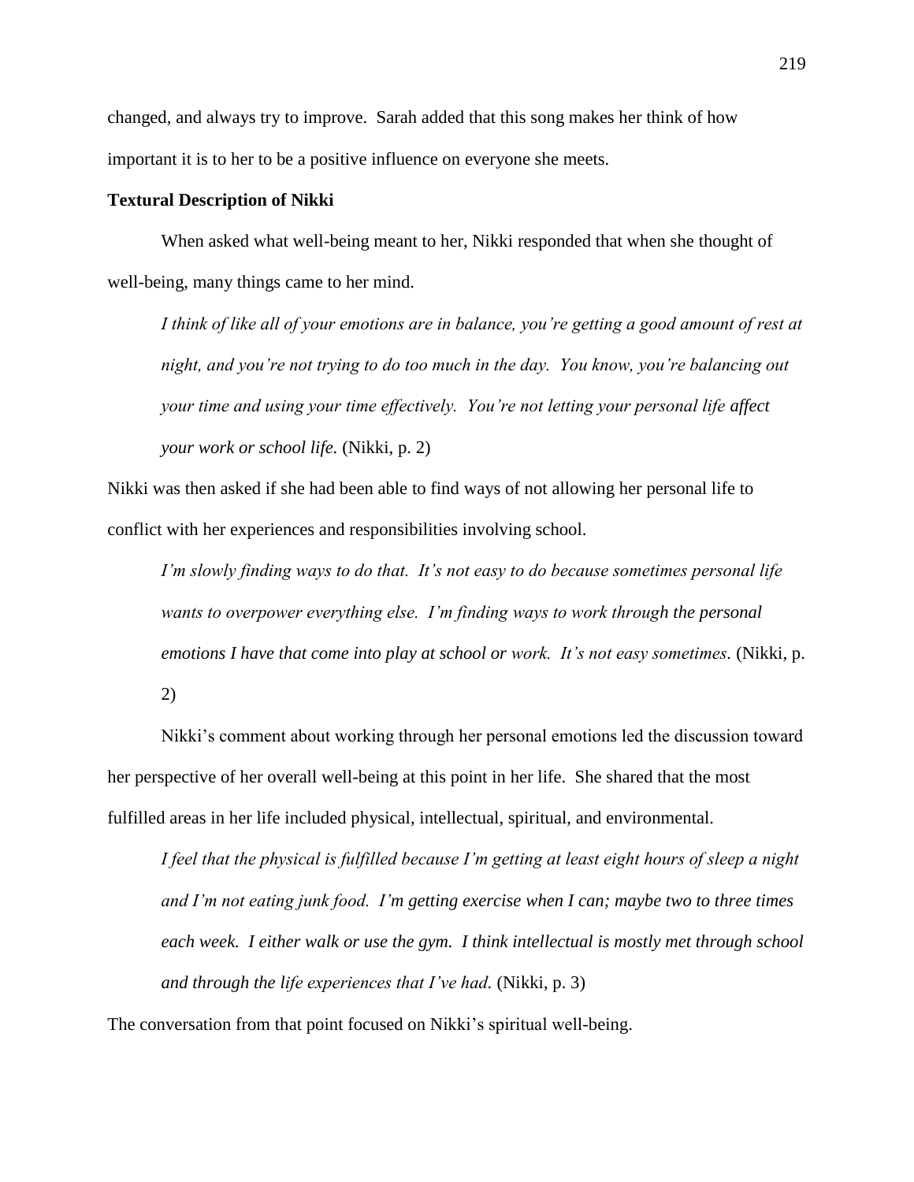changed, and always try to improve. Sarah added that this song makes her think of how important it is to her to be a positive influence on everyone she meets.

**Textural Description of Nikki**

When asked what well-being meant to her, Nikki responded that when she thought of well-being, many things came to her mind.

> *I think of like all of your emotions are in balance, you're getting a good amount of rest at night, and you're not trying to do too much in the day. You know, you're balancing out your time and using your time effectively. You're not letting your personal life affect your work or school life.* (Nikki, p. 2)

Nikki was then asked if she had been able to find ways of not allowing her personal life to conflict with her experiences and responsibilities involving school.

> *I'm slowly finding ways to do that. It's not easy to do because sometimes personal life wants to overpower everything else. I'm finding ways to work through the personal emotions I have that come into play at school or work. It's not easy sometimes.* (Nikki, p. 2)

Nikki's comment about working through her personal emotions led the discussion toward her perspective of her overall well-being at this point in her life. She shared that the most fulfilled areas in her life included physical, intellectual, spiritual, and environmental.

> *I feel that the physical is fulfilled because I'm getting at least eight hours of sleep a night and I'm not eating junk food. I'm getting exercise when I can; maybe two to three times each week. I either walk or use the gym. I think intellectual is mostly met through school and through the life experiences that I've had.* (Nikki, p. 3)

The conversation from that point focused on Nikki's spiritual well-being.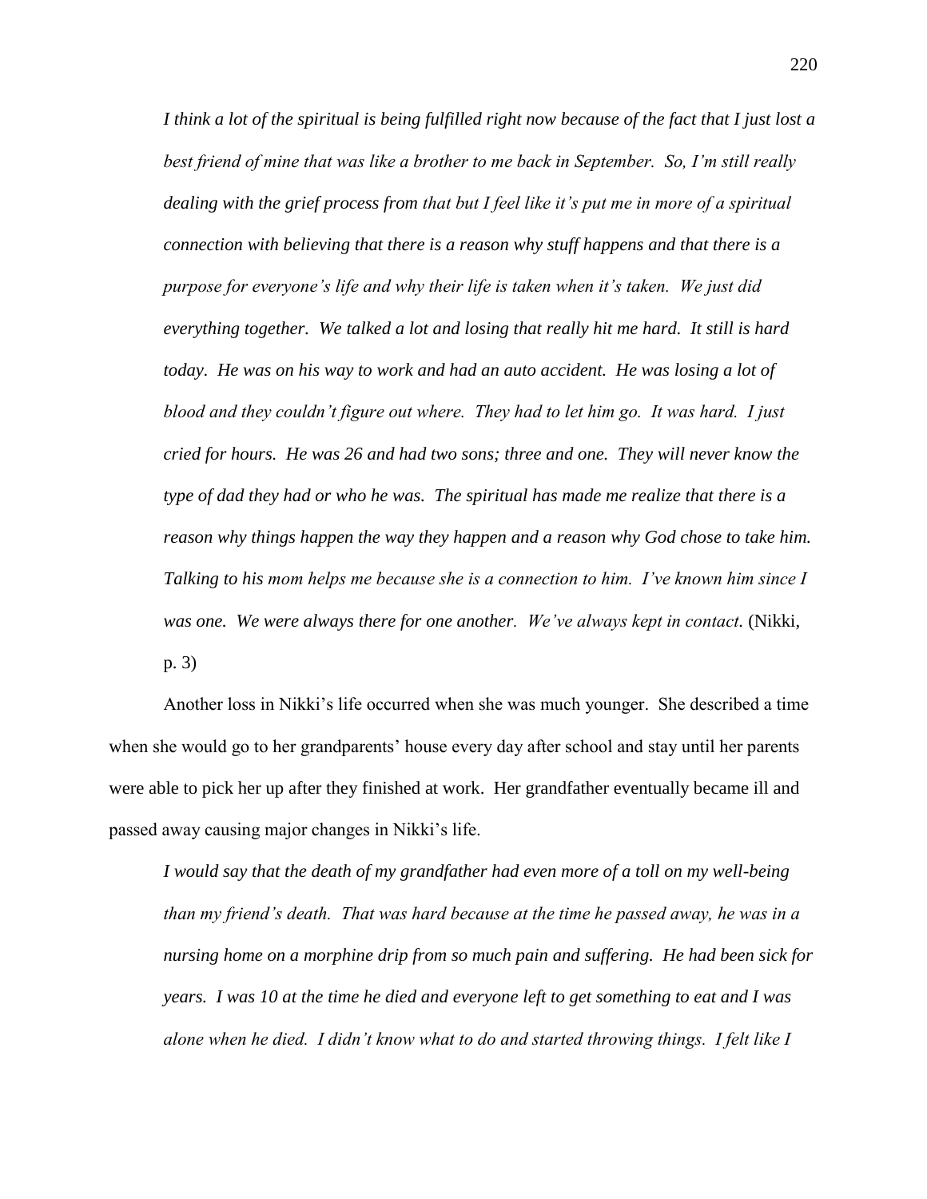*I think a lot of the spiritual is being fulfilled right now because of the fact that I just lost a best friend of mine that was like a brother to me back in September. So, I'm still really dealing with the grief process from that but I feel like it's put me in more of a spiritual connection with believing that there is a reason why stuff happens and that there is a purpose for everyone's life and why their life is taken when it's taken. We just did everything together. We talked a lot and losing that really hit me hard. It still is hard today. He was on his way to work and had an auto accident. He was losing a lot of blood and they couldn't figure out where. They had to let him go. It was hard. I just cried for hours. He was 26 and had two sons; three and one. They will never know the type of dad they had or who he was. The spiritual has made me realize that there is a reason why things happen the way they happen and a reason why God chose to take him. Talking to his mom helps me because she is a connection to him. I've known him since I was one. We were always there for one another. We've always kept in contact.* (Nikki, p. 3)

Another loss in Nikki's life occurred when she was much younger. She described a time when she would go to her grandparents' house every day after school and stay until her parents were able to pick her up after they finished at work. Her grandfather eventually became ill and passed away causing major changes in Nikki's life.

*I would say that the death of my grandfather had even more of a toll on my well-being than my friend's death. That was hard because at the time he passed away, he was in a nursing home on a morphine drip from so much pain and suffering. He had been sick for years. I was 10 at the time he died and everyone left to get something to eat and I was alone when he died. I didn't know what to do and started throwing things. I felt like I*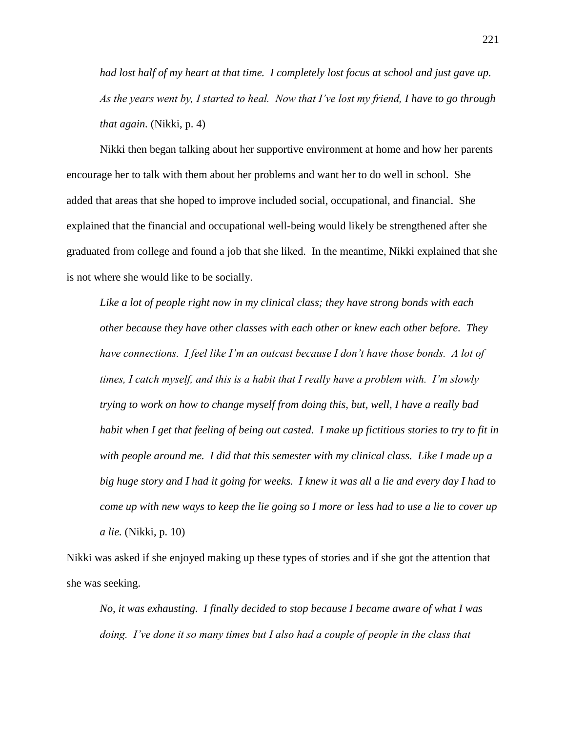*had lost half of my heart at that time. I completely lost focus at school and just gave up. As the years went by, I started to heal. Now that I've lost my friend, I have to go through that again.* (Nikki, p. 4)

Nikki then began talking about her supportive environment at home and how her parents encourage her to talk with them about her problems and want her to do well in school. She added that areas that she hoped to improve included social, occupational, and financial. She explained that the financial and occupational well-being would likely be strengthened after she graduated from college and found a job that she liked. In the meantime, Nikki explained that she is not where she would like to be socially.

> *Like a lot of people right now in my clinical class; they have strong bonds with each other because they have other classes with each other or knew each other before. They have connections. I feel like I'm an outcast because I don't have those bonds. A lot of times, I catch myself, and this is a habit that I really have a problem with. I'm slowly trying to work on how to change myself from doing this, but, well, I have a really bad habit when I get that feeling of being out casted. I make up fictitious stories to try to fit in with people around me. I did that this semester with my clinical class. Like I made up a big huge story and I had it going for weeks. I knew it was all a lie and every day I had to come up with new ways to keep the lie going so I more or less had to use a lie to cover up a lie.* (Nikki, p. 10)

Nikki was asked if she enjoyed making up these types of stories and if she got the attention that she was seeking.

> *No, it was exhausting. I finally decided to stop because I became aware of what I was doing. I've done it so many times but I also had a couple of people in the class that*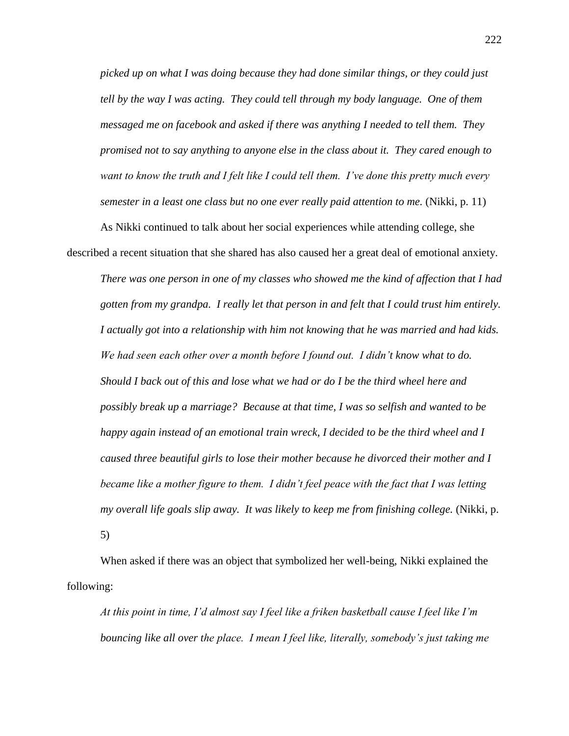*picked up on what I was doing because they had done similar things, or they could just tell by the way I was acting. They could tell through my body language. One of them messaged me on facebook and asked if there was anything I needed to tell them. They promised not to say anything to anyone else in the class about it. They cared enough to want to know the truth and I felt like I could tell them. I've done this pretty much every semester in a least one class but no one ever really paid attention to me.* (Nikki, p. 11)

As Nikki continued to talk about her social experiences while attending college, she described a recent situation that she shared has also caused her a great deal of emotional anxiety.

> *There was one person in one of my classes who showed me the kind of affection that I had gotten from my grandpa. I really let that person in and felt that I could trust him entirely. I actually got into a relationship with him not knowing that he was married and had kids. We had seen each other over a month before I found out. I didn't know what to do. Should I back out of this and lose what we had or do I be the third wheel here and possibly break up a marriage? Because at that time, I was so selfish and wanted to be happy again instead of an emotional train wreck, I decided to be the third wheel and I caused three beautiful girls to lose their mother because he divorced their mother and I became like a mother figure to them. I didn't feel peace with the fact that I was letting my overall life goals slip away. It was likely to keep me from finishing college.* (Nikki, p. 5)

When asked if there was an object that symbolized her well-being, Nikki explained the following:

> *At this point in time, I'd almost say I feel like a friken basketball cause I feel like I'm bouncing like all over the place. I mean I feel like, literally, somebody's just taking me*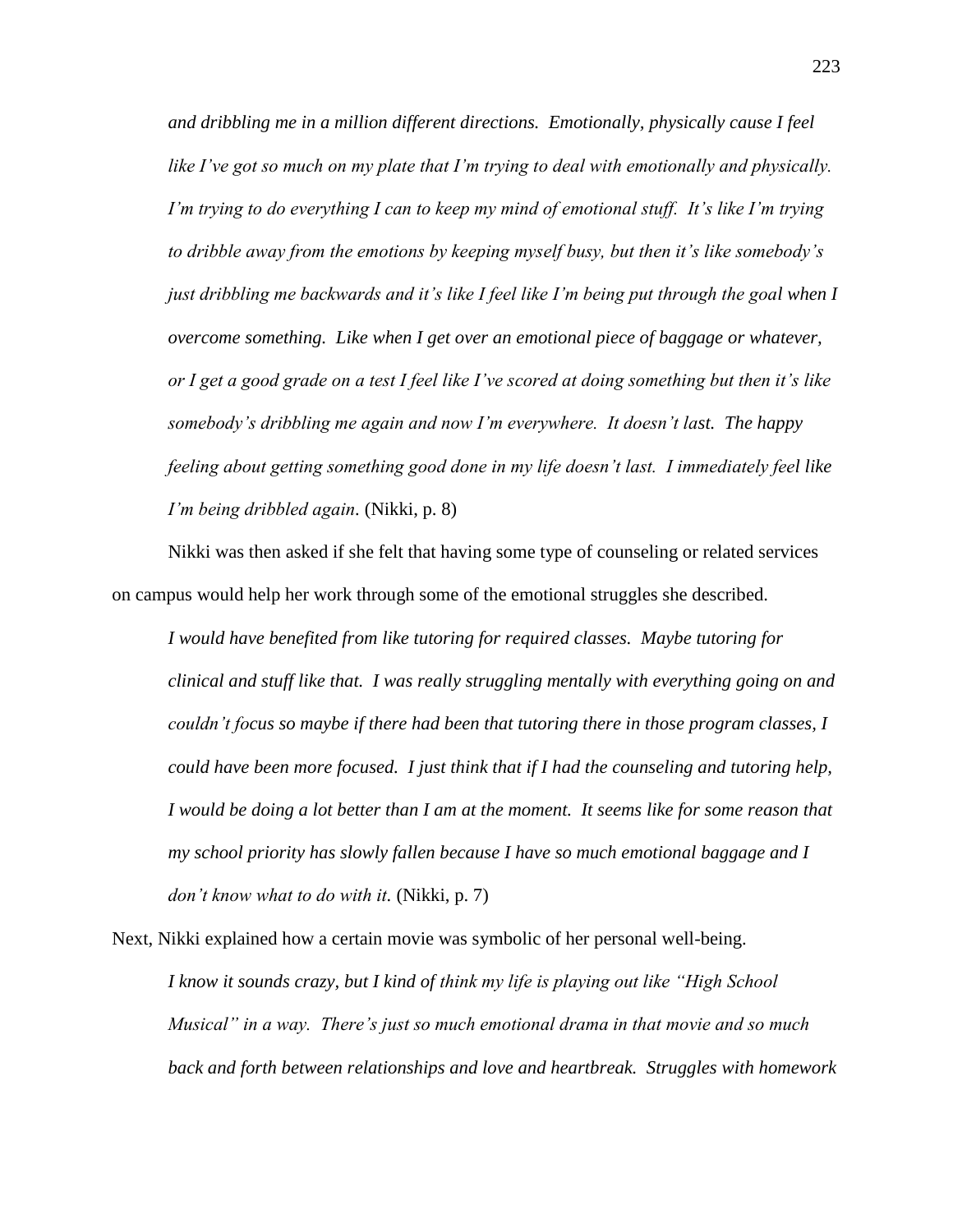*and dribbling me in a million different directions. Emotionally, physically cause I feel like I've got so much on my plate that I'm trying to deal with emotionally and physically. I'm trying to do everything I can to keep my mind of emotional stuff. It's like I'm trying to dribble away from the emotions by keeping myself busy, but then it's like somebody's just dribbling me backwards and it's like I feel like I'm being put through the goal when I overcome something. Like when I get over an emotional piece of baggage or whatever, or I get a good grade on a test I feel like I've scored at doing something but then it's like somebody's dribbling me again and now I'm everywhere. It doesn't last. The happy feeling about getting something good done in my life doesn't last. I immediately feel like I'm being dribbled again*. (Nikki, p. 8)

Nikki was then asked if she felt that having some type of counseling or related services on campus would help her work through some of the emotional struggles she described.

*I would have benefited from like tutoring for required classes. Maybe tutoring for clinical and stuff like that. I was really struggling mentally with everything going on and couldn't focus so maybe if there had been that tutoring there in those program classes, I could have been more focused. I just think that if I had the counseling and tutoring help, I would be doing a lot better than I am at the moment. It seems like for some reason that my school priority has slowly fallen because I have so much emotional baggage and I don't know what to do with it.* (Nikki, p. 7)

Next, Nikki explained how a certain movie was symbolic of her personal well-being.

*I know it sounds crazy, but I kind of think my life is playing out like "High School Musical" in a way. There's just so much emotional drama in that movie and so much back and forth between relationships and love and heartbreak. Struggles with homework*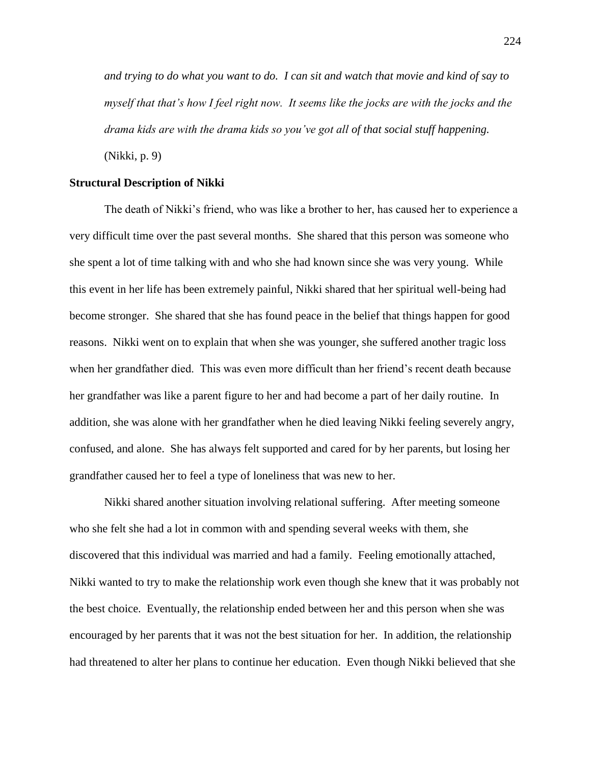*and trying to do what you want to do. I can sit and watch that movie and kind of say to myself that that's how I feel right now. It seems like the jocks are with the jocks and the drama kids are with the drama kids so you've got all of that social stuff happening.* (Nikki, p. 9)

**Structural Description of Nikki**

The death of Nikki's friend, who was like a brother to her, has caused her to experience a very difficult time over the past several months. She shared that this person was someone who she spent a lot of time talking with and who she had known since she was very young. While this event in her life has been extremely painful, Nikki shared that her spiritual well-being had become stronger. She shared that she has found peace in the belief that things happen for good reasons. Nikki went on to explain that when she was younger, she suffered another tragic loss when her grandfather died. This was even more difficult than her friend's recent death because her grandfather was like a parent figure to her and had become a part of her daily routine. In addition, she was alone with her grandfather when he died leaving Nikki feeling severely angry, confused, and alone. She has always felt supported and cared for by her parents, but losing her grandfather caused her to feel a type of loneliness that was new to her.

Nikki shared another situation involving relational suffering. After meeting someone who she felt she had a lot in common with and spending several weeks with them, she discovered that this individual was married and had a family. Feeling emotionally attached, Nikki wanted to try to make the relationship work even though she knew that it was probably not the best choice. Eventually, the relationship ended between her and this person when she was encouraged by her parents that it was not the best situation for her. In addition, the relationship had threatened to alter her plans to continue her education. Even though Nikki believed that she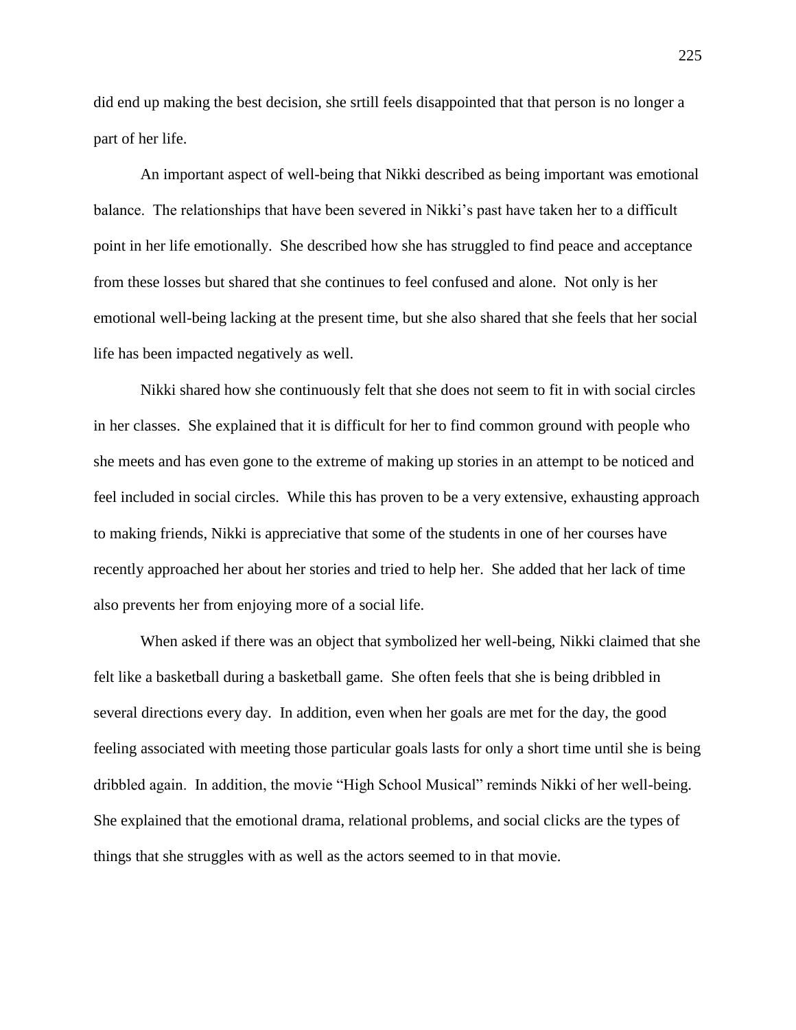did end up making the best decision, she srtill feels disappointed that that person is no longer a part of her life.

An important aspect of well-being that Nikki described as being important was emotional balance. The relationships that have been severed in Nikki's past have taken her to a difficult point in her life emotionally. She described how she has struggled to find peace and acceptance from these losses but shared that she continues to feel confused and alone. Not only is her emotional well-being lacking at the present time, but she also shared that she feels that her social life has been impacted negatively as well.

Nikki shared how she continuously felt that she does not seem to fit in with social circles in her classes. She explained that it is difficult for her to find common ground with people who she meets and has even gone to the extreme of making up stories in an attempt to be noticed and feel included in social circles. While this has proven to be a very extensive, exhausting approach to making friends, Nikki is appreciative that some of the students in one of her courses have recently approached her about her stories and tried to help her. She added that her lack of time also prevents her from enjoying more of a social life.

When asked if there was an object that symbolized her well-being, Nikki claimed that she felt like a basketball during a basketball game. She often feels that she is being dribbled in several directions every day. In addition, even when her goals are met for the day, the good feeling associated with meeting those particular goals lasts for only a short time until she is being dribbled again. In addition, the movie "High School Musical" reminds Nikki of her well-being. She explained that the emotional drama, relational problems, and social clicks are the types of things that she struggles with as well as the actors seemed to in that movie.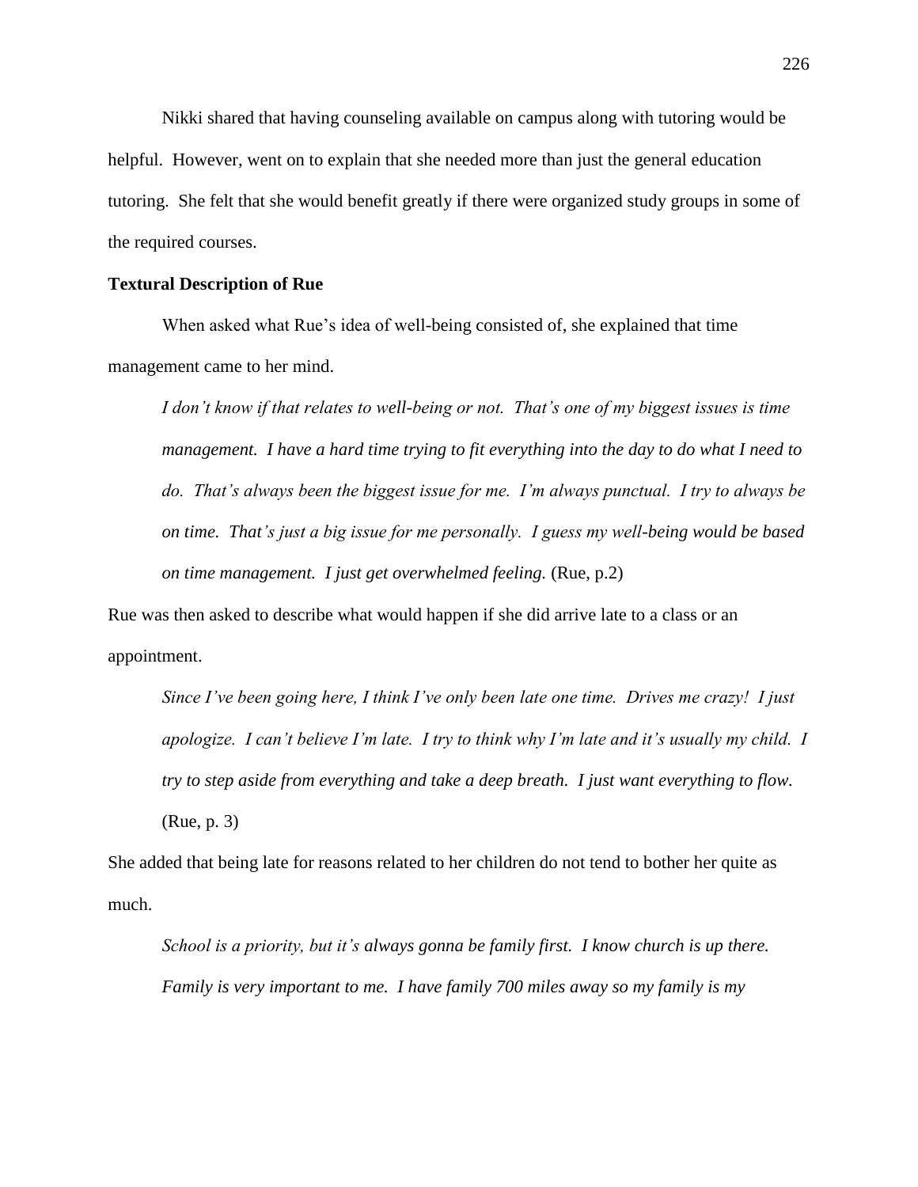Nikki shared that having counseling available on campus along with tutoring would be helpful. However, went on to explain that she needed more than just the general education tutoring. She felt that she would benefit greatly if there were organized study groups in some of the required courses.

**Textural Description of Rue**

When asked what Rue's idea of well-being consisted of, she explained that time management came to her mind.

> *I don't know if that relates to well-being or not. That's one of my biggest issues is time management. I have a hard time trying to fit everything into the day to do what I need to do. That's always been the biggest issue for me. I'm always punctual. I try to always be on time. That's just a big issue for me personally. I guess my well-being would be based on time management. I just get overwhelmed feeling.* (Rue, p.2)

Rue was then asked to describe what would happen if she did arrive late to a class or an appointment.

> *Since I've been going here, I think I've only been late one time. Drives me crazy! I just apologize. I can't believe I'm late. I try to think why I'm late and it's usually my child. I try to step aside from everything and take a deep breath. I just want everything to flow.* (Rue, p. 3)

She added that being late for reasons related to her children do not tend to bother her quite as much.

> *School is a priority, but it's always gonna be family first. I know church is up there. Family is very important to me. I have family 700 miles away so my family is my*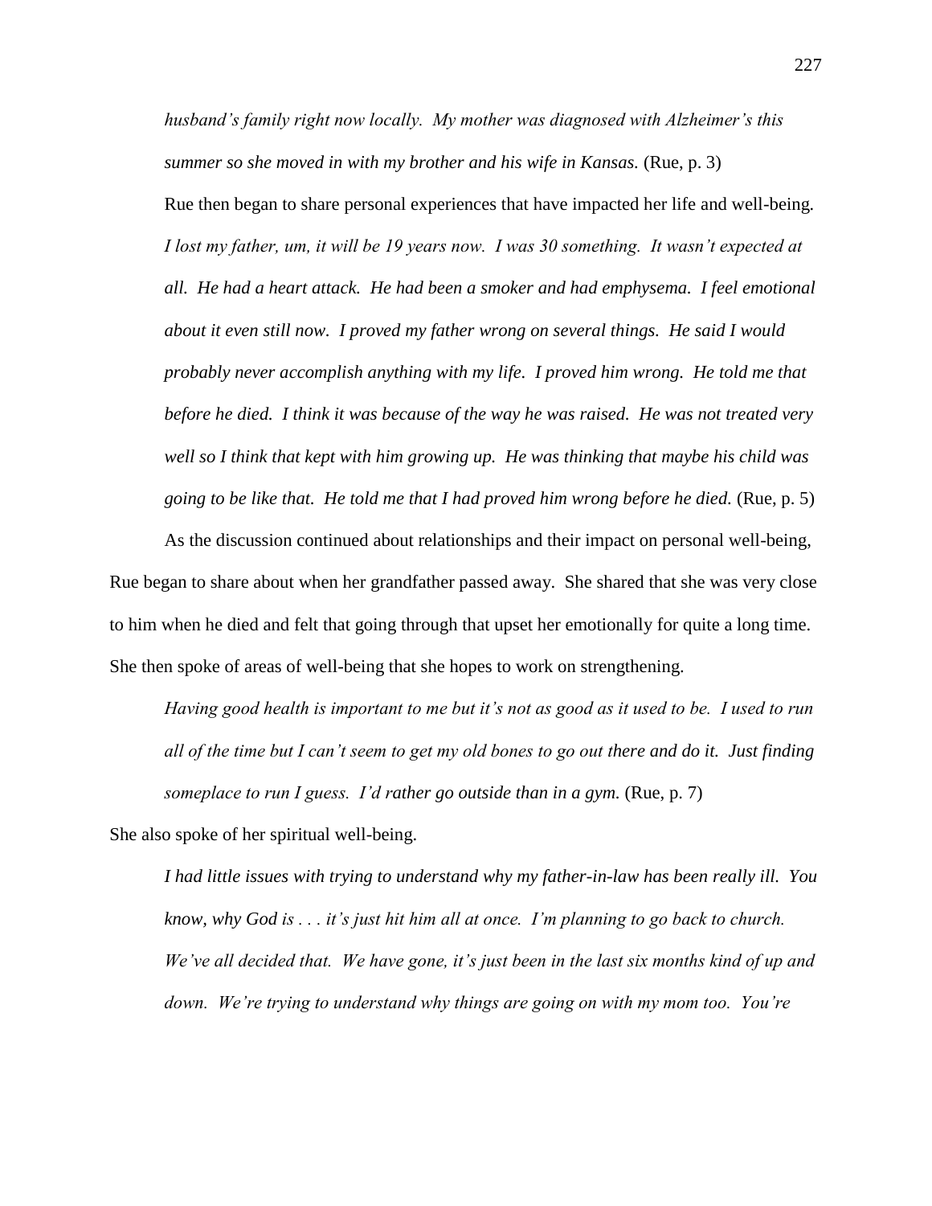*husband's family right now locally. My mother was diagnosed with Alzheimer's this summer so she moved in with my brother and his wife in Kansas.* (Rue, p. 3)

Rue then began to share personal experiences that have impacted her life and well-being.

*I lost my father, um, it will be 19 years now. I was 30 something. It wasn't expected at all. He had a heart attack. He had been a smoker and had emphysema. I feel emotional about it even still now. I proved my father wrong on several things. He said I would probably never accomplish anything with my life. I proved him wrong. He told me that before he died. I think it was because of the way he was raised. He was not treated very well so I think that kept with him growing up. He was thinking that maybe his child was going to be like that. He told me that I had proved him wrong before he died.* (Rue, p. 5)

As the discussion continued about relationships and their impact on personal well-being, Rue began to share about when her grandfather passed away. She shared that she was very close to him when he died and felt that going through that upset her emotionally for quite a long time. She then spoke of areas of well-being that she hopes to work on strengthening.

*Having good health is important to me but it's not as good as it used to be. I used to run all of the time but I can't seem to get my old bones to go out there and do it. Just finding someplace to run I guess. I'd rather go outside than in a gym.* (Rue, p. 7)

She also spoke of her spiritual well-being.

*I had little issues with trying to understand why my father-in-law has been really ill. You know, why God is . . . it's just hit him all at once. I'm planning to go back to church. We've all decided that. We have gone, it's just been in the last six months kind of up and down. We're trying to understand why things are going on with my mom too. You're*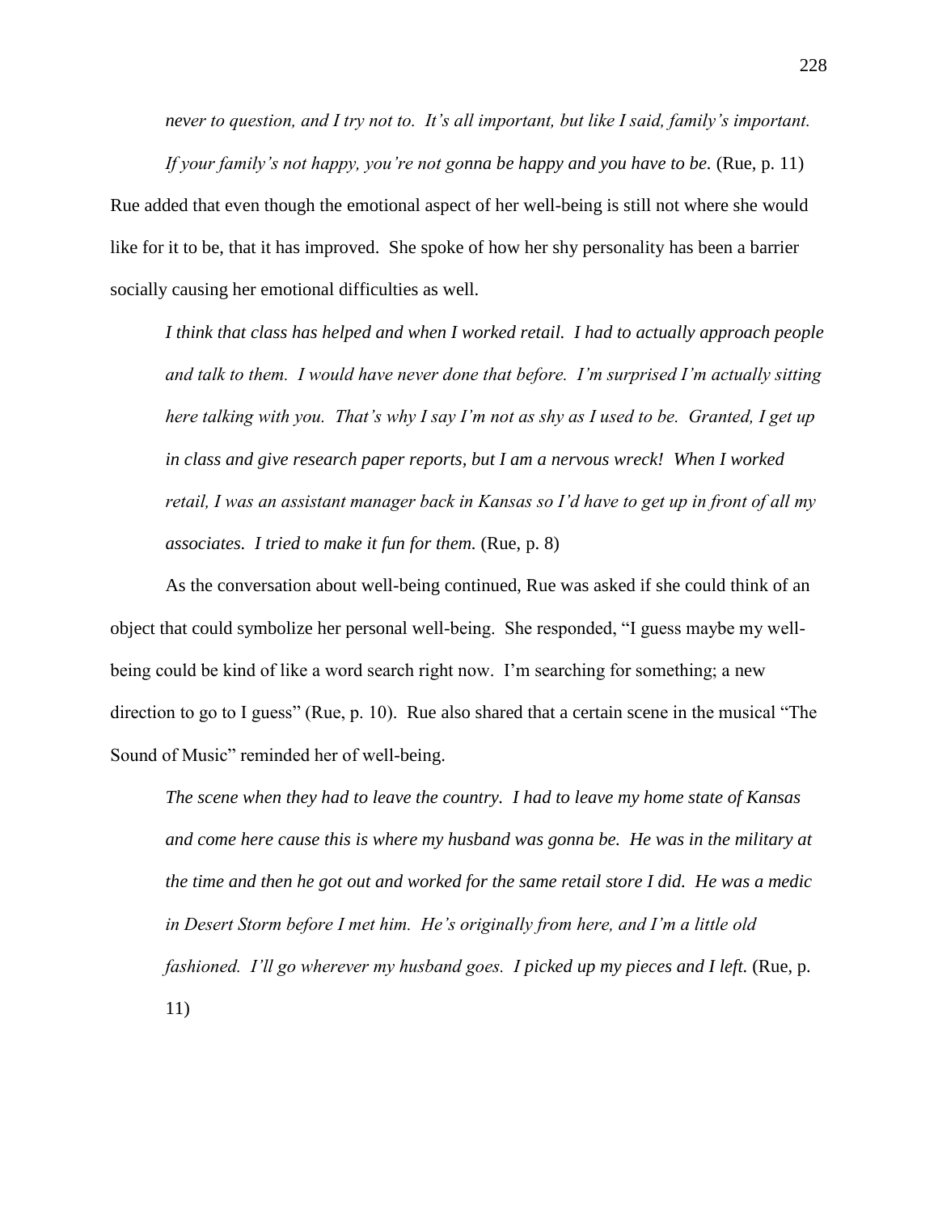*never to question, and I try not to. It's all important, but like I said, family's important. If your family's not happy, you're not gonna be happy and you have to be.* (Rue, p. 11)

Rue added that even though the emotional aspect of her well-being is still not where she would like for it to be, that it has improved. She spoke of how her shy personality has been a barrier socially causing her emotional difficulties as well.

> *I think that class has helped and when I worked retail. I had to actually approach people and talk to them. I would have never done that before. I'm surprised I'm actually sitting here talking with you. That's why I say I'm not as shy as I used to be. Granted, I get up in class and give research paper reports, but I am a nervous wreck! When I worked retail, I was an assistant manager back in Kansas so I'd have to get up in front of all my associates. I tried to make it fun for them.* (Rue, p. 8)

As the conversation about well-being continued, Rue was asked if she could think of an object that could symbolize her personal well-being. She responded, "I guess maybe my well-being could be kind of like a word search right now. I'm searching for something; a new direction to go to I guess" (Rue, p. 10). Rue also shared that a certain scene in the musical "The Sound of Music" reminded her of well-being.

> *The scene when they had to leave the country. I had to leave my home state of Kansas and come here cause this is where my husband was gonna be. He was in the military at the time and then he got out and worked for the same retail store I did. He was a medic in Desert Storm before I met him. He's originally from here, and I'm a little old fashioned. I'll go wherever my husband goes. I picked up my pieces and I left.* (Rue, p. 11)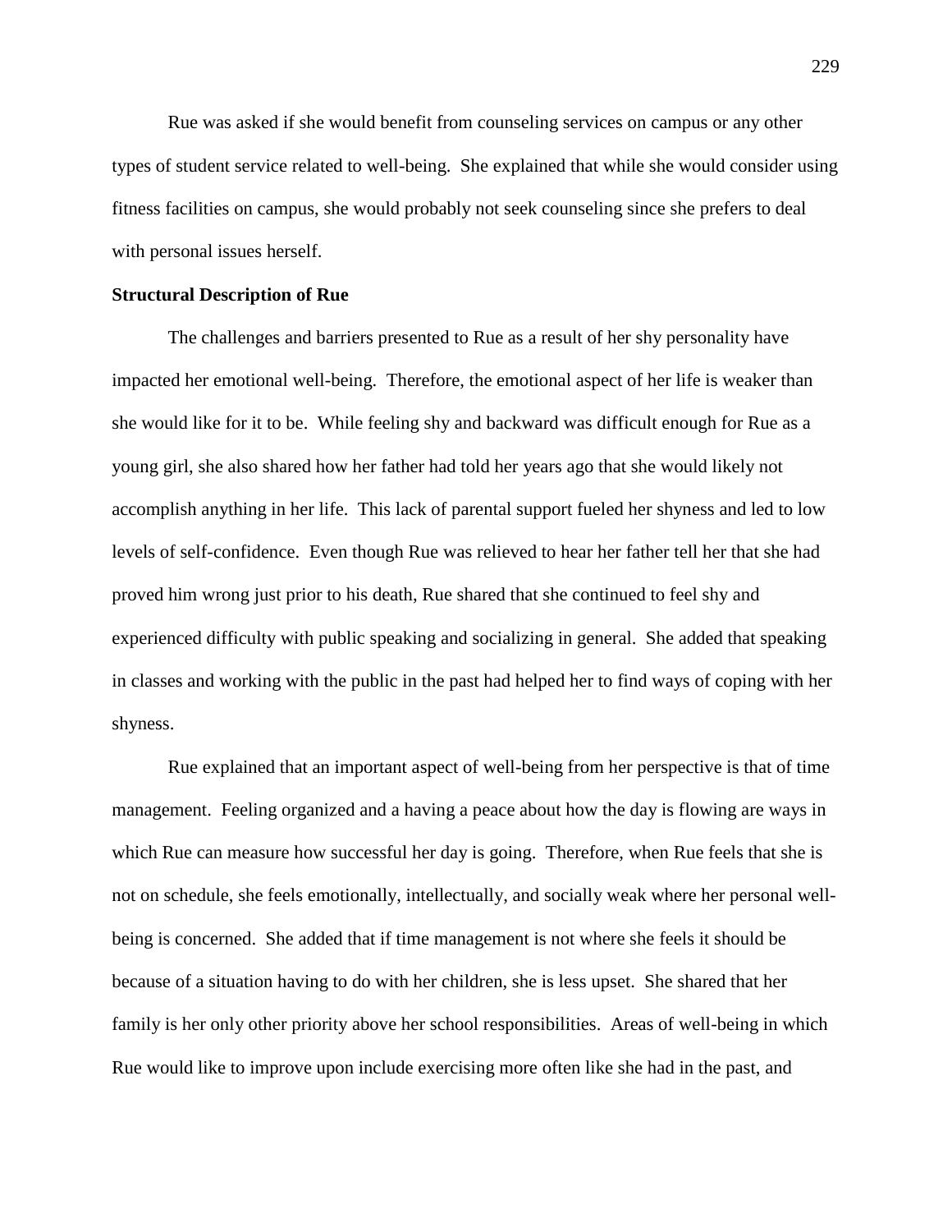Rue was asked if she would benefit from counseling services on campus or any other types of student service related to well-being. She explained that while she would consider using fitness facilities on campus, she would probably not seek counseling since she prefers to deal with personal issues herself.

**Structural Description of Rue**

The challenges and barriers presented to Rue as a result of her shy personality have impacted her emotional well-being. Therefore, the emotional aspect of her life is weaker than she would like for it to be. While feeling shy and backward was difficult enough for Rue as a young girl, she also shared how her father had told her years ago that she would likely not accomplish anything in her life. This lack of parental support fueled her shyness and led to low levels of self-confidence. Even though Rue was relieved to hear her father tell her that she had proved him wrong just prior to his death, Rue shared that she continued to feel shy and experienced difficulty with public speaking and socializing in general. She added that speaking in classes and working with the public in the past had helped her to find ways of coping with her shyness.

Rue explained that an important aspect of well-being from her perspective is that of time management. Feeling organized and a having a peace about how the day is flowing are ways in which Rue can measure how successful her day is going. Therefore, when Rue feels that she is not on schedule, she feels emotionally, intellectually, and socially weak where her personal well-being is concerned. She added that if time management is not where she feels it should be because of a situation having to do with her children, she is less upset. She shared that her family is her only other priority above her school responsibilities. Areas of well-being in which Rue would like to improve upon include exercising more often like she had in the past, and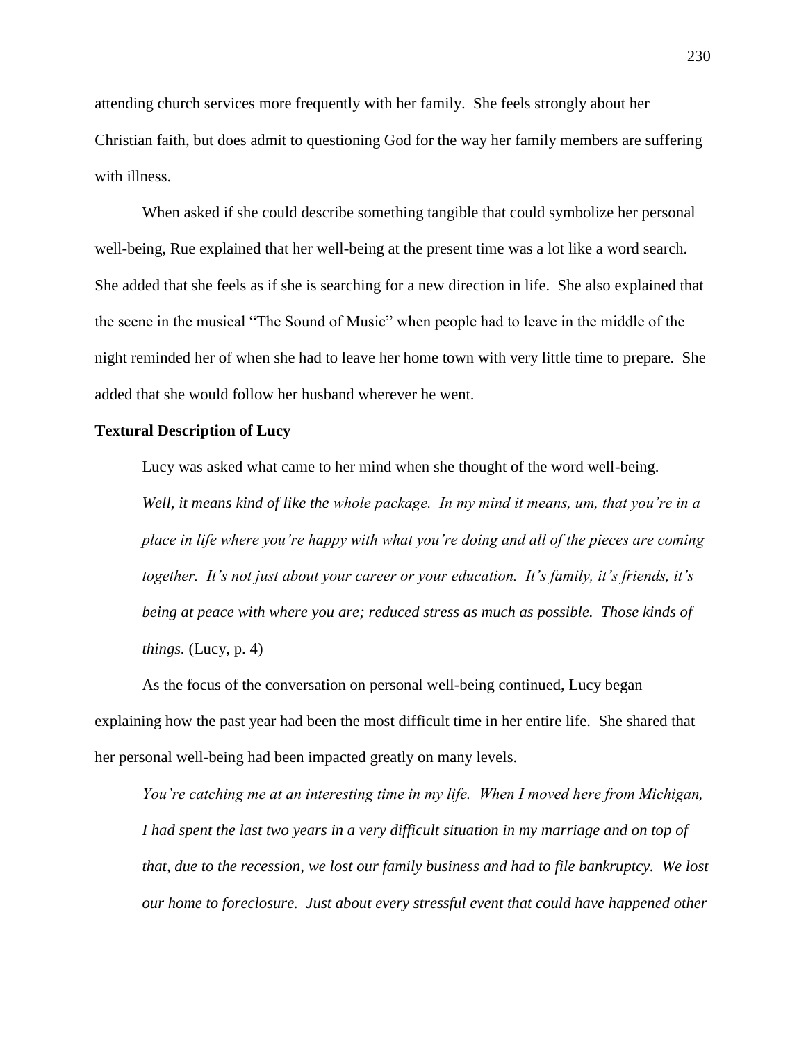attending church services more frequently with her family. She feels strongly about her Christian faith, but does admit to questioning God for the way her family members are suffering with illness.

When asked if she could describe something tangible that could symbolize her personal well-being, Rue explained that her well-being at the present time was a lot like a word search. She added that she feels as if she is searching for a new direction in life. She also explained that the scene in the musical "The Sound of Music" when people had to leave in the middle of the night reminded her of when she had to leave her home town with very little time to prepare. She added that she would follow her husband wherever he went.

**Textural Description of Lucy**

Lucy was asked what came to her mind when she thought of the word well-being.

> *Well, it means kind of like the whole package. In my mind it means, um, that you're in a place in life where you're happy with what you're doing and all of the pieces are coming together. It's not just about your career or your education. It's family, it's friends, it's being at peace with where you are; reduced stress as much as possible. Those kinds of things.* (Lucy, p. 4)

As the focus of the conversation on personal well-being continued, Lucy began explaining how the past year had been the most difficult time in her entire life. She shared that her personal well-being had been impacted greatly on many levels.

> *You're catching me at an interesting time in my life. When I moved here from Michigan, I had spent the last two years in a very difficult situation in my marriage and on top of that, due to the recession, we lost our family business and had to file bankruptcy. We lost our home to foreclosure. Just about every stressful event that could have happened other*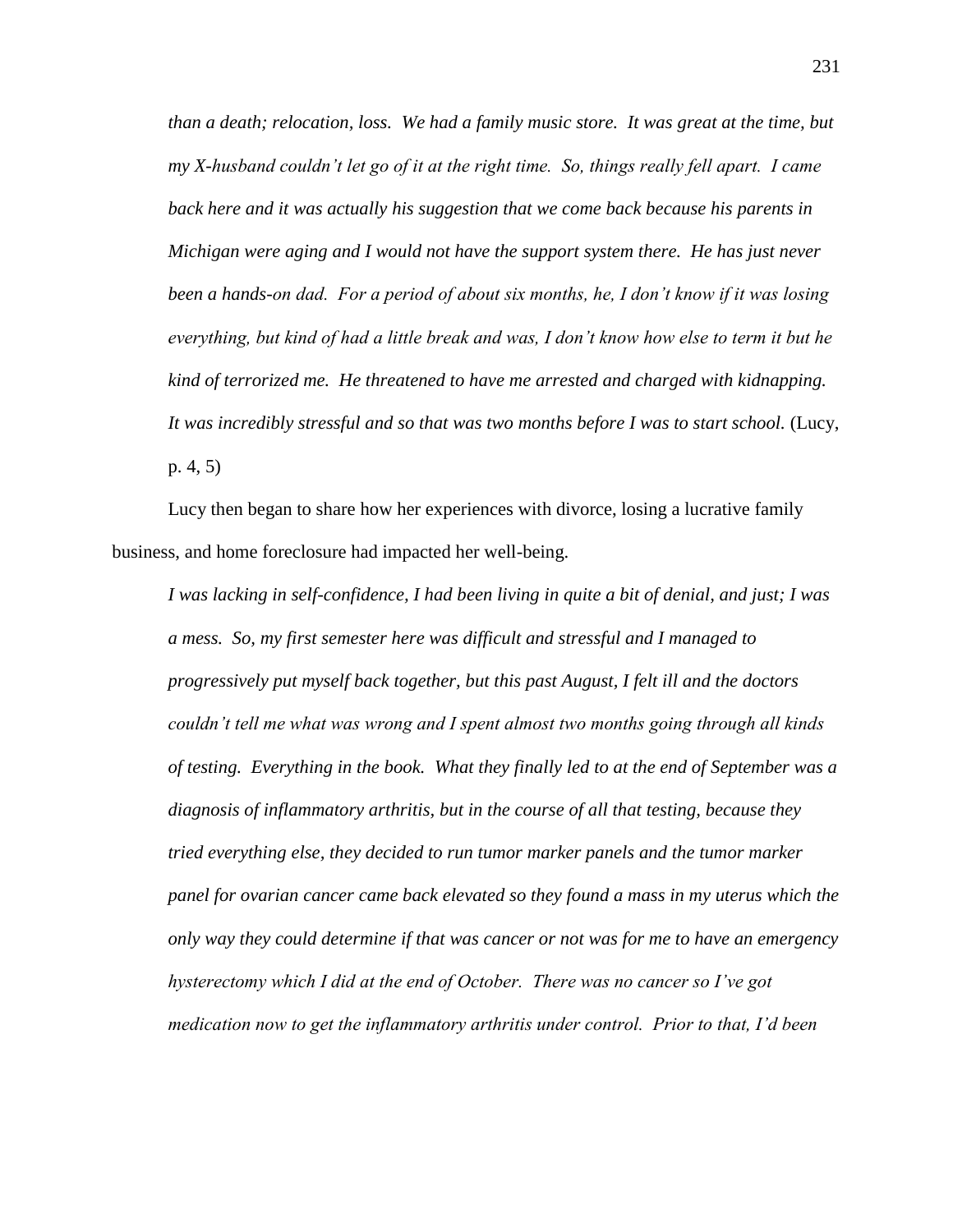*than a death; relocation, loss. We had a family music store. It was great at the time, but my X-husband couldn't let go of it at the right time. So, things really fell apart. I came back here and it was actually his suggestion that we come back because his parents in Michigan were aging and I would not have the support system there. He has just never been a hands-on dad. For a period of about six months, he, I don't know if it was losing everything, but kind of had a little break and was, I don't know how else to term it but he kind of terrorized me. He threatened to have me arrested and charged with kidnapping. It was incredibly stressful and so that was two months before I was to start school.* (Lucy, p. 4, 5)

Lucy then began to share how her experiences with divorce, losing a lucrative family business, and home foreclosure had impacted her well-being.

*I was lacking in self-confidence, I had been living in quite a bit of denial, and just; I was a mess. So, my first semester here was difficult and stressful and I managed to progressively put myself back together, but this past August, I felt ill and the doctors couldn't tell me what was wrong and I spent almost two months going through all kinds of testing. Everything in the book. What they finally led to at the end of September was a diagnosis of inflammatory arthritis, but in the course of all that testing, because they tried everything else, they decided to run tumor marker panels and the tumor marker panel for ovarian cancer came back elevated so they found a mass in my uterus which the only way they could determine if that was cancer or not was for me to have an emergency hysterectomy which I did at the end of October. There was no cancer so I've got medication now to get the inflammatory arthritis under control. Prior to that, I'd been*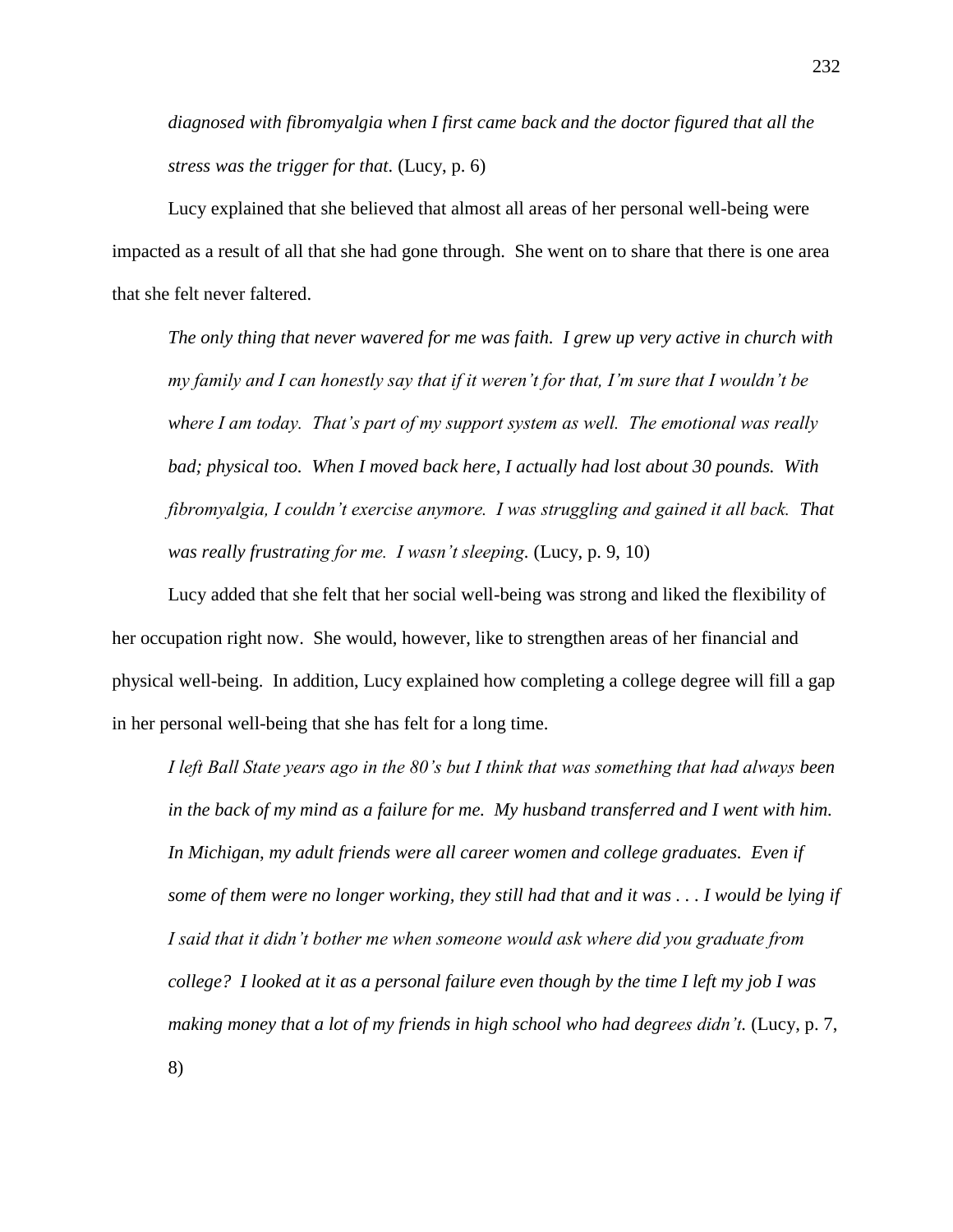*diagnosed with fibromyalgia when I first came back and the doctor figured that all the stress was the trigger for that.* (Lucy, p. 6)

Lucy explained that she believed that almost all areas of her personal well-being were impacted as a result of all that she had gone through. She went on to share that there is one area that she felt never faltered.

> *The only thing that never wavered for me was faith. I grew up very active in church with my family and I can honestly say that if it weren't for that, I'm sure that I wouldn't be where I am today. That's part of my support system as well. The emotional was really bad; physical too. When I moved back here, I actually had lost about 30 pounds. With fibromyalgia, I couldn't exercise anymore. I was struggling and gained it all back. That was really frustrating for me. I wasn't sleeping.* (Lucy, p. 9, 10)

Lucy added that she felt that her social well-being was strong and liked the flexibility of her occupation right now. She would, however, like to strengthen areas of her financial and physical well-being. In addition, Lucy explained how completing a college degree will fill a gap in her personal well-being that she has felt for a long time.

> *I left Ball State years ago in the 80's but I think that was something that had always been in the back of my mind as a failure for me. My husband transferred and I went with him. In Michigan, my adult friends were all career women and college graduates. Even if some of them were no longer working, they still had that and it was . . . I would be lying if I said that it didn't bother me when someone would ask where did you graduate from college? I looked at it as a personal failure even though by the time I left my job I was making money that a lot of my friends in high school who had degrees didn't.* (Lucy, p. 7, 8)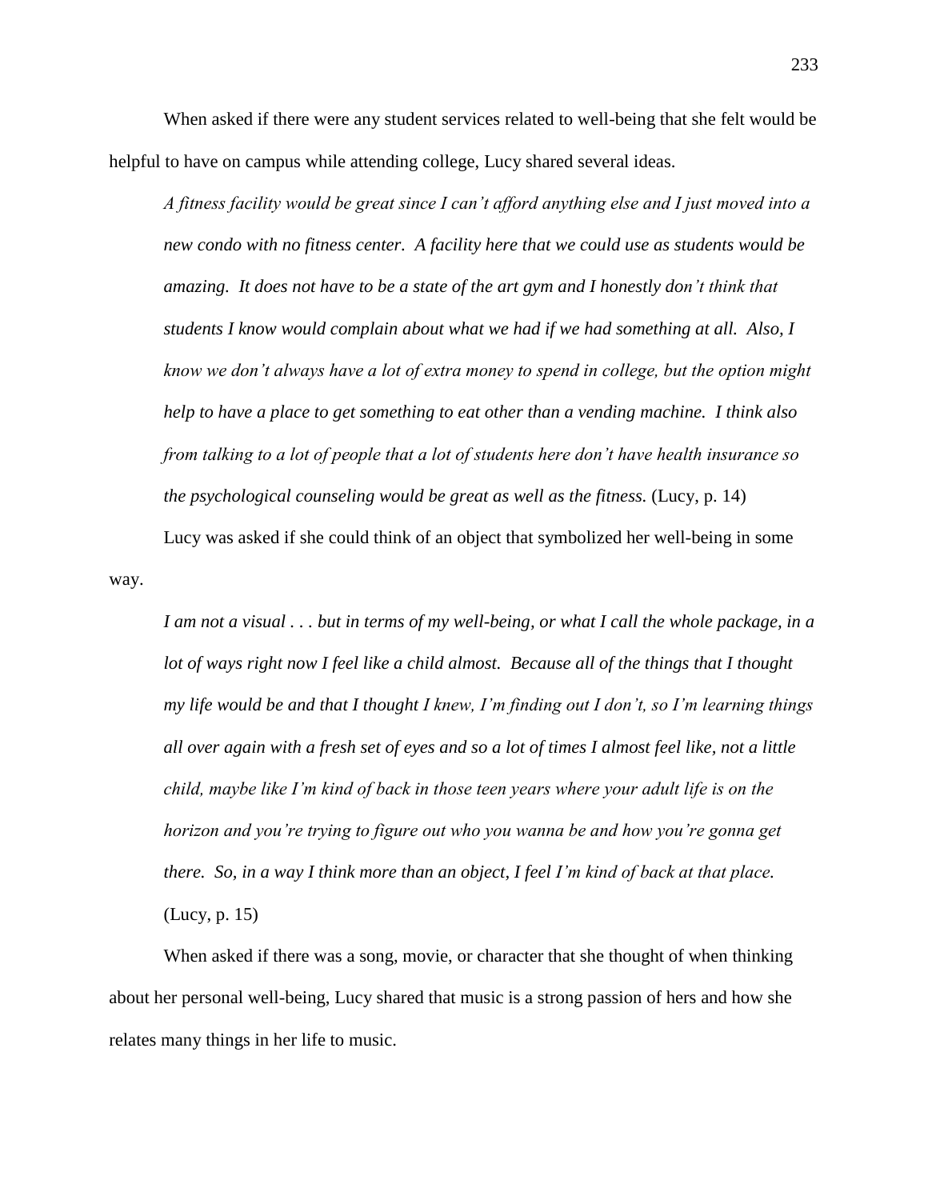When asked if there were any student services related to well-being that she felt would be helpful to have on campus while attending college, Lucy shared several ideas.

> *A fitness facility would be great since I can't afford anything else and I just moved into a new condo with no fitness center. A facility here that we could use as students would be amazing. It does not have to be a state of the art gym and I honestly don't think that students I know would complain about what we had if we had something at all. Also, I know we don't always have a lot of extra money to spend in college, but the option might help to have a place to get something to eat other than a vending machine. I think also from talking to a lot of people that a lot of students here don't have health insurance so the psychological counseling would be great as well as the fitness.* (Lucy, p. 14)

Lucy was asked if she could think of an object that symbolized her well-being in some way.

> *I am not a visual . . . but in terms of my well-being, or what I call the whole package, in a lot of ways right now I feel like a child almost. Because all of the things that I thought my life would be and that I thought I knew, I'm finding out I don't, so I'm learning things all over again with a fresh set of eyes and so a lot of times I almost feel like, not a little child, maybe like I'm kind of back in those teen years where your adult life is on the horizon and you're trying to figure out who you wanna be and how you're gonna get there. So, in a way I think more than an object, I feel I'm kind of back at that place.* (Lucy, p. 15)

When asked if there was a song, movie, or character that she thought of when thinking about her personal well-being, Lucy shared that music is a strong passion of hers and how she relates many things in her life to music.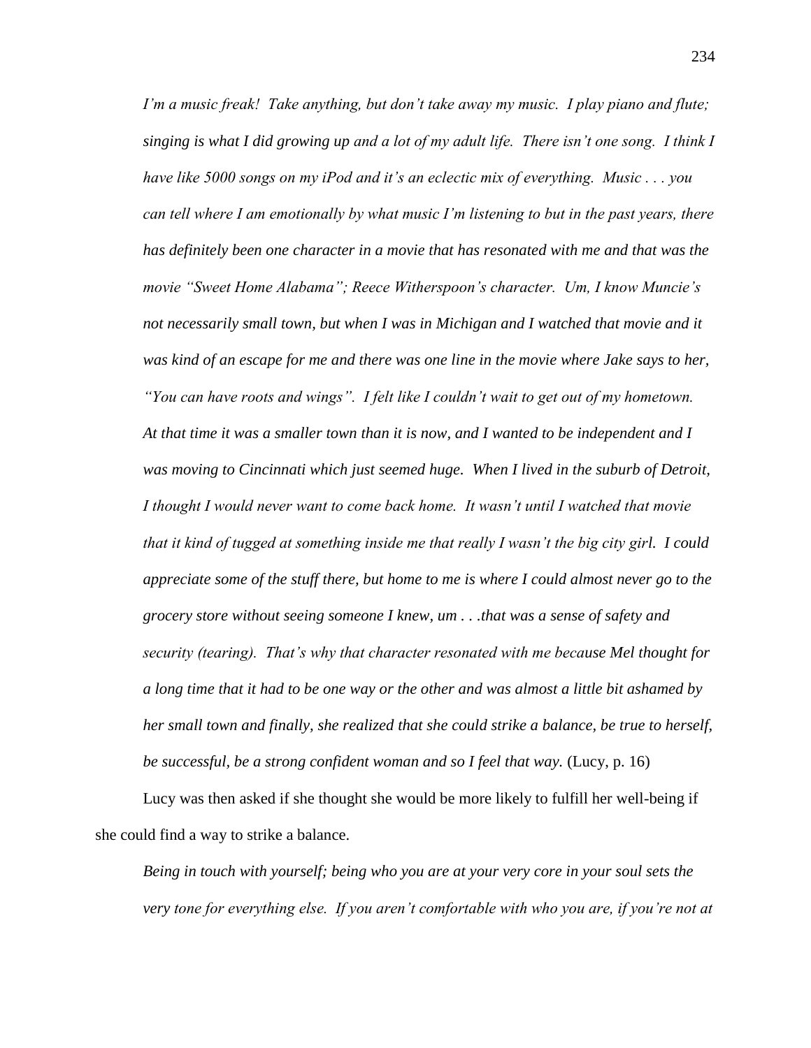*I'm a music freak! Take anything, but don't take away my music. I play piano and flute; singing is what I did growing up and a lot of my adult life. There isn't one song. I think I have like 5000 songs on my iPod and it's an eclectic mix of everything. Music . . . you can tell where I am emotionally by what music I'm listening to but in the past years, there has definitely been one character in a movie that has resonated with me and that was the movie "Sweet Home Alabama"; Reece Witherspoon's character. Um, I know Muncie's not necessarily small town, but when I was in Michigan and I watched that movie and it was kind of an escape for me and there was one line in the movie where Jake says to her, "You can have roots and wings". I felt like I couldn't wait to get out of my hometown. At that time it was a smaller town than it is now, and I wanted to be independent and I was moving to Cincinnati which just seemed huge. When I lived in the suburb of Detroit, I thought I would never want to come back home. It wasn't until I watched that movie that it kind of tugged at something inside me that really I wasn't the big city girl. I could appreciate some of the stuff there, but home to me is where I could almost never go to the grocery store without seeing someone I knew, um . . .that was a sense of safety and security (tearing). That's why that character resonated with me because Mel thought for a long time that it had to be one way or the other and was almost a little bit ashamed by her small town and finally, she realized that she could strike a balance, be true to herself, be successful, be a strong confident woman and so I feel that way.* (Lucy, p. 16)

Lucy was then asked if she thought she would be more likely to fulfill her well-being if she could find a way to strike a balance.

*Being in touch with yourself; being who you are at your very core in your soul sets the very tone for everything else. If you aren't comfortable with who you are, if you're not at*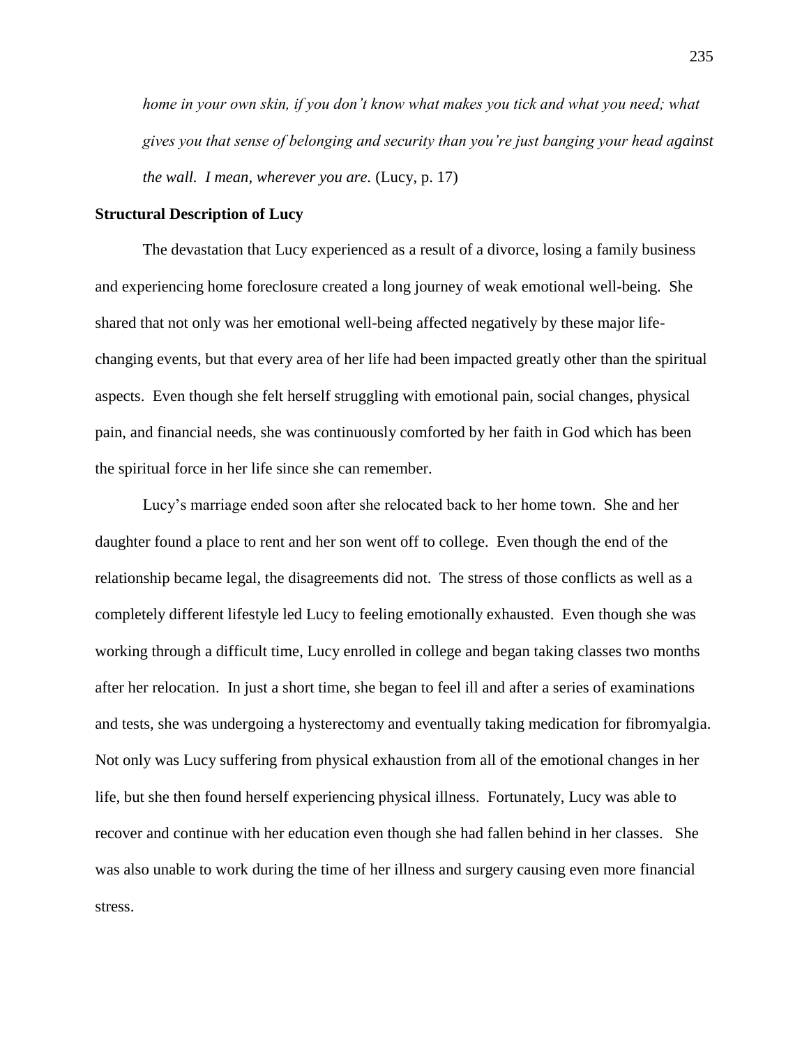*home in your own skin, if you don't know what makes you tick and what you need; what gives you that sense of belonging and security than you're just banging your head against the wall. I mean, wherever you are.* (Lucy, p. 17)

**Structural Description of Lucy**

The devastation that Lucy experienced as a result of a divorce, losing a family business and experiencing home foreclosure created a long journey of weak emotional well-being. She shared that not only was her emotional well-being affected negatively by these major life-changing events, but that every area of her life had been impacted greatly other than the spiritual aspects. Even though she felt herself struggling with emotional pain, social changes, physical pain, and financial needs, she was continuously comforted by her faith in God which has been the spiritual force in her life since she can remember.

Lucy's marriage ended soon after she relocated back to her home town. She and her daughter found a place to rent and her son went off to college. Even though the end of the relationship became legal, the disagreements did not. The stress of those conflicts as well as a completely different lifestyle led Lucy to feeling emotionally exhausted. Even though she was working through a difficult time, Lucy enrolled in college and began taking classes two months after her relocation. In just a short time, she began to feel ill and after a series of examinations and tests, she was undergoing a hysterectomy and eventually taking medication for fibromyalgia. Not only was Lucy suffering from physical exhaustion from all of the emotional changes in her life, but she then found herself experiencing physical illness. Fortunately, Lucy was able to recover and continue with her education even though she had fallen behind in her classes. She was also unable to work during the time of her illness and surgery causing even more financial stress.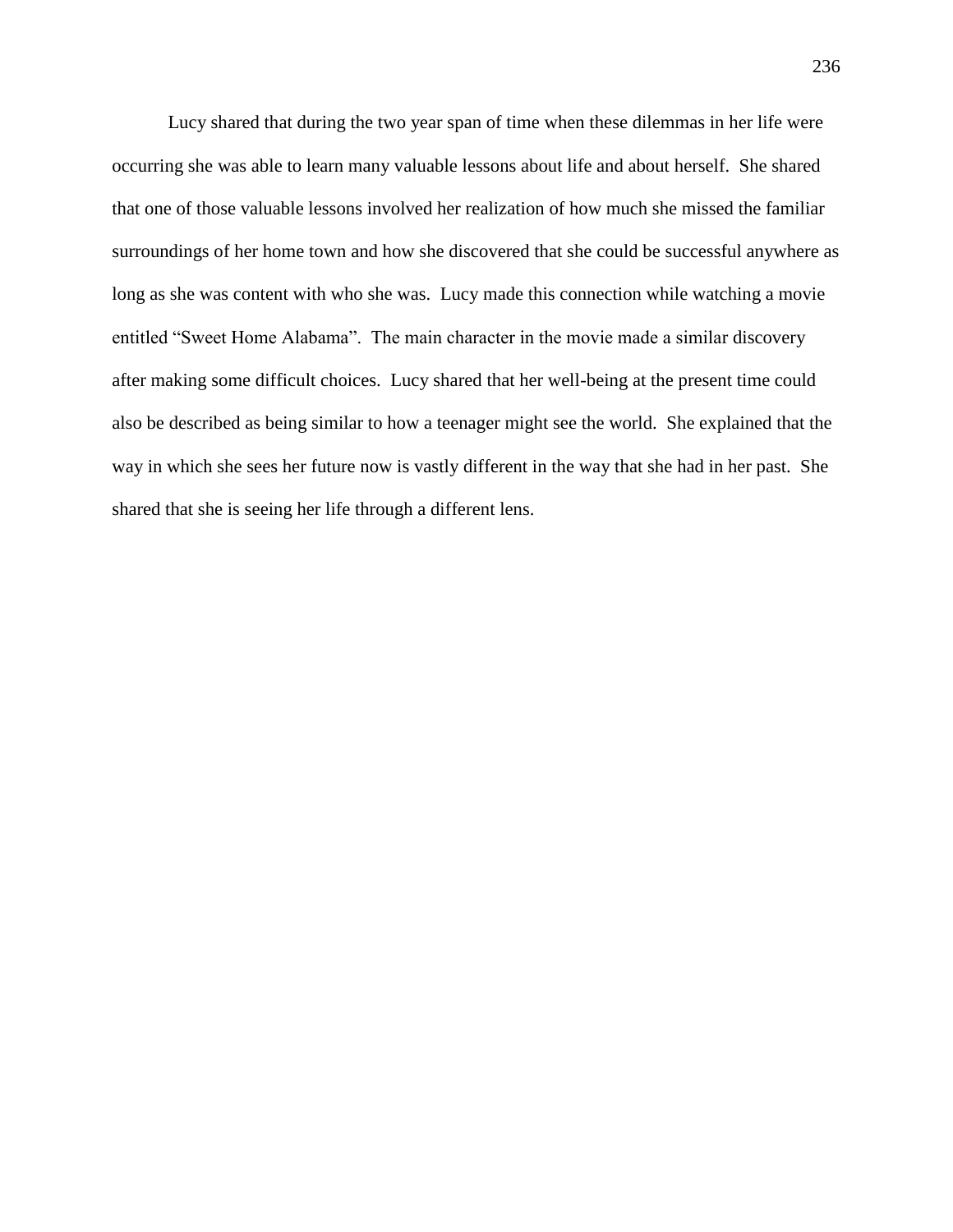Lucy shared that during the two year span of time when these dilemmas in her life were occurring she was able to learn many valuable lessons about life and about herself. She shared that one of those valuable lessons involved her realization of how much she missed the familiar surroundings of her home town and how she discovered that she could be successful anywhere as long as she was content with who she was. Lucy made this connection while watching a movie entitled "Sweet Home Alabama". The main character in the movie made a similar discovery after making some difficult choices. Lucy shared that her well-being at the present time could also be described as being similar to how a teenager might see the world. She explained that the way in which she sees her future now is vastly different in the way that she had in her past. She shared that she is seeing her life through a different lens.